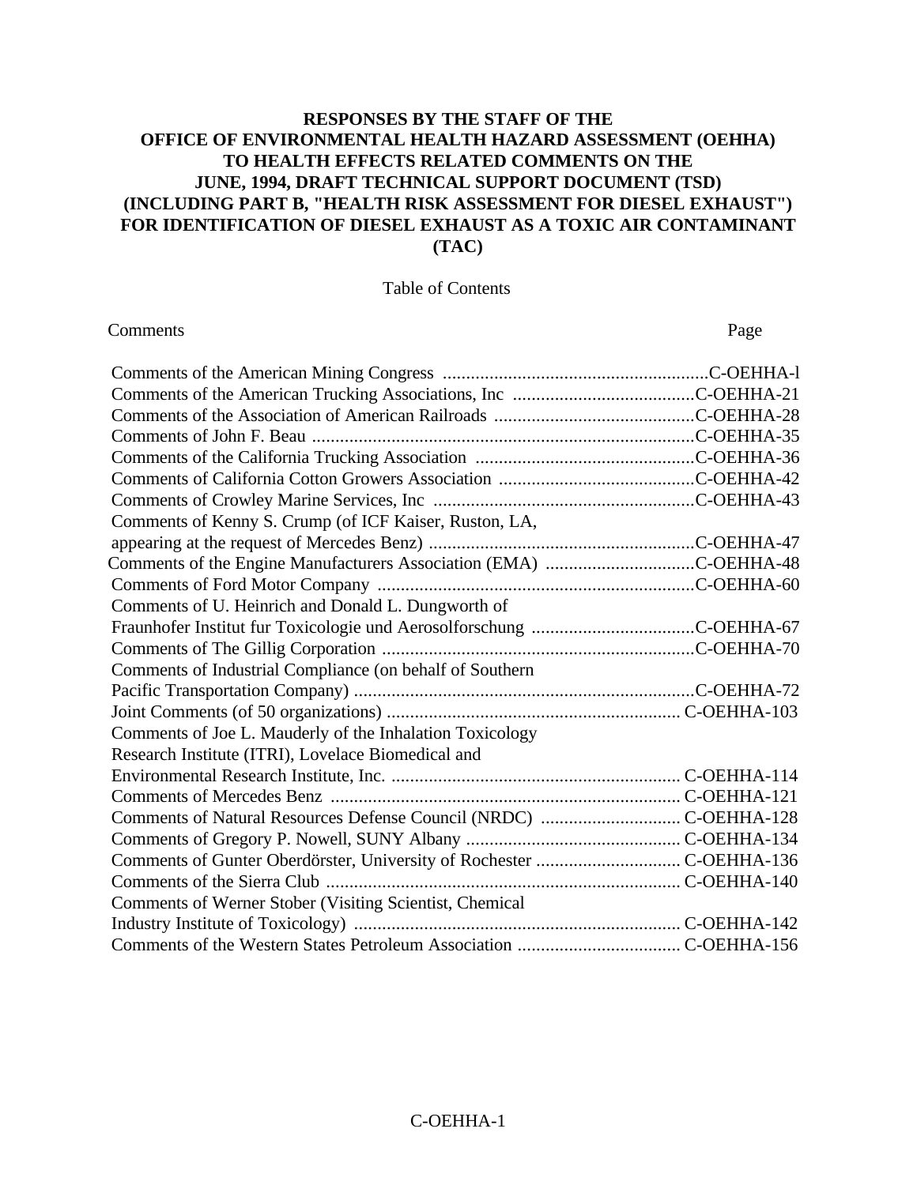# RESPONSES BY THE STAFF OF THE OFFICE OF ENVIRONMENTAL HEALTH HAZARD ASSESSMENT (OEHHA) TO HEALTH EFFECTS RELATED COMMENTS ON THE JUNE, 1994, DRAFT TECHNICAL SUPPORT DOCUMENT (TSD) (INCLUDING PART B, "HEALTH RISK ASSESSMENT FOR DIESEL EXHAUST") FOR IDENTIFICATION OF DIESEL EXHAUST AS A TOXIC AIR CONTAMINANT (TAC)

Table of Contents

| Comments | Page |
| --- | --- |
| Comments of the American Mining Congress | C-OEHHA-l |
| Comments of the American Trucking Associations, Inc | C-OEHHA-21 |
| Comments of the Association of American Railroads | C-OEHHA-28 |
| Comments of John F. Beau | C-OEHHA-35 |
| Comments of the California Trucking Association | C-OEHHA-36 |
| Comments of California Cotton Growers Association | C-OEHHA-42 |
| Comments of Crowley Marine Services, Inc | C-OEHHA-43 |
| Comments of Kenny S. Crump (of ICF Kaiser, Ruston, LA, appearing at the request of Mercedes Benz) | C-OEHHA-47 |
| Comments of the Engine Manufacturers Association (EMA) | C-OEHHA-48 |
| Comments of Ford Motor Company | C-OEHHA-60 |
| Comments of U. Heinrich and Donald L. Dungworth of Fraunhofer Institut fur Toxicologie und Aerosolforschung | C-OEHHA-67 |
| Comments of The Gillig Corporation | C-OEHHA-70 |
| Comments of Industrial Compliance (on behalf of Southern Pacific Transportation Company) | C-OEHHA-72 |
| Joint Comments (of 50 organizations) | C-OEHHA-103 |
| Comments of Joe L. Mauderly of the Inhalation Toxicology Research Institute (ITRI), Lovelace Biomedical and Environmental Research Institute, Inc. | C-OEHHA-114 |
| Comments of Mercedes Benz | C-OEHHA-121 |
| Comments of Natural Resources Defense Council (NRDC) | C-OEHHA-128 |
| Comments of Gregory P. Nowell, SUNY Albany | C-OEHHA-134 |
| Comments of Gunter Oberdörster, University of Rochester | C-OEHHA-136 |
| Comments of the Sierra Club | C-OEHHA-140 |
| Comments of Werner Stober (Visiting Scientist, Chemical Industry Institute of Toxicology) | C-OEHHA-142 |
| Comments of the Western States Petroleum Association | C-OEHHA-156 |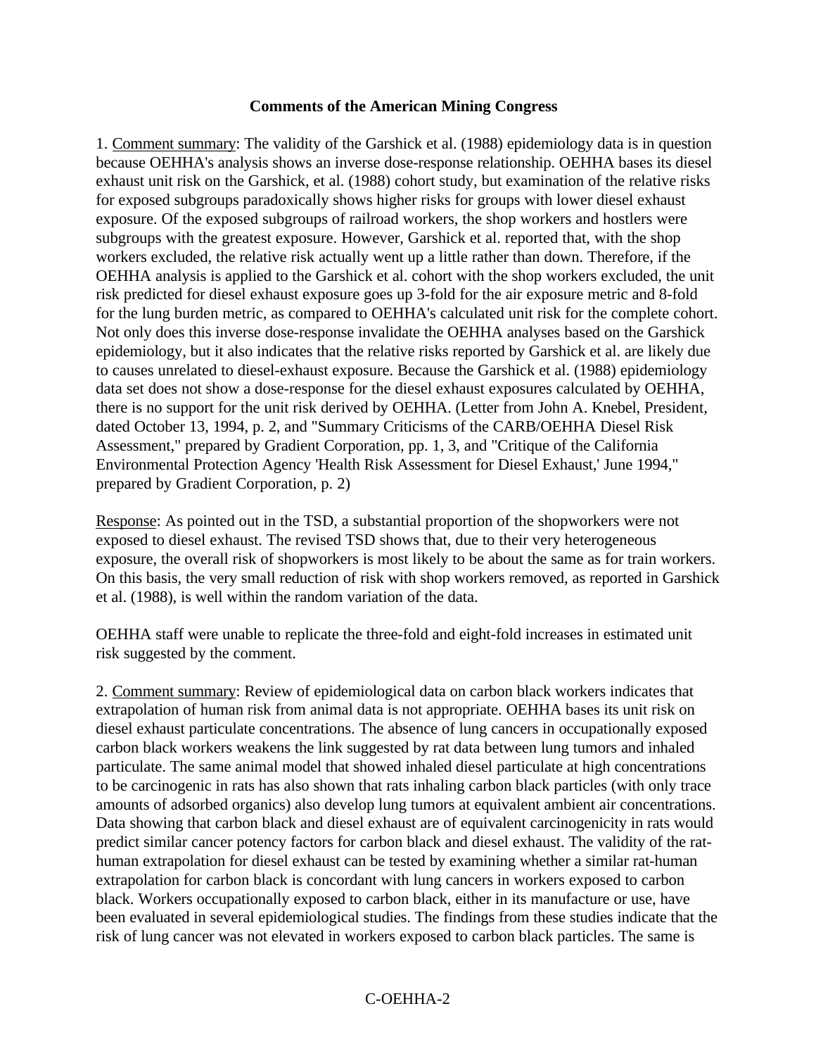**Comments of the American Mining Congress**

1. Comment summary: The validity of the Garshick et al. (1988) epidemiology data is in question because OEHHA's analysis shows an inverse dose-response relationship. OEHHA bases its diesel exhaust unit risk on the Garshick, et al. (1988) cohort study, but examination of the relative risks for exposed subgroups paradoxically shows higher risks for groups with lower diesel exhaust exposure. Of the exposed subgroups of railroad workers, the shop workers and hostlers were subgroups with the greatest exposure. However, Garshick et al. reported that, with the shop workers excluded, the relative risk actually went up a little rather than down. Therefore, if the OEHHA analysis is applied to the Garshick et al. cohort with the shop workers excluded, the unit risk predicted for diesel exhaust exposure goes up 3-fold for the air exposure metric and 8-fold for the lung burden metric, as compared to OEHHA's calculated unit risk for the complete cohort. Not only does this inverse dose-response invalidate the OEHHA analyses based on the Garshick epidemiology, but it also indicates that the relative risks reported by Garshick et al. are likely due to causes unrelated to diesel-exhaust exposure. Because the Garshick et al. (1988) epidemiology data set does not show a dose-response for the diesel exhaust exposures calculated by OEHHA, there is no support for the unit risk derived by OEHHA. (Letter from John A. Knebel, President, dated October 13, 1994, p. 2, and "Summary Criticisms of the CARB/OEHHA Diesel Risk Assessment," prepared by Gradient Corporation, pp. 1, 3, and "Critique of the California Environmental Protection Agency 'Health Risk Assessment for Diesel Exhaust,' June 1994," prepared by Gradient Corporation, p. 2)

Response: As pointed out in the TSD, a substantial proportion of the shopworkers were not exposed to diesel exhaust. The revised TSD shows that, due to their very heterogeneous exposure, the overall risk of shopworkers is most likely to be about the same as for train workers. On this basis, the very small reduction of risk with shop workers removed, as reported in Garshick et al. (1988), is well within the random variation of the data.

OEHHA staff were unable to replicate the three-fold and eight-fold increases in estimated unit risk suggested by the comment.

2. Comment summary: Review of epidemiological data on carbon black workers indicates that extrapolation of human risk from animal data is not appropriate. OEHHA bases its unit risk on diesel exhaust particulate concentrations. The absence of lung cancers in occupationally exposed carbon black workers weakens the link suggested by rat data between lung tumors and inhaled particulate. The same animal model that showed inhaled diesel particulate at high concentrations to be carcinogenic in rats has also shown that rats inhaling carbon black particles (with only trace amounts of adsorbed organics) also develop lung tumors at equivalent ambient air concentrations. Data showing that carbon black and diesel exhaust are of equivalent carcinogenicity in rats would predict similar cancer potency factors for carbon black and diesel exhaust. The validity of the rat-human extrapolation for diesel exhaust can be tested by examining whether a similar rat-human extrapolation for carbon black is concordant with lung cancers in workers exposed to carbon black. Workers occupationally exposed to carbon black, either in its manufacture or use, have been evaluated in several epidemiological studies. The findings from these studies indicate that the risk of lung cancer was not elevated in workers exposed to carbon black particles. The same is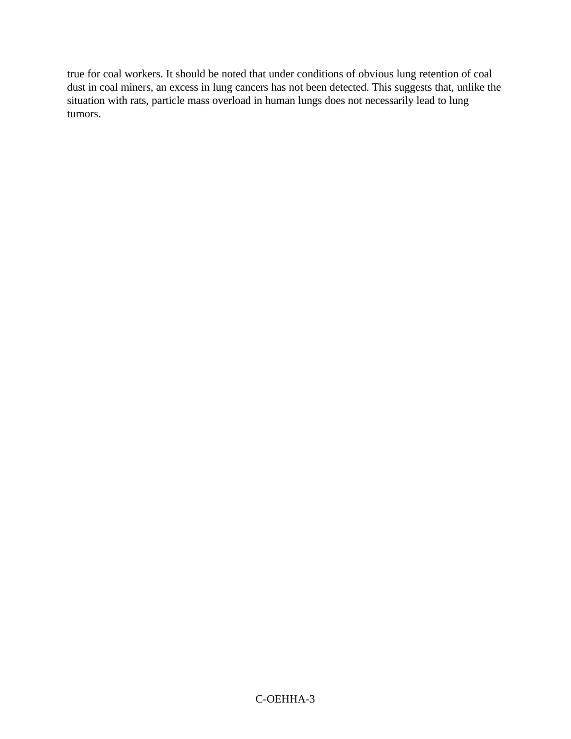true for coal workers. It should be noted that under conditions of obvious lung retention of coal dust in coal miners, an excess in lung cancers has not been detected. This suggests that, unlike the situation with rats, particle mass overload in human lungs does not necessarily lead to lung tumors.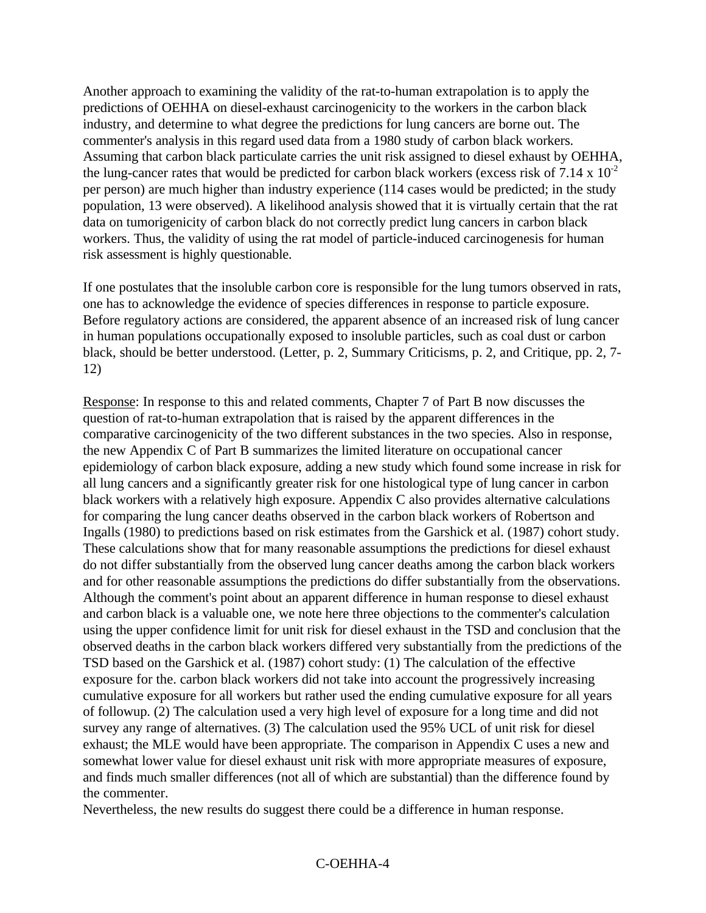Another approach to examining the validity of the rat-to-human extrapolation is to apply the predictions of OEHHA on diesel-exhaust carcinogenicity to the workers in the carbon black industry, and determine to what degree the predictions for lung cancers are borne out. The commenter's analysis in this regard used data from a 1980 study of carbon black workers. Assuming that carbon black particulate carries the unit risk assigned to diesel exhaust by OEHHA, the lung-cancer rates that would be predicted for carbon black workers (excess risk of $7.14 \times 10^{-2}$ per person) are much higher than industry experience (114 cases would be predicted; in the study population, 13 were observed). A likelihood analysis showed that it is virtually certain that the rat data on tumorigenicity of carbon black do not correctly predict lung cancers in carbon black workers. Thus, the validity of using the rat model of particle-induced carcinogenesis for human risk assessment is highly questionable.

If one postulates that the insoluble carbon core is responsible for the lung tumors observed in rats, one has to acknowledge the evidence of species differences in response to particle exposure. Before regulatory actions are considered, the apparent absence of an increased risk of lung cancer in human populations occupationally exposed to insoluble particles, such as coal dust or carbon black, should be better understood. (Letter, p. 2, Summary Criticisms, p. 2, and Critique, pp. 2, 7-12)

Response: In response to this and related comments, Chapter 7 of Part B now discusses the question of rat-to-human extrapolation that is raised by the apparent differences in the comparative carcinogenicity of the two different substances in the two species. Also in response, the new Appendix C of Part B summarizes the limited literature on occupational cancer epidemiology of carbon black exposure, adding a new study which found some increase in risk for all lung cancers and a significantly greater risk for one histological type of lung cancer in carbon black workers with a relatively high exposure. Appendix C also provides alternative calculations for comparing the lung cancer deaths observed in the carbon black workers of Robertson and Ingalls (1980) to predictions based on risk estimates from the Garshick et al. (1987) cohort study. These calculations show that for many reasonable assumptions the predictions for diesel exhaust do not differ substantially from the observed lung cancer deaths among the carbon black workers and for other reasonable assumptions the predictions do differ substantially from the observations. Although the comment's point about an apparent difference in human response to diesel exhaust and carbon black is a valuable one, we note here three objections to the commenter's calculation using the upper confidence limit for unit risk for diesel exhaust in the TSD and conclusion that the observed deaths in the carbon black workers differed very substantially from the predictions of the TSD based on the Garshick et al. (1987) cohort study: (1) The calculation of the effective exposure for the. carbon black workers did not take into account the progressively increasing cumulative exposure for all workers but rather used the ending cumulative exposure for all years of followup. (2) The calculation used a very high level of exposure for a long time and did not survey any range of alternatives. (3) The calculation used the 95% UCL of unit risk for diesel exhaust; the MLE would have been appropriate. The comparison in Appendix C uses a new and somewhat lower value for diesel exhaust unit risk with more appropriate measures of exposure, and finds much smaller differences (not all of which are substantial) than the difference found by the commenter.

Nevertheless, the new results do suggest there could be a difference in human response.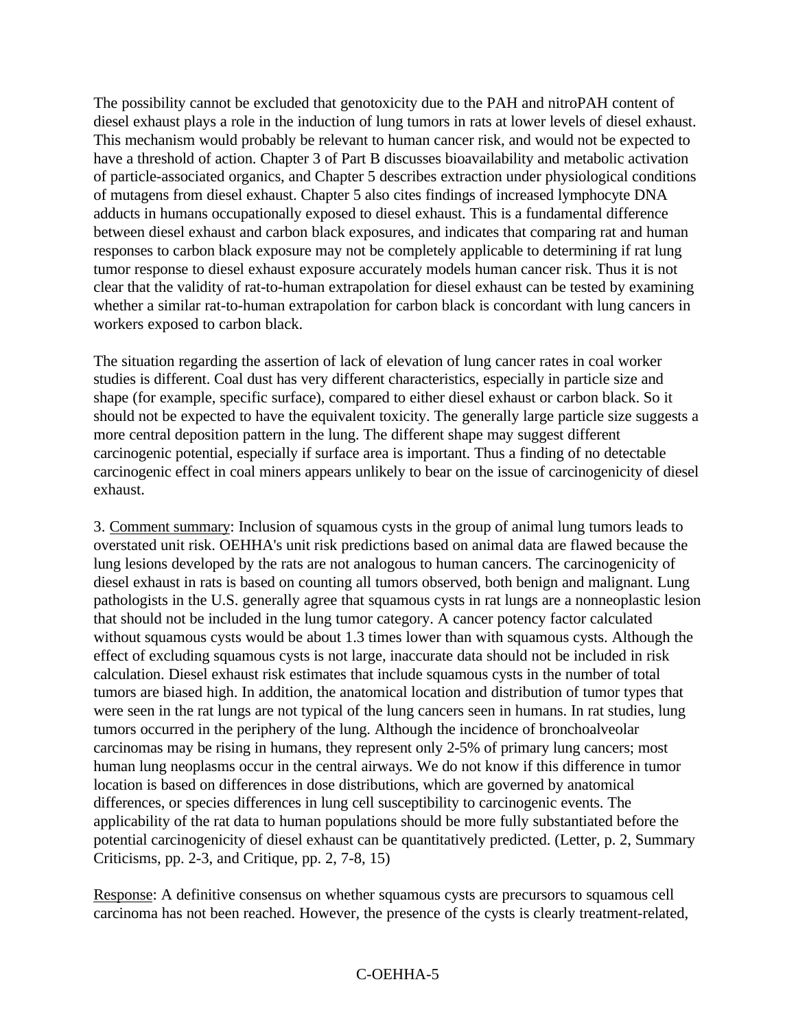The possibility cannot be excluded that genotoxicity due to the PAH and nitroPAH content of diesel exhaust plays a role in the induction of lung tumors in rats at lower levels of diesel exhaust. This mechanism would probably be relevant to human cancer risk, and would not be expected to have a threshold of action. Chapter 3 of Part B discusses bioavailability and metabolic activation of particle-associated organics, and Chapter 5 describes extraction under physiological conditions of mutagens from diesel exhaust. Chapter 5 also cites findings of increased lymphocyte DNA adducts in humans occupationally exposed to diesel exhaust. This is a fundamental difference between diesel exhaust and carbon black exposures, and indicates that comparing rat and human responses to carbon black exposure may not be completely applicable to determining if rat lung tumor response to diesel exhaust exposure accurately models human cancer risk. Thus it is not clear that the validity of rat-to-human extrapolation for diesel exhaust can be tested by examining whether a similar rat-to-human extrapolation for carbon black is concordant with lung cancers in workers exposed to carbon black.

The situation regarding the assertion of lack of elevation of lung cancer rates in coal worker studies is different. Coal dust has very different characteristics, especially in particle size and shape (for example, specific surface), compared to either diesel exhaust or carbon black. So it should not be expected to have the equivalent toxicity. The generally large particle size suggests a more central deposition pattern in the lung. The different shape may suggest different carcinogenic potential, especially if surface area is important. Thus a finding of no detectable carcinogenic effect in coal miners appears unlikely to bear on the issue of carcinogenicity of diesel exhaust.

3. Comment summary: Inclusion of squamous cysts in the group of animal lung tumors leads to overstated unit risk. OEHHA's unit risk predictions based on animal data are flawed because the lung lesions developed by the rats are not analogous to human cancers. The carcinogenicity of diesel exhaust in rats is based on counting all tumors observed, both benign and malignant. Lung pathologists in the U.S. generally agree that squamous cysts in rat lungs are a nonneoplastic lesion that should not be included in the lung tumor category. A cancer potency factor calculated without squamous cysts would be about 1.3 times lower than with squamous cysts. Although the effect of excluding squamous cysts is not large, inaccurate data should not be included in risk calculation. Diesel exhaust risk estimates that include squamous cysts in the number of total tumors are biased high. In addition, the anatomical location and distribution of tumor types that were seen in the rat lungs are not typical of the lung cancers seen in humans. In rat studies, lung tumors occurred in the periphery of the lung. Although the incidence of bronchoalveolar carcinomas may be rising in humans, they represent only 2-5% of primary lung cancers; most human lung neoplasms occur in the central airways. We do not know if this difference in tumor location is based on differences in dose distributions, which are governed by anatomical differences, or species differences in lung cell susceptibility to carcinogenic events. The applicability of the rat data to human populations should be more fully substantiated before the potential carcinogenicity of diesel exhaust can be quantitatively predicted. (Letter, p. 2, Summary Criticisms, pp. 2-3, and Critique, pp. 2, 7-8, 15)

Response: A definitive consensus on whether squamous cysts are precursors to squamous cell carcinoma has not been reached. However, the presence of the cysts is clearly treatment-related,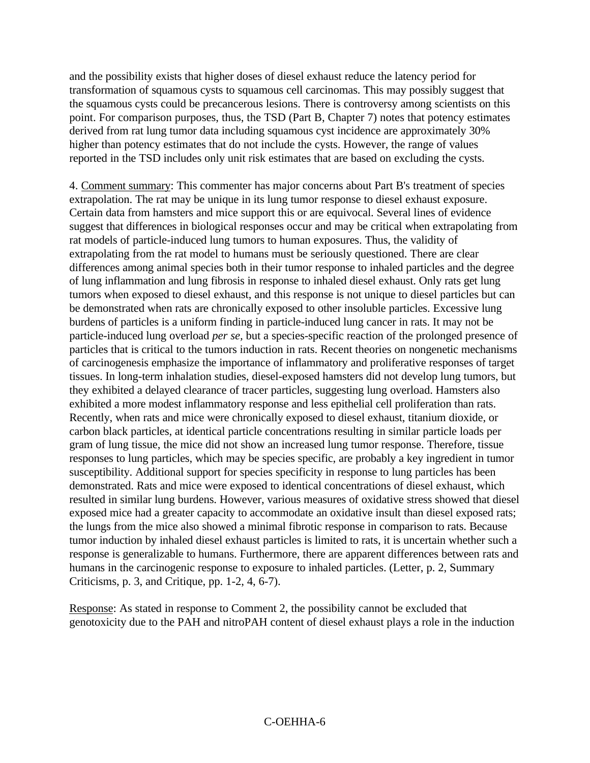and the possibility exists that higher doses of diesel exhaust reduce the latency period for transformation of squamous cysts to squamous cell carcinomas. This may possibly suggest that the squamous cysts could be precancerous lesions. There is controversy among scientists on this point. For comparison purposes, thus, the TSD (Part B, Chapter 7) notes that potency estimates derived from rat lung tumor data including squamous cyst incidence are approximately 30% higher than potency estimates that do not include the cysts. However, the range of values reported in the TSD includes only unit risk estimates that are based on excluding the cysts.

4. Comment summary: This commenter has major concerns about Part B's treatment of species extrapolation. The rat may be unique in its lung tumor response to diesel exhaust exposure. Certain data from hamsters and mice support this or are equivocal. Several lines of evidence suggest that differences in biological responses occur and may be critical when extrapolating from rat models of particle-induced lung tumors to human exposures. Thus, the validity of extrapolating from the rat model to humans must be seriously questioned. There are clear differences among animal species both in their tumor response to inhaled particles and the degree of lung inflammation and lung fibrosis in response to inhaled diesel exhaust. Only rats get lung tumors when exposed to diesel exhaust, and this response is not unique to diesel particles but can be demonstrated when rats are chronically exposed to other insoluble particles. Excessive lung burdens of particles is a uniform finding in particle-induced lung cancer in rats. It may not be particle-induced lung overload *per se*, but a species-specific reaction of the prolonged presence of particles that is critical to the tumors induction in rats. Recent theories on nongenetic mechanisms of carcinogenesis emphasize the importance of inflammatory and proliferative responses of target tissues. In long-term inhalation studies, diesel-exposed hamsters did not develop lung tumors, but they exhibited a delayed clearance of tracer particles, suggesting lung overload. Hamsters also exhibited a more modest inflammatory response and less epithelial cell proliferation than rats. Recently, when rats and mice were chronically exposed to diesel exhaust, titanium dioxide, or carbon black particles, at identical particle concentrations resulting in similar particle loads per gram of lung tissue, the mice did not show an increased lung tumor response. Therefore, tissue responses to lung particles, which may be species specific, are probably a key ingredient in tumor susceptibility. Additional support for species specificity in response to lung particles has been demonstrated. Rats and mice were exposed to identical concentrations of diesel exhaust, which resulted in similar lung burdens. However, various measures of oxidative stress showed that diesel exposed mice had a greater capacity to accommodate an oxidative insult than diesel exposed rats; the lungs from the mice also showed a minimal fibrotic response in comparison to rats. Because tumor induction by inhaled diesel exhaust particles is limited to rats, it is uncertain whether such a response is generalizable to humans. Furthermore, there are apparent differences between rats and humans in the carcinogenic response to exposure to inhaled particles. (Letter, p. 2, Summary Criticisms, p. 3, and Critique, pp. 1-2, 4, 6-7).

Response: As stated in response to Comment 2, the possibility cannot be excluded that genotoxicity due to the PAH and nitroPAH content of diesel exhaust plays a role in the induction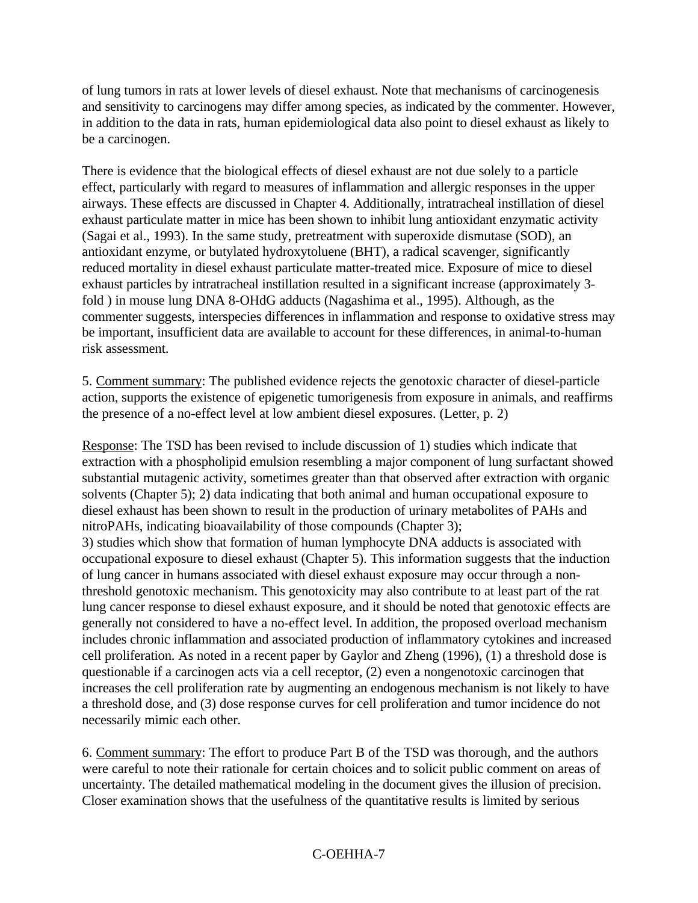of lung tumors in rats at lower levels of diesel exhaust. Note that mechanisms of carcinogenesis and sensitivity to carcinogens may differ among species, as indicated by the commenter. However, in addition to the data in rats, human epidemiological data also point to diesel exhaust as likely to be a carcinogen.

There is evidence that the biological effects of diesel exhaust are not due solely to a particle effect, particularly with regard to measures of inflammation and allergic responses in the upper airways. These effects are discussed in Chapter 4. Additionally, intratracheal instillation of diesel exhaust particulate matter in mice has been shown to inhibit lung antioxidant enzymatic activity (Sagai et al., 1993). In the same study, pretreatment with superoxide dismutase (SOD), an antioxidant enzyme, or butylated hydroxytoluene (BHT), a radical scavenger, significantly reduced mortality in diesel exhaust particulate matter-treated mice. Exposure of mice to diesel exhaust particles by intratracheal instillation resulted in a significant increase (approximately 3-fold ) in mouse lung DNA 8-OHdG adducts (Nagashima et al., 1995). Although, as the commenter suggests, interspecies differences in inflammation and response to oxidative stress may be important, insufficient data are available to account for these differences, in animal-to-human risk assessment.

5. Comment summary: The published evidence rejects the genotoxic character of diesel-particle action, supports the existence of epigenetic tumorigenesis from exposure in animals, and reaffirms the presence of a no-effect level at low ambient diesel exposures. (Letter, p. 2)

Response: The TSD has been revised to include discussion of 1) studies which indicate that extraction with a phospholipid emulsion resembling a major component of lung surfactant showed substantial mutagenic activity, sometimes greater than that observed after extraction with organic solvents (Chapter 5); 2) data indicating that both animal and human occupational exposure to diesel exhaust has been shown to result in the production of urinary metabolites of PAHs and nitroPAHs, indicating bioavailability of those compounds (Chapter 3);
3) studies which show that formation of human lymphocyte DNA adducts is associated with occupational exposure to diesel exhaust (Chapter 5). This information suggests that the induction of lung cancer in humans associated with diesel exhaust exposure may occur through a non-threshold genotoxic mechanism. This genotoxicity may also contribute to at least part of the rat lung cancer response to diesel exhaust exposure, and it should be noted that genotoxic effects are generally not considered to have a no-effect level. In addition, the proposed overload mechanism includes chronic inflammation and associated production of inflammatory cytokines and increased cell proliferation. As noted in a recent paper by Gaylor and Zheng (1996), (1) a threshold dose is questionable if a carcinogen acts via a cell receptor, (2) even a nongenotoxic carcinogen that increases the cell proliferation rate by augmenting an endogenous mechanism is not likely to have a threshold dose, and (3) dose response curves for cell proliferation and tumor incidence do not necessarily mimic each other.

6. Comment summary: The effort to produce Part B of the TSD was thorough, and the authors were careful to note their rationale for certain choices and to solicit public comment on areas of uncertainty. The detailed mathematical modeling in the document gives the illusion of precision. Closer examination shows that the usefulness of the quantitative results is limited by serious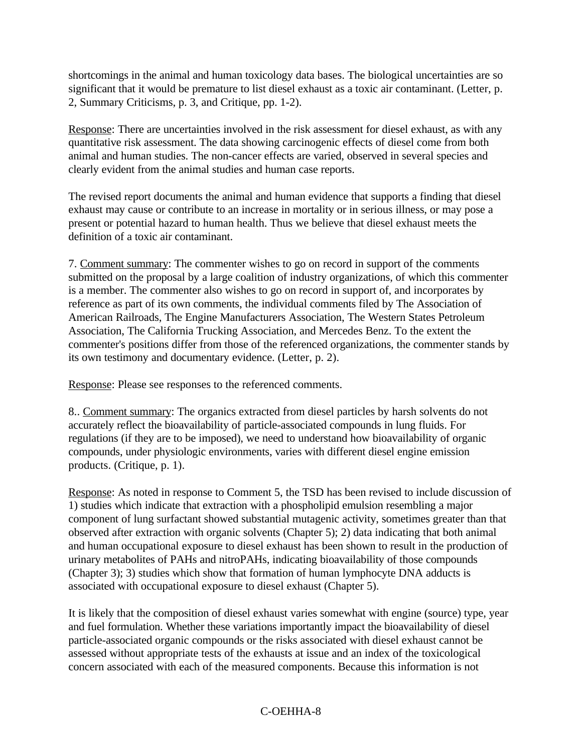shortcomings in the animal and human toxicology data bases. The biological uncertainties are so significant that it would be premature to list diesel exhaust as a toxic air contaminant. (Letter, p. 2, Summary Criticisms, p. 3, and Critique, pp. 1-2).

Response: There are uncertainties involved in the risk assessment for diesel exhaust, as with any quantitative risk assessment. The data showing carcinogenic effects of diesel come from both animal and human studies. The non-cancer effects are varied, observed in several species and clearly evident from the animal studies and human case reports.

The revised report documents the animal and human evidence that supports a finding that diesel exhaust may cause or contribute to an increase in mortality or in serious illness, or may pose a present or potential hazard to human health. Thus we believe that diesel exhaust meets the definition of a toxic air contaminant.

7. Comment summary: The commenter wishes to go on record in support of the comments submitted on the proposal by a large coalition of industry organizations, of which this commenter is a member. The commenter also wishes to go on record in support of, and incorporates by reference as part of its own comments, the individual comments filed by The Association of American Railroads, The Engine Manufacturers Association, The Western States Petroleum Association, The California Trucking Association, and Mercedes Benz. To the extent the commenter's positions differ from those of the referenced organizations, the commenter stands by its own testimony and documentary evidence. (Letter, p. 2).

Response: Please see responses to the referenced comments.

8.. Comment summary: The organics extracted from diesel particles by harsh solvents do not accurately reflect the bioavailability of particle-associated compounds in lung fluids. For regulations (if they are to be imposed), we need to understand how bioavailability of organic compounds, under physiologic environments, varies with different diesel engine emission products. (Critique, p. 1).

Response: As noted in response to Comment 5, the TSD has been revised to include discussion of 1) studies which indicate that extraction with a phospholipid emulsion resembling a major component of lung surfactant showed substantial mutagenic activity, sometimes greater than that observed after extraction with organic solvents (Chapter 5); 2) data indicating that both animal and human occupational exposure to diesel exhaust has been shown to result in the production of urinary metabolites of PAHs and nitroPAHs, indicating bioavailability of those compounds (Chapter 3); 3) studies which show that formation of human lymphocyte DNA adducts is associated with occupational exposure to diesel exhaust (Chapter 5).

It is likely that the composition of diesel exhaust varies somewhat with engine (source) type, year and fuel formulation. Whether these variations importantly impact the bioavailability of diesel particle-associated organic compounds or the risks associated with diesel exhaust cannot be assessed without appropriate tests of the exhausts at issue and an index of the toxicological concern associated with each of the measured components. Because this information is not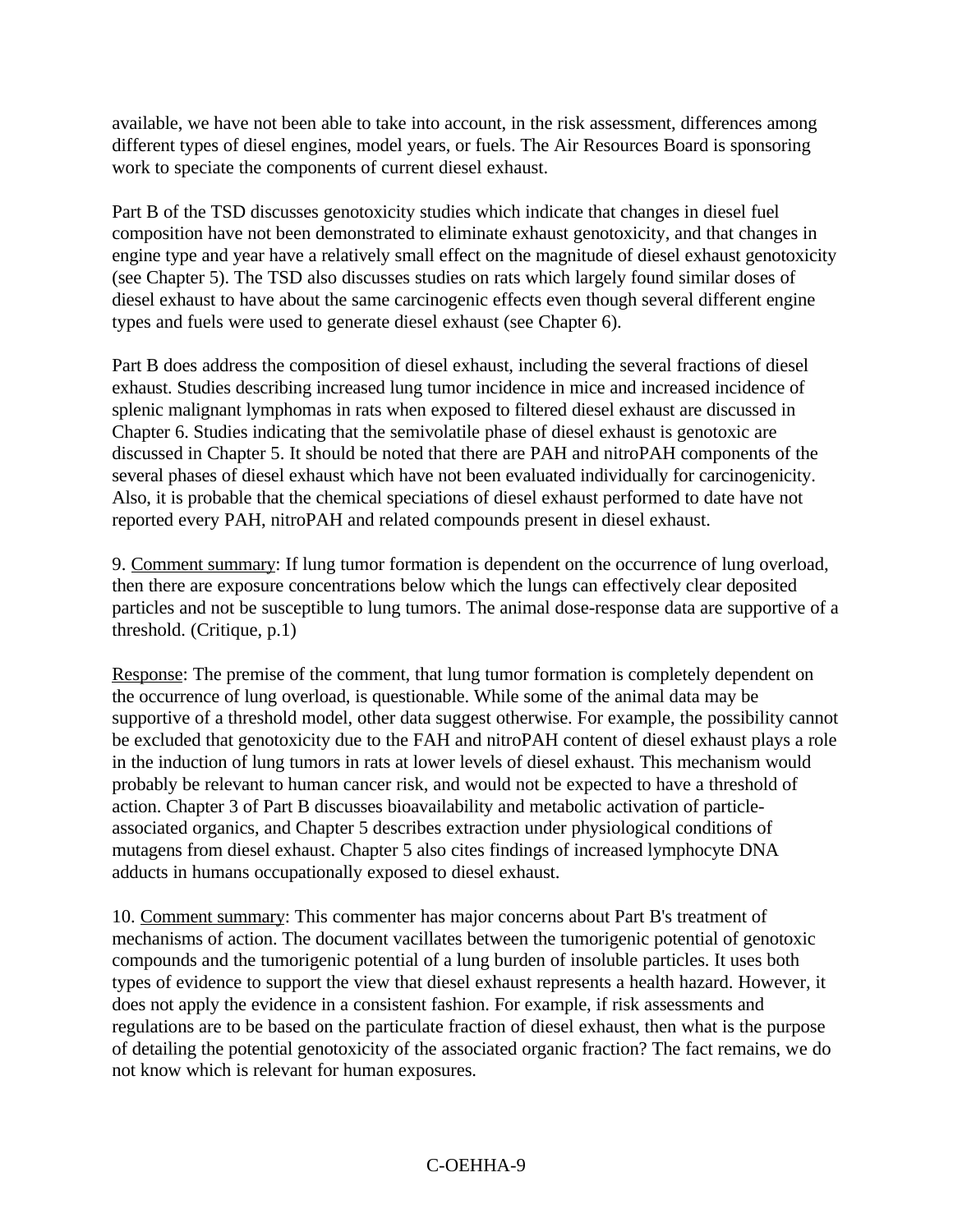available, we have not been able to take into account, in the risk assessment, differences among different types of diesel engines, model years, or fuels. The Air Resources Board is sponsoring work to speciate the components of current diesel exhaust.

Part B of the TSD discusses genotoxicity studies which indicate that changes in diesel fuel composition have not been demonstrated to eliminate exhaust genotoxicity, and that changes in engine type and year have a relatively small effect on the magnitude of diesel exhaust genotoxicity (see Chapter 5). The TSD also discusses studies on rats which largely found similar doses of diesel exhaust to have about the same carcinogenic effects even though several different engine types and fuels were used to generate diesel exhaust (see Chapter 6).

Part B does address the composition of diesel exhaust, including the several fractions of diesel exhaust. Studies describing increased lung tumor incidence in mice and increased incidence of splenic malignant lymphomas in rats when exposed to filtered diesel exhaust are discussed in Chapter 6. Studies indicating that the semivolatile phase of diesel exhaust is genotoxic are discussed in Chapter 5. It should be noted that there are PAH and nitroPAH components of the several phases of diesel exhaust which have not been evaluated individually for carcinogenicity. Also, it is probable that the chemical speciations of diesel exhaust performed to date have not reported every PAH, nitroPAH and related compounds present in diesel exhaust.

9. Comment summary: If lung tumor formation is dependent on the occurrence of lung overload, then there are exposure concentrations below which the lungs can effectively clear deposited particles and not be susceptible to lung tumors. The animal dose-response data are supportive of a threshold. (Critique, p.1)

Response: The premise of the comment, that lung tumor formation is completely dependent on the occurrence of lung overload, is questionable. While some of the animal data may be supportive of a threshold model, other data suggest otherwise. For example, the possibility cannot be excluded that genotoxicity due to the FAH and nitroPAH content of diesel exhaust plays a role in the induction of lung tumors in rats at lower levels of diesel exhaust. This mechanism would probably be relevant to human cancer risk, and would not be expected to have a threshold of action. Chapter 3 of Part B discusses bioavailability and metabolic activation of particle-associated organics, and Chapter 5 describes extraction under physiological conditions of mutagens from diesel exhaust. Chapter 5 also cites findings of increased lymphocyte DNA adducts in humans occupationally exposed to diesel exhaust.

10. Comment summary: This commenter has major concerns about Part B's treatment of mechanisms of action. The document vacillates between the tumorigenic potential of genotoxic compounds and the tumorigenic potential of a lung burden of insoluble particles. It uses both types of evidence to support the view that diesel exhaust represents a health hazard. However, it does not apply the evidence in a consistent fashion. For example, if risk assessments and regulations are to be based on the particulate fraction of diesel exhaust, then what is the purpose of detailing the potential genotoxicity of the associated organic fraction? The fact remains, we do not know which is relevant for human exposures.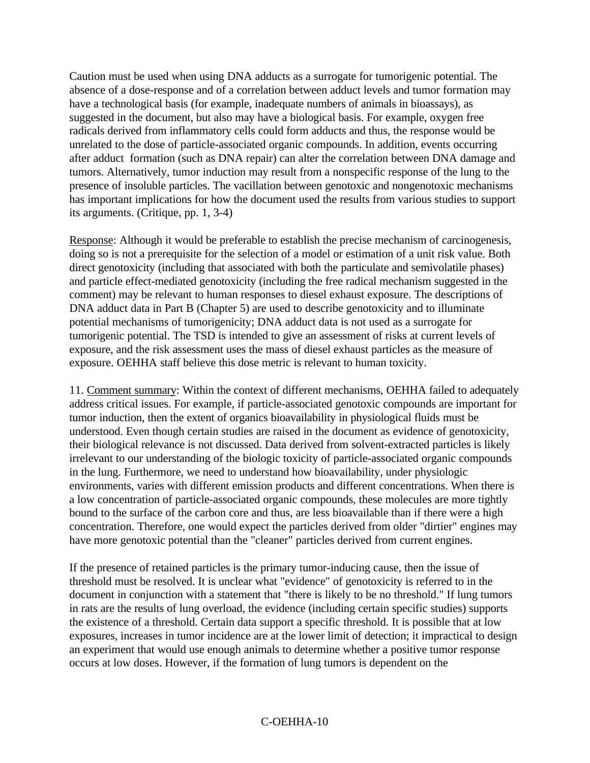Caution must be used when using DNA adducts as a surrogate for tumorigenic potential. The absence of a dose-response and of a correlation between adduct levels and tumor formation may have a technological basis (for example, inadequate numbers of animals in bioassays), as suggested in the document, but also may have a biological basis. For example, oxygen free radicals derived from inflammatory cells could form adducts and thus, the response would be unrelated to the dose of particle-associated organic compounds. In addition, events occurring after adduct formation (such as DNA repair) can alter the correlation between DNA damage and tumors. Alternatively, tumor induction may result from a nonspecific response of the lung to the presence of insoluble particles. The vacillation between genotoxic and nongenotoxic mechanisms has important implications for how the document used the results from various studies to support its arguments. (Critique, pp. 1, 3-4)

Response: Although it would be preferable to establish the precise mechanism of carcinogenesis, doing so is not a prerequisite for the selection of a model or estimation of a unit risk value. Both direct genotoxicity (including that associated with both the particulate and semivolatile phases) and particle effect-mediated genotoxicity (including the free radical mechanism suggested in the comment) may be relevant to human responses to diesel exhaust exposure. The descriptions of DNA adduct data in Part B (Chapter 5) are used to describe genotoxicity and to illuminate potential mechanisms of tumorigenicity; DNA adduct data is not used as a surrogate for tumorigenic potential. The TSD is intended to give an assessment of risks at current levels of exposure, and the risk assessment uses the mass of diesel exhaust particles as the measure of exposure. OEHHA staff believe this dose metric is relevant to human toxicity.

11. Comment summary: Within the context of different mechanisms, OEHHA failed to adequately address critical issues. For example, if particle-associated genotoxic compounds are important for tumor induction, then the extent of organics bioavailability in physiological fluids must be understood. Even though certain studies are raised in the document as evidence of genotoxicity, their biological relevance is not discussed. Data derived from solvent-extracted particles is likely irrelevant to our understanding of the biologic toxicity of particle-associated organic compounds in the lung. Furthermore, we need to understand how bioavailability, under physiologic environments, varies with different emission products and different concentrations. When there is a low concentration of particle-associated organic compounds, these molecules are more tightly bound to the surface of the carbon core and thus, are less bioavailable than if there were a high concentration. Therefore, one would expect the particles derived from older "dirtier" engines may have more genotoxic potential than the "cleaner" particles derived from current engines.

If the presence of retained particles is the primary tumor-inducing cause, then the issue of threshold must be resolved. It is unclear what "evidence" of genotoxicity is referred to in the document in conjunction with a statement that "there is likely to be no threshold." If lung tumors in rats are the results of lung overload, the evidence (including certain specific studies) supports the existence of a threshold. Certain data support a specific threshold. It is possible that at low exposures, increases in tumor incidence are at the lower limit of detection; it impractical to design an experiment that would use enough animals to determine whether a positive tumor response occurs at low doses. However, if the formation of lung tumors is dependent on the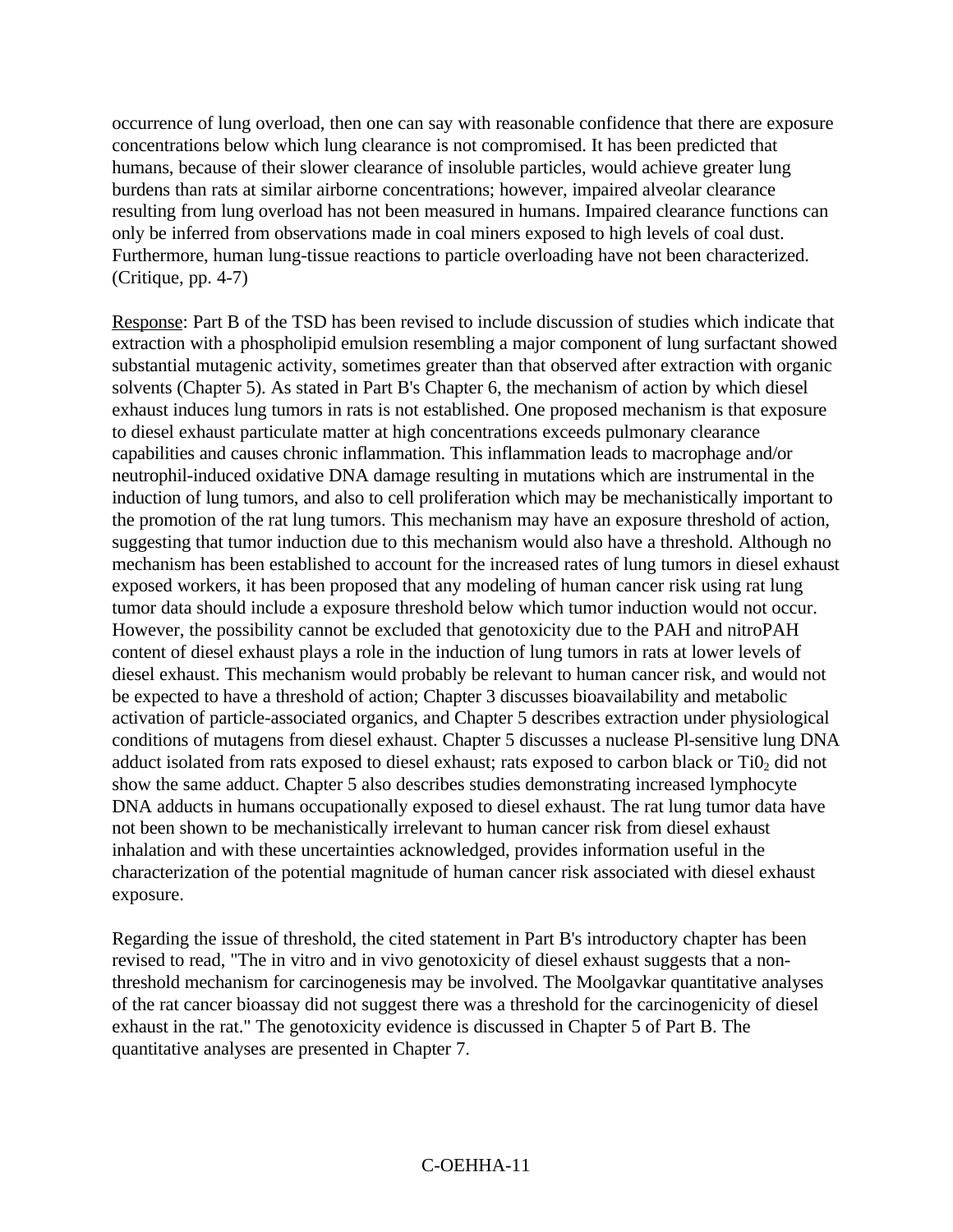occurrence of lung overload, then one can say with reasonable confidence that there are exposure concentrations below which lung clearance is not compromised. It has been predicted that humans, because of their slower clearance of insoluble particles, would achieve greater lung burdens than rats at similar airborne concentrations; however, impaired alveolar clearance resulting from lung overload has not been measured in humans. Impaired clearance functions can only be inferred from observations made in coal miners exposed to high levels of coal dust. Furthermore, human lung-tissue reactions to particle overloading have not been characterized. (Critique, pp. 4-7)

Response: Part B of the TSD has been revised to include discussion of studies which indicate that extraction with a phospholipid emulsion resembling a major component of lung surfactant showed substantial mutagenic activity, sometimes greater than that observed after extraction with organic solvents (Chapter 5). As stated in Part B's Chapter 6, the mechanism of action by which diesel exhaust induces lung tumors in rats is not established. One proposed mechanism is that exposure to diesel exhaust particulate matter at high concentrations exceeds pulmonary clearance capabilities and causes chronic inflammation. This inflammation leads to macrophage and/or neutrophil-induced oxidative DNA damage resulting in mutations which are instrumental in the induction of lung tumors, and also to cell proliferation which may be mechanistically important to the promotion of the rat lung tumors. This mechanism may have an exposure threshold of action, suggesting that tumor induction due to this mechanism would also have a threshold. Although no mechanism has been established to account for the increased rates of lung tumors in diesel exhaust exposed workers, it has been proposed that any modeling of human cancer risk using rat lung tumor data should include a exposure threshold below which tumor induction would not occur. However, the possibility cannot be excluded that genotoxicity due to the PAH and nitroPAH content of diesel exhaust plays a role in the induction of lung tumors in rats at lower levels of diesel exhaust. This mechanism would probably be relevant to human cancer risk, and would not be expected to have a threshold of action; Chapter 3 discusses bioavailability and metabolic activation of particle-associated organics, and Chapter 5 describes extraction under physiological conditions of mutagens from diesel exhaust. Chapter 5 discusses a nuclease Pl-sensitive lung DNA adduct isolated from rats exposed to diesel exhaust; rats exposed to carbon black or $Ti0_2$ did not show the same adduct. Chapter 5 also describes studies demonstrating increased lymphocyte DNA adducts in humans occupationally exposed to diesel exhaust. The rat lung tumor data have not been shown to be mechanistically irrelevant to human cancer risk from diesel exhaust inhalation and with these uncertainties acknowledged, provides information useful in the characterization of the potential magnitude of human cancer risk associated with diesel exhaust exposure.

Regarding the issue of threshold, the cited statement in Part B's introductory chapter has been revised to read, "The in vitro and in vivo genotoxicity of diesel exhaust suggests that a non-threshold mechanism for carcinogenesis may be involved. The Moolgavkar quantitative analyses of the rat cancer bioassay did not suggest there was a threshold for the carcinogenicity of diesel exhaust in the rat." The genotoxicity evidence is discussed in Chapter 5 of Part B. The quantitative analyses are presented in Chapter 7.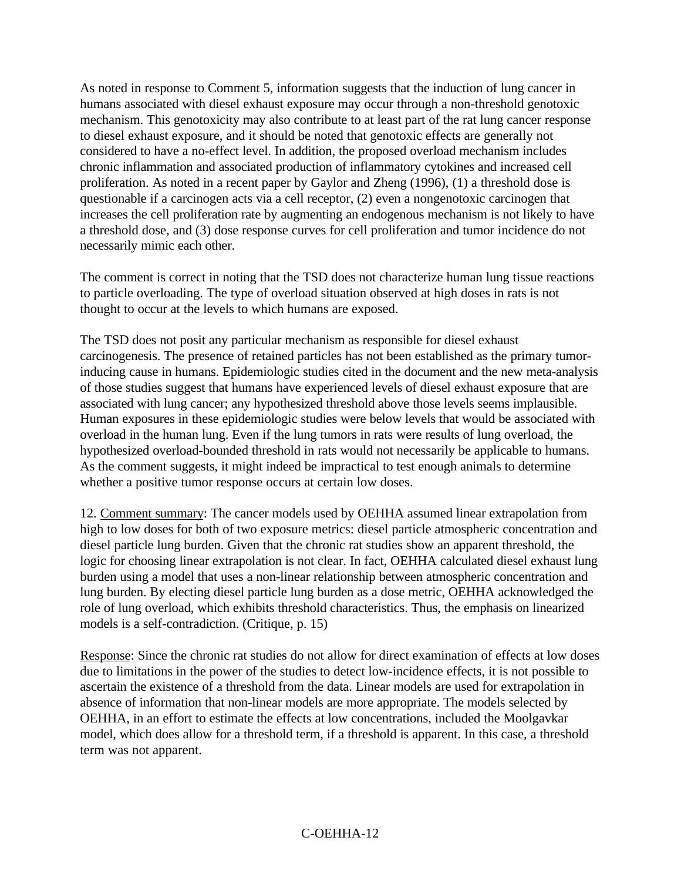As noted in response to Comment 5, information suggests that the induction of lung cancer in humans associated with diesel exhaust exposure may occur through a non-threshold genotoxic mechanism. This genotoxicity may also contribute to at least part of the rat lung cancer response to diesel exhaust exposure, and it should be noted that genotoxic effects are generally not considered to have a no-effect level. In addition, the proposed overload mechanism includes chronic inflammation and associated production of inflammatory cytokines and increased cell proliferation. As noted in a recent paper by Gaylor and Zheng (1996), (1) a threshold dose is questionable if a carcinogen acts via a cell receptor, (2) even a nongenotoxic carcinogen that increases the cell proliferation rate by augmenting an endogenous mechanism is not likely to have a threshold dose, and (3) dose response curves for cell proliferation and tumor incidence do not necessarily mimic each other.

The comment is correct in noting that the TSD does not characterize human lung tissue reactions to particle overloading. The type of overload situation observed at high doses in rats is not thought to occur at the levels to which humans are exposed.

The TSD does not posit any particular mechanism as responsible for diesel exhaust carcinogenesis. The presence of retained particles has not been established as the primary tumor-inducing cause in humans. Epidemiologic studies cited in the document and the new meta-analysis of those studies suggest that humans have experienced levels of diesel exhaust exposure that are associated with lung cancer; any hypothesized threshold above those levels seems implausible. Human exposures in these epidemiologic studies were below levels that would be associated with overload in the human lung. Even if the lung tumors in rats were results of lung overload, the hypothesized overload-bounded threshold in rats would not necessarily be applicable to humans. As the comment suggests, it might indeed be impractical to test enough animals to determine whether a positive tumor response occurs at certain low doses.

12. Comment summary: The cancer models used by OEHHA assumed linear extrapolation from high to low doses for both of two exposure metrics: diesel particle atmospheric concentration and diesel particle lung burden. Given that the chronic rat studies show an apparent threshold, the logic for choosing linear extrapolation is not clear. In fact, OEHHA calculated diesel exhaust lung burden using a model that uses a non-linear relationship between atmospheric concentration and lung burden. By electing diesel particle lung burden as a dose metric, OEHHA acknowledged the role of lung overload, which exhibits threshold characteristics. Thus, the emphasis on linearized models is a self-contradiction. (Critique, p. 15)

Response: Since the chronic rat studies do not allow for direct examination of effects at low doses due to limitations in the power of the studies to detect low-incidence effects, it is not possible to ascertain the existence of a threshold from the data. Linear models are used for extrapolation in absence of information that non-linear models are more appropriate. The models selected by OEHHA, in an effort to estimate the effects at low concentrations, included the Moolgavkar model, which does allow for a threshold term, if a threshold is apparent. In this case, a threshold term was not apparent.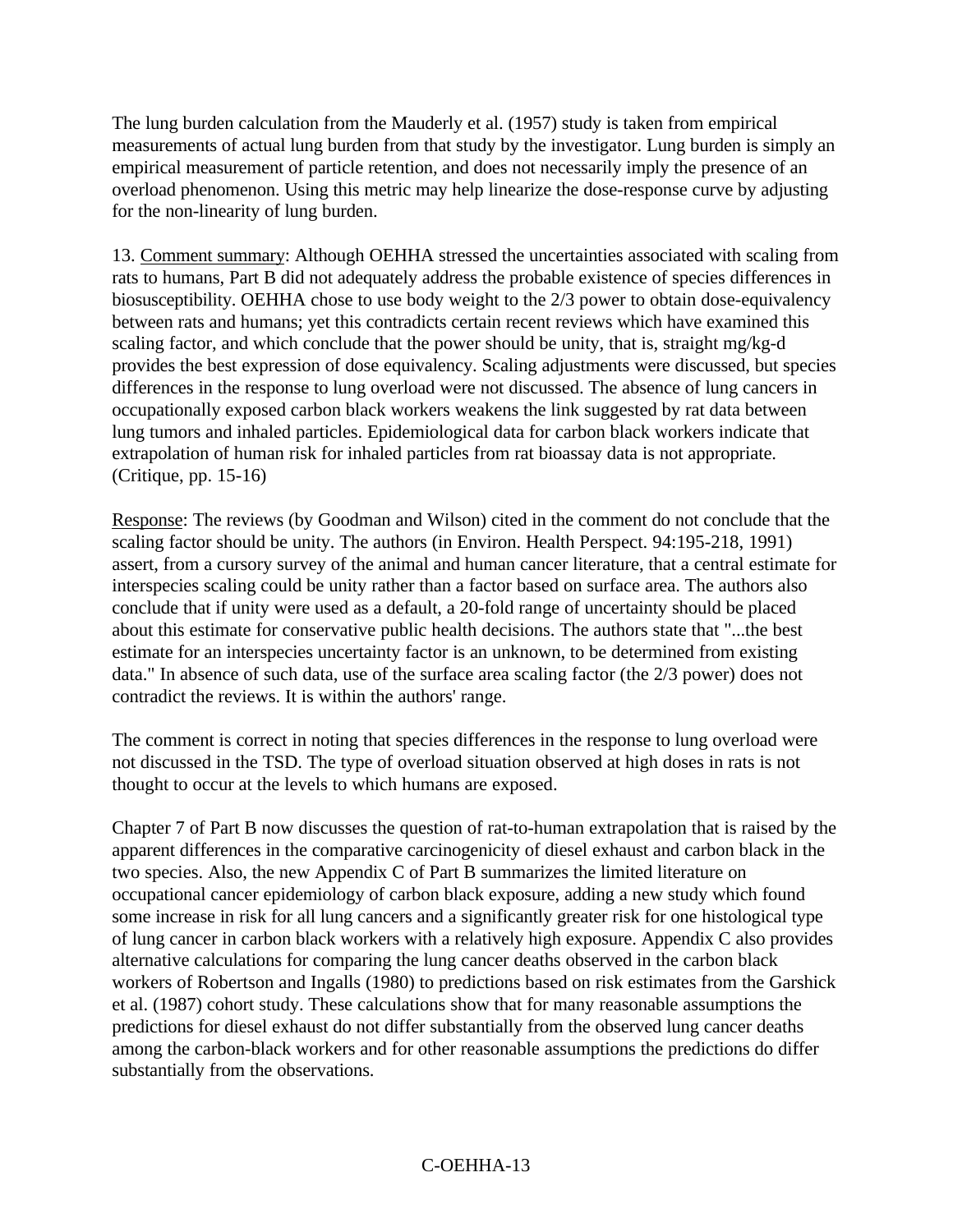The lung burden calculation from the Mauderly et al. (1957) study is taken from empirical measurements of actual lung burden from that study by the investigator. Lung burden is simply an empirical measurement of particle retention, and does not necessarily imply the presence of an overload phenomenon. Using this metric may help linearize the dose-response curve by adjusting for the non-linearity of lung burden.

13. Comment summary: Although OEHHA stressed the uncertainties associated with scaling from rats to humans, Part B did not adequately address the probable existence of species differences in biosusceptibility. OEHHA chose to use body weight to the 2/3 power to obtain dose-equivalency between rats and humans; yet this contradicts certain recent reviews which have examined this scaling factor, and which conclude that the power should be unity, that is, straight mg/kg-d provides the best expression of dose equivalency. Scaling adjustments were discussed, but species differences in the response to lung overload were not discussed. The absence of lung cancers in occupationally exposed carbon black workers weakens the link suggested by rat data between lung tumors and inhaled particles. Epidemiological data for carbon black workers indicate that extrapolation of human risk for inhaled particles from rat bioassay data is not appropriate. (Critique, pp. 15-16)

Response: The reviews (by Goodman and Wilson) cited in the comment do not conclude that the scaling factor should be unity. The authors (in Environ. Health Perspect. 94:195-218, 1991) assert, from a cursory survey of the animal and human cancer literature, that a central estimate for interspecies scaling could be unity rather than a factor based on surface area. The authors also conclude that if unity were used as a default, a 20-fold range of uncertainty should be placed about this estimate for conservative public health decisions. The authors state that "...the best estimate for an interspecies uncertainty factor is an unknown, to be determined from existing data." In absence of such data, use of the surface area scaling factor (the 2/3 power) does not contradict the reviews. It is within the authors' range.

The comment is correct in noting that species differences in the response to lung overload were not discussed in the TSD. The type of overload situation observed at high doses in rats is not thought to occur at the levels to which humans are exposed.

Chapter 7 of Part B now discusses the question of rat-to-human extrapolation that is raised by the apparent differences in the comparative carcinogenicity of diesel exhaust and carbon black in the two species. Also, the new Appendix C of Part B summarizes the limited literature on occupational cancer epidemiology of carbon black exposure, adding a new study which found some increase in risk for all lung cancers and a significantly greater risk for one histological type of lung cancer in carbon black workers with a relatively high exposure. Appendix C also provides alternative calculations for comparing the lung cancer deaths observed in the carbon black workers of Robertson and Ingalls (1980) to predictions based on risk estimates from the Garshick et al. (1987) cohort study. These calculations show that for many reasonable assumptions the predictions for diesel exhaust do not differ substantially from the observed lung cancer deaths among the carbon-black workers and for other reasonable assumptions the predictions do differ substantially from the observations.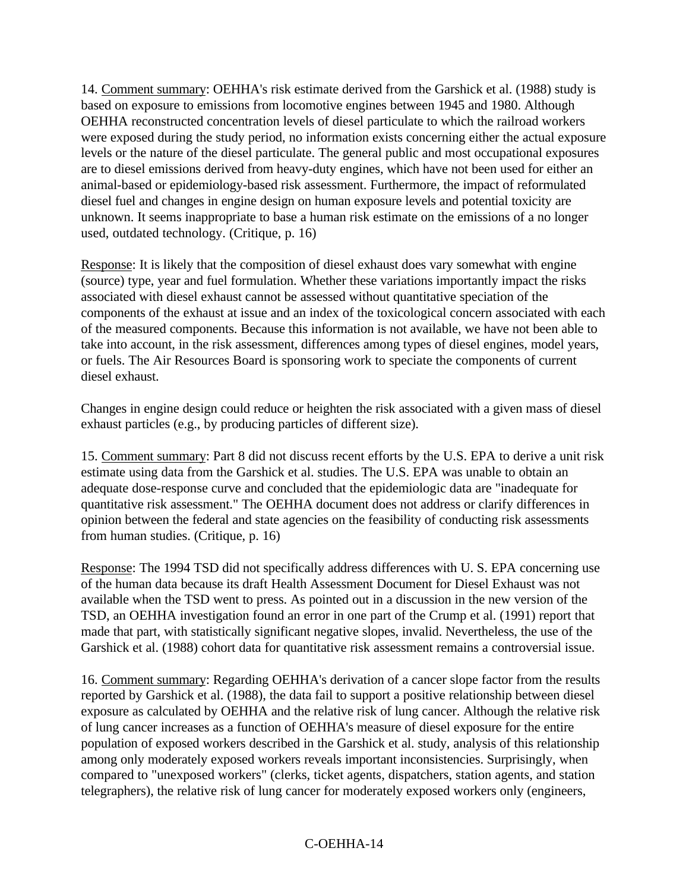14. Comment summary: OEHHA's risk estimate derived from the Garshick et al. (1988) study is based on exposure to emissions from locomotive engines between 1945 and 1980. Although OEHHA reconstructed concentration levels of diesel particulate to which the railroad workers were exposed during the study period, no information exists concerning either the actual exposure levels or the nature of the diesel particulate. The general public and most occupational exposures are to diesel emissions derived from heavy-duty engines, which have not been used for either an animal-based or epidemiology-based risk assessment. Furthermore, the impact of reformulated diesel fuel and changes in engine design on human exposure levels and potential toxicity are unknown. It seems inappropriate to base a human risk estimate on the emissions of a no longer used, outdated technology. (Critique, p. 16)

Response: It is likely that the composition of diesel exhaust does vary somewhat with engine (source) type, year and fuel formulation. Whether these variations importantly impact the risks associated with diesel exhaust cannot be assessed without quantitative speciation of the components of the exhaust at issue and an index of the toxicological concern associated with each of the measured components. Because this information is not available, we have not been able to take into account, in the risk assessment, differences among types of diesel engines, model years, or fuels. The Air Resources Board is sponsoring work to speciate the components of current diesel exhaust.

Changes in engine design could reduce or heighten the risk associated with a given mass of diesel exhaust particles (e.g., by producing particles of different size).

15. Comment summary: Part 8 did not discuss recent efforts by the U.S. EPA to derive a unit risk estimate using data from the Garshick et al. studies. The U.S. EPA was unable to obtain an adequate dose-response curve and concluded that the epidemiologic data are "inadequate for quantitative risk assessment." The OEHHA document does not address or clarify differences in opinion between the federal and state agencies on the feasibility of conducting risk assessments from human studies. (Critique, p. 16)

Response: The 1994 TSD did not specifically address differences with U. S. EPA concerning use of the human data because its draft Health Assessment Document for Diesel Exhaust was not available when the TSD went to press. As pointed out in a discussion in the new version of the TSD, an OEHHA investigation found an error in one part of the Crump et al. (1991) report that made that part, with statistically significant negative slopes, invalid. Nevertheless, the use of the Garshick et al. (1988) cohort data for quantitative risk assessment remains a controversial issue.

16. Comment summary: Regarding OEHHA's derivation of a cancer slope factor from the results reported by Garshick et al. (1988), the data fail to support a positive relationship between diesel exposure as calculated by OEHHA and the relative risk of lung cancer. Although the relative risk of lung cancer increases as a function of OEHHA's measure of diesel exposure for the entire population of exposed workers described in the Garshick et al. study, analysis of this relationship among only moderately exposed workers reveals important inconsistencies. Surprisingly, when compared to "unexposed workers" (clerks, ticket agents, dispatchers, station agents, and station telegraphers), the relative risk of lung cancer for moderately exposed workers only (engineers,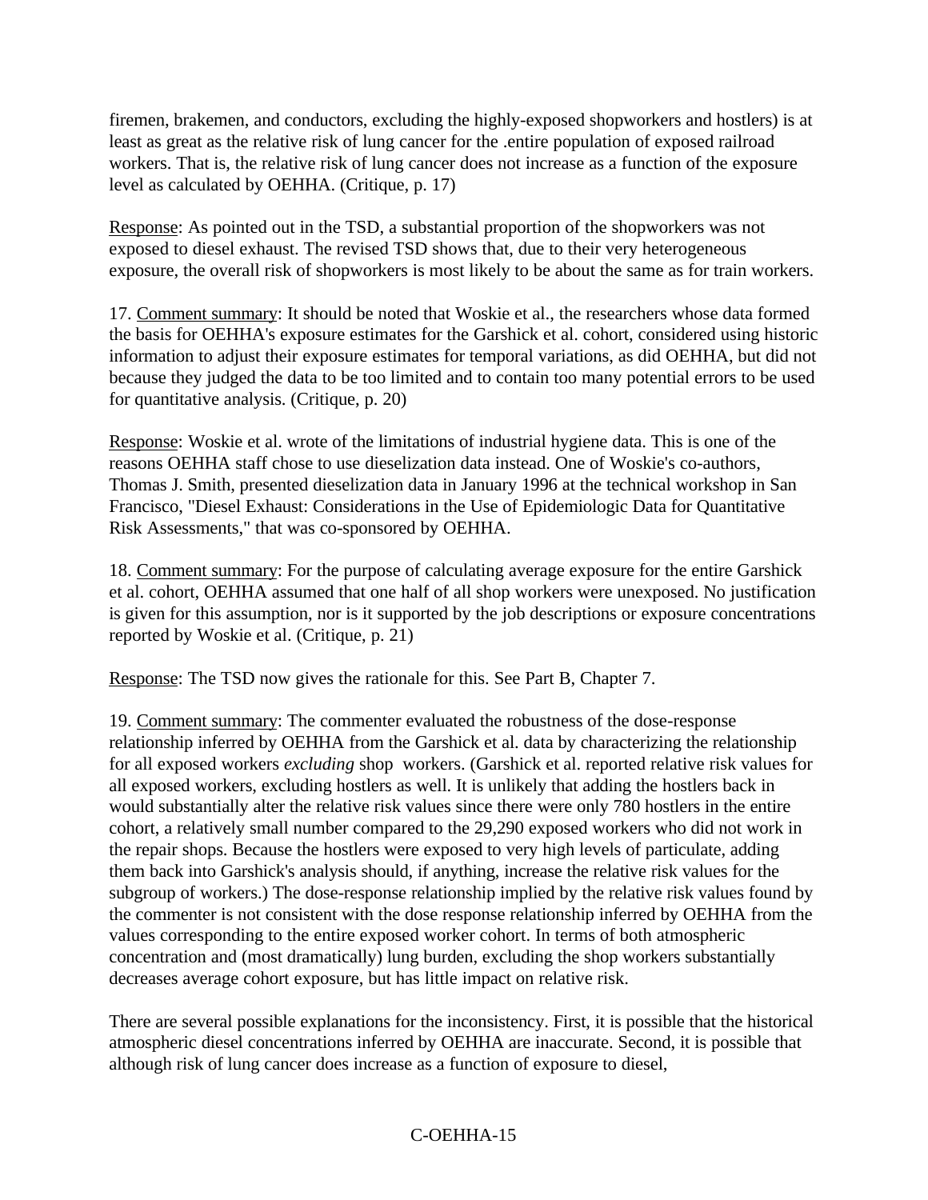firemen, brakemen, and conductors, excluding the highly-exposed shopworkers and hostlers) is at least as great as the relative risk of lung cancer for the .entire population of exposed railroad workers. That is, the relative risk of lung cancer does not increase as a function of the exposure level as calculated by OEHHA. (Critique, p. 17)

Response: As pointed out in the TSD, a substantial proportion of the shopworkers was not exposed to diesel exhaust. The revised TSD shows that, due to their very heterogeneous exposure, the overall risk of shopworkers is most likely to be about the same as for train workers.

17. Comment summary: It should be noted that Woskie et al., the researchers whose data formed the basis for OEHHA's exposure estimates for the Garshick et al. cohort, considered using historic information to adjust their exposure estimates for temporal variations, as did OEHHA, but did not because they judged the data to be too limited and to contain too many potential errors to be used for quantitative analysis. (Critique, p. 20)

Response: Woskie et al. wrote of the limitations of industrial hygiene data. This is one of the reasons OEHHA staff chose to use dieselization data instead. One of Woskie's co-authors, Thomas J. Smith, presented dieselization data in January 1996 at the technical workshop in San Francisco, "Diesel Exhaust: Considerations in the Use of Epidemiologic Data for Quantitative Risk Assessments," that was co-sponsored by OEHHA.

18. Comment summary: For the purpose of calculating average exposure for the entire Garshick et al. cohort, OEHHA assumed that one half of all shop workers were unexposed. No justification is given for this assumption, nor is it supported by the job descriptions or exposure concentrations reported by Woskie et al. (Critique, p. 21)

Response: The TSD now gives the rationale for this. See Part B, Chapter 7.

19. Comment summary: The commenter evaluated the robustness of the dose-response relationship inferred by OEHHA from the Garshick et al. data by characterizing the relationship for all exposed workers *excluding* shop workers. (Garshick et al. reported relative risk values for all exposed workers, excluding hostlers as well. It is unlikely that adding the hostlers back in would substantially alter the relative risk values since there were only 780 hostlers in the entire cohort, a relatively small number compared to the 29,290 exposed workers who did not work in the repair shops. Because the hostlers were exposed to very high levels of particulate, adding them back into Garshick's analysis should, if anything, increase the relative risk values for the subgroup of workers.) The dose-response relationship implied by the relative risk values found by the commenter is not consistent with the dose response relationship inferred by OEHHA from the values corresponding to the entire exposed worker cohort. In terms of both atmospheric concentration and (most dramatically) lung burden, excluding the shop workers substantially decreases average cohort exposure, but has little impact on relative risk.

There are several possible explanations for the inconsistency. First, it is possible that the historical atmospheric diesel concentrations inferred by OEHHA are inaccurate. Second, it is possible that although risk of lung cancer does increase as a function of exposure to diesel,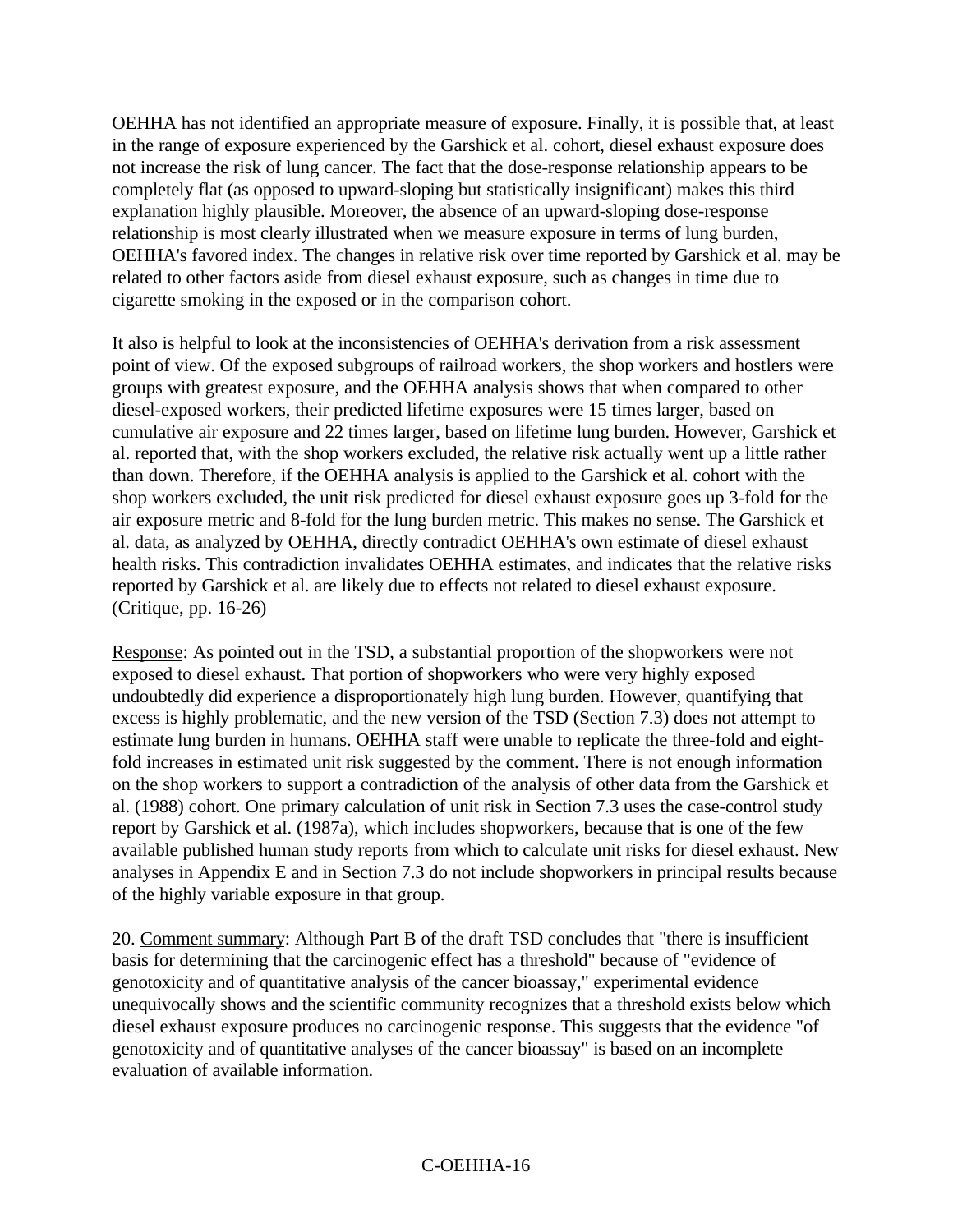OEHHA has not identified an appropriate measure of exposure. Finally, it is possible that, at least in the range of exposure experienced by the Garshick et al. cohort, diesel exhaust exposure does not increase the risk of lung cancer. The fact that the dose-response relationship appears to be completely flat (as opposed to upward-sloping but statistically insignificant) makes this third explanation highly plausible. Moreover, the absence of an upward-sloping dose-response relationship is most clearly illustrated when we measure exposure in terms of lung burden, OEHHA's favored index. The changes in relative risk over time reported by Garshick et al. may be related to other factors aside from diesel exhaust exposure, such as changes in time due to cigarette smoking in the exposed or in the comparison cohort.

It also is helpful to look at the inconsistencies of OEHHA's derivation from a risk assessment point of view. Of the exposed subgroups of railroad workers, the shop workers and hostlers were groups with greatest exposure, and the OEHHA analysis shows that when compared to other diesel-exposed workers, their predicted lifetime exposures were 15 times larger, based on cumulative air exposure and 22 times larger, based on lifetime lung burden. However, Garshick et al. reported that, with the shop workers excluded, the relative risk actually went up a little rather than down. Therefore, if the OEHHA analysis is applied to the Garshick et al. cohort with the shop workers excluded, the unit risk predicted for diesel exhaust exposure goes up 3-fold for the air exposure metric and 8-fold for the lung burden metric. This makes no sense. The Garshick et al. data, as analyzed by OEHHA, directly contradict OEHHA's own estimate of diesel exhaust health risks. This contradiction invalidates OEHHA estimates, and indicates that the relative risks reported by Garshick et al. are likely due to effects not related to diesel exhaust exposure. (Critique, pp. 16-26)

Response: As pointed out in the TSD, a substantial proportion of the shopworkers were not exposed to diesel exhaust. That portion of shopworkers who were very highly exposed undoubtedly did experience a disproportionately high lung burden. However, quantifying that excess is highly problematic, and the new version of the TSD (Section 7.3) does not attempt to estimate lung burden in humans. OEHHA staff were unable to replicate the three-fold and eight-fold increases in estimated unit risk suggested by the comment. There is not enough information on the shop workers to support a contradiction of the analysis of other data from the Garshick et al. (1988) cohort. One primary calculation of unit risk in Section 7.3 uses the case-control study report by Garshick et al. (1987a), which includes shopworkers, because that is one of the few available published human study reports from which to calculate unit risks for diesel exhaust. New analyses in Appendix E and in Section 7.3 do not include shopworkers in principal results because of the highly variable exposure in that group.

20. Comment summary: Although Part B of the draft TSD concludes that "there is insufficient basis for determining that the carcinogenic effect has a threshold" because of "evidence of genotoxicity and of quantitative analysis of the cancer bioassay," experimental evidence unequivocally shows and the scientific community recognizes that a threshold exists below which diesel exhaust exposure produces no carcinogenic response. This suggests that the evidence "of genotoxicity and of quantitative analyses of the cancer bioassay" is based on an incomplete evaluation of available information.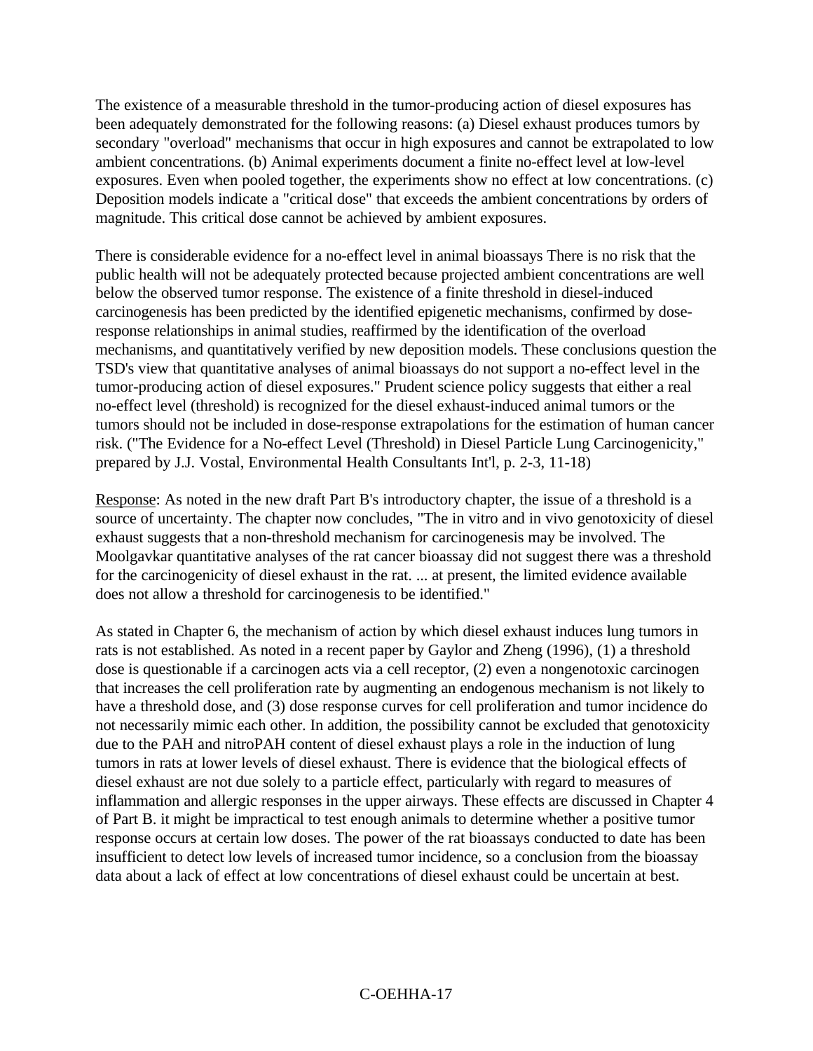The existence of a measurable threshold in the tumor-producing action of diesel exposures has been adequately demonstrated for the following reasons: (a) Diesel exhaust produces tumors by secondary "overload" mechanisms that occur in high exposures and cannot be extrapolated to low ambient concentrations. (b) Animal experiments document a finite no-effect level at low-level exposures. Even when pooled together, the experiments show no effect at low concentrations. (c) Deposition models indicate a "critical dose" that exceeds the ambient concentrations by orders of magnitude. This critical dose cannot be achieved by ambient exposures.

There is considerable evidence for a no-effect level in animal bioassays There is no risk that the public health will not be adequately protected because projected ambient concentrations are well below the observed tumor response. The existence of a finite threshold in diesel-induced carcinogenesis has been predicted by the identified epigenetic mechanisms, confirmed by dose-response relationships in animal studies, reaffirmed by the identification of the overload mechanisms, and quantitatively verified by new deposition models. These conclusions question the TSD's view that quantitative analyses of animal bioassays do not support a no-effect level in the tumor-producing action of diesel exposures." Prudent science policy suggests that either a real no-effect level (threshold) is recognized for the diesel exhaust-induced animal tumors or the tumors should not be included in dose-response extrapolations for the estimation of human cancer risk. ("The Evidence for a No-effect Level (Threshold) in Diesel Particle Lung Carcinogenicity," prepared by J.J. Vostal, Environmental Health Consultants Int'l, p. 2-3, 11-18)

Response: As noted in the new draft Part B's introductory chapter, the issue of a threshold is a source of uncertainty. The chapter now concludes, "The in vitro and in vivo genotoxicity of diesel exhaust suggests that a non-threshold mechanism for carcinogenesis may be involved. The Moolgavkar quantitative analyses of the rat cancer bioassay did not suggest there was a threshold for the carcinogenicity of diesel exhaust in the rat. ... at present, the limited evidence available does not allow a threshold for carcinogenesis to be identified."

As stated in Chapter 6, the mechanism of action by which diesel exhaust induces lung tumors in rats is not established. As noted in a recent paper by Gaylor and Zheng (1996), (1) a threshold dose is questionable if a carcinogen acts via a cell receptor, (2) even a nongenotoxic carcinogen that increases the cell proliferation rate by augmenting an endogenous mechanism is not likely to have a threshold dose, and (3) dose response curves for cell proliferation and tumor incidence do not necessarily mimic each other. In addition, the possibility cannot be excluded that genotoxicity due to the PAH and nitroPAH content of diesel exhaust plays a role in the induction of lung tumors in rats at lower levels of diesel exhaust. There is evidence that the biological effects of diesel exhaust are not due solely to a particle effect, particularly with regard to measures of inflammation and allergic responses in the upper airways. These effects are discussed in Chapter 4 of Part B. it might be impractical to test enough animals to determine whether a positive tumor response occurs at certain low doses. The power of the rat bioassays conducted to date has been insufficient to detect low levels of increased tumor incidence, so a conclusion from the bioassay data about a lack of effect at low concentrations of diesel exhaust could be uncertain at best.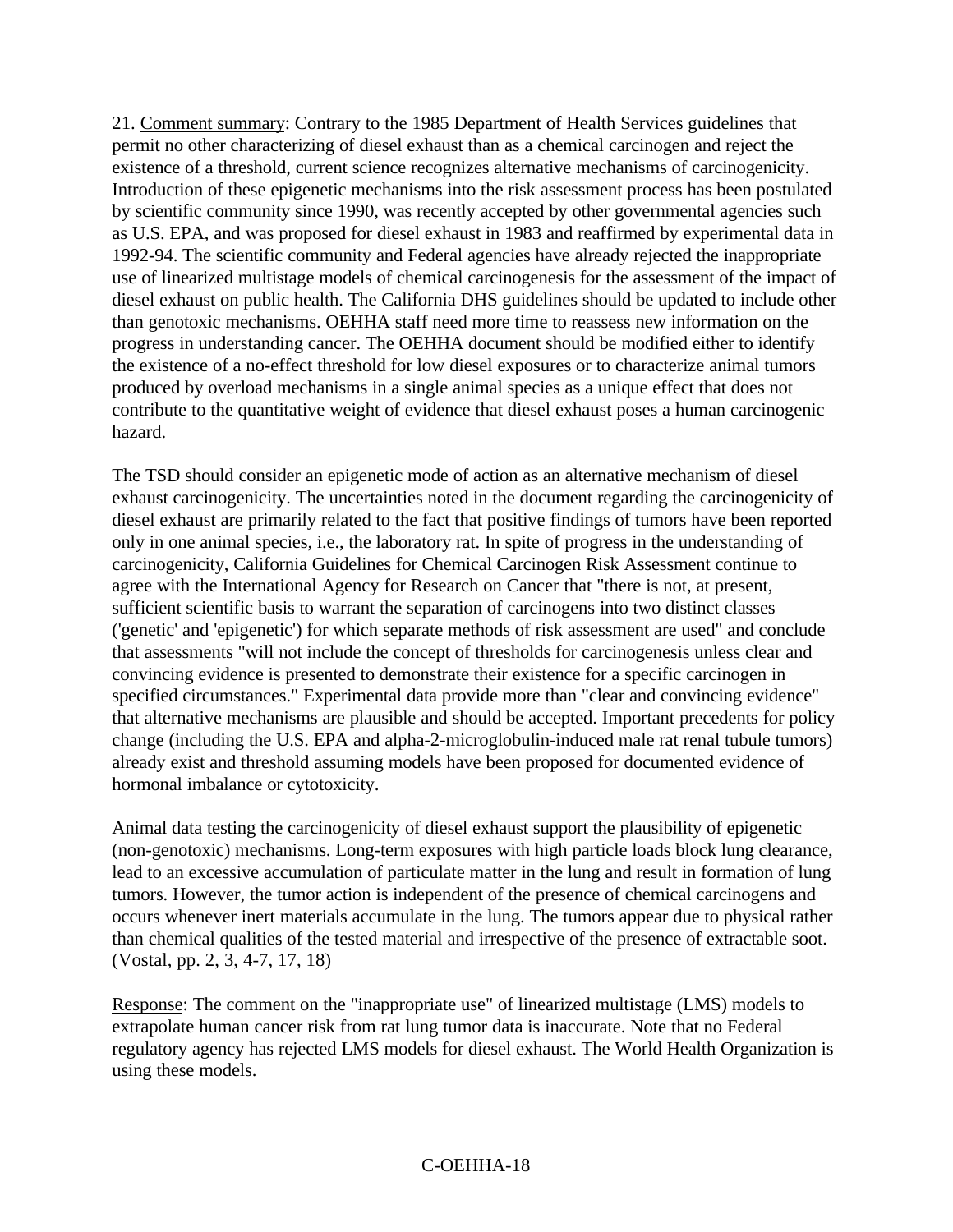21. Comment summary: Contrary to the 1985 Department of Health Services guidelines that permit no other characterizing of diesel exhaust than as a chemical carcinogen and reject the existence of a threshold, current science recognizes alternative mechanisms of carcinogenicity. Introduction of these epigenetic mechanisms into the risk assessment process has been postulated by scientific community since 1990, was recently accepted by other governmental agencies such as U.S. EPA, and was proposed for diesel exhaust in 1983 and reaffirmed by experimental data in 1992-94. The scientific community and Federal agencies have already rejected the inappropriate use of linearized multistage models of chemical carcinogenesis for the assessment of the impact of diesel exhaust on public health. The California DHS guidelines should be updated to include other than genotoxic mechanisms. OEHHA staff need more time to reassess new information on the progress in understanding cancer. The OEHHA document should be modified either to identify the existence of a no-effect threshold for low diesel exposures or to characterize animal tumors produced by overload mechanisms in a single animal species as a unique effect that does not contribute to the quantitative weight of evidence that diesel exhaust poses a human carcinogenic hazard.

The TSD should consider an epigenetic mode of action as an alternative mechanism of diesel exhaust carcinogenicity. The uncertainties noted in the document regarding the carcinogenicity of diesel exhaust are primarily related to the fact that positive findings of tumors have been reported only in one animal species, i.e., the laboratory rat. In spite of progress in the understanding of carcinogenicity, California Guidelines for Chemical Carcinogen Risk Assessment continue to agree with the International Agency for Research on Cancer that "there is not, at present, sufficient scientific basis to warrant the separation of carcinogens into two distinct classes ('genetic' and 'epigenetic') for which separate methods of risk assessment are used" and conclude that assessments "will not include the concept of thresholds for carcinogenesis unless clear and convincing evidence is presented to demonstrate their existence for a specific carcinogen in specified circumstances." Experimental data provide more than "clear and convincing evidence" that alternative mechanisms are plausible and should be accepted. Important precedents for policy change (including the U.S. EPA and alpha-2-microglobulin-induced male rat renal tubule tumors) already exist and threshold assuming models have been proposed for documented evidence of hormonal imbalance or cytotoxicity.

Animal data testing the carcinogenicity of diesel exhaust support the plausibility of epigenetic (non-genotoxic) mechanisms. Long-term exposures with high particle loads block lung clearance, lead to an excessive accumulation of particulate matter in the lung and result in formation of lung tumors. However, the tumor action is independent of the presence of chemical carcinogens and occurs whenever inert materials accumulate in the lung. The tumors appear due to physical rather than chemical qualities of the tested material and irrespective of the presence of extractable soot. (Vostal, pp. 2, 3, 4-7, 17, 18)

Response: The comment on the "inappropriate use" of linearized multistage (LMS) models to extrapolate human cancer risk from rat lung tumor data is inaccurate. Note that no Federal regulatory agency has rejected LMS models for diesel exhaust. The World Health Organization is using these models.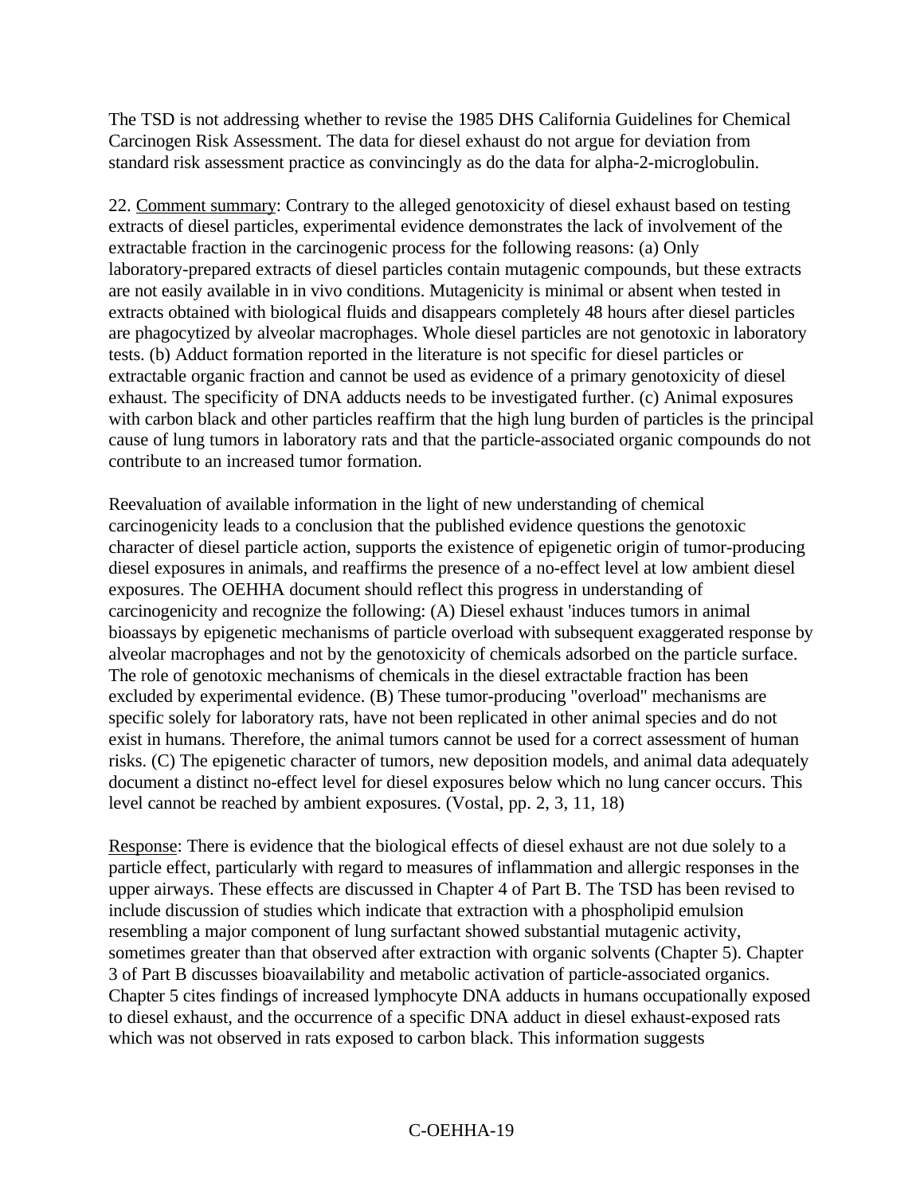The TSD is not addressing whether to revise the 1985 DHS California Guidelines for Chemical Carcinogen Risk Assessment. The data for diesel exhaust do not argue for deviation from standard risk assessment practice as convincingly as do the data for alpha-2-microglobulin.

22. Comment summary: Contrary to the alleged genotoxicity of diesel exhaust based on testing extracts of diesel particles, experimental evidence demonstrates the lack of involvement of the extractable fraction in the carcinogenic process for the following reasons: (a) Only laboratory-prepared extracts of diesel particles contain mutagenic compounds, but these extracts are not easily available in in vivo conditions. Mutagenicity is minimal or absent when tested in extracts obtained with biological fluids and disappears completely 48 hours after diesel particles are phagocytized by alveolar macrophages. Whole diesel particles are not genotoxic in laboratory tests. (b) Adduct formation reported in the literature is not specific for diesel particles or extractable organic fraction and cannot be used as evidence of a primary genotoxicity of diesel exhaust. The specificity of DNA adducts needs to be investigated further. (c) Animal exposures with carbon black and other particles reaffirm that the high lung burden of particles is the principal cause of lung tumors in laboratory rats and that the particle-associated organic compounds do not contribute to an increased tumor formation.

Reevaluation of available information in the light of new understanding of chemical carcinogenicity leads to a conclusion that the published evidence questions the genotoxic character of diesel particle action, supports the existence of epigenetic origin of tumor-producing diesel exposures in animals, and reaffirms the presence of a no-effect level at low ambient diesel exposures. The OEHHA document should reflect this progress in understanding of carcinogenicity and recognize the following: (A) Diesel exhaust 'induces tumors in animal bioassays by epigenetic mechanisms of particle overload with subsequent exaggerated response by alveolar macrophages and not by the genotoxicity of chemicals adsorbed on the particle surface. The role of genotoxic mechanisms of chemicals in the diesel extractable fraction has been excluded by experimental evidence. (B) These tumor-producing "overload" mechanisms are specific solely for laboratory rats, have not been replicated in other animal species and do not exist in humans. Therefore, the animal tumors cannot be used for a correct assessment of human risks. (C) The epigenetic character of tumors, new deposition models, and animal data adequately document a distinct no-effect level for diesel exposures below which no lung cancer occurs. This level cannot be reached by ambient exposures. (Vostal, pp. 2, 3, 11, 18)

Response: There is evidence that the biological effects of diesel exhaust are not due solely to a particle effect, particularly with regard to measures of inflammation and allergic responses in the upper airways. These effects are discussed in Chapter 4 of Part B. The TSD has been revised to include discussion of studies which indicate that extraction with a phospholipid emulsion resembling a major component of lung surfactant showed substantial mutagenic activity, sometimes greater than that observed after extraction with organic solvents (Chapter 5). Chapter 3 of Part B discusses bioavailability and metabolic activation of particle-associated organics. Chapter 5 cites findings of increased lymphocyte DNA adducts in humans occupationally exposed to diesel exhaust, and the occurrence of a specific DNA adduct in diesel exhaust-exposed rats which was not observed in rats exposed to carbon black. This information suggests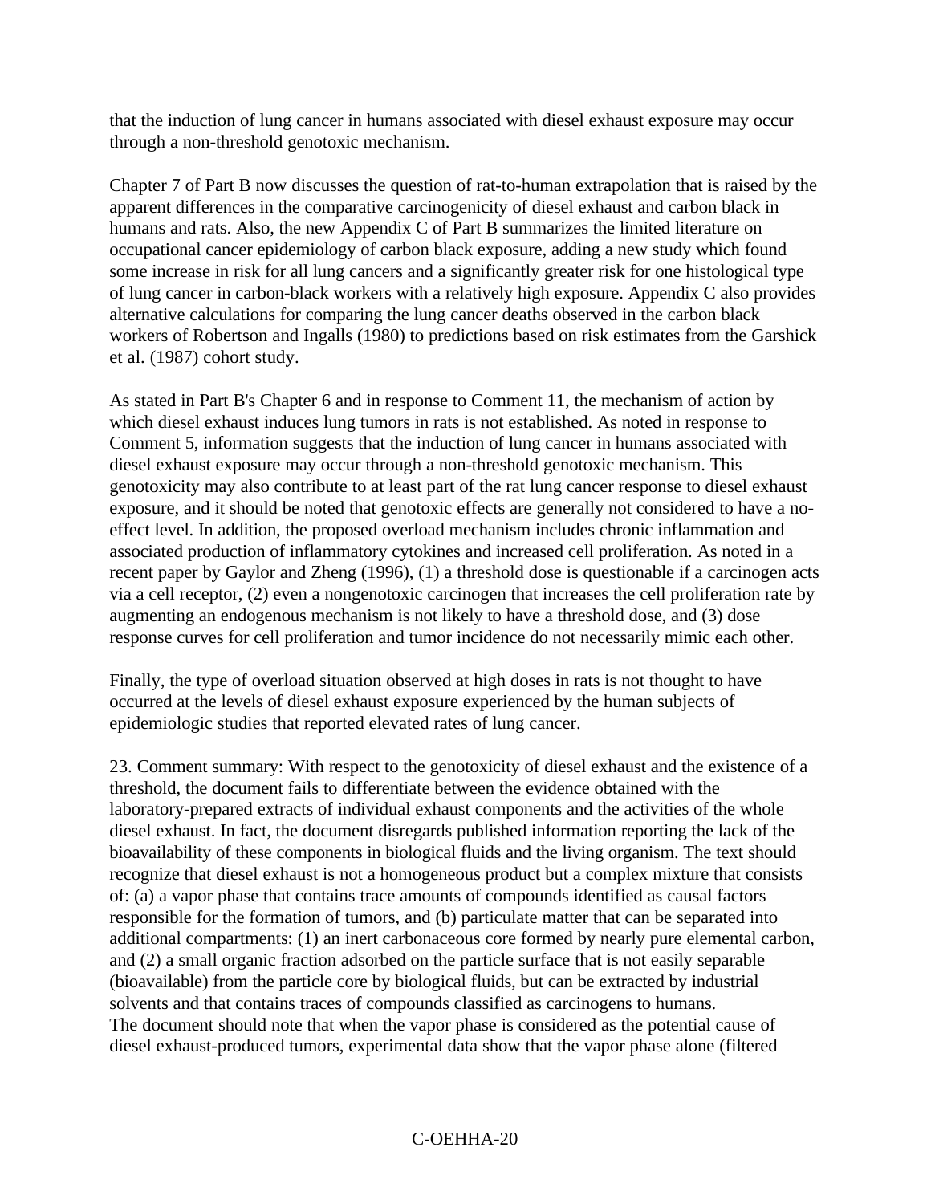that the induction of lung cancer in humans associated with diesel exhaust exposure may occur through a non-threshold genotoxic mechanism.

Chapter 7 of Part B now discusses the question of rat-to-human extrapolation that is raised by the apparent differences in the comparative carcinogenicity of diesel exhaust and carbon black in humans and rats. Also, the new Appendix C of Part B summarizes the limited literature on occupational cancer epidemiology of carbon black exposure, adding a new study which found some increase in risk for all lung cancers and a significantly greater risk for one histological type of lung cancer in carbon-black workers with a relatively high exposure. Appendix C also provides alternative calculations for comparing the lung cancer deaths observed in the carbon black workers of Robertson and Ingalls (1980) to predictions based on risk estimates from the Garshick et al. (1987) cohort study.

As stated in Part B's Chapter 6 and in response to Comment 11, the mechanism of action by which diesel exhaust induces lung tumors in rats is not established. As noted in response to Comment 5, information suggests that the induction of lung cancer in humans associated with diesel exhaust exposure may occur through a non-threshold genotoxic mechanism. This genotoxicity may also contribute to at least part of the rat lung cancer response to diesel exhaust exposure, and it should be noted that genotoxic effects are generally not considered to have a no-effect level. In addition, the proposed overload mechanism includes chronic inflammation and associated production of inflammatory cytokines and increased cell proliferation. As noted in a recent paper by Gaylor and Zheng (1996), (1) a threshold dose is questionable if a carcinogen acts via a cell receptor, (2) even a nongenotoxic carcinogen that increases the cell proliferation rate by augmenting an endogenous mechanism is not likely to have a threshold dose, and (3) dose response curves for cell proliferation and tumor incidence do not necessarily mimic each other.

Finally, the type of overload situation observed at high doses in rats is not thought to have occurred at the levels of diesel exhaust exposure experienced by the human subjects of epidemiologic studies that reported elevated rates of lung cancer.

23. Comment summary: With respect to the genotoxicity of diesel exhaust and the existence of a threshold, the document fails to differentiate between the evidence obtained with the laboratory-prepared extracts of individual exhaust components and the activities of the whole diesel exhaust. In fact, the document disregards published information reporting the lack of the bioavailability of these components in biological fluids and the living organism. The text should recognize that diesel exhaust is not a homogeneous product but a complex mixture that consists of: (a) a vapor phase that contains trace amounts of compounds identified as causal factors responsible for the formation of tumors, and (b) particulate matter that can be separated into additional compartments: (1) an inert carbonaceous core formed by nearly pure elemental carbon, and (2) a small organic fraction adsorbed on the particle surface that is not easily separable (bioavailable) from the particle core by biological fluids, but can be extracted by industrial solvents and that contains traces of compounds classified as carcinogens to humans.
The document should note that when the vapor phase is considered as the potential cause of diesel exhaust-produced tumors, experimental data show that the vapor phase alone (filtered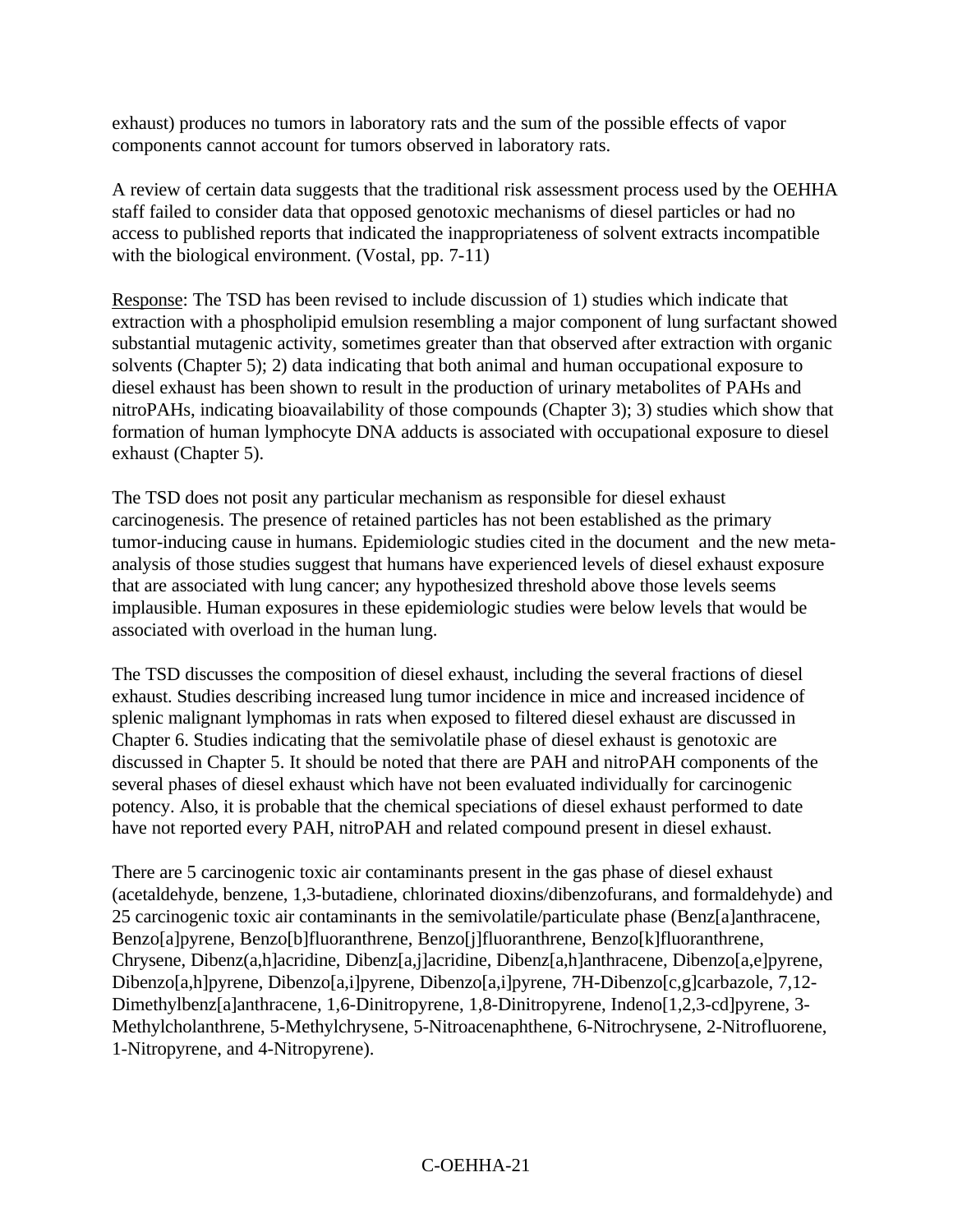exhaust) produces no tumors in laboratory rats and the sum of the possible effects of vapor components cannot account for tumors observed in laboratory rats.

A review of certain data suggests that the traditional risk assessment process used by the OEHHA staff failed to consider data that opposed genotoxic mechanisms of diesel particles or had no access to published reports that indicated the inappropriateness of solvent extracts incompatible with the biological environment. (Vostal, pp. 7-11)

Response: The TSD has been revised to include discussion of 1) studies which indicate that extraction with a phospholipid emulsion resembling a major component of lung surfactant showed substantial mutagenic activity, sometimes greater than that observed after extraction with organic solvents (Chapter 5); 2) data indicating that both animal and human occupational exposure to diesel exhaust has been shown to result in the production of urinary metabolites of PAHs and nitroPAHs, indicating bioavailability of those compounds (Chapter 3); 3) studies which show that formation of human lymphocyte DNA adducts is associated with occupational exposure to diesel exhaust (Chapter 5).

The TSD does not posit any particular mechanism as responsible for diesel exhaust carcinogenesis. The presence of retained particles has not been established as the primary tumor-inducing cause in humans. Epidemiologic studies cited in the document and the new meta-analysis of those studies suggest that humans have experienced levels of diesel exhaust exposure that are associated with lung cancer; any hypothesized threshold above those levels seems implausible. Human exposures in these epidemiologic studies were below levels that would be associated with overload in the human lung.

The TSD discusses the composition of diesel exhaust, including the several fractions of diesel exhaust. Studies describing increased lung tumor incidence in mice and increased incidence of splenic malignant lymphomas in rats when exposed to filtered diesel exhaust are discussed in Chapter 6. Studies indicating that the semivolatile phase of diesel exhaust is genotoxic are discussed in Chapter 5. It should be noted that there are PAH and nitroPAH components of the several phases of diesel exhaust which have not been evaluated individually for carcinogenic potency. Also, it is probable that the chemical speciations of diesel exhaust performed to date have not reported every PAH, nitroPAH and related compound present in diesel exhaust.

There are 5 carcinogenic toxic air contaminants present in the gas phase of diesel exhaust (acetaldehyde, benzene, 1,3-butadiene, chlorinated dioxins/dibenzofurans, and formaldehyde) and 25 carcinogenic toxic air contaminants in the semivolatile/particulate phase (Benz[a]anthracene, Benzo[a]pyrene, Benzo[b]fluoranthrene, Benzo[j]fluoranthrene, Benzo[k]fluoranthrene, Chrysene, Dibenz(a,h]acridine, Dibenz[a,j]acridine, Dibenz[a,h]anthracene, Dibenzo[a,e]pyrene, Dibenzo[a,h]pyrene, Dibenzo[a,i]pyrene, Dibenzo[a,i]pyrene, 7H-Dibenzo[c,g]carbazole, 7,12-Dimethylbenz[a]anthracene, 1,6-Dinitropyrene, 1,8-Dinitropyrene, Indeno[1,2,3-cd]pyrene, 3-Methylcholanthrene, 5-Methylchrysene, 5-Nitroacenaphthene, 6-Nitrochrysene, 2-Nitrofluorene, 1-Nitropyrene, and 4-Nitropyrene).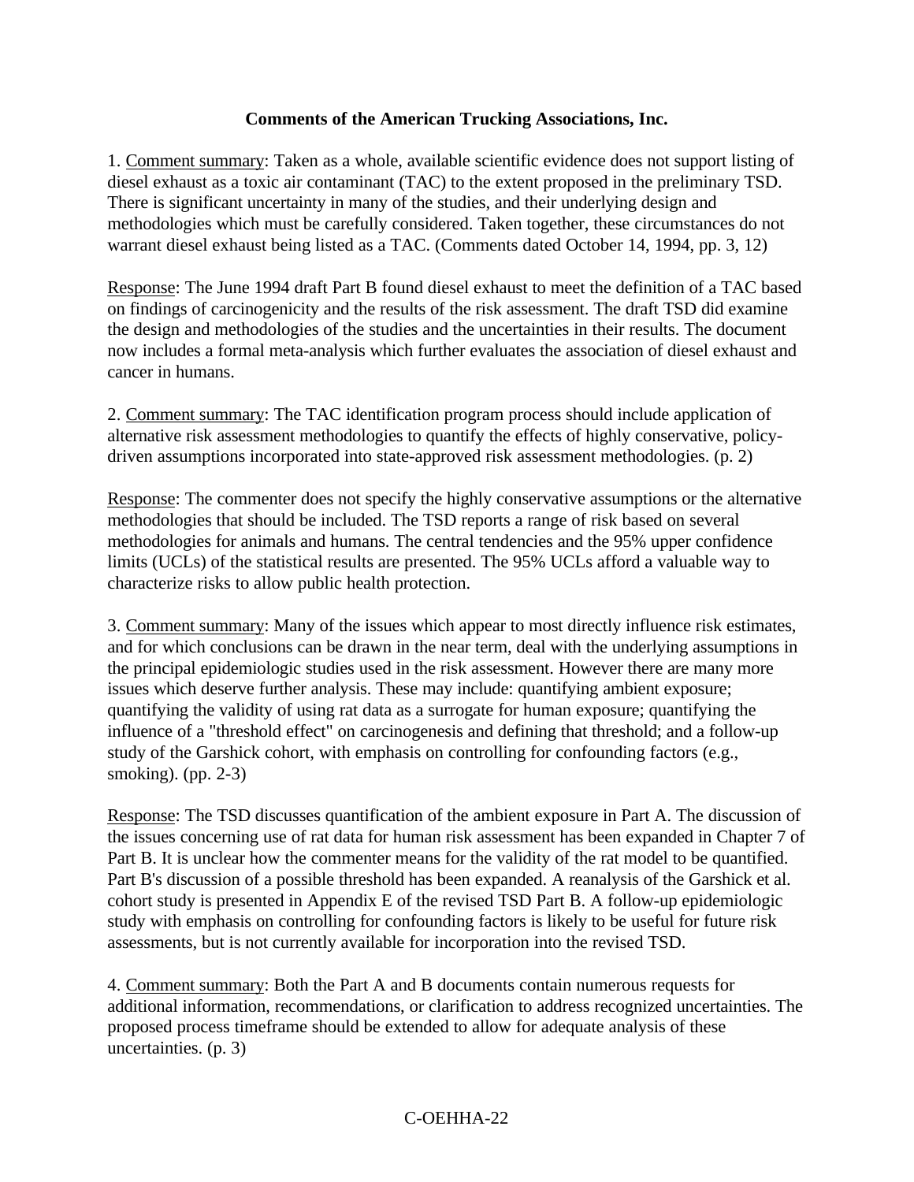**Comments of the American Trucking Associations, Inc.**

1. Comment summary: Taken as a whole, available scientific evidence does not support listing of diesel exhaust as a toxic air contaminant (TAC) to the extent proposed in the preliminary TSD. There is significant uncertainty in many of the studies, and their underlying design and methodologies which must be carefully considered. Taken together, these circumstances do not warrant diesel exhaust being listed as a TAC. (Comments dated October 14, 1994, pp. 3, 12)

Response: The June 1994 draft Part B found diesel exhaust to meet the definition of a TAC based on findings of carcinogenicity and the results of the risk assessment. The draft TSD did examine the design and methodologies of the studies and the uncertainties in their results. The document now includes a formal meta-analysis which further evaluates the association of diesel exhaust and cancer in humans.

2. Comment summary: The TAC identification program process should include application of alternative risk assessment methodologies to quantify the effects of highly conservative, policy-driven assumptions incorporated into state-approved risk assessment methodologies. (p. 2)

Response: The commenter does not specify the highly conservative assumptions or the alternative methodologies that should be included. The TSD reports a range of risk based on several methodologies for animals and humans. The central tendencies and the 95% upper confidence limits (UCLs) of the statistical results are presented. The 95% UCLs afford a valuable way to characterize risks to allow public health protection.

3. Comment summary: Many of the issues which appear to most directly influence risk estimates, and for which conclusions can be drawn in the near term, deal with the underlying assumptions in the principal epidemiologic studies used in the risk assessment. However there are many more issues which deserve further analysis. These may include: quantifying ambient exposure; quantifying the validity of using rat data as a surrogate for human exposure; quantifying the influence of a "threshold effect" on carcinogenesis and defining that threshold; and a follow-up study of the Garshick cohort, with emphasis on controlling for confounding factors (e.g., smoking). (pp. 2-3)

Response: The TSD discusses quantification of the ambient exposure in Part A. The discussion of the issues concerning use of rat data for human risk assessment has been expanded in Chapter 7 of Part B. It is unclear how the commenter means for the validity of the rat model to be quantified. Part B's discussion of a possible threshold has been expanded. A reanalysis of the Garshick et al. cohort study is presented in Appendix E of the revised TSD Part B. A follow-up epidemiologic study with emphasis on controlling for confounding factors is likely to be useful for future risk assessments, but is not currently available for incorporation into the revised TSD.

4. Comment summary: Both the Part A and B documents contain numerous requests for additional information, recommendations, or clarification to address recognized uncertainties. The proposed process timeframe should be extended to allow for adequate analysis of these uncertainties. (p. 3)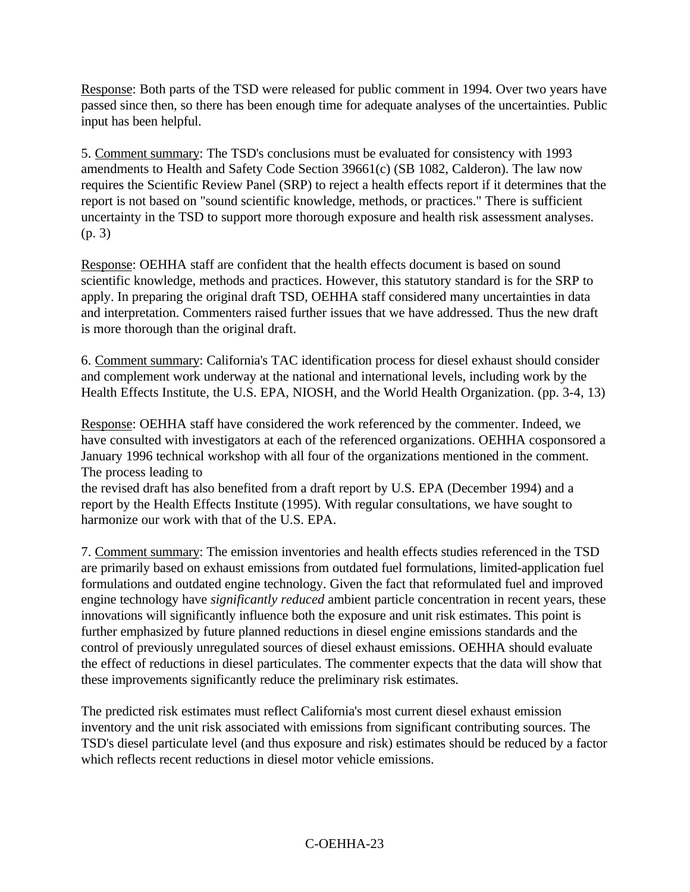Response: Both parts of the TSD were released for public comment in 1994. Over two years have passed since then, so there has been enough time for adequate analyses of the uncertainties. Public input has been helpful.

5. Comment summary: The TSD's conclusions must be evaluated for consistency with 1993 amendments to Health and Safety Code Section 39661(c) (SB 1082, Calderon). The law now requires the Scientific Review Panel (SRP) to reject a health effects report if it determines that the report is not based on "sound scientific knowledge, methods, or practices." There is sufficient uncertainty in the TSD to support more thorough exposure and health risk assessment analyses. (p. 3)

Response: OEHHA staff are confident that the health effects document is based on sound scientific knowledge, methods and practices. However, this statutory standard is for the SRP to apply. In preparing the original draft TSD, OEHHA staff considered many uncertainties in data and interpretation. Commenters raised further issues that we have addressed. Thus the new draft is more thorough than the original draft.

6. Comment summary: California's TAC identification process for diesel exhaust should consider and complement work underway at the national and international levels, including work by the Health Effects Institute, the U.S. EPA, NIOSH, and the World Health Organization. (pp. 3-4, 13)

Response: OEHHA staff have considered the work referenced by the commenter. Indeed, we have consulted with investigators at each of the referenced organizations. OEHHA cosponsored a January 1996 technical workshop with all four of the organizations mentioned in the comment. The process leading to
the revised draft has also benefited from a draft report by U.S. EPA (December 1994) and a report by the Health Effects Institute (1995). With regular consultations, we have sought to harmonize our work with that of the U.S. EPA.

7. Comment summary: The emission inventories and health effects studies referenced in the TSD are primarily based on exhaust emissions from outdated fuel formulations, limited-application fuel formulations and outdated engine technology. Given the fact that reformulated fuel and improved engine technology have *significantly reduced* ambient particle concentration in recent years, these innovations will significantly influence both the exposure and unit risk estimates. This point is further emphasized by future planned reductions in diesel engine emissions standards and the control of previously unregulated sources of diesel exhaust emissions. OEHHA should evaluate the effect of reductions in diesel particulates. The commenter expects that the data will show that these improvements significantly reduce the preliminary risk estimates.

The predicted risk estimates must reflect California's most current diesel exhaust emission inventory and the unit risk associated with emissions from significant contributing sources. The TSD's diesel particulate level (and thus exposure and risk) estimates should be reduced by a factor which reflects recent reductions in diesel motor vehicle emissions.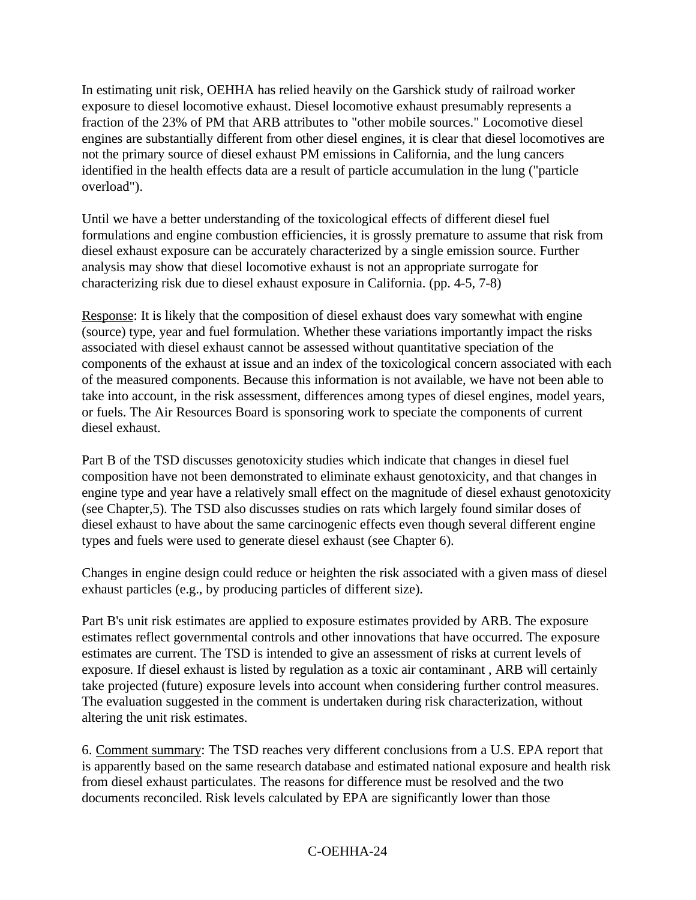In estimating unit risk, OEHHA has relied heavily on the Garshick study of railroad worker exposure to diesel locomotive exhaust. Diesel locomotive exhaust presumably represents a fraction of the 23% of PM that ARB attributes to "other mobile sources." Locomotive diesel engines are substantially different from other diesel engines, it is clear that diesel locomotives are not the primary source of diesel exhaust PM emissions in California, and the lung cancers identified in the health effects data are a result of particle accumulation in the lung ("particle overload").

Until we have a better understanding of the toxicological effects of different diesel fuel formulations and engine combustion efficiencies, it is grossly premature to assume that risk from diesel exhaust exposure can be accurately characterized by a single emission source. Further analysis may show that diesel locomotive exhaust is not an appropriate surrogate for characterizing risk due to diesel exhaust exposure in California. (pp. 4-5, 7-8)

Response: It is likely that the composition of diesel exhaust does vary somewhat with engine (source) type, year and fuel formulation. Whether these variations importantly impact the risks associated with diesel exhaust cannot be assessed without quantitative speciation of the components of the exhaust at issue and an index of the toxicological concern associated with each of the measured components. Because this information is not available, we have not been able to take into account, in the risk assessment, differences among types of diesel engines, model years, or fuels. The Air Resources Board is sponsoring work to speciate the components of current diesel exhaust.

Part B of the TSD discusses genotoxicity studies which indicate that changes in diesel fuel composition have not been demonstrated to eliminate exhaust genotoxicity, and that changes in engine type and year have a relatively small effect on the magnitude of diesel exhaust genotoxicity (see Chapter,5). The TSD also discusses studies on rats which largely found similar doses of diesel exhaust to have about the same carcinogenic effects even though several different engine types and fuels were used to generate diesel exhaust (see Chapter 6).

Changes in engine design could reduce or heighten the risk associated with a given mass of diesel exhaust particles (e.g., by producing particles of different size).

Part B's unit risk estimates are applied to exposure estimates provided by ARB. The exposure estimates reflect governmental controls and other innovations that have occurred. The exposure estimates are current. The TSD is intended to give an assessment of risks at current levels of exposure. If diesel exhaust is listed by regulation as a toxic air contaminant , ARB will certainly take projected (future) exposure levels into account when considering further control measures. The evaluation suggested in the comment is undertaken during risk characterization, without altering the unit risk estimates.

6. Comment summary: The TSD reaches very different conclusions from a U.S. EPA report that is apparently based on the same research database and estimated national exposure and health risk from diesel exhaust particulates. The reasons for difference must be resolved and the two documents reconciled. Risk levels calculated by EPA are significantly lower than those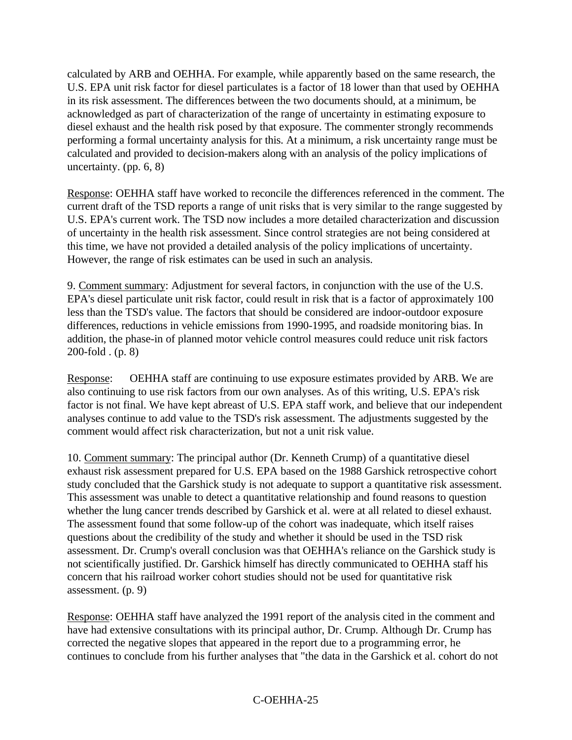calculated by ARB and OEHHA. For example, while apparently based on the same research, the U.S. EPA unit risk factor for diesel particulates is a factor of 18 lower than that used by OEHHA in its risk assessment. The differences between the two documents should, at a minimum, be acknowledged as part of characterization of the range of uncertainty in estimating exposure to diesel exhaust and the health risk posed by that exposure. The commenter strongly recommends performing a formal uncertainty analysis for this. At a minimum, a risk uncertainty range must be calculated and provided to decision-makers along with an analysis of the policy implications of uncertainty. (pp. 6, 8)

<u>Response</u>: OEHHA staff have worked to reconcile the differences referenced in the comment. The current draft of the TSD reports a range of unit risks that is very similar to the range suggested by U.S. EPA's current work. The TSD now includes a more detailed characterization and discussion of uncertainty in the health risk assessment. Since control strategies are not being considered at this time, we have not provided a detailed analysis of the policy implications of uncertainty. However, the range of risk estimates can be used in such an analysis.

9. <u>Comment summary</u>: Adjustment for several factors, in conjunction with the use of the U.S. EPA's diesel particulate unit risk factor, could result in risk that is a factor of approximately 100 less than the TSD's value. The factors that should be considered are indoor-outdoor exposure differences, reductions in vehicle emissions from 1990-1995, and roadside monitoring bias. In addition, the phase-in of planned motor vehicle control measures could reduce unit risk factors 200-fold . (p. 8)

<u>Response</u>: OEHHA staff are continuing to use exposure estimates provided by ARB. We are also continuing to use risk factors from our own analyses. As of this writing, U.S. EPA's risk factor is not final. We have kept abreast of U.S. EPA staff work, and believe that our independent analyses continue to add value to the TSD's risk assessment. The adjustments suggested by the comment would affect risk characterization, but not a unit risk value.

10. <u>Comment summary</u>: The principal author (Dr. Kenneth Crump) of a quantitative diesel exhaust risk assessment prepared for U.S. EPA based on the 1988 Garshick retrospective cohort study concluded that the Garshick study is not adequate to support a quantitative risk assessment. This assessment was unable to detect a quantitative relationship and found reasons to question whether the lung cancer trends described by Garshick et al. were at all related to diesel exhaust. The assessment found that some follow-up of the cohort was inadequate, which itself raises questions about the credibility of the study and whether it should be used in the TSD risk assessment. Dr. Crump's overall conclusion was that OEHHA's reliance on the Garshick study is not scientifically justified. Dr. Garshick himself has directly communicated to OEHHA staff his concern that his railroad worker cohort studies should not be used for quantitative risk assessment. (p. 9)

<u>Response</u>: OEHHA staff have analyzed the 1991 report of the analysis cited in the comment and have had extensive consultations with its principal author, Dr. Crump. Although Dr. Crump has corrected the negative slopes that appeared in the report due to a programming error, he continues to conclude from his further analyses that "the data in the Garshick et al. cohort do not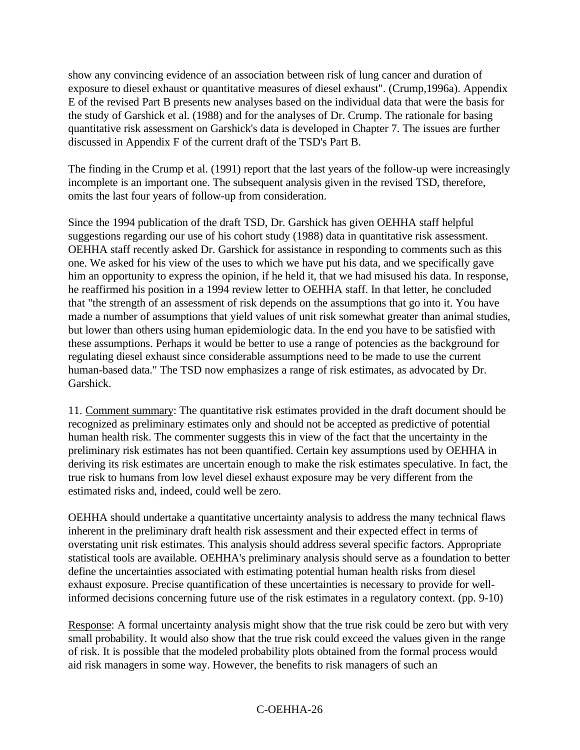show any convincing evidence of an association between risk of lung cancer and duration of exposure to diesel exhaust or quantitative measures of diesel exhaust". (Crump,1996a). Appendix E of the revised Part B presents new analyses based on the individual data that were the basis for the study of Garshick et al. (1988) and for the analyses of Dr. Crump. The rationale for basing quantitative risk assessment on Garshick's data is developed in Chapter 7. The issues are further discussed in Appendix F of the current draft of the TSD's Part B.

The finding in the Crump et al. (1991) report that the last years of the follow-up were increasingly incomplete is an important one. The subsequent analysis given in the revised TSD, therefore, omits the last four years of follow-up from consideration.

Since the 1994 publication of the draft TSD, Dr. Garshick has given OEHHA staff helpful suggestions regarding our use of his cohort study (1988) data in quantitative risk assessment. OEHHA staff recently asked Dr. Garshick for assistance in responding to comments such as this one. We asked for his view of the uses to which we have put his data, and we specifically gave him an opportunity to express the opinion, if he held it, that we had misused his data. In response, he reaffirmed his position in a 1994 review letter to OEHHA staff. In that letter, he concluded that "the strength of an assessment of risk depends on the assumptions that go into it. You have made a number of assumptions that yield values of unit risk somewhat greater than animal studies, but lower than others using human epidemiologic data. In the end you have to be satisfied with these assumptions. Perhaps it would be better to use a range of potencies as the background for regulating diesel exhaust since considerable assumptions need to be made to use the current human-based data." The TSD now emphasizes a range of risk estimates, as advocated by Dr. Garshick.

11. Comment summary: The quantitative risk estimates provided in the draft document should be recognized as preliminary estimates only and should not be accepted as predictive of potential human health risk. The commenter suggests this in view of the fact that the uncertainty in the preliminary risk estimates has not been quantified. Certain key assumptions used by OEHHA in deriving its risk estimates are uncertain enough to make the risk estimates speculative. In fact, the true risk to humans from low level diesel exhaust exposure may be very different from the estimated risks and, indeed, could well be zero.

OEHHA should undertake a quantitative uncertainty analysis to address the many technical flaws inherent in the preliminary draft health risk assessment and their expected effect in terms of overstating unit risk estimates. This analysis should address several specific factors. Appropriate statistical tools are available. OEHHA's preliminary analysis should serve as a foundation to better define the uncertainties associated with estimating potential human health risks from diesel exhaust exposure. Precise quantification of these uncertainties is necessary to provide for well-informed decisions concerning future use of the risk estimates in a regulatory context. (pp. 9-10)

Response: A formal uncertainty analysis might show that the true risk could be zero but with very small probability. It would also show that the true risk could exceed the values given in the range of risk. It is possible that the modeled probability plots obtained from the formal process would aid risk managers in some way. However, the benefits to risk managers of such an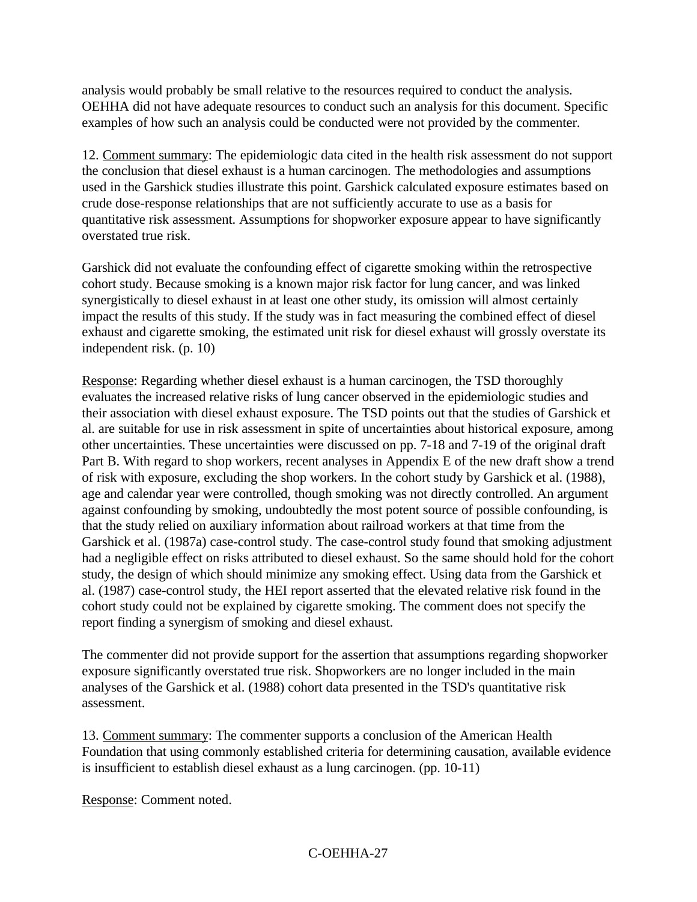analysis would probably be small relative to the resources required to conduct the analysis. OEHHA did not have adequate resources to conduct such an analysis for this document. Specific examples of how such an analysis could be conducted were not provided by the commenter.

12. Comment summary: The epidemiologic data cited in the health risk assessment do not support the conclusion that diesel exhaust is a human carcinogen. The methodologies and assumptions used in the Garshick studies illustrate this point. Garshick calculated exposure estimates based on crude dose-response relationships that are not sufficiently accurate to use as a basis for quantitative risk assessment. Assumptions for shopworker exposure appear to have significantly overstated true risk.

Garshick did not evaluate the confounding effect of cigarette smoking within the retrospective cohort study. Because smoking is a known major risk factor for lung cancer, and was linked synergistically to diesel exhaust in at least one other study, its omission will almost certainly impact the results of this study. If the study was in fact measuring the combined effect of diesel exhaust and cigarette smoking, the estimated unit risk for diesel exhaust will grossly overstate its independent risk. (p. 10)

Response: Regarding whether diesel exhaust is a human carcinogen, the TSD thoroughly evaluates the increased relative risks of lung cancer observed in the epidemiologic studies and their association with diesel exhaust exposure. The TSD points out that the studies of Garshick et al. are suitable for use in risk assessment in spite of uncertainties about historical exposure, among other uncertainties. These uncertainties were discussed on pp. 7-18 and 7-19 of the original draft Part B. With regard to shop workers, recent analyses in Appendix E of the new draft show a trend of risk with exposure, excluding the shop workers. In the cohort study by Garshick et al. (1988), age and calendar year were controlled, though smoking was not directly controlled. An argument against confounding by smoking, undoubtedly the most potent source of possible confounding, is that the study relied on auxiliary information about railroad workers at that time from the Garshick et al. (1987a) case-control study. The case-control study found that smoking adjustment had a negligible effect on risks attributed to diesel exhaust. So the same should hold for the cohort study, the design of which should minimize any smoking effect. Using data from the Garshick et al. (1987) case-control study, the HEI report asserted that the elevated relative risk found in the cohort study could not be explained by cigarette smoking. The comment does not specify the report finding a synergism of smoking and diesel exhaust.

The commenter did not provide support for the assertion that assumptions regarding shopworker exposure significantly overstated true risk. Shopworkers are no longer included in the main analyses of the Garshick et al. (1988) cohort data presented in the TSD's quantitative risk assessment.

13. Comment summary: The commenter supports a conclusion of the American Health Foundation that using commonly established criteria for determining causation, available evidence is insufficient to establish diesel exhaust as a lung carcinogen. (pp. 10-11)

Response: Comment noted.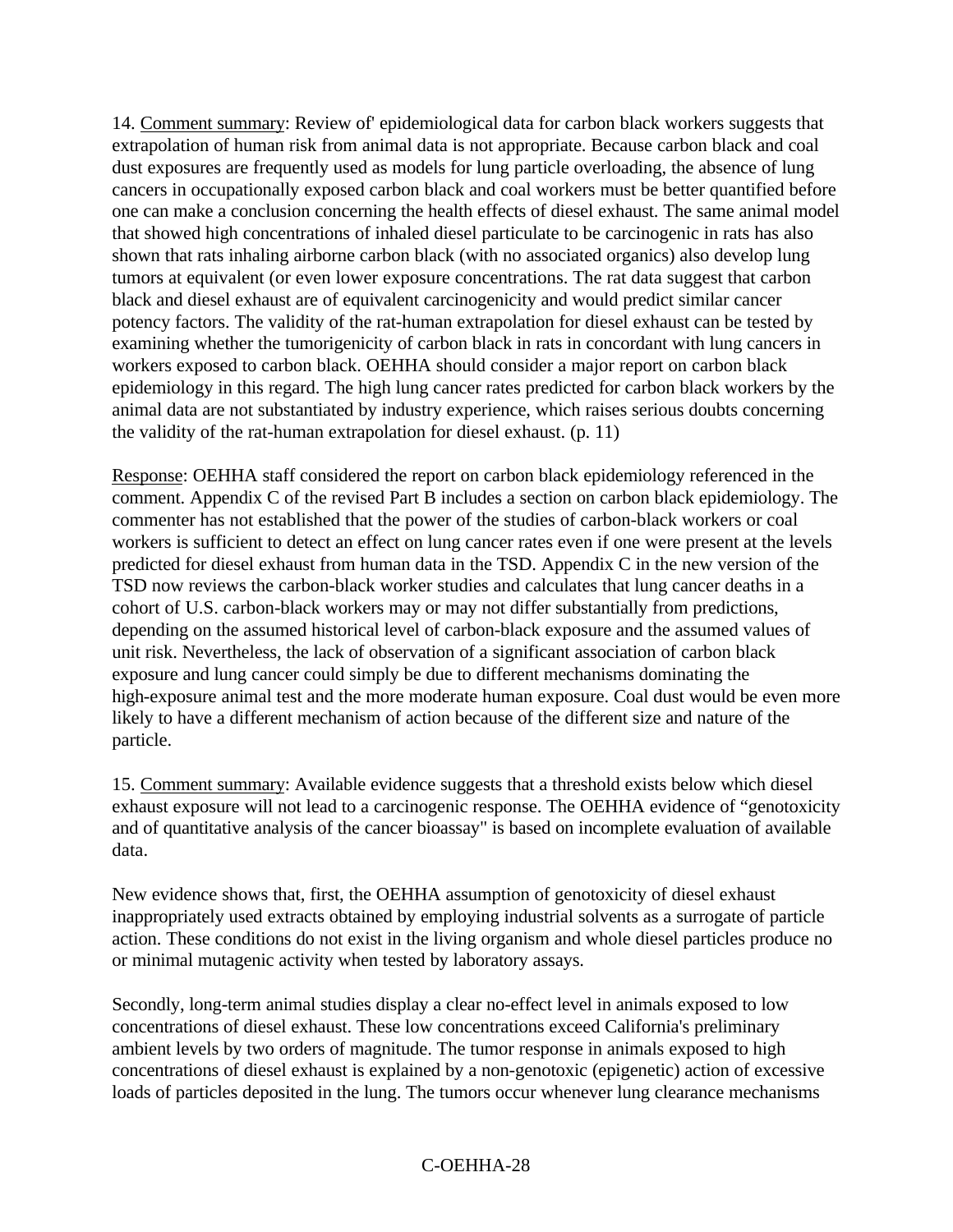14. Comment summary: Review of' epidemiological data for carbon black workers suggests that extrapolation of human risk from animal data is not appropriate. Because carbon black and coal dust exposures are frequently used as models for lung particle overloading, the absence of lung cancers in occupationally exposed carbon black and coal workers must be better quantified before one can make a conclusion concerning the health effects of diesel exhaust. The same animal model that showed high concentrations of inhaled diesel particulate to be carcinogenic in rats has also shown that rats inhaling airborne carbon black (with no associated organics) also develop lung tumors at equivalent (or even lower exposure concentrations. The rat data suggest that carbon black and diesel exhaust are of equivalent carcinogenicity and would predict similar cancer potency factors. The validity of the rat-human extrapolation for diesel exhaust can be tested by examining whether the tumorigenicity of carbon black in rats in concordant with lung cancers in workers exposed to carbon black. OEHHA should consider a major report on carbon black epidemiology in this regard. The high lung cancer rates predicted for carbon black workers by the animal data are not substantiated by industry experience, which raises serious doubts concerning the validity of the rat-human extrapolation for diesel exhaust. (p. 11)

Response: OEHHA staff considered the report on carbon black epidemiology referenced in the comment. Appendix C of the revised Part B includes a section on carbon black epidemiology. The commenter has not established that the power of the studies of carbon-black workers or coal workers is sufficient to detect an effect on lung cancer rates even if one were present at the levels predicted for diesel exhaust from human data in the TSD. Appendix C in the new version of the TSD now reviews the carbon-black worker studies and calculates that lung cancer deaths in a cohort of U.S. carbon-black workers may or may not differ substantially from predictions, depending on the assumed historical level of carbon-black exposure and the assumed values of unit risk. Nevertheless, the lack of observation of a significant association of carbon black exposure and lung cancer could simply be due to different mechanisms dominating the high-exposure animal test and the more moderate human exposure. Coal dust would be even more likely to have a different mechanism of action because of the different size and nature of the particle.

15. Comment summary: Available evidence suggests that a threshold exists below which diesel exhaust exposure will not lead to a carcinogenic response. The OEHHA evidence of “genotoxicity and of quantitative analysis of the cancer bioassay" is based on incomplete evaluation of available data.

New evidence shows that, first, the OEHHA assumption of genotoxicity of diesel exhaust inappropriately used extracts obtained by employing industrial solvents as a surrogate of particle action. These conditions do not exist in the living organism and whole diesel particles produce no or minimal mutagenic activity when tested by laboratory assays.

Secondly, long-term animal studies display a clear no-effect level in animals exposed to low concentrations of diesel exhaust. These low concentrations exceed California's preliminary ambient levels by two orders of magnitude. The tumor response in animals exposed to high concentrations of diesel exhaust is explained by a non-genotoxic (epigenetic) action of excessive loads of particles deposited in the lung. The tumors occur whenever lung clearance mechanisms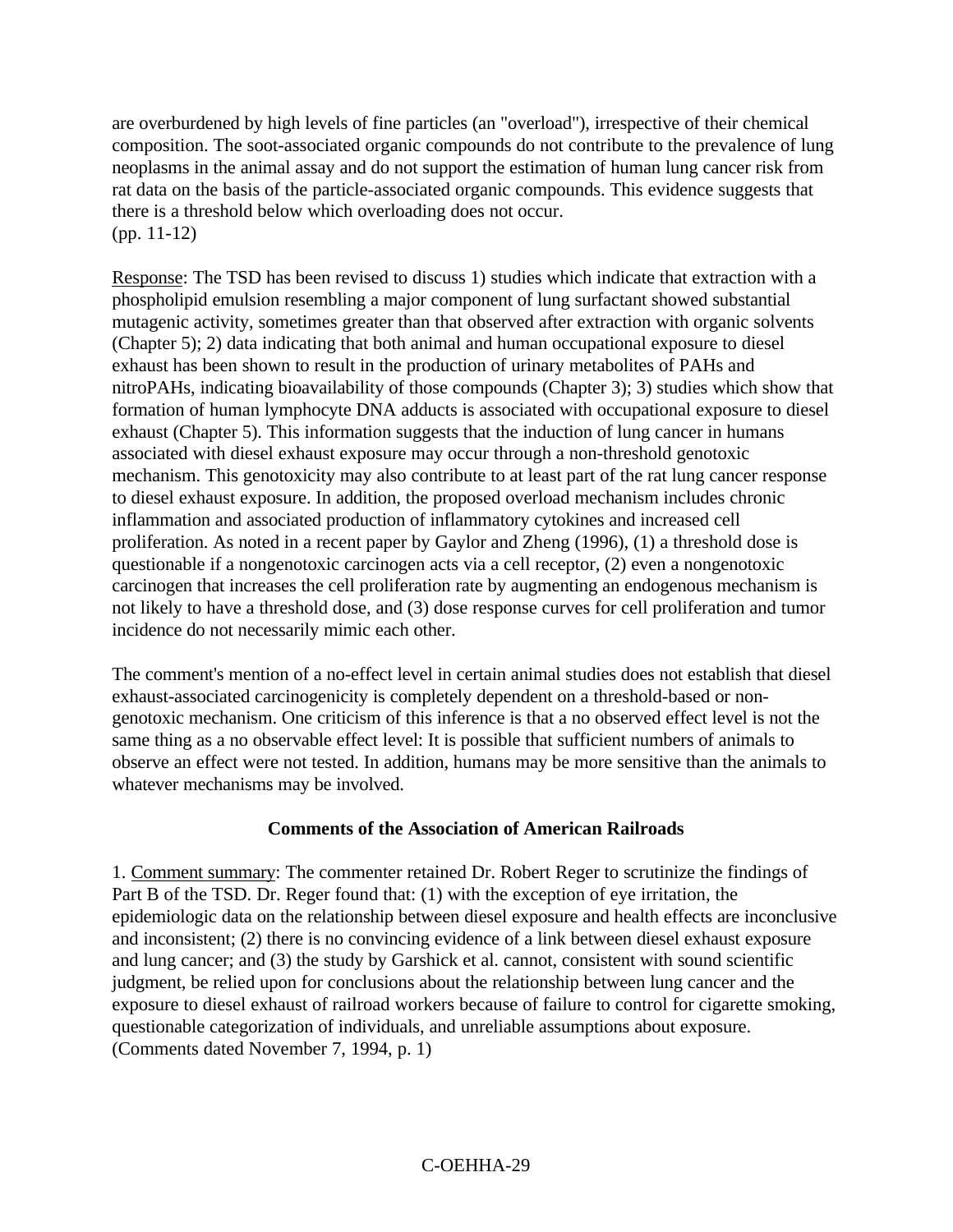are overburdened by high levels of fine particles (an "overload"), irrespective of their chemical composition. The soot-associated organic compounds do not contribute to the prevalence of lung neoplasms in the animal assay and do not support the estimation of human lung cancer risk from rat data on the basis of the particle-associated organic compounds. This evidence suggests that there is a threshold below which overloading does not occur.
(pp. 11-12)

Response: The TSD has been revised to discuss 1) studies which indicate that extraction with a phospholipid emulsion resembling a major component of lung surfactant showed substantial mutagenic activity, sometimes greater than that observed after extraction with organic solvents (Chapter 5); 2) data indicating that both animal and human occupational exposure to diesel exhaust has been shown to result in the production of urinary metabolites of PAHs and nitroPAHs, indicating bioavailability of those compounds (Chapter 3); 3) studies which show that formation of human lymphocyte DNA adducts is associated with occupational exposure to diesel exhaust (Chapter 5). This information suggests that the induction of lung cancer in humans associated with diesel exhaust exposure may occur through a non-threshold genotoxic mechanism. This genotoxicity may also contribute to at least part of the rat lung cancer response to diesel exhaust exposure. In addition, the proposed overload mechanism includes chronic inflammation and associated production of inflammatory cytokines and increased cell proliferation. As noted in a recent paper by Gaylor and Zheng (1996), (1) a threshold dose is questionable if a nongenotoxic carcinogen acts via a cell receptor, (2) even a nongenotoxic carcinogen that increases the cell proliferation rate by augmenting an endogenous mechanism is not likely to have a threshold dose, and (3) dose response curves for cell proliferation and tumor incidence do not necessarily mimic each other.

The comment's mention of a no-effect level in certain animal studies does not establish that diesel exhaust-associated carcinogenicity is completely dependent on a threshold-based or non-genotoxic mechanism. One criticism of this inference is that a no observed effect level is not the same thing as a no observable effect level: It is possible that sufficient numbers of animals to observe an effect were not tested. In addition, humans may be more sensitive than the animals to whatever mechanisms may be involved.

## Comments of the Association of American Railroads

1. Comment summary: The commenter retained Dr. Robert Reger to scrutinize the findings of Part B of the TSD. Dr. Reger found that: (1) with the exception of eye irritation, the epidemiologic data on the relationship between diesel exposure and health effects are inconclusive and inconsistent; (2) there is no convincing evidence of a link between diesel exhaust exposure and lung cancer; and (3) the study by Garshick et al. cannot, consistent with sound scientific judgment, be relied upon for conclusions about the relationship between lung cancer and the exposure to diesel exhaust of railroad workers because of failure to control for cigarette smoking, questionable categorization of individuals, and unreliable assumptions about exposure.
(Comments dated November 7, 1994, p. 1)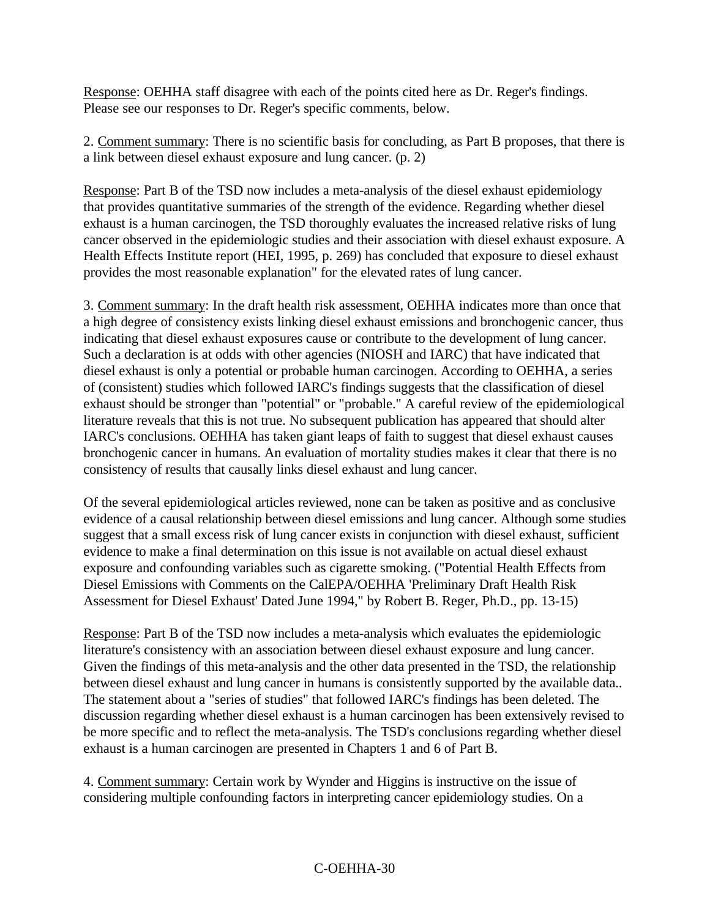Response: OEHHA staff disagree with each of the points cited here as Dr. Reger's findings. Please see our responses to Dr. Reger's specific comments, below.

2. Comment summary: There is no scientific basis for concluding, as Part B proposes, that there is a link between diesel exhaust exposure and lung cancer. (p. 2)

Response: Part B of the TSD now includes a meta-analysis of the diesel exhaust epidemiology that provides quantitative summaries of the strength of the evidence. Regarding whether diesel exhaust is a human carcinogen, the TSD thoroughly evaluates the increased relative risks of lung cancer observed in the epidemiologic studies and their association with diesel exhaust exposure. A Health Effects Institute report (HEI, 1995, p. 269) has concluded that exposure to diesel exhaust provides the most reasonable explanation" for the elevated rates of lung cancer.

3. Comment summary: In the draft health risk assessment, OEHHA indicates more than once that a high degree of consistency exists linking diesel exhaust emissions and bronchogenic cancer, thus indicating that diesel exhaust exposures cause or contribute to the development of lung cancer. Such a declaration is at odds with other agencies (NIOSH and IARC) that have indicated that diesel exhaust is only a potential or probable human carcinogen. According to OEHHA, a series of (consistent) studies which followed IARC's findings suggests that the classification of diesel exhaust should be stronger than "potential" or "probable." A careful review of the epidemiological literature reveals that this is not true. No subsequent publication has appeared that should alter IARC's conclusions. OEHHA has taken giant leaps of faith to suggest that diesel exhaust causes bronchogenic cancer in humans. An evaluation of mortality studies makes it clear that there is no consistency of results that causally links diesel exhaust and lung cancer.

Of the several epidemiological articles reviewed, none can be taken as positive and as conclusive evidence of a causal relationship between diesel emissions and lung cancer. Although some studies suggest that a small excess risk of lung cancer exists in conjunction with diesel exhaust, sufficient evidence to make a final determination on this issue is not available on actual diesel exhaust exposure and confounding variables such as cigarette smoking. ("Potential Health Effects from Diesel Emissions with Comments on the CalEPA/OEHHA 'Preliminary Draft Health Risk Assessment for Diesel Exhaust' Dated June 1994," by Robert B. Reger, Ph.D., pp. 13-15)

Response: Part B of the TSD now includes a meta-analysis which evaluates the epidemiologic literature's consistency with an association between diesel exhaust exposure and lung cancer. Given the findings of this meta-analysis and the other data presented in the TSD, the relationship between diesel exhaust and lung cancer in humans is consistently supported by the available data.. The statement about a "series of studies" that followed IARC's findings has been deleted. The discussion regarding whether diesel exhaust is a human carcinogen has been extensively revised to be more specific and to reflect the meta-analysis. The TSD's conclusions regarding whether diesel exhaust is a human carcinogen are presented in Chapters 1 and 6 of Part B.

4. Comment summary: Certain work by Wynder and Higgins is instructive on the issue of considering multiple confounding factors in interpreting cancer epidemiology studies. On a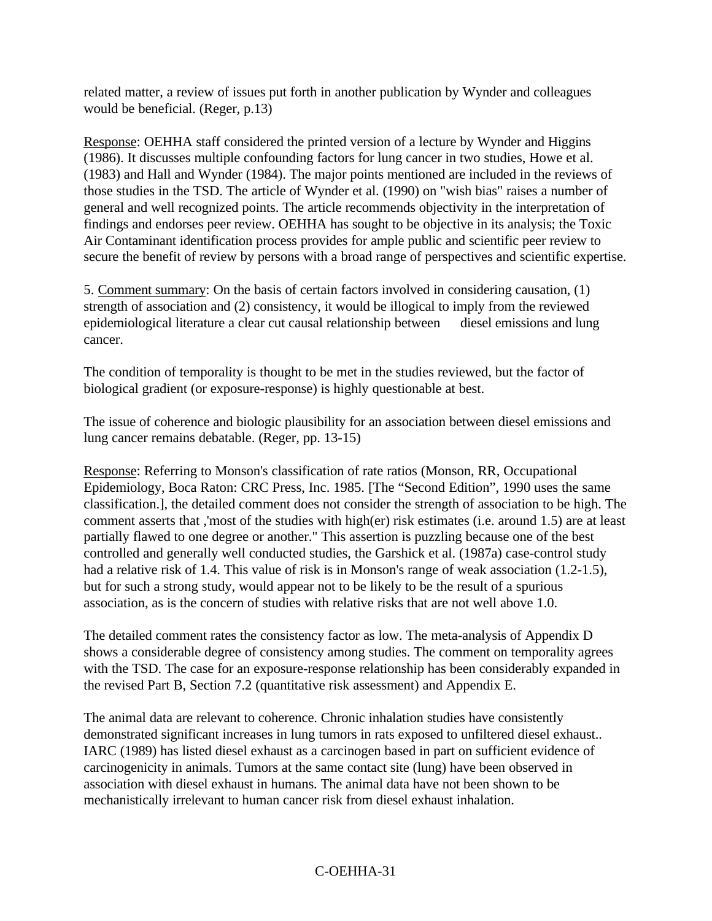related matter, a review of issues put forth in another publication by Wynder and colleagues would be beneficial. (Reger, p.13)

Response: OEHHA staff considered the printed version of a lecture by Wynder and Higgins (1986). It discusses multiple confounding factors for lung cancer in two studies, Howe et al. (1983) and Hall and Wynder (1984). The major points mentioned are included in the reviews of those studies in the TSD. The article of Wynder et al. (1990) on "wish bias" raises a number of general and well recognized points. The article recommends objectivity in the interpretation of findings and endorses peer review. OEHHA has sought to be objective in its analysis; the Toxic Air Contaminant identification process provides for ample public and scientific peer review to secure the benefit of review by persons with a broad range of perspectives and scientific expertise.

5. Comment summary: On the basis of certain factors involved in considering causation, (1) strength of association and (2) consistency, it would be illogical to imply from the reviewed epidemiological literature a clear cut causal relationship between diesel emissions and lung cancer.

The condition of temporality is thought to be met in the studies reviewed, but the factor of biological gradient (or exposure-response) is highly questionable at best.

The issue of coherence and biologic plausibility for an association between diesel emissions and lung cancer remains debatable. (Reger, pp. 13-15)

Response: Referring to Monson's classification of rate ratios (Monson, RR, Occupational Epidemiology, Boca Raton: CRC Press, Inc. 1985. [The “Second Edition”, 1990 uses the same classification.], the detailed comment does not consider the strength of association to be high. The comment asserts that ,'most of the studies with high(er) risk estimates (i.e. around 1.5) are at least partially flawed to one degree or another." This assertion is puzzling because one of the best controlled and generally well conducted studies, the Garshick et al. (1987a) case-control study had a relative risk of 1.4. This value of risk is in Monson's range of weak association (1.2-1.5), but for such a strong study, would appear not to be likely to be the result of a spurious association, as is the concern of studies with relative risks that are not well above 1.0.

The detailed comment rates the consistency factor as low. The meta-analysis of Appendix D shows a considerable degree of consistency among studies. The comment on temporality agrees with the TSD. The case for an exposure-response relationship has been considerably expanded in the revised Part B, Section 7.2 (quantitative risk assessment) and Appendix E.

The animal data are relevant to coherence. Chronic inhalation studies have consistently demonstrated significant increases in lung tumors in rats exposed to unfiltered diesel exhaust.. IARC (1989) has listed diesel exhaust as a carcinogen based in part on sufficient evidence of carcinogenicity in animals. Tumors at the same contact site (lung) have been observed in association with diesel exhaust in humans. The animal data have not been shown to be mechanistically irrelevant to human cancer risk from diesel exhaust inhalation.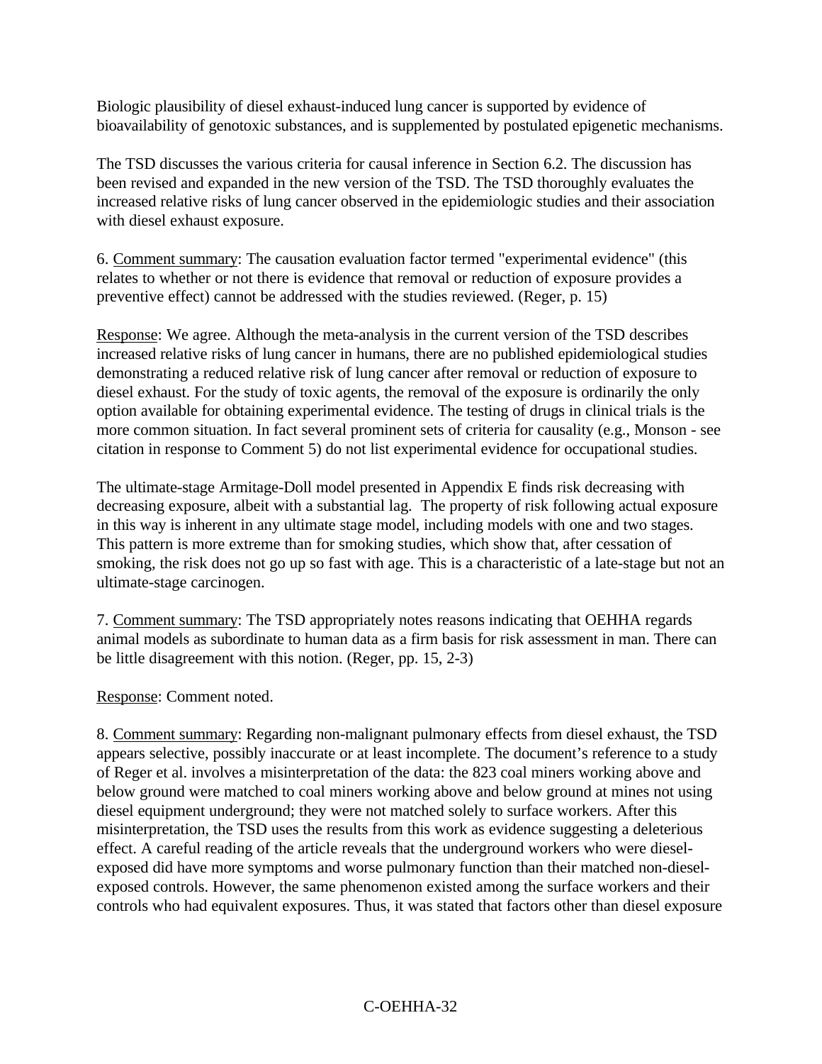Biologic plausibility of diesel exhaust-induced lung cancer is supported by evidence of bioavailability of genotoxic substances, and is supplemented by postulated epigenetic mechanisms.

The TSD discusses the various criteria for causal inference in Section 6.2. The discussion has been revised and expanded in the new version of the TSD. The TSD thoroughly evaluates the increased relative risks of lung cancer observed in the epidemiologic studies and their association with diesel exhaust exposure.

6. Comment summary: The causation evaluation factor termed "experimental evidence" (this relates to whether or not there is evidence that removal or reduction of exposure provides a preventive effect) cannot be addressed with the studies reviewed. (Reger, p. 15)

Response: We agree. Although the meta-analysis in the current version of the TSD describes increased relative risks of lung cancer in humans, there are no published epidemiological studies demonstrating a reduced relative risk of lung cancer after removal or reduction of exposure to diesel exhaust. For the study of toxic agents, the removal of the exposure is ordinarily the only option available for obtaining experimental evidence. The testing of drugs in clinical trials is the more common situation. In fact several prominent sets of criteria for causality (e.g., Monson - see citation in response to Comment 5) do not list experimental evidence for occupational studies.

The ultimate-stage Armitage-Doll model presented in Appendix E finds risk decreasing with decreasing exposure, albeit with a substantial lag. The property of risk following actual exposure in this way is inherent in any ultimate stage model, including models with one and two stages. This pattern is more extreme than for smoking studies, which show that, after cessation of smoking, the risk does not go up so fast with age. This is a characteristic of a late-stage but not an ultimate-stage carcinogen.

7. Comment summary: The TSD appropriately notes reasons indicating that OEHHA regards animal models as subordinate to human data as a firm basis for risk assessment in man. There can be little disagreement with this notion. (Reger, pp. 15, 2-3)

Response: Comment noted.

8. Comment summary: Regarding non-malignant pulmonary effects from diesel exhaust, the TSD appears selective, possibly inaccurate or at least incomplete. The document's reference to a study of Reger et al. involves a misinterpretation of the data: the 823 coal miners working above and below ground were matched to coal miners working above and below ground at mines not using diesel equipment underground; they were not matched solely to surface workers. After this misinterpretation, the TSD uses the results from this work as evidence suggesting a deleterious effect. A careful reading of the article reveals that the underground workers who were diesel-exposed did have more symptoms and worse pulmonary function than their matched non-diesel-exposed controls. However, the same phenomenon existed among the surface workers and their controls who had equivalent exposures. Thus, it was stated that factors other than diesel exposure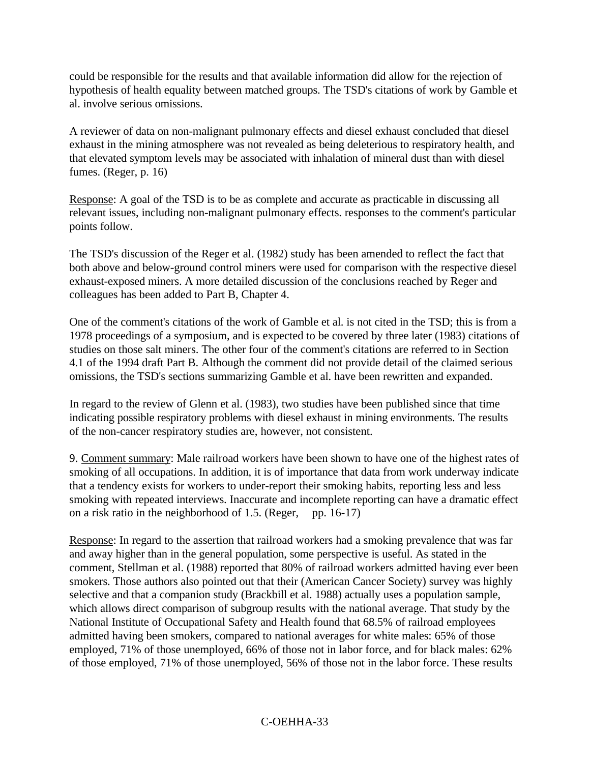could be responsible for the results and that available information did allow for the rejection of hypothesis of health equality between matched groups. The TSD's citations of work by Gamble et al. involve serious omissions.

A reviewer of data on non-malignant pulmonary effects and diesel exhaust concluded that diesel exhaust in the mining atmosphere was not revealed as being deleterious to respiratory health, and that elevated symptom levels may be associated with inhalation of mineral dust than with diesel fumes. (Reger, p. 16)

Response: A goal of the TSD is to be as complete and accurate as practicable in discussing all relevant issues, including non-malignant pulmonary effects. responses to the comment's particular points follow.

The TSD's discussion of the Reger et al. (1982) study has been amended to reflect the fact that both above and below-ground control miners were used for comparison with the respective diesel exhaust-exposed miners. A more detailed discussion of the conclusions reached by Reger and colleagues has been added to Part B, Chapter 4.

One of the comment's citations of the work of Gamble et al. is not cited in the TSD; this is from a 1978 proceedings of a symposium, and is expected to be covered by three later (1983) citations of studies on those salt miners. The other four of the comment's citations are referred to in Section 4.1 of the 1994 draft Part B. Although the comment did not provide detail of the claimed serious omissions, the TSD's sections summarizing Gamble et al. have been rewritten and expanded.

In regard to the review of Glenn et al. (1983), two studies have been published since that time indicating possible respiratory problems with diesel exhaust in mining environments. The results of the non-cancer respiratory studies are, however, not consistent.

9. Comment summary: Male railroad workers have been shown to have one of the highest rates of smoking of all occupations. In addition, it is of importance that data from work underway indicate that a tendency exists for workers to under-report their smoking habits, reporting less and less smoking with repeated interviews. Inaccurate and incomplete reporting can have a dramatic effect on a risk ratio in the neighborhood of 1.5. (Reger, pp. 16-17)

Response: In regard to the assertion that railroad workers had a smoking prevalence that was far and away higher than in the general population, some perspective is useful. As stated in the comment, Stellman et al. (1988) reported that 80% of railroad workers admitted having ever been smokers. Those authors also pointed out that their (American Cancer Society) survey was highly selective and that a companion study (Brackbill et al. 1988) actually uses a population sample, which allows direct comparison of subgroup results with the national average. That study by the National Institute of Occupational Safety and Health found that 68.5% of railroad employees admitted having been smokers, compared to national averages for white males: 65% of those employed, 71% of those unemployed, 66% of those not in labor force, and for black males: 62% of those employed, 71% of those unemployed, 56% of those not in the labor force. These results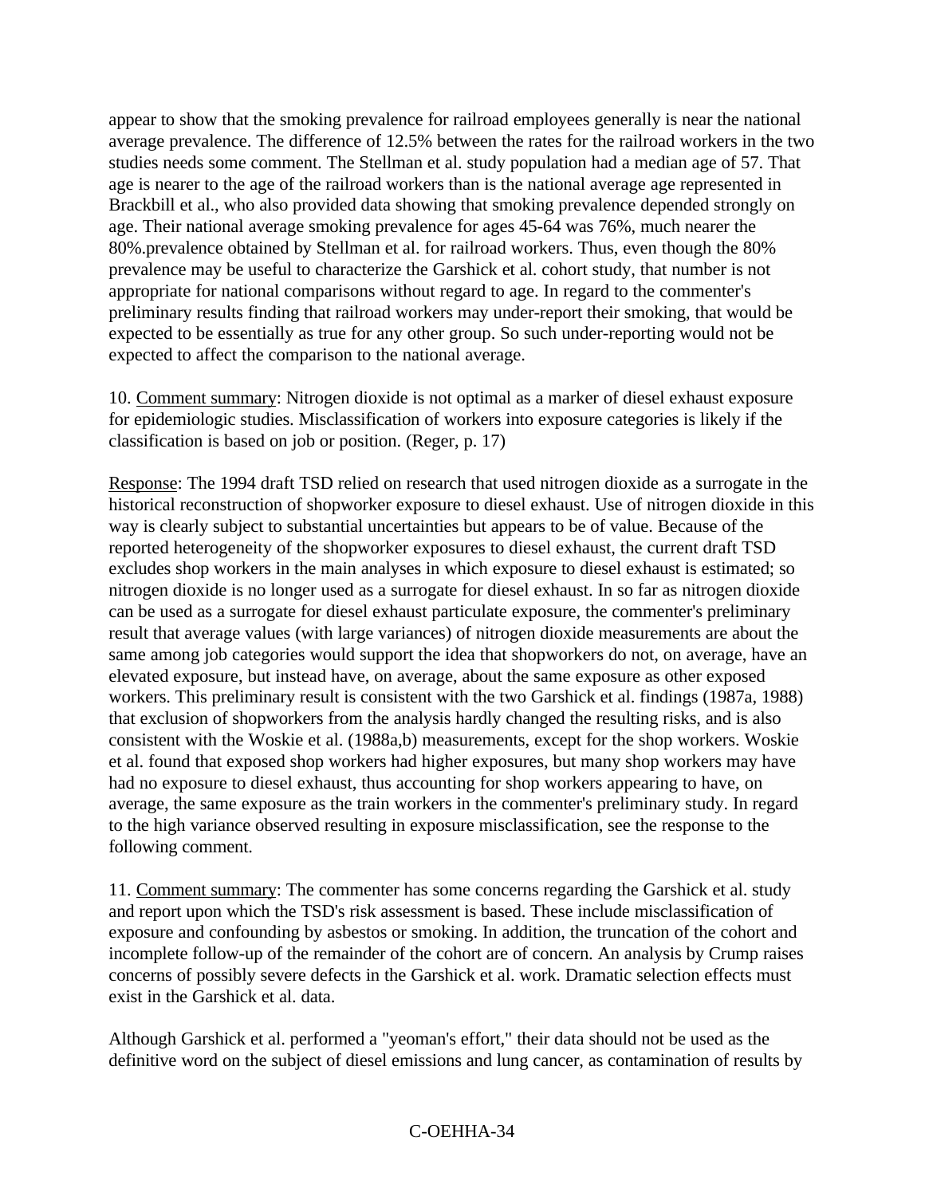appear to show that the smoking prevalence for railroad employees generally is near the national average prevalence. The difference of 12.5% between the rates for the railroad workers in the two studies needs some comment. The Stellman et al. study population had a median age of 57. That age is nearer to the age of the railroad workers than is the national average age represented in Brackbill et al., who also provided data showing that smoking prevalence depended strongly on age. Their national average smoking prevalence for ages 45-64 was 76%, much nearer the 80%.prevalence obtained by Stellman et al. for railroad workers. Thus, even though the 80% prevalence may be useful to characterize the Garshick et al. cohort study, that number is not appropriate for national comparisons without regard to age. In regard to the commenter's preliminary results finding that railroad workers may under-report their smoking, that would be expected to be essentially as true for any other group. So such under-reporting would not be expected to affect the comparison to the national average.

10. Comment summary: Nitrogen dioxide is not optimal as a marker of diesel exhaust exposure for epidemiologic studies. Misclassification of workers into exposure categories is likely if the classification is based on job or position. (Reger, p. 17)

Response: The 1994 draft TSD relied on research that used nitrogen dioxide as a surrogate in the historical reconstruction of shopworker exposure to diesel exhaust. Use of nitrogen dioxide in this way is clearly subject to substantial uncertainties but appears to be of value. Because of the reported heterogeneity of the shopworker exposures to diesel exhaust, the current draft TSD excludes shop workers in the main analyses in which exposure to diesel exhaust is estimated; so nitrogen dioxide is no longer used as a surrogate for diesel exhaust. In so far as nitrogen dioxide can be used as a surrogate for diesel exhaust particulate exposure, the commenter's preliminary result that average values (with large variances) of nitrogen dioxide measurements are about the same among job categories would support the idea that shopworkers do not, on average, have an elevated exposure, but instead have, on average, about the same exposure as other exposed workers. This preliminary result is consistent with the two Garshick et al. findings (1987a, 1988) that exclusion of shopworkers from the analysis hardly changed the resulting risks, and is also consistent with the Woskie et al. (1988a,b) measurements, except for the shop workers. Woskie et al. found that exposed shop workers had higher exposures, but many shop workers may have had no exposure to diesel exhaust, thus accounting for shop workers appearing to have, on average, the same exposure as the train workers in the commenter's preliminary study. In regard to the high variance observed resulting in exposure misclassification, see the response to the following comment.

11. Comment summary: The commenter has some concerns regarding the Garshick et al. study and report upon which the TSD's risk assessment is based. These include misclassification of exposure and confounding by asbestos or smoking. In addition, the truncation of the cohort and incomplete follow-up of the remainder of the cohort are of concern. An analysis by Crump raises concerns of possibly severe defects in the Garshick et al. work. Dramatic selection effects must exist in the Garshick et al. data.

Although Garshick et al. performed a "yeoman's effort," their data should not be used as the definitive word on the subject of diesel emissions and lung cancer, as contamination of results by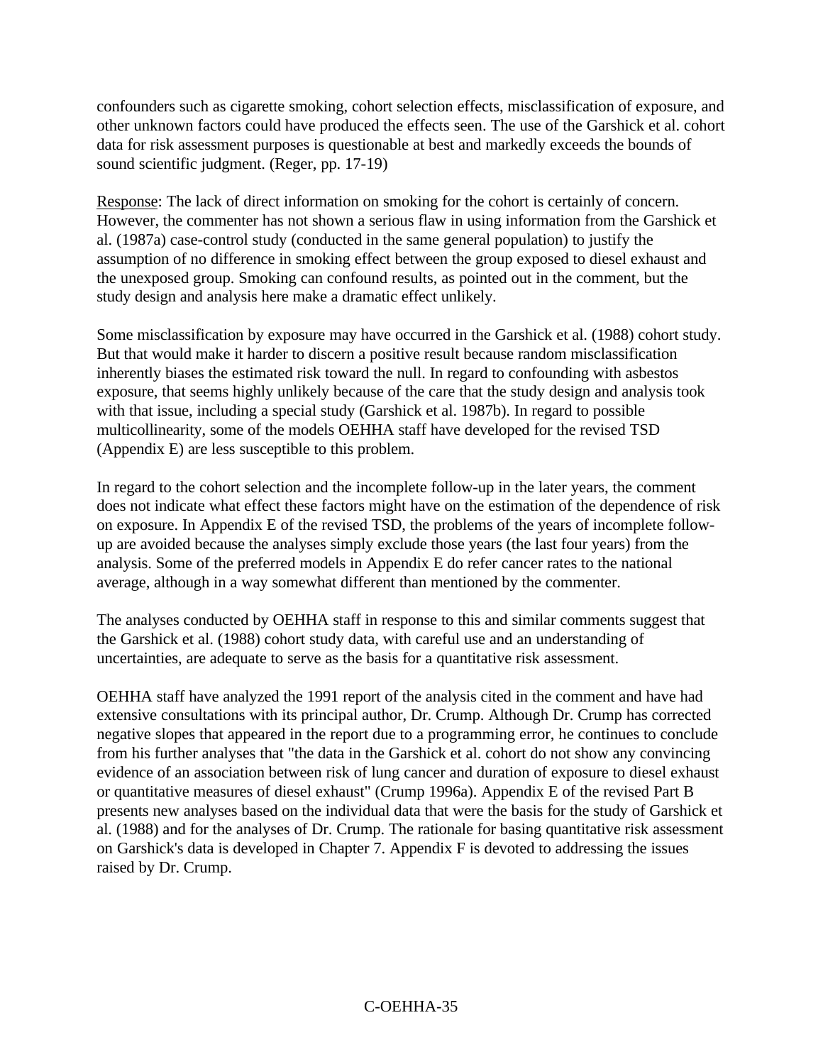confounders such as cigarette smoking, cohort selection effects, misclassification of exposure, and other unknown factors could have produced the effects seen. The use of the Garshick et al. cohort data for risk assessment purposes is questionable at best and markedly exceeds the bounds of sound scientific judgment. (Reger, pp. 17-19)

Response: The lack of direct information on smoking for the cohort is certainly of concern. However, the commenter has not shown a serious flaw in using information from the Garshick et al. (1987a) case-control study (conducted in the same general population) to justify the assumption of no difference in smoking effect between the group exposed to diesel exhaust and the unexposed group. Smoking can confound results, as pointed out in the comment, but the study design and analysis here make a dramatic effect unlikely.

Some misclassification by exposure may have occurred in the Garshick et al. (1988) cohort study. But that would make it harder to discern a positive result because random misclassification inherently biases the estimated risk toward the null. In regard to confounding with asbestos exposure, that seems highly unlikely because of the care that the study design and analysis took with that issue, including a special study (Garshick et al. 1987b). In regard to possible multicollinearity, some of the models OEHHA staff have developed for the revised TSD (Appendix E) are less susceptible to this problem.

In regard to the cohort selection and the incomplete follow-up in the later years, the comment does not indicate what effect these factors might have on the estimation of the dependence of risk on exposure. In Appendix E of the revised TSD, the problems of the years of incomplete follow-up are avoided because the analyses simply exclude those years (the last four years) from the analysis. Some of the preferred models in Appendix E do refer cancer rates to the national average, although in a way somewhat different than mentioned by the commenter.

The analyses conducted by OEHHA staff in response to this and similar comments suggest that the Garshick et al. (1988) cohort study data, with careful use and an understanding of uncertainties, are adequate to serve as the basis for a quantitative risk assessment.

OEHHA staff have analyzed the 1991 report of the analysis cited in the comment and have had extensive consultations with its principal author, Dr. Crump. Although Dr. Crump has corrected negative slopes that appeared in the report due to a programming error, he continues to conclude from his further analyses that "the data in the Garshick et al. cohort do not show any convincing evidence of an association between risk of lung cancer and duration of exposure to diesel exhaust or quantitative measures of diesel exhaust" (Crump 1996a). Appendix E of the revised Part B presents new analyses based on the individual data that were the basis for the study of Garshick et al. (1988) and for the analyses of Dr. Crump. The rationale for basing quantitative risk assessment on Garshick's data is developed in Chapter 7. Appendix F is devoted to addressing the issues raised by Dr. Crump.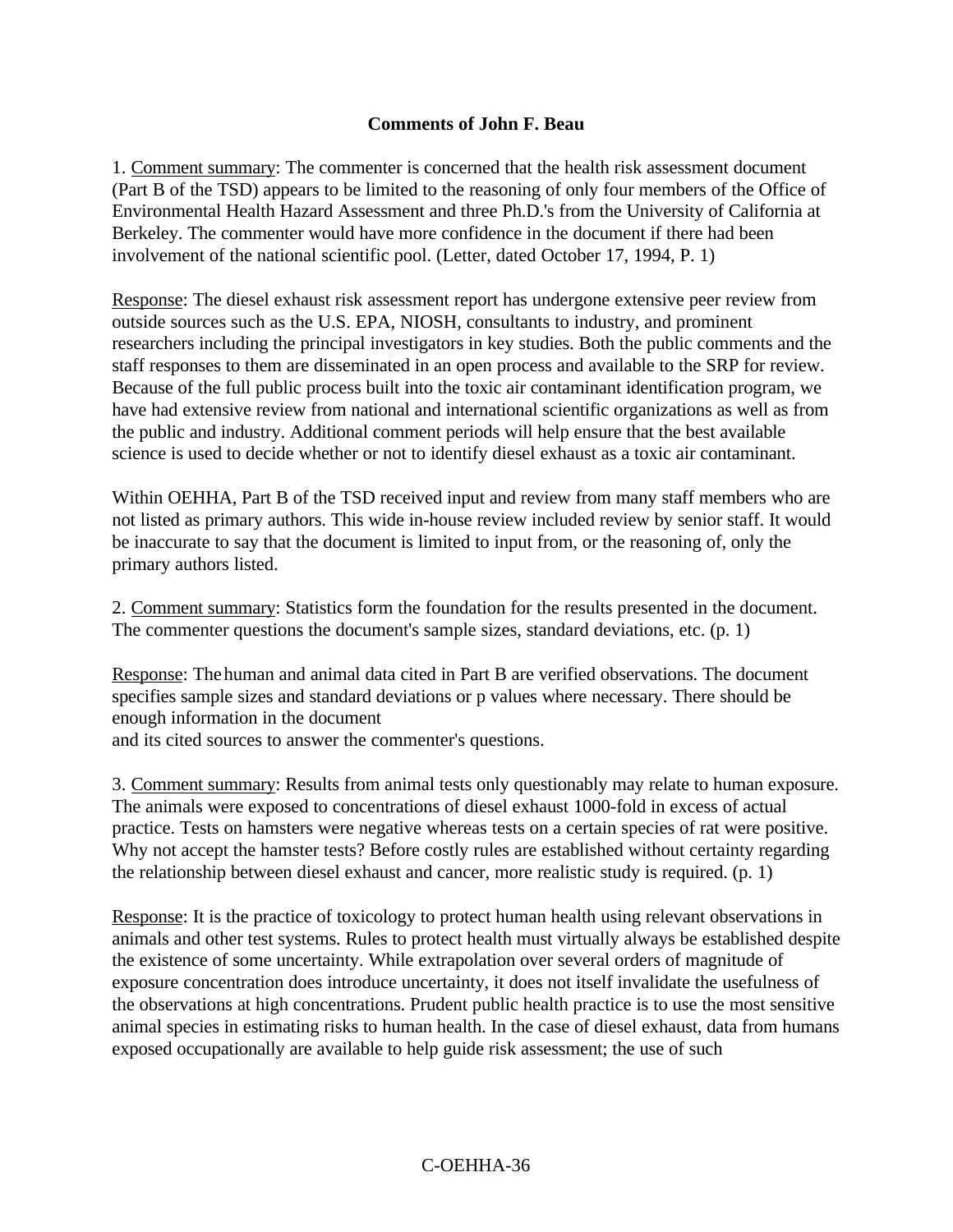**Comments of John F. Beau**

1. Comment summary: The commenter is concerned that the health risk assessment document (Part B of the TSD) appears to be limited to the reasoning of only four members of the Office of Environmental Health Hazard Assessment and three Ph.D.'s from the University of California at Berkeley. The commenter would have more confidence in the document if there had been involvement of the national scientific pool. (Letter, dated October 17, 1994, P. 1)

Response: The diesel exhaust risk assessment report has undergone extensive peer review from outside sources such as the U.S. EPA, NIOSH, consultants to industry, and prominent researchers including the principal investigators in key studies. Both the public comments and the staff responses to them are disseminated in an open process and available to the SRP for review. Because of the full public process built into the toxic air contaminant identification program, we have had extensive review from national and international scientific organizations as well as from the public and industry. Additional comment periods will help ensure that the best available science is used to decide whether or not to identify diesel exhaust as a toxic air contaminant.

Within OEHHA, Part B of the TSD received input and review from many staff members who are not listed as primary authors. This wide in-house review included review by senior staff. It would be inaccurate to say that the document is limited to input from, or the reasoning of, only the primary authors listed.

2. Comment summary: Statistics form the foundation for the results presented in the document. The commenter questions the document's sample sizes, standard deviations, etc. (p. 1)

Response: The human and animal data cited in Part B are verified observations. The document specifies sample sizes and standard deviations or p values where necessary. There should be enough information in the document and its cited sources to answer the commenter's questions.

3. Comment summary: Results from animal tests only questionably may relate to human exposure. The animals were exposed to concentrations of diesel exhaust 1000-fold in excess of actual practice. Tests on hamsters were negative whereas tests on a certain species of rat were positive. Why not accept the hamster tests? Before costly rules are established without certainty regarding the relationship between diesel exhaust and cancer, more realistic study is required. (p. 1)

Response: It is the practice of toxicology to protect human health using relevant observations in animals and other test systems. Rules to protect health must virtually always be established despite the existence of some uncertainty. While extrapolation over several orders of magnitude of exposure concentration does introduce uncertainty, it does not itself invalidate the usefulness of the observations at high concentrations. Prudent public health practice is to use the most sensitive animal species in estimating risks to human health. In the case of diesel exhaust, data from humans exposed occupationally are available to help guide risk assessment; the use of such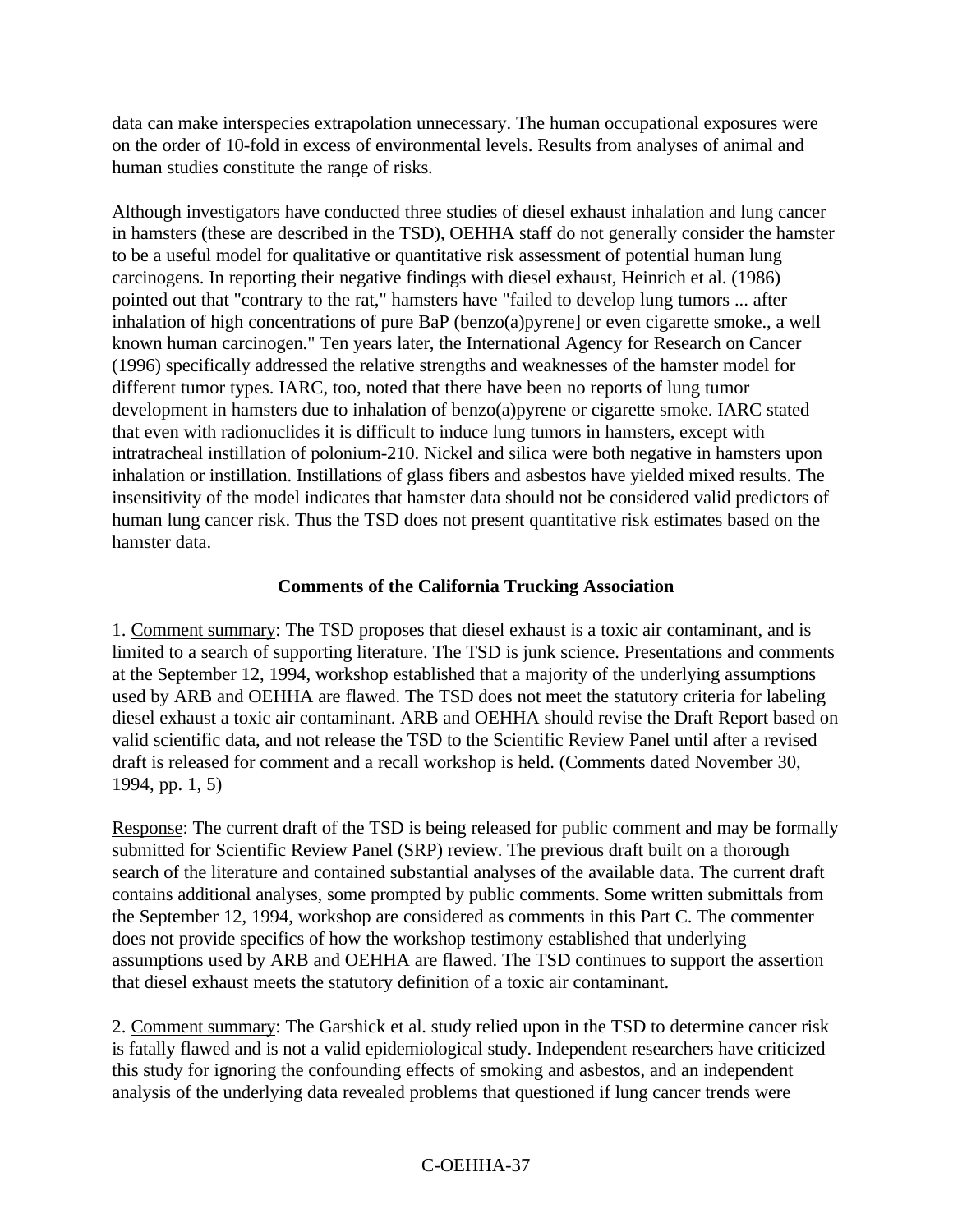data can make interspecies extrapolation unnecessary. The human occupational exposures were on the order of 10-fold in excess of environmental levels. Results from analyses of animal and human studies constitute the range of risks.

Although investigators have conducted three studies of diesel exhaust inhalation and lung cancer in hamsters (these are described in the TSD), OEHHA staff do not generally consider the hamster to be a useful model for qualitative or quantitative risk assessment of potential human lung carcinogens. In reporting their negative findings with diesel exhaust, Heinrich et al. (1986) pointed out that "contrary to the rat," hamsters have "failed to develop lung tumors ... after inhalation of high concentrations of pure BaP (benzo(a)pyrene] or even cigarette smoke., a well known human carcinogen." Ten years later, the International Agency for Research on Cancer (1996) specifically addressed the relative strengths and weaknesses of the hamster model for different tumor types. IARC, too, noted that there have been no reports of lung tumor development in hamsters due to inhalation of benzo(a)pyrene or cigarette smoke. IARC stated that even with radionuclides it is difficult to induce lung tumors in hamsters, except with intratracheal instillation of polonium-210. Nickel and silica were both negative in hamsters upon inhalation or instillation. Instillations of glass fibers and asbestos have yielded mixed results. The insensitivity of the model indicates that hamster data should not be considered valid predictors of human lung cancer risk. Thus the TSD does not present quantitative risk estimates based on the hamster data.

### Comments of the California Trucking Association

1. Comment summary: The TSD proposes that diesel exhaust is a toxic air contaminant, and is limited to a search of supporting literature. The TSD is junk science. Presentations and comments at the September 12, 1994, workshop established that a majority of the underlying assumptions used by ARB and OEHHA are flawed. The TSD does not meet the statutory criteria for labeling diesel exhaust a toxic air contaminant. ARB and OEHHA should revise the Draft Report based on valid scientific data, and not release the TSD to the Scientific Review Panel until after a revised draft is released for comment and a recall workshop is held. (Comments dated November 30, 1994, pp. 1, 5)

Response: The current draft of the TSD is being released for public comment and may be formally submitted for Scientific Review Panel (SRP) review. The previous draft built on a thorough search of the literature and contained substantial analyses of the available data. The current draft contains additional analyses, some prompted by public comments. Some written submittals from the September 12, 1994, workshop are considered as comments in this Part C. The commenter does not provide specifics of how the workshop testimony established that underlying assumptions used by ARB and OEHHA are flawed. The TSD continues to support the assertion that diesel exhaust meets the statutory definition of a toxic air contaminant.

2. Comment summary: The Garshick et al. study relied upon in the TSD to determine cancer risk is fatally flawed and is not a valid epidemiological study. Independent researchers have criticized this study for ignoring the confounding effects of smoking and asbestos, and an independent analysis of the underlying data revealed problems that questioned if lung cancer trends were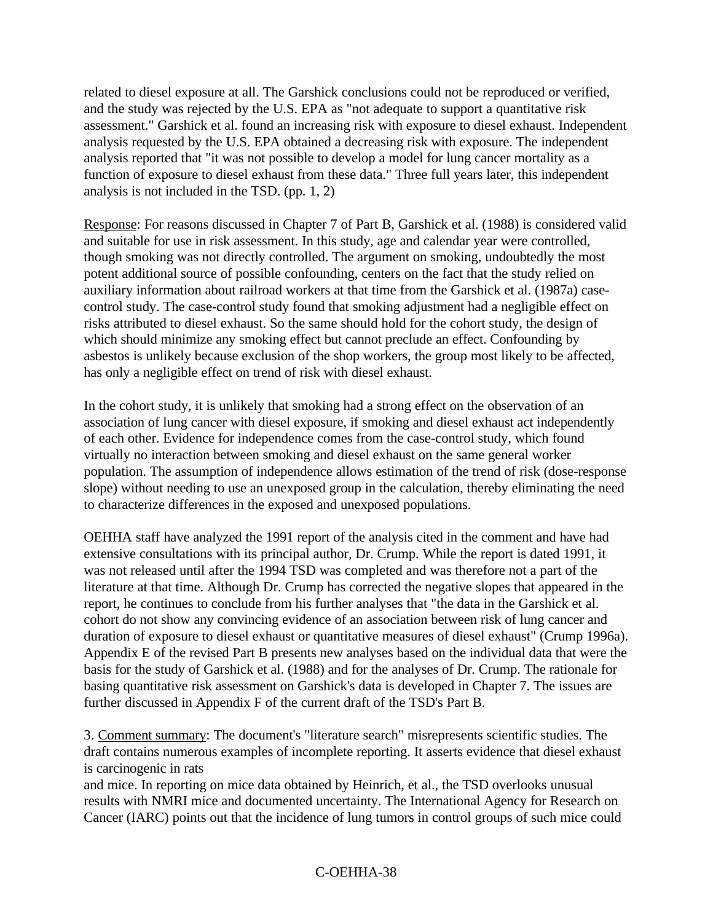related to diesel exposure at all. The Garshick conclusions could not be reproduced or verified, and the study was rejected by the U.S. EPA as "not adequate to support a quantitative risk assessment." Garshick et al. found an increasing risk with exposure to diesel exhaust. Independent analysis requested by the U.S. EPA obtained a decreasing risk with exposure. The independent analysis reported that "it was not possible to develop a model for lung cancer mortality as a function of exposure to diesel exhaust from these data." Three full years later, this independent analysis is not included in the TSD. (pp. 1, 2)

Response: For reasons discussed in Chapter 7 of Part B, Garshick et al. (1988) is considered valid and suitable for use in risk assessment. In this study, age and calendar year were controlled, though smoking was not directly controlled. The argument on smoking, undoubtedly the most potent additional source of possible confounding, centers on the fact that the study relied on auxiliary information about railroad workers at that time from the Garshick et al. (1987a) case-control study. The case-control study found that smoking adjustment had a negligible effect on risks attributed to diesel exhaust. So the same should hold for the cohort study, the design of which should minimize any smoking effect but cannot preclude an effect. Confounding by asbestos is unlikely because exclusion of the shop workers, the group most likely to be affected, has only a negligible effect on trend of risk with diesel exhaust.

In the cohort study, it is unlikely that smoking had a strong effect on the observation of an association of lung cancer with diesel exposure, if smoking and diesel exhaust act independently of each other. Evidence for independence comes from the case-control study, which found virtually no interaction between smoking and diesel exhaust on the same general worker population. The assumption of independence allows estimation of the trend of risk (dose-response slope) without needing to use an unexposed group in the calculation, thereby eliminating the need to characterize differences in the exposed and unexposed populations.

OEHHA staff have analyzed the 1991 report of the analysis cited in the comment and have had extensive consultations with its principal author, Dr. Crump. While the report is dated 1991, it was not released until after the 1994 TSD was completed and was therefore not a part of the literature at that time. Although Dr. Crump has corrected the negative slopes that appeared in the report, he continues to conclude from his further analyses that "the data in the Garshick et al. cohort do not show any convincing evidence of an association between risk of lung cancer and duration of exposure to diesel exhaust or quantitative measures of diesel exhaust" (Crump 1996a). Appendix E of the revised Part B presents new analyses based on the individual data that were the basis for the study of Garshick et al. (1988) and for the analyses of Dr. Crump. The rationale for basing quantitative risk assessment on Garshick's data is developed in Chapter 7. The issues are further discussed in Appendix F of the current draft of the TSD's Part B.

3. Comment summary: The document's "literature search" misrepresents scientific studies. The draft contains numerous examples of incomplete reporting. It asserts evidence that diesel exhaust is carcinogenic in rats and mice. In reporting on mice data obtained by Heinrich, et al., the TSD overlooks unusual results with NMRI mice and documented uncertainty. The International Agency for Research on Cancer (IARC) points out that the incidence of lung tumors in control groups of such mice could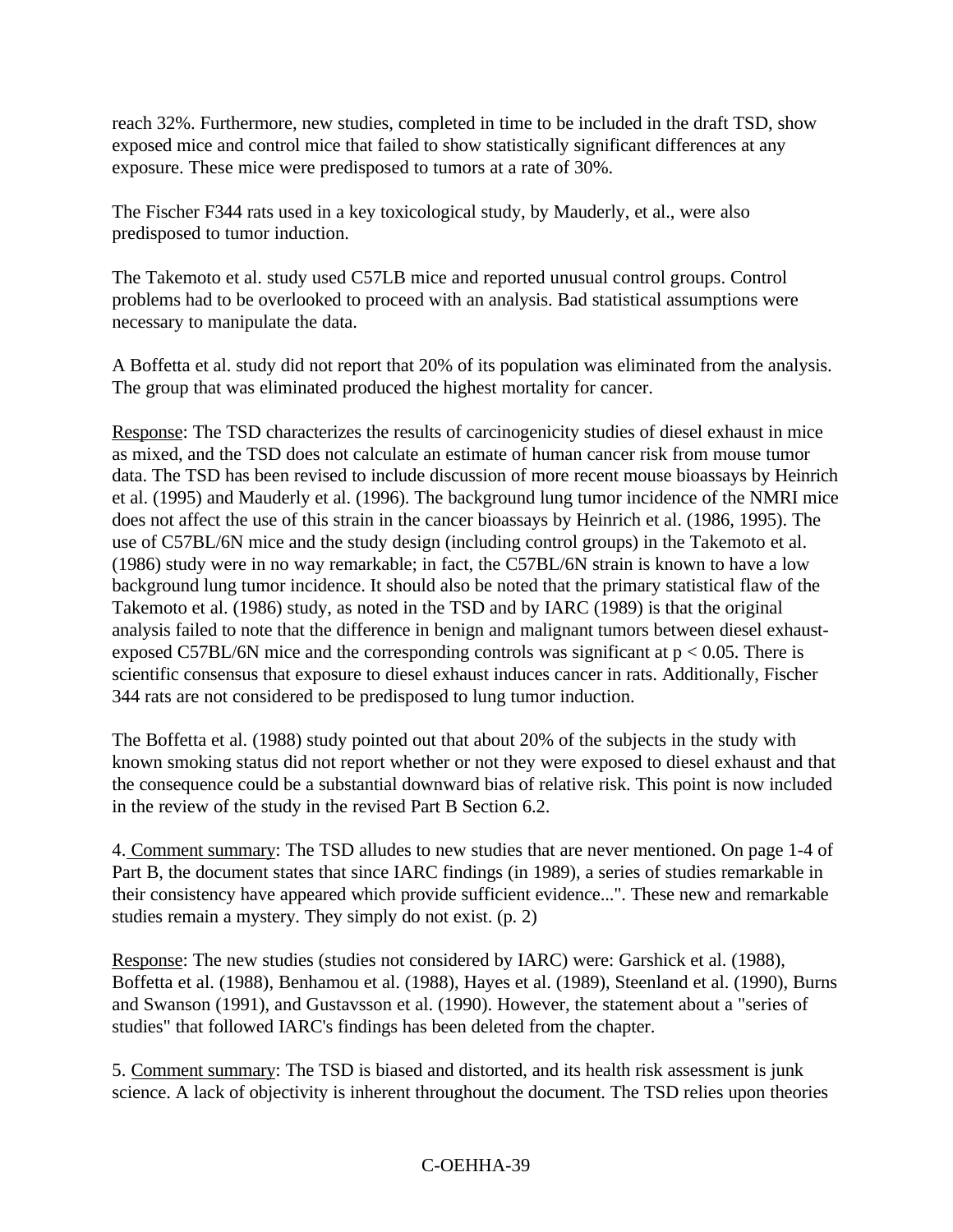reach 32%. Furthermore, new studies, completed in time to be included in the draft TSD, show exposed mice and control mice that failed to show statistically significant differences at any exposure. These mice were predisposed to tumors at a rate of 30%.

The Fischer F344 rats used in a key toxicological study, by Mauderly, et al., were also predisposed to tumor induction.

The Takemoto et al. study used C57LB mice and reported unusual control groups. Control problems had to be overlooked to proceed with an analysis. Bad statistical assumptions were necessary to manipulate the data.

A Boffetta et al. study did not report that 20% of its population was eliminated from the analysis. The group that was eliminated produced the highest mortality for cancer.

Response: The TSD characterizes the results of carcinogenicity studies of diesel exhaust in mice as mixed, and the TSD does not calculate an estimate of human cancer risk from mouse tumor data. The TSD has been revised to include discussion of more recent mouse bioassays by Heinrich et al. (1995) and Mauderly et al. (1996). The background lung tumor incidence of the NMRI mice does not affect the use of this strain in the cancer bioassays by Heinrich et al. (1986, 1995). The use of C57BL/6N mice and the study design (including control groups) in the Takemoto et al. (1986) study were in no way remarkable; in fact, the C57BL/6N strain is known to have a low background lung tumor incidence. It should also be noted that the primary statistical flaw of the Takemoto et al. (1986) study, as noted in the TSD and by IARC (1989) is that the original analysis failed to note that the difference in benign and malignant tumors between diesel exhaust-exposed C57BL/6N mice and the corresponding controls was significant at $p < 0.05$. There is scientific consensus that exposure to diesel exhaust induces cancer in rats. Additionally, Fischer 344 rats are not considered to be predisposed to lung tumor induction.

The Boffetta et al. (1988) study pointed out that about 20% of the subjects in the study with known smoking status did not report whether or not they were exposed to diesel exhaust and that the consequence could be a substantial downward bias of relative risk. This point is now included in the review of the study in the revised Part B Section 6.2.

4. Comment summary: The TSD alludes to new studies that are never mentioned. On page 1-4 of Part B, the document states that since IARC findings (in 1989), a series of studies remarkable in their consistency have appeared which provide sufficient evidence...". These new and remarkable studies remain a mystery. They simply do not exist. (p. 2)

Response: The new studies (studies not considered by IARC) were: Garshick et al. (1988), Boffetta et al. (1988), Benhamou et al. (1988), Hayes et al. (1989), Steenland et al. (1990), Burns and Swanson (1991), and Gustavsson et al. (1990). However, the statement about a "series of studies" that followed IARC's findings has been deleted from the chapter.

5. Comment summary: The TSD is biased and distorted, and its health risk assessment is junk science. A lack of objectivity is inherent throughout the document. The TSD relies upon theories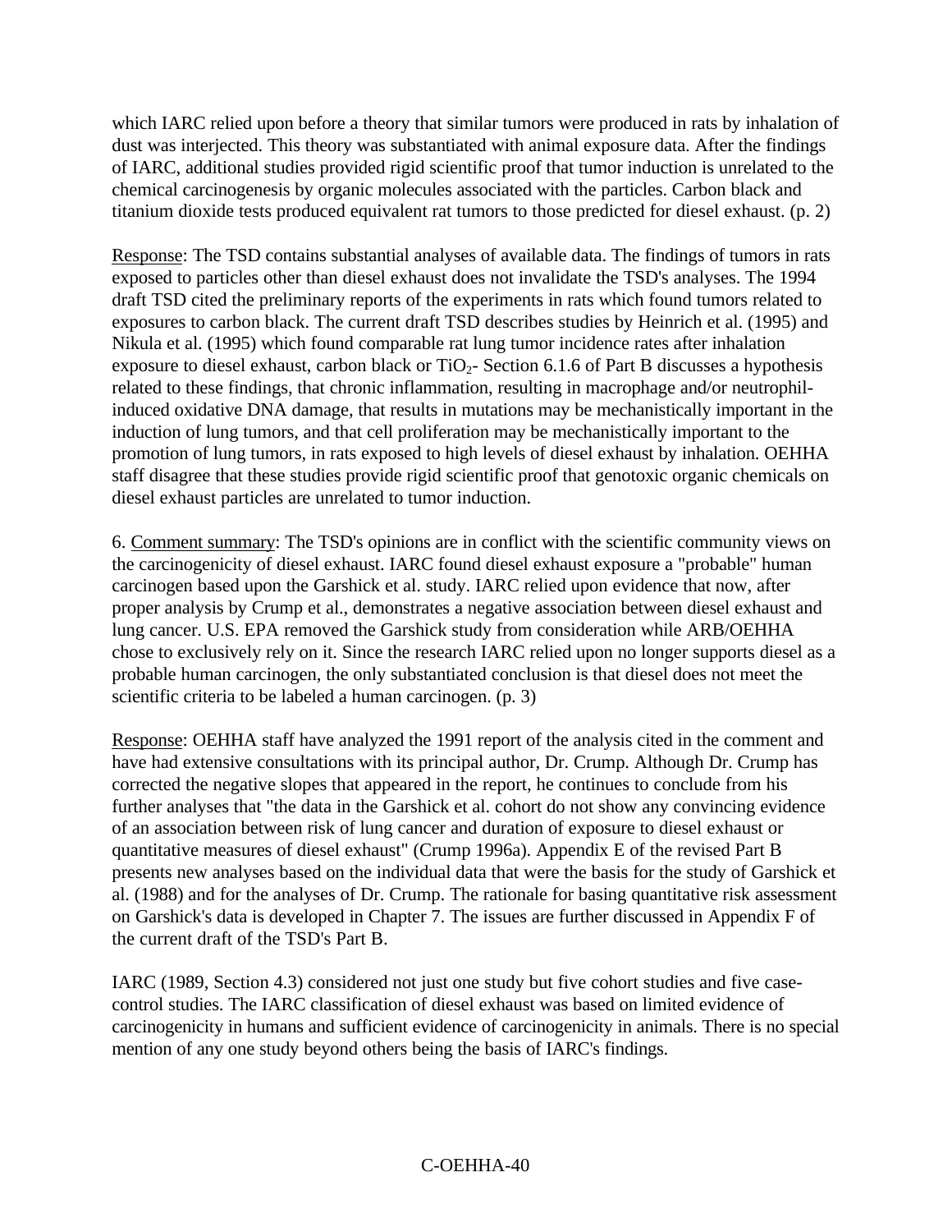which IARC relied upon before a theory that similar tumors were produced in rats by inhalation of dust was interjected. This theory was substantiated with animal exposure data. After the findings of IARC, additional studies provided rigid scientific proof that tumor induction is unrelated to the chemical carcinogenesis by organic molecules associated with the particles. Carbon black and titanium dioxide tests produced equivalent rat tumors to those predicted for diesel exhaust. (p. 2)

Response: The TSD contains substantial analyses of available data. The findings of tumors in rats exposed to particles other than diesel exhaust does not invalidate the TSD's analyses. The 1994 draft TSD cited the preliminary reports of the experiments in rats which found tumors related to exposures to carbon black. The current draft TSD describes studies by Heinrich et al. (1995) and Nikula et al. (1995) which found comparable rat lung tumor incidence rates after inhalation exposure to diesel exhaust, carbon black or $TiO_2$- Section 6.1.6 of Part B discusses a hypothesis related to these findings, that chronic inflammation, resulting in macrophage and/or neutrophil-induced oxidative DNA damage, that results in mutations may be mechanistically important in the induction of lung tumors, and that cell proliferation may be mechanistically important to the promotion of lung tumors, in rats exposed to high levels of diesel exhaust by inhalation. OEHHA staff disagree that these studies provide rigid scientific proof that genotoxic organic chemicals on diesel exhaust particles are unrelated to tumor induction.

6. Comment summary: The TSD's opinions are in conflict with the scientific community views on the carcinogenicity of diesel exhaust. IARC found diesel exhaust exposure a "probable" human carcinogen based upon the Garshick et al. study. IARC relied upon evidence that now, after proper analysis by Crump et al., demonstrates a negative association between diesel exhaust and lung cancer. U.S. EPA removed the Garshick study from consideration while ARB/OEHHA chose to exclusively rely on it. Since the research IARC relied upon no longer supports diesel as a probable human carcinogen, the only substantiated conclusion is that diesel does not meet the scientific criteria to be labeled a human carcinogen. (p. 3)

Response: OEHHA staff have analyzed the 1991 report of the analysis cited in the comment and have had extensive consultations with its principal author, Dr. Crump. Although Dr. Crump has corrected the negative slopes that appeared in the report, he continues to conclude from his further analyses that "the data in the Garshick et al. cohort do not show any convincing evidence of an association between risk of lung cancer and duration of exposure to diesel exhaust or quantitative measures of diesel exhaust" (Crump 1996a). Appendix E of the revised Part B presents new analyses based on the individual data that were the basis for the study of Garshick et al. (1988) and for the analyses of Dr. Crump. The rationale for basing quantitative risk assessment on Garshick's data is developed in Chapter 7. The issues are further discussed in Appendix F of the current draft of the TSD's Part B.

IARC (1989, Section 4.3) considered not just one study but five cohort studies and five case-control studies. The IARC classification of diesel exhaust was based on limited evidence of carcinogenicity in humans and sufficient evidence of carcinogenicity in animals. There is no special mention of any one study beyond others being the basis of IARC's findings.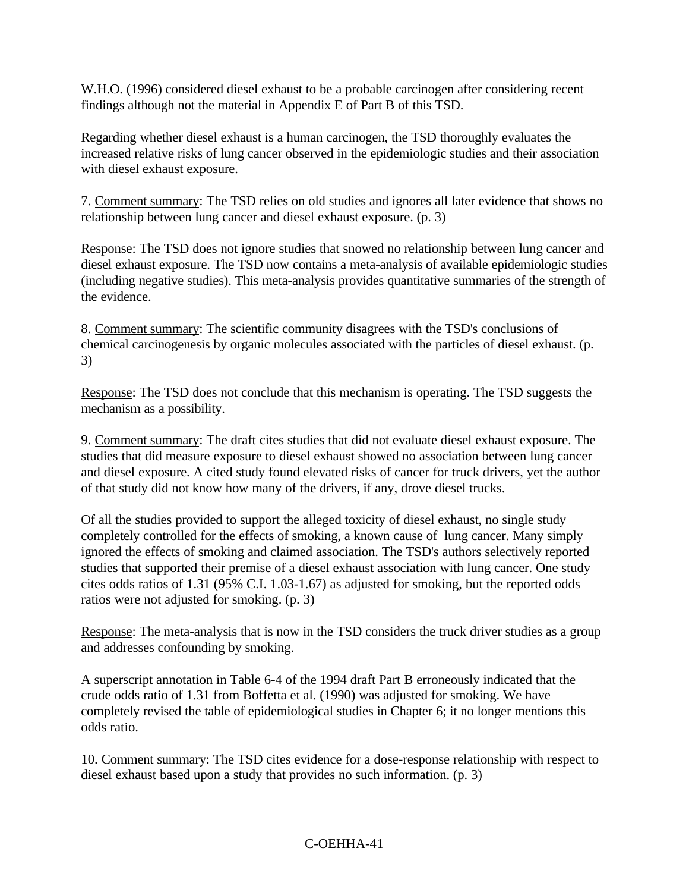W.H.O. (1996) considered diesel exhaust to be a probable carcinogen after considering recent findings although not the material in Appendix E of Part B of this TSD.

Regarding whether diesel exhaust is a human carcinogen, the TSD thoroughly evaluates the increased relative risks of lung cancer observed in the epidemiologic studies and their association with diesel exhaust exposure.

7. Comment summary: The TSD relies on old studies and ignores all later evidence that shows no relationship between lung cancer and diesel exhaust exposure. (p. 3)

Response: The TSD does not ignore studies that snowed no relationship between lung cancer and diesel exhaust exposure. The TSD now contains a meta-analysis of available epidemiologic studies (including negative studies). This meta-analysis provides quantitative summaries of the strength of the evidence.

8. Comment summary: The scientific community disagrees with the TSD's conclusions of chemical carcinogenesis by organic molecules associated with the particles of diesel exhaust. (p. 3)

Response: The TSD does not conclude that this mechanism is operating. The TSD suggests the mechanism as a possibility.

9. Comment summary: The draft cites studies that did not evaluate diesel exhaust exposure. The studies that did measure exposure to diesel exhaust showed no association between lung cancer and diesel exposure. A cited study found elevated risks of cancer for truck drivers, yet the author of that study did not know how many of the drivers, if any, drove diesel trucks.

Of all the studies provided to support the alleged toxicity of diesel exhaust, no single study completely controlled for the effects of smoking, a known cause of lung cancer. Many simply ignored the effects of smoking and claimed association. The TSD's authors selectively reported studies that supported their premise of a diesel exhaust association with lung cancer. One study cites odds ratios of 1.31 (95% C.I. 1.03-1.67) as adjusted for smoking, but the reported odds ratios were not adjusted for smoking. (p. 3)

Response: The meta-analysis that is now in the TSD considers the truck driver studies as a group and addresses confounding by smoking.

A superscript annotation in Table 6-4 of the 1994 draft Part B erroneously indicated that the crude odds ratio of 1.31 from Boffetta et al. (1990) was adjusted for smoking. We have completely revised the table of epidemiological studies in Chapter 6; it no longer mentions this odds ratio.

10. Comment summary: The TSD cites evidence for a dose-response relationship with respect to diesel exhaust based upon a study that provides no such information. (p. 3)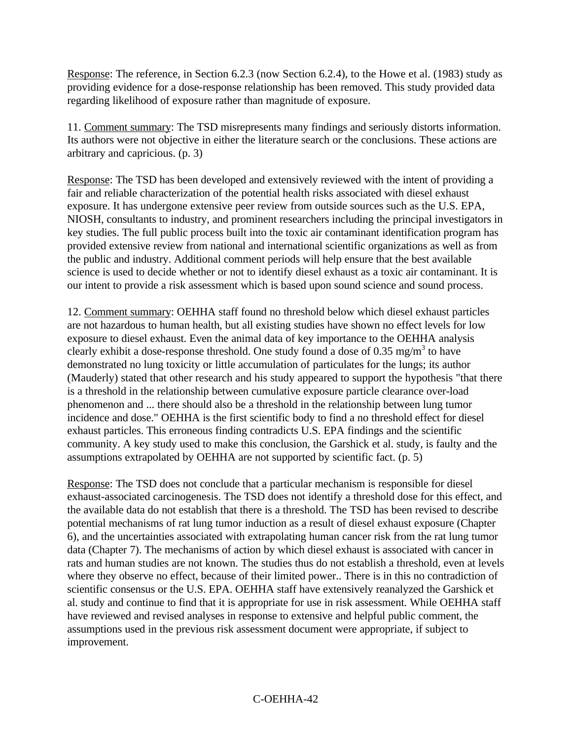Response: The reference, in Section 6.2.3 (now Section 6.2.4), to the Howe et al. (1983) study as providing evidence for a dose-response relationship has been removed. This study provided data regarding likelihood of exposure rather than magnitude of exposure.

11. Comment summary: The TSD misrepresents many findings and seriously distorts information. Its authors were not objective in either the literature search or the conclusions. These actions are arbitrary and capricious. (p. 3)

Response: The TSD has been developed and extensively reviewed with the intent of providing a fair and reliable characterization of the potential health risks associated with diesel exhaust exposure. It has undergone extensive peer review from outside sources such as the U.S. EPA, NIOSH, consultants to industry, and prominent researchers including the principal investigators in key studies. The full public process built into the toxic air contaminant identification program has provided extensive review from national and international scientific organizations as well as from the public and industry. Additional comment periods will help ensure that the best available science is used to decide whether or not to identify diesel exhaust as a toxic air contaminant. It is our intent to provide a risk assessment which is based upon sound science and sound process.

12. Comment summary: OEHHA staff found no threshold below which diesel exhaust particles are not hazardous to human health, but all existing studies have shown no effect levels for low exposure to diesel exhaust. Even the animal data of key importance to the OEHHA analysis clearly exhibit a dose-response threshold. One study found a dose of 0.35 $mg/m^3$ to have demonstrated no lung toxicity or little accumulation of particulates for the lungs; its author (Mauderly) stated that other research and his study appeared to support the hypothesis "that there is a threshold in the relationship between cumulative exposure particle clearance over-load phenomenon and ... there should also be a threshold in the relationship between lung tumor incidence and dose." OEHHA is the first scientific body to find a no threshold effect for diesel exhaust particles. This erroneous finding contradicts U.S. EPA findings and the scientific community. A key study used to make this conclusion, the Garshick et al. study, is faulty and the assumptions extrapolated by OEHHA are not supported by scientific fact. (p. 5)

Response: The TSD does not conclude that a particular mechanism is responsible for diesel exhaust-associated carcinogenesis. The TSD does not identify a threshold dose for this effect, and the available data do not establish that there is a threshold. The TSD has been revised to describe potential mechanisms of rat lung tumor induction as a result of diesel exhaust exposure (Chapter 6), and the uncertainties associated with extrapolating human cancer risk from the rat lung tumor data (Chapter 7). The mechanisms of action by which diesel exhaust is associated with cancer in rats and human studies are not known. The studies thus do not establish a threshold, even at levels where they observe no effect, because of their limited power.. There is in this no contradiction of scientific consensus or the U.S. EPA. OEHHA staff have extensively reanalyzed the Garshick et al. study and continue to find that it is appropriate for use in risk assessment. While OEHHA staff have reviewed and revised analyses in response to extensive and helpful public comment, the assumptions used in the previous risk assessment document were appropriate, if subject to improvement.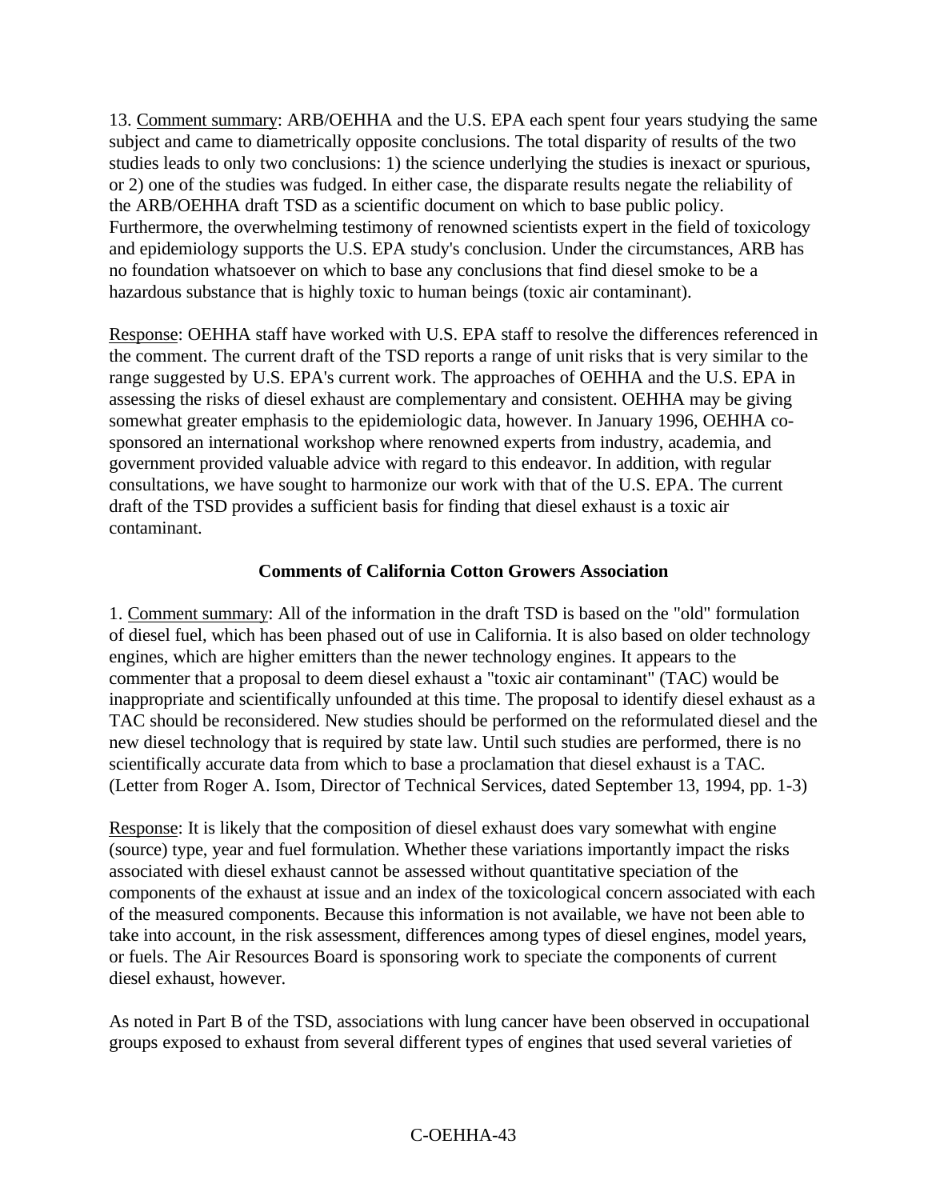13. Comment summary: ARB/OEHHA and the U.S. EPA each spent four years studying the same subject and came to diametrically opposite conclusions. The total disparity of results of the two studies leads to only two conclusions: 1) the science underlying the studies is inexact or spurious, or 2) one of the studies was fudged. In either case, the disparate results negate the reliability of the ARB/OEHHA draft TSD as a scientific document on which to base public policy. Furthermore, the overwhelming testimony of renowned scientists expert in the field of toxicology and epidemiology supports the U.S. EPA study's conclusion. Under the circumstances, ARB has no foundation whatsoever on which to base any conclusions that find diesel smoke to be a hazardous substance that is highly toxic to human beings (toxic air contaminant).

Response: OEHHA staff have worked with U.S. EPA staff to resolve the differences referenced in the comment. The current draft of the TSD reports a range of unit risks that is very similar to the range suggested by U.S. EPA's current work. The approaches of OEHHA and the U.S. EPA in assessing the risks of diesel exhaust are complementary and consistent. OEHHA may be giving somewhat greater emphasis to the epidemiologic data, however. In January 1996, OEHHA co-sponsored an international workshop where renowned experts from industry, academia, and government provided valuable advice with regard to this endeavor. In addition, with regular consultations, we have sought to harmonize our work with that of the U.S. EPA. The current draft of the TSD provides a sufficient basis for finding that diesel exhaust is a toxic air contaminant.

### Comments of California Cotton Growers Association

1. Comment summary: All of the information in the draft TSD is based on the "old" formulation of diesel fuel, which has been phased out of use in California. It is also based on older technology engines, which are higher emitters than the newer technology engines. It appears to the commenter that a proposal to deem diesel exhaust a "toxic air contaminant" (TAC) would be inappropriate and scientifically unfounded at this time. The proposal to identify diesel exhaust as a TAC should be reconsidered. New studies should be performed on the reformulated diesel and the new diesel technology that is required by state law. Until such studies are performed, there is no scientifically accurate data from which to base a proclamation that diesel exhaust is a TAC. (Letter from Roger A. Isom, Director of Technical Services, dated September 13, 1994, pp. 1-3)

Response: It is likely that the composition of diesel exhaust does vary somewhat with engine (source) type, year and fuel formulation. Whether these variations importantly impact the risks associated with diesel exhaust cannot be assessed without quantitative speciation of the components of the exhaust at issue and an index of the toxicological concern associated with each of the measured components. Because this information is not available, we have not been able to take into account, in the risk assessment, differences among types of diesel engines, model years, or fuels. The Air Resources Board is sponsoring work to speciate the components of current diesel exhaust, however.

As noted in Part B of the TSD, associations with lung cancer have been observed in occupational groups exposed to exhaust from several different types of engines that used several varieties of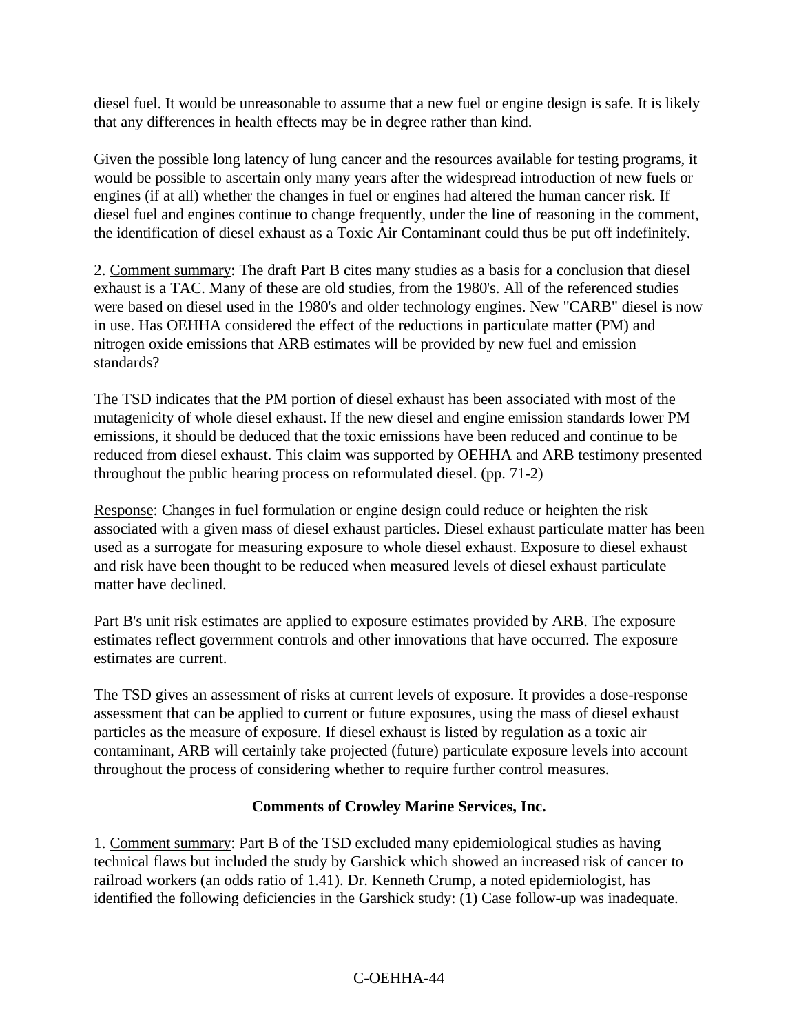diesel fuel. It would be unreasonable to assume that a new fuel or engine design is safe. It is likely that any differences in health effects may be in degree rather than kind.

Given the possible long latency of lung cancer and the resources available for testing programs, it would be possible to ascertain only many years after the widespread introduction of new fuels or engines (if at all) whether the changes in fuel or engines had altered the human cancer risk. If diesel fuel and engines continue to change frequently, under the line of reasoning in the comment, the identification of diesel exhaust as a Toxic Air Contaminant could thus be put off indefinitely.

2. Comment summary: The draft Part B cites many studies as a basis for a conclusion that diesel exhaust is a TAC. Many of these are old studies, from the 1980's. All of the referenced studies were based on diesel used in the 1980's and older technology engines. New "CARB" diesel is now in use. Has OEHHA considered the effect of the reductions in particulate matter (PM) and nitrogen oxide emissions that ARB estimates will be provided by new fuel and emission standards?

The TSD indicates that the PM portion of diesel exhaust has been associated with most of the mutagenicity of whole diesel exhaust. If the new diesel and engine emission standards lower PM emissions, it should be deduced that the toxic emissions have been reduced and continue to be reduced from diesel exhaust. This claim was supported by OEHHA and ARB testimony presented throughout the public hearing process on reformulated diesel. (pp. 71-2)

Response: Changes in fuel formulation or engine design could reduce or heighten the risk associated with a given mass of diesel exhaust particles. Diesel exhaust particulate matter has been used as a surrogate for measuring exposure to whole diesel exhaust. Exposure to diesel exhaust and risk have been thought to be reduced when measured levels of diesel exhaust particulate matter have declined.

Part B's unit risk estimates are applied to exposure estimates provided by ARB. The exposure estimates reflect government controls and other innovations that have occurred. The exposure estimates are current.

The TSD gives an assessment of risks at current levels of exposure. It provides a dose-response assessment that can be applied to current or future exposures, using the mass of diesel exhaust particles as the measure of exposure. If diesel exhaust is listed by regulation as a toxic air contaminant, ARB will certainly take projected (future) particulate exposure levels into account throughout the process of considering whether to require further control measures.

**Comments of Crowley Marine Services, Inc.**

1. Comment summary: Part B of the TSD excluded many epidemiological studies as having technical flaws but included the study by Garshick which showed an increased risk of cancer to railroad workers (an odds ratio of 1.41). Dr. Kenneth Crump, a noted epidemiologist, has identified the following deficiencies in the Garshick study: (1) Case follow-up was inadequate.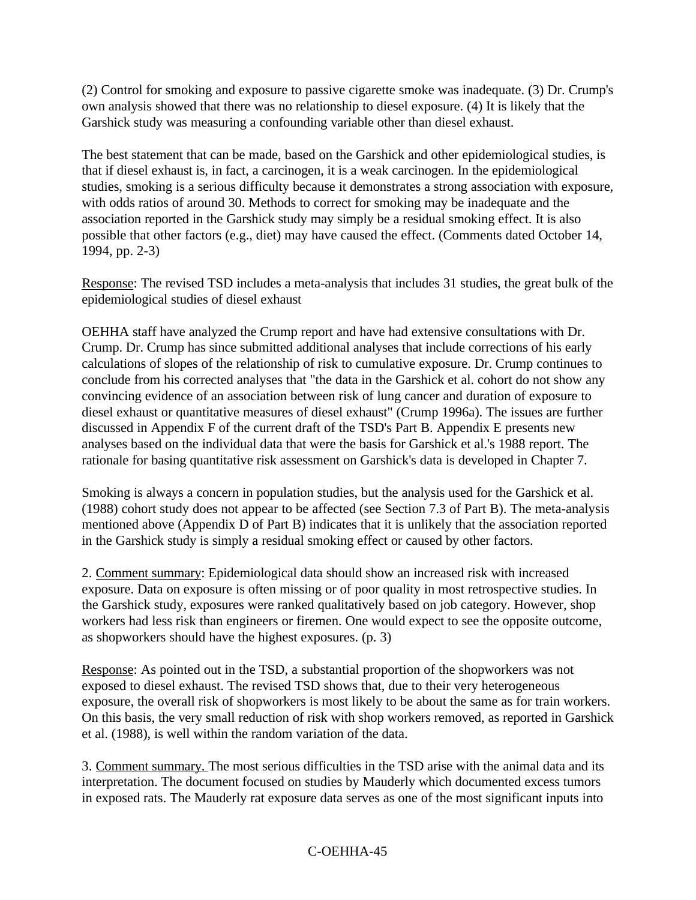(2) Control for smoking and exposure to passive cigarette smoke was inadequate. (3) Dr. Crump's own analysis showed that there was no relationship to diesel exposure. (4) It is likely that the Garshick study was measuring a confounding variable other than diesel exhaust.

The best statement that can be made, based on the Garshick and other epidemiological studies, is that if diesel exhaust is, in fact, a carcinogen, it is a weak carcinogen. In the epidemiological studies, smoking is a serious difficulty because it demonstrates a strong association with exposure, with odds ratios of around 30. Methods to correct for smoking may be inadequate and the association reported in the Garshick study may simply be a residual smoking effect. It is also possible that other factors (e.g., diet) may have caused the effect. (Comments dated October 14, 1994, pp. 2-3)

Response: The revised TSD includes a meta-analysis that includes 31 studies, the great bulk of the epidemiological studies of diesel exhaust

OEHHA staff have analyzed the Crump report and have had extensive consultations with Dr. Crump. Dr. Crump has since submitted additional analyses that include corrections of his early calculations of slopes of the relationship of risk to cumulative exposure. Dr. Crump continues to conclude from his corrected analyses that "the data in the Garshick et al. cohort do not show any convincing evidence of an association between risk of lung cancer and duration of exposure to diesel exhaust or quantitative measures of diesel exhaust" (Crump 1996a). The issues are further discussed in Appendix F of the current draft of the TSD's Part B. Appendix E presents new analyses based on the individual data that were the basis for Garshick et al.'s 1988 report. The rationale for basing quantitative risk assessment on Garshick's data is developed in Chapter 7.

Smoking is always a concern in population studies, but the analysis used for the Garshick et al. (1988) cohort study does not appear to be affected (see Section 7.3 of Part B). The meta-analysis mentioned above (Appendix D of Part B) indicates that it is unlikely that the association reported in the Garshick study is simply a residual smoking effect or caused by other factors.

2. Comment summary: Epidemiological data should show an increased risk with increased exposure. Data on exposure is often missing or of poor quality in most retrospective studies. In the Garshick study, exposures were ranked qualitatively based on job category. However, shop workers had less risk than engineers or firemen. One would expect to see the opposite outcome, as shopworkers should have the highest exposures. (p. 3)

Response: As pointed out in the TSD, a substantial proportion of the shopworkers was not exposed to diesel exhaust. The revised TSD shows that, due to their very heterogeneous exposure, the overall risk of shopworkers is most likely to be about the same as for train workers. On this basis, the very small reduction of risk with shop workers removed, as reported in Garshick et al. (1988), is well within the random variation of the data.

3. Comment summary. The most serious difficulties in the TSD arise with the animal data and its interpretation. The document focused on studies by Mauderly which documented excess tumors in exposed rats. The Mauderly rat exposure data serves as one of the most significant inputs into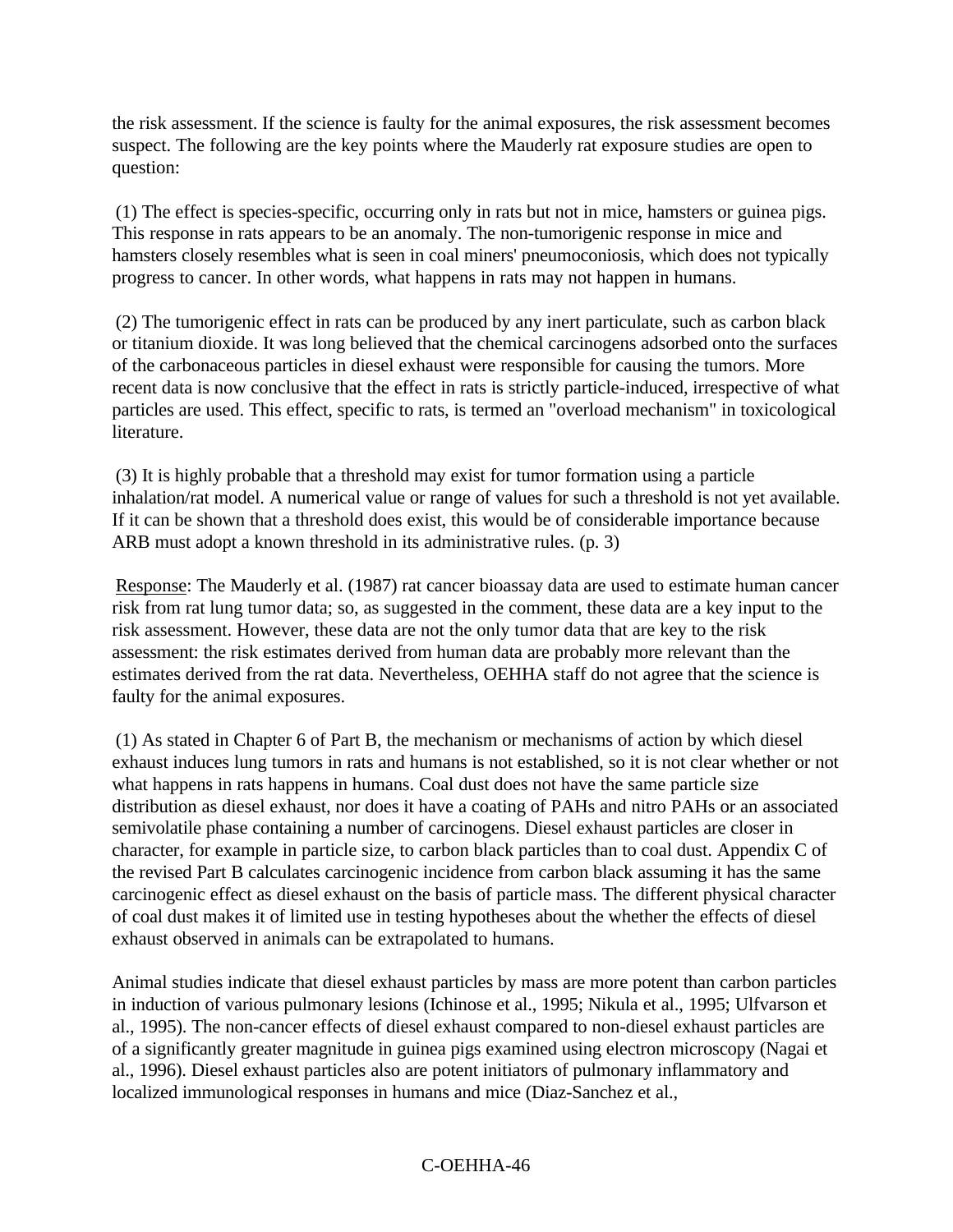the risk assessment. If the science is faulty for the animal exposures, the risk assessment becomes suspect. The following are the key points where the Mauderly rat exposure studies are open to question:

(1) The effect is species-specific, occurring only in rats but not in mice, hamsters or guinea pigs. This response in rats appears to be an anomaly. The non-tumorigenic response in mice and hamsters closely resembles what is seen in coal miners' pneumoconiosis, which does not typically progress to cancer. In other words, what happens in rats may not happen in humans.

(2) The tumorigenic effect in rats can be produced by any inert particulate, such as carbon black or titanium dioxide. It was long believed that the chemical carcinogens adsorbed onto the surfaces of the carbonaceous particles in diesel exhaust were responsible for causing the tumors. More recent data is now conclusive that the effect in rats is strictly particle-induced, irrespective of what particles are used. This effect, specific to rats, is termed an "overload mechanism" in toxicological literature.

(3) It is highly probable that a threshold may exist for tumor formation using a particle inhalation/rat model. A numerical value or range of values for such a threshold is not yet available. If it can be shown that a threshold does exist, this would be of considerable importance because ARB must adopt a known threshold in its administrative rules. (p. 3)

Response: The Mauderly et al. (1987) rat cancer bioassay data are used to estimate human cancer risk from rat lung tumor data; so, as suggested in the comment, these data are a key input to the risk assessment. However, these data are not the only tumor data that are key to the risk assessment: the risk estimates derived from human data are probably more relevant than the estimates derived from the rat data. Nevertheless, OEHHA staff do not agree that the science is faulty for the animal exposures.

(1) As stated in Chapter 6 of Part B, the mechanism or mechanisms of action by which diesel exhaust induces lung tumors in rats and humans is not established, so it is not clear whether or not what happens in rats happens in humans. Coal dust does not have the same particle size distribution as diesel exhaust, nor does it have a coating of PAHs and nitro PAHs or an associated semivolatile phase containing a number of carcinogens. Diesel exhaust particles are closer in character, for example in particle size, to carbon black particles than to coal dust. Appendix C of the revised Part B calculates carcinogenic incidence from carbon black assuming it has the same carcinogenic effect as diesel exhaust on the basis of particle mass. The different physical character of coal dust makes it of limited use in testing hypotheses about the whether the effects of diesel exhaust observed in animals can be extrapolated to humans.

Animal studies indicate that diesel exhaust particles by mass are more potent than carbon particles in induction of various pulmonary lesions (Ichinose et al., 1995; Nikula et al., 1995; Ulfvarson et al., 1995). The non-cancer effects of diesel exhaust compared to non-diesel exhaust particles are of a significantly greater magnitude in guinea pigs examined using electron microscopy (Nagai et al., 1996). Diesel exhaust particles also are potent initiators of pulmonary inflammatory and localized immunological responses in humans and mice (Diaz-Sanchez et al.,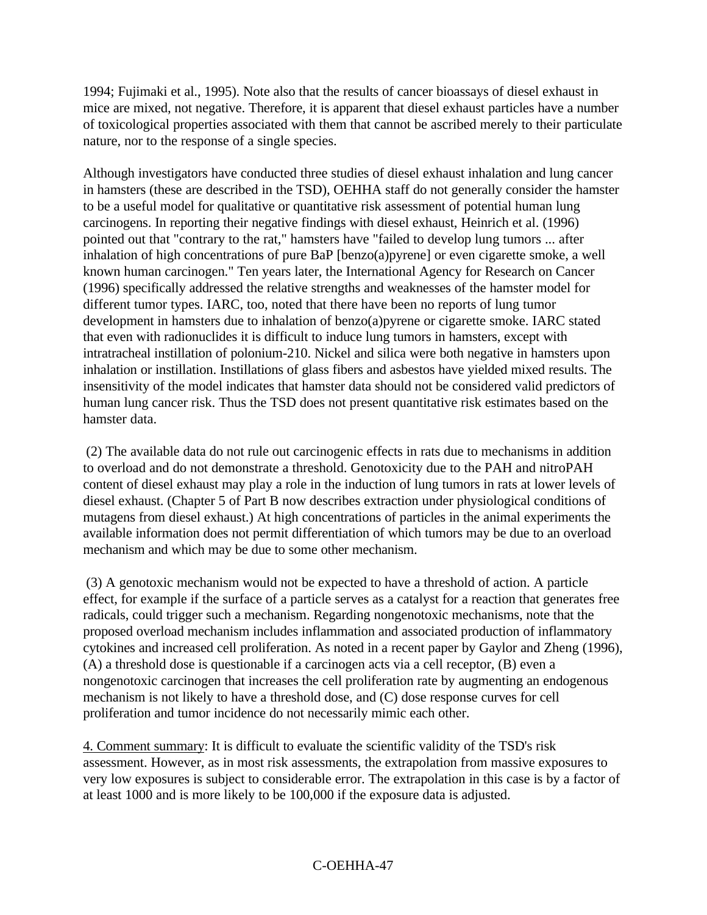1994; Fujimaki et al., 1995). Note also that the results of cancer bioassays of diesel exhaust in mice are mixed, not negative. Therefore, it is apparent that diesel exhaust particles have a number of toxicological properties associated with them that cannot be ascribed merely to their particulate nature, nor to the response of a single species.

Although investigators have conducted three studies of diesel exhaust inhalation and lung cancer in hamsters (these are described in the TSD), OEHHA staff do not generally consider the hamster to be a useful model for qualitative or quantitative risk assessment of potential human lung carcinogens. In reporting their negative findings with diesel exhaust, Heinrich et al. (1996) pointed out that "contrary to the rat," hamsters have "failed to develop lung tumors ... after inhalation of high concentrations of pure BaP [benzo(a)pyrene] or even cigarette smoke, a well known human carcinogen." Ten years later, the International Agency for Research on Cancer (1996) specifically addressed the relative strengths and weaknesses of the hamster model for different tumor types. IARC, too, noted that there have been no reports of lung tumor development in hamsters due to inhalation of benzo(a)pyrene or cigarette smoke. IARC stated that even with radionuclides it is difficult to induce lung tumors in hamsters, except with intratracheal instillation of polonium-210. Nickel and silica were both negative in hamsters upon inhalation or instillation. Instillations of glass fibers and asbestos have yielded mixed results. The insensitivity of the model indicates that hamster data should not be considered valid predictors of human lung cancer risk. Thus the TSD does not present quantitative risk estimates based on the hamster data.

(2) The available data do not rule out carcinogenic effects in rats due to mechanisms in addition to overload and do not demonstrate a threshold. Genotoxicity due to the PAH and nitroPAH content of diesel exhaust may play a role in the induction of lung tumors in rats at lower levels of diesel exhaust. (Chapter 5 of Part B now describes extraction under physiological conditions of mutagens from diesel exhaust.) At high concentrations of particles in the animal experiments the available information does not permit differentiation of which tumors may be due to an overload mechanism and which may be due to some other mechanism.

(3) A genotoxic mechanism would not be expected to have a threshold of action. A particle effect, for example if the surface of a particle serves as a catalyst for a reaction that generates free radicals, could trigger such a mechanism. Regarding nongenotoxic mechanisms, note that the proposed overload mechanism includes inflammation and associated production of inflammatory cytokines and increased cell proliferation. As noted in a recent paper by Gaylor and Zheng (1996), (A) a threshold dose is questionable if a carcinogen acts via a cell receptor, (B) even a nongenotoxic carcinogen that increases the cell proliferation rate by augmenting an endogenous mechanism is not likely to have a threshold dose, and (C) dose response curves for cell proliferation and tumor incidence do not necessarily mimic each other.

<u>4. Comment summary</u>: It is difficult to evaluate the scientific validity of the TSD's risk assessment. However, as in most risk assessments, the extrapolation from massive exposures to very low exposures is subject to considerable error. The extrapolation in this case is by a factor of at least 1000 and is more likely to be 100,000 if the exposure data is adjusted.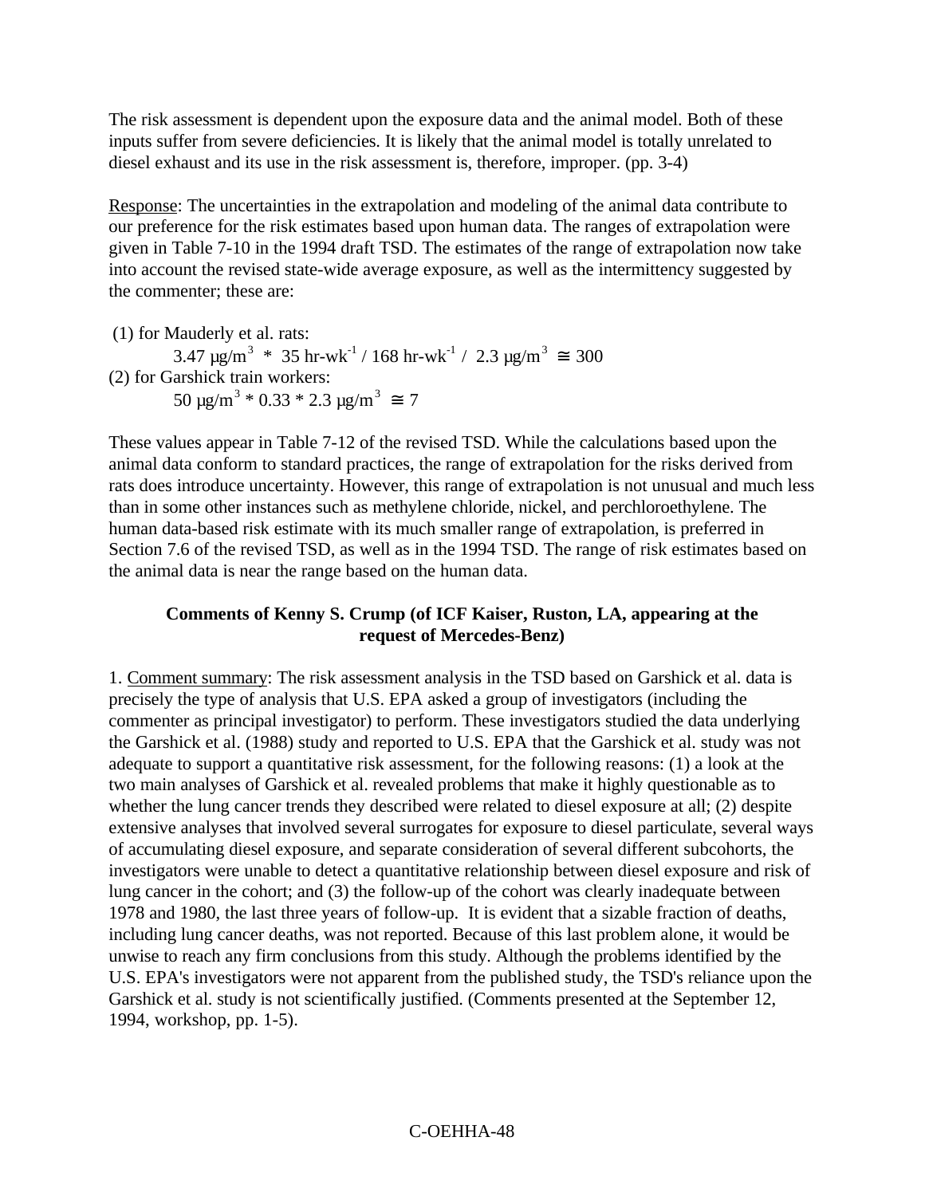The risk assessment is dependent upon the exposure data and the animal model. Both of these inputs suffer from severe deficiencies. It is likely that the animal model is totally unrelated to diesel exhaust and its use in the risk assessment is, therefore, improper. (pp. 3-4)

Response: The uncertainties in the extrapolation and modeling of the animal data contribute to our preference for the risk estimates based upon human data. The ranges of extrapolation were given in Table 7-10 in the 1994 draft TSD. The estimates of the range of extrapolation now take into account the revised state-wide average exposure, as well as the intermittency suggested by the commenter; these are:

(1) for Mauderly et al. rats:

$$3.47\ \mu g/m^3 \ * \ 35\ hr\text{-}wk^{-1} / 168\ hr\text{-}wk^{-1} / \ 2.3\ \mu g/m^3 \ \cong 300$$

(2) for Garshick train workers:

$$50\ \mu g/m^3 * 0.33 * 2.3\ \mu g/m^3 \ \cong 7$$

These values appear in Table 7-12 of the revised TSD. While the calculations based upon the animal data conform to standard practices, the range of extrapolation for the risks derived from rats does introduce uncertainty. However, this range of extrapolation is not unusual and much less than in some other instances such as methylene chloride, nickel, and perchloroethylene. The human data-based risk estimate with its much smaller range of extrapolation, is preferred in Section 7.6 of the revised TSD, as well as in the 1994 TSD. The range of risk estimates based on the animal data is near the range based on the human data.

### Comments of Kenny S. Crump (of ICF Kaiser, Ruston, LA, appearing at the request of Mercedes-Benz)

1. Comment summary: The risk assessment analysis in the TSD based on Garshick et al. data is precisely the type of analysis that U.S. EPA asked a group of investigators (including the commenter as principal investigator) to perform. These investigators studied the data underlying the Garshick et al. (1988) study and reported to U.S. EPA that the Garshick et al. study was not adequate to support a quantitative risk assessment, for the following reasons: (1) a look at the two main analyses of Garshick et al. revealed problems that make it highly questionable as to whether the lung cancer trends they described were related to diesel exposure at all; (2) despite extensive analyses that involved several surrogates for exposure to diesel particulate, several ways of accumulating diesel exposure, and separate consideration of several different subcohorts, the investigators were unable to detect a quantitative relationship between diesel exposure and risk of lung cancer in the cohort; and (3) the follow-up of the cohort was clearly inadequate between 1978 and 1980, the last three years of follow-up. It is evident that a sizable fraction of deaths, including lung cancer deaths, was not reported. Because of this last problem alone, it would be unwise to reach any firm conclusions from this study. Although the problems identified by the U.S. EPA's investigators were not apparent from the published study, the TSD's reliance upon the Garshick et al. study is not scientifically justified. (Comments presented at the September 12, 1994, workshop, pp. 1-5).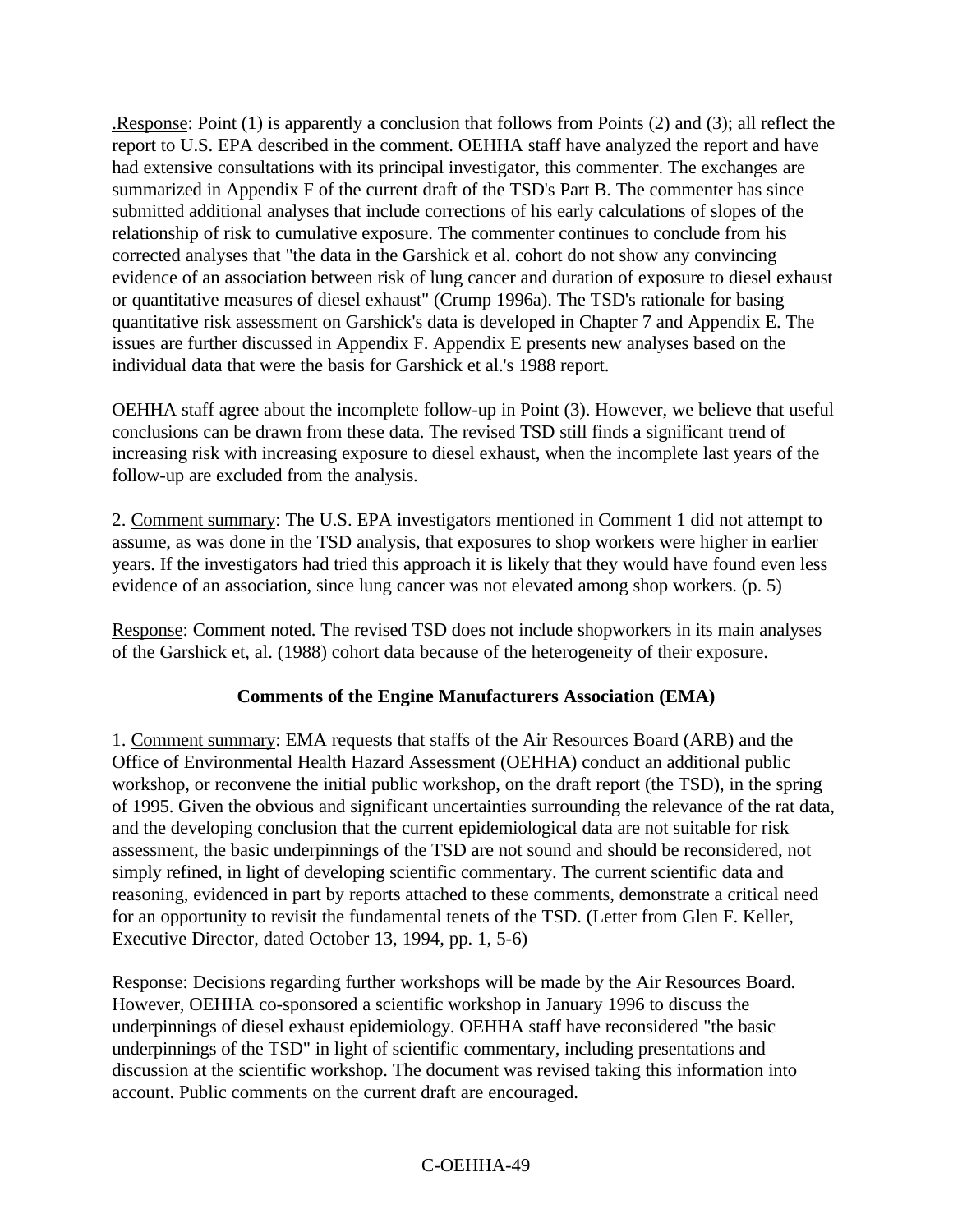.Response: Point (1) is apparently a conclusion that follows from Points (2) and (3); all reflect the report to U.S. EPA described in the comment. OEHHA staff have analyzed the report and have had extensive consultations with its principal investigator, this commenter. The exchanges are summarized in Appendix F of the current draft of the TSD's Part B. The commenter has since submitted additional analyses that include corrections of his early calculations of slopes of the relationship of risk to cumulative exposure. The commenter continues to conclude from his corrected analyses that "the data in the Garshick et al. cohort do not show any convincing evidence of an association between risk of lung cancer and duration of exposure to diesel exhaust or quantitative measures of diesel exhaust" (Crump 1996a). The TSD's rationale for basing quantitative risk assessment on Garshick's data is developed in Chapter 7 and Appendix E. The issues are further discussed in Appendix F. Appendix E presents new analyses based on the individual data that were the basis for Garshick et al.'s 1988 report.

OEHHA staff agree about the incomplete follow-up in Point (3). However, we believe that useful conclusions can be drawn from these data. The revised TSD still finds a significant trend of increasing risk with increasing exposure to diesel exhaust, when the incomplete last years of the follow-up are excluded from the analysis.

2. Comment summary: The U.S. EPA investigators mentioned in Comment 1 did not attempt to assume, as was done in the TSD analysis, that exposures to shop workers were higher in earlier years. If the investigators had tried this approach it is likely that they would have found even less evidence of an association, since lung cancer was not elevated among shop workers. (p. 5)

Response: Comment noted. The revised TSD does not include shopworkers in its main analyses of the Garshick et, al. (1988) cohort data because of the heterogeneity of their exposure.

### Comments of the Engine Manufacturers Association (EMA)

1. Comment summary: EMA requests that staffs of the Air Resources Board (ARB) and the Office of Environmental Health Hazard Assessment (OEHHA) conduct an additional public workshop, or reconvene the initial public workshop, on the draft report (the TSD), in the spring of 1995. Given the obvious and significant uncertainties surrounding the relevance of the rat data, and the developing conclusion that the current epidemiological data are not suitable for risk assessment, the basic underpinnings of the TSD are not sound and should be reconsidered, not simply refined, in light of developing scientific commentary. The current scientific data and reasoning, evidenced in part by reports attached to these comments, demonstrate a critical need for an opportunity to revisit the fundamental tenets of the TSD. (Letter from Glen F. Keller, Executive Director, dated October 13, 1994, pp. 1, 5-6)

Response: Decisions regarding further workshops will be made by the Air Resources Board. However, OEHHA co-sponsored a scientific workshop in January 1996 to discuss the underpinnings of diesel exhaust epidemiology. OEHHA staff have reconsidered "the basic underpinnings of the TSD" in light of scientific commentary, including presentations and discussion at the scientific workshop. The document was revised taking this information into account. Public comments on the current draft are encouraged.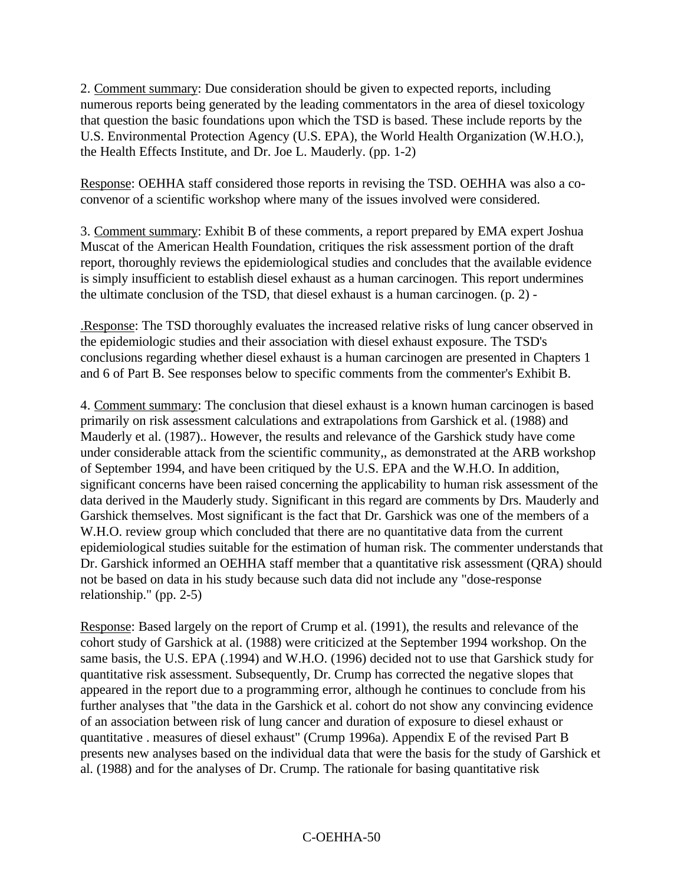2. Comment summary: Due consideration should be given to expected reports, including numerous reports being generated by the leading commentators in the area of diesel toxicology that question the basic foundations upon which the TSD is based. These include reports by the U.S. Environmental Protection Agency (U.S. EPA), the World Health Organization (W.H.O.), the Health Effects Institute, and Dr. Joe L. Mauderly. (pp. 1-2)

Response: OEHHA staff considered those reports in revising the TSD. OEHHA was also a co-convenor of a scientific workshop where many of the issues involved were considered.

3. Comment summary: Exhibit B of these comments, a report prepared by EMA expert Joshua Muscat of the American Health Foundation, critiques the risk assessment portion of the draft report, thoroughly reviews the epidemiological studies and concludes that the available evidence is simply insufficient to establish diesel exhaust as a human carcinogen. This report undermines the ultimate conclusion of the TSD, that diesel exhaust is a human carcinogen. (p. 2) -

.Response: The TSD thoroughly evaluates the increased relative risks of lung cancer observed in the epidemiologic studies and their association with diesel exhaust exposure. The TSD's conclusions regarding whether diesel exhaust is a human carcinogen are presented in Chapters 1 and 6 of Part B. See responses below to specific comments from the commenter's Exhibit B.

4. Comment summary: The conclusion that diesel exhaust is a known human carcinogen is based primarily on risk assessment calculations and extrapolations from Garshick et al. (1988) and Mauderly et al. (1987).. However, the results and relevance of the Garshick study have come under considerable attack from the scientific community,, as demonstrated at the ARB workshop of September 1994, and have been critiqued by the U.S. EPA and the W.H.O. In addition, significant concerns have been raised concerning the applicability to human risk assessment of the data derived in the Mauderly study. Significant in this regard are comments by Drs. Mauderly and Garshick themselves. Most significant is the fact that Dr. Garshick was one of the members of a W.H.O. review group which concluded that there are no quantitative data from the current epidemiological studies suitable for the estimation of human risk. The commenter understands that Dr. Garshick informed an OEHHA staff member that a quantitative risk assessment (QRA) should not be based on data in his study because such data did not include any "dose-response relationship." (pp. 2-5)

Response: Based largely on the report of Crump et al. (1991), the results and relevance of the cohort study of Garshick at al. (1988) were criticized at the September 1994 workshop. On the same basis, the U.S. EPA (.1994) and W.H.O. (1996) decided not to use that Garshick study for quantitative risk assessment. Subsequently, Dr. Crump has corrected the negative slopes that appeared in the report due to a programming error, although he continues to conclude from his further analyses that "the data in the Garshick et al. cohort do not show any convincing evidence of an association between risk of lung cancer and duration of exposure to diesel exhaust or quantitative . measures of diesel exhaust" (Crump 1996a). Appendix E of the revised Part B presents new analyses based on the individual data that were the basis for the study of Garshick et al. (1988) and for the analyses of Dr. Crump. The rationale for basing quantitative risk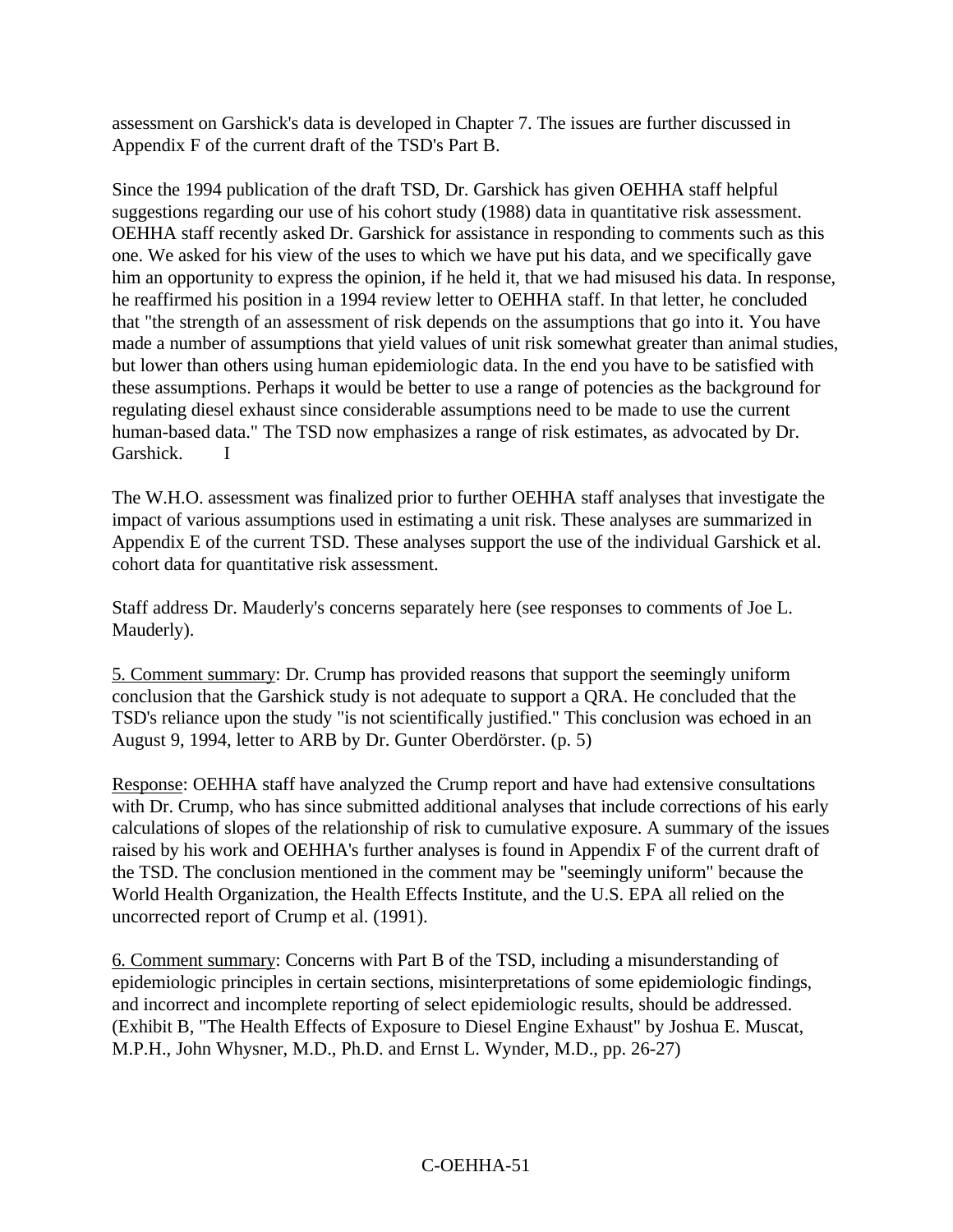assessment on Garshick's data is developed in Chapter 7. The issues are further discussed in Appendix F of the current draft of the TSD's Part B.

Since the 1994 publication of the draft TSD, Dr. Garshick has given OEHHA staff helpful suggestions regarding our use of his cohort study (1988) data in quantitative risk assessment. OEHHA staff recently asked Dr. Garshick for assistance in responding to comments such as this one. We asked for his view of the uses to which we have put his data, and we specifically gave him an opportunity to express the opinion, if he held it, that we had misused his data. In response, he reaffirmed his position in a 1994 review letter to OEHHA staff. In that letter, he concluded that "the strength of an assessment of risk depends on the assumptions that go into it. You have made a number of assumptions that yield values of unit risk somewhat greater than animal studies, but lower than others using human epidemiologic data. In the end you have to be satisfied with these assumptions. Perhaps it would be better to use a range of potencies as the background for regulating diesel exhaust since considerable assumptions need to be made to use the current human-based data." The TSD now emphasizes a range of risk estimates, as advocated by Dr. Garshick. I

The W.H.O. assessment was finalized prior to further OEHHA staff analyses that investigate the impact of various assumptions used in estimating a unit risk. These analyses are summarized in Appendix E of the current TSD. These analyses support the use of the individual Garshick et al. cohort data for quantitative risk assessment.

Staff address Dr. Mauderly's concerns separately here (see responses to comments of Joe L. Mauderly).

5. Comment summary: Dr. Crump has provided reasons that support the seemingly uniform conclusion that the Garshick study is not adequate to support a QRA. He concluded that the TSD's reliance upon the study "is not scientifically justified." This conclusion was echoed in an August 9, 1994, letter to ARB by Dr. Gunter Oberdörster. (p. 5)

Response: OEHHA staff have analyzed the Crump report and have had extensive consultations with Dr. Crump, who has since submitted additional analyses that include corrections of his early calculations of slopes of the relationship of risk to cumulative exposure. A summary of the issues raised by his work and OEHHA's further analyses is found in Appendix F of the current draft of the TSD. The conclusion mentioned in the comment may be "seemingly uniform" because the World Health Organization, the Health Effects Institute, and the U.S. EPA all relied on the uncorrected report of Crump et al. (1991).

6. Comment summary: Concerns with Part B of the TSD, including a misunderstanding of epidemiologic principles in certain sections, misinterpretations of some epidemiologic findings, and incorrect and incomplete reporting of select epidemiologic results, should be addressed. (Exhibit B, "The Health Effects of Exposure to Diesel Engine Exhaust" by Joshua E. Muscat, M.P.H., John Whysner, M.D., Ph.D. and Ernst L. Wynder, M.D., pp. 26-27)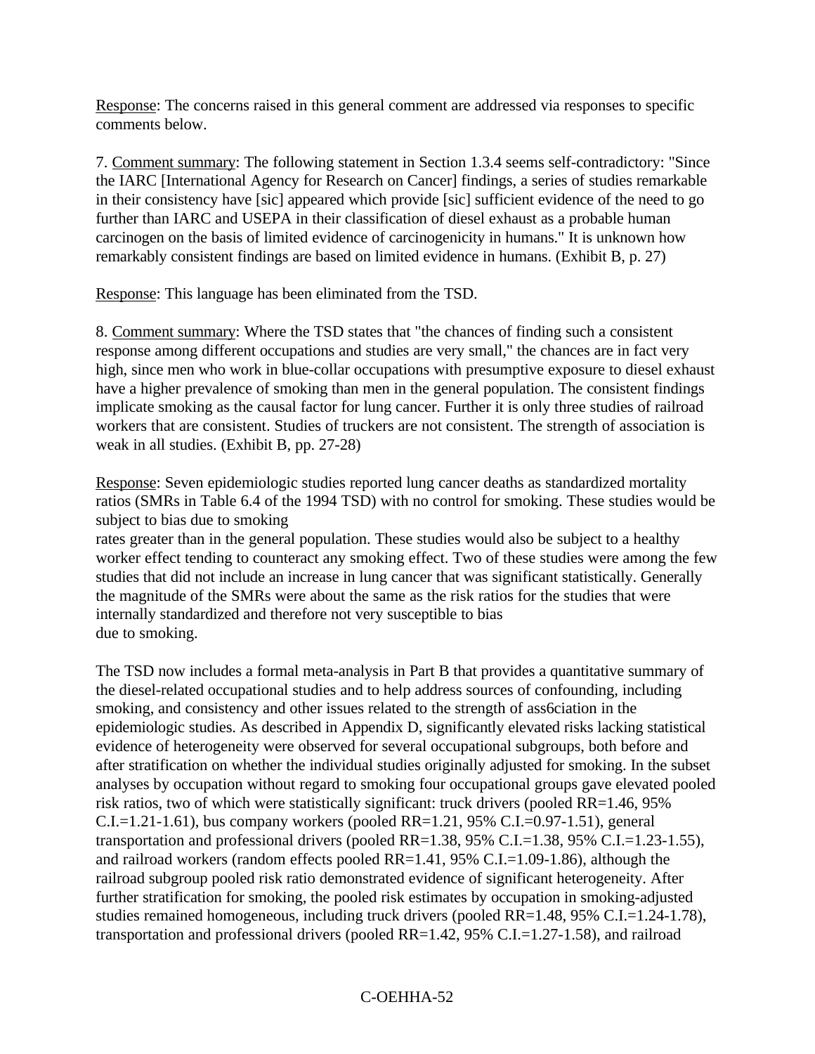Response: The concerns raised in this general comment are addressed via responses to specific comments below.

7. Comment summary: The following statement in Section 1.3.4 seems self-contradictory: "Since the IARC [International Agency for Research on Cancer] findings, a series of studies remarkable in their consistency have [sic] appeared which provide [sic] sufficient evidence of the need to go further than IARC and USEPA in their classification of diesel exhaust as a probable human carcinogen on the basis of limited evidence of carcinogenicity in humans." It is unknown how remarkably consistent findings are based on limited evidence in humans. (Exhibit B, p. 27)

Response: This language has been eliminated from the TSD.

8. Comment summary: Where the TSD states that "the chances of finding such a consistent response among different occupations and studies are very small," the chances are in fact very high, since men who work in blue-collar occupations with presumptive exposure to diesel exhaust have a higher prevalence of smoking than men in the general population. The consistent findings implicate smoking as the causal factor for lung cancer. Further it is only three studies of railroad workers that are consistent. Studies of truckers are not consistent. The strength of association is weak in all studies. (Exhibit B, pp. 27-28)

Response: Seven epidemiologic studies reported lung cancer deaths as standardized mortality ratios (SMRs in Table 6.4 of the 1994 TSD) with no control for smoking. These studies would be subject to bias due to smoking rates greater than in the general population. These studies would also be subject to a healthy worker effect tending to counteract any smoking effect. Two of these studies were among the few studies that did not include an increase in lung cancer that was significant statistically. Generally the magnitude of the SMRs were about the same as the risk ratios for the studies that were internally standardized and therefore not very susceptible to bias due to smoking.

The TSD now includes a formal meta-analysis in Part B that provides a quantitative summary of the diesel-related occupational studies and to help address sources of confounding, including smoking, and consistency and other issues related to the strength of ass6ciation in the epidemiologic studies. As described in Appendix D, significantly elevated risks lacking statistical evidence of heterogeneity were observed for several occupational subgroups, both before and after stratification on whether the individual studies originally adjusted for smoking. In the subset analyses by occupation without regard to smoking four occupational groups gave elevated pooled risk ratios, two of which were statistically significant: truck drivers (pooled RR=1.46, 95% C.I.=1.21-1.61), bus company workers (pooled RR=1.21, 95% C.I.=0.97-1.51), general transportation and professional drivers (pooled RR=1.38, 95% C.I.=1.38, 95% C.I.=1.23-1.55), and railroad workers (random effects pooled RR=1.41, 95% C.I.=1.09-1.86), although the railroad subgroup pooled risk ratio demonstrated evidence of significant heterogeneity. After further stratification for smoking, the pooled risk estimates by occupation in smoking-adjusted studies remained homogeneous, including truck drivers (pooled RR=1.48, 95% C.I.=1.24-1.78), transportation and professional drivers (pooled RR=1.42, 95% C.I.=1.27-1.58), and railroad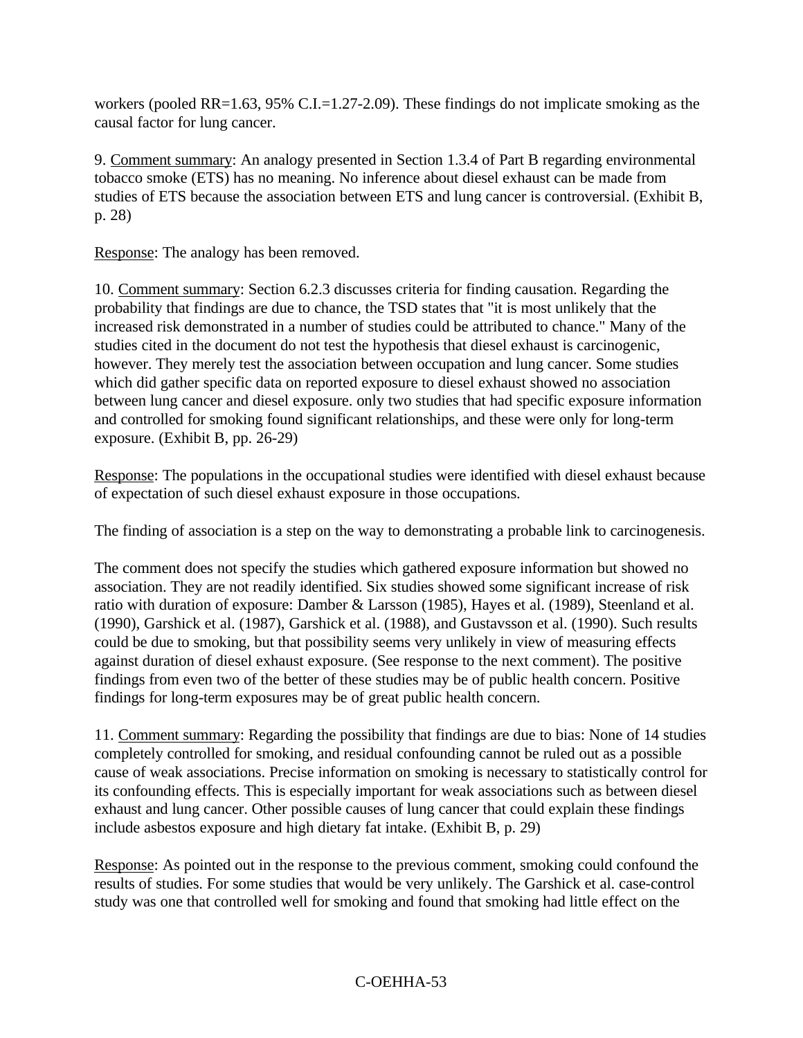workers (pooled RR=1.63, 95% C.I.=1.27-2.09). These findings do not implicate smoking as the causal factor for lung cancer.

9. Comment summary: An analogy presented in Section 1.3.4 of Part B regarding environmental tobacco smoke (ETS) has no meaning. No inference about diesel exhaust can be made from studies of ETS because the association between ETS and lung cancer is controversial. (Exhibit B, p. 28)

Response: The analogy has been removed.

10. Comment summary: Section 6.2.3 discusses criteria for finding causation. Regarding the probability that findings are due to chance, the TSD states that "it is most unlikely that the increased risk demonstrated in a number of studies could be attributed to chance." Many of the studies cited in the document do not test the hypothesis that diesel exhaust is carcinogenic, however. They merely test the association between occupation and lung cancer. Some studies which did gather specific data on reported exposure to diesel exhaust showed no association between lung cancer and diesel exposure. only two studies that had specific exposure information and controlled for smoking found significant relationships, and these were only for long-term exposure. (Exhibit B, pp. 26-29)

Response: The populations in the occupational studies were identified with diesel exhaust because of expectation of such diesel exhaust exposure in those occupations.

The finding of association is a step on the way to demonstrating a probable link to carcinogenesis.

The comment does not specify the studies which gathered exposure information but showed no association. They are not readily identified. Six studies showed some significant increase of risk ratio with duration of exposure: Damber & Larsson (1985), Hayes et al. (1989), Steenland et al. (1990), Garshick et al. (1987), Garshick et al. (1988), and Gustavsson et al. (1990). Such results could be due to smoking, but that possibility seems very unlikely in view of measuring effects against duration of diesel exhaust exposure. (See response to the next comment). The positive findings from even two of the better of these studies may be of public health concern. Positive findings for long-term exposures may be of great public health concern.

11. Comment summary: Regarding the possibility that findings are due to bias: None of 14 studies completely controlled for smoking, and residual confounding cannot be ruled out as a possible cause of weak associations. Precise information on smoking is necessary to statistically control for its confounding effects. This is especially important for weak associations such as between diesel exhaust and lung cancer. Other possible causes of lung cancer that could explain these findings include asbestos exposure and high dietary fat intake. (Exhibit B, p. 29)

Response: As pointed out in the response to the previous comment, smoking could confound the results of studies. For some studies that would be very unlikely. The Garshick et al. case-control study was one that controlled well for smoking and found that smoking had little effect on the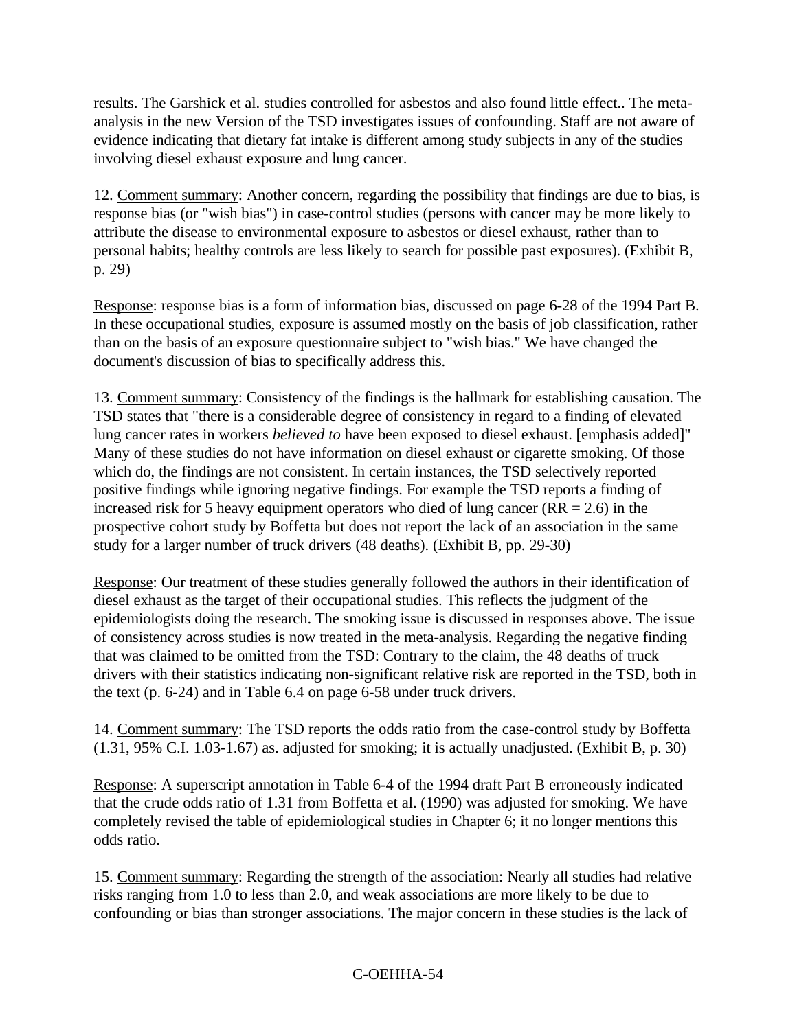results. The Garshick et al. studies controlled for asbestos and also found little effect.. The meta-analysis in the new Version of the TSD investigates issues of confounding. Staff are not aware of evidence indicating that dietary fat intake is different among study subjects in any of the studies involving diesel exhaust exposure and lung cancer.

12. Comment summary: Another concern, regarding the possibility that findings are due to bias, is response bias (or "wish bias") in case-control studies (persons with cancer may be more likely to attribute the disease to environmental exposure to asbestos or diesel exhaust, rather than to personal habits; healthy controls are less likely to search for possible past exposures). (Exhibit B, p. 29)

Response: response bias is a form of information bias, discussed on page 6-28 of the 1994 Part B. In these occupational studies, exposure is assumed mostly on the basis of job classification, rather than on the basis of an exposure questionnaire subject to "wish bias." We have changed the document's discussion of bias to specifically address this.

13. Comment summary: Consistency of the findings is the hallmark for establishing causation. The TSD states that "there is a considerable degree of consistency in regard to a finding of elevated lung cancer rates in workers *believed to* have been exposed to diesel exhaust. [emphasis added]" Many of these studies do not have information on diesel exhaust or cigarette smoking. Of those which do, the findings are not consistent. In certain instances, the TSD selectively reported positive findings while ignoring negative findings. For example the TSD reports a finding of increased risk for 5 heavy equipment operators who died of lung cancer (RR = 2.6) in the prospective cohort study by Boffetta but does not report the lack of an association in the same study for a larger number of truck drivers (48 deaths). (Exhibit B, pp. 29-30)

Response: Our treatment of these studies generally followed the authors in their identification of diesel exhaust as the target of their occupational studies. This reflects the judgment of the epidemiologists doing the research. The smoking issue is discussed in responses above. The issue of consistency across studies is now treated in the meta-analysis. Regarding the negative finding that was claimed to be omitted from the TSD: Contrary to the claim, the 48 deaths of truck drivers with their statistics indicating non-significant relative risk are reported in the TSD, both in the text (p. 6-24) and in Table 6.4 on page 6-58 under truck drivers.

14. Comment summary: The TSD reports the odds ratio from the case-control study by Boffetta (1.31, 95% C.I. 1.03-1.67) as. adjusted for smoking; it is actually unadjusted. (Exhibit B, p. 30)

Response: A superscript annotation in Table 6-4 of the 1994 draft Part B erroneously indicated that the crude odds ratio of 1.31 from Boffetta et al. (1990) was adjusted for smoking. We have completely revised the table of epidemiological studies in Chapter 6; it no longer mentions this odds ratio.

15. Comment summary: Regarding the strength of the association: Nearly all studies had relative risks ranging from 1.0 to less than 2.0, and weak associations are more likely to be due to confounding or bias than stronger associations. The major concern in these studies is the lack of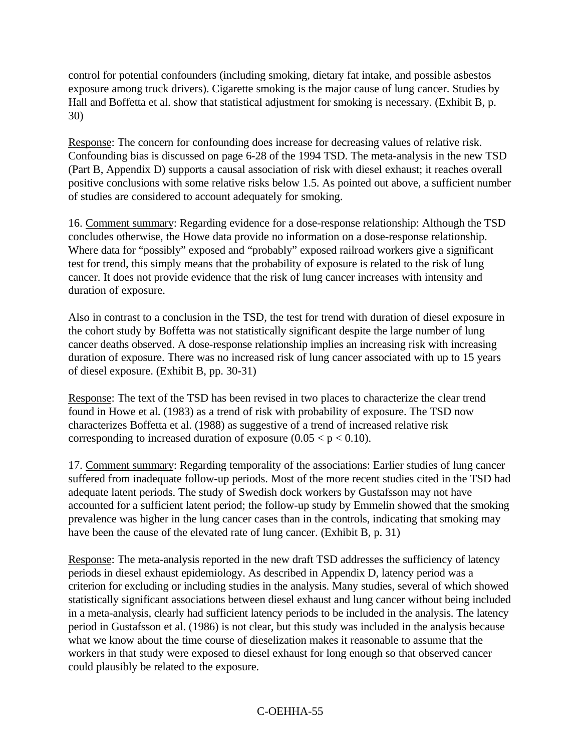control for potential confounders (including smoking, dietary fat intake, and possible asbestos exposure among truck drivers). Cigarette smoking is the major cause of lung cancer. Studies by Hall and Boffetta et al. show that statistical adjustment for smoking is necessary. (Exhibit B, p. 30)

Response: The concern for confounding does increase for decreasing values of relative risk. Confounding bias is discussed on page 6-28 of the 1994 TSD. The meta-analysis in the new TSD (Part B, Appendix D) supports a causal association of risk with diesel exhaust; it reaches overall positive conclusions with some relative risks below 1.5. As pointed out above, a sufficient number of studies are considered to account adequately for smoking.

16. Comment summary: Regarding evidence for a dose-response relationship: Although the TSD concludes otherwise, the Howe data provide no information on a dose-response relationship. Where data for "possibly" exposed and "probably" exposed railroad workers give a significant test for trend, this simply means that the probability of exposure is related to the risk of lung cancer. It does not provide evidence that the risk of lung cancer increases with intensity and duration of exposure.

Also in contrast to a conclusion in the TSD, the test for trend with duration of diesel exposure in the cohort study by Boffetta was not statistically significant despite the large number of lung cancer deaths observed. A dose-response relationship implies an increasing risk with increasing duration of exposure. There was no increased risk of lung cancer associated with up to 15 years of diesel exposure. (Exhibit B, pp. 30-31)

Response: The text of the TSD has been revised in two places to characterize the clear trend found in Howe et al. (1983) as a trend of risk with probability of exposure. The TSD now characterizes Boffetta et al. (1988) as suggestive of a trend of increased relative risk corresponding to increased duration of exposure ($0.05 < p < 0.10$).

17. Comment summary: Regarding temporality of the associations: Earlier studies of lung cancer suffered from inadequate follow-up periods. Most of the more recent studies cited in the TSD had adequate latent periods. The study of Swedish dock workers by Gustafsson may not have accounted for a sufficient latent period; the follow-up study by Emmelin showed that the smoking prevalence was higher in the lung cancer cases than in the controls, indicating that smoking may have been the cause of the elevated rate of lung cancer. (Exhibit B, p. 31)

Response: The meta-analysis reported in the new draft TSD addresses the sufficiency of latency periods in diesel exhaust epidemiology. As described in Appendix D, latency period was a criterion for excluding or including studies in the analysis. Many studies, several of which showed statistically significant associations between diesel exhaust and lung cancer without being included in a meta-analysis, clearly had sufficient latency periods to be included in the analysis. The latency period in Gustafsson et al. (1986) is not clear, but this study was included in the analysis because what we know about the time course of dieselization makes it reasonable to assume that the workers in that study were exposed to diesel exhaust for long enough so that observed cancer could plausibly be related to the exposure.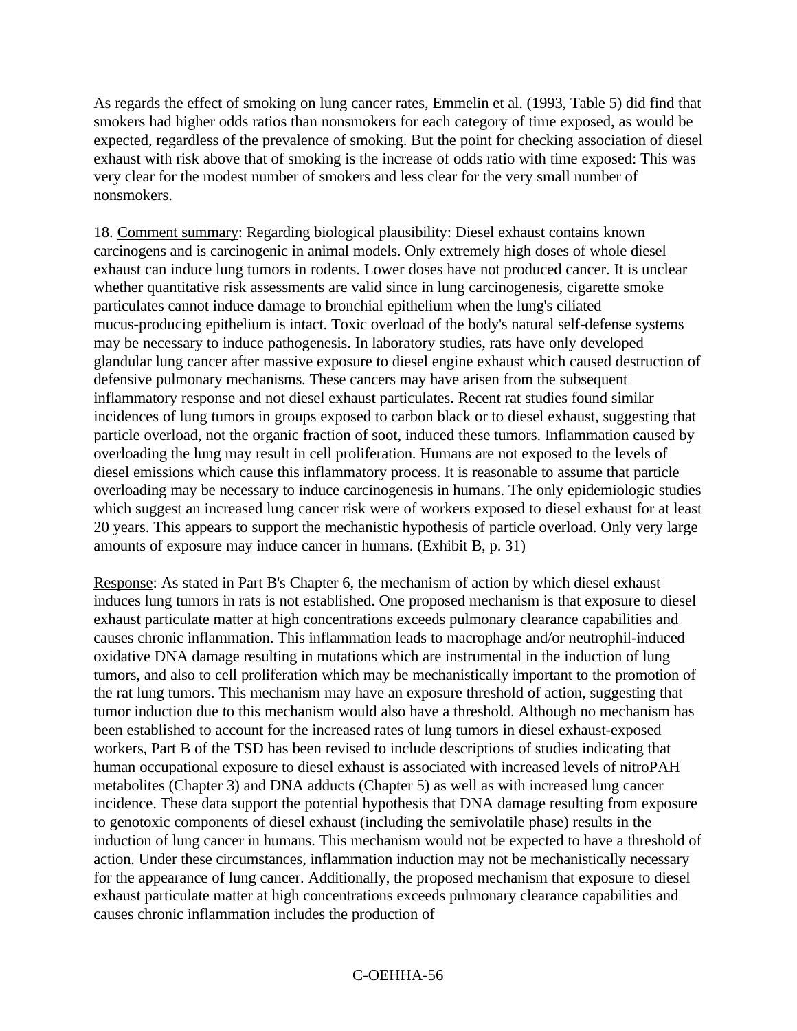As regards the effect of smoking on lung cancer rates, Emmelin et al. (1993, Table 5) did find that smokers had higher odds ratios than nonsmokers for each category of time exposed, as would be expected, regardless of the prevalence of smoking. But the point for checking association of diesel exhaust with risk above that of smoking is the increase of odds ratio with time exposed: This was very clear for the modest number of smokers and less clear for the very small number of nonsmokers.

18. Comment summary: Regarding biological plausibility: Diesel exhaust contains known carcinogens and is carcinogenic in animal models. Only extremely high doses of whole diesel exhaust can induce lung tumors in rodents. Lower doses have not produced cancer. It is unclear whether quantitative risk assessments are valid since in lung carcinogenesis, cigarette smoke particulates cannot induce damage to bronchial epithelium when the lung's ciliated mucus-producing epithelium is intact. Toxic overload of the body's natural self-defense systems may be necessary to induce pathogenesis. In laboratory studies, rats have only developed glandular lung cancer after massive exposure to diesel engine exhaust which caused destruction of defensive pulmonary mechanisms. These cancers may have arisen from the subsequent inflammatory response and not diesel exhaust particulates. Recent rat studies found similar incidences of lung tumors in groups exposed to carbon black or to diesel exhaust, suggesting that particle overload, not the organic fraction of soot, induced these tumors. Inflammation caused by overloading the lung may result in cell proliferation. Humans are not exposed to the levels of diesel emissions which cause this inflammatory process. It is reasonable to assume that particle overloading may be necessary to induce carcinogenesis in humans. The only epidemiologic studies which suggest an increased lung cancer risk were of workers exposed to diesel exhaust for at least 20 years. This appears to support the mechanistic hypothesis of particle overload. Only very large amounts of exposure may induce cancer in humans. (Exhibit B, p. 31)

Response: As stated in Part B's Chapter 6, the mechanism of action by which diesel exhaust induces lung tumors in rats is not established. One proposed mechanism is that exposure to diesel exhaust particulate matter at high concentrations exceeds pulmonary clearance capabilities and causes chronic inflammation. This inflammation leads to macrophage and/or neutrophil-induced oxidative DNA damage resulting in mutations which are instrumental in the induction of lung tumors, and also to cell proliferation which may be mechanistically important to the promotion of the rat lung tumors. This mechanism may have an exposure threshold of action, suggesting that tumor induction due to this mechanism would also have a threshold. Although no mechanism has been established to account for the increased rates of lung tumors in diesel exhaust-exposed workers, Part B of the TSD has been revised to include descriptions of studies indicating that human occupational exposure to diesel exhaust is associated with increased levels of nitroPAH metabolites (Chapter 3) and DNA adducts (Chapter 5) as well as with increased lung cancer incidence. These data support the potential hypothesis that DNA damage resulting from exposure to genotoxic components of diesel exhaust (including the semivolatile phase) results in the induction of lung cancer in humans. This mechanism would not be expected to have a threshold of action. Under these circumstances, inflammation induction may not be mechanistically necessary for the appearance of lung cancer. Additionally, the proposed mechanism that exposure to diesel exhaust particulate matter at high concentrations exceeds pulmonary clearance capabilities and causes chronic inflammation includes the production of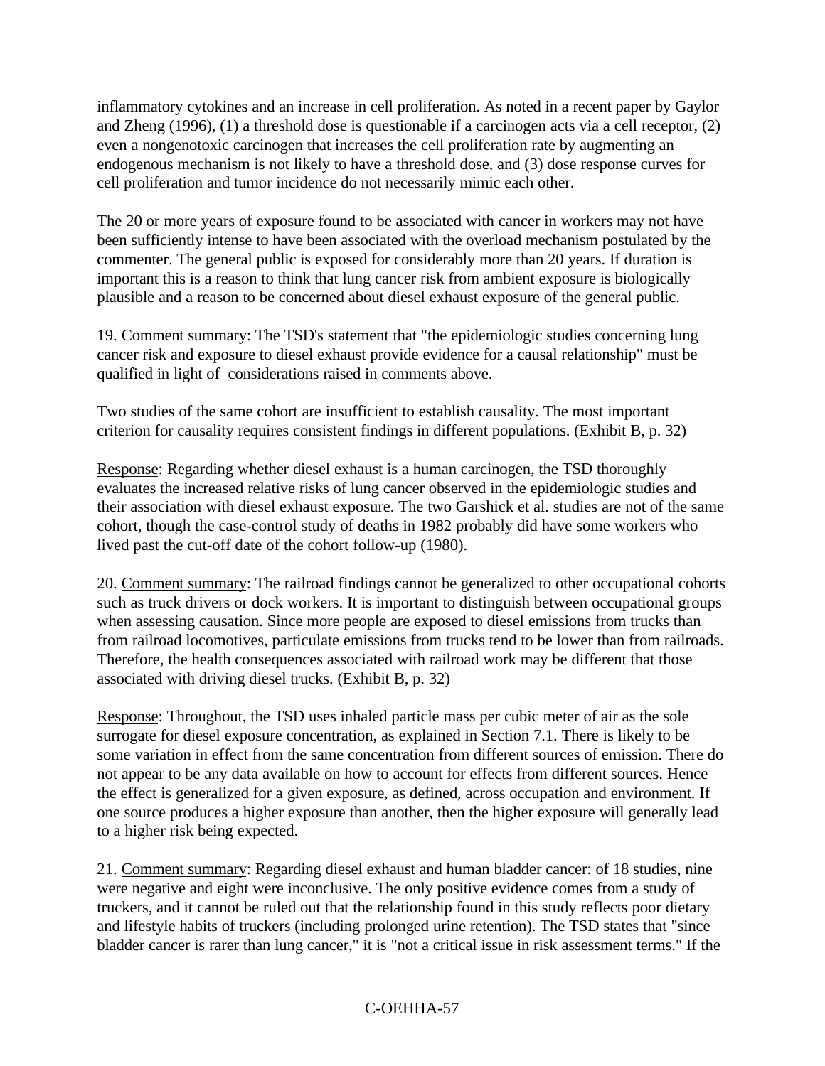inflammatory cytokines and an increase in cell proliferation. As noted in a recent paper by Gaylor and Zheng (1996), (1) a threshold dose is questionable if a carcinogen acts via a cell receptor, (2) even a nongenotoxic carcinogen that increases the cell proliferation rate by augmenting an endogenous mechanism is not likely to have a threshold dose, and (3) dose response curves for cell proliferation and tumor incidence do not necessarily mimic each other.

The 20 or more years of exposure found to be associated with cancer in workers may not have been sufficiently intense to have been associated with the overload mechanism postulated by the commenter. The general public is exposed for considerably more than 20 years. If duration is important this is a reason to think that lung cancer risk from ambient exposure is biologically plausible and a reason to be concerned about diesel exhaust exposure of the general public.

19. Comment summary: The TSD's statement that "the epidemiologic studies concerning lung cancer risk and exposure to diesel exhaust provide evidence for a causal relationship" must be qualified in light of considerations raised in comments above.

Two studies of the same cohort are insufficient to establish causality. The most important criterion for causality requires consistent findings in different populations. (Exhibit B, p. 32)

Response: Regarding whether diesel exhaust is a human carcinogen, the TSD thoroughly evaluates the increased relative risks of lung cancer observed in the epidemiologic studies and their association with diesel exhaust exposure. The two Garshick et al. studies are not of the same cohort, though the case-control study of deaths in 1982 probably did have some workers who lived past the cut-off date of the cohort follow-up (1980).

20. Comment summary: The railroad findings cannot be generalized to other occupational cohorts such as truck drivers or dock workers. It is important to distinguish between occupational groups when assessing causation. Since more people are exposed to diesel emissions from trucks than from railroad locomotives, particulate emissions from trucks tend to be lower than from railroads. Therefore, the health consequences associated with railroad work may be different that those associated with driving diesel trucks. (Exhibit B, p. 32)

Response: Throughout, the TSD uses inhaled particle mass per cubic meter of air as the sole surrogate for diesel exposure concentration, as explained in Section 7.1. There is likely to be some variation in effect from the same concentration from different sources of emission. There do not appear to be any data available on how to account for effects from different sources. Hence the effect is generalized for a given exposure, as defined, across occupation and environment. If one source produces a higher exposure than another, then the higher exposure will generally lead to a higher risk being expected.

21. Comment summary: Regarding diesel exhaust and human bladder cancer: of 18 studies, nine were negative and eight were inconclusive. The only positive evidence comes from a study of truckers, and it cannot be ruled out that the relationship found in this study reflects poor dietary and lifestyle habits of truckers (including prolonged urine retention). The TSD states that "since bladder cancer is rarer than lung cancer," it is "not a critical issue in risk assessment terms." If the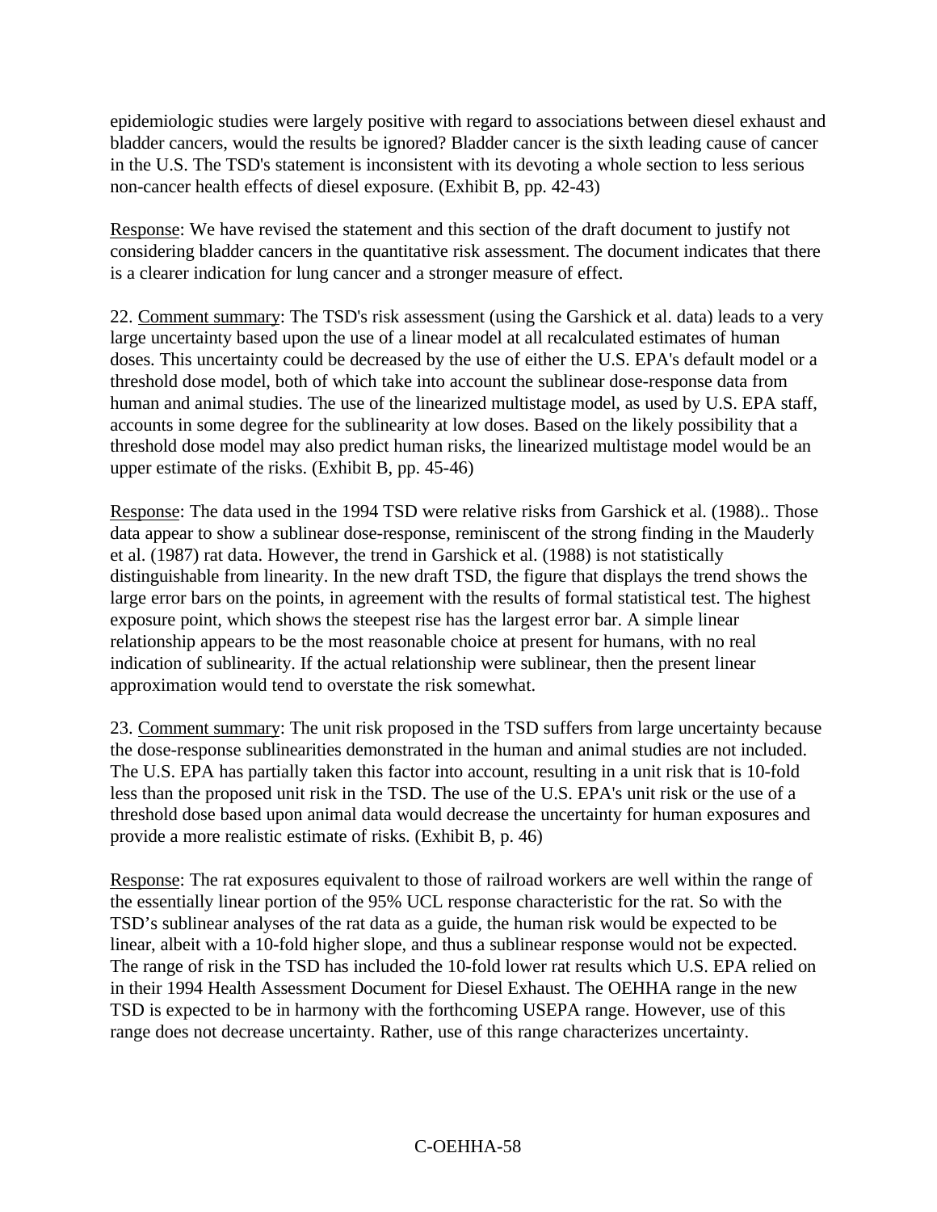epidemiologic studies were largely positive with regard to associations between diesel exhaust and bladder cancers, would the results be ignored? Bladder cancer is the sixth leading cause of cancer in the U.S. The TSD's statement is inconsistent with its devoting a whole section to less serious non-cancer health effects of diesel exposure. (Exhibit B, pp. 42-43)

Response: We have revised the statement and this section of the draft document to justify not considering bladder cancers in the quantitative risk assessment. The document indicates that there is a clearer indication for lung cancer and a stronger measure of effect.

22. Comment summary: The TSD's risk assessment (using the Garshick et al. data) leads to a very large uncertainty based upon the use of a linear model at all recalculated estimates of human doses. This uncertainty could be decreased by the use of either the U.S. EPA's default model or a threshold dose model, both of which take into account the sublinear dose-response data from human and animal studies. The use of the linearized multistage model, as used by U.S. EPA staff, accounts in some degree for the sublinearity at low doses. Based on the likely possibility that a threshold dose model may also predict human risks, the linearized multistage model would be an upper estimate of the risks. (Exhibit B, pp. 45-46)

Response: The data used in the 1994 TSD were relative risks from Garshick et al. (1988).. Those data appear to show a sublinear dose-response, reminiscent of the strong finding in the Mauderly et al. (1987) rat data. However, the trend in Garshick et al. (1988) is not statistically distinguishable from linearity. In the new draft TSD, the figure that displays the trend shows the large error bars on the points, in agreement with the results of formal statistical test. The highest exposure point, which shows the steepest rise has the largest error bar. A simple linear relationship appears to be the most reasonable choice at present for humans, with no real indication of sublinearity. If the actual relationship were sublinear, then the present linear approximation would tend to overstate the risk somewhat.

23. Comment summary: The unit risk proposed in the TSD suffers from large uncertainty because the dose-response sublinearities demonstrated in the human and animal studies are not included. The U.S. EPA has partially taken this factor into account, resulting in a unit risk that is 10-fold less than the proposed unit risk in the TSD. The use of the U.S. EPA's unit risk or the use of a threshold dose based upon animal data would decrease the uncertainty for human exposures and provide a more realistic estimate of risks. (Exhibit B, p. 46)

Response: The rat exposures equivalent to those of railroad workers are well within the range of the essentially linear portion of the 95% UCL response characteristic for the rat. So with the TSD's sublinear analyses of the rat data as a guide, the human risk would be expected to be linear, albeit with a 10-fold higher slope, and thus a sublinear response would not be expected. The range of risk in the TSD has included the 10-fold lower rat results which U.S. EPA relied on in their 1994 Health Assessment Document for Diesel Exhaust. The OEHHA range in the new TSD is expected to be in harmony with the forthcoming USEPA range. However, use of this range does not decrease uncertainty. Rather, use of this range characterizes uncertainty.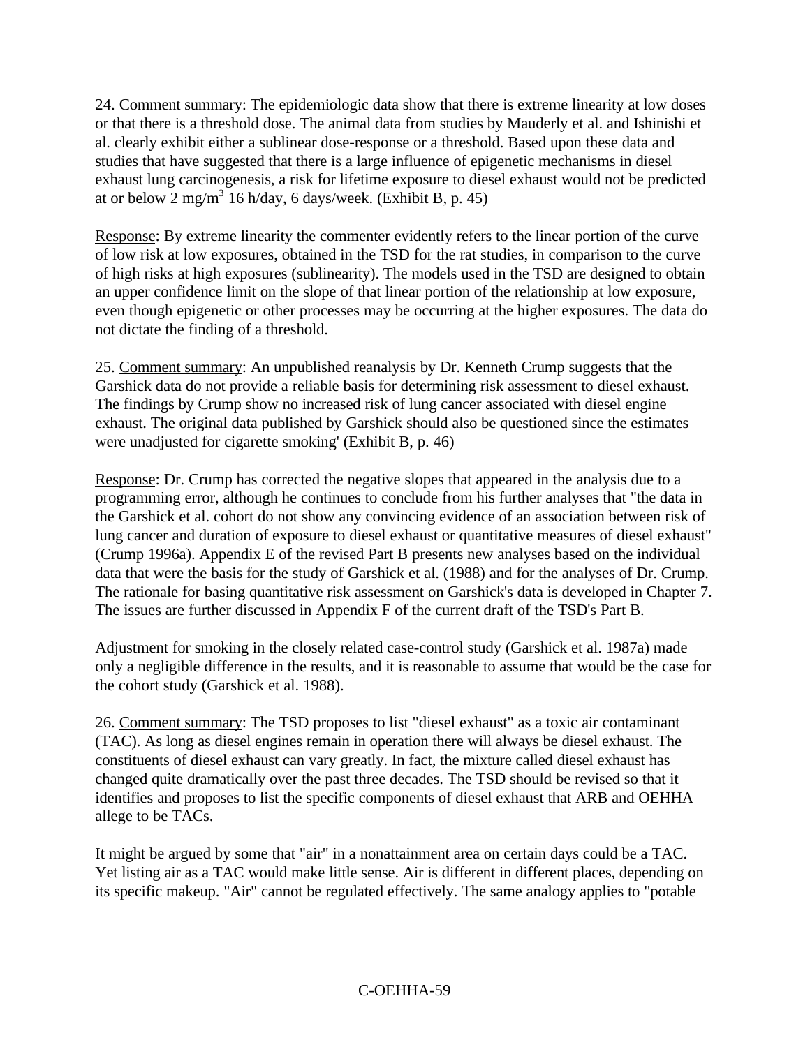24. Comment summary: The epidemiologic data show that there is extreme linearity at low doses or that there is a threshold dose. The animal data from studies by Mauderly et al. and Ishinishi et al. clearly exhibit either a sublinear dose-response or a threshold. Based upon these data and studies that have suggested that there is a large influence of epigenetic mechanisms in diesel exhaust lung carcinogenesis, a risk for lifetime exposure to diesel exhaust would not be predicted at or below 2 $mg/m^3$ 16 h/day, 6 days/week. (Exhibit B, p. 45)

Response: By extreme linearity the commenter evidently refers to the linear portion of the curve of low risk at low exposures, obtained in the TSD for the rat studies, in comparison to the curve of high risks at high exposures (sublinearity). The models used in the TSD are designed to obtain an upper confidence limit on the slope of that linear portion of the relationship at low exposure, even though epigenetic or other processes may be occurring at the higher exposures. The data do not dictate the finding of a threshold.

25. Comment summary: An unpublished reanalysis by Dr. Kenneth Crump suggests that the Garshick data do not provide a reliable basis for determining risk assessment to diesel exhaust. The findings by Crump show no increased risk of lung cancer associated with diesel engine exhaust. The original data published by Garshick should also be questioned since the estimates were unadjusted for cigarette smoking' (Exhibit B, p. 46)

Response: Dr. Crump has corrected the negative slopes that appeared in the analysis due to a programming error, although he continues to conclude from his further analyses that "the data in the Garshick et al. cohort do not show any convincing evidence of an association between risk of lung cancer and duration of exposure to diesel exhaust or quantitative measures of diesel exhaust" (Crump 1996a). Appendix E of the revised Part B presents new analyses based on the individual data that were the basis for the study of Garshick et al. (1988) and for the analyses of Dr. Crump. The rationale for basing quantitative risk assessment on Garshick's data is developed in Chapter 7. The issues are further discussed in Appendix F of the current draft of the TSD's Part B.

Adjustment for smoking in the closely related case-control study (Garshick et al. 1987a) made only a negligible difference in the results, and it is reasonable to assume that would be the case for the cohort study (Garshick et al. 1988).

26. Comment summary: The TSD proposes to list "diesel exhaust" as a toxic air contaminant (TAC). As long as diesel engines remain in operation there will always be diesel exhaust. The constituents of diesel exhaust can vary greatly. In fact, the mixture called diesel exhaust has changed quite dramatically over the past three decades. The TSD should be revised so that it identifies and proposes to list the specific components of diesel exhaust that ARB and OEHHA allege to be TACs.

It might be argued by some that "air" in a nonattainment area on certain days could be a TAC. Yet listing air as a TAC would make little sense. Air is different in different places, depending on its specific makeup. "Air" cannot be regulated effectively. The same analogy applies to "potable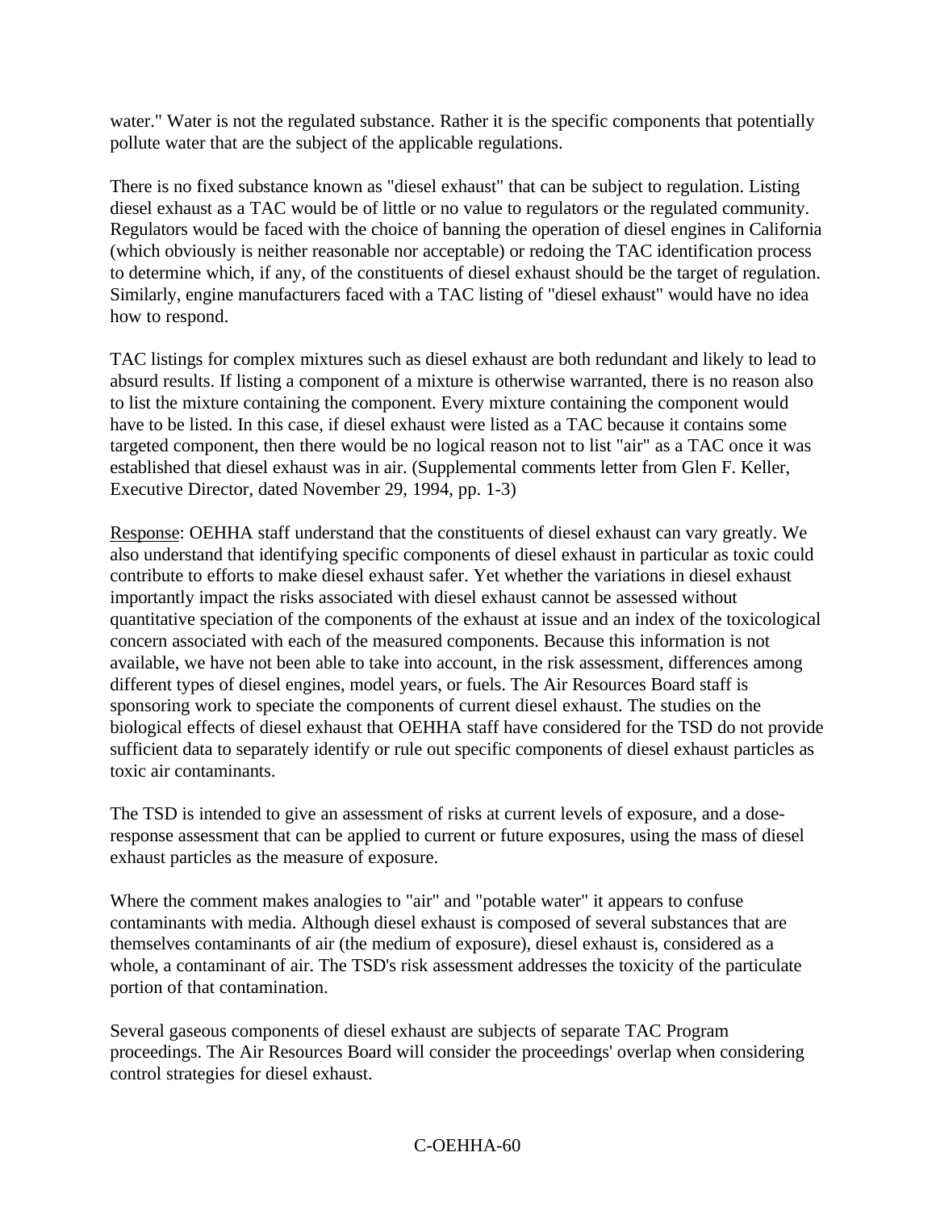water." Water is not the regulated substance. Rather it is the specific components that potentially pollute water that are the subject of the applicable regulations.

There is no fixed substance known as "diesel exhaust" that can be subject to regulation. Listing diesel exhaust as a TAC would be of little or no value to regulators or the regulated community. Regulators would be faced with the choice of banning the operation of diesel engines in California (which obviously is neither reasonable nor acceptable) or redoing the TAC identification process to determine which, if any, of the constituents of diesel exhaust should be the target of regulation. Similarly, engine manufacturers faced with a TAC listing of "diesel exhaust" would have no idea how to respond.

TAC listings for complex mixtures such as diesel exhaust are both redundant and likely to lead to absurd results. If listing a component of a mixture is otherwise warranted, there is no reason also to list the mixture containing the component. Every mixture containing the component would have to be listed. In this case, if diesel exhaust were listed as a TAC because it contains some targeted component, then there would be no logical reason not to list "air" as a TAC once it was established that diesel exhaust was in air. (Supplemental comments letter from Glen F. Keller, Executive Director, dated November 29, 1994, pp. 1-3)

Response: OEHHA staff understand that the constituents of diesel exhaust can vary greatly. We also understand that identifying specific components of diesel exhaust in particular as toxic could contribute to efforts to make diesel exhaust safer. Yet whether the variations in diesel exhaust importantly impact the risks associated with diesel exhaust cannot be assessed without quantitative speciation of the components of the exhaust at issue and an index of the toxicological concern associated with each of the measured components. Because this information is not available, we have not been able to take into account, in the risk assessment, differences among different types of diesel engines, model years, or fuels. The Air Resources Board staff is sponsoring work to speciate the components of current diesel exhaust. The studies on the biological effects of diesel exhaust that OEHHA staff have considered for the TSD do not provide sufficient data to separately identify or rule out specific components of diesel exhaust particles as toxic air contaminants.

The TSD is intended to give an assessment of risks at current levels of exposure, and a dose-response assessment that can be applied to current or future exposures, using the mass of diesel exhaust particles as the measure of exposure.

Where the comment makes analogies to "air" and "potable water" it appears to confuse contaminants with media. Although diesel exhaust is composed of several substances that are themselves contaminants of air (the medium of exposure), diesel exhaust is, considered as a whole, a contaminant of air. The TSD's risk assessment addresses the toxicity of the particulate portion of that contamination.

Several gaseous components of diesel exhaust are subjects of separate TAC Program proceedings. The Air Resources Board will consider the proceedings' overlap when considering control strategies for diesel exhaust.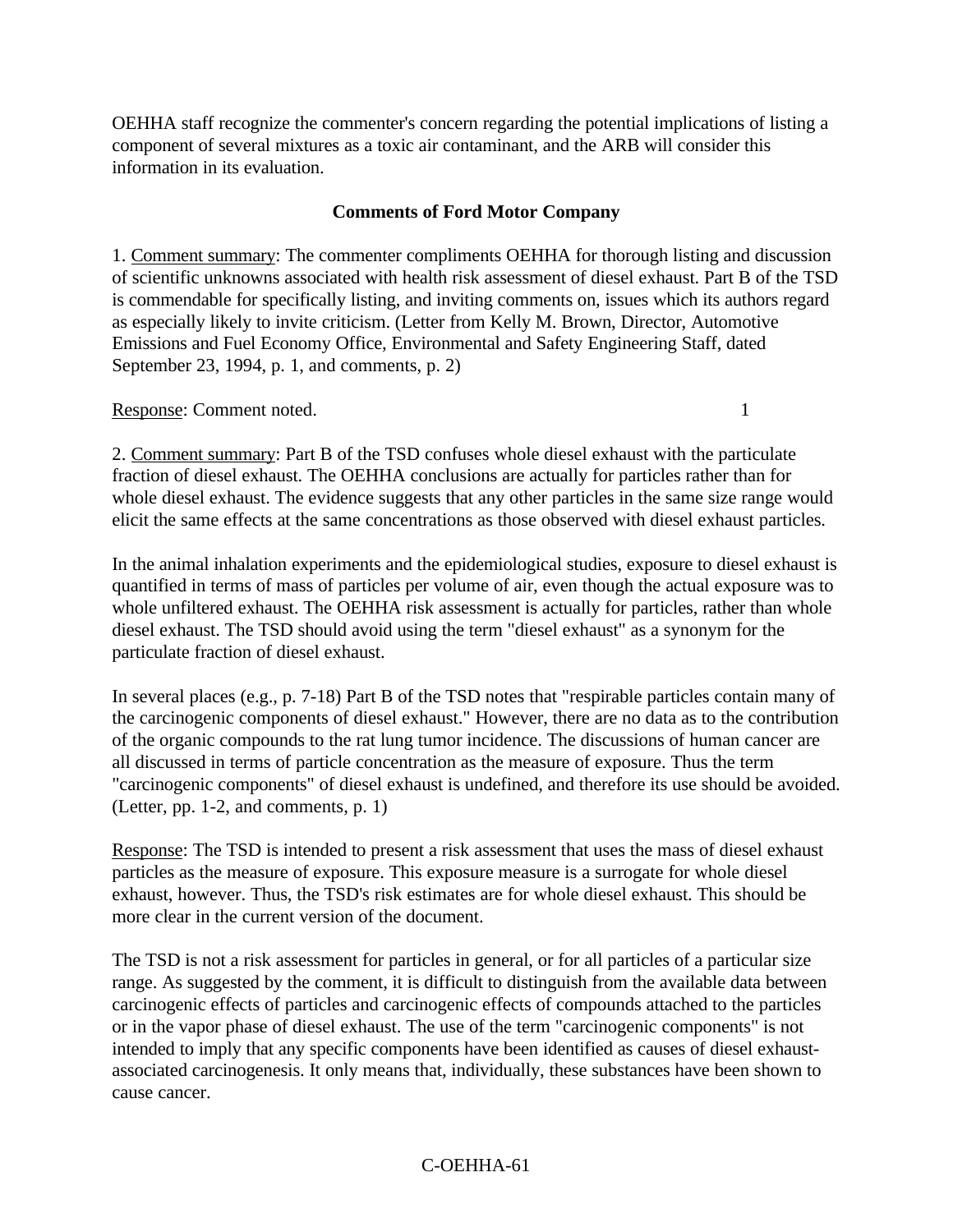OEHHA staff recognize the commenter's concern regarding the potential implications of listing a component of several mixtures as a toxic air contaminant, and the ARB will consider this information in its evaluation.

### Comments of Ford Motor Company

1. Comment summary: The commenter compliments OEHHA for thorough listing and discussion of scientific unknowns associated with health risk assessment of diesel exhaust. Part B of the TSD is commendable for specifically listing, and inviting comments on, issues which its authors regard as especially likely to invite criticism. (Letter from Kelly M. Brown, Director, Automotive Emissions and Fuel Economy Office, Environmental and Safety Engineering Staff, dated September 23, 1994, p. 1, and comments, p. 2)

Response: Comment noted. 1

2. Comment summary: Part B of the TSD confuses whole diesel exhaust with the particulate fraction of diesel exhaust. The OEHHA conclusions are actually for particles rather than for whole diesel exhaust. The evidence suggests that any other particles in the same size range would elicit the same effects at the same concentrations as those observed with diesel exhaust particles.

In the animal inhalation experiments and the epidemiological studies, exposure to diesel exhaust is quantified in terms of mass of particles per volume of air, even though the actual exposure was to whole unfiltered exhaust. The OEHHA risk assessment is actually for particles, rather than whole diesel exhaust. The TSD should avoid using the term "diesel exhaust" as a synonym for the particulate fraction of diesel exhaust.

In several places (e.g., p. 7-18) Part B of the TSD notes that "respirable particles contain many of the carcinogenic components of diesel exhaust." However, there are no data as to the contribution of the organic compounds to the rat lung tumor incidence. The discussions of human cancer are all discussed in terms of particle concentration as the measure of exposure. Thus the term "carcinogenic components" of diesel exhaust is undefined, and therefore its use should be avoided. (Letter, pp. 1-2, and comments, p. 1)

Response: The TSD is intended to present a risk assessment that uses the mass of diesel exhaust particles as the measure of exposure. This exposure measure is a surrogate for whole diesel exhaust, however. Thus, the TSD's risk estimates are for whole diesel exhaust. This should be more clear in the current version of the document.

The TSD is not a risk assessment for particles in general, or for all particles of a particular size range. As suggested by the comment, it is difficult to distinguish from the available data between carcinogenic effects of particles and carcinogenic effects of compounds attached to the particles or in the vapor phase of diesel exhaust. The use of the term "carcinogenic components" is not intended to imply that any specific components have been identified as causes of diesel exhaust-associated carcinogenesis. It only means that, individually, these substances have been shown to cause cancer.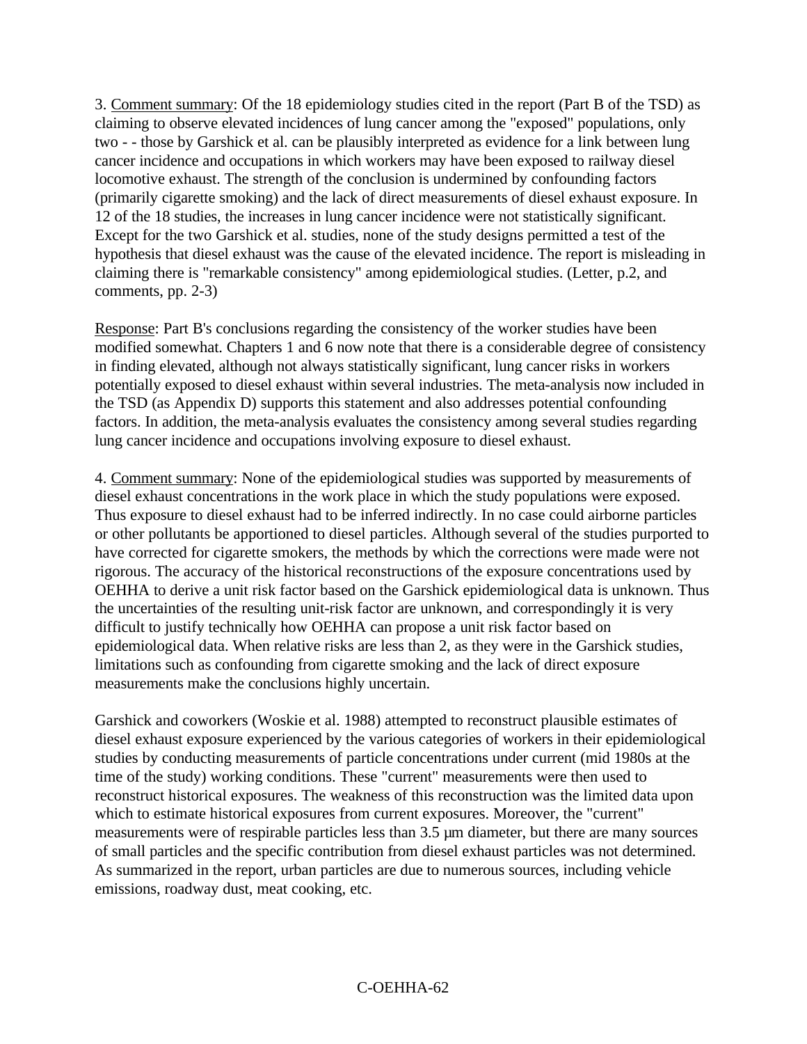3. Comment summary: Of the 18 epidemiology studies cited in the report (Part B of the TSD) as claiming to observe elevated incidences of lung cancer among the "exposed" populations, only two - - those by Garshick et al. can be plausibly interpreted as evidence for a link between lung cancer incidence and occupations in which workers may have been exposed to railway diesel locomotive exhaust. The strength of the conclusion is undermined by confounding factors (primarily cigarette smoking) and the lack of direct measurements of diesel exhaust exposure. In 12 of the 18 studies, the increases in lung cancer incidence were not statistically significant. Except for the two Garshick et al. studies, none of the study designs permitted a test of the hypothesis that diesel exhaust was the cause of the elevated incidence. The report is misleading in claiming there is "remarkable consistency" among epidemiological studies. (Letter, p.2, and comments, pp. 2-3)

Response: Part B's conclusions regarding the consistency of the worker studies have been modified somewhat. Chapters 1 and 6 now note that there is a considerable degree of consistency in finding elevated, although not always statistically significant, lung cancer risks in workers potentially exposed to diesel exhaust within several industries. The meta-analysis now included in the TSD (as Appendix D) supports this statement and also addresses potential confounding factors. In addition, the meta-analysis evaluates the consistency among several studies regarding lung cancer incidence and occupations involving exposure to diesel exhaust.

4. Comment summary: None of the epidemiological studies was supported by measurements of diesel exhaust concentrations in the work place in which the study populations were exposed. Thus exposure to diesel exhaust had to be inferred indirectly. In no case could airborne particles or other pollutants be apportioned to diesel particles. Although several of the studies purported to have corrected for cigarette smokers, the methods by which the corrections were made were not rigorous. The accuracy of the historical reconstructions of the exposure concentrations used by OEHHA to derive a unit risk factor based on the Garshick epidemiological data is unknown. Thus the uncertainties of the resulting unit-risk factor are unknown, and correspondingly it is very difficult to justify technically how OEHHA can propose a unit risk factor based on epidemiological data. When relative risks are less than 2, as they were in the Garshick studies, limitations such as confounding from cigarette smoking and the lack of direct exposure measurements make the conclusions highly uncertain.

Garshick and coworkers (Woskie et al. 1988) attempted to reconstruct plausible estimates of diesel exhaust exposure experienced by the various categories of workers in their epidemiological studies by conducting measurements of particle concentrations under current (mid 1980s at the time of the study) working conditions. These "current" measurements were then used to reconstruct historical exposures. The weakness of this reconstruction was the limited data upon which to estimate historical exposures from current exposures. Moreover, the "current" measurements were of respirable particles less than 3.5 µm diameter, but there are many sources of small particles and the specific contribution from diesel exhaust particles was not determined. As summarized in the report, urban particles are due to numerous sources, including vehicle emissions, roadway dust, meat cooking, etc.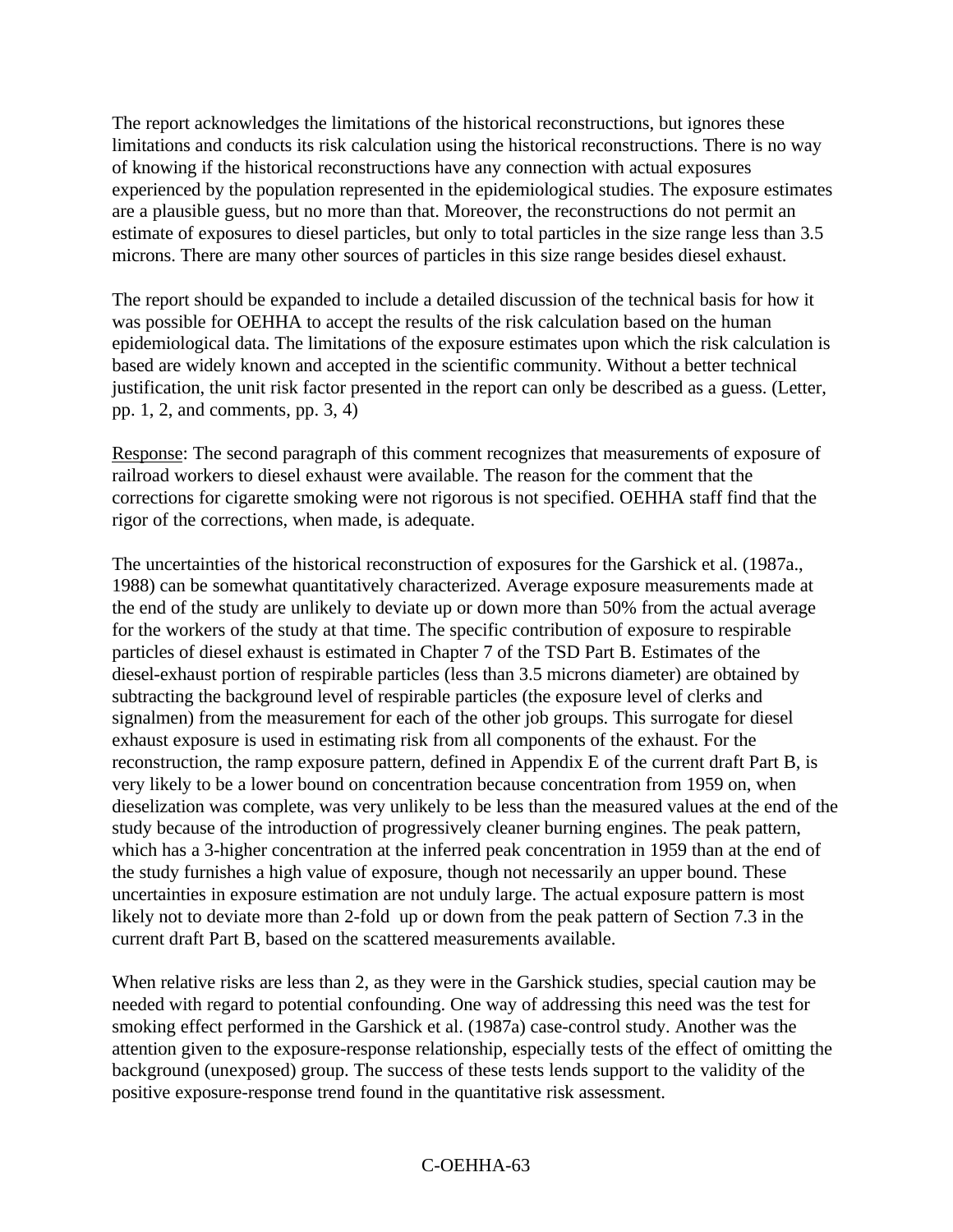The report acknowledges the limitations of the historical reconstructions, but ignores these limitations and conducts its risk calculation using the historical reconstructions. There is no way of knowing if the historical reconstructions have any connection with actual exposures experienced by the population represented in the epidemiological studies. The exposure estimates are a plausible guess, but no more than that. Moreover, the reconstructions do not permit an estimate of exposures to diesel particles, but only to total particles in the size range less than 3.5 microns. There are many other sources of particles in this size range besides diesel exhaust.

The report should be expanded to include a detailed discussion of the technical basis for how it was possible for OEHHA to accept the results of the risk calculation based on the human epidemiological data. The limitations of the exposure estimates upon which the risk calculation is based are widely known and accepted in the scientific community. Without a better technical justification, the unit risk factor presented in the report can only be described as a guess. (Letter, pp. 1, 2, and comments, pp. 3, 4)

Response: The second paragraph of this comment recognizes that measurements of exposure of railroad workers to diesel exhaust were available. The reason for the comment that the corrections for cigarette smoking were not rigorous is not specified. OEHHA staff find that the rigor of the corrections, when made, is adequate.

The uncertainties of the historical reconstruction of exposures for the Garshick et al. (1987a., 1988) can be somewhat quantitatively characterized. Average exposure measurements made at the end of the study are unlikely to deviate up or down more than 50% from the actual average for the workers of the study at that time. The specific contribution of exposure to respirable particles of diesel exhaust is estimated in Chapter 7 of the TSD Part B. Estimates of the diesel-exhaust portion of respirable particles (less than 3.5 microns diameter) are obtained by subtracting the background level of respirable particles (the exposure level of clerks and signalmen) from the measurement for each of the other job groups. This surrogate for diesel exhaust exposure is used in estimating risk from all components of the exhaust. For the reconstruction, the ramp exposure pattern, defined in Appendix E of the current draft Part B, is very likely to be a lower bound on concentration because concentration from 1959 on, when dieselization was complete, was very unlikely to be less than the measured values at the end of the study because of the introduction of progressively cleaner burning engines. The peak pattern, which has a 3-higher concentration at the inferred peak concentration in 1959 than at the end of the study furnishes a high value of exposure, though not necessarily an upper bound. These uncertainties in exposure estimation are not unduly large. The actual exposure pattern is most likely not to deviate more than 2-fold up or down from the peak pattern of Section 7.3 in the current draft Part B, based on the scattered measurements available.

When relative risks are less than 2, as they were in the Garshick studies, special caution may be needed with regard to potential confounding. One way of addressing this need was the test for smoking effect performed in the Garshick et al. (1987a) case-control study. Another was the attention given to the exposure-response relationship, especially tests of the effect of omitting the background (unexposed) group. The success of these tests lends support to the validity of the positive exposure-response trend found in the quantitative risk assessment.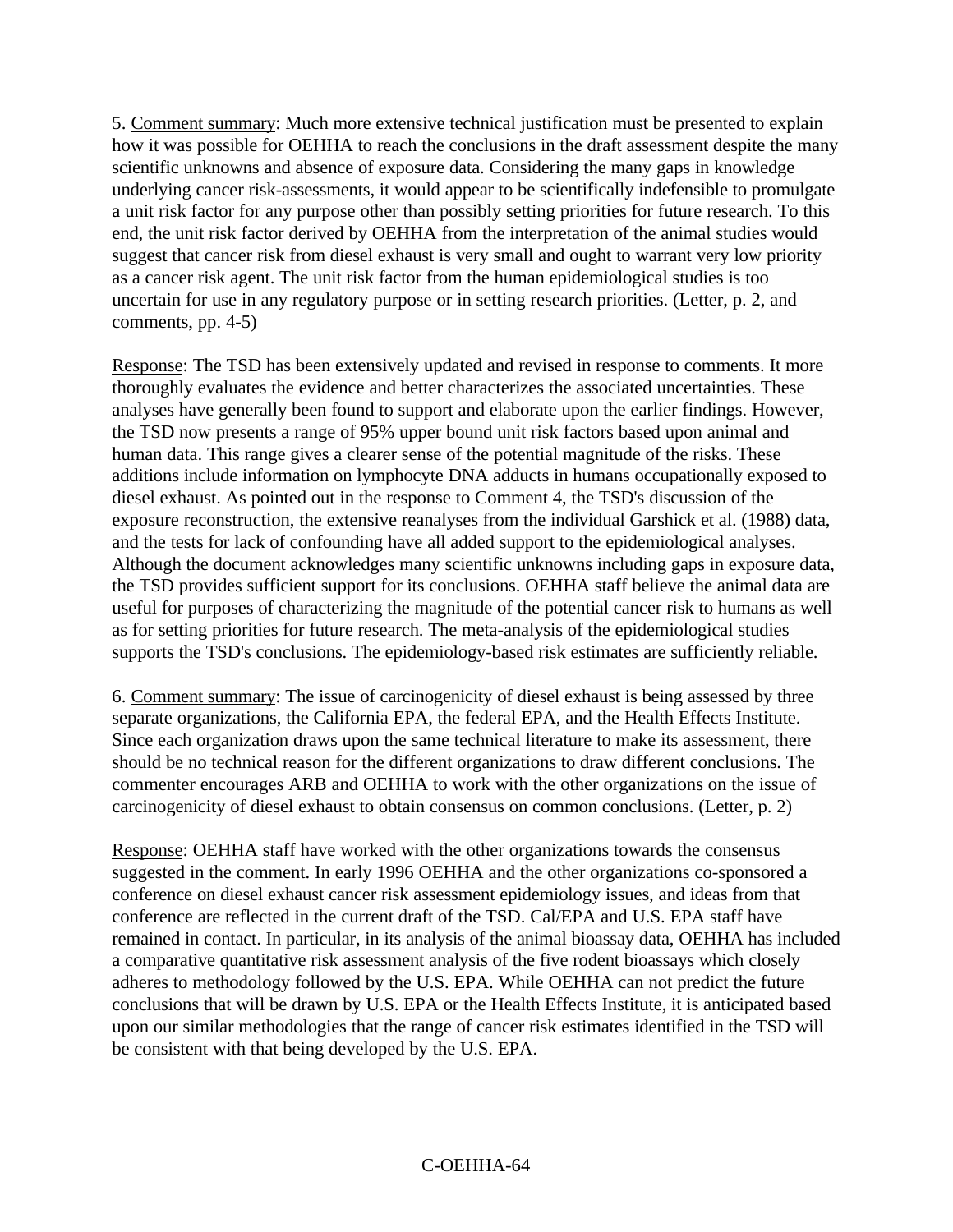5. Comment summary: Much more extensive technical justification must be presented to explain how it was possible for OEHHA to reach the conclusions in the draft assessment despite the many scientific unknowns and absence of exposure data. Considering the many gaps in knowledge underlying cancer risk-assessments, it would appear to be scientifically indefensible to promulgate a unit risk factor for any purpose other than possibly setting priorities for future research. To this end, the unit risk factor derived by OEHHA from the interpretation of the animal studies would suggest that cancer risk from diesel exhaust is very small and ought to warrant very low priority as a cancer risk agent. The unit risk factor from the human epidemiological studies is too uncertain for use in any regulatory purpose or in setting research priorities. (Letter, p. 2, and comments, pp. 4-5)

Response: The TSD has been extensively updated and revised in response to comments. It more thoroughly evaluates the evidence and better characterizes the associated uncertainties. These analyses have generally been found to support and elaborate upon the earlier findings. However, the TSD now presents a range of 95% upper bound unit risk factors based upon animal and human data. This range gives a clearer sense of the potential magnitude of the risks. These additions include information on lymphocyte DNA adducts in humans occupationally exposed to diesel exhaust. As pointed out in the response to Comment 4, the TSD's discussion of the exposure reconstruction, the extensive reanalyses from the individual Garshick et al. (1988) data, and the tests for lack of confounding have all added support to the epidemiological analyses. Although the document acknowledges many scientific unknowns including gaps in exposure data, the TSD provides sufficient support for its conclusions. OEHHA staff believe the animal data are useful for purposes of characterizing the magnitude of the potential cancer risk to humans as well as for setting priorities for future research. The meta-analysis of the epidemiological studies supports the TSD's conclusions. The epidemiology-based risk estimates are sufficiently reliable.

6. Comment summary: The issue of carcinogenicity of diesel exhaust is being assessed by three separate organizations, the California EPA, the federal EPA, and the Health Effects Institute. Since each organization draws upon the same technical literature to make its assessment, there should be no technical reason for the different organizations to draw different conclusions. The commenter encourages ARB and OEHHA to work with the other organizations on the issue of carcinogenicity of diesel exhaust to obtain consensus on common conclusions. (Letter, p. 2)

Response: OEHHA staff have worked with the other organizations towards the consensus suggested in the comment. In early 1996 OEHHA and the other organizations co-sponsored a conference on diesel exhaust cancer risk assessment epidemiology issues, and ideas from that conference are reflected in the current draft of the TSD. Cal/EPA and U.S. EPA staff have remained in contact. In particular, in its analysis of the animal bioassay data, OEHHA has included a comparative quantitative risk assessment analysis of the five rodent bioassays which closely adheres to methodology followed by the U.S. EPA. While OEHHA can not predict the future conclusions that will be drawn by U.S. EPA or the Health Effects Institute, it is anticipated based upon our similar methodologies that the range of cancer risk estimates identified in the TSD will be consistent with that being developed by the U.S. EPA.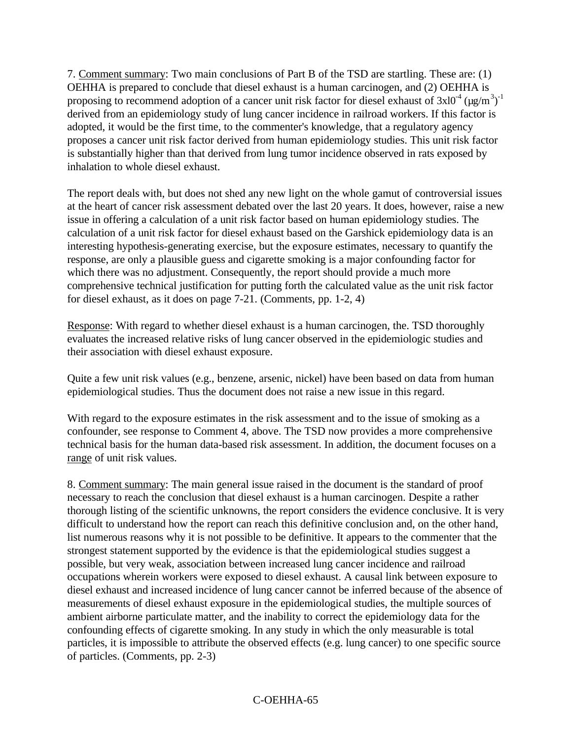7. <u>Comment summary</u>: Two main conclusions of Part B of the TSD are startling. These are: (1) OEHHA is prepared to conclude that diesel exhaust is a human carcinogen, and (2) OEHHA is proposing to recommend adoption of a cancer unit risk factor for diesel exhaust of $3 \times 10^{-4}$ $(\mu g/m^3)^{-1}$ derived from an epidemiology study of lung cancer incidence in railroad workers. If this factor is adopted, it would be the first time, to the commenter's knowledge, that a regulatory agency proposes a cancer unit risk factor derived from human epidemiology studies. This unit risk factor is substantially higher than that derived from lung tumor incidence observed in rats exposed by inhalation to whole diesel exhaust.

The report deals with, but does not shed any new light on the whole gamut of controversial issues at the heart of cancer risk assessment debated over the last 20 years. It does, however, raise a new issue in offering a calculation of a unit risk factor based on human epidemiology studies. The calculation of a unit risk factor for diesel exhaust based on the Garshick epidemiology data is an interesting hypothesis-generating exercise, but the exposure estimates, necessary to quantify the response, are only a plausible guess and cigarette smoking is a major confounding factor for which there was no adjustment. Consequently, the report should provide a much more comprehensive technical justification for putting forth the calculated value as the unit risk factor for diesel exhaust, as it does on page 7-21. (Comments, pp. 1-2, 4)

<u>Response</u>: With regard to whether diesel exhaust is a human carcinogen, the. TSD thoroughly evaluates the increased relative risks of lung cancer observed in the epidemiologic studies and their association with diesel exhaust exposure.

Quite a few unit risk values (e.g., benzene, arsenic, nickel) have been based on data from human epidemiological studies. Thus the document does not raise a new issue in this regard.

With regard to the exposure estimates in the risk assessment and to the issue of smoking as a confounder, see response to Comment 4, above. The TSD now provides a more comprehensive technical basis for the human data-based risk assessment. In addition, the document focuses on a <u>range</u> of unit risk values.

8. <u>Comment summary</u>: The main general issue raised in the document is the standard of proof necessary to reach the conclusion that diesel exhaust is a human carcinogen. Despite a rather thorough listing of the scientific unknowns, the report considers the evidence conclusive. It is very difficult to understand how the report can reach this definitive conclusion and, on the other hand, list numerous reasons why it is not possible to be definitive. It appears to the commenter that the strongest statement supported by the evidence is that the epidemiological studies suggest a possible, but very weak, association between increased lung cancer incidence and railroad occupations wherein workers were exposed to diesel exhaust. A causal link between exposure to diesel exhaust and increased incidence of lung cancer cannot be inferred because of the absence of measurements of diesel exhaust exposure in the epidemiological studies, the multiple sources of ambient airborne particulate matter, and the inability to correct the epidemiology data for the confounding effects of cigarette smoking. In any study in which the only measurable is total particles, it is impossible to attribute the observed effects (e.g. lung cancer) to one specific source of particles. (Comments, pp. 2-3)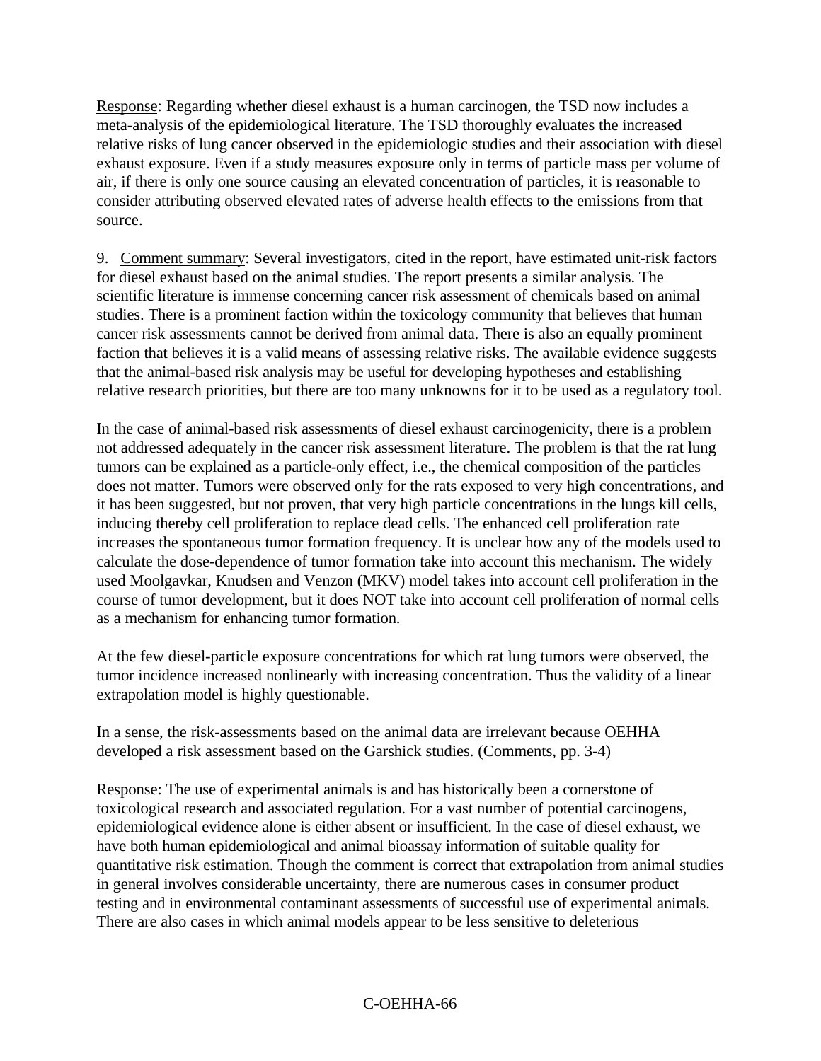Response: Regarding whether diesel exhaust is a human carcinogen, the TSD now includes a meta-analysis of the epidemiological literature. The TSD thoroughly evaluates the increased relative risks of lung cancer observed in the epidemiologic studies and their association with diesel exhaust exposure. Even if a study measures exposure only in terms of particle mass per volume of air, if there is only one source causing an elevated concentration of particles, it is reasonable to consider attributing observed elevated rates of adverse health effects to the emissions from that source.

9. Comment summary: Several investigators, cited in the report, have estimated unit-risk factors for diesel exhaust based on the animal studies. The report presents a similar analysis. The scientific literature is immense concerning cancer risk assessment of chemicals based on animal studies. There is a prominent faction within the toxicology community that believes that human cancer risk assessments cannot be derived from animal data. There is also an equally prominent faction that believes it is a valid means of assessing relative risks. The available evidence suggests that the animal-based risk analysis may be useful for developing hypotheses and establishing relative research priorities, but there are too many unknowns for it to be used as a regulatory tool.

In the case of animal-based risk assessments of diesel exhaust carcinogenicity, there is a problem not addressed adequately in the cancer risk assessment literature. The problem is that the rat lung tumors can be explained as a particle-only effect, i.e., the chemical composition of the particles does not matter. Tumors were observed only for the rats exposed to very high concentrations, and it has been suggested, but not proven, that very high particle concentrations in the lungs kill cells, inducing thereby cell proliferation to replace dead cells. The enhanced cell proliferation rate increases the spontaneous tumor formation frequency. It is unclear how any of the models used to calculate the dose-dependence of tumor formation take into account this mechanism. The widely used Moolgavkar, Knudsen and Venzon (MKV) model takes into account cell proliferation in the course of tumor development, but it does NOT take into account cell proliferation of normal cells as a mechanism for enhancing tumor formation.

At the few diesel-particle exposure concentrations for which rat lung tumors were observed, the tumor incidence increased nonlinearly with increasing concentration. Thus the validity of a linear extrapolation model is highly questionable.

In a sense, the risk-assessments based on the animal data are irrelevant because OEHHA developed a risk assessment based on the Garshick studies. (Comments, pp. 3-4)

Response: The use of experimental animals is and has historically been a cornerstone of toxicological research and associated regulation. For a vast number of potential carcinogens, epidemiological evidence alone is either absent or insufficient. In the case of diesel exhaust, we have both human epidemiological and animal bioassay information of suitable quality for quantitative risk estimation. Though the comment is correct that extrapolation from animal studies in general involves considerable uncertainty, there are numerous cases in consumer product testing and in environmental contaminant assessments of successful use of experimental animals. There are also cases in which animal models appear to be less sensitive to deleterious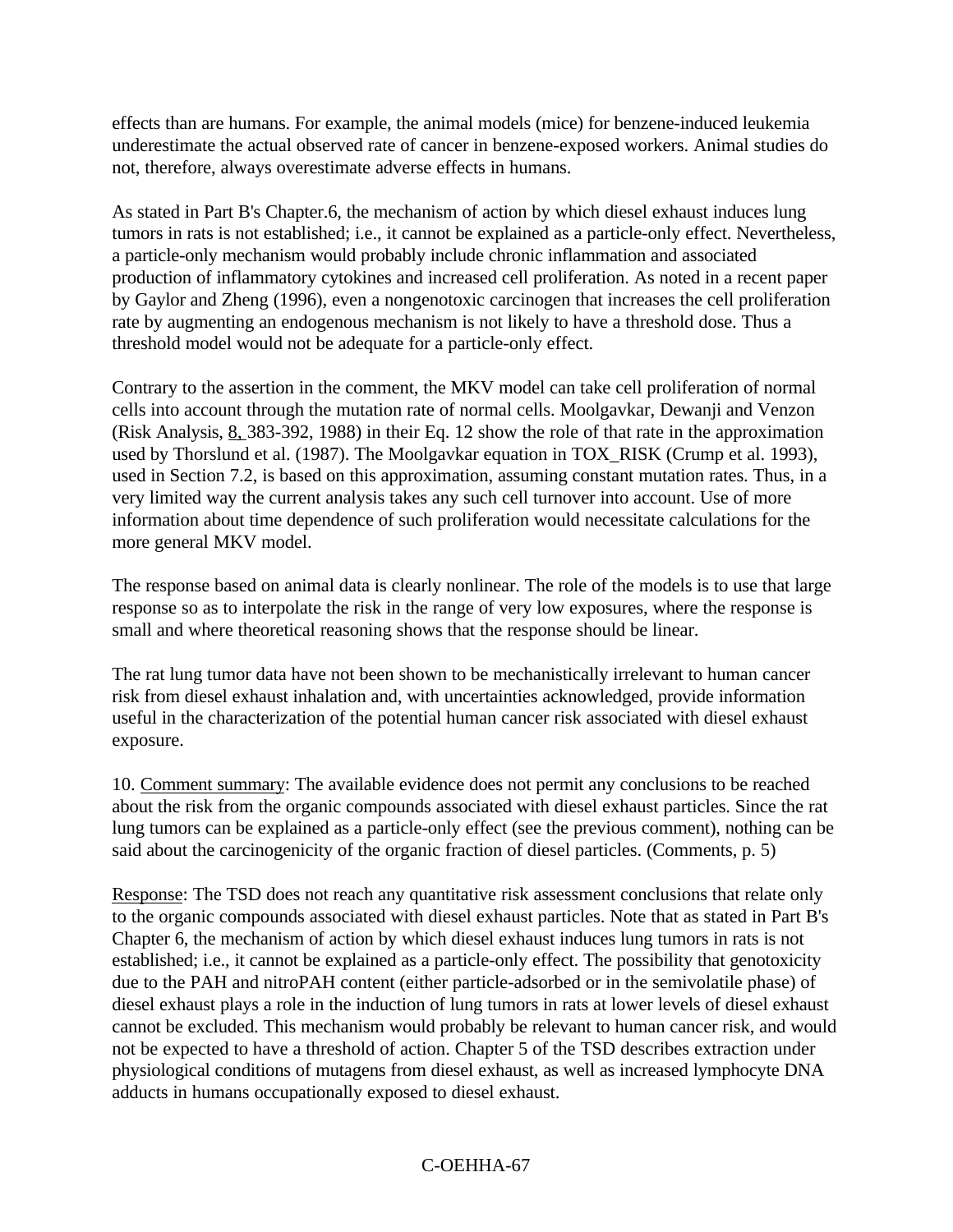effects than are humans. For example, the animal models (mice) for benzene-induced leukemia underestimate the actual observed rate of cancer in benzene-exposed workers. Animal studies do not, therefore, always overestimate adverse effects in humans.

As stated in Part B's Chapter.6, the mechanism of action by which diesel exhaust induces lung tumors in rats is not established; i.e., it cannot be explained as a particle-only effect. Nevertheless, a particle-only mechanism would probably include chronic inflammation and associated production of inflammatory cytokines and increased cell proliferation. As noted in a recent paper by Gaylor and Zheng (1996), even a nongenotoxic carcinogen that increases the cell proliferation rate by augmenting an endogenous mechanism is not likely to have a threshold dose. Thus a threshold model would not be adequate for a particle-only effect.

Contrary to the assertion in the comment, the MKV model can take cell proliferation of normal cells into account through the mutation rate of normal cells. Moolgavkar, Dewanji and Venzon (Risk Analysis, 8, 383-392, 1988) in their Eq. 12 show the role of that rate in the approximation used by Thorslund et al. (1987). The Moolgavkar equation in TOX_RISK (Crump et al. 1993), used in Section 7.2, is based on this approximation, assuming constant mutation rates. Thus, in a very limited way the current analysis takes any such cell turnover into account. Use of more information about time dependence of such proliferation would necessitate calculations for the more general MKV model.

The response based on animal data is clearly nonlinear. The role of the models is to use that large response so as to interpolate the risk in the range of very low exposures, where the response is small and where theoretical reasoning shows that the response should be linear.

The rat lung tumor data have not been shown to be mechanistically irrelevant to human cancer risk from diesel exhaust inhalation and, with uncertainties acknowledged, provide information useful in the characterization of the potential human cancer risk associated with diesel exhaust exposure.

10. Comment summary: The available evidence does not permit any conclusions to be reached about the risk from the organic compounds associated with diesel exhaust particles. Since the rat lung tumors can be explained as a particle-only effect (see the previous comment), nothing can be said about the carcinogenicity of the organic fraction of diesel particles. (Comments, p. 5)

Response: The TSD does not reach any quantitative risk assessment conclusions that relate only to the organic compounds associated with diesel exhaust particles. Note that as stated in Part B's Chapter 6, the mechanism of action by which diesel exhaust induces lung tumors in rats is not established; i.e., it cannot be explained as a particle-only effect. The possibility that genotoxicity due to the PAH and nitroPAH content (either particle-adsorbed or in the semivolatile phase) of diesel exhaust plays a role in the induction of lung tumors in rats at lower levels of diesel exhaust cannot be excluded. This mechanism would probably be relevant to human cancer risk, and would not be expected to have a threshold of action. Chapter 5 of the TSD describes extraction under physiological conditions of mutagens from diesel exhaust, as well as increased lymphocyte DNA adducts in humans occupationally exposed to diesel exhaust.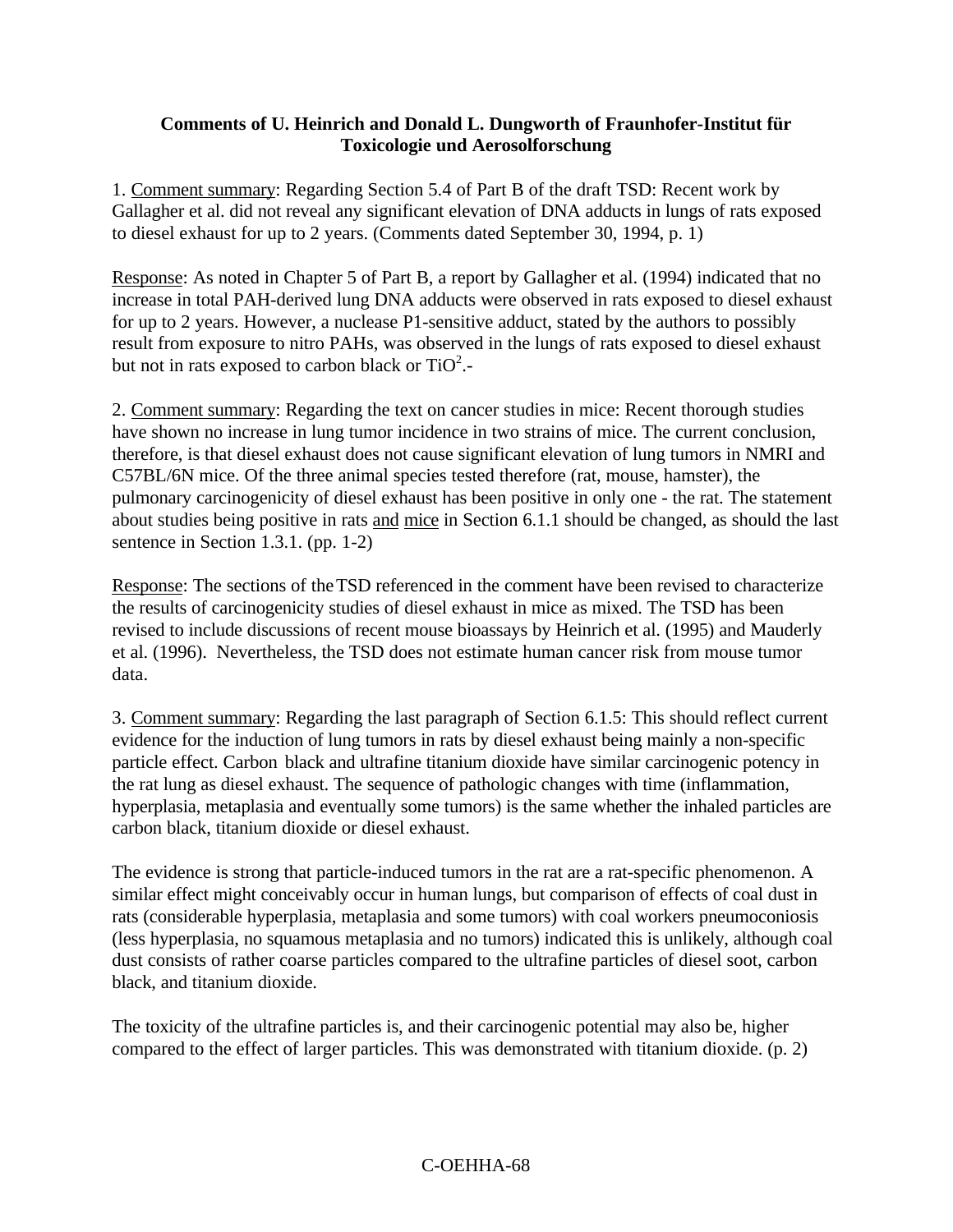**Comments of U. Heinrich and Donald L. Dungworth of Fraunhofer-Institut für Toxicologie und Aerosolforschung**

1. Comment summary: Regarding Section 5.4 of Part B of the draft TSD: Recent work by Gallagher et al. did not reveal any significant elevation of DNA adducts in lungs of rats exposed to diesel exhaust for up to 2 years. (Comments dated September 30, 1994, p. 1)

Response: As noted in Chapter 5 of Part B, a report by Gallagher et al. (1994) indicated that no increase in total PAH-derived lung DNA adducts were observed in rats exposed to diesel exhaust for up to 2 years. However, a nuclease P1-sensitive adduct, stated by the authors to possibly result from exposure to nitro PAHs, was observed in the lungs of rats exposed to diesel exhaust but not in rats exposed to carbon black or $TiO^2$.-

2. Comment summary: Regarding the text on cancer studies in mice: Recent thorough studies have shown no increase in lung tumor incidence in two strains of mice. The current conclusion, therefore, is that diesel exhaust does not cause significant elevation of lung tumors in NMRI and C57BL/6N mice. Of the three animal species tested therefore (rat, mouse, hamster), the pulmonary carcinogenicity of diesel exhaust has been positive in only one - the rat. The statement about studies being positive in rats and mice in Section 6.1.1 should be changed, as should the last sentence in Section 1.3.1. (pp. 1-2)

Response: The sections of the TSD referenced in the comment have been revised to characterize the results of carcinogenicity studies of diesel exhaust in mice as mixed. The TSD has been revised to include discussions of recent mouse bioassays by Heinrich et al. (1995) and Mauderly et al. (1996). Nevertheless, the TSD does not estimate human cancer risk from mouse tumor data.

3. Comment summary: Regarding the last paragraph of Section 6.1.5: This should reflect current evidence for the induction of lung tumors in rats by diesel exhaust being mainly a non-specific particle effect. Carbon black and ultrafine titanium dioxide have similar carcinogenic potency in the rat lung as diesel exhaust. The sequence of pathologic changes with time (inflammation, hyperplasia, metaplasia and eventually some tumors) is the same whether the inhaled particles are carbon black, titanium dioxide or diesel exhaust.

The evidence is strong that particle-induced tumors in the rat are a rat-specific phenomenon. A similar effect might conceivably occur in human lungs, but comparison of effects of coal dust in rats (considerable hyperplasia, metaplasia and some tumors) with coal workers pneumoconiosis (less hyperplasia, no squamous metaplasia and no tumors) indicated this is unlikely, although coal dust consists of rather coarse particles compared to the ultrafine particles of diesel soot, carbon black, and titanium dioxide.

The toxicity of the ultrafine particles is, and their carcinogenic potential may also be, higher compared to the effect of larger particles. This was demonstrated with titanium dioxide. (p. 2)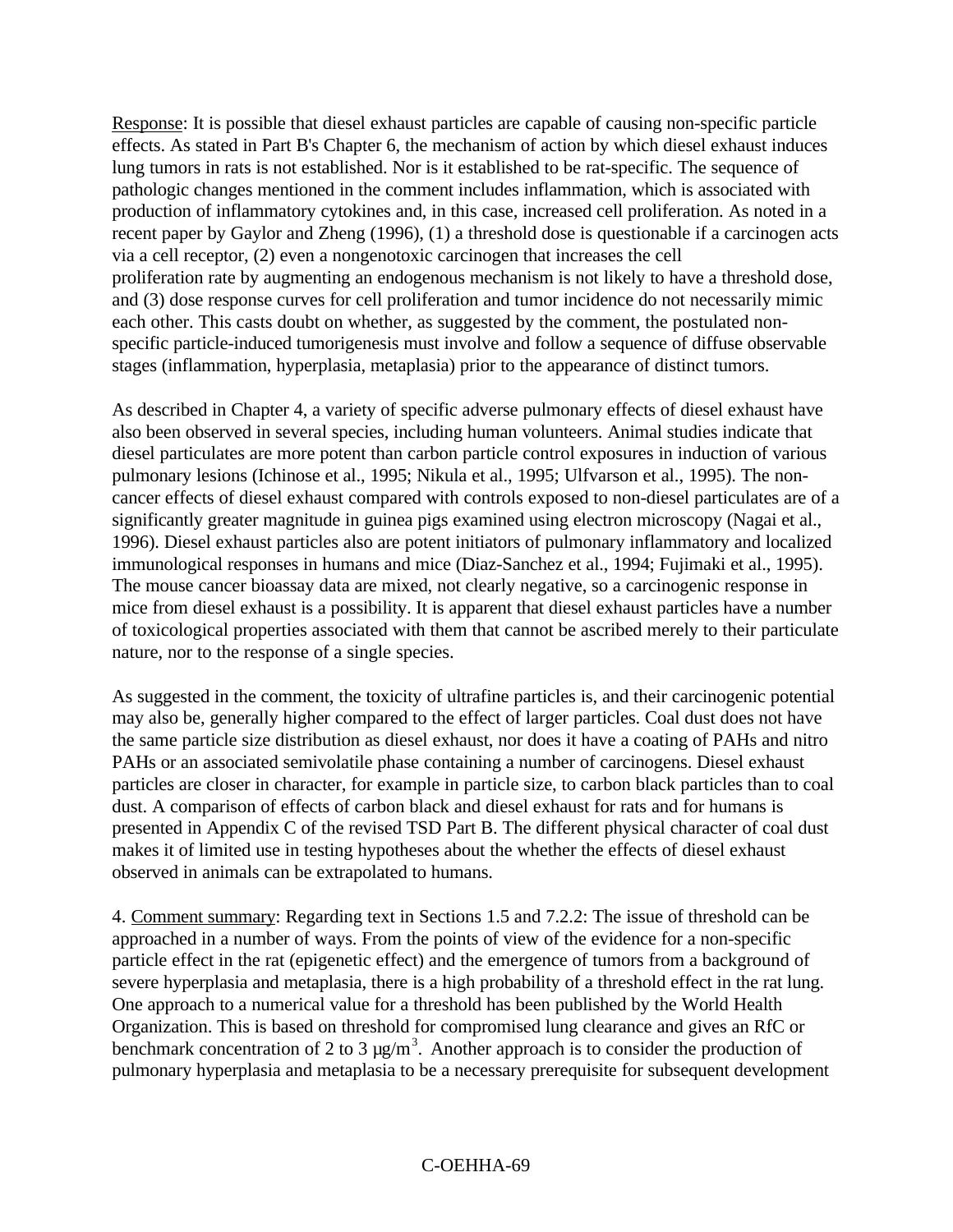Response: It is possible that diesel exhaust particles are capable of causing non-specific particle effects. As stated in Part B's Chapter 6, the mechanism of action by which diesel exhaust induces lung tumors in rats is not established. Nor is it established to be rat-specific. The sequence of pathologic changes mentioned in the comment includes inflammation, which is associated with production of inflammatory cytokines and, in this case, increased cell proliferation. As noted in a recent paper by Gaylor and Zheng (1996), (1) a threshold dose is questionable if a carcinogen acts via a cell receptor, (2) even a nongenotoxic carcinogen that increases the cell proliferation rate by augmenting an endogenous mechanism is not likely to have a threshold dose, and (3) dose response curves for cell proliferation and tumor incidence do not necessarily mimic each other. This casts doubt on whether, as suggested by the comment, the postulated non-specific particle-induced tumorigenesis must involve and follow a sequence of diffuse observable stages (inflammation, hyperplasia, metaplasia) prior to the appearance of distinct tumors.

As described in Chapter 4, a variety of specific adverse pulmonary effects of diesel exhaust have also been observed in several species, including human volunteers. Animal studies indicate that diesel particulates are more potent than carbon particle control exposures in induction of various pulmonary lesions (Ichinose et al., 1995; Nikula et al., 1995; Ulfvarson et al., 1995). The non-cancer effects of diesel exhaust compared with controls exposed to non-diesel particulates are of a significantly greater magnitude in guinea pigs examined using electron microscopy (Nagai et al., 1996). Diesel exhaust particles also are potent initiators of pulmonary inflammatory and localized immunological responses in humans and mice (Diaz-Sanchez et al., 1994; Fujimaki et al., 1995). The mouse cancer bioassay data are mixed, not clearly negative, so a carcinogenic response in mice from diesel exhaust is a possibility. It is apparent that diesel exhaust particles have a number of toxicological properties associated with them that cannot be ascribed merely to their particulate nature, nor to the response of a single species.

As suggested in the comment, the toxicity of ultrafine particles is, and their carcinogenic potential may also be, generally higher compared to the effect of larger particles. Coal dust does not have the same particle size distribution as diesel exhaust, nor does it have a coating of PAHs and nitro PAHs or an associated semivolatile phase containing a number of carcinogens. Diesel exhaust particles are closer in character, for example in particle size, to carbon black particles than to coal dust. A comparison of effects of carbon black and diesel exhaust for rats and for humans is presented in Appendix C of the revised TSD Part B. The different physical character of coal dust makes it of limited use in testing hypotheses about the whether the effects of diesel exhaust observed in animals can be extrapolated to humans.

4. Comment summary: Regarding text in Sections 1.5 and 7.2.2: The issue of threshold can be approached in a number of ways. From the points of view of the evidence for a non-specific particle effect in the rat (epigenetic effect) and the emergence of tumors from a background of severe hyperplasia and metaplasia, there is a high probability of a threshold effect in the rat lung. One approach to a numerical value for a threshold has been published by the World Health Organization. This is based on threshold for compromised lung clearance and gives an RfC or benchmark concentration of 2 to 3 $\mu g/m^3$. Another approach is to consider the production of pulmonary hyperplasia and metaplasia to be a necessary prerequisite for subsequent development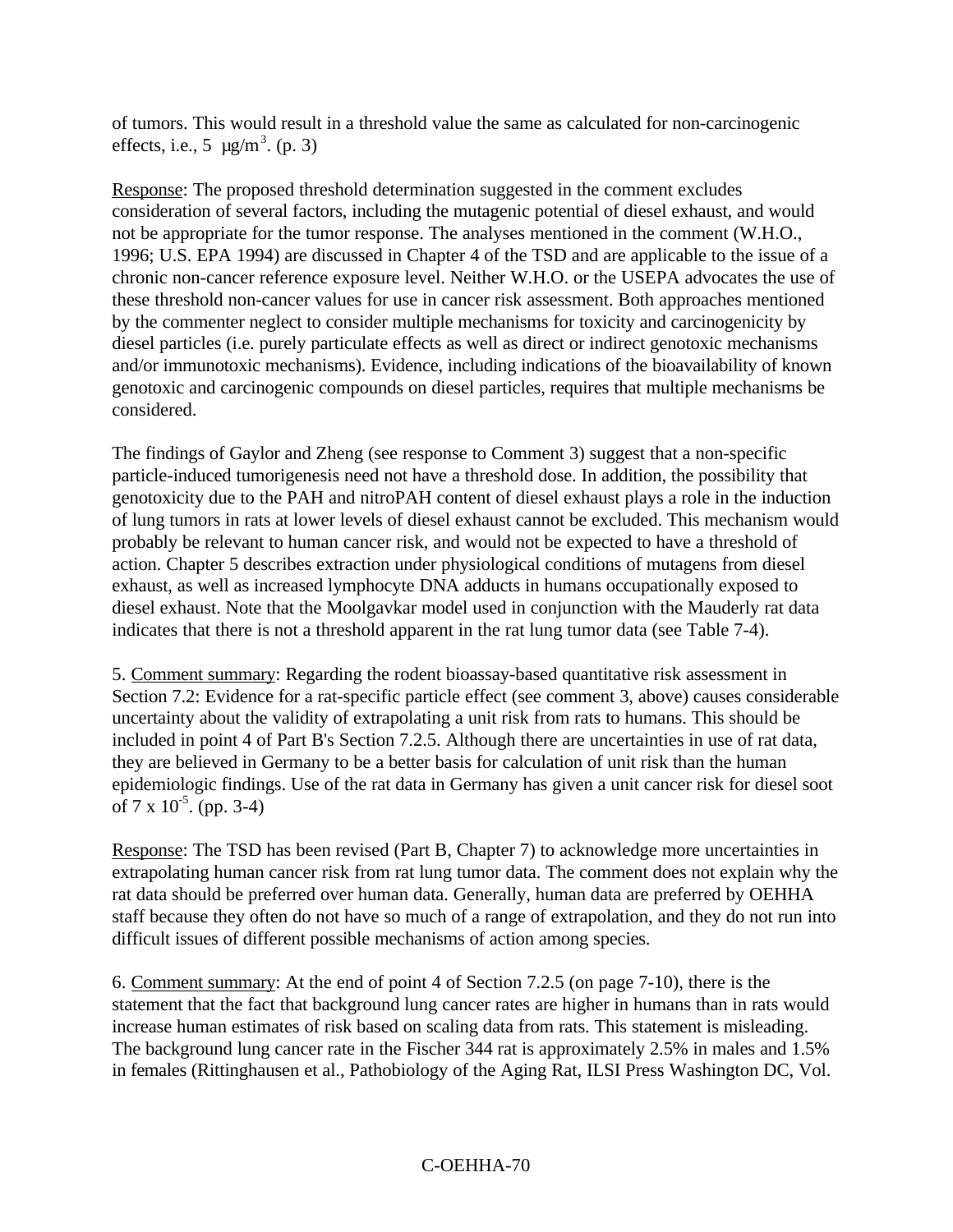of tumors. This would result in a threshold value the same as calculated for non-carcinogenic effects, i.e., 5 µg/m$^3$. (p. 3)

Response: The proposed threshold determination suggested in the comment excludes consideration of several factors, including the mutagenic potential of diesel exhaust, and would not be appropriate for the tumor response. The analyses mentioned in the comment (W.H.O., 1996; U.S. EPA 1994) are discussed in Chapter 4 of the TSD and are applicable to the issue of a chronic non-cancer reference exposure level. Neither W.H.O. or the USEPA advocates the use of these threshold non-cancer values for use in cancer risk assessment. Both approaches mentioned by the commenter neglect to consider multiple mechanisms for toxicity and carcinogenicity by diesel particles (i.e. purely particulate effects as well as direct or indirect genotoxic mechanisms and/or immunotoxic mechanisms). Evidence, including indications of the bioavailability of known genotoxic and carcinogenic compounds on diesel particles, requires that multiple mechanisms be considered.

The findings of Gaylor and Zheng (see response to Comment 3) suggest that a non-specific particle-induced tumorigenesis need not have a threshold dose. In addition, the possibility that genotoxicity due to the PAH and nitroPAH content of diesel exhaust plays a role in the induction of lung tumors in rats at lower levels of diesel exhaust cannot be excluded. This mechanism would probably be relevant to human cancer risk, and would not be expected to have a threshold of action. Chapter 5 describes extraction under physiological conditions of mutagens from diesel exhaust, as well as increased lymphocyte DNA adducts in humans occupationally exposed to diesel exhaust. Note that the Moolgavkar model used in conjunction with the Mauderly rat data indicates that there is not a threshold apparent in the rat lung tumor data (see Table 7-4).

5. Comment summary: Regarding the rodent bioassay-based quantitative risk assessment in Section 7.2: Evidence for a rat-specific particle effect (see comment 3, above) causes considerable uncertainty about the validity of extrapolating a unit risk from rats to humans. This should be included in point 4 of Part B's Section 7.2.5. Although there are uncertainties in use of rat data, they are believed in Germany to be a better basis for calculation of unit risk than the human epidemiologic findings. Use of the rat data in Germany has given a unit cancer risk for diesel soot of $7 \times 10^{-5}$. (pp. 3-4)

Response: The TSD has been revised (Part B, Chapter 7) to acknowledge more uncertainties in extrapolating human cancer risk from rat lung tumor data. The comment does not explain why the rat data should be preferred over human data. Generally, human data are preferred by OEHHA staff because they often do not have so much of a range of extrapolation, and they do not run into difficult issues of different possible mechanisms of action among species.

6. Comment summary: At the end of point 4 of Section 7.2.5 (on page 7-10), there is the statement that the fact that background lung cancer rates are higher in humans than in rats would increase human estimates of risk based on scaling data from rats. This statement is misleading. The background lung cancer rate in the Fischer 344 rat is approximately 2.5% in males and 1.5% in females (Rittinghausen et al., Pathobiology of the Aging Rat, ILSI Press Washington DC, Vol.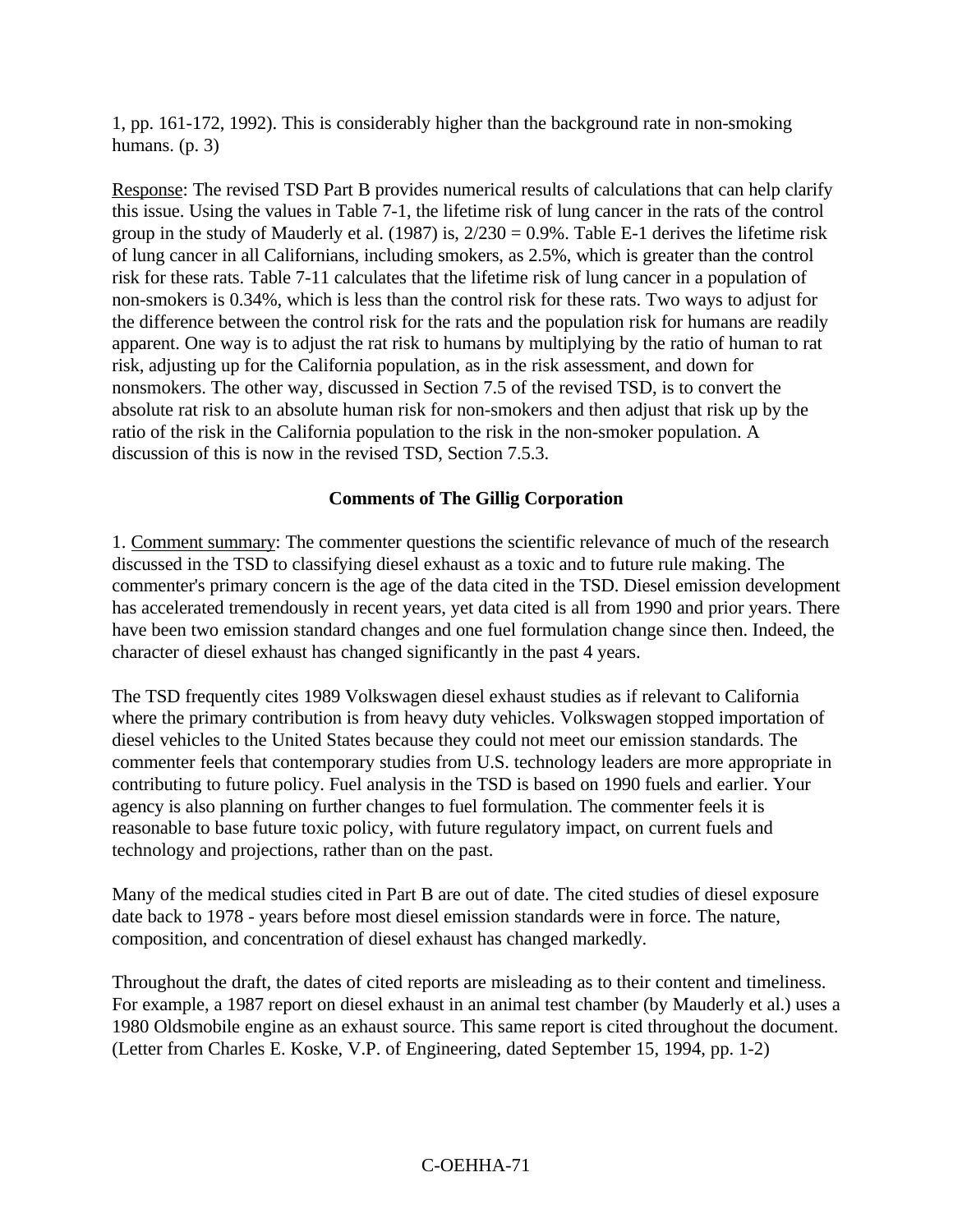1, pp. 161-172, 1992). This is considerably higher than the background rate in non-smoking humans. (p. 3)

Response: The revised TSD Part B provides numerical results of calculations that can help clarify this issue. Using the values in Table 7-1, the lifetime risk of lung cancer in the rats of the control group in the study of Mauderly et al. (1987) is, 2/230 = 0.9%. Table E-1 derives the lifetime risk of lung cancer in all Californians, including smokers, as 2.5%, which is greater than the control risk for these rats. Table 7-11 calculates that the lifetime risk of lung cancer in a population of non-smokers is 0.34%, which is less than the control risk for these rats. Two ways to adjust for the difference between the control risk for the rats and the population risk for humans are readily apparent. One way is to adjust the rat risk to humans by multiplying by the ratio of human to rat risk, adjusting up for the California population, as in the risk assessment, and down for nonsmokers. The other way, discussed in Section 7.5 of the revised TSD, is to convert the absolute rat risk to an absolute human risk for non-smokers and then adjust that risk up by the ratio of the risk in the California population to the risk in the non-smoker population. A discussion of this is now in the revised TSD, Section 7.5.3.

**Comments of The Gillig Corporation**

1. Comment summary: The commenter questions the scientific relevance of much of the research discussed in the TSD to classifying diesel exhaust as a toxic and to future rule making. The commenter's primary concern is the age of the data cited in the TSD. Diesel emission development has accelerated tremendously in recent years, yet data cited is all from 1990 and prior years. There have been two emission standard changes and one fuel formulation change since then. Indeed, the character of diesel exhaust has changed significantly in the past 4 years.

The TSD frequently cites 1989 Volkswagen diesel exhaust studies as if relevant to California where the primary contribution is from heavy duty vehicles. Volkswagen stopped importation of diesel vehicles to the United States because they could not meet our emission standards. The commenter feels that contemporary studies from U.S. technology leaders are more appropriate in contributing to future policy. Fuel analysis in the TSD is based on 1990 fuels and earlier. Your agency is also planning on further changes to fuel formulation. The commenter feels it is reasonable to base future toxic policy, with future regulatory impact, on current fuels and technology and projections, rather than on the past.

Many of the medical studies cited in Part B are out of date. The cited studies of diesel exposure date back to 1978 - years before most diesel emission standards were in force. The nature, composition, and concentration of diesel exhaust has changed markedly.

Throughout the draft, the dates of cited reports are misleading as to their content and timeliness. For example, a 1987 report on diesel exhaust in an animal test chamber (by Mauderly et al.) uses a 1980 Oldsmobile engine as an exhaust source. This same report is cited throughout the document. (Letter from Charles E. Koske, V.P. of Engineering, dated September 15, 1994, pp. 1-2)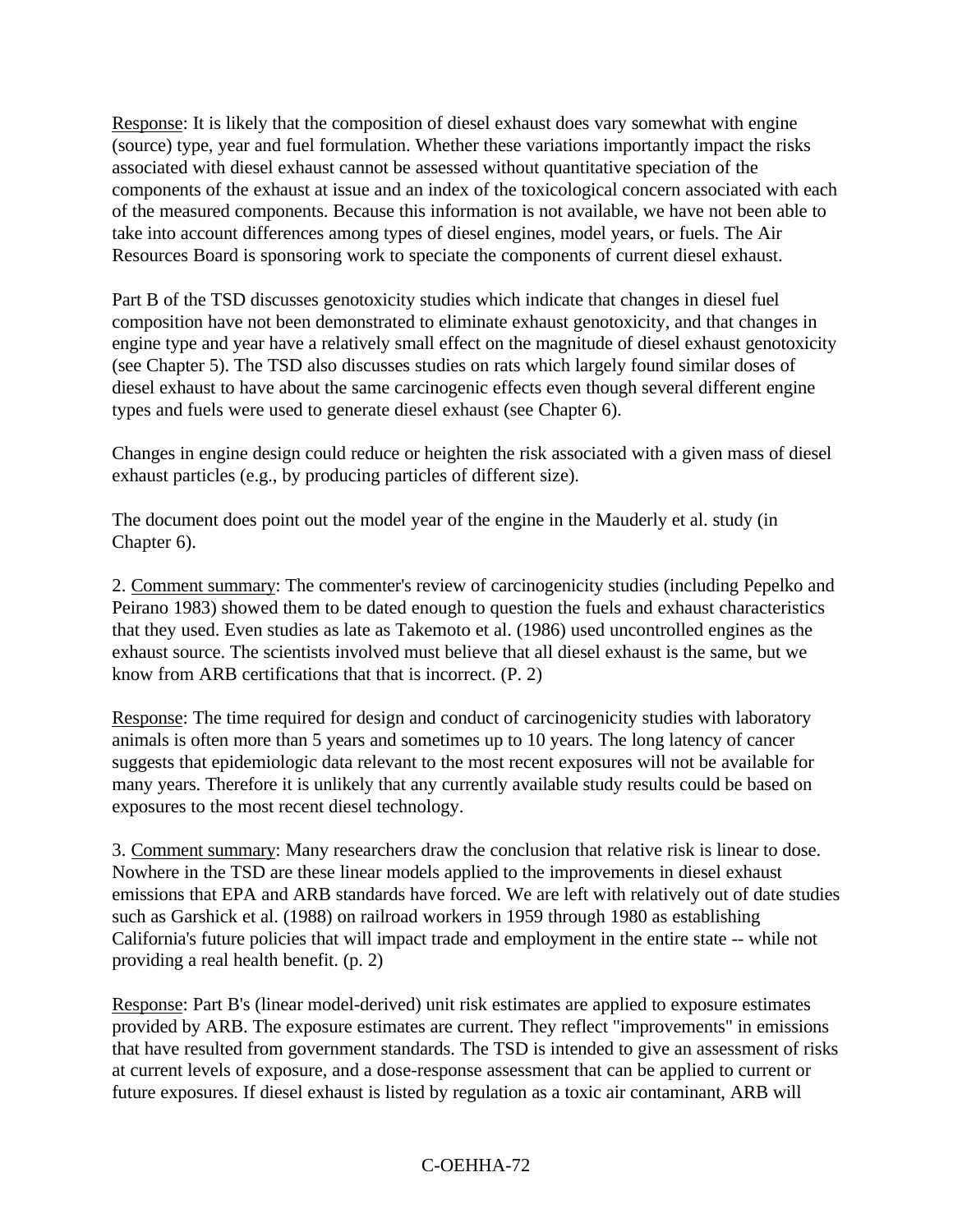Response: It is likely that the composition of diesel exhaust does vary somewhat with engine (source) type, year and fuel formulation. Whether these variations importantly impact the risks associated with diesel exhaust cannot be assessed without quantitative speciation of the components of the exhaust at issue and an index of the toxicological concern associated with each of the measured components. Because this information is not available, we have not been able to take into account differences among types of diesel engines, model years, or fuels. The Air Resources Board is sponsoring work to speciate the components of current diesel exhaust.

Part B of the TSD discusses genotoxicity studies which indicate that changes in diesel fuel composition have not been demonstrated to eliminate exhaust genotoxicity, and that changes in engine type and year have a relatively small effect on the magnitude of diesel exhaust genotoxicity (see Chapter 5). The TSD also discusses studies on rats which largely found similar doses of diesel exhaust to have about the same carcinogenic effects even though several different engine types and fuels were used to generate diesel exhaust (see Chapter 6).

Changes in engine design could reduce or heighten the risk associated with a given mass of diesel exhaust particles (e.g., by producing particles of different size).

The document does point out the model year of the engine in the Mauderly et al. study (in Chapter 6).

2. Comment summary: The commenter's review of carcinogenicity studies (including Pepelko and Peirano 1983) showed them to be dated enough to question the fuels and exhaust characteristics that they used. Even studies as late as Takemoto et al. (1986) used uncontrolled engines as the exhaust source. The scientists involved must believe that all diesel exhaust is the same, but we know from ARB certifications that that is incorrect. (P. 2)

Response: The time required for design and conduct of carcinogenicity studies with laboratory animals is often more than 5 years and sometimes up to 10 years. The long latency of cancer suggests that epidemiologic data relevant to the most recent exposures will not be available for many years. Therefore it is unlikely that any currently available study results could be based on exposures to the most recent diesel technology.

3. Comment summary: Many researchers draw the conclusion that relative risk is linear to dose. Nowhere in the TSD are these linear models applied to the improvements in diesel exhaust emissions that EPA and ARB standards have forced. We are left with relatively out of date studies such as Garshick et al. (1988) on railroad workers in 1959 through 1980 as establishing California's future policies that will impact trade and employment in the entire state -- while not providing a real health benefit. (p. 2)

Response: Part B's (linear model-derived) unit risk estimates are applied to exposure estimates provided by ARB. The exposure estimates are current. They reflect "improvements" in emissions that have resulted from government standards. The TSD is intended to give an assessment of risks at current levels of exposure, and a dose-response assessment that can be applied to current or future exposures. If diesel exhaust is listed by regulation as a toxic air contaminant, ARB will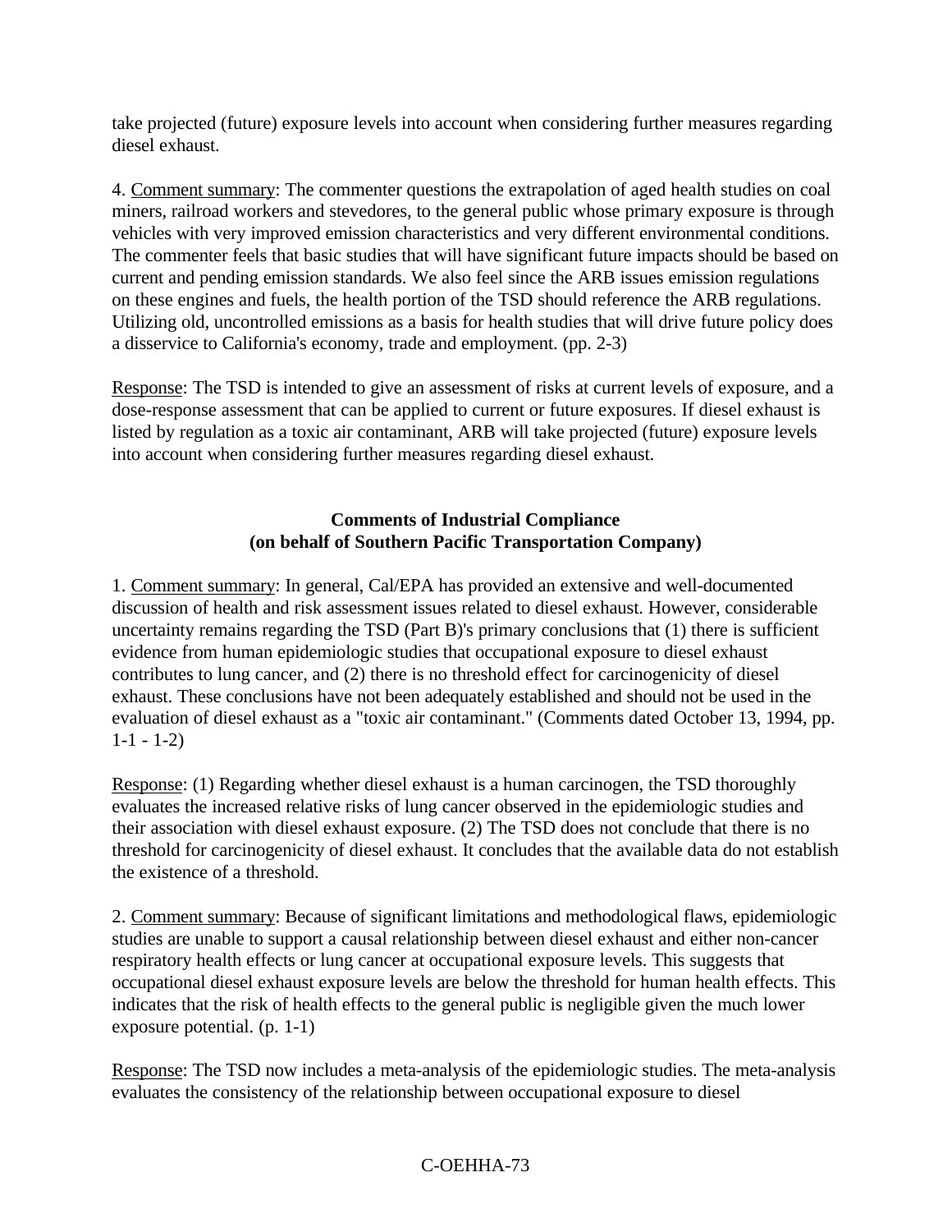take projected (future) exposure levels into account when considering further measures regarding diesel exhaust.

4. Comment summary: The commenter questions the extrapolation of aged health studies on coal miners, railroad workers and stevedores, to the general public whose primary exposure is through vehicles with very improved emission characteristics and very different environmental conditions. The commenter feels that basic studies that will have significant future impacts should be based on current and pending emission standards. We also feel since the ARB issues emission regulations on these engines and fuels, the health portion of the TSD should reference the ARB regulations. Utilizing old, uncontrolled emissions as a basis for health studies that will drive future policy does a disservice to California's economy, trade and employment. (pp. 2-3)

Response: The TSD is intended to give an assessment of risks at current levels of exposure, and a dose-response assessment that can be applied to current or future exposures. If diesel exhaust is listed by regulation as a toxic air contaminant, ARB will take projected (future) exposure levels into account when considering further measures regarding diesel exhaust.

### Comments of Industrial Compliance (on behalf of Southern Pacific Transportation Company)

1. Comment summary: In general, Cal/EPA has provided an extensive and well-documented discussion of health and risk assessment issues related to diesel exhaust. However, considerable uncertainty remains regarding the TSD (Part B)'s primary conclusions that (1) there is sufficient evidence from human epidemiologic studies that occupational exposure to diesel exhaust contributes to lung cancer, and (2) there is no threshold effect for carcinogenicity of diesel exhaust. These conclusions have not been adequately established and should not be used in the evaluation of diesel exhaust as a "toxic air contaminant." (Comments dated October 13, 1994, pp. 1-1 - 1-2)

Response: (1) Regarding whether diesel exhaust is a human carcinogen, the TSD thoroughly evaluates the increased relative risks of lung cancer observed in the epidemiologic studies and their association with diesel exhaust exposure. (2) The TSD does not conclude that there is no threshold for carcinogenicity of diesel exhaust. It concludes that the available data do not establish the existence of a threshold.

2. Comment summary: Because of significant limitations and methodological flaws, epidemiologic studies are unable to support a causal relationship between diesel exhaust and either non-cancer respiratory health effects or lung cancer at occupational exposure levels. This suggests that occupational diesel exhaust exposure levels are below the threshold for human health effects. This indicates that the risk of health effects to the general public is negligible given the much lower exposure potential. (p. 1-1)

Response: The TSD now includes a meta-analysis of the epidemiologic studies. The meta-analysis evaluates the consistency of the relationship between occupational exposure to diesel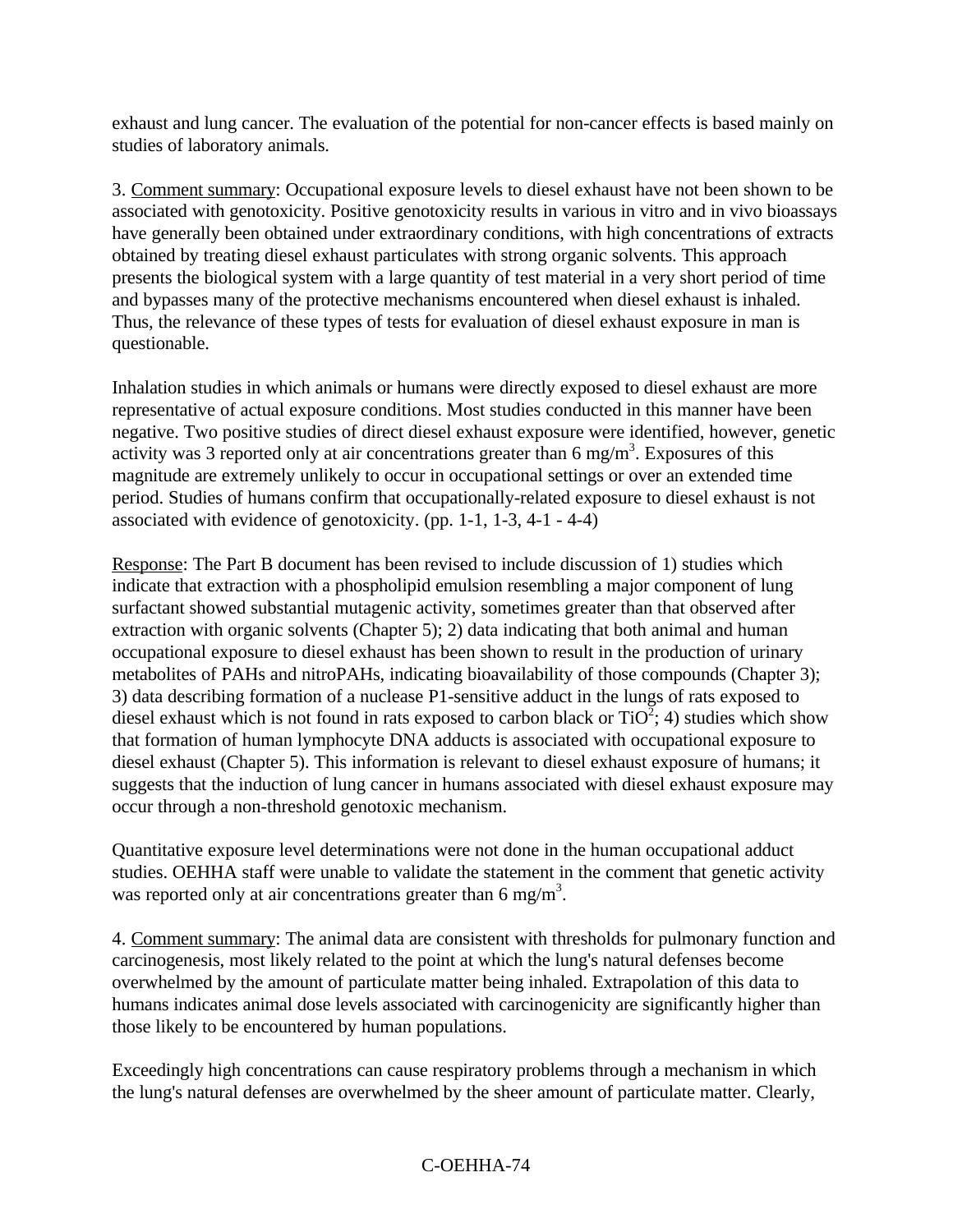exhaust and lung cancer. The evaluation of the potential for non-cancer effects is based mainly on studies of laboratory animals.

3. Comment summary: Occupational exposure levels to diesel exhaust have not been shown to be associated with genotoxicity. Positive genotoxicity results in various in vitro and in vivo bioassays have generally been obtained under extraordinary conditions, with high concentrations of extracts obtained by treating diesel exhaust particulates with strong organic solvents. This approach presents the biological system with a large quantity of test material in a very short period of time and bypasses many of the protective mechanisms encountered when diesel exhaust is inhaled. Thus, the relevance of these types of tests for evaluation of diesel exhaust exposure in man is questionable.

Inhalation studies in which animals or humans were directly exposed to diesel exhaust are more representative of actual exposure conditions. Most studies conducted in this manner have been negative. Two positive studies of direct diesel exhaust exposure were identified, however, genetic activity was 3 reported only at air concentrations greater than 6 $mg/m^3$. Exposures of this magnitude are extremely unlikely to occur in occupational settings or over an extended time period. Studies of humans confirm that occupationally-related exposure to diesel exhaust is not associated with evidence of genotoxicity. (pp. 1-1, 1-3, 4-1 - 4-4)

Response: The Part B document has been revised to include discussion of 1) studies which indicate that extraction with a phospholipid emulsion resembling a major component of lung surfactant showed substantial mutagenic activity, sometimes greater than that observed after extraction with organic solvents (Chapter 5); 2) data indicating that both animal and human occupational exposure to diesel exhaust has been shown to result in the production of urinary metabolites of PAHs and nitroPAHs, indicating bioavailability of those compounds (Chapter 3); 3) data describing formation of a nuclease P1-sensitive adduct in the lungs of rats exposed to diesel exhaust which is not found in rats exposed to carbon black or $TiO^2$; 4) studies which show that formation of human lymphocyte DNA adducts is associated with occupational exposure to diesel exhaust (Chapter 5). This information is relevant to diesel exhaust exposure of humans; it suggests that the induction of lung cancer in humans associated with diesel exhaust exposure may occur through a non-threshold genotoxic mechanism.

Quantitative exposure level determinations were not done in the human occupational adduct studies. OEHHA staff were unable to validate the statement in the comment that genetic activity was reported only at air concentrations greater than 6 $mg/m^3$.

4. Comment summary: The animal data are consistent with thresholds for pulmonary function and carcinogenesis, most likely related to the point at which the lung's natural defenses become overwhelmed by the amount of particulate matter being inhaled. Extrapolation of this data to humans indicates animal dose levels associated with carcinogenicity are significantly higher than those likely to be encountered by human populations.

Exceedingly high concentrations can cause respiratory problems through a mechanism in which the lung's natural defenses are overwhelmed by the sheer amount of particulate matter. Clearly,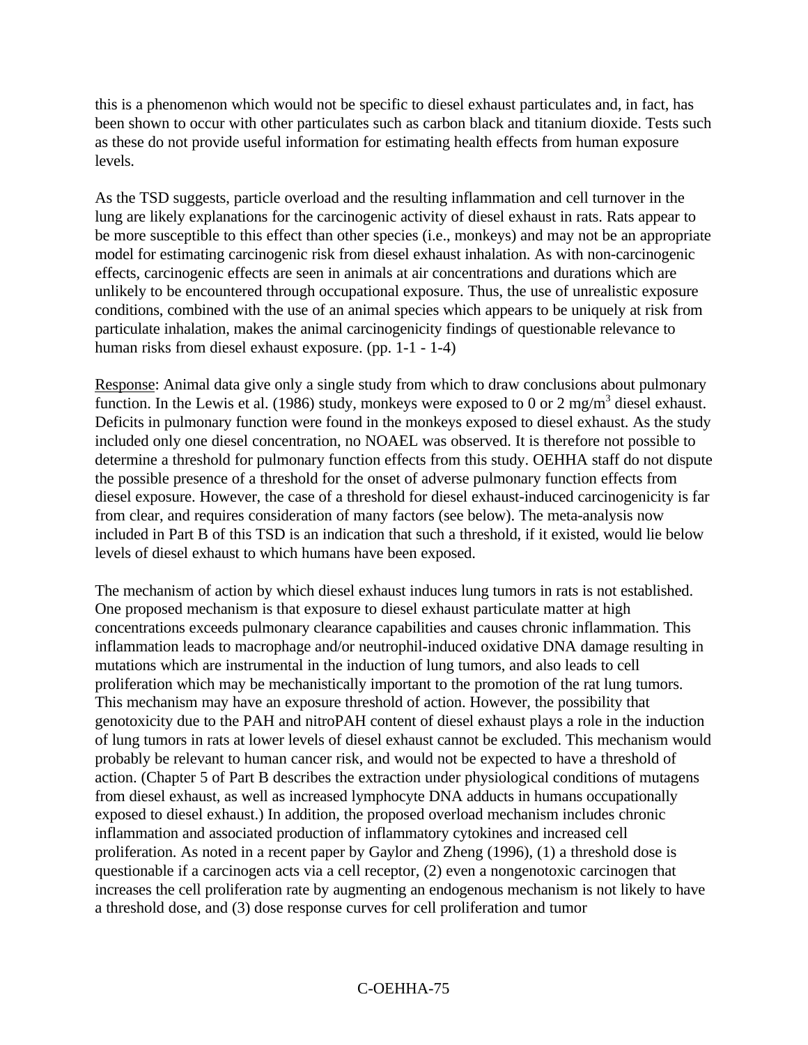this is a phenomenon which would not be specific to diesel exhaust particulates and, in fact, has been shown to occur with other particulates such as carbon black and titanium dioxide. Tests such as these do not provide useful information for estimating health effects from human exposure levels.

As the TSD suggests, particle overload and the resulting inflammation and cell turnover in the lung are likely explanations for the carcinogenic activity of diesel exhaust in rats. Rats appear to be more susceptible to this effect than other species (i.e., monkeys) and may not be an appropriate model for estimating carcinogenic risk from diesel exhaust inhalation. As with non-carcinogenic effects, carcinogenic effects are seen in animals at air concentrations and durations which are unlikely to be encountered through occupational exposure. Thus, the use of unrealistic exposure conditions, combined with the use of an animal species which appears to be uniquely at risk from particulate inhalation, makes the animal carcinogenicity findings of questionable relevance to human risks from diesel exhaust exposure. (pp. 1-1 - 1-4)

Response: Animal data give only a single study from which to draw conclusions about pulmonary function. In the Lewis et al. (1986) study, monkeys were exposed to 0 or 2 mg/m$^3$ diesel exhaust. Deficits in pulmonary function were found in the monkeys exposed to diesel exhaust. As the study included only one diesel concentration, no NOAEL was observed. It is therefore not possible to determine a threshold for pulmonary function effects from this study. OEHHA staff do not dispute the possible presence of a threshold for the onset of adverse pulmonary function effects from diesel exposure. However, the case of a threshold for diesel exhaust-induced carcinogenicity is far from clear, and requires consideration of many factors (see below). The meta-analysis now included in Part B of this TSD is an indication that such a threshold, if it existed, would lie below levels of diesel exhaust to which humans have been exposed.

The mechanism of action by which diesel exhaust induces lung tumors in rats is not established. One proposed mechanism is that exposure to diesel exhaust particulate matter at high concentrations exceeds pulmonary clearance capabilities and causes chronic inflammation. This inflammation leads to macrophage and/or neutrophil-induced oxidative DNA damage resulting in mutations which are instrumental in the induction of lung tumors, and also leads to cell proliferation which may be mechanistically important to the promotion of the rat lung tumors. This mechanism may have an exposure threshold of action. However, the possibility that genotoxicity due to the PAH and nitroPAH content of diesel exhaust plays a role in the induction of lung tumors in rats at lower levels of diesel exhaust cannot be excluded. This mechanism would probably be relevant to human cancer risk, and would not be expected to have a threshold of action. (Chapter 5 of Part B describes the extraction under physiological conditions of mutagens from diesel exhaust, as well as increased lymphocyte DNA adducts in humans occupationally exposed to diesel exhaust.) In addition, the proposed overload mechanism includes chronic inflammation and associated production of inflammatory cytokines and increased cell proliferation. As noted in a recent paper by Gaylor and Zheng (1996), (1) a threshold dose is questionable if a carcinogen acts via a cell receptor, (2) even a nongenotoxic carcinogen that increases the cell proliferation rate by augmenting an endogenous mechanism is not likely to have a threshold dose, and (3) dose response curves for cell proliferation and tumor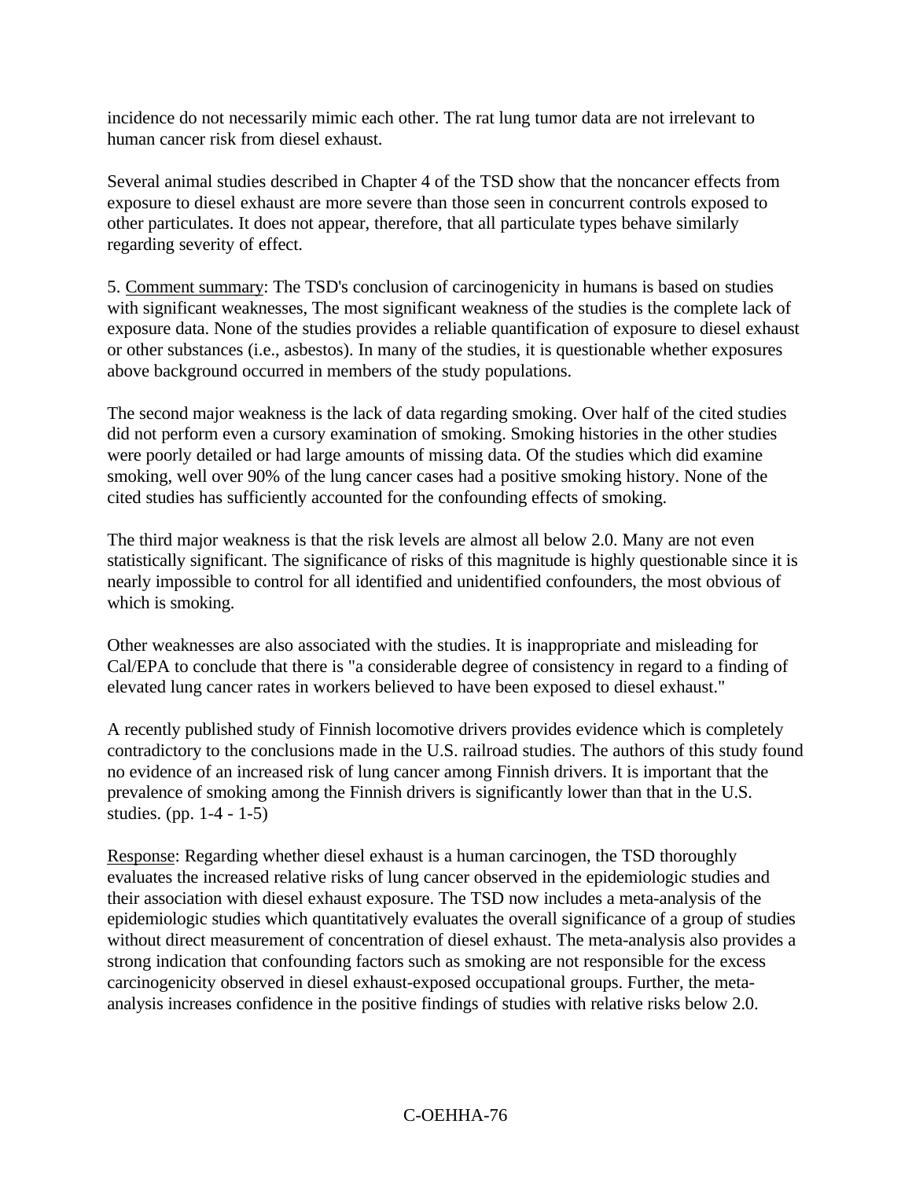incidence do not necessarily mimic each other. The rat lung tumor data are not irrelevant to human cancer risk from diesel exhaust.

Several animal studies described in Chapter 4 of the TSD show that the noncancer effects from exposure to diesel exhaust are more severe than those seen in concurrent controls exposed to other particulates. It does not appear, therefore, that all particulate types behave similarly regarding severity of effect.

5. Comment summary: The TSD's conclusion of carcinogenicity in humans is based on studies with significant weaknesses, The most significant weakness of the studies is the complete lack of exposure data. None of the studies provides a reliable quantification of exposure to diesel exhaust or other substances (i.e., asbestos). In many of the studies, it is questionable whether exposures above background occurred in members of the study populations.

The second major weakness is the lack of data regarding smoking. Over half of the cited studies did not perform even a cursory examination of smoking. Smoking histories in the other studies were poorly detailed or had large amounts of missing data. Of the studies which did examine smoking, well over 90% of the lung cancer cases had a positive smoking history. None of the cited studies has sufficiently accounted for the confounding effects of smoking.

The third major weakness is that the risk levels are almost all below 2.0. Many are not even statistically significant. The significance of risks of this magnitude is highly questionable since it is nearly impossible to control for all identified and unidentified confounders, the most obvious of which is smoking.

Other weaknesses are also associated with the studies. It is inappropriate and misleading for Cal/EPA to conclude that there is "a considerable degree of consistency in regard to a finding of elevated lung cancer rates in workers believed to have been exposed to diesel exhaust."

A recently published study of Finnish locomotive drivers provides evidence which is completely contradictory to the conclusions made in the U.S. railroad studies. The authors of this study found no evidence of an increased risk of lung cancer among Finnish drivers. It is important that the prevalence of smoking among the Finnish drivers is significantly lower than that in the U.S. studies. (pp. 1-4 - 1-5)

Response: Regarding whether diesel exhaust is a human carcinogen, the TSD thoroughly evaluates the increased relative risks of lung cancer observed in the epidemiologic studies and their association with diesel exhaust exposure. The TSD now includes a meta-analysis of the epidemiologic studies which quantitatively evaluates the overall significance of a group of studies without direct measurement of concentration of diesel exhaust. The meta-analysis also provides a strong indication that confounding factors such as smoking are not responsible for the excess carcinogenicity observed in diesel exhaust-exposed occupational groups. Further, the meta-analysis increases confidence in the positive findings of studies with relative risks below 2.0.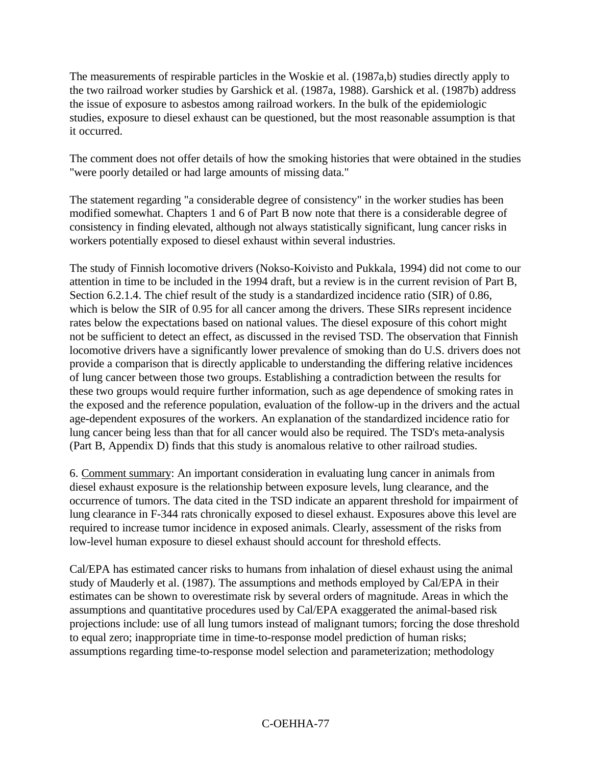The measurements of respirable particles in the Woskie et al. (1987a,b) studies directly apply to the two railroad worker studies by Garshick et al. (1987a, 1988). Garshick et al. (1987b) address the issue of exposure to asbestos among railroad workers. In the bulk of the epidemiologic studies, exposure to diesel exhaust can be questioned, but the most reasonable assumption is that it occurred.

The comment does not offer details of how the smoking histories that were obtained in the studies "were poorly detailed or had large amounts of missing data."

The statement regarding "a considerable degree of consistency" in the worker studies has been modified somewhat. Chapters 1 and 6 of Part B now note that there is a considerable degree of consistency in finding elevated, although not always statistically significant, lung cancer risks in workers potentially exposed to diesel exhaust within several industries.

The study of Finnish locomotive drivers (Nokso-Koivisto and Pukkala, 1994) did not come to our attention in time to be included in the 1994 draft, but a review is in the current revision of Part B, Section 6.2.1.4. The chief result of the study is a standardized incidence ratio (SIR) of 0.86, which is below the SIR of 0.95 for all cancer among the drivers. These SIRs represent incidence rates below the expectations based on national values. The diesel exposure of this cohort might not be sufficient to detect an effect, as discussed in the revised TSD. The observation that Finnish locomotive drivers have a significantly lower prevalence of smoking than do U.S. drivers does not provide a comparison that is directly applicable to understanding the differing relative incidences of lung cancer between those two groups. Establishing a contradiction between the results for these two groups would require further information, such as age dependence of smoking rates in the exposed and the reference population, evaluation of the follow-up in the drivers and the actual age-dependent exposures of the workers. An explanation of the standardized incidence ratio for lung cancer being less than that for all cancer would also be required. The TSD's meta-analysis (Part B, Appendix D) finds that this study is anomalous relative to other railroad studies.

6. Comment summary: An important consideration in evaluating lung cancer in animals from diesel exhaust exposure is the relationship between exposure levels, lung clearance, and the occurrence of tumors. The data cited in the TSD indicate an apparent threshold for impairment of lung clearance in F-344 rats chronically exposed to diesel exhaust. Exposures above this level are required to increase tumor incidence in exposed animals. Clearly, assessment of the risks from low-level human exposure to diesel exhaust should account for threshold effects.

Cal/EPA has estimated cancer risks to humans from inhalation of diesel exhaust using the animal study of Mauderly et al. (1987). The assumptions and methods employed by Cal/EPA in their estimates can be shown to overestimate risk by several orders of magnitude. Areas in which the assumptions and quantitative procedures used by Cal/EPA exaggerated the animal-based risk projections include: use of all lung tumors instead of malignant tumors; forcing the dose threshold to equal zero; inappropriate time in time-to-response model prediction of human risks; assumptions regarding time-to-response model selection and parameterization; methodology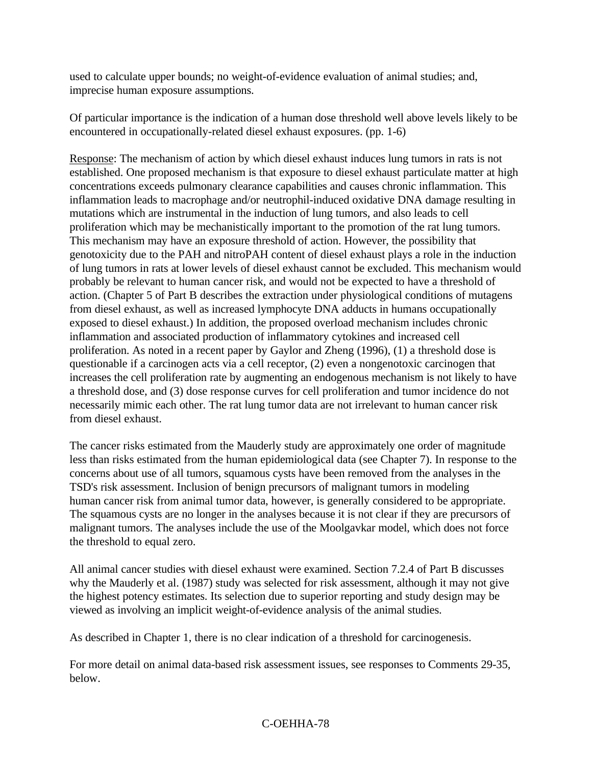used to calculate upper bounds; no weight-of-evidence evaluation of animal studies; and, imprecise human exposure assumptions.

Of particular importance is the indication of a human dose threshold well above levels likely to be encountered in occupationally-related diesel exhaust exposures. (pp. 1-6)

<u>Response</u>: The mechanism of action by which diesel exhaust induces lung tumors in rats is not established. One proposed mechanism is that exposure to diesel exhaust particulate matter at high concentrations exceeds pulmonary clearance capabilities and causes chronic inflammation. This inflammation leads to macrophage and/or neutrophil-induced oxidative DNA damage resulting in mutations which are instrumental in the induction of lung tumors, and also leads to cell proliferation which may be mechanistically important to the promotion of the rat lung tumors. This mechanism may have an exposure threshold of action. However, the possibility that genotoxicity due to the PAH and nitroPAH content of diesel exhaust plays a role in the induction of lung tumors in rats at lower levels of diesel exhaust cannot be excluded. This mechanism would probably be relevant to human cancer risk, and would not be expected to have a threshold of action. (Chapter 5 of Part B describes the extraction under physiological conditions of mutagens from diesel exhaust, as well as increased lymphocyte DNA adducts in humans occupationally exposed to diesel exhaust.) In addition, the proposed overload mechanism includes chronic inflammation and associated production of inflammatory cytokines and increased cell proliferation. As noted in a recent paper by Gaylor and Zheng (1996), (1) a threshold dose is questionable if a carcinogen acts via a cell receptor, (2) even a nongenotoxic carcinogen that increases the cell proliferation rate by augmenting an endogenous mechanism is not likely to have a threshold dose, and (3) dose response curves for cell proliferation and tumor incidence do not necessarily mimic each other. The rat lung tumor data are not irrelevant to human cancer risk from diesel exhaust.

The cancer risks estimated from the Mauderly study are approximately one order of magnitude less than risks estimated from the human epidemiological data (see Chapter 7). In response to the concerns about use of all tumors, squamous cysts have been removed from the analyses in the TSD's risk assessment. Inclusion of benign precursors of malignant tumors in modeling human cancer risk from animal tumor data, however, is generally considered to be appropriate. The squamous cysts are no longer in the analyses because it is not clear if they are precursors of malignant tumors. The analyses include the use of the Moolgavkar model, which does not force the threshold to equal zero.

All animal cancer studies with diesel exhaust were examined. Section 7.2.4 of Part B discusses why the Mauderly et al. (1987) study was selected for risk assessment, although it may not give the highest potency estimates. Its selection due to superior reporting and study design may be viewed as involving an implicit weight-of-evidence analysis of the animal studies.

As described in Chapter 1, there is no clear indication of a threshold for carcinogenesis.

For more detail on animal data-based risk assessment issues, see responses to Comments 29-35, below.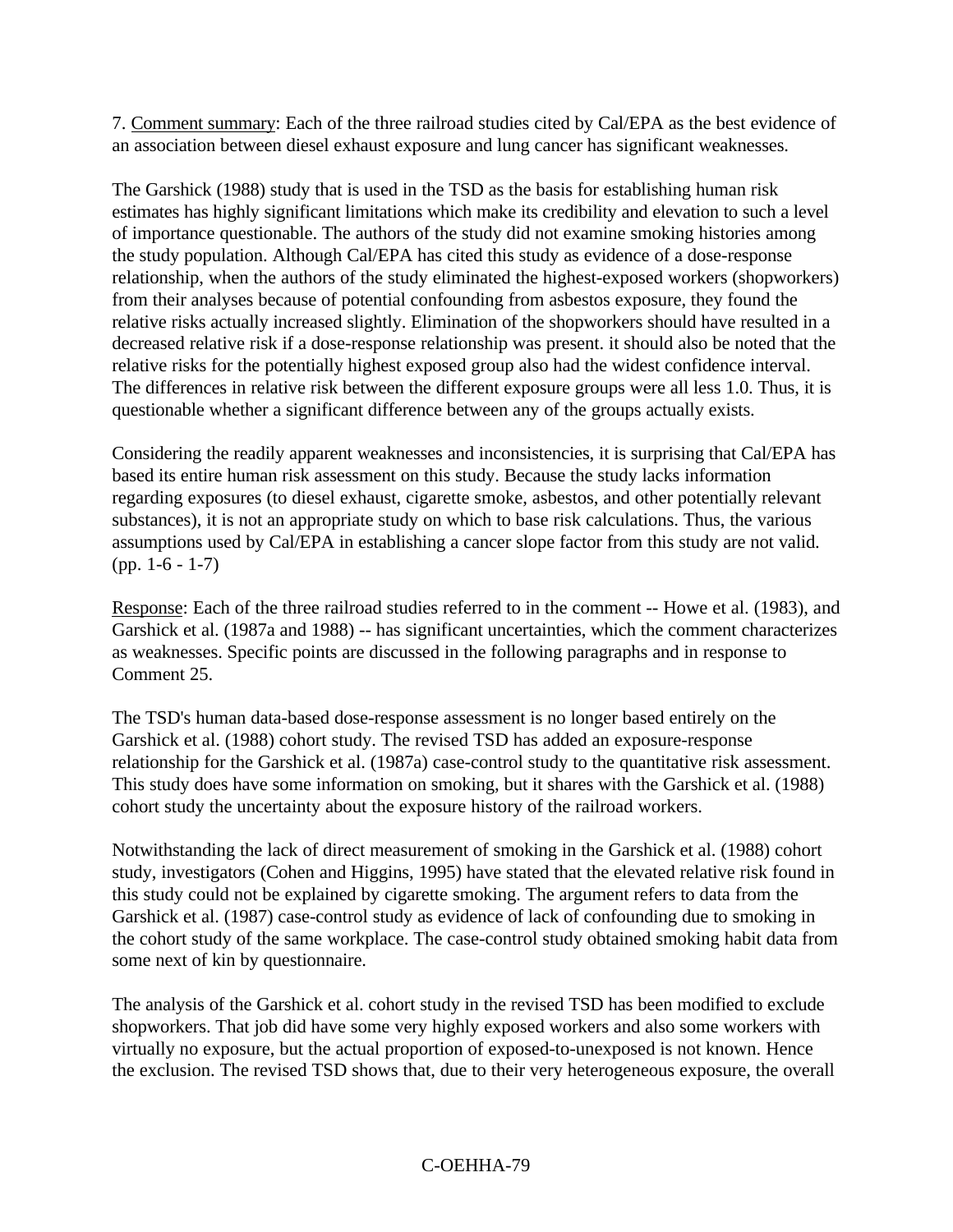7. Comment summary: Each of the three railroad studies cited by Cal/EPA as the best evidence of an association between diesel exhaust exposure and lung cancer has significant weaknesses.

The Garshick (1988) study that is used in the TSD as the basis for establishing human risk estimates has highly significant limitations which make its credibility and elevation to such a level of importance questionable. The authors of the study did not examine smoking histories among the study population. Although Cal/EPA has cited this study as evidence of a dose-response relationship, when the authors of the study eliminated the highest-exposed workers (shopworkers) from their analyses because of potential confounding from asbestos exposure, they found the relative risks actually increased slightly. Elimination of the shopworkers should have resulted in a decreased relative risk if a dose-response relationship was present. it should also be noted that the relative risks for the potentially highest exposed group also had the widest confidence interval. The differences in relative risk between the different exposure groups were all less 1.0. Thus, it is questionable whether a significant difference between any of the groups actually exists.

Considering the readily apparent weaknesses and inconsistencies, it is surprising that Cal/EPA has based its entire human risk assessment on this study. Because the study lacks information regarding exposures (to diesel exhaust, cigarette smoke, asbestos, and other potentially relevant substances), it is not an appropriate study on which to base risk calculations. Thus, the various assumptions used by Cal/EPA in establishing a cancer slope factor from this study are not valid. (pp. 1-6 - 1-7)

Response: Each of the three railroad studies referred to in the comment -- Howe et al. (1983), and Garshick et al. (1987a and 1988) -- has significant uncertainties, which the comment characterizes as weaknesses. Specific points are discussed in the following paragraphs and in response to Comment 25.

The TSD's human data-based dose-response assessment is no longer based entirely on the Garshick et al. (1988) cohort study. The revised TSD has added an exposure-response relationship for the Garshick et al. (1987a) case-control study to the quantitative risk assessment. This study does have some information on smoking, but it shares with the Garshick et al. (1988) cohort study the uncertainty about the exposure history of the railroad workers.

Notwithstanding the lack of direct measurement of smoking in the Garshick et al. (1988) cohort study, investigators (Cohen and Higgins, 1995) have stated that the elevated relative risk found in this study could not be explained by cigarette smoking. The argument refers to data from the Garshick et al. (1987) case-control study as evidence of lack of confounding due to smoking in the cohort study of the same workplace. The case-control study obtained smoking habit data from some next of kin by questionnaire.

The analysis of the Garshick et al. cohort study in the revised TSD has been modified to exclude shopworkers. That job did have some very highly exposed workers and also some workers with virtually no exposure, but the actual proportion of exposed-to-unexposed is not known. Hence the exclusion. The revised TSD shows that, due to their very heterogeneous exposure, the overall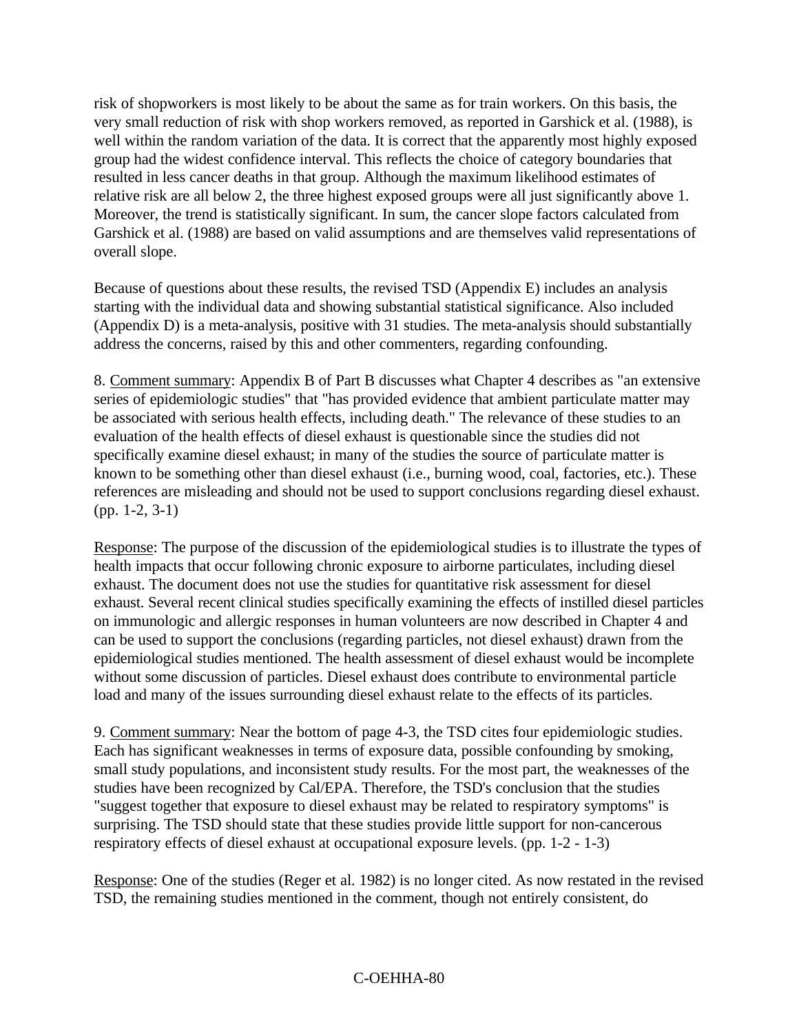risk of shopworkers is most likely to be about the same as for train workers. On this basis, the very small reduction of risk with shop workers removed, as reported in Garshick et al. (1988), is well within the random variation of the data. It is correct that the apparently most highly exposed group had the widest confidence interval. This reflects the choice of category boundaries that resulted in less cancer deaths in that group. Although the maximum likelihood estimates of relative risk are all below 2, the three highest exposed groups were all just significantly above 1. Moreover, the trend is statistically significant. In sum, the cancer slope factors calculated from Garshick et al. (1988) are based on valid assumptions and are themselves valid representations of overall slope.

Because of questions about these results, the revised TSD (Appendix E) includes an analysis starting with the individual data and showing substantial statistical significance. Also included (Appendix D) is a meta-analysis, positive with 31 studies. The meta-analysis should substantially address the concerns, raised by this and other commenters, regarding confounding.

8. Comment summary: Appendix B of Part B discusses what Chapter 4 describes as "an extensive series of epidemiologic studies" that "has provided evidence that ambient particulate matter may be associated with serious health effects, including death." The relevance of these studies to an evaluation of the health effects of diesel exhaust is questionable since the studies did not specifically examine diesel exhaust; in many of the studies the source of particulate matter is known to be something other than diesel exhaust (i.e., burning wood, coal, factories, etc.). These references are misleading and should not be used to support conclusions regarding diesel exhaust. (pp. 1-2, 3-1)

Response: The purpose of the discussion of the epidemiological studies is to illustrate the types of health impacts that occur following chronic exposure to airborne particulates, including diesel exhaust. The document does not use the studies for quantitative risk assessment for diesel exhaust. Several recent clinical studies specifically examining the effects of instilled diesel particles on immunologic and allergic responses in human volunteers are now described in Chapter 4 and can be used to support the conclusions (regarding particles, not diesel exhaust) drawn from the epidemiological studies mentioned. The health assessment of diesel exhaust would be incomplete without some discussion of particles. Diesel exhaust does contribute to environmental particle load and many of the issues surrounding diesel exhaust relate to the effects of its particles.

9. Comment summary: Near the bottom of page 4-3, the TSD cites four epidemiologic studies. Each has significant weaknesses in terms of exposure data, possible confounding by smoking, small study populations, and inconsistent study results. For the most part, the weaknesses of the studies have been recognized by Cal/EPA. Therefore, the TSD's conclusion that the studies "suggest together that exposure to diesel exhaust may be related to respiratory symptoms" is surprising. The TSD should state that these studies provide little support for non-cancerous respiratory effects of diesel exhaust at occupational exposure levels. (pp. 1-2 - 1-3)

Response: One of the studies (Reger et al. 1982) is no longer cited. As now restated in the revised TSD, the remaining studies mentioned in the comment, though not entirely consistent, do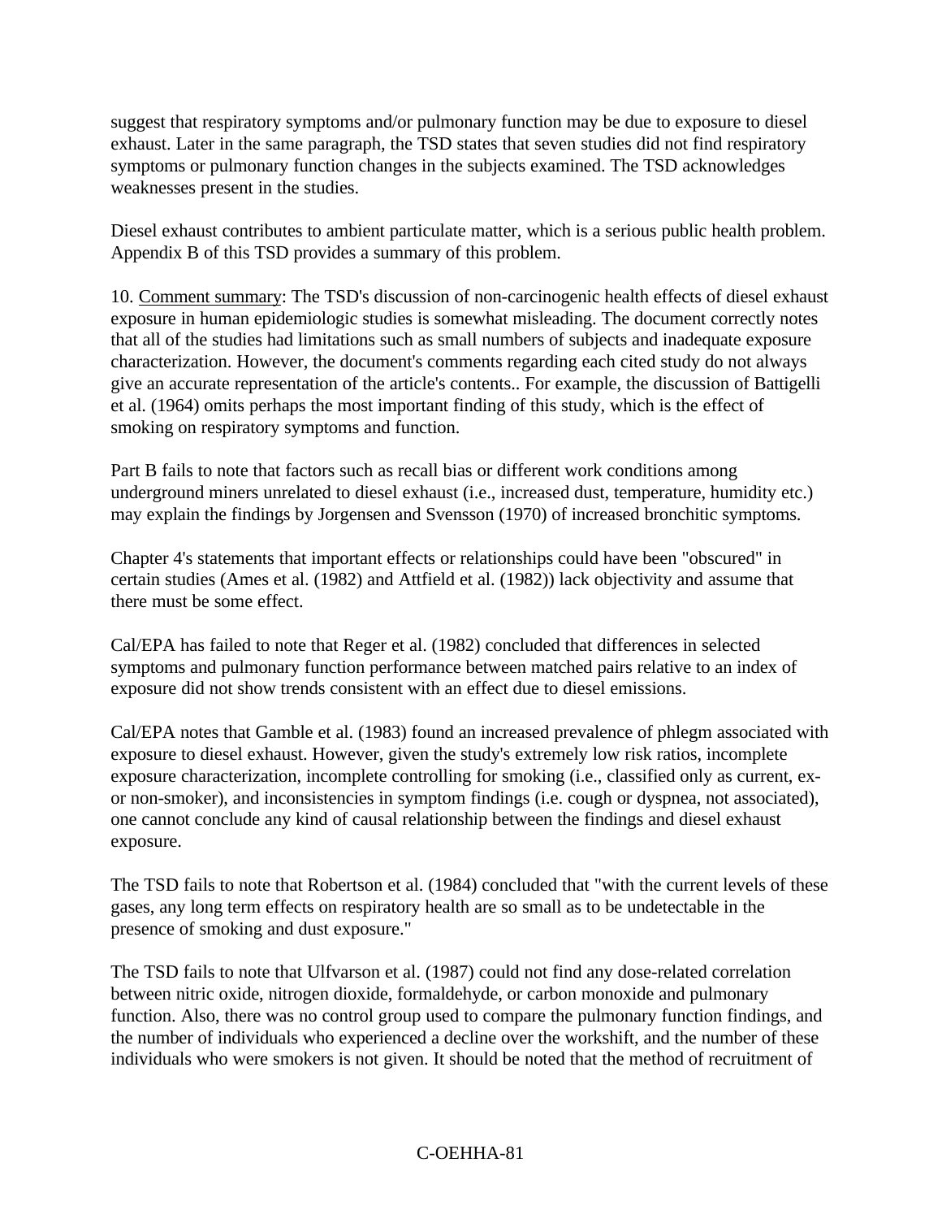suggest that respiratory symptoms and/or pulmonary function may be due to exposure to diesel exhaust. Later in the same paragraph, the TSD states that seven studies did not find respiratory symptoms or pulmonary function changes in the subjects examined. The TSD acknowledges weaknesses present in the studies.

Diesel exhaust contributes to ambient particulate matter, which is a serious public health problem. Appendix B of this TSD provides a summary of this problem.

10. Comment summary: The TSD's discussion of non-carcinogenic health effects of diesel exhaust exposure in human epidemiologic studies is somewhat misleading. The document correctly notes that all of the studies had limitations such as small numbers of subjects and inadequate exposure characterization. However, the document's comments regarding each cited study do not always give an accurate representation of the article's contents.. For example, the discussion of Battigelli et al. (1964) omits perhaps the most important finding of this study, which is the effect of smoking on respiratory symptoms and function.

Part B fails to note that factors such as recall bias or different work conditions among underground miners unrelated to diesel exhaust (i.e., increased dust, temperature, humidity etc.) may explain the findings by Jorgensen and Svensson (1970) of increased bronchitic symptoms.

Chapter 4's statements that important effects or relationships could have been "obscured" in certain studies (Ames et al. (1982) and Attfield et al. (1982)) lack objectivity and assume that there must be some effect.

Cal/EPA has failed to note that Reger et al. (1982) concluded that differences in selected symptoms and pulmonary function performance between matched pairs relative to an index of exposure did not show trends consistent with an effect due to diesel emissions.

Cal/EPA notes that Gamble et al. (1983) found an increased prevalence of phlegm associated with exposure to diesel exhaust. However, given the study's extremely low risk ratios, incomplete exposure characterization, incomplete controlling for smoking (i.e., classified only as current, ex- or non-smoker), and inconsistencies in symptom findings (i.e. cough or dyspnea, not associated), one cannot conclude any kind of causal relationship between the findings and diesel exhaust exposure.

The TSD fails to note that Robertson et al. (1984) concluded that "with the current levels of these gases, any long term effects on respiratory health are so small as to be undetectable in the presence of smoking and dust exposure."

The TSD fails to note that Ulfvarson et al. (1987) could not find any dose-related correlation between nitric oxide, nitrogen dioxide, formaldehyde, or carbon monoxide and pulmonary function. Also, there was no control group used to compare the pulmonary function findings, and the number of individuals who experienced a decline over the workshift, and the number of these individuals who were smokers is not given. It should be noted that the method of recruitment of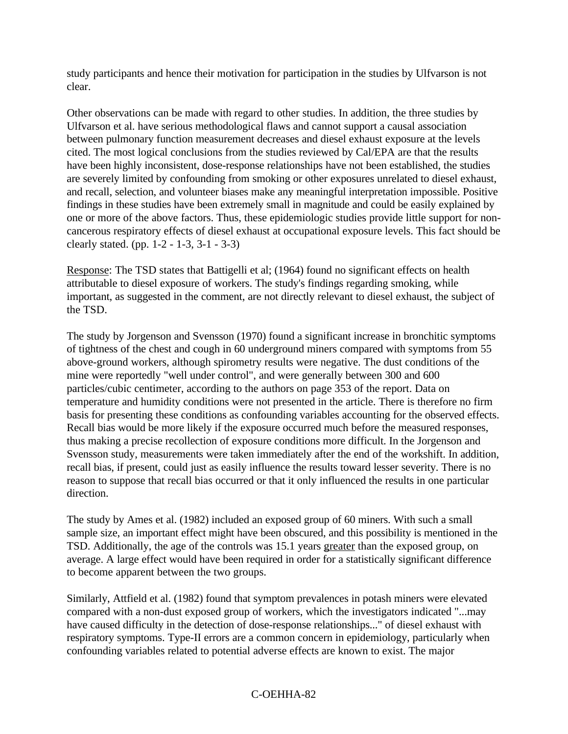study participants and hence their motivation for participation in the studies by Ulfvarson is not clear.

Other observations can be made with regard to other studies. In addition, the three studies by Ulfvarson et al. have serious methodological flaws and cannot support a causal association between pulmonary function measurement decreases and diesel exhaust exposure at the levels cited. The most logical conclusions from the studies reviewed by Cal/EPA are that the results have been highly inconsistent, dose-response relationships have not been established, the studies are severely limited by confounding from smoking or other exposures unrelated to diesel exhaust, and recall, selection, and volunteer biases make any meaningful interpretation impossible. Positive findings in these studies have been extremely small in magnitude and could be easily explained by one or more of the above factors. Thus, these epidemiologic studies provide little support for non-cancerous respiratory effects of diesel exhaust at occupational exposure levels. This fact should be clearly stated. (pp. 1-2 - 1-3, 3-1 - 3-3)

Response: The TSD states that Battigelli et al; (1964) found no significant effects on health attributable to diesel exposure of workers. The study's findings regarding smoking, while important, as suggested in the comment, are not directly relevant to diesel exhaust, the subject of the TSD.

The study by Jorgenson and Svensson (1970) found a significant increase in bronchitic symptoms of tightness of the chest and cough in 60 underground miners compared with symptoms from 55 above-ground workers, although spirometry results were negative. The dust conditions of the mine were reportedly "well under control", and were generally between 300 and 600 particles/cubic centimeter, according to the authors on page 353 of the report. Data on temperature and humidity conditions were not presented in the article. There is therefore no firm basis for presenting these conditions as confounding variables accounting for the observed effects. Recall bias would be more likely if the exposure occurred much before the measured responses, thus making a precise recollection of exposure conditions more difficult. In the Jorgenson and Svensson study, measurements were taken immediately after the end of the workshift. In addition, recall bias, if present, could just as easily influence the results toward lesser severity. There is no reason to suppose that recall bias occurred or that it only influenced the results in one particular direction.

The study by Ames et al. (1982) included an exposed group of 60 miners. With such a small sample size, an important effect might have been obscured, and this possibility is mentioned in the TSD. Additionally, the age of the controls was 15.1 years greater than the exposed group, on average. A large effect would have been required in order for a statistically significant difference to become apparent between the two groups.

Similarly, Attfield et al. (1982) found that symptom prevalences in potash miners were elevated compared with a non-dust exposed group of workers, which the investigators indicated "...may have caused difficulty in the detection of dose-response relationships..." of diesel exhaust with respiratory symptoms. Type-II errors are a common concern in epidemiology, particularly when confounding variables related to potential adverse effects are known to exist. The major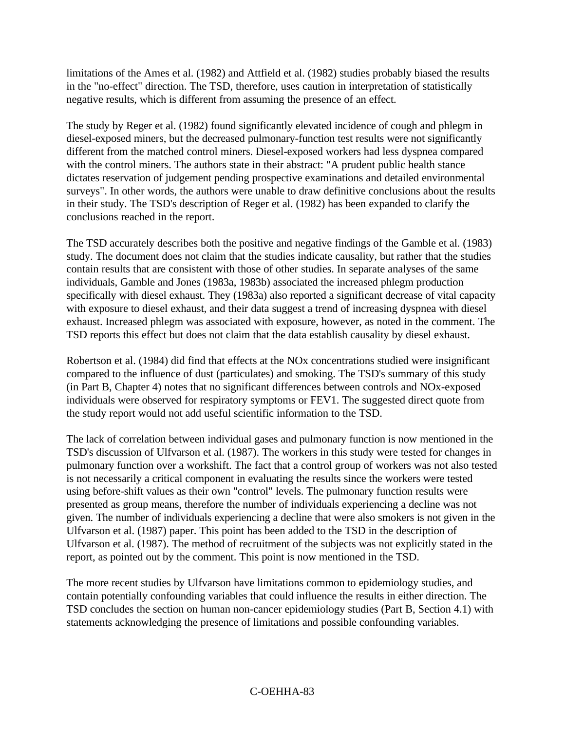limitations of the Ames et al. (1982) and Attfield et al. (1982) studies probably biased the results in the "no-effect" direction. The TSD, therefore, uses caution in interpretation of statistically negative results, which is different from assuming the presence of an effect.

The study by Reger et al. (1982) found significantly elevated incidence of cough and phlegm in diesel-exposed miners, but the decreased pulmonary-function test results were not significantly different from the matched control miners. Diesel-exposed workers had less dyspnea compared with the control miners. The authors state in their abstract: "A prudent public health stance dictates reservation of judgement pending prospective examinations and detailed environmental surveys". In other words, the authors were unable to draw definitive conclusions about the results in their study. The TSD's description of Reger et al. (1982) has been expanded to clarify the conclusions reached in the report.

The TSD accurately describes both the positive and negative findings of the Gamble et al. (1983) study. The document does not claim that the studies indicate causality, but rather that the studies contain results that are consistent with those of other studies. In separate analyses of the same individuals, Gamble and Jones (1983a, 1983b) associated the increased phlegm production specifically with diesel exhaust. They (1983a) also reported a significant decrease of vital capacity with exposure to diesel exhaust, and their data suggest a trend of increasing dyspnea with diesel exhaust. Increased phlegm was associated with exposure, however, as noted in the comment. The TSD reports this effect but does not claim that the data establish causality by diesel exhaust.

Robertson et al. (1984) did find that effects at the NOx concentrations studied were insignificant compared to the influence of dust (particulates) and smoking. The TSD's summary of this study (in Part B, Chapter 4) notes that no significant differences between controls and NOx-exposed individuals were observed for respiratory symptoms or FEV1. The suggested direct quote from the study report would not add useful scientific information to the TSD.

The lack of correlation between individual gases and pulmonary function is now mentioned in the TSD's discussion of Ulfvarson et al. (1987). The workers in this study were tested for changes in pulmonary function over a workshift. The fact that a control group of workers was not also tested is not necessarily a critical component in evaluating the results since the workers were tested using before-shift values as their own "control" levels. The pulmonary function results were presented as group means, therefore the number of individuals experiencing a decline was not given. The number of individuals experiencing a decline that were also smokers is not given in the Ulfvarson et al. (1987) paper. This point has been added to the TSD in the description of Ulfvarson et al. (1987). The method of recruitment of the subjects was not explicitly stated in the report, as pointed out by the comment. This point is now mentioned in the TSD.

The more recent studies by Ulfvarson have limitations common to epidemiology studies, and contain potentially confounding variables that could influence the results in either direction. The TSD concludes the section on human non-cancer epidemiology studies (Part B, Section 4.1) with statements acknowledging the presence of limitations and possible confounding variables.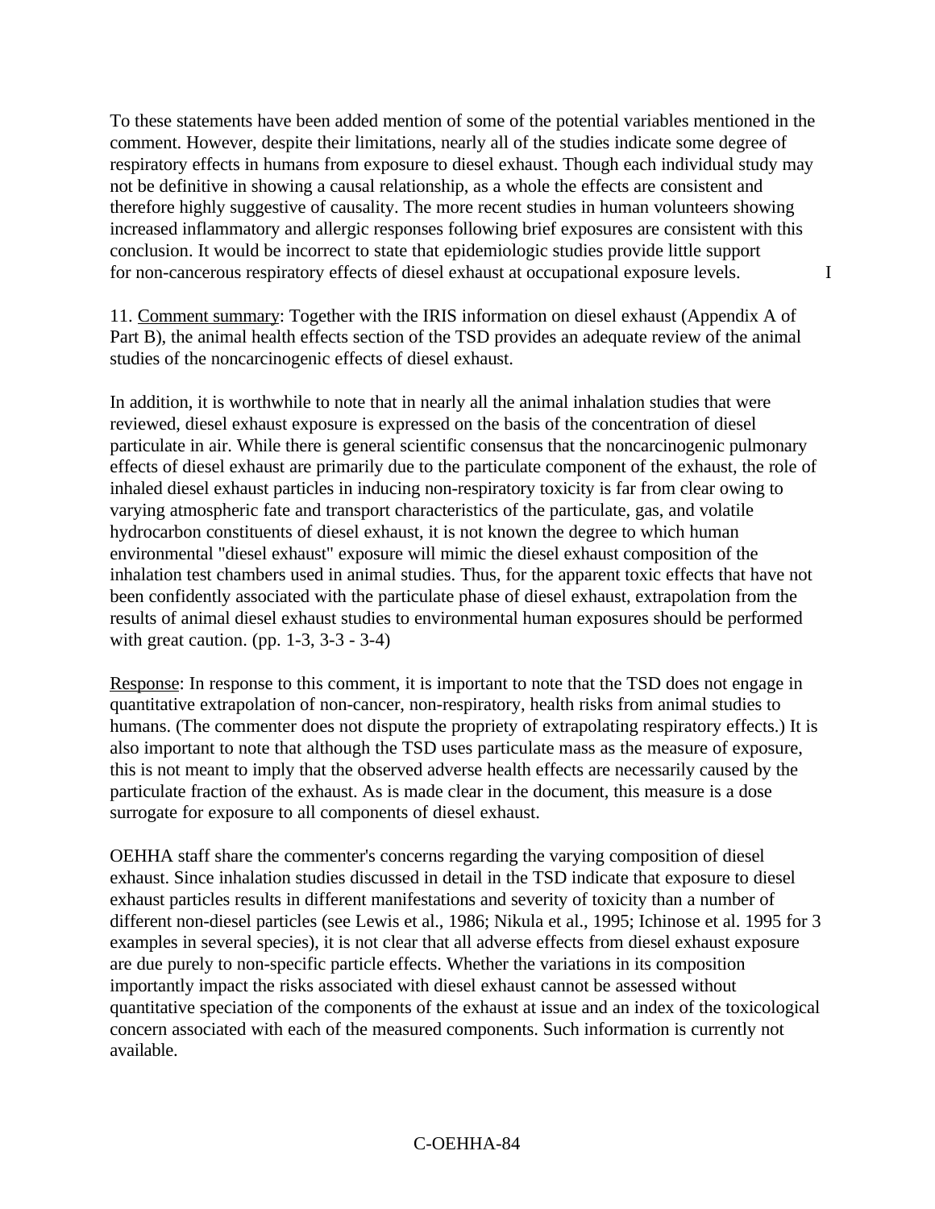To these statements have been added mention of some of the potential variables mentioned in the comment. However, despite their limitations, nearly all of the studies indicate some degree of respiratory effects in humans from exposure to diesel exhaust. Though each individual study may not be definitive in showing a causal relationship, as a whole the effects are consistent and therefore highly suggestive of causality. The more recent studies in human volunteers showing increased inflammatory and allergic responses following brief exposures are consistent with this conclusion. It would be incorrect to state that epidemiologic studies provide little support for non-cancerous respiratory effects of diesel exhaust at occupational exposure levels. I

11. Comment summary: Together with the IRIS information on diesel exhaust (Appendix A of Part B), the animal health effects section of the TSD provides an adequate review of the animal studies of the noncarcinogenic effects of diesel exhaust.

In addition, it is worthwhile to note that in nearly all the animal inhalation studies that were reviewed, diesel exhaust exposure is expressed on the basis of the concentration of diesel particulate in air. While there is general scientific consensus that the noncarcinogenic pulmonary effects of diesel exhaust are primarily due to the particulate component of the exhaust, the role of inhaled diesel exhaust particles in inducing non-respiratory toxicity is far from clear owing to varying atmospheric fate and transport characteristics of the particulate, gas, and volatile hydrocarbon constituents of diesel exhaust, it is not known the degree to which human environmental "diesel exhaust" exposure will mimic the diesel exhaust composition of the inhalation test chambers used in animal studies. Thus, for the apparent toxic effects that have not been confidently associated with the particulate phase of diesel exhaust, extrapolation from the results of animal diesel exhaust studies to environmental human exposures should be performed with great caution. (pp. 1-3, 3-3 - 3-4)

Response: In response to this comment, it is important to note that the TSD does not engage in quantitative extrapolation of non-cancer, non-respiratory, health risks from animal studies to humans. (The commenter does not dispute the propriety of extrapolating respiratory effects.) It is also important to note that although the TSD uses particulate mass as the measure of exposure, this is not meant to imply that the observed adverse health effects are necessarily caused by the particulate fraction of the exhaust. As is made clear in the document, this measure is a dose surrogate for exposure to all components of diesel exhaust.

OEHHA staff share the commenter's concerns regarding the varying composition of diesel exhaust. Since inhalation studies discussed in detail in the TSD indicate that exposure to diesel exhaust particles results in different manifestations and severity of toxicity than a number of different non-diesel particles (see Lewis et al., 1986; Nikula et al., 1995; Ichinose et al. 1995 for 3 examples in several species), it is not clear that all adverse effects from diesel exhaust exposure are due purely to non-specific particle effects. Whether the variations in its composition importantly impact the risks associated with diesel exhaust cannot be assessed without quantitative speciation of the components of the exhaust at issue and an index of the toxicological concern associated with each of the measured components. Such information is currently not available.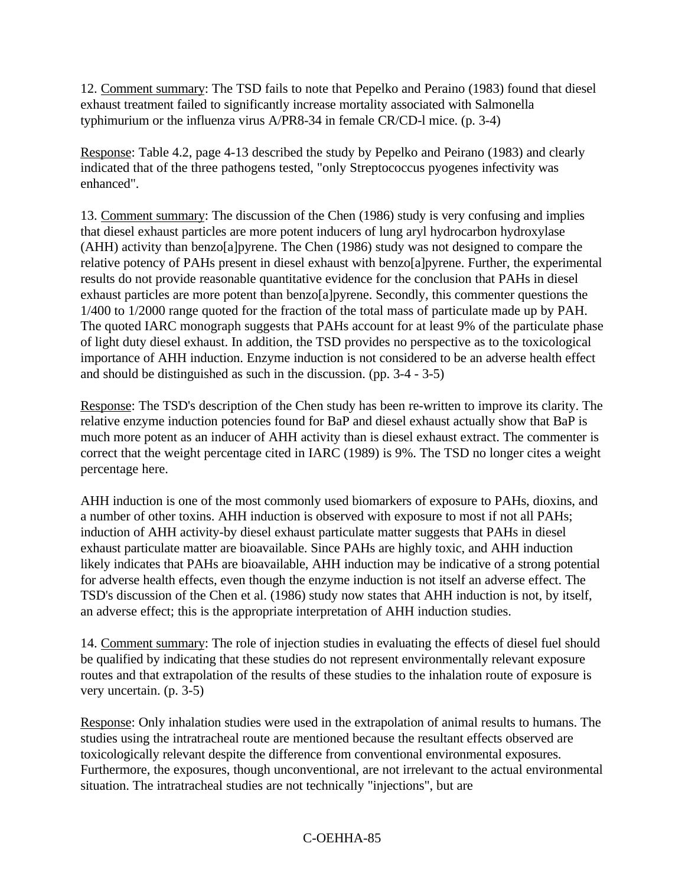12. Comment summary: The TSD fails to note that Pepelko and Peraino (1983) found that diesel exhaust treatment failed to significantly increase mortality associated with Salmonella typhimurium or the influenza virus A/PR8-34 in female CR/CD-l mice. (p. 3-4)

Response: Table 4.2, page 4-13 described the study by Pepelko and Peirano (1983) and clearly indicated that of the three pathogens tested, "only Streptococcus pyogenes infectivity was enhanced".

13. Comment summary: The discussion of the Chen (1986) study is very confusing and implies that diesel exhaust particles are more potent inducers of lung aryl hydrocarbon hydroxylase (AHH) activity than benzo[a]pyrene. The Chen (1986) study was not designed to compare the relative potency of PAHs present in diesel exhaust with benzo[a]pyrene. Further, the experimental results do not provide reasonable quantitative evidence for the conclusion that PAHs in diesel exhaust particles are more potent than benzo[a]pyrene. Secondly, this commenter questions the 1/400 to 1/2000 range quoted for the fraction of the total mass of particulate made up by PAH. The quoted IARC monograph suggests that PAHs account for at least 9% of the particulate phase of light duty diesel exhaust. In addition, the TSD provides no perspective as to the toxicological importance of AHH induction. Enzyme induction is not considered to be an adverse health effect and should be distinguished as such in the discussion. (pp. 3-4 - 3-5)

Response: The TSD's description of the Chen study has been re-written to improve its clarity. The relative enzyme induction potencies found for BaP and diesel exhaust actually show that BaP is much more potent as an inducer of AHH activity than is diesel exhaust extract. The commenter is correct that the weight percentage cited in IARC (1989) is 9%. The TSD no longer cites a weight percentage here.

AHH induction is one of the most commonly used biomarkers of exposure to PAHs, dioxins, and a number of other toxins. AHH induction is observed with exposure to most if not all PAHs; induction of AHH activity-by diesel exhaust particulate matter suggests that PAHs in diesel exhaust particulate matter are bioavailable. Since PAHs are highly toxic, and AHH induction likely indicates that PAHs are bioavailable, AHH induction may be indicative of a strong potential for adverse health effects, even though the enzyme induction is not itself an adverse effect. The TSD's discussion of the Chen et al. (1986) study now states that AHH induction is not, by itself, an adverse effect; this is the appropriate interpretation of AHH induction studies.

14. Comment summary: The role of injection studies in evaluating the effects of diesel fuel should be qualified by indicating that these studies do not represent environmentally relevant exposure routes and that extrapolation of the results of these studies to the inhalation route of exposure is very uncertain. (p. 3-5)

Response: Only inhalation studies were used in the extrapolation of animal results to humans. The studies using the intratracheal route are mentioned because the resultant effects observed are toxicologically relevant despite the difference from conventional environmental exposures. Furthermore, the exposures, though unconventional, are not irrelevant to the actual environmental situation. The intratracheal studies are not technically "injections", but are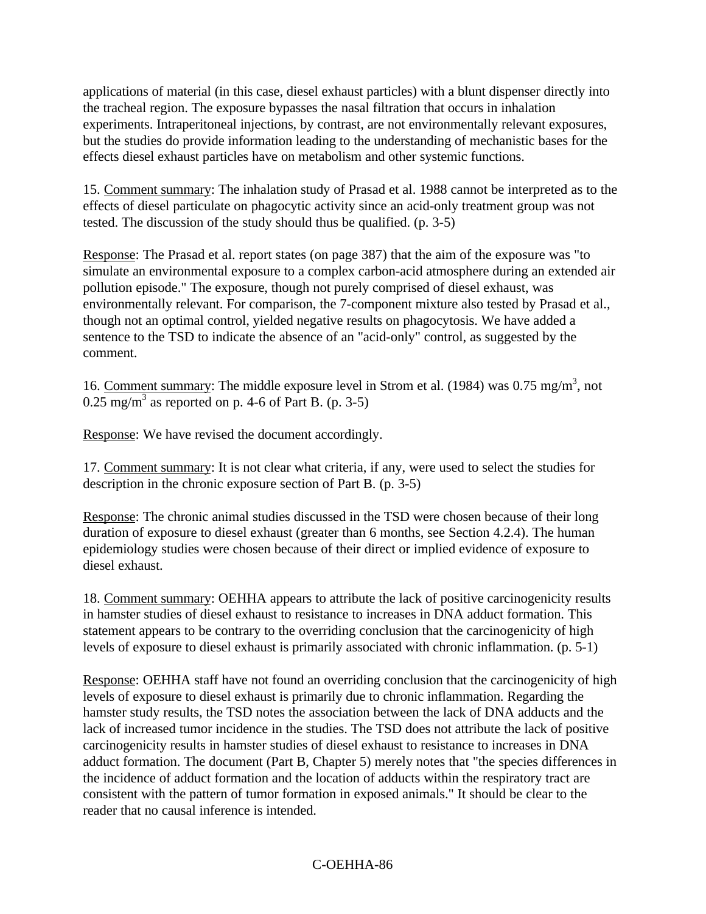applications of material (in this case, diesel exhaust particles) with a blunt dispenser directly into the tracheal region. The exposure bypasses the nasal filtration that occurs in inhalation experiments. Intraperitoneal injections, by contrast, are not environmentally relevant exposures, but the studies do provide information leading to the understanding of mechanistic bases for the effects diesel exhaust particles have on metabolism and other systemic functions.

15. Comment summary: The inhalation study of Prasad et al. 1988 cannot be interpreted as to the effects of diesel particulate on phagocytic activity since an acid-only treatment group was not tested. The discussion of the study should thus be qualified. (p. 3-5)

Response: The Prasad et al. report states (on page 387) that the aim of the exposure was "to simulate an environmental exposure to a complex carbon-acid atmosphere during an extended air pollution episode." The exposure, though not purely comprised of diesel exhaust, was environmentally relevant. For comparison, the 7-component mixture also tested by Prasad et al., though not an optimal control, yielded negative results on phagocytosis. We have added a sentence to the TSD to indicate the absence of an "acid-only" control, as suggested by the comment.

16. Comment summary: The middle exposure level in Strom et al. (1984) was 0.75 mg/m$^3$, not 0.25 mg/m$^3$ as reported on p. 4-6 of Part B. (p. 3-5)

Response: We have revised the document accordingly.

17. Comment summary: It is not clear what criteria, if any, were used to select the studies for description in the chronic exposure section of Part B. (p. 3-5)

Response: The chronic animal studies discussed in the TSD were chosen because of their long duration of exposure to diesel exhaust (greater than 6 months, see Section 4.2.4). The human epidemiology studies were chosen because of their direct or implied evidence of exposure to diesel exhaust.

18. Comment summary: OEHHA appears to attribute the lack of positive carcinogenicity results in hamster studies of diesel exhaust to resistance to increases in DNA adduct formation. This statement appears to be contrary to the overriding conclusion that the carcinogenicity of high levels of exposure to diesel exhaust is primarily associated with chronic inflammation. (p. 5-1)

Response: OEHHA staff have not found an overriding conclusion that the carcinogenicity of high levels of exposure to diesel exhaust is primarily due to chronic inflammation. Regarding the hamster study results, the TSD notes the association between the lack of DNA adducts and the lack of increased tumor incidence in the studies. The TSD does not attribute the lack of positive carcinogenicity results in hamster studies of diesel exhaust to resistance to increases in DNA adduct formation. The document (Part B, Chapter 5) merely notes that "the species differences in the incidence of adduct formation and the location of adducts within the respiratory tract are consistent with the pattern of tumor formation in exposed animals." It should be clear to the reader that no causal inference is intended.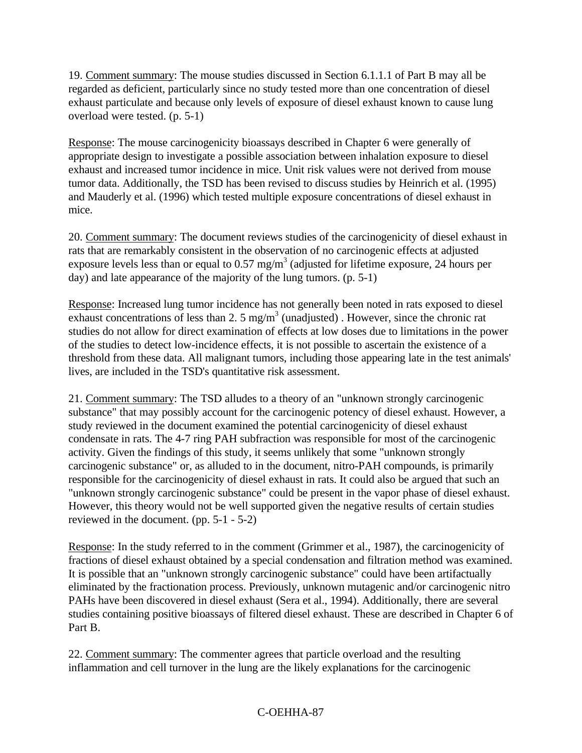19. Comment summary: The mouse studies discussed in Section 6.1.1.1 of Part B may all be regarded as deficient, particularly since no study tested more than one concentration of diesel exhaust particulate and because only levels of exposure of diesel exhaust known to cause lung overload were tested. (p. 5-1)

Response: The mouse carcinogenicity bioassays described in Chapter 6 were generally of appropriate design to investigate a possible association between inhalation exposure to diesel exhaust and increased tumor incidence in mice. Unit risk values were not derived from mouse tumor data. Additionally, the TSD has been revised to discuss studies by Heinrich et al. (1995) and Mauderly et al. (1996) which tested multiple exposure concentrations of diesel exhaust in mice.

20. Comment summary: The document reviews studies of the carcinogenicity of diesel exhaust in rats that are remarkably consistent in the observation of no carcinogenic effects at adjusted exposure levels less than or equal to 0.57 $mg/m^3$ (adjusted for lifetime exposure, 24 hours per day) and late appearance of the majority of the lung tumors. (p. 5-1)

Response: Increased lung tumor incidence has not generally been noted in rats exposed to diesel exhaust concentrations of less than 2. 5 $mg/m^3$ (unadjusted) . However, since the chronic rat studies do not allow for direct examination of effects at low doses due to limitations in the power of the studies to detect low-incidence effects, it is not possible to ascertain the existence of a threshold from these data. All malignant tumors, including those appearing late in the test animals' lives, are included in the TSD's quantitative risk assessment.

21. Comment summary: The TSD alludes to a theory of an "unknown strongly carcinogenic substance" that may possibly account for the carcinogenic potency of diesel exhaust. However, a study reviewed in the document examined the potential carcinogenicity of diesel exhaust condensate in rats. The 4-7 ring PAH subfraction was responsible for most of the carcinogenic activity. Given the findings of this study, it seems unlikely that some "unknown strongly carcinogenic substance" or, as alluded to in the document, nitro-PAH compounds, is primarily responsible for the carcinogenicity of diesel exhaust in rats. It could also be argued that such an "unknown strongly carcinogenic substance" could be present in the vapor phase of diesel exhaust. However, this theory would not be well supported given the negative results of certain studies reviewed in the document. (pp. 5-1 - 5-2)

Response: In the study referred to in the comment (Grimmer et al., 1987), the carcinogenicity of fractions of diesel exhaust obtained by a special condensation and filtration method was examined. It is possible that an "unknown strongly carcinogenic substance" could have been artifactually eliminated by the fractionation process. Previously, unknown mutagenic and/or carcinogenic nitro PAHs have been discovered in diesel exhaust (Sera et al., 1994). Additionally, there are several studies containing positive bioassays of filtered diesel exhaust. These are described in Chapter 6 of Part B.

22. Comment summary: The commenter agrees that particle overload and the resulting inflammation and cell turnover in the lung are the likely explanations for the carcinogenic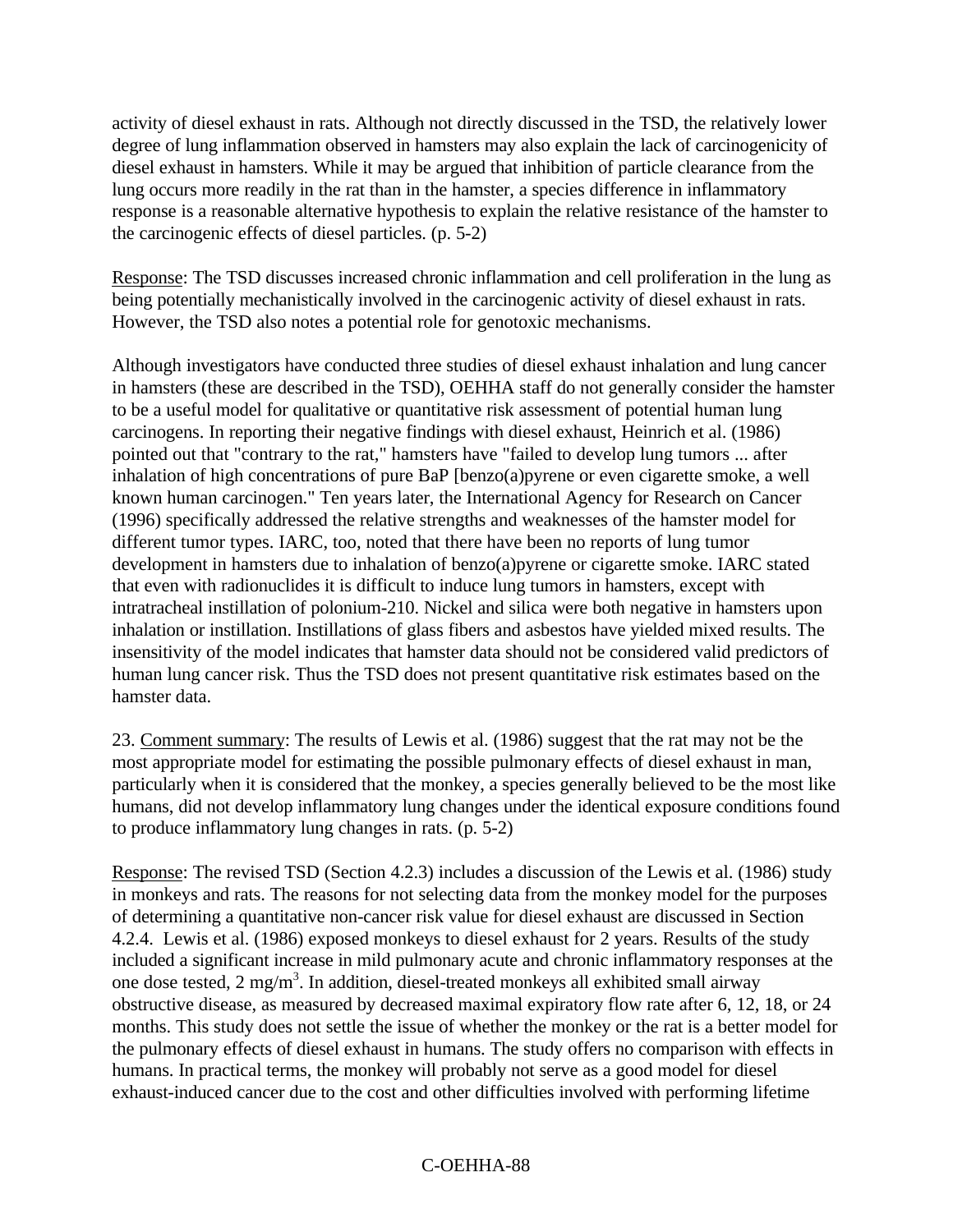activity of diesel exhaust in rats. Although not directly discussed in the TSD, the relatively lower degree of lung inflammation observed in hamsters may also explain the lack of carcinogenicity of diesel exhaust in hamsters. While it may be argued that inhibition of particle clearance from the lung occurs more readily in the rat than in the hamster, a species difference in inflammatory response is a reasonable alternative hypothesis to explain the relative resistance of the hamster to the carcinogenic effects of diesel particles. (p. 5-2)

Response: The TSD discusses increased chronic inflammation and cell proliferation in the lung as being potentially mechanistically involved in the carcinogenic activity of diesel exhaust in rats. However, the TSD also notes a potential role for genotoxic mechanisms.

Although investigators have conducted three studies of diesel exhaust inhalation and lung cancer in hamsters (these are described in the TSD), OEHHA staff do not generally consider the hamster to be a useful model for qualitative or quantitative risk assessment of potential human lung carcinogens. In reporting their negative findings with diesel exhaust, Heinrich et al. (1986) pointed out that "contrary to the rat," hamsters have "failed to develop lung tumors ... after inhalation of high concentrations of pure BaP [benzo(a)pyrene or even cigarette smoke, a well known human carcinogen." Ten years later, the International Agency for Research on Cancer (1996) specifically addressed the relative strengths and weaknesses of the hamster model for different tumor types. IARC, too, noted that there have been no reports of lung tumor development in hamsters due to inhalation of benzo(a)pyrene or cigarette smoke. IARC stated that even with radionuclides it is difficult to induce lung tumors in hamsters, except with intratracheal instillation of polonium-210. Nickel and silica were both negative in hamsters upon inhalation or instillation. Instillations of glass fibers and asbestos have yielded mixed results. The insensitivity of the model indicates that hamster data should not be considered valid predictors of human lung cancer risk. Thus the TSD does not present quantitative risk estimates based on the hamster data.

23. Comment summary: The results of Lewis et al. (1986) suggest that the rat may not be the most appropriate model for estimating the possible pulmonary effects of diesel exhaust in man, particularly when it is considered that the monkey, a species generally believed to be the most like humans, did not develop inflammatory lung changes under the identical exposure conditions found to produce inflammatory lung changes in rats. (p. 5-2)

Response: The revised TSD (Section 4.2.3) includes a discussion of the Lewis et al. (1986) study in monkeys and rats. The reasons for not selecting data from the monkey model for the purposes of determining a quantitative non-cancer risk value for diesel exhaust are discussed in Section 4.2.4. Lewis et al. (1986) exposed monkeys to diesel exhaust for 2 years. Results of the study included a significant increase in mild pulmonary acute and chronic inflammatory responses at the one dose tested, 2 $mg/m^3$. In addition, diesel-treated monkeys all exhibited small airway obstructive disease, as measured by decreased maximal expiratory flow rate after 6, 12, 18, or 24 months. This study does not settle the issue of whether the monkey or the rat is a better model for the pulmonary effects of diesel exhaust in humans. The study offers no comparison with effects in humans. In practical terms, the monkey will probably not serve as a good model for diesel exhaust-induced cancer due to the cost and other difficulties involved with performing lifetime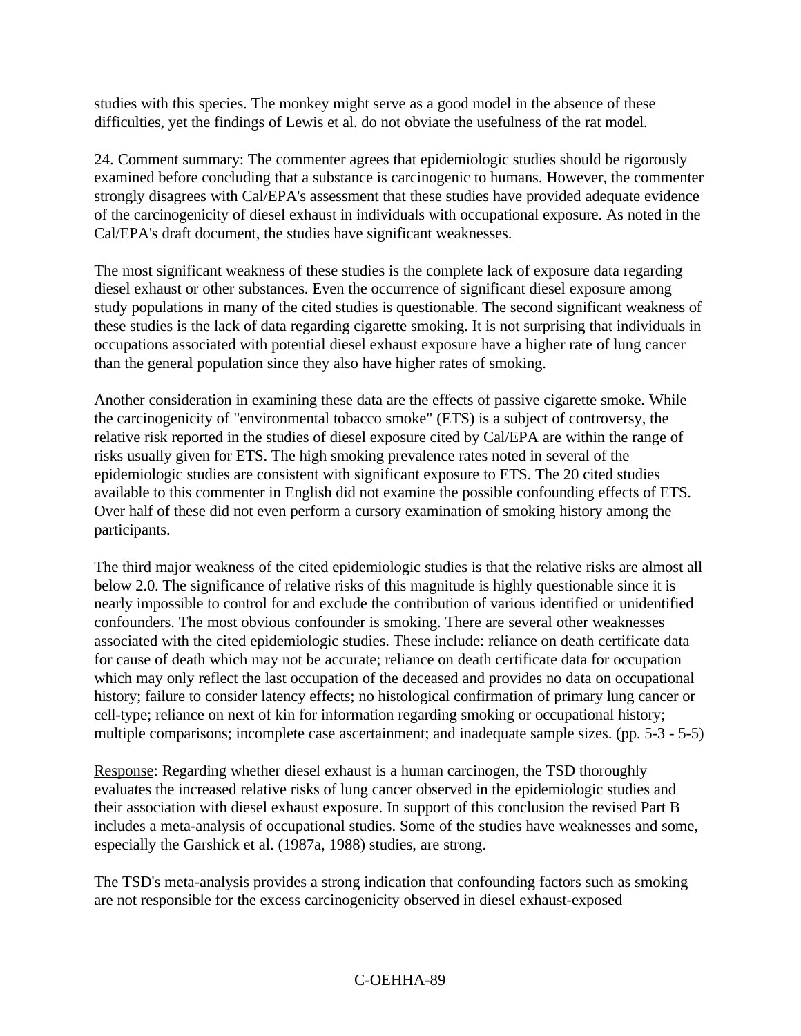studies with this species. The monkey might serve as a good model in the absence of these difficulties, yet the findings of Lewis et al. do not obviate the usefulness of the rat model.

24. Comment summary: The commenter agrees that epidemiologic studies should be rigorously examined before concluding that a substance is carcinogenic to humans. However, the commenter strongly disagrees with Cal/EPA's assessment that these studies have provided adequate evidence of the carcinogenicity of diesel exhaust in individuals with occupational exposure. As noted in the Cal/EPA's draft document, the studies have significant weaknesses.

The most significant weakness of these studies is the complete lack of exposure data regarding diesel exhaust or other substances. Even the occurrence of significant diesel exposure among study populations in many of the cited studies is questionable. The second significant weakness of these studies is the lack of data regarding cigarette smoking. It is not surprising that individuals in occupations associated with potential diesel exhaust exposure have a higher rate of lung cancer than the general population since they also have higher rates of smoking.

Another consideration in examining these data are the effects of passive cigarette smoke. While the carcinogenicity of "environmental tobacco smoke" (ETS) is a subject of controversy, the relative risk reported in the studies of diesel exposure cited by Cal/EPA are within the range of risks usually given for ETS. The high smoking prevalence rates noted in several of the epidemiologic studies are consistent with significant exposure to ETS. The 20 cited studies available to this commenter in English did not examine the possible confounding effects of ETS. Over half of these did not even perform a cursory examination of smoking history among the participants.

The third major weakness of the cited epidemiologic studies is that the relative risks are almost all below 2.0. The significance of relative risks of this magnitude is highly questionable since it is nearly impossible to control for and exclude the contribution of various identified or unidentified confounders. The most obvious confounder is smoking. There are several other weaknesses associated with the cited epidemiologic studies. These include: reliance on death certificate data for cause of death which may not be accurate; reliance on death certificate data for occupation which may only reflect the last occupation of the deceased and provides no data on occupational history; failure to consider latency effects; no histological confirmation of primary lung cancer or cell-type; reliance on next of kin for information regarding smoking or occupational history; multiple comparisons; incomplete case ascertainment; and inadequate sample sizes. (pp. 5-3 - 5-5)

Response: Regarding whether diesel exhaust is a human carcinogen, the TSD thoroughly evaluates the increased relative risks of lung cancer observed in the epidemiologic studies and their association with diesel exhaust exposure. In support of this conclusion the revised Part B includes a meta-analysis of occupational studies. Some of the studies have weaknesses and some, especially the Garshick et al. (1987a, 1988) studies, are strong.

The TSD's meta-analysis provides a strong indication that confounding factors such as smoking are not responsible for the excess carcinogenicity observed in diesel exhaust-exposed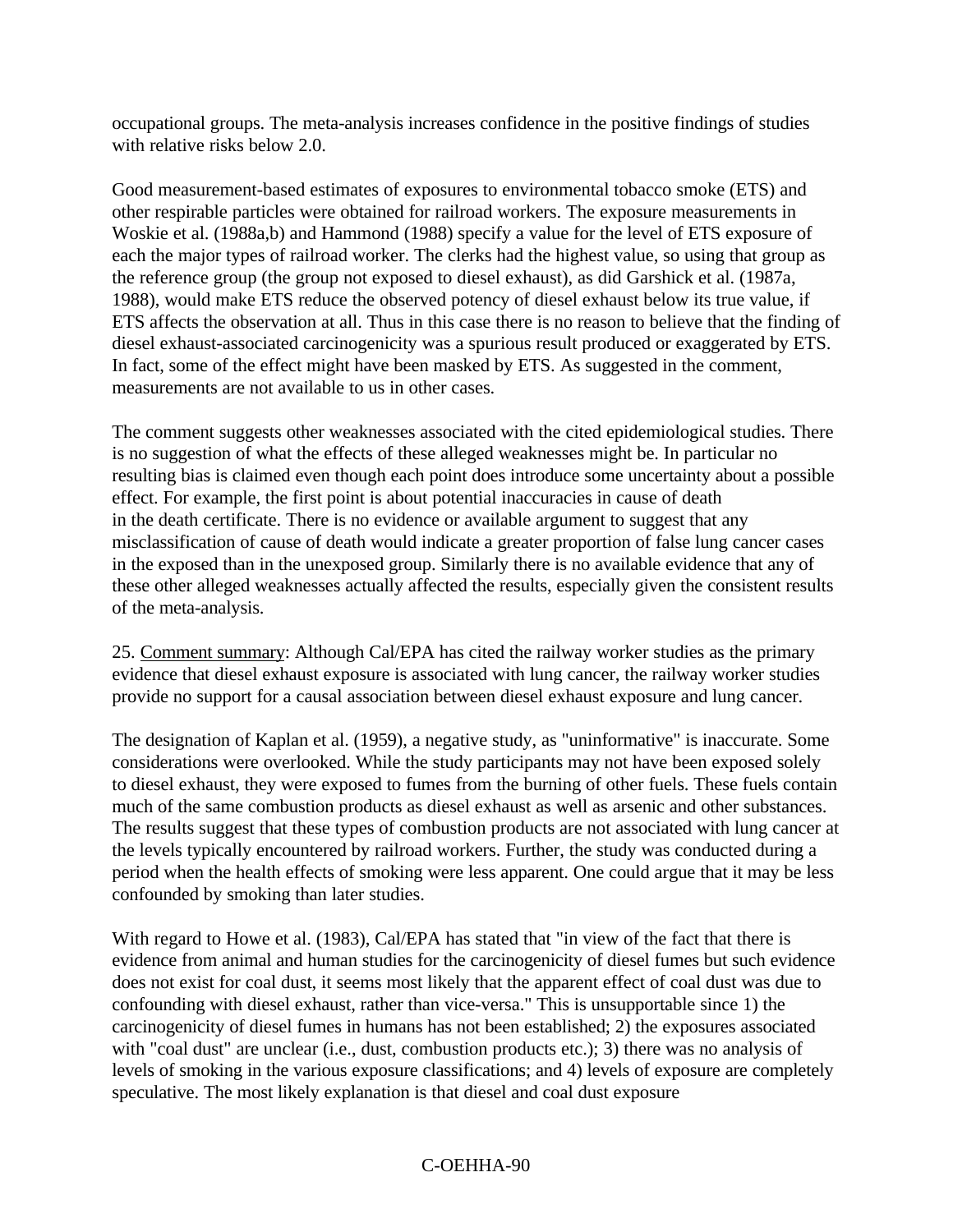occupational groups. The meta-analysis increases confidence in the positive findings of studies with relative risks below 2.0.

Good measurement-based estimates of exposures to environmental tobacco smoke (ETS) and other respirable particles were obtained for railroad workers. The exposure measurements in Woskie et al. (1988a,b) and Hammond (1988) specify a value for the level of ETS exposure of each the major types of railroad worker. The clerks had the highest value, so using that group as the reference group (the group not exposed to diesel exhaust), as did Garshick et al. (1987a, 1988), would make ETS reduce the observed potency of diesel exhaust below its true value, if ETS affects the observation at all. Thus in this case there is no reason to believe that the finding of diesel exhaust-associated carcinogenicity was a spurious result produced or exaggerated by ETS. In fact, some of the effect might have been masked by ETS. As suggested in the comment, measurements are not available to us in other cases.

The comment suggests other weaknesses associated with the cited epidemiological studies. There is no suggestion of what the effects of these alleged weaknesses might be. In particular no resulting bias is claimed even though each point does introduce some uncertainty about a possible effect. For example, the first point is about potential inaccuracies in cause of death in the death certificate. There is no evidence or available argument to suggest that any misclassification of cause of death would indicate a greater proportion of false lung cancer cases in the exposed than in the unexposed group. Similarly there is no available evidence that any of these other alleged weaknesses actually affected the results, especially given the consistent results of the meta-analysis.

25. Comment summary: Although Cal/EPA has cited the railway worker studies as the primary evidence that diesel exhaust exposure is associated with lung cancer, the railway worker studies provide no support for a causal association between diesel exhaust exposure and lung cancer.

The designation of Kaplan et al. (1959), a negative study, as "uninformative" is inaccurate. Some considerations were overlooked. While the study participants may not have been exposed solely to diesel exhaust, they were exposed to fumes from the burning of other fuels. These fuels contain much of the same combustion products as diesel exhaust as well as arsenic and other substances. The results suggest that these types of combustion products are not associated with lung cancer at the levels typically encountered by railroad workers. Further, the study was conducted during a period when the health effects of smoking were less apparent. One could argue that it may be less confounded by smoking than later studies.

With regard to Howe et al. (1983), Cal/EPA has stated that "in view of the fact that there is evidence from animal and human studies for the carcinogenicity of diesel fumes but such evidence does not exist for coal dust, it seems most likely that the apparent effect of coal dust was due to confounding with diesel exhaust, rather than vice-versa." This is unsupportable since 1) the carcinogenicity of diesel fumes in humans has not been established; 2) the exposures associated with "coal dust" are unclear (i.e., dust, combustion products etc.); 3) there was no analysis of levels of smoking in the various exposure classifications; and 4) levels of exposure are completely speculative. The most likely explanation is that diesel and coal dust exposure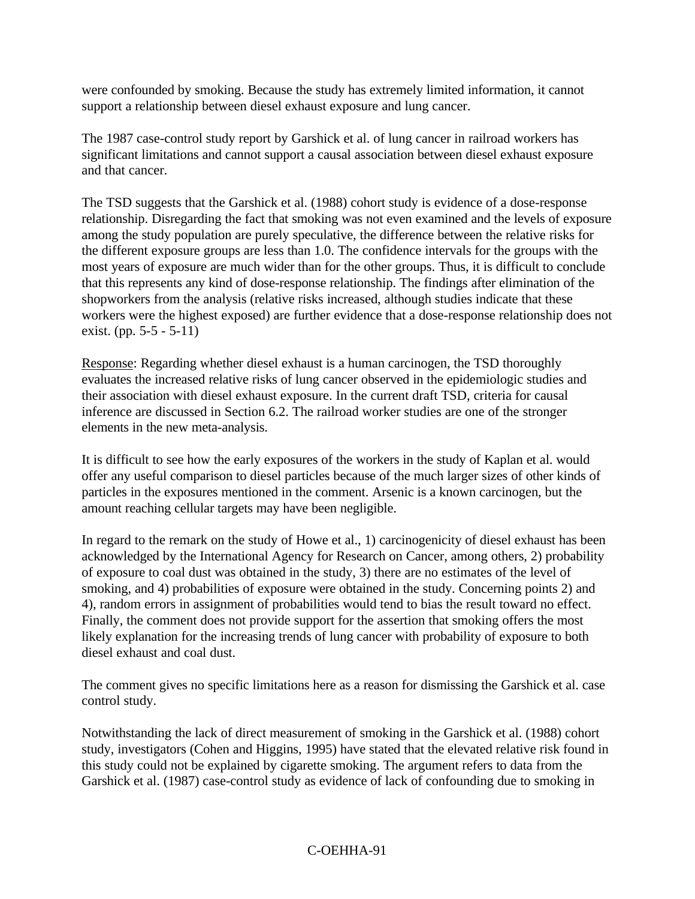were confounded by smoking. Because the study has extremely limited information, it cannot support a relationship between diesel exhaust exposure and lung cancer.

The 1987 case-control study report by Garshick et al. of lung cancer in railroad workers has significant limitations and cannot support a causal association between diesel exhaust exposure and that cancer.

The TSD suggests that the Garshick et al. (1988) cohort study is evidence of a dose-response relationship. Disregarding the fact that smoking was not even examined and the levels of exposure among the study population are purely speculative, the difference between the relative risks for the different exposure groups are less than 1.0. The confidence intervals for the groups with the most years of exposure are much wider than for the other groups. Thus, it is difficult to conclude that this represents any kind of dose-response relationship. The findings after elimination of the shopworkers from the analysis (relative risks increased, although studies indicate that these workers were the highest exposed) are further evidence that a dose-response relationship does not exist. (pp. 5-5 - 5-11)

Response: Regarding whether diesel exhaust is a human carcinogen, the TSD thoroughly evaluates the increased relative risks of lung cancer observed in the epidemiologic studies and their association with diesel exhaust exposure. In the current draft TSD, criteria for causal inference are discussed in Section 6.2. The railroad worker studies are one of the stronger elements in the new meta-analysis.

It is difficult to see how the early exposures of the workers in the study of Kaplan et al. would offer any useful comparison to diesel particles because of the much larger sizes of other kinds of particles in the exposures mentioned in the comment. Arsenic is a known carcinogen, but the amount reaching cellular targets may have been negligible.

In regard to the remark on the study of Howe et al., 1) carcinogenicity of diesel exhaust has been acknowledged by the International Agency for Research on Cancer, among others, 2) probability of exposure to coal dust was obtained in the study, 3) there are no estimates of the level of smoking, and 4) probabilities of exposure were obtained in the study. Concerning points 2) and 4), random errors in assignment of probabilities would tend to bias the result toward no effect. Finally, the comment does not provide support for the assertion that smoking offers the most likely explanation for the increasing trends of lung cancer with probability of exposure to both diesel exhaust and coal dust.

The comment gives no specific limitations here as a reason for dismissing the Garshick et al. case control study.

Notwithstanding the lack of direct measurement of smoking in the Garshick et al. (1988) cohort study, investigators (Cohen and Higgins, 1995) have stated that the elevated relative risk found in this study could not be explained by cigarette smoking. The argument refers to data from the Garshick et al. (1987) case-control study as evidence of lack of confounding due to smoking in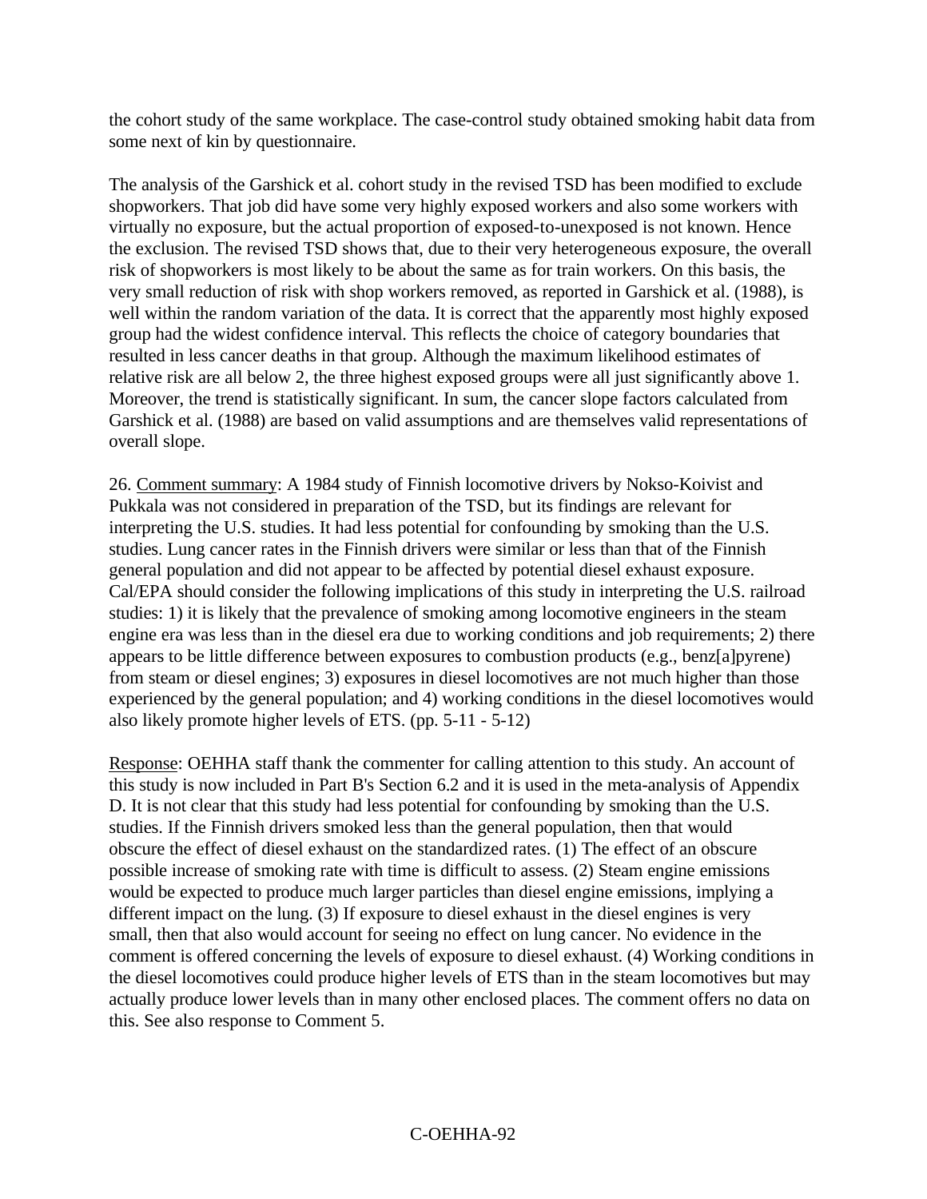the cohort study of the same workplace. The case-control study obtained smoking habit data from some next of kin by questionnaire.

The analysis of the Garshick et al. cohort study in the revised TSD has been modified to exclude shopworkers. That job did have some very highly exposed workers and also some workers with virtually no exposure, but the actual proportion of exposed-to-unexposed is not known. Hence the exclusion. The revised TSD shows that, due to their very heterogeneous exposure, the overall risk of shopworkers is most likely to be about the same as for train workers. On this basis, the very small reduction of risk with shop workers removed, as reported in Garshick et al. (1988), is well within the random variation of the data. It is correct that the apparently most highly exposed group had the widest confidence interval. This reflects the choice of category boundaries that resulted in less cancer deaths in that group. Although the maximum likelihood estimates of relative risk are all below 2, the three highest exposed groups were all just significantly above 1. Moreover, the trend is statistically significant. In sum, the cancer slope factors calculated from Garshick et al. (1988) are based on valid assumptions and are themselves valid representations of overall slope.

26. Comment summary: A 1984 study of Finnish locomotive drivers by Nokso-Koivist and Pukkala was not considered in preparation of the TSD, but its findings are relevant for interpreting the U.S. studies. It had less potential for confounding by smoking than the U.S. studies. Lung cancer rates in the Finnish drivers were similar or less than that of the Finnish general population and did not appear to be affected by potential diesel exhaust exposure. Cal/EPA should consider the following implications of this study in interpreting the U.S. railroad studies: 1) it is likely that the prevalence of smoking among locomotive engineers in the steam engine era was less than in the diesel era due to working conditions and job requirements; 2) there appears to be little difference between exposures to combustion products (e.g., benz[a]pyrene) from steam or diesel engines; 3) exposures in diesel locomotives are not much higher than those experienced by the general population; and 4) working conditions in the diesel locomotives would also likely promote higher levels of ETS. (pp. 5-11 - 5-12)

Response: OEHHA staff thank the commenter for calling attention to this study. An account of this study is now included in Part B's Section 6.2 and it is used in the meta-analysis of Appendix D. It is not clear that this study had less potential for confounding by smoking than the U.S. studies. If the Finnish drivers smoked less than the general population, then that would obscure the effect of diesel exhaust on the standardized rates. (1) The effect of an obscure possible increase of smoking rate with time is difficult to assess. (2) Steam engine emissions would be expected to produce much larger particles than diesel engine emissions, implying a different impact on the lung. (3) If exposure to diesel exhaust in the diesel engines is very small, then that also would account for seeing no effect on lung cancer. No evidence in the comment is offered concerning the levels of exposure to diesel exhaust. (4) Working conditions in the diesel locomotives could produce higher levels of ETS than in the steam locomotives but may actually produce lower levels than in many other enclosed places. The comment offers no data on this. See also response to Comment 5.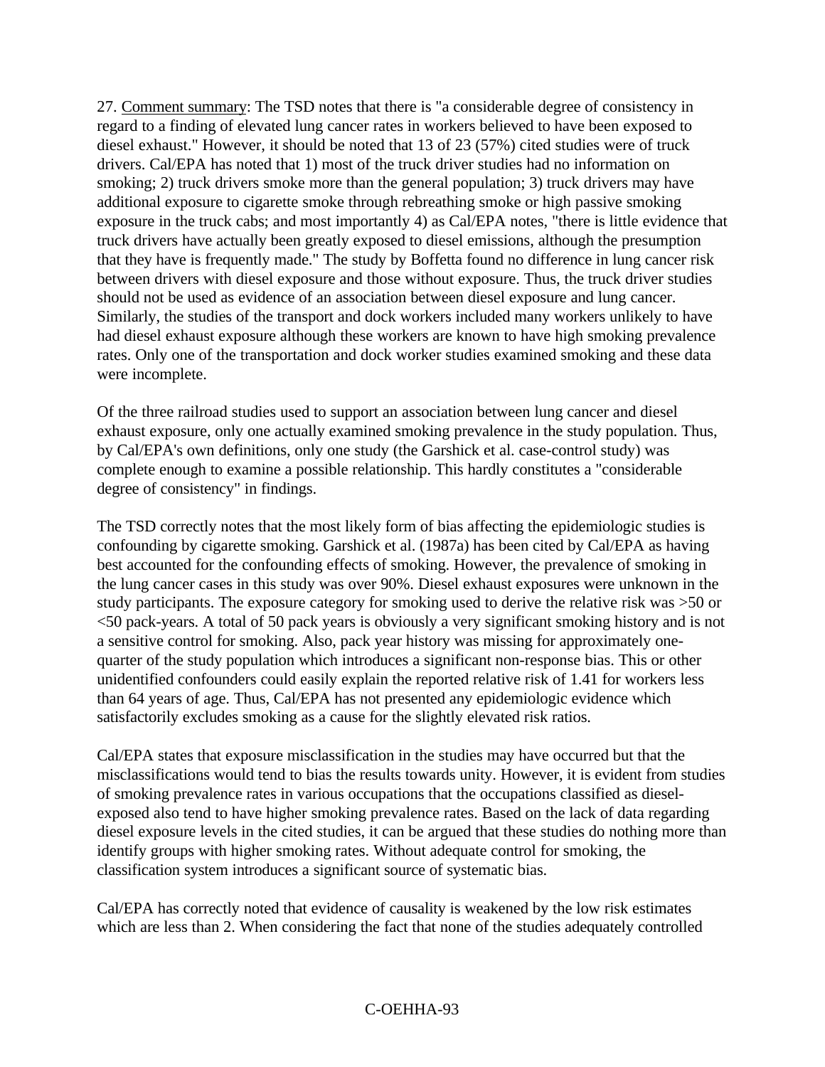27. <u>Comment summary</u>: The TSD notes that there is "a considerable degree of consistency in regard to a finding of elevated lung cancer rates in workers believed to have been exposed to diesel exhaust." However, it should be noted that 13 of 23 (57%) cited studies were of truck drivers. Cal/EPA has noted that 1) most of the truck driver studies had no information on smoking; 2) truck drivers smoke more than the general population; 3) truck drivers may have additional exposure to cigarette smoke through rebreathing smoke or high passive smoking exposure in the truck cabs; and most importantly 4) as Cal/EPA notes, "there is little evidence that truck drivers have actually been greatly exposed to diesel emissions, although the presumption that they have is frequently made." The study by Boffetta found no difference in lung cancer risk between drivers with diesel exposure and those without exposure. Thus, the truck driver studies should not be used as evidence of an association between diesel exposure and lung cancer. Similarly, the studies of the transport and dock workers included many workers unlikely to have had diesel exhaust exposure although these workers are known to have high smoking prevalence rates. Only one of the transportation and dock worker studies examined smoking and these data were incomplete.

Of the three railroad studies used to support an association between lung cancer and diesel exhaust exposure, only one actually examined smoking prevalence in the study population. Thus, by Cal/EPA's own definitions, only one study (the Garshick et al. case-control study) was complete enough to examine a possible relationship. This hardly constitutes a "considerable degree of consistency" in findings.

The TSD correctly notes that the most likely form of bias affecting the epidemiologic studies is confounding by cigarette smoking. Garshick et al. (1987a) has been cited by Cal/EPA as having best accounted for the confounding effects of smoking. However, the prevalence of smoking in the lung cancer cases in this study was over 90%. Diesel exhaust exposures were unknown in the study participants. The exposure category for smoking used to derive the relative risk was >50 or <50 pack-years. A total of 50 pack years is obviously a very significant smoking history and is not a sensitive control for smoking. Also, pack year history was missing for approximately one-quarter of the study population which introduces a significant non-response bias. This or other unidentified confounders could easily explain the reported relative risk of 1.41 for workers less than 64 years of age. Thus, Cal/EPA has not presented any epidemiologic evidence which satisfactorily excludes smoking as a cause for the slightly elevated risk ratios.

Cal/EPA states that exposure misclassification in the studies may have occurred but that the misclassifications would tend to bias the results towards unity. However, it is evident from studies of smoking prevalence rates in various occupations that the occupations classified as diesel-exposed also tend to have higher smoking prevalence rates. Based on the lack of data regarding diesel exposure levels in the cited studies, it can be argued that these studies do nothing more than identify groups with higher smoking rates. Without adequate control for smoking, the classification system introduces a significant source of systematic bias.

Cal/EPA has correctly noted that evidence of causality is weakened by the low risk estimates which are less than 2. When considering the fact that none of the studies adequately controlled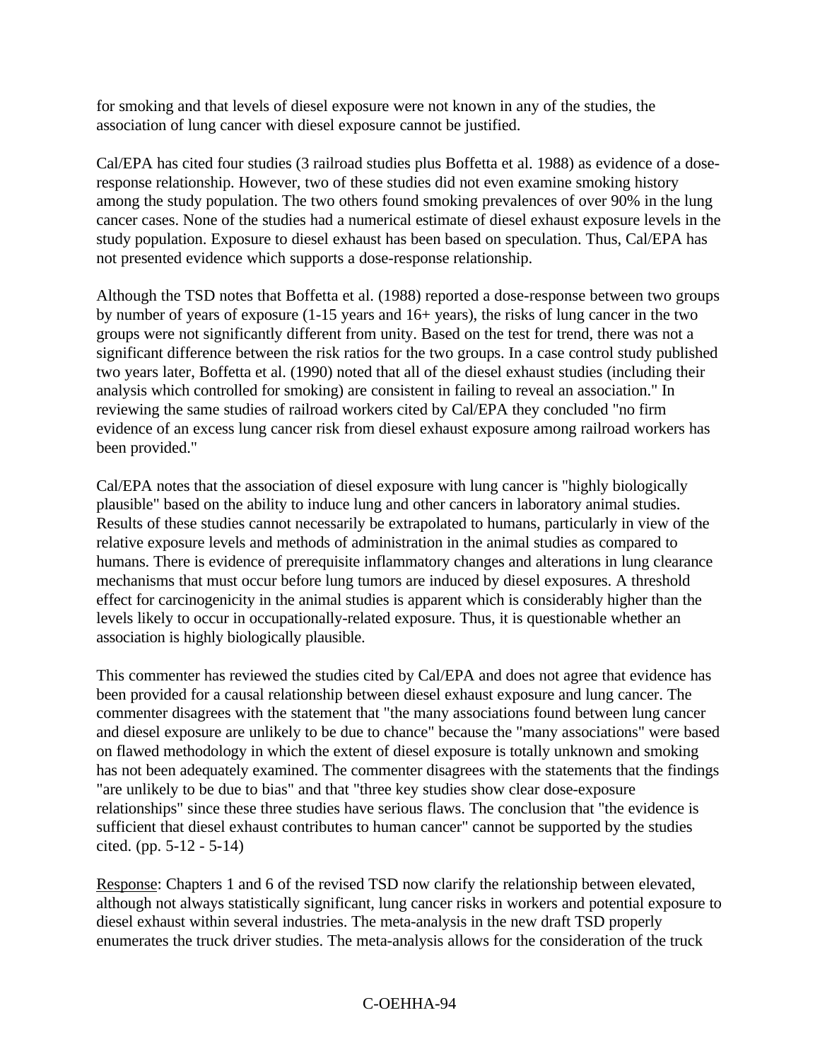for smoking and that levels of diesel exposure were not known in any of the studies, the association of lung cancer with diesel exposure cannot be justified.

Cal/EPA has cited four studies (3 railroad studies plus Boffetta et al. 1988) as evidence of a dose-response relationship. However, two of these studies did not even examine smoking history among the study population. The two others found smoking prevalences of over 90% in the lung cancer cases. None of the studies had a numerical estimate of diesel exhaust exposure levels in the study population. Exposure to diesel exhaust has been based on speculation. Thus, Cal/EPA has not presented evidence which supports a dose-response relationship.

Although the TSD notes that Boffetta et al. (1988) reported a dose-response between two groups by number of years of exposure (1-15 years and 16+ years), the risks of lung cancer in the two groups were not significantly different from unity. Based on the test for trend, there was not a significant difference between the risk ratios for the two groups. In a case control study published two years later, Boffetta et al. (1990) noted that all of the diesel exhaust studies (including their analysis which controlled for smoking) are consistent in failing to reveal an association." In reviewing the same studies of railroad workers cited by Cal/EPA they concluded "no firm evidence of an excess lung cancer risk from diesel exhaust exposure among railroad workers has been provided."

Cal/EPA notes that the association of diesel exposure with lung cancer is "highly biologically plausible" based on the ability to induce lung and other cancers in laboratory animal studies. Results of these studies cannot necessarily be extrapolated to humans, particularly in view of the relative exposure levels and methods of administration in the animal studies as compared to humans. There is evidence of prerequisite inflammatory changes and alterations in lung clearance mechanisms that must occur before lung tumors are induced by diesel exposures. A threshold effect for carcinogenicity in the animal studies is apparent which is considerably higher than the levels likely to occur in occupationally-related exposure. Thus, it is questionable whether an association is highly biologically plausible.

This commenter has reviewed the studies cited by Cal/EPA and does not agree that evidence has been provided for a causal relationship between diesel exhaust exposure and lung cancer. The commenter disagrees with the statement that "the many associations found between lung cancer and diesel exposure are unlikely to be due to chance" because the "many associations" were based on flawed methodology in which the extent of diesel exposure is totally unknown and smoking has not been adequately examined. The commenter disagrees with the statements that the findings "are unlikely to be due to bias" and that "three key studies show clear dose-exposure relationships" since these three studies have serious flaws. The conclusion that "the evidence is sufficient that diesel exhaust contributes to human cancer" cannot be supported by the studies cited. (pp. 5-12 - 5-14)

Response: Chapters 1 and 6 of the revised TSD now clarify the relationship between elevated, although not always statistically significant, lung cancer risks in workers and potential exposure to diesel exhaust within several industries. The meta-analysis in the new draft TSD properly enumerates the truck driver studies. The meta-analysis allows for the consideration of the truck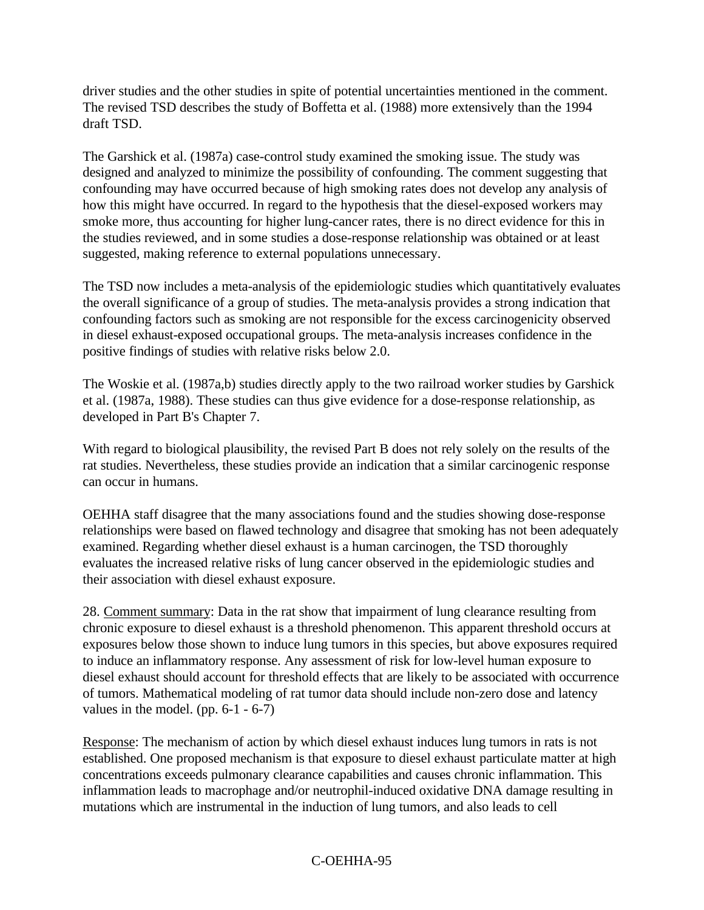driver studies and the other studies in spite of potential uncertainties mentioned in the comment. The revised TSD describes the study of Boffetta et al. (1988) more extensively than the 1994 draft TSD.

The Garshick et al. (1987a) case-control study examined the smoking issue. The study was designed and analyzed to minimize the possibility of confounding. The comment suggesting that confounding may have occurred because of high smoking rates does not develop any analysis of how this might have occurred. In regard to the hypothesis that the diesel-exposed workers may smoke more, thus accounting for higher lung-cancer rates, there is no direct evidence for this in the studies reviewed, and in some studies a dose-response relationship was obtained or at least suggested, making reference to external populations unnecessary.

The TSD now includes a meta-analysis of the epidemiologic studies which quantitatively evaluates the overall significance of a group of studies. The meta-analysis provides a strong indication that confounding factors such as smoking are not responsible for the excess carcinogenicity observed in diesel exhaust-exposed occupational groups. The meta-analysis increases confidence in the positive findings of studies with relative risks below 2.0.

The Woskie et al. (1987a,b) studies directly apply to the two railroad worker studies by Garshick et al. (1987a, 1988). These studies can thus give evidence for a dose-response relationship, as developed in Part B's Chapter 7.

With regard to biological plausibility, the revised Part B does not rely solely on the results of the rat studies. Nevertheless, these studies provide an indication that a similar carcinogenic response can occur in humans.

OEHHA staff disagree that the many associations found and the studies showing dose-response relationships were based on flawed technology and disagree that smoking has not been adequately examined. Regarding whether diesel exhaust is a human carcinogen, the TSD thoroughly evaluates the increased relative risks of lung cancer observed in the epidemiologic studies and their association with diesel exhaust exposure.

28. Comment summary: Data in the rat show that impairment of lung clearance resulting from chronic exposure to diesel exhaust is a threshold phenomenon. This apparent threshold occurs at exposures below those shown to induce lung tumors in this species, but above exposures required to induce an inflammatory response. Any assessment of risk for low-level human exposure to diesel exhaust should account for threshold effects that are likely to be associated with occurrence of tumors. Mathematical modeling of rat tumor data should include non-zero dose and latency values in the model. (pp. 6-1 - 6-7)

Response: The mechanism of action by which diesel exhaust induces lung tumors in rats is not established. One proposed mechanism is that exposure to diesel exhaust particulate matter at high concentrations exceeds pulmonary clearance capabilities and causes chronic inflammation. This inflammation leads to macrophage and/or neutrophil-induced oxidative DNA damage resulting in mutations which are instrumental in the induction of lung tumors, and also leads to cell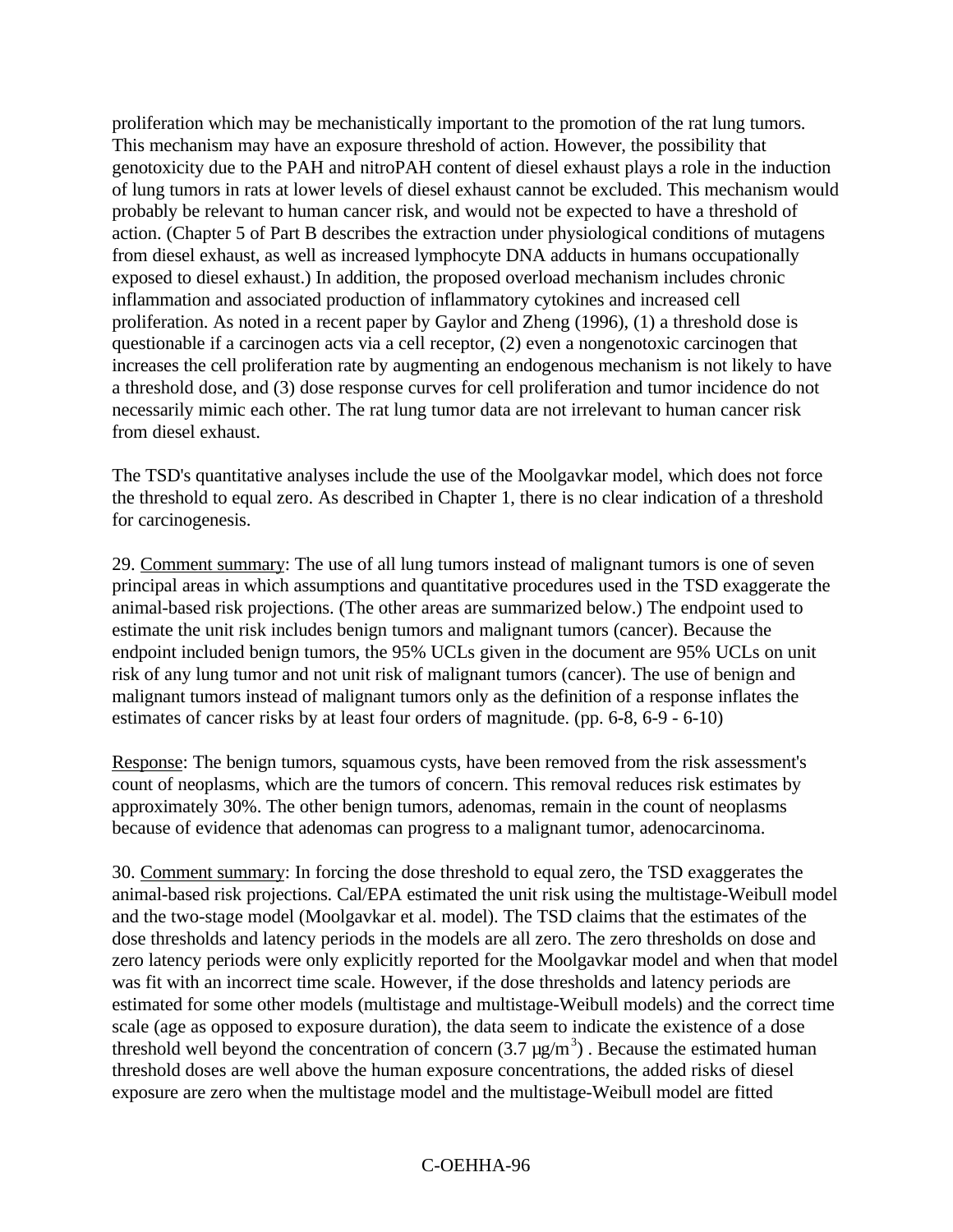proliferation which may be mechanistically important to the promotion of the rat lung tumors. This mechanism may have an exposure threshold of action. However, the possibility that genotoxicity due to the PAH and nitroPAH content of diesel exhaust plays a role in the induction of lung tumors in rats at lower levels of diesel exhaust cannot be excluded. This mechanism would probably be relevant to human cancer risk, and would not be expected to have a threshold of action. (Chapter 5 of Part B describes the extraction under physiological conditions of mutagens from diesel exhaust, as well as increased lymphocyte DNA adducts in humans occupationally exposed to diesel exhaust.) In addition, the proposed overload mechanism includes chronic inflammation and associated production of inflammatory cytokines and increased cell proliferation. As noted in a recent paper by Gaylor and Zheng (1996), (1) a threshold dose is questionable if a carcinogen acts via a cell receptor, (2) even a nongenotoxic carcinogen that increases the cell proliferation rate by augmenting an endogenous mechanism is not likely to have a threshold dose, and (3) dose response curves for cell proliferation and tumor incidence do not necessarily mimic each other. The rat lung tumor data are not irrelevant to human cancer risk from diesel exhaust.

The TSD's quantitative analyses include the use of the Moolgavkar model, which does not force the threshold to equal zero. As described in Chapter 1, there is no clear indication of a threshold for carcinogenesis.

29. Comment summary: The use of all lung tumors instead of malignant tumors is one of seven principal areas in which assumptions and quantitative procedures used in the TSD exaggerate the animal-based risk projections. (The other areas are summarized below.) The endpoint used to estimate the unit risk includes benign tumors and malignant tumors (cancer). Because the endpoint included benign tumors, the 95% UCLs given in the document are 95% UCLs on unit risk of any lung tumor and not unit risk of malignant tumors (cancer). The use of benign and malignant tumors instead of malignant tumors only as the definition of a response inflates the estimates of cancer risks by at least four orders of magnitude. (pp. 6-8, 6-9 - 6-10)

Response: The benign tumors, squamous cysts, have been removed from the risk assessment's count of neoplasms, which are the tumors of concern. This removal reduces risk estimates by approximately 30%. The other benign tumors, adenomas, remain in the count of neoplasms because of evidence that adenomas can progress to a malignant tumor, adenocarcinoma.

30. Comment summary: In forcing the dose threshold to equal zero, the TSD exaggerates the animal-based risk projections. Cal/EPA estimated the unit risk using the multistage-Weibull model and the two-stage model (Moolgavkar et al. model). The TSD claims that the estimates of the dose thresholds and latency periods in the models are all zero. The zero thresholds on dose and zero latency periods were only explicitly reported for the Moolgavkar model and when that model was fit with an incorrect time scale. However, if the dose thresholds and latency periods are estimated for some other models (multistage and multistage-Weibull models) and the correct time scale (age as opposed to exposure duration), the data seem to indicate the existence of a dose threshold well beyond the concentration of concern ($3.7\ \mu g/m^3$) . Because the estimated human threshold doses are well above the human exposure concentrations, the added risks of diesel exposure are zero when the multistage model and the multistage-Weibull model are fitted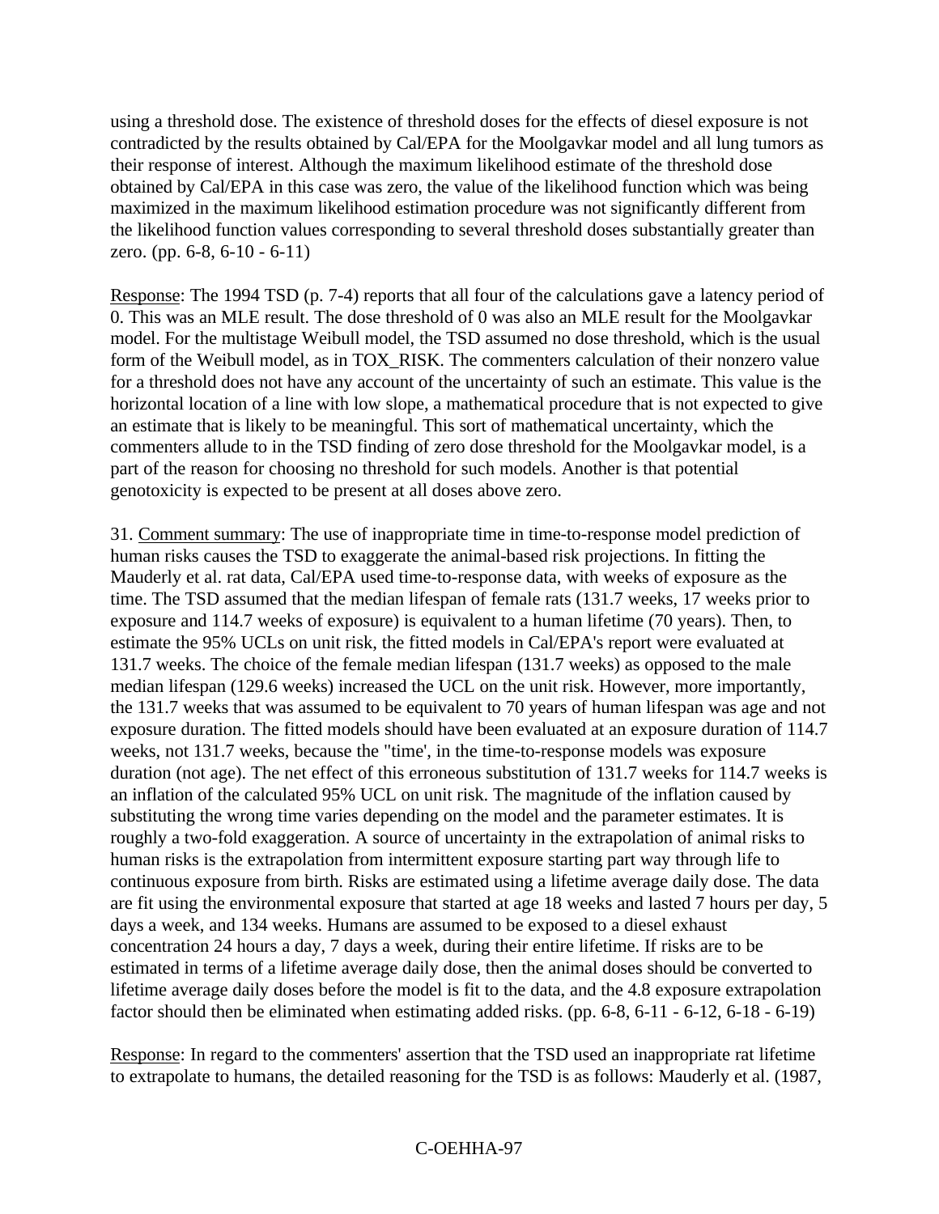using a threshold dose. The existence of threshold doses for the effects of diesel exposure is not contradicted by the results obtained by Cal/EPA for the Moolgavkar model and all lung tumors as their response of interest. Although the maximum likelihood estimate of the threshold dose obtained by Cal/EPA in this case was zero, the value of the likelihood function which was being maximized in the maximum likelihood estimation procedure was not significantly different from the likelihood function values corresponding to several threshold doses substantially greater than zero. (pp. 6-8, 6-10 - 6-11)

Response: The 1994 TSD (p. 7-4) reports that all four of the calculations gave a latency period of 0. This was an MLE result. The dose threshold of 0 was also an MLE result for the Moolgavkar model. For the multistage Weibull model, the TSD assumed no dose threshold, which is the usual form of the Weibull model, as in TOX_RISK. The commenters calculation of their nonzero value for a threshold does not have any account of the uncertainty of such an estimate. This value is the horizontal location of a line with low slope, a mathematical procedure that is not expected to give an estimate that is likely to be meaningful. This sort of mathematical uncertainty, which the commenters allude to in the TSD finding of zero dose threshold for the Moolgavkar model, is a part of the reason for choosing no threshold for such models. Another is that potential genotoxicity is expected to be present at all doses above zero.

31. Comment summary: The use of inappropriate time in time-to-response model prediction of human risks causes the TSD to exaggerate the animal-based risk projections. In fitting the Mauderly et al. rat data, Cal/EPA used time-to-response data, with weeks of exposure as the time. The TSD assumed that the median lifespan of female rats (131.7 weeks, 17 weeks prior to exposure and 114.7 weeks of exposure) is equivalent to a human lifetime (70 years). Then, to estimate the 95% UCLs on unit risk, the fitted models in Cal/EPA's report were evaluated at 131.7 weeks. The choice of the female median lifespan (131.7 weeks) as opposed to the male median lifespan (129.6 weeks) increased the UCL on the unit risk. However, more importantly, the 131.7 weeks that was assumed to be equivalent to 70 years of human lifespan was age and not exposure duration. The fitted models should have been evaluated at an exposure duration of 114.7 weeks, not 131.7 weeks, because the "time', in the time-to-response models was exposure duration (not age). The net effect of this erroneous substitution of 131.7 weeks for 114.7 weeks is an inflation of the calculated 95% UCL on unit risk. The magnitude of the inflation caused by substituting the wrong time varies depending on the model and the parameter estimates. It is roughly a two-fold exaggeration. A source of uncertainty in the extrapolation of animal risks to human risks is the extrapolation from intermittent exposure starting part way through life to continuous exposure from birth. Risks are estimated using a lifetime average daily dose. The data are fit using the environmental exposure that started at age 18 weeks and lasted 7 hours per day, 5 days a week, and 134 weeks. Humans are assumed to be exposed to a diesel exhaust concentration 24 hours a day, 7 days a week, during their entire lifetime. If risks are to be estimated in terms of a lifetime average daily dose, then the animal doses should be converted to lifetime average daily doses before the model is fit to the data, and the 4.8 exposure extrapolation factor should then be eliminated when estimating added risks. (pp. 6-8, 6-11 - 6-12, 6-18 - 6-19)

Response: In regard to the commenters' assertion that the TSD used an inappropriate rat lifetime to extrapolate to humans, the detailed reasoning for the TSD is as follows: Mauderly et al. (1987,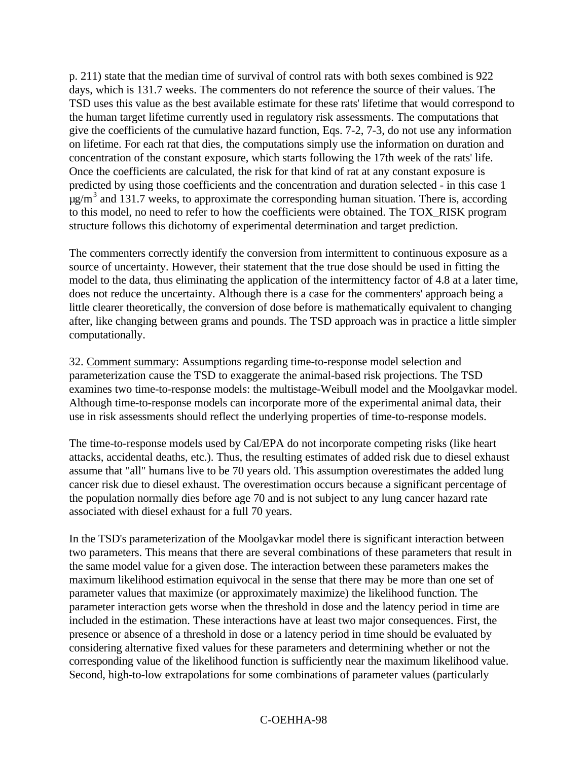p. 211) state that the median time of survival of control rats with both sexes combined is 922 days, which is 131.7 weeks. The commenters do not reference the source of their values. The TSD uses this value as the best available estimate for these rats' lifetime that would correspond to the human target lifetime currently used in regulatory risk assessments. The computations that give the coefficients of the cumulative hazard function, Eqs. 7-2, 7-3, do not use any information on lifetime. For each rat that dies, the computations simply use the information on duration and concentration of the constant exposure, which starts following the 17th week of the rats' life. Once the coefficients are calculated, the risk for that kind of rat at any constant exposure is predicted by using those coefficients and the concentration and duration selected - in this case 1 $\mu g/m^3$ and 131.7 weeks, to approximate the corresponding human situation. There is, according to this model, no need to refer to how the coefficients were obtained. The TOX_RISK program structure follows this dichotomy of experimental determination and target prediction.

The commenters correctly identify the conversion from intermittent to continuous exposure as a source of uncertainty. However, their statement that the true dose should be used in fitting the model to the data, thus eliminating the application of the intermittency factor of 4.8 at a later time, does not reduce the uncertainty. Although there is a case for the commenters' approach being a little clearer theoretically, the conversion of dose before is mathematically equivalent to changing after, like changing between grams and pounds. The TSD approach was in practice a little simpler computationally.

32. <u>Comment summary</u>: Assumptions regarding time-to-response model selection and parameterization cause the TSD to exaggerate the animal-based risk projections. The TSD examines two time-to-response models: the multistage-Weibull model and the Moolgavkar model. Although time-to-response models can incorporate more of the experimental animal data, their use in risk assessments should reflect the underlying properties of time-to-response models.

The time-to-response models used by Cal/EPA do not incorporate competing risks (like heart attacks, accidental deaths, etc.). Thus, the resulting estimates of added risk due to diesel exhaust assume that "all" humans live to be 70 years old. This assumption overestimates the added lung cancer risk due to diesel exhaust. The overestimation occurs because a significant percentage of the population normally dies before age 70 and is not subject to any lung cancer hazard rate associated with diesel exhaust for a full 70 years.

In the TSD's parameterization of the Moolgavkar model there is significant interaction between two parameters. This means that there are several combinations of these parameters that result in the same model value for a given dose. The interaction between these parameters makes the maximum likelihood estimation equivocal in the sense that there may be more than one set of parameter values that maximize (or approximately maximize) the likelihood function. The parameter interaction gets worse when the threshold in dose and the latency period in time are included in the estimation. These interactions have at least two major consequences. First, the presence or absence of a threshold in dose or a latency period in time should be evaluated by considering alternative fixed values for these parameters and determining whether or not the corresponding value of the likelihood function is sufficiently near the maximum likelihood value. Second, high-to-low extrapolations for some combinations of parameter values (particularly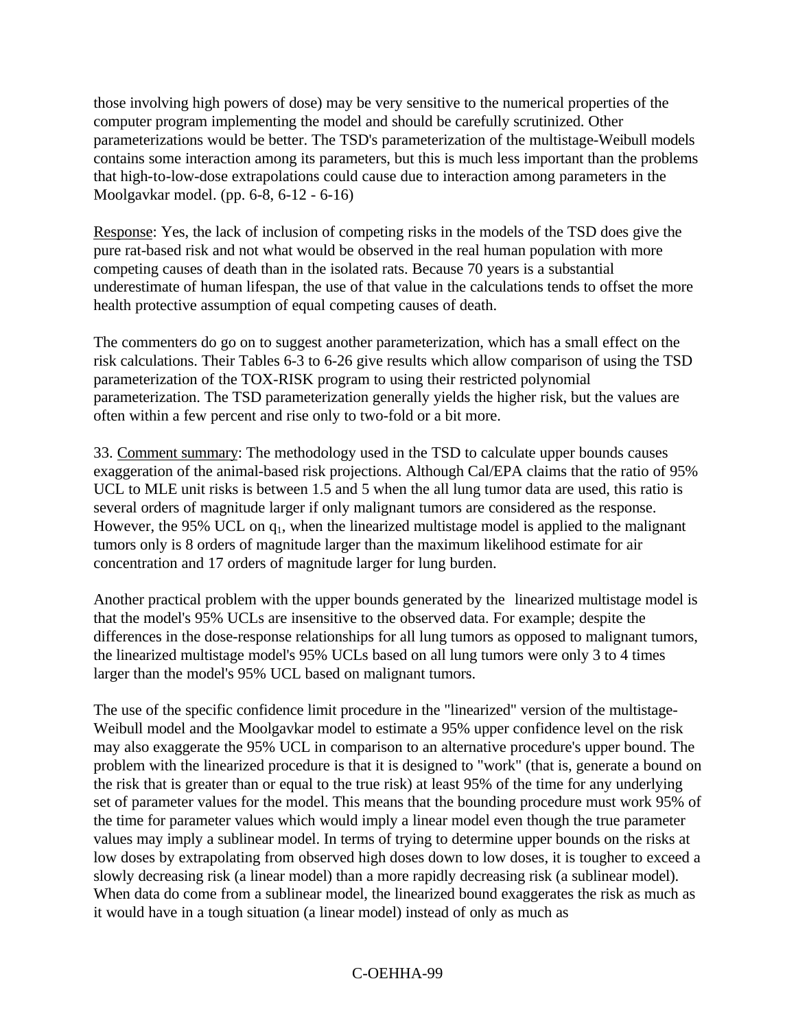those involving high powers of dose) may be very sensitive to the numerical properties of the computer program implementing the model and should be carefully scrutinized. Other parameterizations would be better. The TSD's parameterization of the multistage-Weibull models contains some interaction among its parameters, but this is much less important than the problems that high-to-low-dose extrapolations could cause due to interaction among parameters in the Moolgavkar model. (pp. 6-8, 6-12 - 6-16)

Response: Yes, the lack of inclusion of competing risks in the models of the TSD does give the pure rat-based risk and not what would be observed in the real human population with more competing causes of death than in the isolated rats. Because 70 years is a substantial underestimate of human lifespan, the use of that value in the calculations tends to offset the more health protective assumption of equal competing causes of death.

The commenters do go on to suggest another parameterization, which has a small effect on the risk calculations. Their Tables 6-3 to 6-26 give results which allow comparison of using the TSD parameterization of the TOX-RISK program to using their restricted polynomial parameterization. The TSD parameterization generally yields the higher risk, but the values are often within a few percent and rise only to two-fold or a bit more.

33. Comment summary: The methodology used in the TSD to calculate upper bounds causes exaggeration of the animal-based risk projections. Although Cal/EPA claims that the ratio of 95% UCL to MLE unit risks is between 1.5 and 5 when the all lung tumor data are used, this ratio is several orders of magnitude larger if only malignant tumors are considered as the response. However, the 95% UCL on $q_1$, when the linearized multistage model is applied to the malignant tumors only is 8 orders of magnitude larger than the maximum likelihood estimate for air concentration and 17 orders of magnitude larger for lung burden.

Another practical problem with the upper bounds generated by the linearized multistage model is that the model's 95% UCLs are insensitive to the observed data. For example; despite the differences in the dose-response relationships for all lung tumors as opposed to malignant tumors, the linearized multistage model's 95% UCLs based on all lung tumors were only 3 to 4 times larger than the model's 95% UCL based on malignant tumors.

The use of the specific confidence limit procedure in the "linearized" version of the multistage-Weibull model and the Moolgavkar model to estimate a 95% upper confidence level on the risk may also exaggerate the 95% UCL in comparison to an alternative procedure's upper bound. The problem with the linearized procedure is that it is designed to "work" (that is, generate a bound on the risk that is greater than or equal to the true risk) at least 95% of the time for any underlying set of parameter values for the model. This means that the bounding procedure must work 95% of the time for parameter values which would imply a linear model even though the true parameter values may imply a sublinear model. In terms of trying to determine upper bounds on the risks at low doses by extrapolating from observed high doses down to low doses, it is tougher to exceed a slowly decreasing risk (a linear model) than a more rapidly decreasing risk (a sublinear model). When data do come from a sublinear model, the linearized bound exaggerates the risk as much as it would have in a tough situation (a linear model) instead of only as much as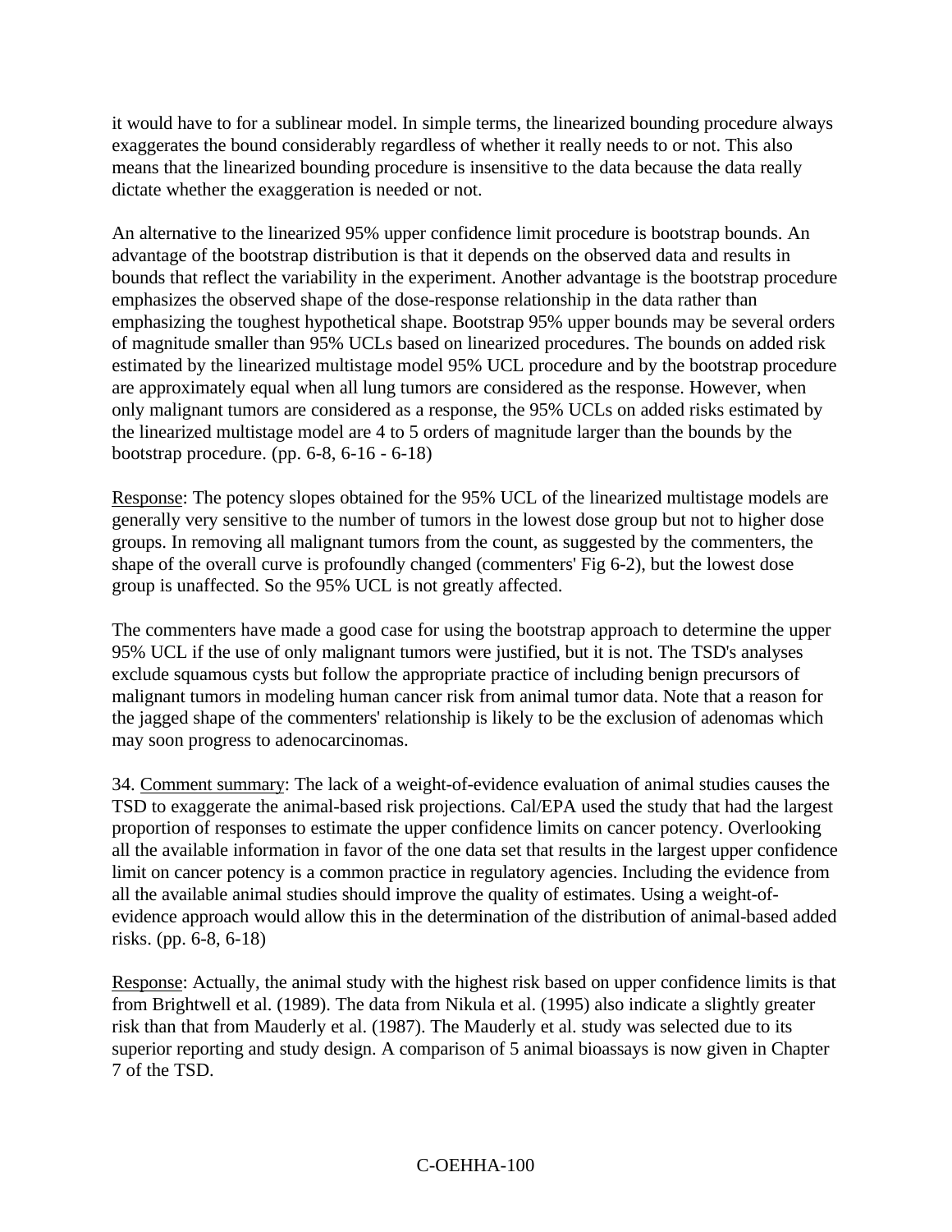it would have to for a sublinear model. In simple terms, the linearized bounding procedure always exaggerates the bound considerably regardless of whether it really needs to or not. This also means that the linearized bounding procedure is insensitive to the data because the data really dictate whether the exaggeration is needed or not.

An alternative to the linearized 95% upper confidence limit procedure is bootstrap bounds. An advantage of the bootstrap distribution is that it depends on the observed data and results in bounds that reflect the variability in the experiment. Another advantage is the bootstrap procedure emphasizes the observed shape of the dose-response relationship in the data rather than emphasizing the toughest hypothetical shape. Bootstrap 95% upper bounds may be several orders of magnitude smaller than 95% UCLs based on linearized procedures. The bounds on added risk estimated by the linearized multistage model 95% UCL procedure and by the bootstrap procedure are approximately equal when all lung tumors are considered as the response. However, when only malignant tumors are considered as a response, the 95% UCLs on added risks estimated by the linearized multistage model are 4 to 5 orders of magnitude larger than the bounds by the bootstrap procedure. (pp. 6-8, 6-16 - 6-18)

Response: The potency slopes obtained for the 95% UCL of the linearized multistage models are generally very sensitive to the number of tumors in the lowest dose group but not to higher dose groups. In removing all malignant tumors from the count, as suggested by the commenters, the shape of the overall curve is profoundly changed (commenters' Fig 6-2), but the lowest dose group is unaffected. So the 95% UCL is not greatly affected.

The commenters have made a good case for using the bootstrap approach to determine the upper 95% UCL if the use of only malignant tumors were justified, but it is not. The TSD's analyses exclude squamous cysts but follow the appropriate practice of including benign precursors of malignant tumors in modeling human cancer risk from animal tumor data. Note that a reason for the jagged shape of the commenters' relationship is likely to be the exclusion of adenomas which may soon progress to adenocarcinomas.

34. Comment summary: The lack of a weight-of-evidence evaluation of animal studies causes the TSD to exaggerate the animal-based risk projections. Cal/EPA used the study that had the largest proportion of responses to estimate the upper confidence limits on cancer potency. Overlooking all the available information in favor of the one data set that results in the largest upper confidence limit on cancer potency is a common practice in regulatory agencies. Including the evidence from all the available animal studies should improve the quality of estimates. Using a weight-of-evidence approach would allow this in the determination of the distribution of animal-based added risks. (pp. 6-8, 6-18)

Response: Actually, the animal study with the highest risk based on upper confidence limits is that from Brightwell et al. (1989). The data from Nikula et al. (1995) also indicate a slightly greater risk than that from Mauderly et al. (1987). The Mauderly et al. study was selected due to its superior reporting and study design. A comparison of 5 animal bioassays is now given in Chapter 7 of the TSD.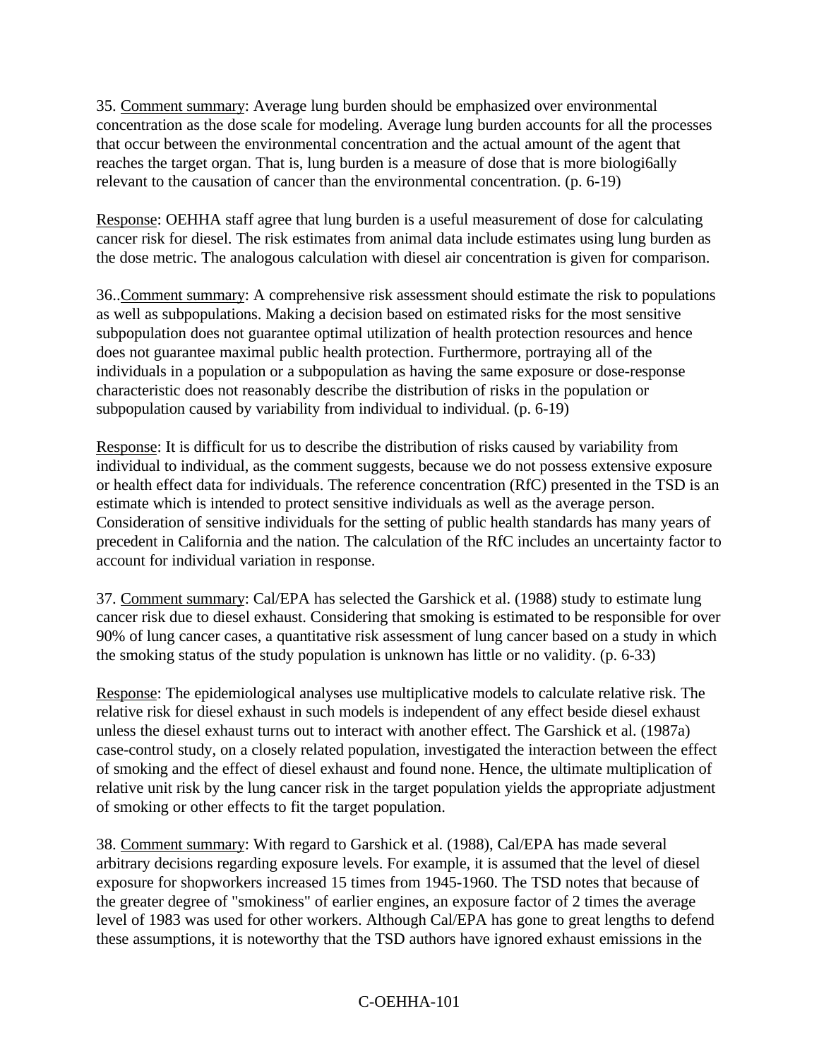35. Comment summary: Average lung burden should be emphasized over environmental concentration as the dose scale for modeling. Average lung burden accounts for all the processes that occur between the environmental concentration and the actual amount of the agent that reaches the target organ. That is, lung burden is a measure of dose that is more biologi6ally relevant to the causation of cancer than the environmental concentration. (p. 6-19)

Response: OEHHA staff agree that lung burden is a useful measurement of dose for calculating cancer risk for diesel. The risk estimates from animal data include estimates using lung burden as the dose metric. The analogous calculation with diesel air concentration is given for comparison.

36..Comment summary: A comprehensive risk assessment should estimate the risk to populations as well as subpopulations. Making a decision based on estimated risks for the most sensitive subpopulation does not guarantee optimal utilization of health protection resources and hence does not guarantee maximal public health protection. Furthermore, portraying all of the individuals in a population or a subpopulation as having the same exposure or dose-response characteristic does not reasonably describe the distribution of risks in the population or subpopulation caused by variability from individual to individual. (p. 6-19)

Response: It is difficult for us to describe the distribution of risks caused by variability from individual to individual, as the comment suggests, because we do not possess extensive exposure or health effect data for individuals. The reference concentration (RfC) presented in the TSD is an estimate which is intended to protect sensitive individuals as well as the average person. Consideration of sensitive individuals for the setting of public health standards has many years of precedent in California and the nation. The calculation of the RfC includes an uncertainty factor to account for individual variation in response.

37. Comment summary: Cal/EPA has selected the Garshick et al. (1988) study to estimate lung cancer risk due to diesel exhaust. Considering that smoking is estimated to be responsible for over 90% of lung cancer cases, a quantitative risk assessment of lung cancer based on a study in which the smoking status of the study population is unknown has little or no validity. (p. 6-33)

Response: The epidemiological analyses use multiplicative models to calculate relative risk. The relative risk for diesel exhaust in such models is independent of any effect beside diesel exhaust unless the diesel exhaust turns out to interact with another effect. The Garshick et al. (1987a) case-control study, on a closely related population, investigated the interaction between the effect of smoking and the effect of diesel exhaust and found none. Hence, the ultimate multiplication of relative unit risk by the lung cancer risk in the target population yields the appropriate adjustment of smoking or other effects to fit the target population.

38. Comment summary: With regard to Garshick et al. (1988), Cal/EPA has made several arbitrary decisions regarding exposure levels. For example, it is assumed that the level of diesel exposure for shopworkers increased 15 times from 1945-1960. The TSD notes that because of the greater degree of "smokiness" of earlier engines, an exposure factor of 2 times the average level of 1983 was used for other workers. Although Cal/EPA has gone to great lengths to defend these assumptions, it is noteworthy that the TSD authors have ignored exhaust emissions in the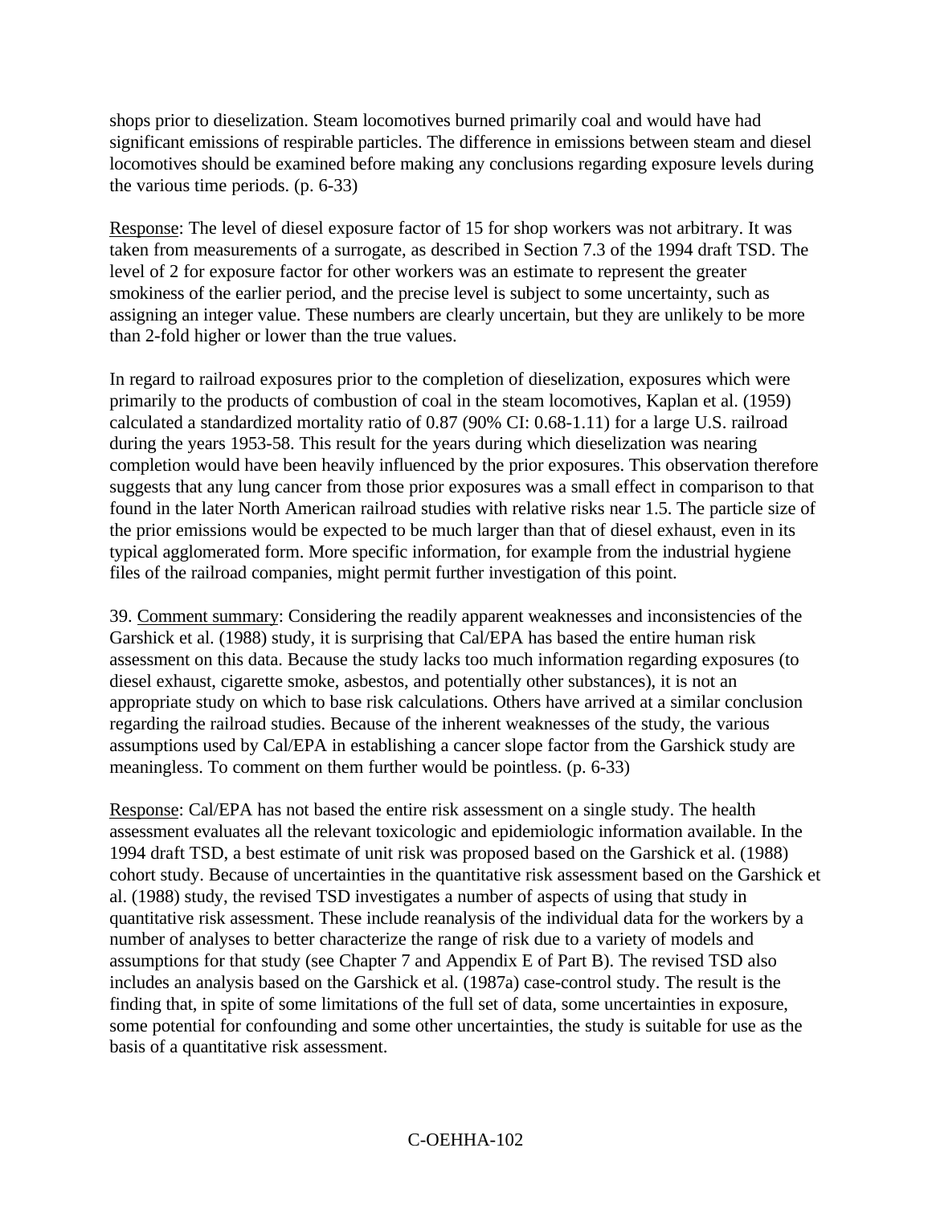shops prior to dieselization. Steam locomotives burned primarily coal and would have had significant emissions of respirable particles. The difference in emissions between steam and diesel locomotives should be examined before making any conclusions regarding exposure levels during the various time periods. (p. 6-33)

Response: The level of diesel exposure factor of 15 for shop workers was not arbitrary. It was taken from measurements of a surrogate, as described in Section 7.3 of the 1994 draft TSD. The level of 2 for exposure factor for other workers was an estimate to represent the greater smokiness of the earlier period, and the precise level is subject to some uncertainty, such as assigning an integer value. These numbers are clearly uncertain, but they are unlikely to be more than 2-fold higher or lower than the true values.

In regard to railroad exposures prior to the completion of dieselization, exposures which were primarily to the products of combustion of coal in the steam locomotives, Kaplan et al. (1959) calculated a standardized mortality ratio of 0.87 (90% CI: 0.68-1.11) for a large U.S. railroad during the years 1953-58. This result for the years during which dieselization was nearing completion would have been heavily influenced by the prior exposures. This observation therefore suggests that any lung cancer from those prior exposures was a small effect in comparison to that found in the later North American railroad studies with relative risks near 1.5. The particle size of the prior emissions would be expected to be much larger than that of diesel exhaust, even in its typical agglomerated form. More specific information, for example from the industrial hygiene files of the railroad companies, might permit further investigation of this point.

39. Comment summary: Considering the readily apparent weaknesses and inconsistencies of the Garshick et al. (1988) study, it is surprising that Cal/EPA has based the entire human risk assessment on this data. Because the study lacks too much information regarding exposures (to diesel exhaust, cigarette smoke, asbestos, and potentially other substances), it is not an appropriate study on which to base risk calculations. Others have arrived at a similar conclusion regarding the railroad studies. Because of the inherent weaknesses of the study, the various assumptions used by Cal/EPA in establishing a cancer slope factor from the Garshick study are meaningless. To comment on them further would be pointless. (p. 6-33)

Response: Cal/EPA has not based the entire risk assessment on a single study. The health assessment evaluates all the relevant toxicologic and epidemiologic information available. In the 1994 draft TSD, a best estimate of unit risk was proposed based on the Garshick et al. (1988) cohort study. Because of uncertainties in the quantitative risk assessment based on the Garshick et al. (1988) study, the revised TSD investigates a number of aspects of using that study in quantitative risk assessment. These include reanalysis of the individual data for the workers by a number of analyses to better characterize the range of risk due to a variety of models and assumptions for that study (see Chapter 7 and Appendix E of Part B). The revised TSD also includes an analysis based on the Garshick et al. (1987a) case-control study. The result is the finding that, in spite of some limitations of the full set of data, some uncertainties in exposure, some potential for confounding and some other uncertainties, the study is suitable for use as the basis of a quantitative risk assessment.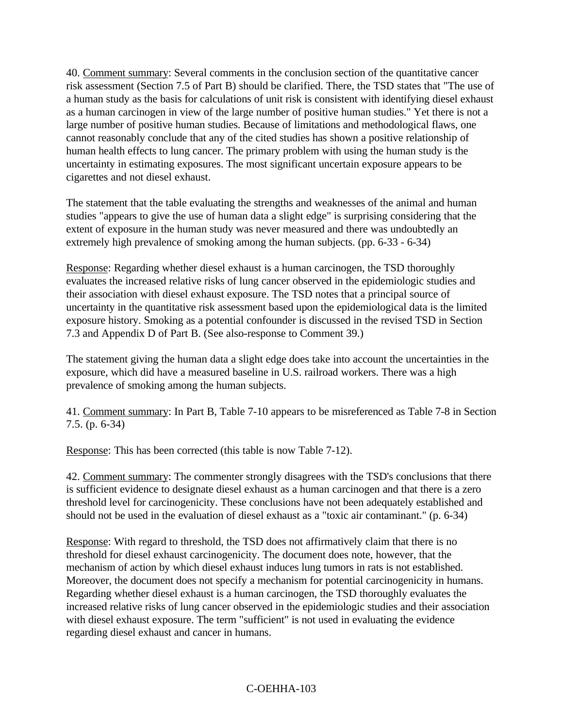40. <u>Comment summary</u>: Several comments in the conclusion section of the quantitative cancer risk assessment (Section 7.5 of Part B) should be clarified. There, the TSD states that "The use of a human study as the basis for calculations of unit risk is consistent with identifying diesel exhaust as a human carcinogen in view of the large number of positive human studies." Yet there is not a large number of positive human studies. Because of limitations and methodological flaws, one cannot reasonably conclude that any of the cited studies has shown a positive relationship of human health effects to lung cancer. The primary problem with using the human study is the uncertainty in estimating exposures. The most significant uncertain exposure appears to be cigarettes and not diesel exhaust.

The statement that the table evaluating the strengths and weaknesses of the animal and human studies "appears to give the use of human data a slight edge" is surprising considering that the extent of exposure in the human study was never measured and there was undoubtedly an extremely high prevalence of smoking among the human subjects. (pp. 6-33 - 6-34)

<u>Response</u>: Regarding whether diesel exhaust is a human carcinogen, the TSD thoroughly evaluates the increased relative risks of lung cancer observed in the epidemiologic studies and their association with diesel exhaust exposure. The TSD notes that a principal source of uncertainty in the quantitative risk assessment based upon the epidemiological data is the limited exposure history. Smoking as a potential confounder is discussed in the revised TSD in Section 7.3 and Appendix D of Part B. (See also-response to Comment 39.)

The statement giving the human data a slight edge does take into account the uncertainties in the exposure, which did have a measured baseline in U.S. railroad workers. There was a high prevalence of smoking among the human subjects.

41. <u>Comment summary</u>: In Part B, Table 7-10 appears to be misreferenced as Table 7-8 in Section 7.5. (p. 6-34)

<u>Response</u>: This has been corrected (this table is now Table 7-12).

42. <u>Comment summary</u>: The commenter strongly disagrees with the TSD's conclusions that there is sufficient evidence to designate diesel exhaust as a human carcinogen and that there is a zero threshold level for carcinogenicity. These conclusions have not been adequately established and should not be used in the evaluation of diesel exhaust as a "toxic air contaminant." (p. 6-34)

<u>Response</u>: With regard to threshold, the TSD does not affirmatively claim that there is no threshold for diesel exhaust carcinogenicity. The document does note, however, that the mechanism of action by which diesel exhaust induces lung tumors in rats is not established. Moreover, the document does not specify a mechanism for potential carcinogenicity in humans. Regarding whether diesel exhaust is a human carcinogen, the TSD thoroughly evaluates the increased relative risks of lung cancer observed in the epidemiologic studies and their association with diesel exhaust exposure. The term "sufficient" is not used in evaluating the evidence regarding diesel exhaust and cancer in humans.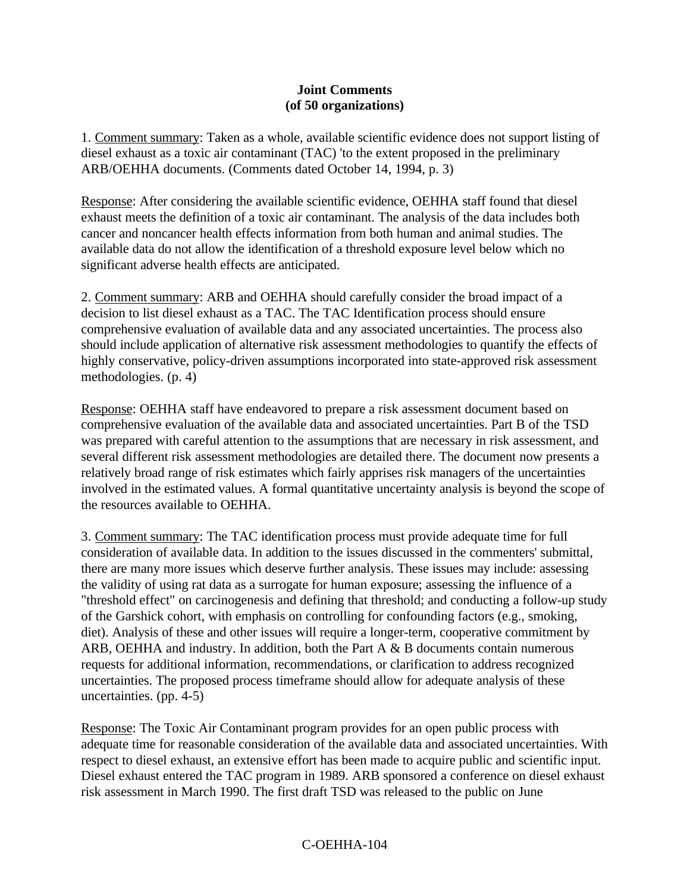**Joint Comments**
**(of 50 organizations)**

1. Comment summary: Taken as a whole, available scientific evidence does not support listing of diesel exhaust as a toxic air contaminant (TAC) 'to the extent proposed in the preliminary ARB/OEHHA documents. (Comments dated October 14, 1994, p. 3)

Response: After considering the available scientific evidence, OEHHA staff found that diesel exhaust meets the definition of a toxic air contaminant. The analysis of the data includes both cancer and noncancer health effects information from both human and animal studies. The available data do not allow the identification of a threshold exposure level below which no significant adverse health effects are anticipated.

2. Comment summary: ARB and OEHHA should carefully consider the broad impact of a decision to list diesel exhaust as a TAC. The TAC Identification process should ensure comprehensive evaluation of available data and any associated uncertainties. The process also should include application of alternative risk assessment methodologies to quantify the effects of highly conservative, policy-driven assumptions incorporated into state-approved risk assessment methodologies. (p. 4)

Response: OEHHA staff have endeavored to prepare a risk assessment document based on comprehensive evaluation of the available data and associated uncertainties. Part B of the TSD was prepared with careful attention to the assumptions that are necessary in risk assessment, and several different risk assessment methodologies are detailed there. The document now presents a relatively broad range of risk estimates which fairly apprises risk managers of the uncertainties involved in the estimated values. A formal quantitative uncertainty analysis is beyond the scope of the resources available to OEHHA.

3. Comment summary: The TAC identification process must provide adequate time for full consideration of available data. In addition to the issues discussed in the commenters' submittal, there are many more issues which deserve further analysis. These issues may include: assessing the validity of using rat data as a surrogate for human exposure; assessing the influence of a "threshold effect" on carcinogenesis and defining that threshold; and conducting a follow-up study of the Garshick cohort, with emphasis on controlling for confounding factors (e.g., smoking, diet). Analysis of these and other issues will require a longer-term, cooperative commitment by ARB, OEHHA and industry. In addition, both the Part A & B documents contain numerous requests for additional information, recommendations, or clarification to address recognized uncertainties. The proposed process timeframe should allow for adequate analysis of these uncertainties. (pp. 4-5)

Response: The Toxic Air Contaminant program provides for an open public process with adequate time for reasonable consideration of the available data and associated uncertainties. With respect to diesel exhaust, an extensive effort has been made to acquire public and scientific input. Diesel exhaust entered the TAC program in 1989. ARB sponsored a conference on diesel exhaust risk assessment in March 1990. The first draft TSD was released to the public on June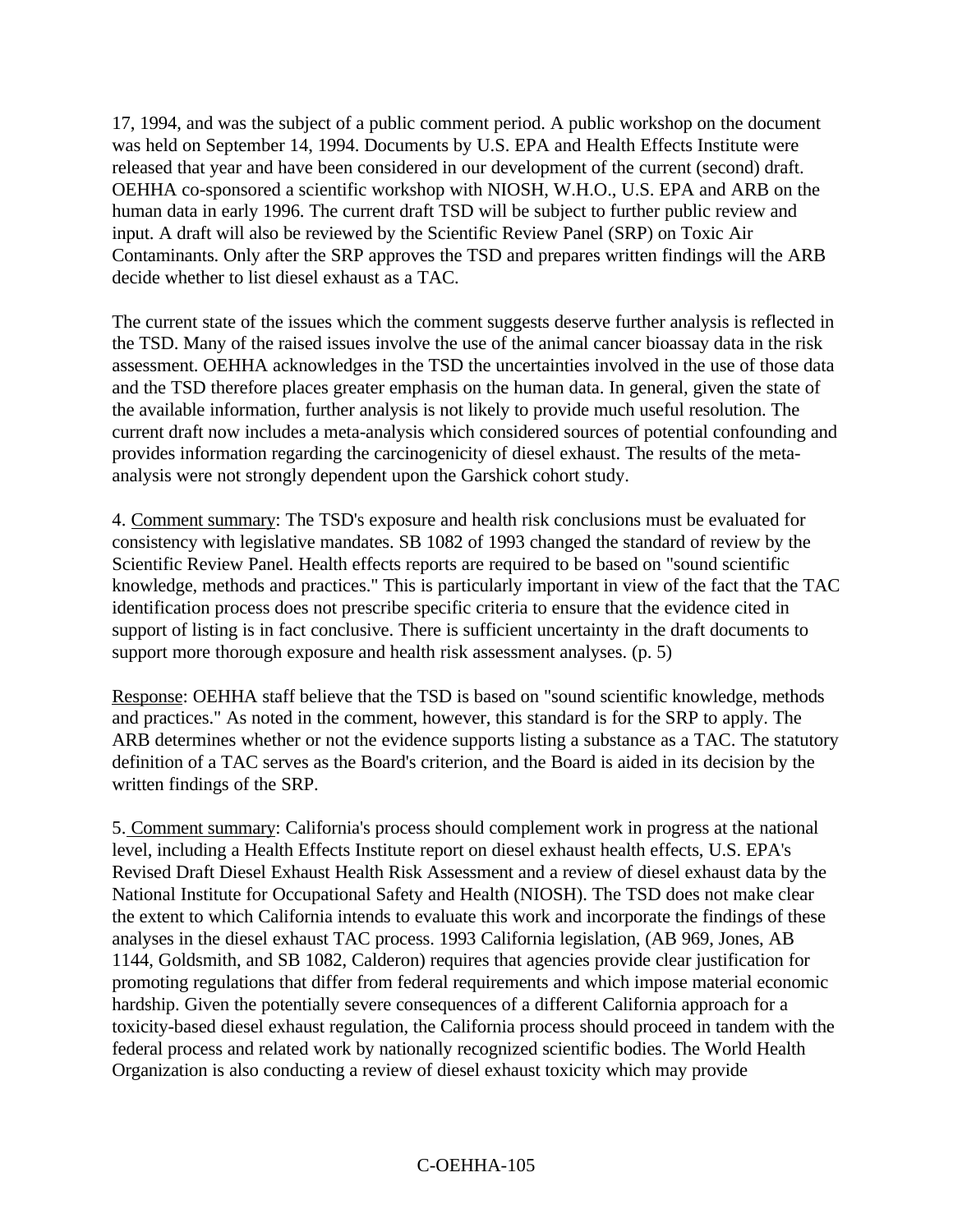17, 1994, and was the subject of a public comment period. A public workshop on the document was held on September 14, 1994. Documents by U.S. EPA and Health Effects Institute were released that year and have been considered in our development of the current (second) draft. OEHHA co-sponsored a scientific workshop with NIOSH, W.H.O., U.S. EPA and ARB on the human data in early 1996. The current draft TSD will be subject to further public review and input. A draft will also be reviewed by the Scientific Review Panel (SRP) on Toxic Air Contaminants. Only after the SRP approves the TSD and prepares written findings will the ARB decide whether to list diesel exhaust as a TAC.

The current state of the issues which the comment suggests deserve further analysis is reflected in the TSD. Many of the raised issues involve the use of the animal cancer bioassay data in the risk assessment. OEHHA acknowledges in the TSD the uncertainties involved in the use of those data and the TSD therefore places greater emphasis on the human data. In general, given the state of the available information, further analysis is not likely to provide much useful resolution. The current draft now includes a meta-analysis which considered sources of potential confounding and provides information regarding the carcinogenicity of diesel exhaust. The results of the meta-analysis were not strongly dependent upon the Garshick cohort study.

4. Comment summary: The TSD's exposure and health risk conclusions must be evaluated for consistency with legislative mandates. SB 1082 of 1993 changed the standard of review by the Scientific Review Panel. Health effects reports are required to be based on "sound scientific knowledge, methods and practices." This is particularly important in view of the fact that the TAC identification process does not prescribe specific criteria to ensure that the evidence cited in support of listing is in fact conclusive. There is sufficient uncertainty in the draft documents to support more thorough exposure and health risk assessment analyses. (p. 5)

Response: OEHHA staff believe that the TSD is based on "sound scientific knowledge, methods and practices." As noted in the comment, however, this standard is for the SRP to apply. The ARB determines whether or not the evidence supports listing a substance as a TAC. The statutory definition of a TAC serves as the Board's criterion, and the Board is aided in its decision by the written findings of the SRP.

5. Comment summary: California's process should complement work in progress at the national level, including a Health Effects Institute report on diesel exhaust health effects, U.S. EPA's Revised Draft Diesel Exhaust Health Risk Assessment and a review of diesel exhaust data by the National Institute for Occupational Safety and Health (NIOSH). The TSD does not make clear the extent to which California intends to evaluate this work and incorporate the findings of these analyses in the diesel exhaust TAC process. 1993 California legislation, (AB 969, Jones, AB 1144, Goldsmith, and SB 1082, Calderon) requires that agencies provide clear justification for promoting regulations that differ from federal requirements and which impose material economic hardship. Given the potentially severe consequences of a different California approach for a toxicity-based diesel exhaust regulation, the California process should proceed in tandem with the federal process and related work by nationally recognized scientific bodies. The World Health Organization is also conducting a review of diesel exhaust toxicity which may provide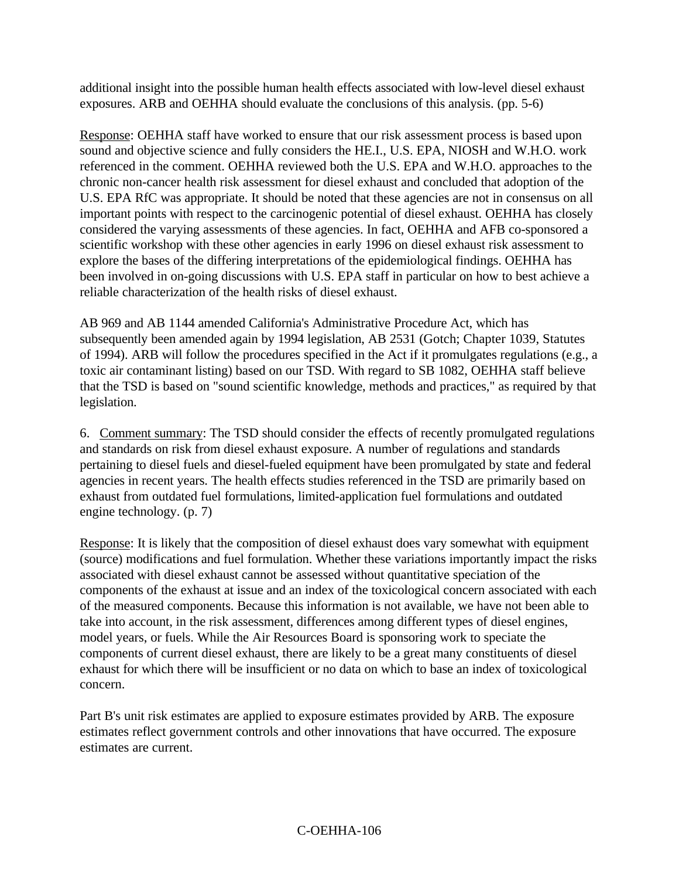additional insight into the possible human health effects associated with low-level diesel exhaust exposures. ARB and OEHHA should evaluate the conclusions of this analysis. (pp. 5-6)

Response: OEHHA staff have worked to ensure that our risk assessment process is based upon sound and objective science and fully considers the HE.I., U.S. EPA, NIOSH and W.H.O. work referenced in the comment. OEHHA reviewed both the U.S. EPA and W.H.O. approaches to the chronic non-cancer health risk assessment for diesel exhaust and concluded that adoption of the U.S. EPA RfC was appropriate. It should be noted that these agencies are not in consensus on all important points with respect to the carcinogenic potential of diesel exhaust. OEHHA has closely considered the varying assessments of these agencies. In fact, OEHHA and AFB co-sponsored a scientific workshop with these other agencies in early 1996 on diesel exhaust risk assessment to explore the bases of the differing interpretations of the epidemiological findings. OEHHA has been involved in on-going discussions with U.S. EPA staff in particular on how to best achieve a reliable characterization of the health risks of diesel exhaust.

AB 969 and AB 1144 amended California's Administrative Procedure Act, which has subsequently been amended again by 1994 legislation, AB 2531 (Gotch; Chapter 1039, Statutes of 1994). ARB will follow the procedures specified in the Act if it promulgates regulations (e.g., a toxic air contaminant listing) based on our TSD. With regard to SB 1082, OEHHA staff believe that the TSD is based on "sound scientific knowledge, methods and practices," as required by that legislation.

6. Comment summary: The TSD should consider the effects of recently promulgated regulations and standards on risk from diesel exhaust exposure. A number of regulations and standards pertaining to diesel fuels and diesel-fueled equipment have been promulgated by state and federal agencies in recent years. The health effects studies referenced in the TSD are primarily based on exhaust from outdated fuel formulations, limited-application fuel formulations and outdated engine technology. (p. 7)

Response: It is likely that the composition of diesel exhaust does vary somewhat with equipment (source) modifications and fuel formulation. Whether these variations importantly impact the risks associated with diesel exhaust cannot be assessed without quantitative speciation of the components of the exhaust at issue and an index of the toxicological concern associated with each of the measured components. Because this information is not available, we have not been able to take into account, in the risk assessment, differences among different types of diesel engines, model years, or fuels. While the Air Resources Board is sponsoring work to speciate the components of current diesel exhaust, there are likely to be a great many constituents of diesel exhaust for which there will be insufficient or no data on which to base an index of toxicological concern.

Part B's unit risk estimates are applied to exposure estimates provided by ARB. The exposure estimates reflect government controls and other innovations that have occurred. The exposure estimates are current.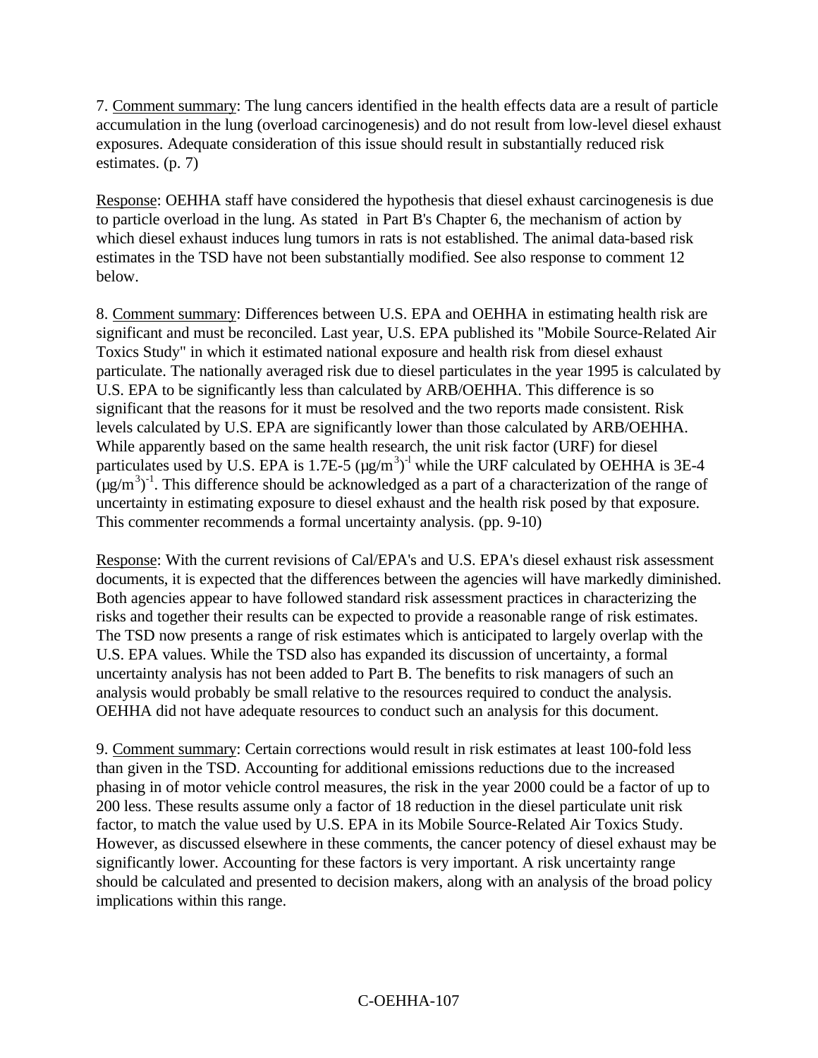7. Comment summary: The lung cancers identified in the health effects data are a result of particle accumulation in the lung (overload carcinogenesis) and do not result from low-level diesel exhaust exposures. Adequate consideration of this issue should result in substantially reduced risk estimates. (p. 7)

Response: OEHHA staff have considered the hypothesis that diesel exhaust carcinogenesis is due to particle overload in the lung. As stated in Part B's Chapter 6, the mechanism of action by which diesel exhaust induces lung tumors in rats is not established. The animal data-based risk estimates in the TSD have not been substantially modified. See also response to comment 12 below.

8. Comment summary: Differences between U.S. EPA and OEHHA in estimating health risk are significant and must be reconciled. Last year, U.S. EPA published its "Mobile Source-Related Air Toxics Study" in which it estimated national exposure and health risk from diesel exhaust particulate. The nationally averaged risk due to diesel particulates in the year 1995 is calculated by U.S. EPA to be significantly less than calculated by ARB/OEHHA. This difference is so significant that the reasons for it must be resolved and the two reports made consistent. Risk levels calculated by U.S. EPA are significantly lower than those calculated by ARB/OEHHA. While apparently based on the same health research, the unit risk factor (URF) for diesel particulates used by U.S. EPA is 1.7E-5 $(\mu g/m^3)^{-1}$ while the URF calculated by OEHHA is 3E-4 $(\mu g/m^3)^{-1}$. This difference should be acknowledged as a part of a characterization of the range of uncertainty in estimating exposure to diesel exhaust and the health risk posed by that exposure. This commenter recommends a formal uncertainty analysis. (pp. 9-10)

Response: With the current revisions of Cal/EPA's and U.S. EPA's diesel exhaust risk assessment documents, it is expected that the differences between the agencies will have markedly diminished. Both agencies appear to have followed standard risk assessment practices in characterizing the risks and together their results can be expected to provide a reasonable range of risk estimates. The TSD now presents a range of risk estimates which is anticipated to largely overlap with the U.S. EPA values. While the TSD also has expanded its discussion of uncertainty, a formal uncertainty analysis has not been added to Part B. The benefits to risk managers of such an analysis would probably be small relative to the resources required to conduct the analysis. OEHHA did not have adequate resources to conduct such an analysis for this document.

9. Comment summary: Certain corrections would result in risk estimates at least 100-fold less than given in the TSD. Accounting for additional emissions reductions due to the increased phasing in of motor vehicle control measures, the risk in the year 2000 could be a factor of up to 200 less. These results assume only a factor of 18 reduction in the diesel particulate unit risk factor, to match the value used by U.S. EPA in its Mobile Source-Related Air Toxics Study. However, as discussed elsewhere in these comments, the cancer potency of diesel exhaust may be significantly lower. Accounting for these factors is very important. A risk uncertainty range should be calculated and presented to decision makers, along with an analysis of the broad policy implications within this range.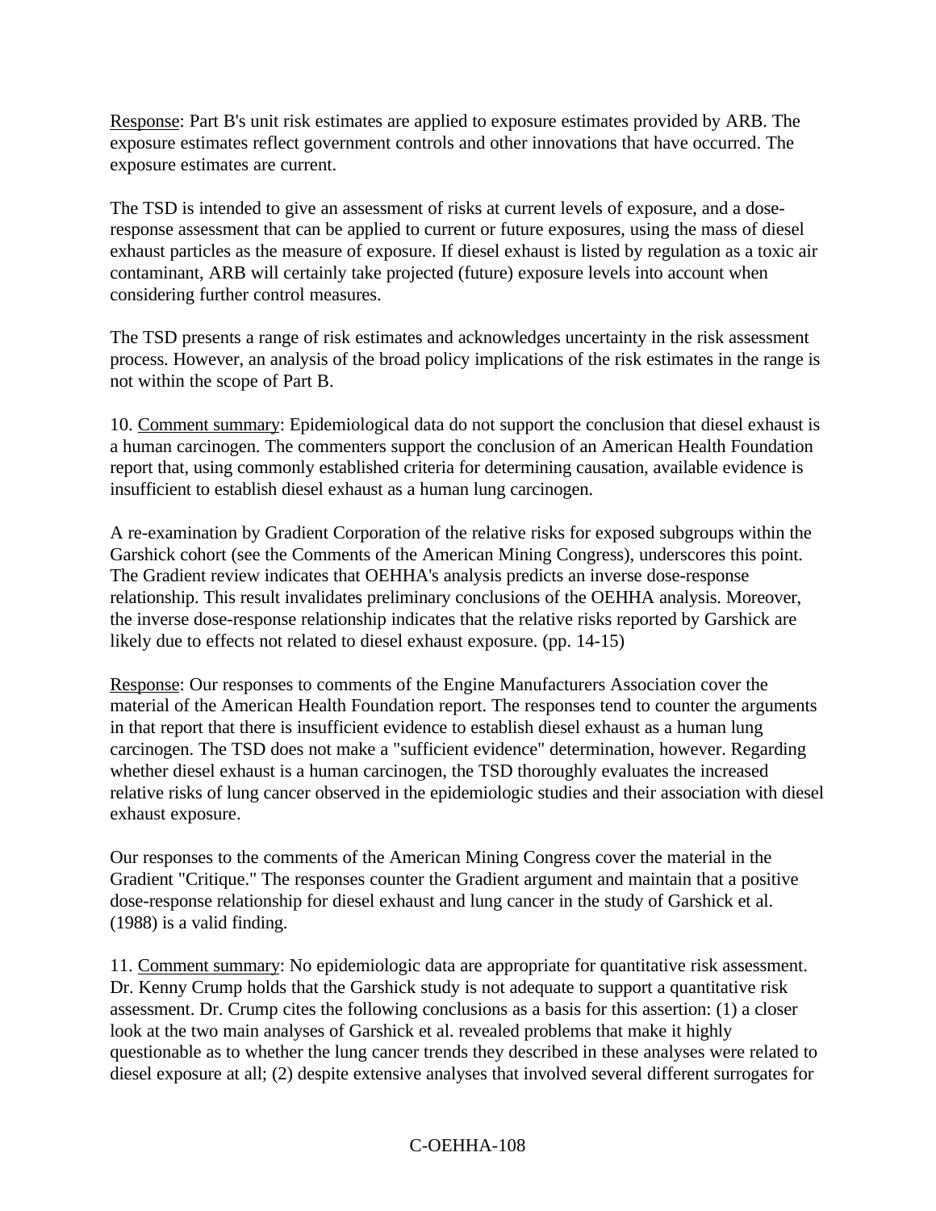Response: Part B's unit risk estimates are applied to exposure estimates provided by ARB. The exposure estimates reflect government controls and other innovations that have occurred. The exposure estimates are current.

The TSD is intended to give an assessment of risks at current levels of exposure, and a dose-response assessment that can be applied to current or future exposures, using the mass of diesel exhaust particles as the measure of exposure. If diesel exhaust is listed by regulation as a toxic air contaminant, ARB will certainly take projected (future) exposure levels into account when considering further control measures.

The TSD presents a range of risk estimates and acknowledges uncertainty in the risk assessment process. However, an analysis of the broad policy implications of the risk estimates in the range is not within the scope of Part B.

10. Comment summary: Epidemiological data do not support the conclusion that diesel exhaust is a human carcinogen. The commenters support the conclusion of an American Health Foundation report that, using commonly established criteria for determining causation, available evidence is insufficient to establish diesel exhaust as a human lung carcinogen.

A re-examination by Gradient Corporation of the relative risks for exposed subgroups within the Garshick cohort (see the Comments of the American Mining Congress), underscores this point. The Gradient review indicates that OEHHA's analysis predicts an inverse dose-response relationship. This result invalidates preliminary conclusions of the OEHHA analysis. Moreover, the inverse dose-response relationship indicates that the relative risks reported by Garshick are likely due to effects not related to diesel exhaust exposure. (pp. 14-15)

Response: Our responses to comments of the Engine Manufacturers Association cover the material of the American Health Foundation report. The responses tend to counter the arguments in that report that there is insufficient evidence to establish diesel exhaust as a human lung carcinogen. The TSD does not make a "sufficient evidence" determination, however. Regarding whether diesel exhaust is a human carcinogen, the TSD thoroughly evaluates the increased relative risks of lung cancer observed in the epidemiologic studies and their association with diesel exhaust exposure.

Our responses to the comments of the American Mining Congress cover the material in the Gradient "Critique." The responses counter the Gradient argument and maintain that a positive dose-response relationship for diesel exhaust and lung cancer in the study of Garshick et al. (1988) is a valid finding.

11. Comment summary: No epidemiologic data are appropriate for quantitative risk assessment. Dr. Kenny Crump holds that the Garshick study is not adequate to support a quantitative risk assessment. Dr. Crump cites the following conclusions as a basis for this assertion: (1) a closer look at the two main analyses of Garshick et al. revealed problems that make it highly questionable as to whether the lung cancer trends they described in these analyses were related to diesel exposure at all; (2) despite extensive analyses that involved several different surrogates for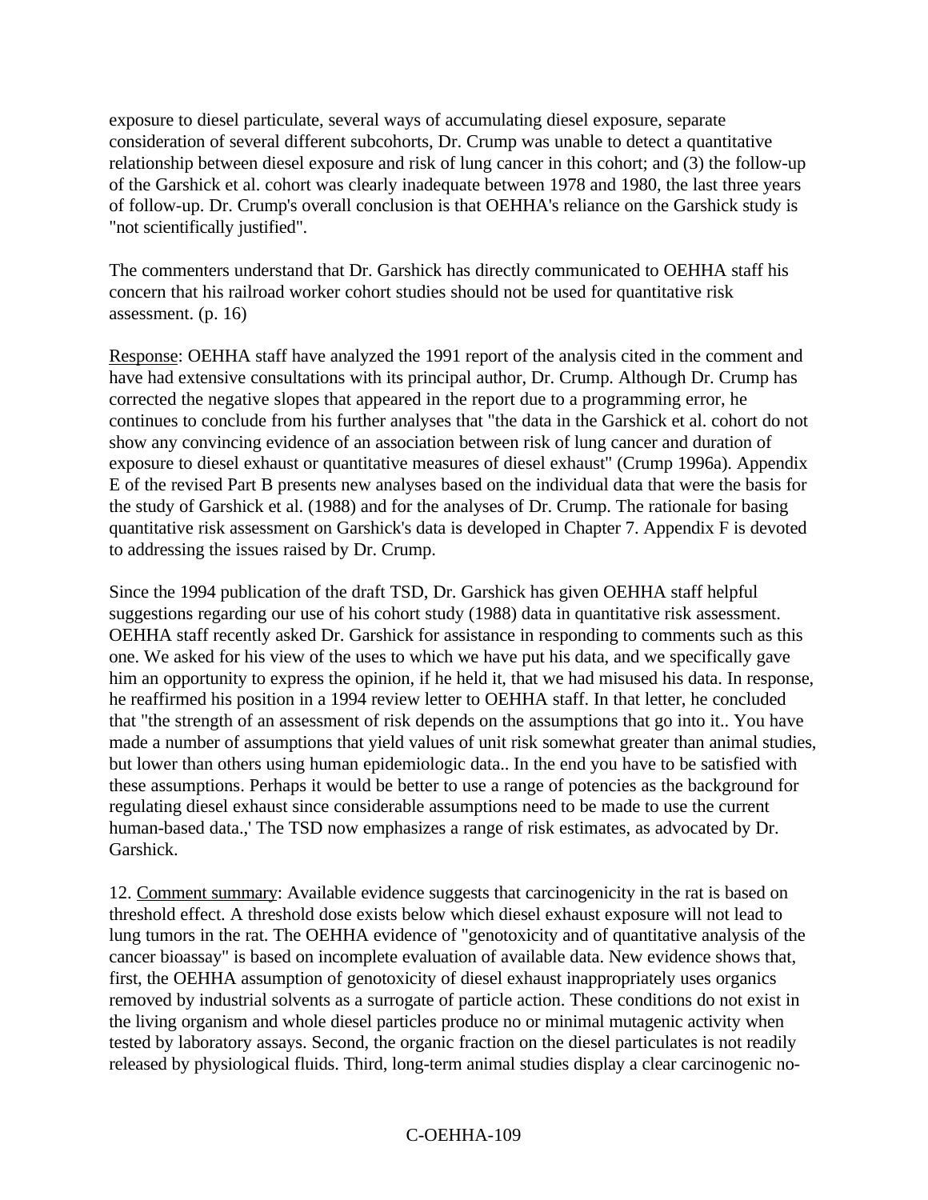exposure to diesel particulate, several ways of accumulating diesel exposure, separate consideration of several different subcohorts, Dr. Crump was unable to detect a quantitative relationship between diesel exposure and risk of lung cancer in this cohort; and (3) the follow-up of the Garshick et al. cohort was clearly inadequate between 1978 and 1980, the last three years of follow-up. Dr. Crump's overall conclusion is that OEHHA's reliance on the Garshick study is "not scientifically justified".

The commenters understand that Dr. Garshick has directly communicated to OEHHA staff his concern that his railroad worker cohort studies should not be used for quantitative risk assessment. (p. 16)

Response: OEHHA staff have analyzed the 1991 report of the analysis cited in the comment and have had extensive consultations with its principal author, Dr. Crump. Although Dr. Crump has corrected the negative slopes that appeared in the report due to a programming error, he continues to conclude from his further analyses that "the data in the Garshick et al. cohort do not show any convincing evidence of an association between risk of lung cancer and duration of exposure to diesel exhaust or quantitative measures of diesel exhaust" (Crump 1996a). Appendix E of the revised Part B presents new analyses based on the individual data that were the basis for the study of Garshick et al. (1988) and for the analyses of Dr. Crump. The rationale for basing quantitative risk assessment on Garshick's data is developed in Chapter 7. Appendix F is devoted to addressing the issues raised by Dr. Crump.

Since the 1994 publication of the draft TSD, Dr. Garshick has given OEHHA staff helpful suggestions regarding our use of his cohort study (1988) data in quantitative risk assessment. OEHHA staff recently asked Dr. Garshick for assistance in responding to comments such as this one. We asked for his view of the uses to which we have put his data, and we specifically gave him an opportunity to express the opinion, if he held it, that we had misused his data. In response, he reaffirmed his position in a 1994 review letter to OEHHA staff. In that letter, he concluded that "the strength of an assessment of risk depends on the assumptions that go into it.. You have made a number of assumptions that yield values of unit risk somewhat greater than animal studies, but lower than others using human epidemiologic data.. In the end you have to be satisfied with these assumptions. Perhaps it would be better to use a range of potencies as the background for regulating diesel exhaust since considerable assumptions need to be made to use the current human-based data.,' The TSD now emphasizes a range of risk estimates, as advocated by Dr. Garshick.

12. Comment summary: Available evidence suggests that carcinogenicity in the rat is based on threshold effect. A threshold dose exists below which diesel exhaust exposure will not lead to lung tumors in the rat. The OEHHA evidence of "genotoxicity and of quantitative analysis of the cancer bioassay" is based on incomplete evaluation of available data. New evidence shows that, first, the OEHHA assumption of genotoxicity of diesel exhaust inappropriately uses organics removed by industrial solvents as a surrogate of particle action. These conditions do not exist in the living organism and whole diesel particles produce no or minimal mutagenic activity when tested by laboratory assays. Second, the organic fraction on the diesel particulates is not readily released by physiological fluids. Third, long-term animal studies display a clear carcinogenic no-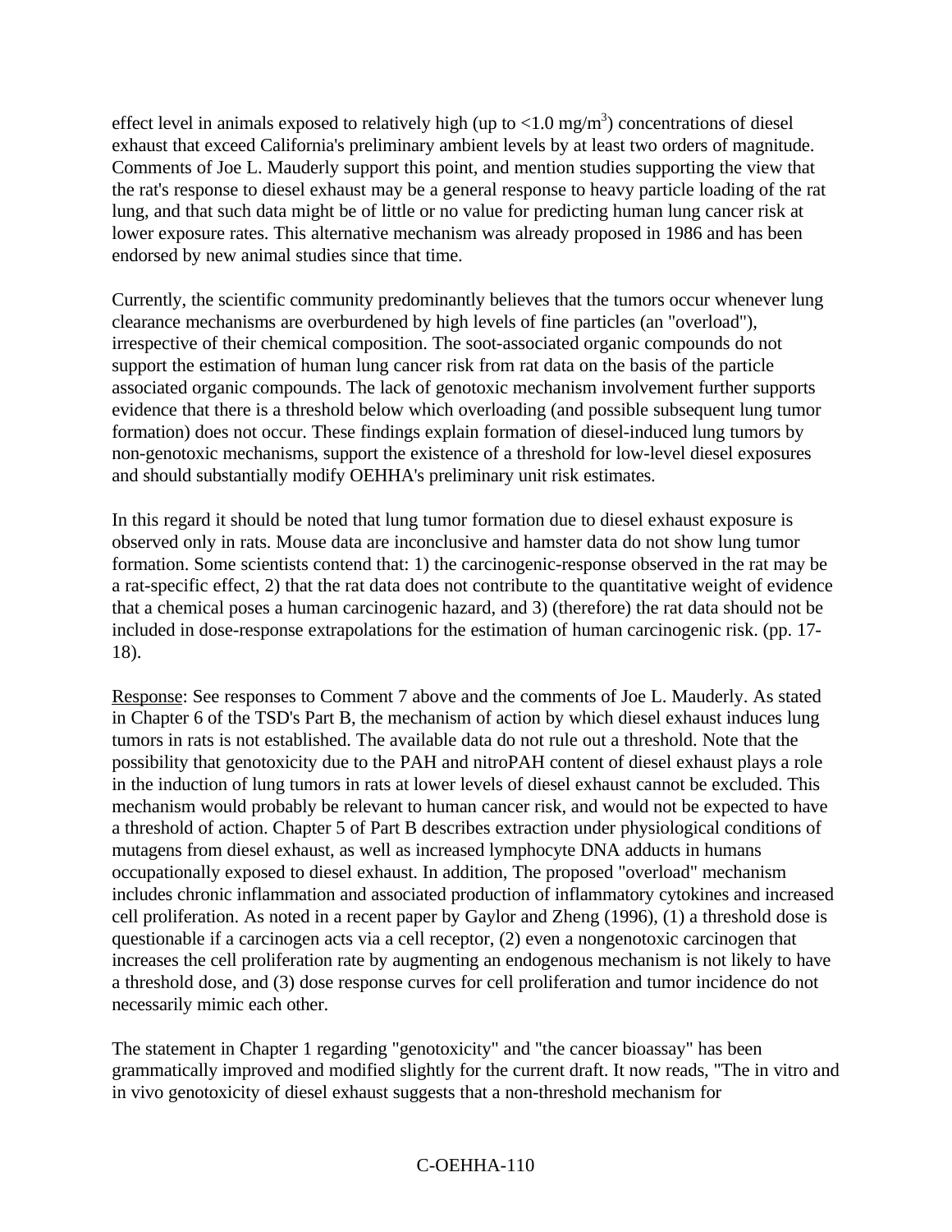effect level in animals exposed to relatively high (up to <1.0 mg/m$^3$) concentrations of diesel exhaust that exceed California's preliminary ambient levels by at least two orders of magnitude. Comments of Joe L. Mauderly support this point, and mention studies supporting the view that the rat's response to diesel exhaust may be a general response to heavy particle loading of the rat lung, and that such data might be of little or no value for predicting human lung cancer risk at lower exposure rates. This alternative mechanism was already proposed in 1986 and has been endorsed by new animal studies since that time.

Currently, the scientific community predominantly believes that the tumors occur whenever lung clearance mechanisms are overburdened by high levels of fine particles (an "overload"), irrespective of their chemical composition. The soot-associated organic compounds do not support the estimation of human lung cancer risk from rat data on the basis of the particle associated organic compounds. The lack of genotoxic mechanism involvement further supports evidence that there is a threshold below which overloading (and possible subsequent lung tumor formation) does not occur. These findings explain formation of diesel-induced lung tumors by non-genotoxic mechanisms, support the existence of a threshold for low-level diesel exposures and should substantially modify OEHHA's preliminary unit risk estimates.

In this regard it should be noted that lung tumor formation due to diesel exhaust exposure is observed only in rats. Mouse data are inconclusive and hamster data do not show lung tumor formation. Some scientists contend that: 1) the carcinogenic-response observed in the rat may be a rat-specific effect, 2) that the rat data does not contribute to the quantitative weight of evidence that a chemical poses a human carcinogenic hazard, and 3) (therefore) the rat data should not be included in dose-response extrapolations for the estimation of human carcinogenic risk. (pp. 17-18).

Response: See responses to Comment 7 above and the comments of Joe L. Mauderly. As stated in Chapter 6 of the TSD's Part B, the mechanism of action by which diesel exhaust induces lung tumors in rats is not established. The available data do not rule out a threshold. Note that the possibility that genotoxicity due to the PAH and nitroPAH content of diesel exhaust plays a role in the induction of lung tumors in rats at lower levels of diesel exhaust cannot be excluded. This mechanism would probably be relevant to human cancer risk, and would not be expected to have a threshold of action. Chapter 5 of Part B describes extraction under physiological conditions of mutagens from diesel exhaust, as well as increased lymphocyte DNA adducts in humans occupationally exposed to diesel exhaust. In addition, The proposed "overload" mechanism includes chronic inflammation and associated production of inflammatory cytokines and increased cell proliferation. As noted in a recent paper by Gaylor and Zheng (1996), (1) a threshold dose is questionable if a carcinogen acts via a cell receptor, (2) even a nongenotoxic carcinogen that increases the cell proliferation rate by augmenting an endogenous mechanism is not likely to have a threshold dose, and (3) dose response curves for cell proliferation and tumor incidence do not necessarily mimic each other.

The statement in Chapter 1 regarding "genotoxicity" and "the cancer bioassay" has been grammatically improved and modified slightly for the current draft. It now reads, "The in vitro and in vivo genotoxicity of diesel exhaust suggests that a non-threshold mechanism for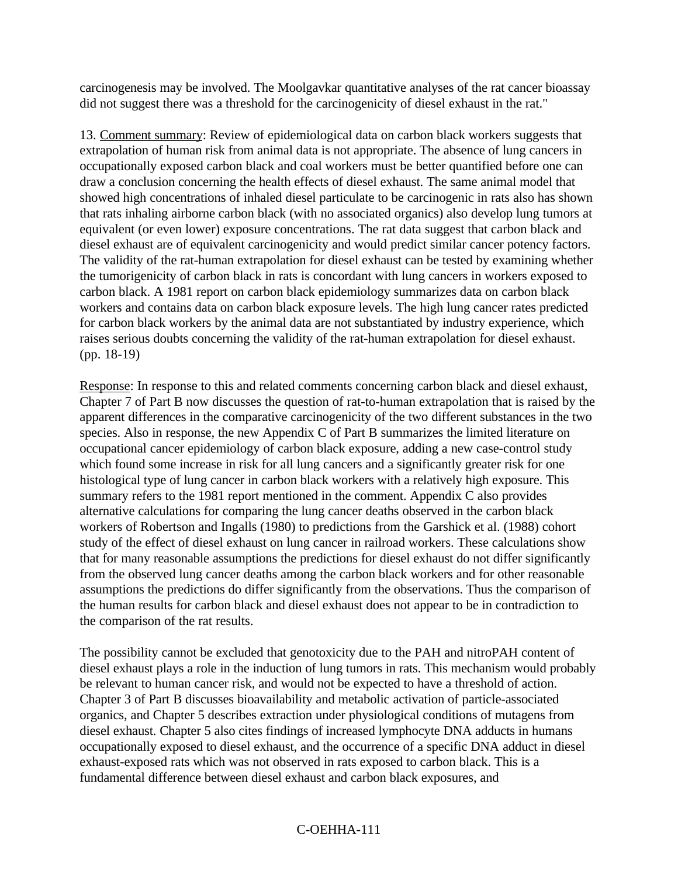carcinogenesis may be involved. The Moolgavkar quantitative analyses of the rat cancer bioassay did not suggest there was a threshold for the carcinogenicity of diesel exhaust in the rat."

13. Comment summary: Review of epidemiological data on carbon black workers suggests that extrapolation of human risk from animal data is not appropriate. The absence of lung cancers in occupationally exposed carbon black and coal workers must be better quantified before one can draw a conclusion concerning the health effects of diesel exhaust. The same animal model that showed high concentrations of inhaled diesel particulate to be carcinogenic in rats also has shown that rats inhaling airborne carbon black (with no associated organics) also develop lung tumors at equivalent (or even lower) exposure concentrations. The rat data suggest that carbon black and diesel exhaust are of equivalent carcinogenicity and would predict similar cancer potency factors. The validity of the rat-human extrapolation for diesel exhaust can be tested by examining whether the tumorigenicity of carbon black in rats is concordant with lung cancers in workers exposed to carbon black. A 1981 report on carbon black epidemiology summarizes data on carbon black workers and contains data on carbon black exposure levels. The high lung cancer rates predicted for carbon black workers by the animal data are not substantiated by industry experience, which raises serious doubts concerning the validity of the rat-human extrapolation for diesel exhaust. (pp. 18-19)

Response: In response to this and related comments concerning carbon black and diesel exhaust, Chapter 7 of Part B now discusses the question of rat-to-human extrapolation that is raised by the apparent differences in the comparative carcinogenicity of the two different substances in the two species. Also in response, the new Appendix C of Part B summarizes the limited literature on occupational cancer epidemiology of carbon black exposure, adding a new case-control study which found some increase in risk for all lung cancers and a significantly greater risk for one histological type of lung cancer in carbon black workers with a relatively high exposure. This summary refers to the 1981 report mentioned in the comment. Appendix C also provides alternative calculations for comparing the lung cancer deaths observed in the carbon black workers of Robertson and Ingalls (1980) to predictions from the Garshick et al. (1988) cohort study of the effect of diesel exhaust on lung cancer in railroad workers. These calculations show that for many reasonable assumptions the predictions for diesel exhaust do not differ significantly from the observed lung cancer deaths among the carbon black workers and for other reasonable assumptions the predictions do differ significantly from the observations. Thus the comparison of the human results for carbon black and diesel exhaust does not appear to be in contradiction to the comparison of the rat results.

The possibility cannot be excluded that genotoxicity due to the PAH and nitroPAH content of diesel exhaust plays a role in the induction of lung tumors in rats. This mechanism would probably be relevant to human cancer risk, and would not be expected to have a threshold of action. Chapter 3 of Part B discusses bioavailability and metabolic activation of particle-associated organics, and Chapter 5 describes extraction under physiological conditions of mutagens from diesel exhaust. Chapter 5 also cites findings of increased lymphocyte DNA adducts in humans occupationally exposed to diesel exhaust, and the occurrence of a specific DNA adduct in diesel exhaust-exposed rats which was not observed in rats exposed to carbon black. This is a fundamental difference between diesel exhaust and carbon black exposures, and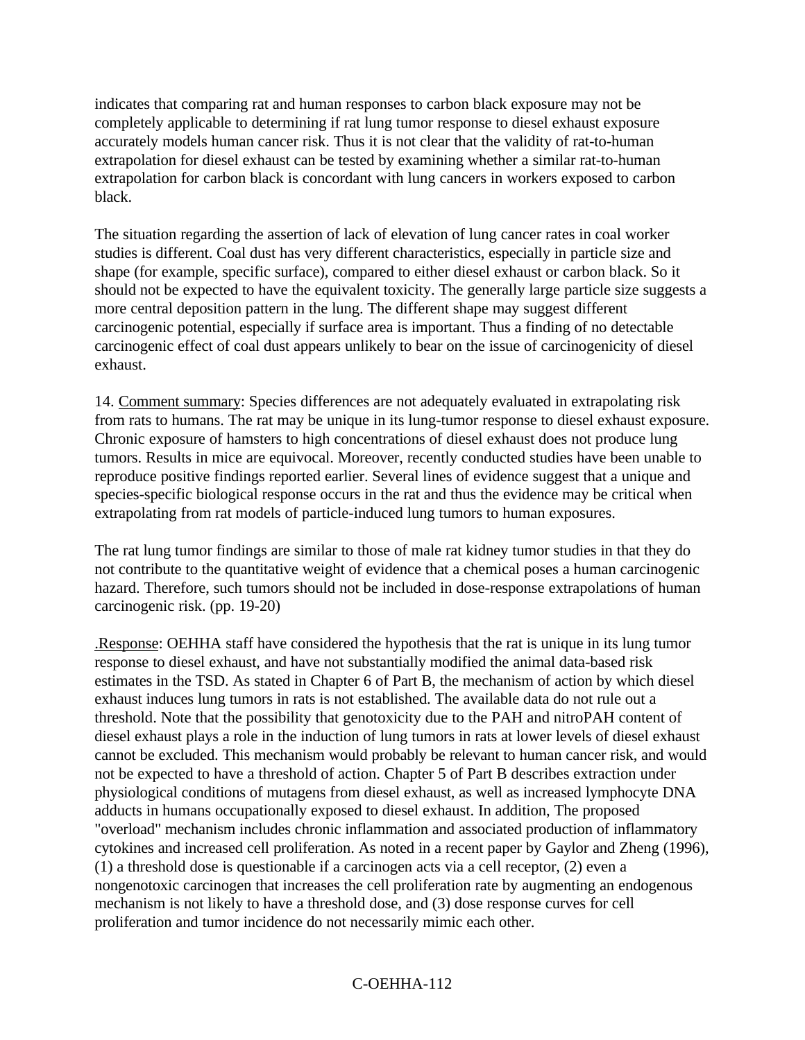indicates that comparing rat and human responses to carbon black exposure may not be completely applicable to determining if rat lung tumor response to diesel exhaust exposure accurately models human cancer risk. Thus it is not clear that the validity of rat-to-human extrapolation for diesel exhaust can be tested by examining whether a similar rat-to-human extrapolation for carbon black is concordant with lung cancers in workers exposed to carbon black.

The situation regarding the assertion of lack of elevation of lung cancer rates in coal worker studies is different. Coal dust has very different characteristics, especially in particle size and shape (for example, specific surface), compared to either diesel exhaust or carbon black. So it should not be expected to have the equivalent toxicity. The generally large particle size suggests a more central deposition pattern in the lung. The different shape may suggest different carcinogenic potential, especially if surface area is important. Thus a finding of no detectable carcinogenic effect of coal dust appears unlikely to bear on the issue of carcinogenicity of diesel exhaust.

14. Comment summary: Species differences are not adequately evaluated in extrapolating risk from rats to humans. The rat may be unique in its lung-tumor response to diesel exhaust exposure. Chronic exposure of hamsters to high concentrations of diesel exhaust does not produce lung tumors. Results in mice are equivocal. Moreover, recently conducted studies have been unable to reproduce positive findings reported earlier. Several lines of evidence suggest that a unique and species-specific biological response occurs in the rat and thus the evidence may be critical when extrapolating from rat models of particle-induced lung tumors to human exposures.

The rat lung tumor findings are similar to those of male rat kidney tumor studies in that they do not contribute to the quantitative weight of evidence that a chemical poses a human carcinogenic hazard. Therefore, such tumors should not be included in dose-response extrapolations of human carcinogenic risk. (pp. 19-20)

.Response: OEHHA staff have considered the hypothesis that the rat is unique in its lung tumor response to diesel exhaust, and have not substantially modified the animal data-based risk estimates in the TSD. As stated in Chapter 6 of Part B, the mechanism of action by which diesel exhaust induces lung tumors in rats is not established. The available data do not rule out a threshold. Note that the possibility that genotoxicity due to the PAH and nitroPAH content of diesel exhaust plays a role in the induction of lung tumors in rats at lower levels of diesel exhaust cannot be excluded. This mechanism would probably be relevant to human cancer risk, and would not be expected to have a threshold of action. Chapter 5 of Part B describes extraction under physiological conditions of mutagens from diesel exhaust, as well as increased lymphocyte DNA adducts in humans occupationally exposed to diesel exhaust. In addition, The proposed "overload" mechanism includes chronic inflammation and associated production of inflammatory cytokines and increased cell proliferation. As noted in a recent paper by Gaylor and Zheng (1996), (1) a threshold dose is questionable if a carcinogen acts via a cell receptor, (2) even a nongenotoxic carcinogen that increases the cell proliferation rate by augmenting an endogenous mechanism is not likely to have a threshold dose, and (3) dose response curves for cell proliferation and tumor incidence do not necessarily mimic each other.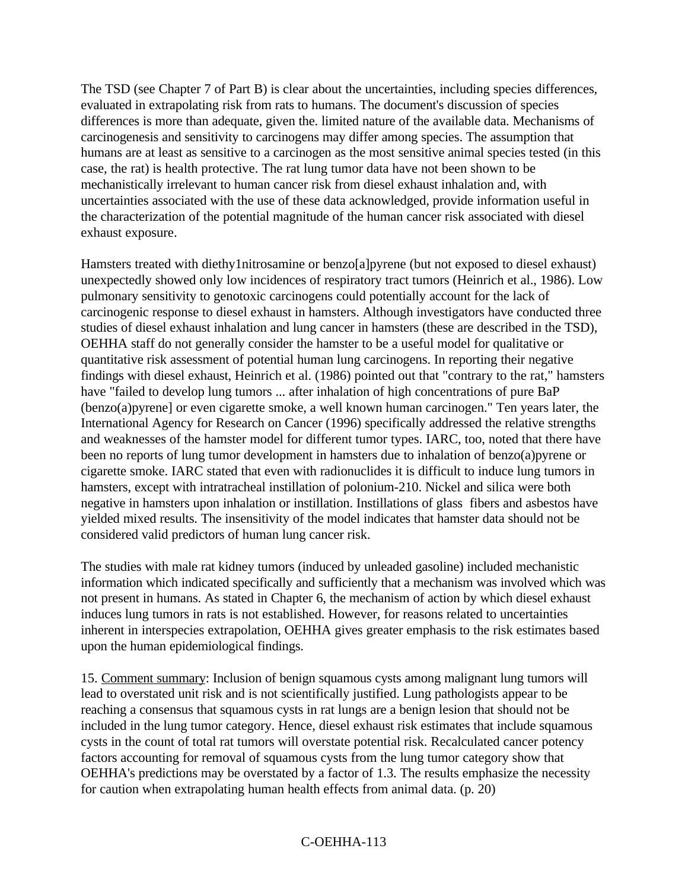The TSD (see Chapter 7 of Part B) is clear about the uncertainties, including species differences, evaluated in extrapolating risk from rats to humans. The document's discussion of species differences is more than adequate, given the. limited nature of the available data. Mechanisms of carcinogenesis and sensitivity to carcinogens may differ among species. The assumption that humans are at least as sensitive to a carcinogen as the most sensitive animal species tested (in this case, the rat) is health protective. The rat lung tumor data have not been shown to be mechanistically irrelevant to human cancer risk from diesel exhaust inhalation and, with uncertainties associated with the use of these data acknowledged, provide information useful in the characterization of the potential magnitude of the human cancer risk associated with diesel exhaust exposure.

Hamsters treated with diethy1nitrosamine or benzo[a]pyrene (but not exposed to diesel exhaust) unexpectedly showed only low incidences of respiratory tract tumors (Heinrich et al., 1986). Low pulmonary sensitivity to genotoxic carcinogens could potentially account for the lack of carcinogenic response to diesel exhaust in hamsters. Although investigators have conducted three studies of diesel exhaust inhalation and lung cancer in hamsters (these are described in the TSD), OEHHA staff do not generally consider the hamster to be a useful model for qualitative or quantitative risk assessment of potential human lung carcinogens. In reporting their negative findings with diesel exhaust, Heinrich et al. (1986) pointed out that "contrary to the rat," hamsters have "failed to develop lung tumors ... after inhalation of high concentrations of pure BaP (benzo(a)pyrene] or even cigarette smoke, a well known human carcinogen." Ten years later, the International Agency for Research on Cancer (1996) specifically addressed the relative strengths and weaknesses of the hamster model for different tumor types. IARC, too, noted that there have been no reports of lung tumor development in hamsters due to inhalation of benzo(a)pyrene or cigarette smoke. IARC stated that even with radionuclides it is difficult to induce lung tumors in hamsters, except with intratracheal instillation of polonium-210. Nickel and silica were both negative in hamsters upon inhalation or instillation. Instillations of glass fibers and asbestos have yielded mixed results. The insensitivity of the model indicates that hamster data should not be considered valid predictors of human lung cancer risk.

The studies with male rat kidney tumors (induced by unleaded gasoline) included mechanistic information which indicated specifically and sufficiently that a mechanism was involved which was not present in humans. As stated in Chapter 6, the mechanism of action by which diesel exhaust induces lung tumors in rats is not established. However, for reasons related to uncertainties inherent in interspecies extrapolation, OEHHA gives greater emphasis to the risk estimates based upon the human epidemiological findings.

15. Comment summary: Inclusion of benign squamous cysts among malignant lung tumors will lead to overstated unit risk and is not scientifically justified. Lung pathologists appear to be reaching a consensus that squamous cysts in rat lungs are a benign lesion that should not be included in the lung tumor category. Hence, diesel exhaust risk estimates that include squamous cysts in the count of total rat tumors will overstate potential risk. Recalculated cancer potency factors accounting for removal of squamous cysts from the lung tumor category show that OEHHA's predictions may be overstated by a factor of 1.3. The results emphasize the necessity for caution when extrapolating human health effects from animal data. (p. 20)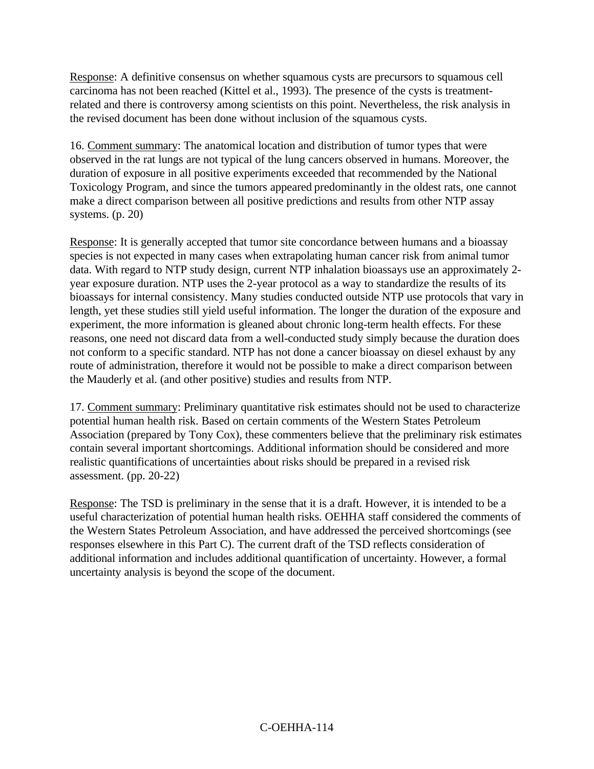Response: A definitive consensus on whether squamous cysts are precursors to squamous cell carcinoma has not been reached (Kittel et al., 1993). The presence of the cysts is treatment-related and there is controversy among scientists on this point. Nevertheless, the risk analysis in the revised document has been done without inclusion of the squamous cysts.

16. Comment summary: The anatomical location and distribution of tumor types that were observed in the rat lungs are not typical of the lung cancers observed in humans. Moreover, the duration of exposure in all positive experiments exceeded that recommended by the National Toxicology Program, and since the tumors appeared predominantly in the oldest rats, one cannot make a direct comparison between all positive predictions and results from other NTP assay systems. (p. 20)

Response: It is generally accepted that tumor site concordance between humans and a bioassay species is not expected in many cases when extrapolating human cancer risk from animal tumor data. With regard to NTP study design, current NTP inhalation bioassays use an approximately 2-year exposure duration. NTP uses the 2-year protocol as a way to standardize the results of its bioassays for internal consistency. Many studies conducted outside NTP use protocols that vary in length, yet these studies still yield useful information. The longer the duration of the exposure and experiment, the more information is gleaned about chronic long-term health effects. For these reasons, one need not discard data from a well-conducted study simply because the duration does not conform to a specific standard. NTP has not done a cancer bioassay on diesel exhaust by any route of administration, therefore it would not be possible to make a direct comparison between the Mauderly et al. (and other positive) studies and results from NTP.

17. Comment summary: Preliminary quantitative risk estimates should not be used to characterize potential human health risk. Based on certain comments of the Western States Petroleum Association (prepared by Tony Cox), these commenters believe that the preliminary risk estimates contain several important shortcomings. Additional information should be considered and more realistic quantifications of uncertainties about risks should be prepared in a revised risk assessment. (pp. 20-22)

Response: The TSD is preliminary in the sense that it is a draft. However, it is intended to be a useful characterization of potential human health risks. OEHHA staff considered the comments of the Western States Petroleum Association, and have addressed the perceived shortcomings (see responses elsewhere in this Part C). The current draft of the TSD reflects consideration of additional information and includes additional quantification of uncertainty. However, a formal uncertainty analysis is beyond the scope of the document.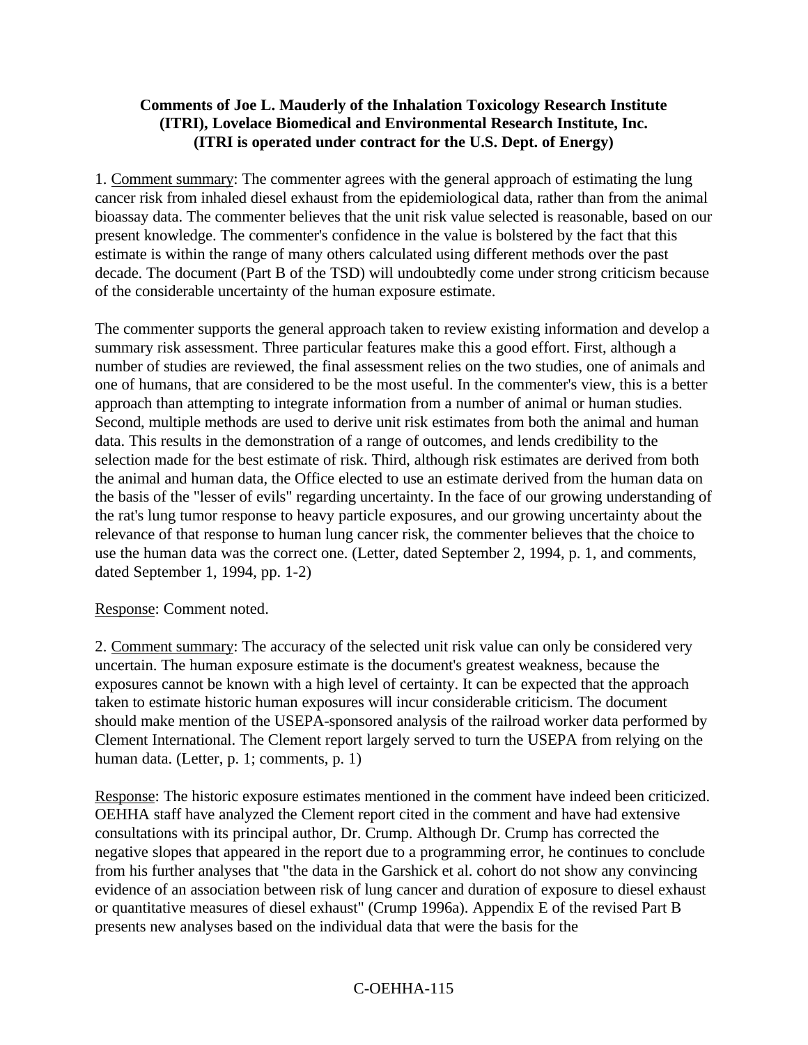**Comments of Joe L. Mauderly of the Inhalation Toxicology Research Institute (ITRI), Lovelace Biomedical and Environmental Research Institute, Inc. (ITRI is operated under contract for the U.S. Dept. of Energy)**

1. Comment summary: The commenter agrees with the general approach of estimating the lung cancer risk from inhaled diesel exhaust from the epidemiological data, rather than from the animal bioassay data. The commenter believes that the unit risk value selected is reasonable, based on our present knowledge. The commenter's confidence in the value is bolstered by the fact that this estimate is within the range of many others calculated using different methods over the past decade. The document (Part B of the TSD) will undoubtedly come under strong criticism because of the considerable uncertainty of the human exposure estimate.

The commenter supports the general approach taken to review existing information and develop a summary risk assessment. Three particular features make this a good effort. First, although a number of studies are reviewed, the final assessment relies on the two studies, one of animals and one of humans, that are considered to be the most useful. In the commenter's view, this is a better approach than attempting to integrate information from a number of animal or human studies. Second, multiple methods are used to derive unit risk estimates from both the animal and human data. This results in the demonstration of a range of outcomes, and lends credibility to the selection made for the best estimate of risk. Third, although risk estimates are derived from both the animal and human data, the Office elected to use an estimate derived from the human data on the basis of the "lesser of evils" regarding uncertainty. In the face of our growing understanding of the rat's lung tumor response to heavy particle exposures, and our growing uncertainty about the relevance of that response to human lung cancer risk, the commenter believes that the choice to use the human data was the correct one. (Letter, dated September 2, 1994, p. 1, and comments, dated September 1, 1994, pp. 1-2)

Response: Comment noted.

2. Comment summary: The accuracy of the selected unit risk value can only be considered very uncertain. The human exposure estimate is the document's greatest weakness, because the exposures cannot be known with a high level of certainty. It can be expected that the approach taken to estimate historic human exposures will incur considerable criticism. The document should make mention of the USEPA-sponsored analysis of the railroad worker data performed by Clement International. The Clement report largely served to turn the USEPA from relying on the human data. (Letter, p. 1; comments, p. 1)

Response: The historic exposure estimates mentioned in the comment have indeed been criticized. OEHHA staff have analyzed the Clement report cited in the comment and have had extensive consultations with its principal author, Dr. Crump. Although Dr. Crump has corrected the negative slopes that appeared in the report due to a programming error, he continues to conclude from his further analyses that "the data in the Garshick et al. cohort do not show any convincing evidence of an association between risk of lung cancer and duration of exposure to diesel exhaust or quantitative measures of diesel exhaust" (Crump 1996a). Appendix E of the revised Part B presents new analyses based on the individual data that were the basis for the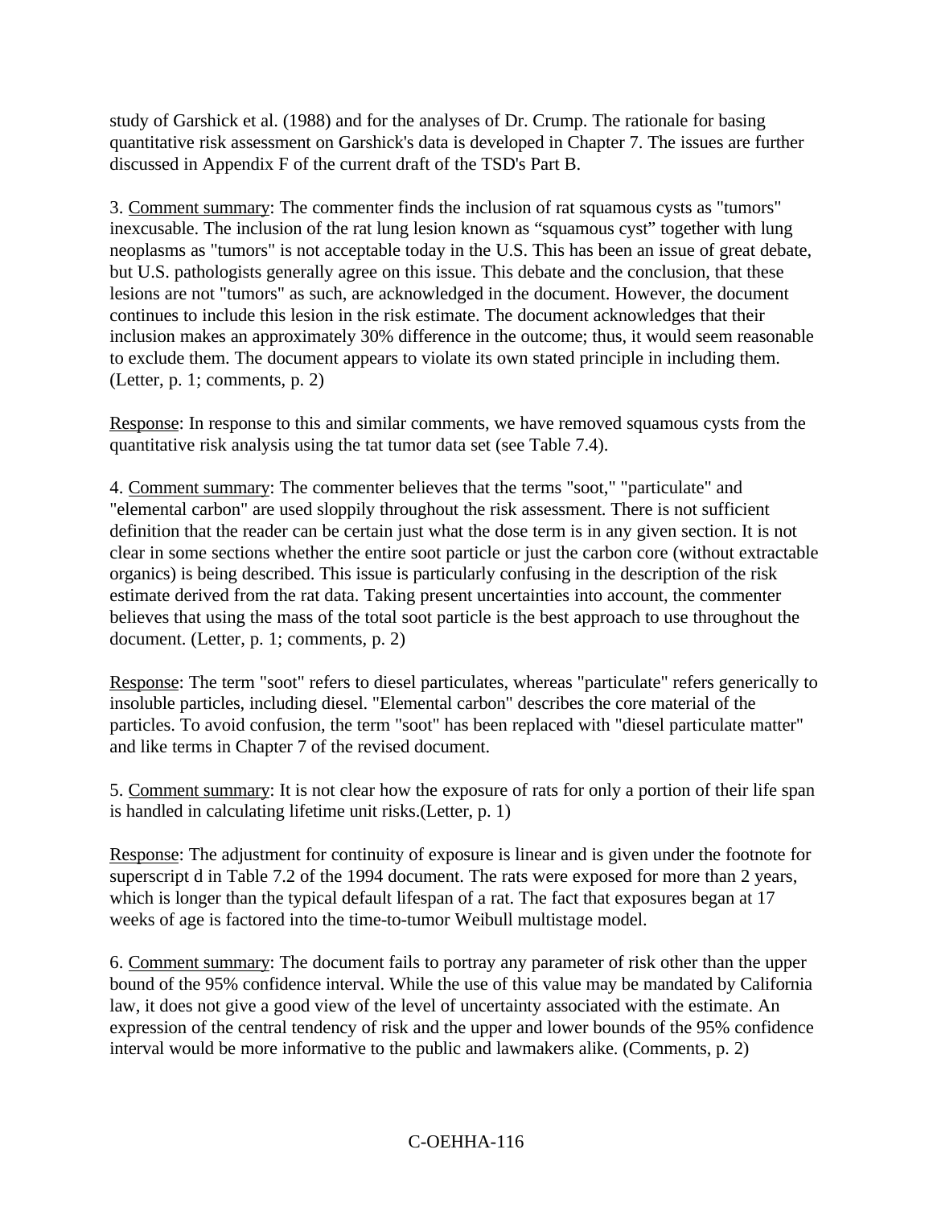study of Garshick et al. (1988) and for the analyses of Dr. Crump. The rationale for basing quantitative risk assessment on Garshick's data is developed in Chapter 7. The issues are further discussed in Appendix F of the current draft of the TSD's Part B.

3. Comment summary: The commenter finds the inclusion of rat squamous cysts as "tumors" inexcusable. The inclusion of the rat lung lesion known as “squamous cyst” together with lung neoplasms as "tumors" is not acceptable today in the U.S. This has been an issue of great debate, but U.S. pathologists generally agree on this issue. This debate and the conclusion, that these lesions are not "tumors" as such, are acknowledged in the document. However, the document continues to include this lesion in the risk estimate. The document acknowledges that their inclusion makes an approximately 30% difference in the outcome; thus, it would seem reasonable to exclude them. The document appears to violate its own stated principle in including them. (Letter, p. 1; comments, p. 2)

Response: In response to this and similar comments, we have removed squamous cysts from the quantitative risk analysis using the tat tumor data set (see Table 7.4).

4. Comment summary: The commenter believes that the terms "soot," "particulate" and "elemental carbon" are used sloppily throughout the risk assessment. There is not sufficient definition that the reader can be certain just what the dose term is in any given section. It is not clear in some sections whether the entire soot particle or just the carbon core (without extractable organics) is being described. This issue is particularly confusing in the description of the risk estimate derived from the rat data. Taking present uncertainties into account, the commenter believes that using the mass of the total soot particle is the best approach to use throughout the document. (Letter, p. 1; comments, p. 2)

Response: The term "soot" refers to diesel particulates, whereas "particulate" refers generically to insoluble particles, including diesel. "Elemental carbon" describes the core material of the particles. To avoid confusion, the term "soot" has been replaced with "diesel particulate matter" and like terms in Chapter 7 of the revised document.

5. Comment summary: It is not clear how the exposure of rats for only a portion of their life span is handled in calculating lifetime unit risks.(Letter, p. 1)

Response: The adjustment for continuity of exposure is linear and is given under the footnote for superscript d in Table 7.2 of the 1994 document. The rats were exposed for more than 2 years, which is longer than the typical default lifespan of a rat. The fact that exposures began at 17 weeks of age is factored into the time-to-tumor Weibull multistage model.

6. Comment summary: The document fails to portray any parameter of risk other than the upper bound of the 95% confidence interval. While the use of this value may be mandated by California law, it does not give a good view of the level of uncertainty associated with the estimate. An expression of the central tendency of risk and the upper and lower bounds of the 95% confidence interval would be more informative to the public and lawmakers alike. (Comments, p. 2)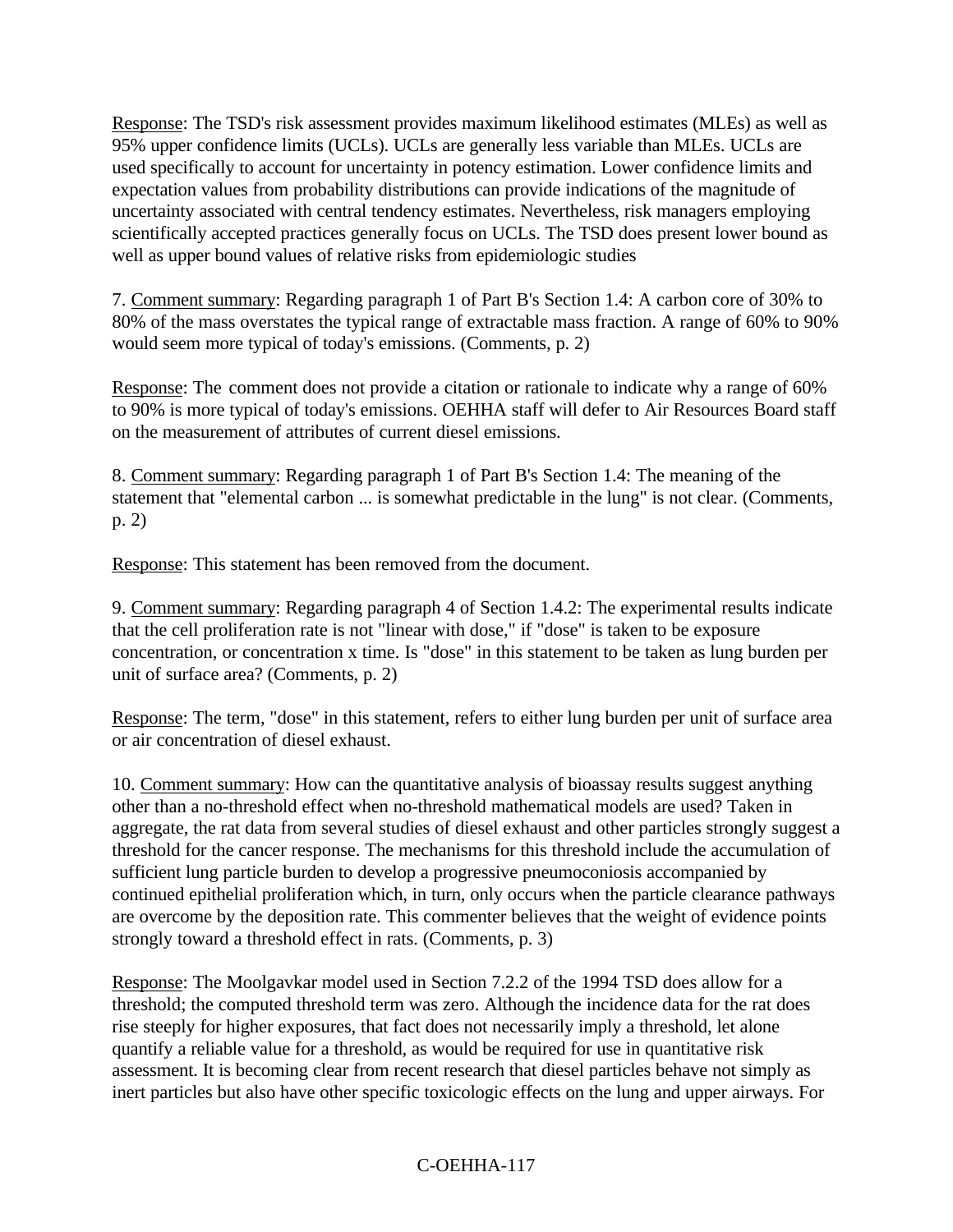Response: The TSD's risk assessment provides maximum likelihood estimates (MLEs) as well as 95% upper confidence limits (UCLs). UCLs are generally less variable than MLEs. UCLs are used specifically to account for uncertainty in potency estimation. Lower confidence limits and expectation values from probability distributions can provide indications of the magnitude of uncertainty associated with central tendency estimates. Nevertheless, risk managers employing scientifically accepted practices generally focus on UCLs. The TSD does present lower bound as well as upper bound values of relative risks from epidemiologic studies

7. Comment summary: Regarding paragraph 1 of Part B's Section 1.4: A carbon core of 30% to 80% of the mass overstates the typical range of extractable mass fraction. A range of 60% to 90% would seem more typical of today's emissions. (Comments, p. 2)

Response: The comment does not provide a citation or rationale to indicate why a range of 60% to 90% is more typical of today's emissions. OEHHA staff will defer to Air Resources Board staff on the measurement of attributes of current diesel emissions.

8. Comment summary: Regarding paragraph 1 of Part B's Section 1.4: The meaning of the statement that "elemental carbon ... is somewhat predictable in the lung" is not clear. (Comments, p. 2)

Response: This statement has been removed from the document.

9. Comment summary: Regarding paragraph 4 of Section 1.4.2: The experimental results indicate that the cell proliferation rate is not "linear with dose," if "dose" is taken to be exposure concentration, or concentration x time. Is "dose" in this statement to be taken as lung burden per unit of surface area? (Comments, p. 2)

Response: The term, "dose" in this statement, refers to either lung burden per unit of surface area or air concentration of diesel exhaust.

10. Comment summary: How can the quantitative analysis of bioassay results suggest anything other than a no-threshold effect when no-threshold mathematical models are used? Taken in aggregate, the rat data from several studies of diesel exhaust and other particles strongly suggest a threshold for the cancer response. The mechanisms for this threshold include the accumulation of sufficient lung particle burden to develop a progressive pneumoconiosis accompanied by continued epithelial proliferation which, in turn, only occurs when the particle clearance pathways are overcome by the deposition rate. This commenter believes that the weight of evidence points strongly toward a threshold effect in rats. (Comments, p. 3)

Response: The Moolgavkar model used in Section 7.2.2 of the 1994 TSD does allow for a threshold; the computed threshold term was zero. Although the incidence data for the rat does rise steeply for higher exposures, that fact does not necessarily imply a threshold, let alone quantify a reliable value for a threshold, as would be required for use in quantitative risk assessment. It is becoming clear from recent research that diesel particles behave not simply as inert particles but also have other specific toxicologic effects on the lung and upper airways. For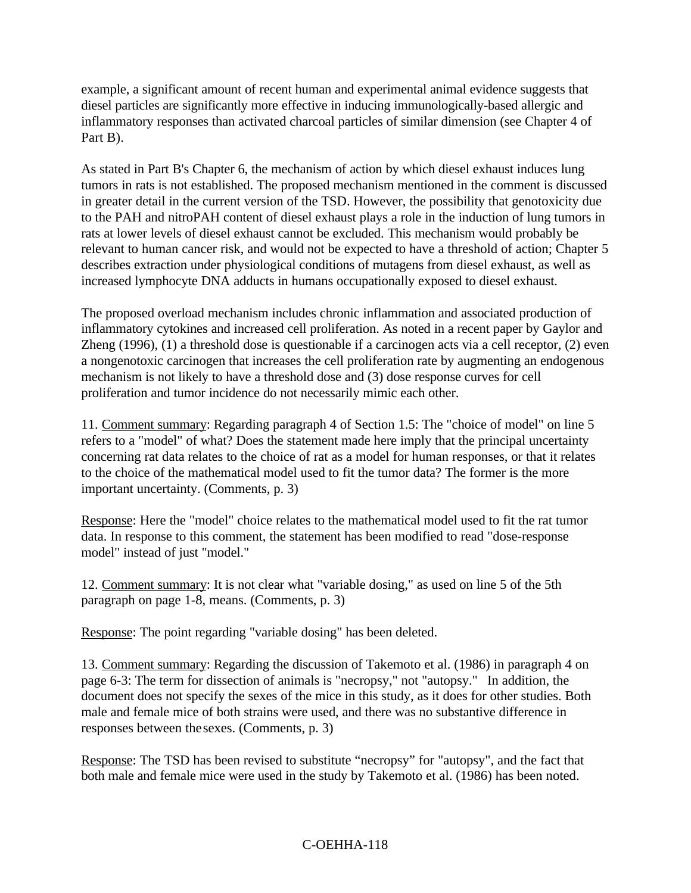example, a significant amount of recent human and experimental animal evidence suggests that diesel particles are significantly more effective in inducing immunologically-based allergic and inflammatory responses than activated charcoal particles of similar dimension (see Chapter 4 of Part B).

As stated in Part B's Chapter 6, the mechanism of action by which diesel exhaust induces lung tumors in rats is not established. The proposed mechanism mentioned in the comment is discussed in greater detail in the current version of the TSD. However, the possibility that genotoxicity due to the PAH and nitroPAH content of diesel exhaust plays a role in the induction of lung tumors in rats at lower levels of diesel exhaust cannot be excluded. This mechanism would probably be relevant to human cancer risk, and would not be expected to have a threshold of action; Chapter 5 describes extraction under physiological conditions of mutagens from diesel exhaust, as well as increased lymphocyte DNA adducts in humans occupationally exposed to diesel exhaust.

The proposed overload mechanism includes chronic inflammation and associated production of inflammatory cytokines and increased cell proliferation. As noted in a recent paper by Gaylor and Zheng (1996), (1) a threshold dose is questionable if a carcinogen acts via a cell receptor, (2) even a nongenotoxic carcinogen that increases the cell proliferation rate by augmenting an endogenous mechanism is not likely to have a threshold dose and (3) dose response curves for cell proliferation and tumor incidence do not necessarily mimic each other.

11. Comment summary: Regarding paragraph 4 of Section 1.5: The "choice of model" on line 5 refers to a "model" of what? Does the statement made here imply that the principal uncertainty concerning rat data relates to the choice of rat as a model for human responses, or that it relates to the choice of the mathematical model used to fit the tumor data? The former is the more important uncertainty. (Comments, p. 3)

Response: Here the "model" choice relates to the mathematical model used to fit the rat tumor data. In response to this comment, the statement has been modified to read "dose-response model" instead of just "model."

12. Comment summary: It is not clear what "variable dosing," as used on line 5 of the 5th paragraph on page 1-8, means. (Comments, p. 3)

Response: The point regarding "variable dosing" has been deleted.

13. Comment summary: Regarding the discussion of Takemoto et al. (1986) in paragraph 4 on page 6-3: The term for dissection of animals is "necropsy," not "autopsy." In addition, the document does not specify the sexes of the mice in this study, as it does for other studies. Both male and female mice of both strains were used, and there was no substantive difference in responses between the sexes. (Comments, p. 3)

Response: The TSD has been revised to substitute "necropsy" for "autopsy", and the fact that both male and female mice were used in the study by Takemoto et al. (1986) has been noted.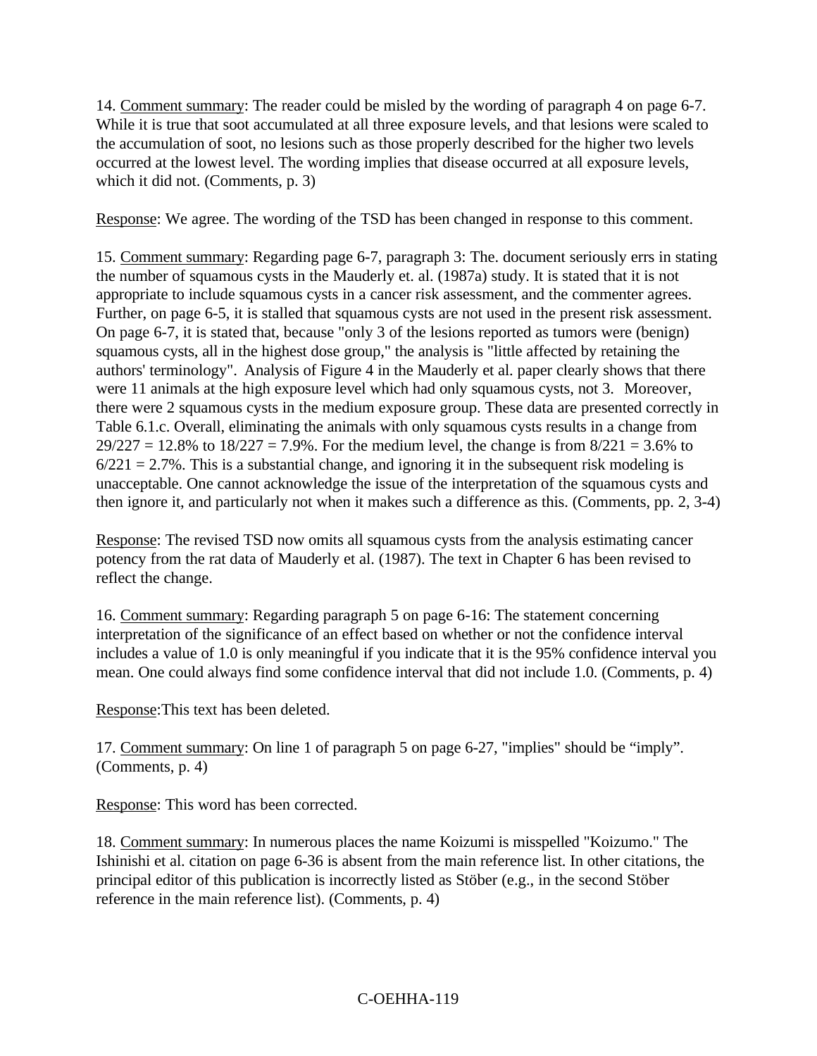14. Comment summary: The reader could be misled by the wording of paragraph 4 on page 6-7. While it is true that soot accumulated at all three exposure levels, and that lesions were scaled to the accumulation of soot, no lesions such as those properly described for the higher two levels occurred at the lowest level. The wording implies that disease occurred at all exposure levels, which it did not. (Comments, p. 3)

Response: We agree. The wording of the TSD has been changed in response to this comment.

15. Comment summary: Regarding page 6-7, paragraph 3: The. document seriously errs in stating the number of squamous cysts in the Mauderly et. al. (1987a) study. It is stated that it is not appropriate to include squamous cysts in a cancer risk assessment, and the commenter agrees. Further, on page 6-5, it is stalled that squamous cysts are not used in the present risk assessment. On page 6-7, it is stated that, because "only 3 of the lesions reported as tumors were (benign) squamous cysts, all in the highest dose group," the analysis is "little affected by retaining the authors' terminology". Analysis of Figure 4 in the Mauderly et al. paper clearly shows that there were 11 animals at the high exposure level which had only squamous cysts, not 3. Moreover, there were 2 squamous cysts in the medium exposure group. These data are presented correctly in Table 6.1.c. Overall, eliminating the animals with only squamous cysts results in a change from 29/227 = 12.8% to 18/227 = 7.9%. For the medium level, the change is from 8/221 = 3.6% to 6/221 = 2.7%. This is a substantial change, and ignoring it in the subsequent risk modeling is unacceptable. One cannot acknowledge the issue of the interpretation of the squamous cysts and then ignore it, and particularly not when it makes such a difference as this. (Comments, pp. 2, 3-4)

Response: The revised TSD now omits all squamous cysts from the analysis estimating cancer potency from the rat data of Mauderly et al. (1987). The text in Chapter 6 has been revised to reflect the change.

16. Comment summary: Regarding paragraph 5 on page 6-16: The statement concerning interpretation of the significance of an effect based on whether or not the confidence interval includes a value of 1.0 is only meaningful if you indicate that it is the 95% confidence interval you mean. One could always find some confidence interval that did not include 1.0. (Comments, p. 4)

Response:This text has been deleted.

17. Comment summary: On line 1 of paragraph 5 on page 6-27, "implies" should be "imply". (Comments, p. 4)

Response: This word has been corrected.

18. Comment summary: In numerous places the name Koizumi is misspelled "Koizumo." The Ishinishi et al. citation on page 6-36 is absent from the main reference list. In other citations, the principal editor of this publication is incorrectly listed as Stöber (e.g., in the second Stöber reference in the main reference list). (Comments, p. 4)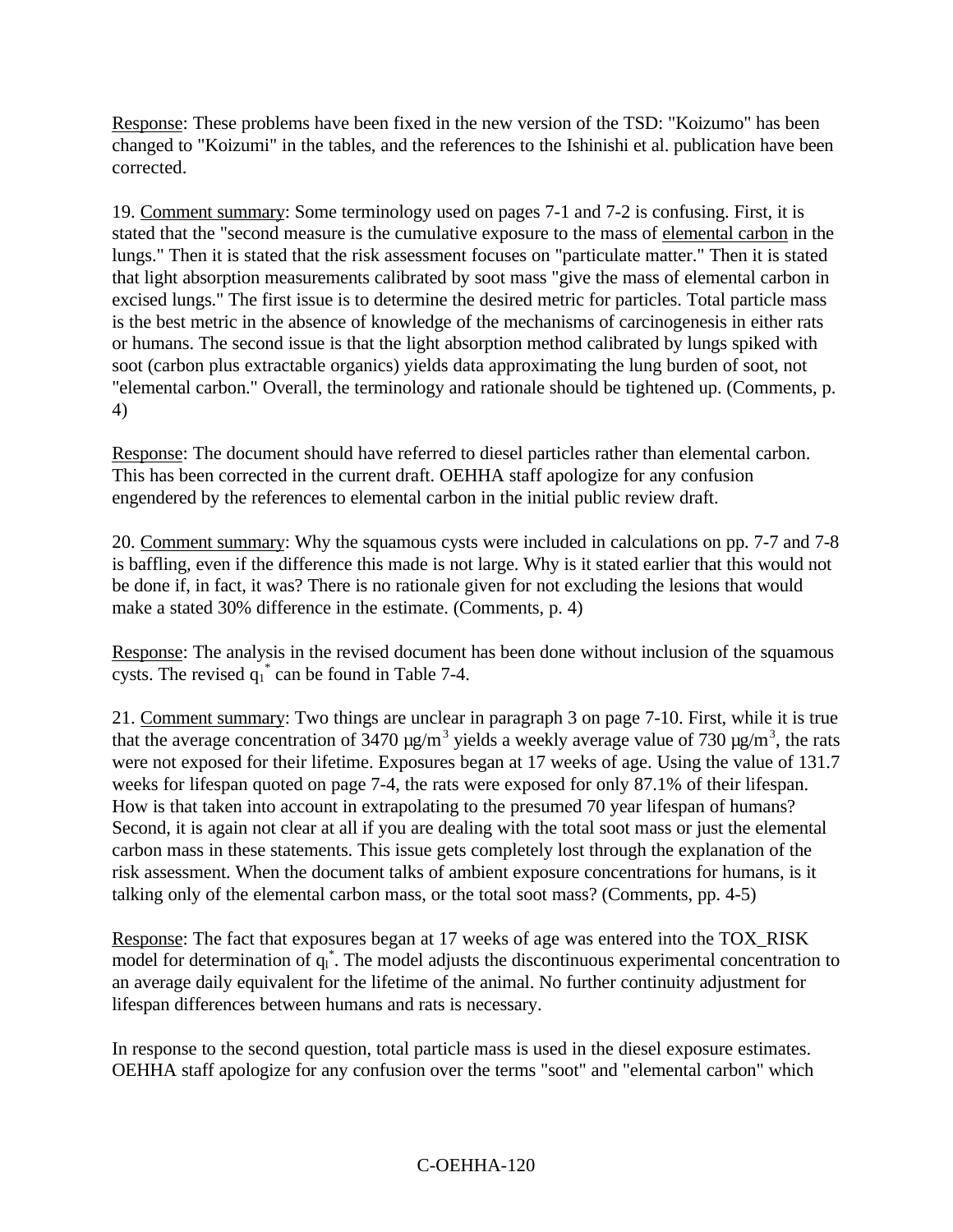Response: These problems have been fixed in the new version of the TSD: "Koizumo" has been changed to "Koizumi" in the tables, and the references to the Ishinishi et al. publication have been corrected.

19. Comment summary: Some terminology used on pages 7-1 and 7-2 is confusing. First, it is stated that the "second measure is the cumulative exposure to the mass of elemental carbon in the lungs." Then it is stated that the risk assessment focuses on "particulate matter." Then it is stated that light absorption measurements calibrated by soot mass "give the mass of elemental carbon in excised lungs." The first issue is to determine the desired metric for particles. Total particle mass is the best metric in the absence of knowledge of the mechanisms of carcinogenesis in either rats or humans. The second issue is that the light absorption method calibrated by lungs spiked with soot (carbon plus extractable organics) yields data approximating the lung burden of soot, not "elemental carbon." Overall, the terminology and rationale should be tightened up. (Comments, p. 4)

Response: The document should have referred to diesel particles rather than elemental carbon. This has been corrected in the current draft. OEHHA staff apologize for any confusion engendered by the references to elemental carbon in the initial public review draft.

20. Comment summary: Why the squamous cysts were included in calculations on pp. 7-7 and 7-8 is baffling, even if the difference this made is not large. Why is it stated earlier that this would not be done if, in fact, it was? There is no rationale given for not excluding the lesions that would make a stated 30% difference in the estimate. (Comments, p. 4)

Response: The analysis in the revised document has been done without inclusion of the squamous cysts. The revised $q_1^*$ can be found in Table 7-4.

21. Comment summary: Two things are unclear in paragraph 3 on page 7-10. First, while it is true that the average concentration of 3470 µg/m$^3$ yields a weekly average value of 730 µg/m$^3$, the rats were not exposed for their lifetime. Exposures began at 17 weeks of age. Using the value of 131.7 weeks for lifespan quoted on page 7-4, the rats were exposed for only 87.1% of their lifespan. How is that taken into account in extrapolating to the presumed 70 year lifespan of humans? Second, it is again not clear at all if you are dealing with the total soot mass or just the elemental carbon mass in these statements. This issue gets completely lost through the explanation of the risk assessment. When the document talks of ambient exposure concentrations for humans, is it talking only of the elemental carbon mass, or the total soot mass? (Comments, pp. 4-5)

Response: The fact that exposures began at 17 weeks of age was entered into the TOX_RISK model for determination of $q_1^*$. The model adjusts the discontinuous experimental concentration to an average daily equivalent for the lifetime of the animal. No further continuity adjustment for lifespan differences between humans and rats is necessary.

In response to the second question, total particle mass is used in the diesel exposure estimates. OEHHA staff apologize for any confusion over the terms "soot" and "elemental carbon" which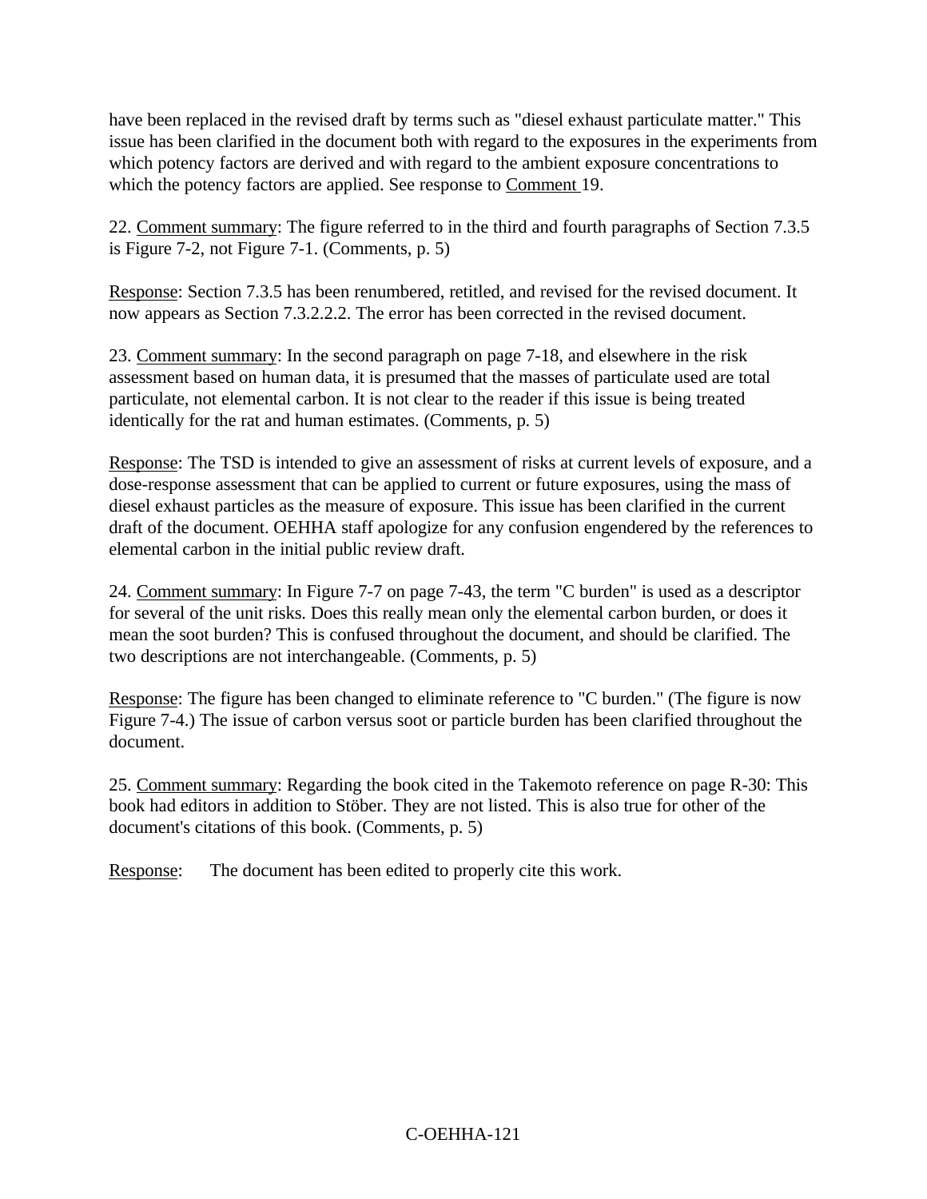have been replaced in the revised draft by terms such as "diesel exhaust particulate matter." This issue has been clarified in the document both with regard to the exposures in the experiments from which potency factors are derived and with regard to the ambient exposure concentrations to which the potency factors are applied. See response to Comment 19.

22. Comment summary: The figure referred to in the third and fourth paragraphs of Section 7.3.5 is Figure 7-2, not Figure 7-1. (Comments, p. 5)

Response: Section 7.3.5 has been renumbered, retitled, and revised for the revised document. It now appears as Section 7.3.2.2.2. The error has been corrected in the revised document.

23. Comment summary: In the second paragraph on page 7-18, and elsewhere in the risk assessment based on human data, it is presumed that the masses of particulate used are total particulate, not elemental carbon. It is not clear to the reader if this issue is being treated identically for the rat and human estimates. (Comments, p. 5)

Response: The TSD is intended to give an assessment of risks at current levels of exposure, and a dose-response assessment that can be applied to current or future exposures, using the mass of diesel exhaust particles as the measure of exposure. This issue has been clarified in the current draft of the document. OEHHA staff apologize for any confusion engendered by the references to elemental carbon in the initial public review draft.

24. Comment summary: In Figure 7-7 on page 7-43, the term "C burden" is used as a descriptor for several of the unit risks. Does this really mean only the elemental carbon burden, or does it mean the soot burden? This is confused throughout the document, and should be clarified. The two descriptions are not interchangeable. (Comments, p. 5)

Response: The figure has been changed to eliminate reference to "C burden." (The figure is now Figure 7-4.) The issue of carbon versus soot or particle burden has been clarified throughout the document.

25. Comment summary: Regarding the book cited in the Takemoto reference on page R-30: This book had editors in addition to Stöber. They are not listed. This is also true for other of the document's citations of this book. (Comments, p. 5)

Response: The document has been edited to properly cite this work.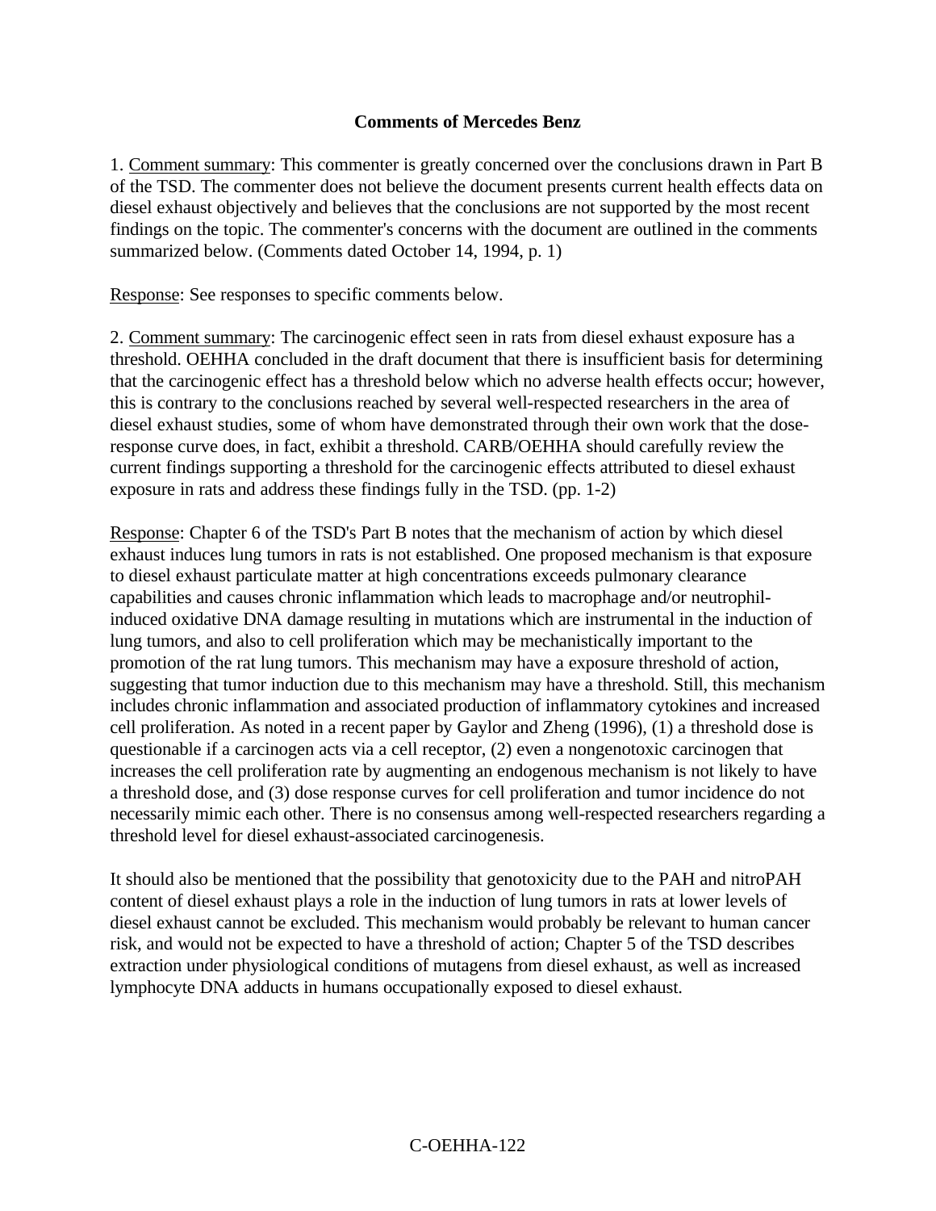**Comments of Mercedes Benz**

1. Comment summary: This commenter is greatly concerned over the conclusions drawn in Part B of the TSD. The commenter does not believe the document presents current health effects data on diesel exhaust objectively and believes that the conclusions are not supported by the most recent findings on the topic. The commenter's concerns with the document are outlined in the comments summarized below. (Comments dated October 14, 1994, p. 1)

Response: See responses to specific comments below.

2. Comment summary: The carcinogenic effect seen in rats from diesel exhaust exposure has a threshold. OEHHA concluded in the draft document that there is insufficient basis for determining that the carcinogenic effect has a threshold below which no adverse health effects occur; however, this is contrary to the conclusions reached by several well-respected researchers in the area of diesel exhaust studies, some of whom have demonstrated through their own work that the dose-response curve does, in fact, exhibit a threshold. CARB/OEHHA should carefully review the current findings supporting a threshold for the carcinogenic effects attributed to diesel exhaust exposure in rats and address these findings fully in the TSD. (pp. 1-2)

Response: Chapter 6 of the TSD's Part B notes that the mechanism of action by which diesel exhaust induces lung tumors in rats is not established. One proposed mechanism is that exposure to diesel exhaust particulate matter at high concentrations exceeds pulmonary clearance capabilities and causes chronic inflammation which leads to macrophage and/or neutrophil-induced oxidative DNA damage resulting in mutations which are instrumental in the induction of lung tumors, and also to cell proliferation which may be mechanistically important to the promotion of the rat lung tumors. This mechanism may have a exposure threshold of action, suggesting that tumor induction due to this mechanism may have a threshold. Still, this mechanism includes chronic inflammation and associated production of inflammatory cytokines and increased cell proliferation. As noted in a recent paper by Gaylor and Zheng (1996), (1) a threshold dose is questionable if a carcinogen acts via a cell receptor, (2) even a nongenotoxic carcinogen that increases the cell proliferation rate by augmenting an endogenous mechanism is not likely to have a threshold dose, and (3) dose response curves for cell proliferation and tumor incidence do not necessarily mimic each other. There is no consensus among well-respected researchers regarding a threshold level for diesel exhaust-associated carcinogenesis.

It should also be mentioned that the possibility that genotoxicity due to the PAH and nitroPAH content of diesel exhaust plays a role in the induction of lung tumors in rats at lower levels of diesel exhaust cannot be excluded. This mechanism would probably be relevant to human cancer risk, and would not be expected to have a threshold of action; Chapter 5 of the TSD describes extraction under physiological conditions of mutagens from diesel exhaust, as well as increased lymphocyte DNA adducts in humans occupationally exposed to diesel exhaust.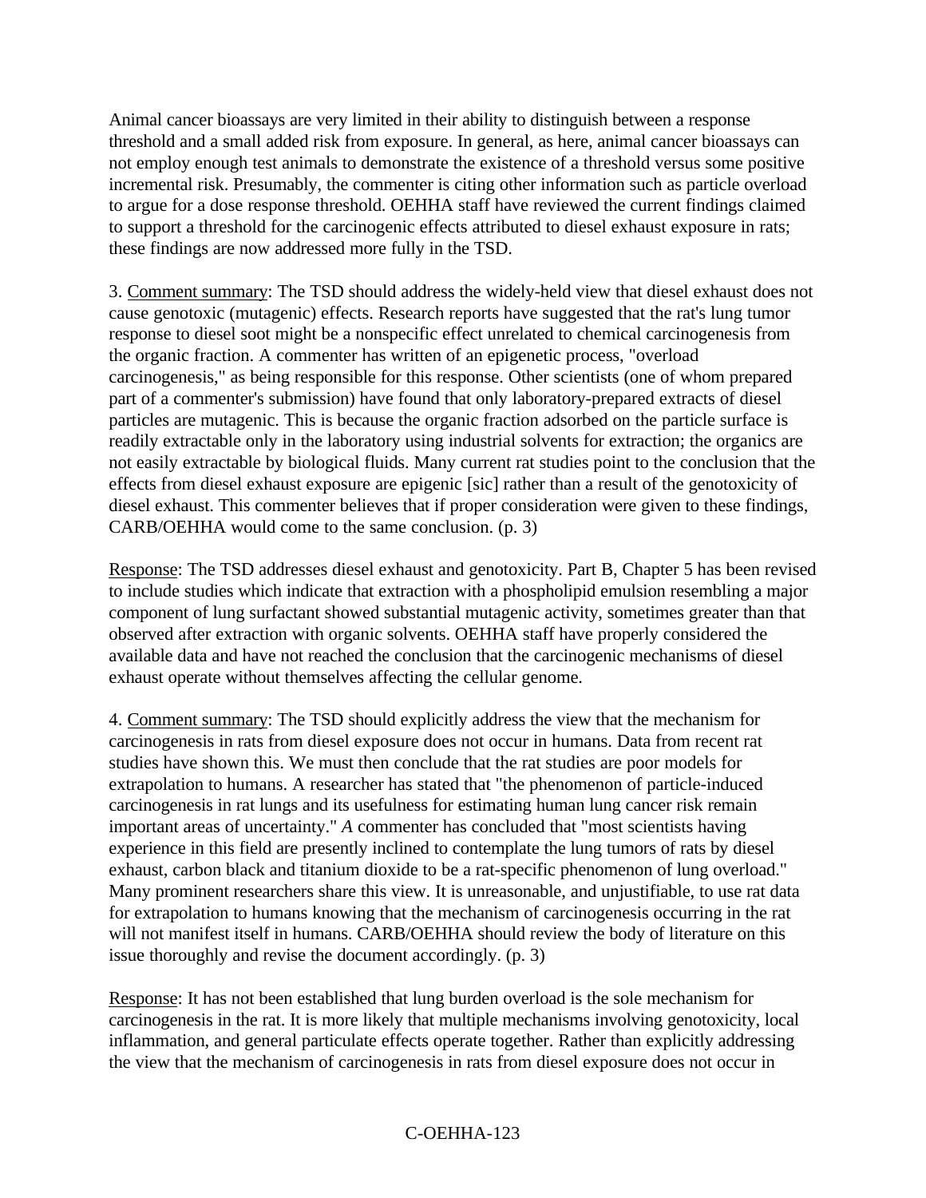Animal cancer bioassays are very limited in their ability to distinguish between a response threshold and a small added risk from exposure. In general, as here, animal cancer bioassays can not employ enough test animals to demonstrate the existence of a threshold versus some positive incremental risk. Presumably, the commenter is citing other information such as particle overload to argue for a dose response threshold. OEHHA staff have reviewed the current findings claimed to support a threshold for the carcinogenic effects attributed to diesel exhaust exposure in rats; these findings are now addressed more fully in the TSD.

3. Comment summary: The TSD should address the widely-held view that diesel exhaust does not cause genotoxic (mutagenic) effects. Research reports have suggested that the rat's lung tumor response to diesel soot might be a nonspecific effect unrelated to chemical carcinogenesis from the organic fraction. A commenter has written of an epigenetic process, "overload carcinogenesis," as being responsible for this response. Other scientists (one of whom prepared part of a commenter's submission) have found that only laboratory-prepared extracts of diesel particles are mutagenic. This is because the organic fraction adsorbed on the particle surface is readily extractable only in the laboratory using industrial solvents for extraction; the organics are not easily extractable by biological fluids. Many current rat studies point to the conclusion that the effects from diesel exhaust exposure are epigenic [sic] rather than a result of the genotoxicity of diesel exhaust. This commenter believes that if proper consideration were given to these findings, CARB/OEHHA would come to the same conclusion. (p. 3)

Response: The TSD addresses diesel exhaust and genotoxicity. Part B, Chapter 5 has been revised to include studies which indicate that extraction with a phospholipid emulsion resembling a major component of lung surfactant showed substantial mutagenic activity, sometimes greater than that observed after extraction with organic solvents. OEHHA staff have properly considered the available data and have not reached the conclusion that the carcinogenic mechanisms of diesel exhaust operate without themselves affecting the cellular genome.

4. Comment summary: The TSD should explicitly address the view that the mechanism for carcinogenesis in rats from diesel exposure does not occur in humans. Data from recent rat studies have shown this. We must then conclude that the rat studies are poor models for extrapolation to humans. A researcher has stated that "the phenomenon of particle-induced carcinogenesis in rat lungs and its usefulness for estimating human lung cancer risk remain important areas of uncertainty." *A* commenter has concluded that "most scientists having experience in this field are presently inclined to contemplate the lung tumors of rats by diesel exhaust, carbon black and titanium dioxide to be a rat-specific phenomenon of lung overload." Many prominent researchers share this view. It is unreasonable, and unjustifiable, to use rat data for extrapolation to humans knowing that the mechanism of carcinogenesis occurring in the rat will not manifest itself in humans. CARB/OEHHA should review the body of literature on this issue thoroughly and revise the document accordingly. (p. 3)

Response: It has not been established that lung burden overload is the sole mechanism for carcinogenesis in the rat. It is more likely that multiple mechanisms involving genotoxicity, local inflammation, and general particulate effects operate together. Rather than explicitly addressing the view that the mechanism of carcinogenesis in rats from diesel exposure does not occur in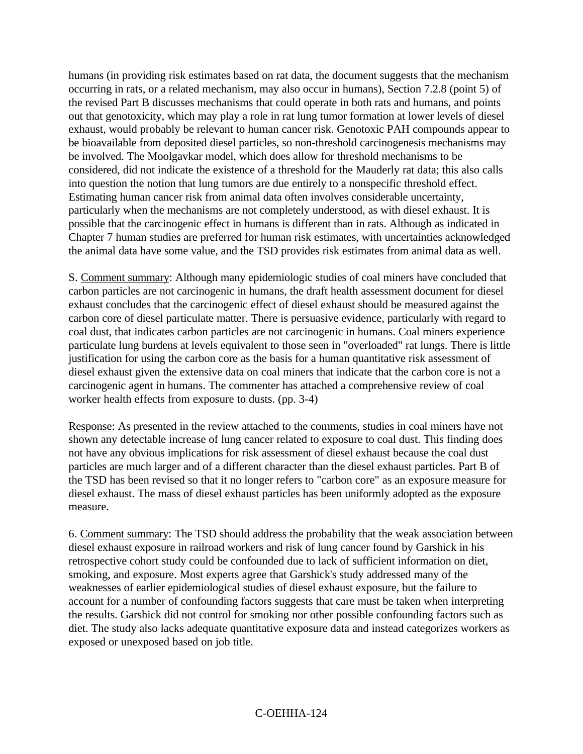humans (in providing risk estimates based on rat data, the document suggests that the mechanism occurring in rats, or a related mechanism, may also occur in humans), Section 7.2.8 (point 5) of the revised Part B discusses mechanisms that could operate in both rats and humans, and points out that genotoxicity, which may play a role in rat lung tumor formation at lower levels of diesel exhaust, would probably be relevant to human cancer risk. Genotoxic PAH compounds appear to be bioavailable from deposited diesel particles, so non-threshold carcinogenesis mechanisms may be involved. The Moolgavkar model, which does allow for threshold mechanisms to be considered, did not indicate the existence of a threshold for the Mauderly rat data; this also calls into question the notion that lung tumors are due entirely to a nonspecific threshold effect. Estimating human cancer risk from animal data often involves considerable uncertainty, particularly when the mechanisms are not completely understood, as with diesel exhaust. It is possible that the carcinogenic effect in humans is different than in rats. Although as indicated in Chapter 7 human studies are preferred for human risk estimates, with uncertainties acknowledged the animal data have some value, and the TSD provides risk estimates from animal data as well.

S. Comment summary: Although many epidemiologic studies of coal miners have concluded that carbon particles are not carcinogenic in humans, the draft health assessment document for diesel exhaust concludes that the carcinogenic effect of diesel exhaust should be measured against the carbon core of diesel particulate matter. There is persuasive evidence, particularly with regard to coal dust, that indicates carbon particles are not carcinogenic in humans. Coal miners experience particulate lung burdens at levels equivalent to those seen in "overloaded" rat lungs. There is little justification for using the carbon core as the basis for a human quantitative risk assessment of diesel exhaust given the extensive data on coal miners that indicate that the carbon core is not a carcinogenic agent in humans. The commenter has attached a comprehensive review of coal worker health effects from exposure to dusts. (pp. 3-4)

Response: As presented in the review attached to the comments, studies in coal miners have not shown any detectable increase of lung cancer related to exposure to coal dust. This finding does not have any obvious implications for risk assessment of diesel exhaust because the coal dust particles are much larger and of a different character than the diesel exhaust particles. Part B of the TSD has been revised so that it no longer refers to "carbon core" as an exposure measure for diesel exhaust. The mass of diesel exhaust particles has been uniformly adopted as the exposure measure.

6. Comment summary: The TSD should address the probability that the weak association between diesel exhaust exposure in railroad workers and risk of lung cancer found by Garshick in his retrospective cohort study could be confounded due to lack of sufficient information on diet, smoking, and exposure. Most experts agree that Garshick's study addressed many of the weaknesses of earlier epidemiological studies of diesel exhaust exposure, but the failure to account for a number of confounding factors suggests that care must be taken when interpreting the results. Garshick did not control for smoking nor other possible confounding factors such as diet. The study also lacks adequate quantitative exposure data and instead categorizes workers as exposed or unexposed based on job title.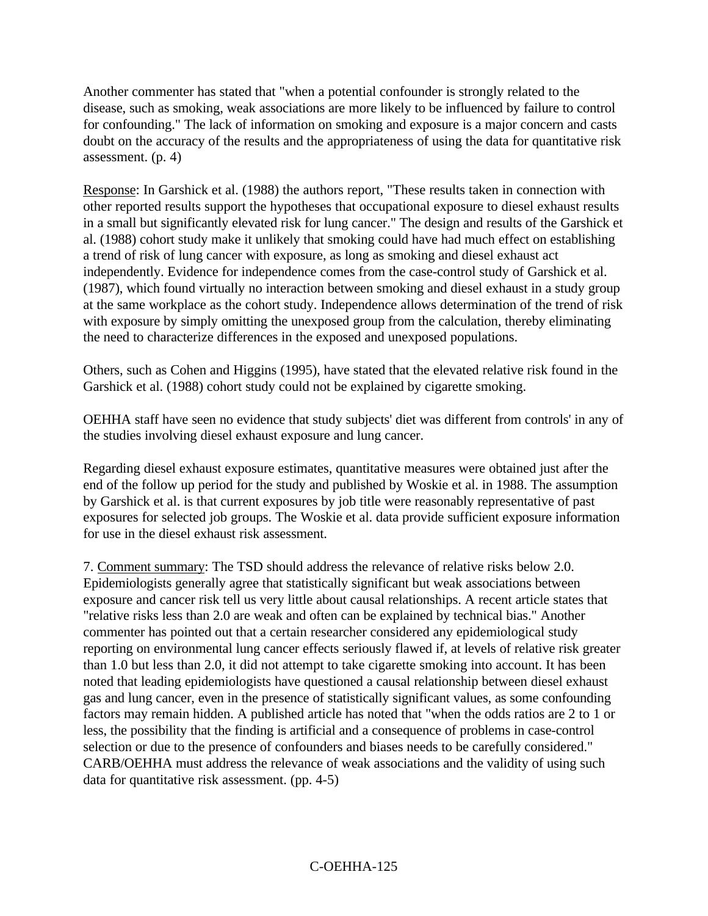Another commenter has stated that "when a potential confounder is strongly related to the disease, such as smoking, weak associations are more likely to be influenced by failure to control for confounding." The lack of information on smoking and exposure is a major concern and casts doubt on the accuracy of the results and the appropriateness of using the data for quantitative risk assessment. (p. 4)

Response: In Garshick et al. (1988) the authors report, "These results taken in connection with other reported results support the hypotheses that occupational exposure to diesel exhaust results in a small but significantly elevated risk for lung cancer." The design and results of the Garshick et al. (1988) cohort study make it unlikely that smoking could have had much effect on establishing a trend of risk of lung cancer with exposure, as long as smoking and diesel exhaust act independently. Evidence for independence comes from the case-control study of Garshick et al. (1987), which found virtually no interaction between smoking and diesel exhaust in a study group at the same workplace as the cohort study. Independence allows determination of the trend of risk with exposure by simply omitting the unexposed group from the calculation, thereby eliminating the need to characterize differences in the exposed and unexposed populations.

Others, such as Cohen and Higgins (1995), have stated that the elevated relative risk found in the Garshick et al. (1988) cohort study could not be explained by cigarette smoking.

OEHHA staff have seen no evidence that study subjects' diet was different from controls' in any of the studies involving diesel exhaust exposure and lung cancer.

Regarding diesel exhaust exposure estimates, quantitative measures were obtained just after the end of the follow up period for the study and published by Woskie et al. in 1988. The assumption by Garshick et al. is that current exposures by job title were reasonably representative of past exposures for selected job groups. The Woskie et al. data provide sufficient exposure information for use in the diesel exhaust risk assessment.

7. Comment summary: The TSD should address the relevance of relative risks below 2.0. Epidemiologists generally agree that statistically significant but weak associations between exposure and cancer risk tell us very little about causal relationships. A recent article states that "relative risks less than 2.0 are weak and often can be explained by technical bias." Another commenter has pointed out that a certain researcher considered any epidemiological study reporting on environmental lung cancer effects seriously flawed if, at levels of relative risk greater than 1.0 but less than 2.0, it did not attempt to take cigarette smoking into account. It has been noted that leading epidemiologists have questioned a causal relationship between diesel exhaust gas and lung cancer, even in the presence of statistically significant values, as some confounding factors may remain hidden. A published article has noted that "when the odds ratios are 2 to 1 or less, the possibility that the finding is artificial and a consequence of problems in case-control selection or due to the presence of confounders and biases needs to be carefully considered." CARB/OEHHA must address the relevance of weak associations and the validity of using such data for quantitative risk assessment. (pp. 4-5)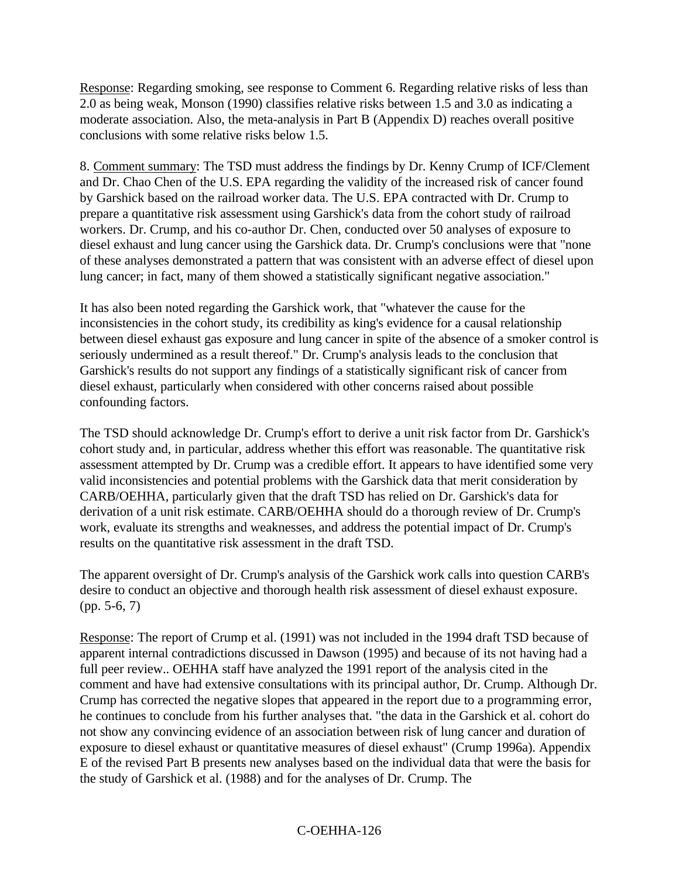Response: Regarding smoking, see response to Comment 6. Regarding relative risks of less than 2.0 as being weak, Monson (1990) classifies relative risks between 1.5 and 3.0 as indicating a moderate association. Also, the meta-analysis in Part B (Appendix D) reaches overall positive conclusions with some relative risks below 1.5.

8. Comment summary: The TSD must address the findings by Dr. Kenny Crump of ICF/Clement and Dr. Chao Chen of the U.S. EPA regarding the validity of the increased risk of cancer found by Garshick based on the railroad worker data. The U.S. EPA contracted with Dr. Crump to prepare a quantitative risk assessment using Garshick's data from the cohort study of railroad workers. Dr. Crump, and his co-author Dr. Chen, conducted over 50 analyses of exposure to diesel exhaust and lung cancer using the Garshick data. Dr. Crump's conclusions were that "none of these analyses demonstrated a pattern that was consistent with an adverse effect of diesel upon lung cancer; in fact, many of them showed a statistically significant negative association."

It has also been noted regarding the Garshick work, that "whatever the cause for the inconsistencies in the cohort study, its credibility as king's evidence for a causal relationship between diesel exhaust gas exposure and lung cancer in spite of the absence of a smoker control is seriously undermined as a result thereof." Dr. Crump's analysis leads to the conclusion that Garshick's results do not support any findings of a statistically significant risk of cancer from diesel exhaust, particularly when considered with other concerns raised about possible confounding factors.

The TSD should acknowledge Dr. Crump's effort to derive a unit risk factor from Dr. Garshick's cohort study and, in particular, address whether this effort was reasonable. The quantitative risk assessment attempted by Dr. Crump was a credible effort. It appears to have identified some very valid inconsistencies and potential problems with the Garshick data that merit consideration by CARB/OEHHA, particularly given that the draft TSD has relied on Dr. Garshick's data for derivation of a unit risk estimate. CARB/OEHHA should do a thorough review of Dr. Crump's work, evaluate its strengths and weaknesses, and address the potential impact of Dr. Crump's results on the quantitative risk assessment in the draft TSD.

The apparent oversight of Dr. Crump's analysis of the Garshick work calls into question CARB's desire to conduct an objective and thorough health risk assessment of diesel exhaust exposure. (pp. 5-6, 7)

Response: The report of Crump et al. (1991) was not included in the 1994 draft TSD because of apparent internal contradictions discussed in Dawson (1995) and because of its not having had a full peer review.. OEHHA staff have analyzed the 1991 report of the analysis cited in the comment and have had extensive consultations with its principal author, Dr. Crump. Although Dr. Crump has corrected the negative slopes that appeared in the report due to a programming error, he continues to conclude from his further analyses that. "the data in the Garshick et al. cohort do not show any convincing evidence of an association between risk of lung cancer and duration of exposure to diesel exhaust or quantitative measures of diesel exhaust" (Crump 1996a). Appendix E of the revised Part B presents new analyses based on the individual data that were the basis for the study of Garshick et al. (1988) and for the analyses of Dr. Crump. The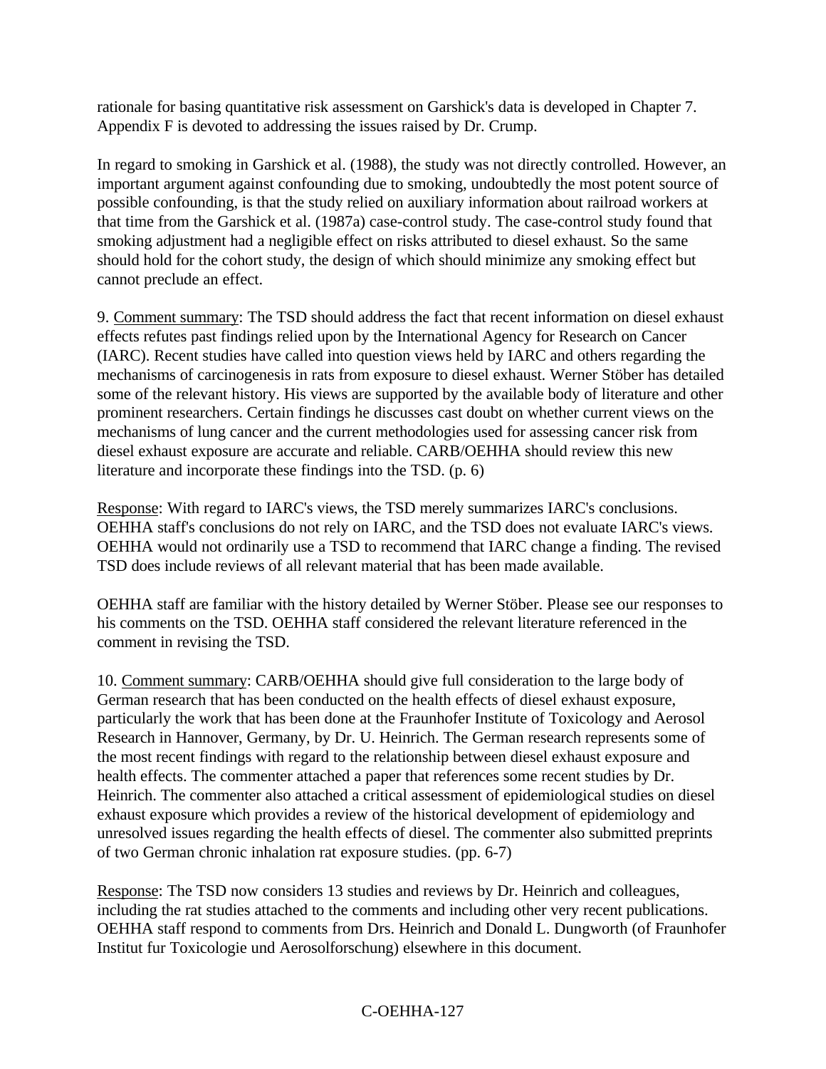rationale for basing quantitative risk assessment on Garshick's data is developed in Chapter 7. Appendix F is devoted to addressing the issues raised by Dr. Crump.

In regard to smoking in Garshick et al. (1988), the study was not directly controlled. However, an important argument against confounding due to smoking, undoubtedly the most potent source of possible confounding, is that the study relied on auxiliary information about railroad workers at that time from the Garshick et al. (1987a) case-control study. The case-control study found that smoking adjustment had a negligible effect on risks attributed to diesel exhaust. So the same should hold for the cohort study, the design of which should minimize any smoking effect but cannot preclude an effect.

9. Comment summary: The TSD should address the fact that recent information on diesel exhaust effects refutes past findings relied upon by the International Agency for Research on Cancer (IARC). Recent studies have called into question views held by IARC and others regarding the mechanisms of carcinogenesis in rats from exposure to diesel exhaust. Werner Stöber has detailed some of the relevant history. His views are supported by the available body of literature and other prominent researchers. Certain findings he discusses cast doubt on whether current views on the mechanisms of lung cancer and the current methodologies used for assessing cancer risk from diesel exhaust exposure are accurate and reliable. CARB/OEHHA should review this new literature and incorporate these findings into the TSD. (p. 6)

Response: With regard to IARC's views, the TSD merely summarizes IARC's conclusions. OEHHA staff's conclusions do not rely on IARC, and the TSD does not evaluate IARC's views. OEHHA would not ordinarily use a TSD to recommend that IARC change a finding. The revised TSD does include reviews of all relevant material that has been made available.

OEHHA staff are familiar with the history detailed by Werner Stöber. Please see our responses to his comments on the TSD. OEHHA staff considered the relevant literature referenced in the comment in revising the TSD.

10. Comment summary: CARB/OEHHA should give full consideration to the large body of German research that has been conducted on the health effects of diesel exhaust exposure, particularly the work that has been done at the Fraunhofer Institute of Toxicology and Aerosol Research in Hannover, Germany, by Dr. U. Heinrich. The German research represents some of the most recent findings with regard to the relationship between diesel exhaust exposure and health effects. The commenter attached a paper that references some recent studies by Dr. Heinrich. The commenter also attached a critical assessment of epidemiological studies on diesel exhaust exposure which provides a review of the historical development of epidemiology and unresolved issues regarding the health effects of diesel. The commenter also submitted preprints of two German chronic inhalation rat exposure studies. (pp. 6-7)

Response: The TSD now considers 13 studies and reviews by Dr. Heinrich and colleagues, including the rat studies attached to the comments and including other very recent publications. OEHHA staff respond to comments from Drs. Heinrich and Donald L. Dungworth (of Fraunhofer Institut fur Toxicologie und Aerosolforschung) elsewhere in this document.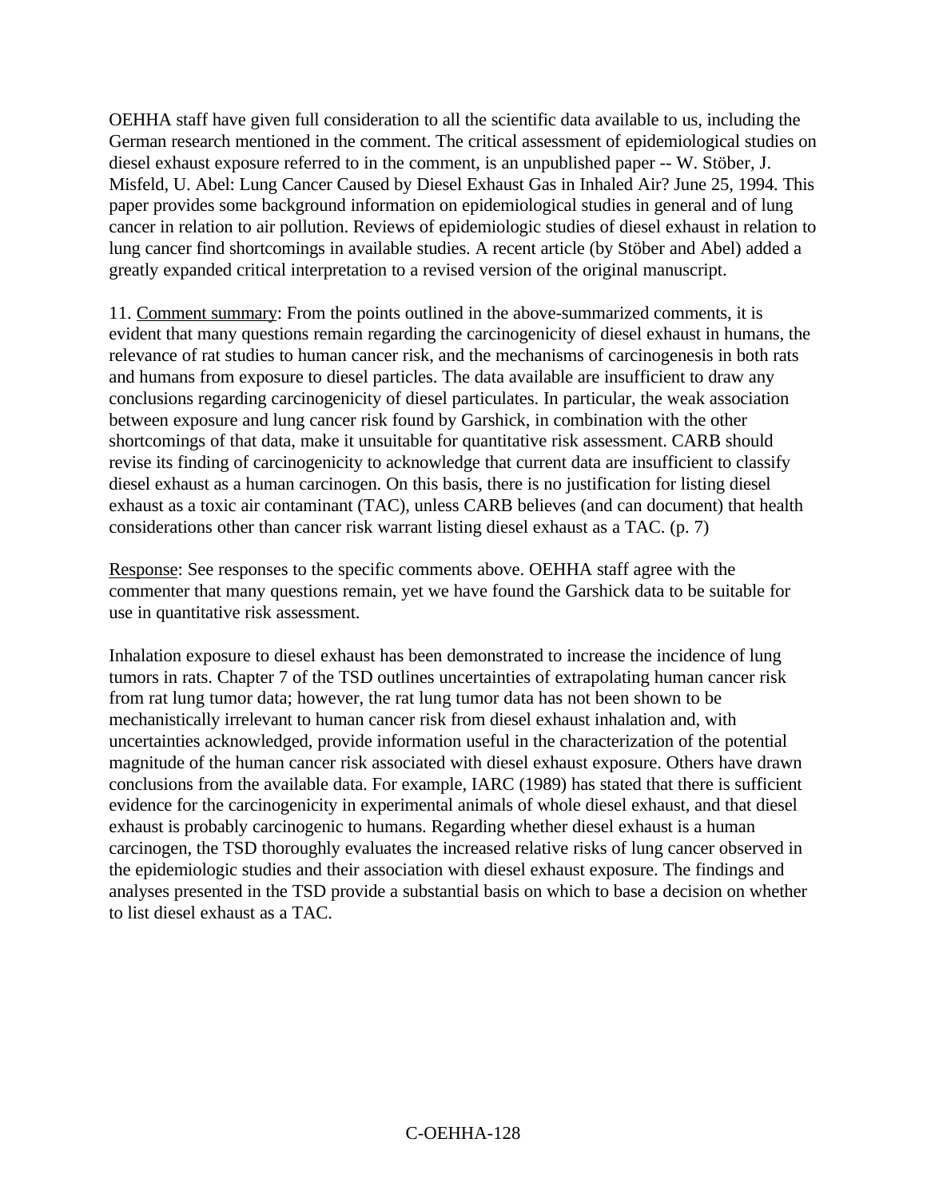OEHHA staff have given full consideration to all the scientific data available to us, including the German research mentioned in the comment. The critical assessment of epidemiological studies on diesel exhaust exposure referred to in the comment, is an unpublished paper -- W. Stöber, J. Misfeld, U. Abel: Lung Cancer Caused by Diesel Exhaust Gas in Inhaled Air? June 25, 1994. This paper provides some background information on epidemiological studies in general and of lung cancer in relation to air pollution. Reviews of epidemiologic studies of diesel exhaust in relation to lung cancer find shortcomings in available studies. A recent article (by Stöber and Abel) added a greatly expanded critical interpretation to a revised version of the original manuscript.

11. Comment summary: From the points outlined in the above-summarized comments, it is evident that many questions remain regarding the carcinogenicity of diesel exhaust in humans, the relevance of rat studies to human cancer risk, and the mechanisms of carcinogenesis in both rats and humans from exposure to diesel particles. The data available are insufficient to draw any conclusions regarding carcinogenicity of diesel particulates. In particular, the weak association between exposure and lung cancer risk found by Garshick, in combination with the other shortcomings of that data, make it unsuitable for quantitative risk assessment. CARB should revise its finding of carcinogenicity to acknowledge that current data are insufficient to classify diesel exhaust as a human carcinogen. On this basis, there is no justification for listing diesel exhaust as a toxic air contaminant (TAC), unless CARB believes (and can document) that health considerations other than cancer risk warrant listing diesel exhaust as a TAC. (p. 7)

Response: See responses to the specific comments above. OEHHA staff agree with the commenter that many questions remain, yet we have found the Garshick data to be suitable for use in quantitative risk assessment.

Inhalation exposure to diesel exhaust has been demonstrated to increase the incidence of lung tumors in rats. Chapter 7 of the TSD outlines uncertainties of extrapolating human cancer risk from rat lung tumor data; however, the rat lung tumor data has not been shown to be mechanistically irrelevant to human cancer risk from diesel exhaust inhalation and, with uncertainties acknowledged, provide information useful in the characterization of the potential magnitude of the human cancer risk associated with diesel exhaust exposure. Others have drawn conclusions from the available data. For example, IARC (1989) has stated that there is sufficient evidence for the carcinogenicity in experimental animals of whole diesel exhaust, and that diesel exhaust is probably carcinogenic to humans. Regarding whether diesel exhaust is a human carcinogen, the TSD thoroughly evaluates the increased relative risks of lung cancer observed in the epidemiologic studies and their association with diesel exhaust exposure. The findings and analyses presented in the TSD provide a substantial basis on which to base a decision on whether to list diesel exhaust as a TAC.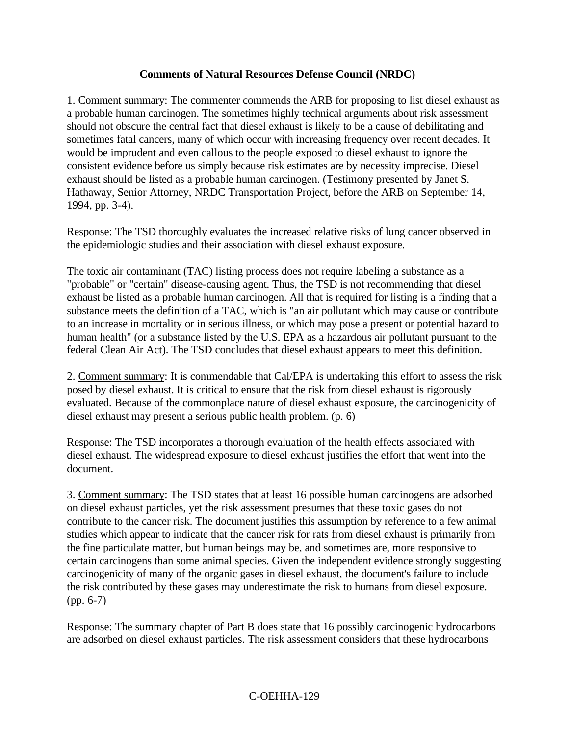**Comments of Natural Resources Defense Council (NRDC)**

1. Comment summary: The commenter commends the ARB for proposing to list diesel exhaust as a probable human carcinogen. The sometimes highly technical arguments about risk assessment should not obscure the central fact that diesel exhaust is likely to be a cause of debilitating and sometimes fatal cancers, many of which occur with increasing frequency over recent decades. It would be imprudent and even callous to the people exposed to diesel exhaust to ignore the consistent evidence before us simply because risk estimates are by necessity imprecise. Diesel exhaust should be listed as a probable human carcinogen. (Testimony presented by Janet S. Hathaway, Senior Attorney, NRDC Transportation Project, before the ARB on September 14, 1994, pp. 3-4).

Response: The TSD thoroughly evaluates the increased relative risks of lung cancer observed in the epidemiologic studies and their association with diesel exhaust exposure.

The toxic air contaminant (TAC) listing process does not require labeling a substance as a "probable" or "certain" disease-causing agent. Thus, the TSD is not recommending that diesel exhaust be listed as a probable human carcinogen. All that is required for listing is a finding that a substance meets the definition of a TAC, which is "an air pollutant which may cause or contribute to an increase in mortality or in serious illness, or which may pose a present or potential hazard to human health" (or a substance listed by the U.S. EPA as a hazardous air pollutant pursuant to the federal Clean Air Act). The TSD concludes that diesel exhaust appears to meet this definition.

2. Comment summary: It is commendable that Cal/EPA is undertaking this effort to assess the risk posed by diesel exhaust. It is critical to ensure that the risk from diesel exhaust is rigorously evaluated. Because of the commonplace nature of diesel exhaust exposure, the carcinogenicity of diesel exhaust may present a serious public health problem. (p. 6)

Response: The TSD incorporates a thorough evaluation of the health effects associated with diesel exhaust. The widespread exposure to diesel exhaust justifies the effort that went into the document.

3. Comment summary: The TSD states that at least 16 possible human carcinogens are adsorbed on diesel exhaust particles, yet the risk assessment presumes that these toxic gases do not contribute to the cancer risk. The document justifies this assumption by reference to a few animal studies which appear to indicate that the cancer risk for rats from diesel exhaust is primarily from the fine particulate matter, but human beings may be, and sometimes are, more responsive to certain carcinogens than some animal species. Given the independent evidence strongly suggesting carcinogenicity of many of the organic gases in diesel exhaust, the document's failure to include the risk contributed by these gases may underestimate the risk to humans from diesel exposure. (pp. 6-7)

Response: The summary chapter of Part B does state that 16 possibly carcinogenic hydrocarbons are adsorbed on diesel exhaust particles. The risk assessment considers that these hydrocarbons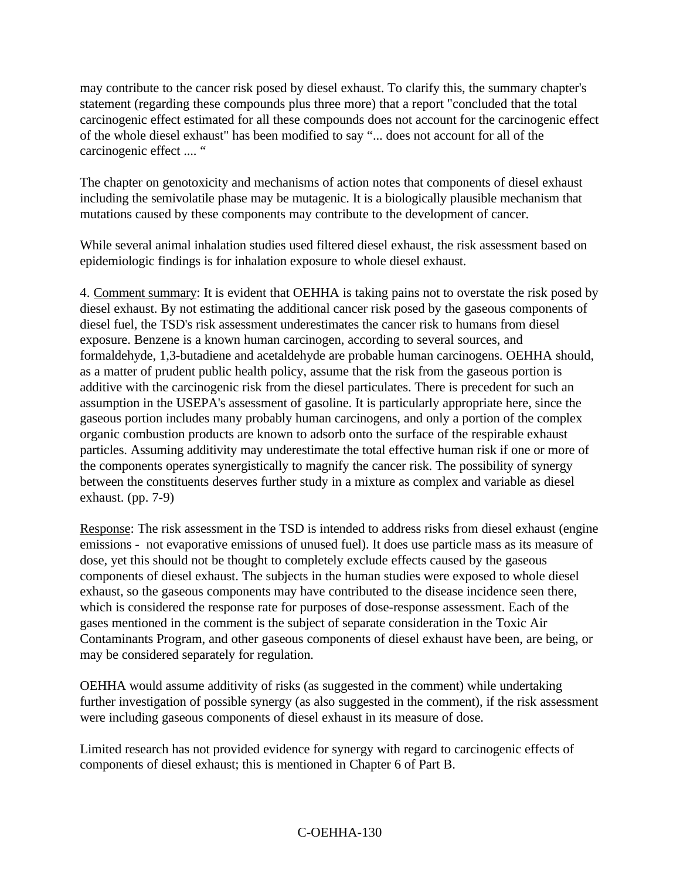may contribute to the cancer risk posed by diesel exhaust. To clarify this, the summary chapter's statement (regarding these compounds plus three more) that a report "concluded that the total carcinogenic effect estimated for all these compounds does not account for the carcinogenic effect of the whole diesel exhaust" has been modified to say "... does not account for all of the carcinogenic effect .... "

The chapter on genotoxicity and mechanisms of action notes that components of diesel exhaust including the semivolatile phase may be mutagenic. It is a biologically plausible mechanism that mutations caused by these components may contribute to the development of cancer.

While several animal inhalation studies used filtered diesel exhaust, the risk assessment based on epidemiologic findings is for inhalation exposure to whole diesel exhaust.

4. Comment summary: It is evident that OEHHA is taking pains not to overstate the risk posed by diesel exhaust. By not estimating the additional cancer risk posed by the gaseous components of diesel fuel, the TSD's risk assessment underestimates the cancer risk to humans from diesel exposure. Benzene is a known human carcinogen, according to several sources, and formaldehyde, 1,3-butadiene and acetaldehyde are probable human carcinogens. OEHHA should, as a matter of prudent public health policy, assume that the risk from the gaseous portion is additive with the carcinogenic risk from the diesel particulates. There is precedent for such an assumption in the USEPA's assessment of gasoline. It is particularly appropriate here, since the gaseous portion includes many probably human carcinogens, and only a portion of the complex organic combustion products are known to adsorb onto the surface of the respirable exhaust particles. Assuming additivity may underestimate the total effective human risk if one or more of the components operates synergistically to magnify the cancer risk. The possibility of synergy between the constituents deserves further study in a mixture as complex and variable as diesel exhaust. (pp. 7-9)

Response: The risk assessment in the TSD is intended to address risks from diesel exhaust (engine emissions - not evaporative emissions of unused fuel). It does use particle mass as its measure of dose, yet this should not be thought to completely exclude effects caused by the gaseous components of diesel exhaust. The subjects in the human studies were exposed to whole diesel exhaust, so the gaseous components may have contributed to the disease incidence seen there, which is considered the response rate for purposes of dose-response assessment. Each of the gases mentioned in the comment is the subject of separate consideration in the Toxic Air Contaminants Program, and other gaseous components of diesel exhaust have been, are being, or may be considered separately for regulation.

OEHHA would assume additivity of risks (as suggested in the comment) while undertaking further investigation of possible synergy (as also suggested in the comment), if the risk assessment were including gaseous components of diesel exhaust in its measure of dose.

Limited research has not provided evidence for synergy with regard to carcinogenic effects of components of diesel exhaust; this is mentioned in Chapter 6 of Part B.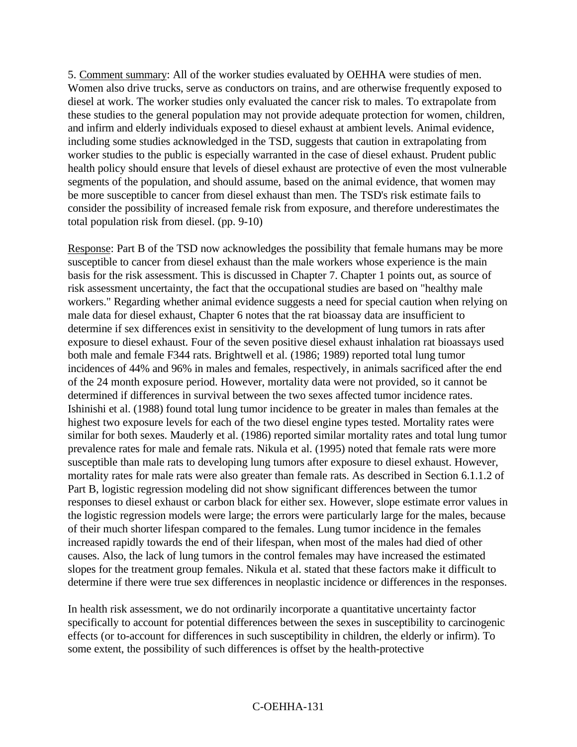5. <u>Comment summary</u>: All of the worker studies evaluated by OEHHA were studies of men. Women also drive trucks, serve as conductors on trains, and are otherwise frequently exposed to diesel at work. The worker studies only evaluated the cancer risk to males. To extrapolate from these studies to the general population may not provide adequate protection for women, children, and infirm and elderly individuals exposed to diesel exhaust at ambient levels. Animal evidence, including some studies acknowledged in the TSD, suggests that caution in extrapolating from worker studies to the public is especially warranted in the case of diesel exhaust. Prudent public health policy should ensure that levels of diesel exhaust are protective of even the most vulnerable segments of the population, and should assume, based on the animal evidence, that women may be more susceptible to cancer from diesel exhaust than men. The TSD's risk estimate fails to consider the possibility of increased female risk from exposure, and therefore underestimates the total population risk from diesel. (pp. 9-10)

<u>Response</u>: Part B of the TSD now acknowledges the possibility that female humans may be more susceptible to cancer from diesel exhaust than the male workers whose experience is the main basis for the risk assessment. This is discussed in Chapter 7. Chapter 1 points out, as source of risk assessment uncertainty, the fact that the occupational studies are based on "healthy male workers." Regarding whether animal evidence suggests a need for special caution when relying on male data for diesel exhaust, Chapter 6 notes that the rat bioassay data are insufficient to determine if sex differences exist in sensitivity to the development of lung tumors in rats after exposure to diesel exhaust. Four of the seven positive diesel exhaust inhalation rat bioassays used both male and female F344 rats. Brightwell et al. (1986; 1989) reported total lung tumor incidences of 44% and 96% in males and females, respectively, in animals sacrificed after the end of the 24 month exposure period. However, mortality data were not provided, so it cannot be determined if differences in survival between the two sexes affected tumor incidence rates. Ishinishi et al. (1988) found total lung tumor incidence to be greater in males than females at the highest two exposure levels for each of the two diesel engine types tested. Mortality rates were similar for both sexes. Mauderly et al. (1986) reported similar mortality rates and total lung tumor prevalence rates for male and female rats. Nikula et al. (1995) noted that female rats were more susceptible than male rats to developing lung tumors after exposure to diesel exhaust. However, mortality rates for male rats were also greater than female rats. As described in Section 6.1.1.2 of Part B, logistic regression modeling did not show significant differences between the tumor responses to diesel exhaust or carbon black for either sex. However, slope estimate error values in the logistic regression models were large; the errors were particularly large for the males, because of their much shorter lifespan compared to the females. Lung tumor incidence in the females increased rapidly towards the end of their lifespan, when most of the males had died of other causes. Also, the lack of lung tumors in the control females may have increased the estimated slopes for the treatment group females. Nikula et al. stated that these factors make it difficult to determine if there were true sex differences in neoplastic incidence or differences in the responses.

In health risk assessment, we do not ordinarily incorporate a quantitative uncertainty factor specifically to account for potential differences between the sexes in susceptibility to carcinogenic effects (or to-account for differences in such susceptibility in children, the elderly or infirm). To some extent, the possibility of such differences is offset by the health-protective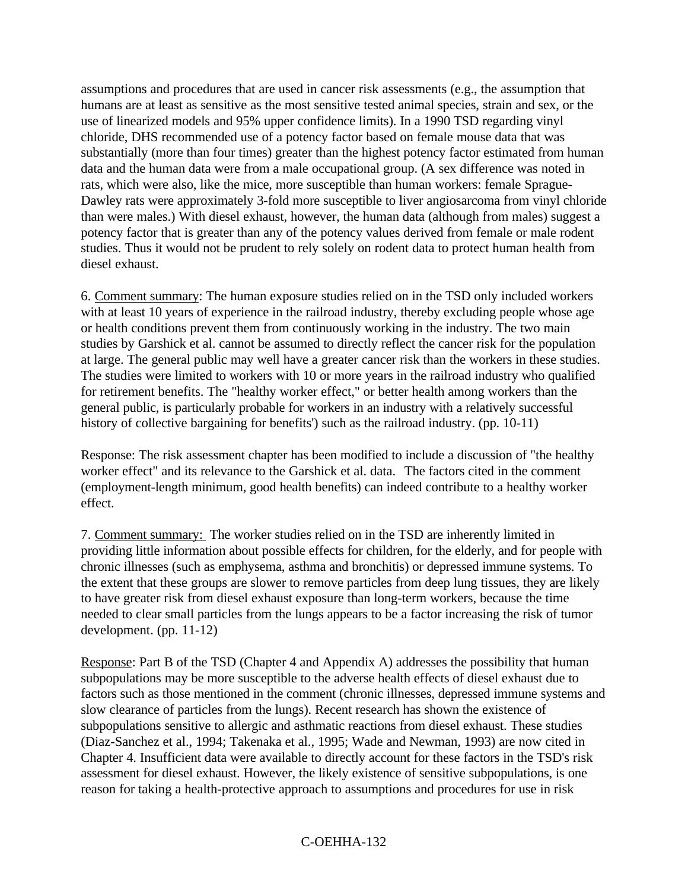assumptions and procedures that are used in cancer risk assessments (e.g., the assumption that humans are at least as sensitive as the most sensitive tested animal species, strain and sex, or the use of linearized models and 95% upper confidence limits). In a 1990 TSD regarding vinyl chloride, DHS recommended use of a potency factor based on female mouse data that was substantially (more than four times) greater than the highest potency factor estimated from human data and the human data were from a male occupational group. (A sex difference was noted in rats, which were also, like the mice, more susceptible than human workers: female Sprague-Dawley rats were approximately 3-fold more susceptible to liver angiosarcoma from vinyl chloride than were males.) With diesel exhaust, however, the human data (although from males) suggest a potency factor that is greater than any of the potency values derived from female or male rodent studies. Thus it would not be prudent to rely solely on rodent data to protect human health from diesel exhaust.

6. Comment summary: The human exposure studies relied on in the TSD only included workers with at least 10 years of experience in the railroad industry, thereby excluding people whose age or health conditions prevent them from continuously working in the industry. The two main studies by Garshick et al. cannot be assumed to directly reflect the cancer risk for the population at large. The general public may well have a greater cancer risk than the workers in these studies. The studies were limited to workers with 10 or more years in the railroad industry who qualified for retirement benefits. The "healthy worker effect," or better health among workers than the general public, is particularly probable for workers in an industry with a relatively successful history of collective bargaining for benefits') such as the railroad industry. (pp. 10-11)

Response: The risk assessment chapter has been modified to include a discussion of "the healthy worker effect" and its relevance to the Garshick et al. data. The factors cited in the comment (employment-length minimum, good health benefits) can indeed contribute to a healthy worker effect.

7. Comment summary: The worker studies relied on in the TSD are inherently limited in providing little information about possible effects for children, for the elderly, and for people with chronic illnesses (such as emphysema, asthma and bronchitis) or depressed immune systems. To the extent that these groups are slower to remove particles from deep lung tissues, they are likely to have greater risk from diesel exhaust exposure than long-term workers, because the time needed to clear small particles from the lungs appears to be a factor increasing the risk of tumor development. (pp. 11-12)

Response: Part B of the TSD (Chapter 4 and Appendix A) addresses the possibility that human subpopulations may be more susceptible to the adverse health effects of diesel exhaust due to factors such as those mentioned in the comment (chronic illnesses, depressed immune systems and slow clearance of particles from the lungs). Recent research has shown the existence of subpopulations sensitive to allergic and asthmatic reactions from diesel exhaust. These studies (Diaz-Sanchez et al., 1994; Takenaka et al., 1995; Wade and Newman, 1993) are now cited in Chapter 4. Insufficient data were available to directly account for these factors in the TSD's risk assessment for diesel exhaust. However, the likely existence of sensitive subpopulations, is one reason for taking a health-protective approach to assumptions and procedures for use in risk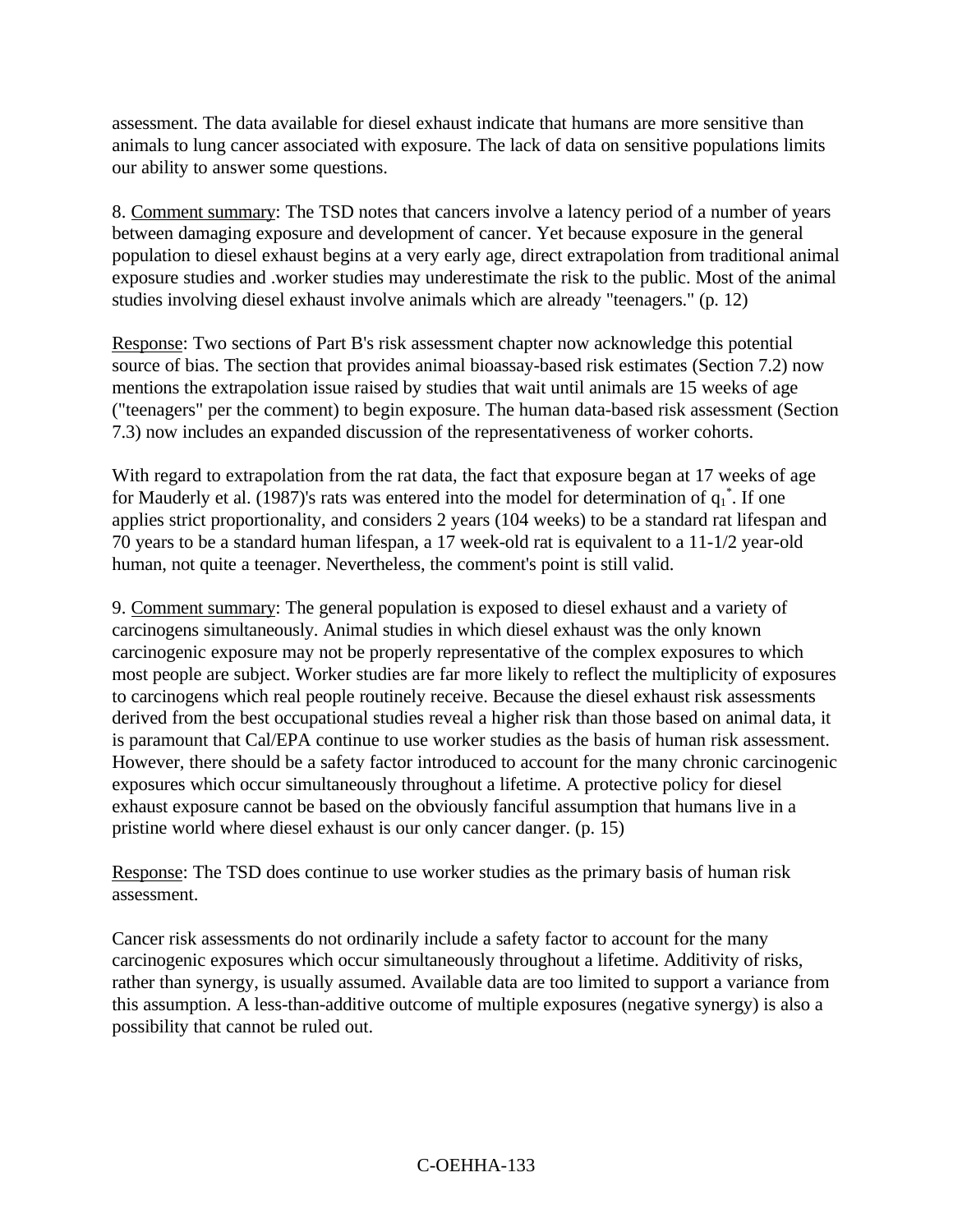assessment. The data available for diesel exhaust indicate that humans are more sensitive than animals to lung cancer associated with exposure. The lack of data on sensitive populations limits our ability to answer some questions.

8. Comment summary: The TSD notes that cancers involve a latency period of a number of years between damaging exposure and development of cancer. Yet because exposure in the general population to diesel exhaust begins at a very early age, direct extrapolation from traditional animal exposure studies and .worker studies may underestimate the risk to the public. Most of the animal studies involving diesel exhaust involve animals which are already "teenagers." (p. 12)

Response: Two sections of Part B's risk assessment chapter now acknowledge this potential source of bias. The section that provides animal bioassay-based risk estimates (Section 7.2) now mentions the extrapolation issue raised by studies that wait until animals are 15 weeks of age ("teenagers" per the comment) to begin exposure. The human data-based risk assessment (Section 7.3) now includes an expanded discussion of the representativeness of worker cohorts.

With regard to extrapolation from the rat data, the fact that exposure began at 17 weeks of age for Mauderly et al. (1987)'s rats was entered into the model for determination of $q_1^*$. If one applies strict proportionality, and considers 2 years (104 weeks) to be a standard rat lifespan and 70 years to be a standard human lifespan, a 17 week-old rat is equivalent to a 11-1/2 year-old human, not quite a teenager. Nevertheless, the comment's point is still valid.

9. Comment summary: The general population is exposed to diesel exhaust and a variety of carcinogens simultaneously. Animal studies in which diesel exhaust was the only known carcinogenic exposure may not be properly representative of the complex exposures to which most people are subject. Worker studies are far more likely to reflect the multiplicity of exposures to carcinogens which real people routinely receive. Because the diesel exhaust risk assessments derived from the best occupational studies reveal a higher risk than those based on animal data, it is paramount that Cal/EPA continue to use worker studies as the basis of human risk assessment. However, there should be a safety factor introduced to account for the many chronic carcinogenic exposures which occur simultaneously throughout a lifetime. A protective policy for diesel exhaust exposure cannot be based on the obviously fanciful assumption that humans live in a pristine world where diesel exhaust is our only cancer danger. (p. 15)

Response: The TSD does continue to use worker studies as the primary basis of human risk assessment.

Cancer risk assessments do not ordinarily include a safety factor to account for the many carcinogenic exposures which occur simultaneously throughout a lifetime. Additivity of risks, rather than synergy, is usually assumed. Available data are too limited to support a variance from this assumption. A less-than-additive outcome of multiple exposures (negative synergy) is also a possibility that cannot be ruled out.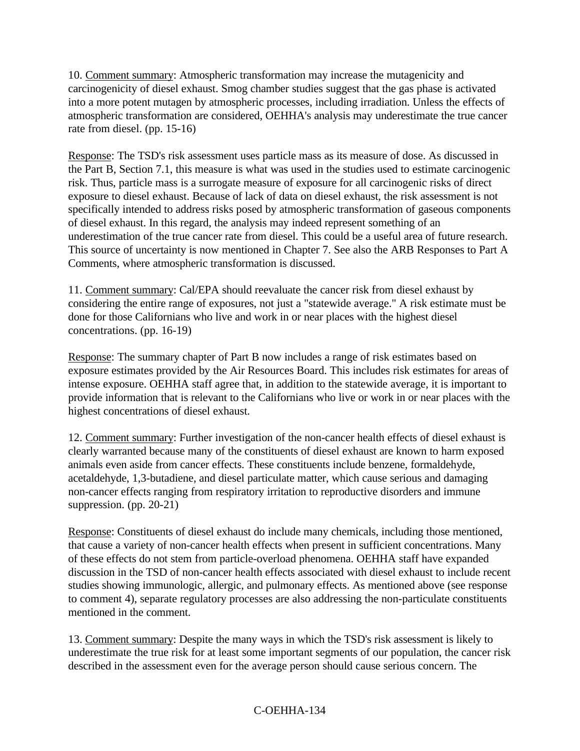10. Comment summary: Atmospheric transformation may increase the mutagenicity and carcinogenicity of diesel exhaust. Smog chamber studies suggest that the gas phase is activated into a more potent mutagen by atmospheric processes, including irradiation. Unless the effects of atmospheric transformation are considered, OEHHA's analysis may underestimate the true cancer rate from diesel. (pp. 15-16)

Response: The TSD's risk assessment uses particle mass as its measure of dose. As discussed in the Part B, Section 7.1, this measure is what was used in the studies used to estimate carcinogenic risk. Thus, particle mass is a surrogate measure of exposure for all carcinogenic risks of direct exposure to diesel exhaust. Because of lack of data on diesel exhaust, the risk assessment is not specifically intended to address risks posed by atmospheric transformation of gaseous components of diesel exhaust. In this regard, the analysis may indeed represent something of an underestimation of the true cancer rate from diesel. This could be a useful area of future research. This source of uncertainty is now mentioned in Chapter 7. See also the ARB Responses to Part A Comments, where atmospheric transformation is discussed.

11. Comment summary: Cal/EPA should reevaluate the cancer risk from diesel exhaust by considering the entire range of exposures, not just a "statewide average." A risk estimate must be done for those Californians who live and work in or near places with the highest diesel concentrations. (pp. 16-19)

Response: The summary chapter of Part B now includes a range of risk estimates based on exposure estimates provided by the Air Resources Board. This includes risk estimates for areas of intense exposure. OEHHA staff agree that, in addition to the statewide average, it is important to provide information that is relevant to the Californians who live or work in or near places with the highest concentrations of diesel exhaust.

12. Comment summary: Further investigation of the non-cancer health effects of diesel exhaust is clearly warranted because many of the constituents of diesel exhaust are known to harm exposed animals even aside from cancer effects. These constituents include benzene, formaldehyde, acetaldehyde, 1,3-butadiene, and diesel particulate matter, which cause serious and damaging non-cancer effects ranging from respiratory irritation to reproductive disorders and immune suppression. (pp. 20-21)

Response: Constituents of diesel exhaust do include many chemicals, including those mentioned, that cause a variety of non-cancer health effects when present in sufficient concentrations. Many of these effects do not stem from particle-overload phenomena. OEHHA staff have expanded discussion in the TSD of non-cancer health effects associated with diesel exhaust to include recent studies showing immunologic, allergic, and pulmonary effects. As mentioned above (see response to comment 4), separate regulatory processes are also addressing the non-particulate constituents mentioned in the comment.

13. Comment summary: Despite the many ways in which the TSD's risk assessment is likely to underestimate the true risk for at least some important segments of our population, the cancer risk described in the assessment even for the average person should cause serious concern. The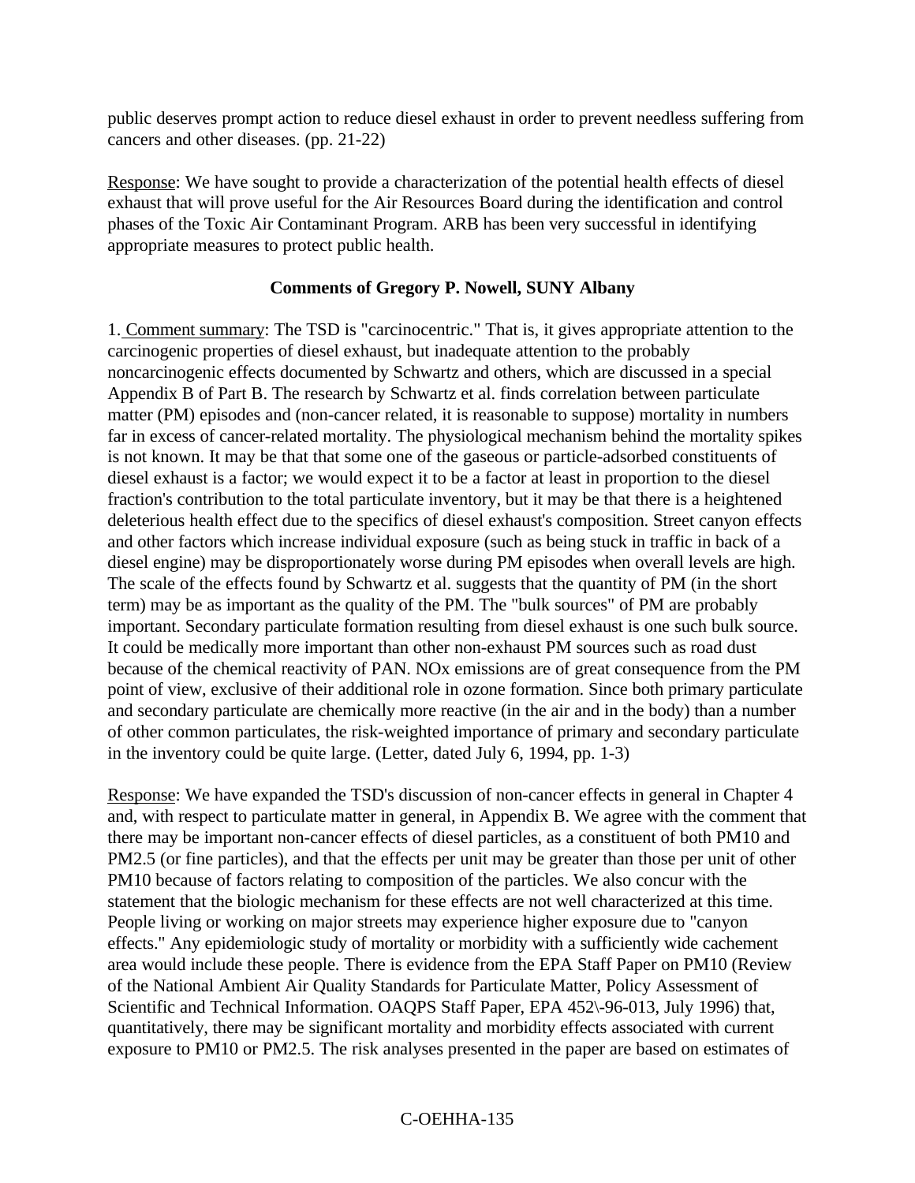public deserves prompt action to reduce diesel exhaust in order to prevent needless suffering from cancers and other diseases. (pp. 21-22)

Response: We have sought to provide a characterization of the potential health effects of diesel exhaust that will prove useful for the Air Resources Board during the identification and control phases of the Toxic Air Contaminant Program. ARB has been very successful in identifying appropriate measures to protect public health.

**Comments of Gregory P. Nowell, SUNY Albany**

1. Comment summary: The TSD is "carcinocentric." That is, it gives appropriate attention to the carcinogenic properties of diesel exhaust, but inadequate attention to the probably noncarcinogenic effects documented by Schwartz and others, which are discussed in a special Appendix B of Part B. The research by Schwartz et al. finds correlation between particulate matter (PM) episodes and (non-cancer related, it is reasonable to suppose) mortality in numbers far in excess of cancer-related mortality. The physiological mechanism behind the mortality spikes is not known. It may be that that some one of the gaseous or particle-adsorbed constituents of diesel exhaust is a factor; we would expect it to be a factor at least in proportion to the diesel fraction's contribution to the total particulate inventory, but it may be that there is a heightened deleterious health effect due to the specifics of diesel exhaust's composition. Street canyon effects and other factors which increase individual exposure (such as being stuck in traffic in back of a diesel engine) may be disproportionately worse during PM episodes when overall levels are high. The scale of the effects found by Schwartz et al. suggests that the quantity of PM (in the short term) may be as important as the quality of the PM. The "bulk sources" of PM are probably important. Secondary particulate formation resulting from diesel exhaust is one such bulk source. It could be medically more important than other non-exhaust PM sources such as road dust because of the chemical reactivity of PAN. NOx emissions are of great consequence from the PM point of view, exclusive of their additional role in ozone formation. Since both primary particulate and secondary particulate are chemically more reactive (in the air and in the body) than a number of other common particulates, the risk-weighted importance of primary and secondary particulate in the inventory could be quite large. (Letter, dated July 6, 1994, pp. 1-3)

Response: We have expanded the TSD's discussion of non-cancer effects in general in Chapter 4 and, with respect to particulate matter in general, in Appendix B. We agree with the comment that there may be important non-cancer effects of diesel particles, as a constituent of both PM10 and PM2.5 (or fine particles), and that the effects per unit may be greater than those per unit of other PM10 because of factors relating to composition of the particles. We also concur with the statement that the biologic mechanism for these effects are not well characterized at this time. People living or working on major streets may experience higher exposure due to "canyon effects." Any epidemiologic study of mortality or morbidity with a sufficiently wide cachement area would include these people. There is evidence from the EPA Staff Paper on PM10 (Review of the National Ambient Air Quality Standards for Particulate Matter, Policy Assessment of Scientific and Technical Information. OAQPS Staff Paper, EPA 452\-96-013, July 1996) that, quantitatively, there may be significant mortality and morbidity effects associated with current exposure to PM10 or PM2.5. The risk analyses presented in the paper are based on estimates of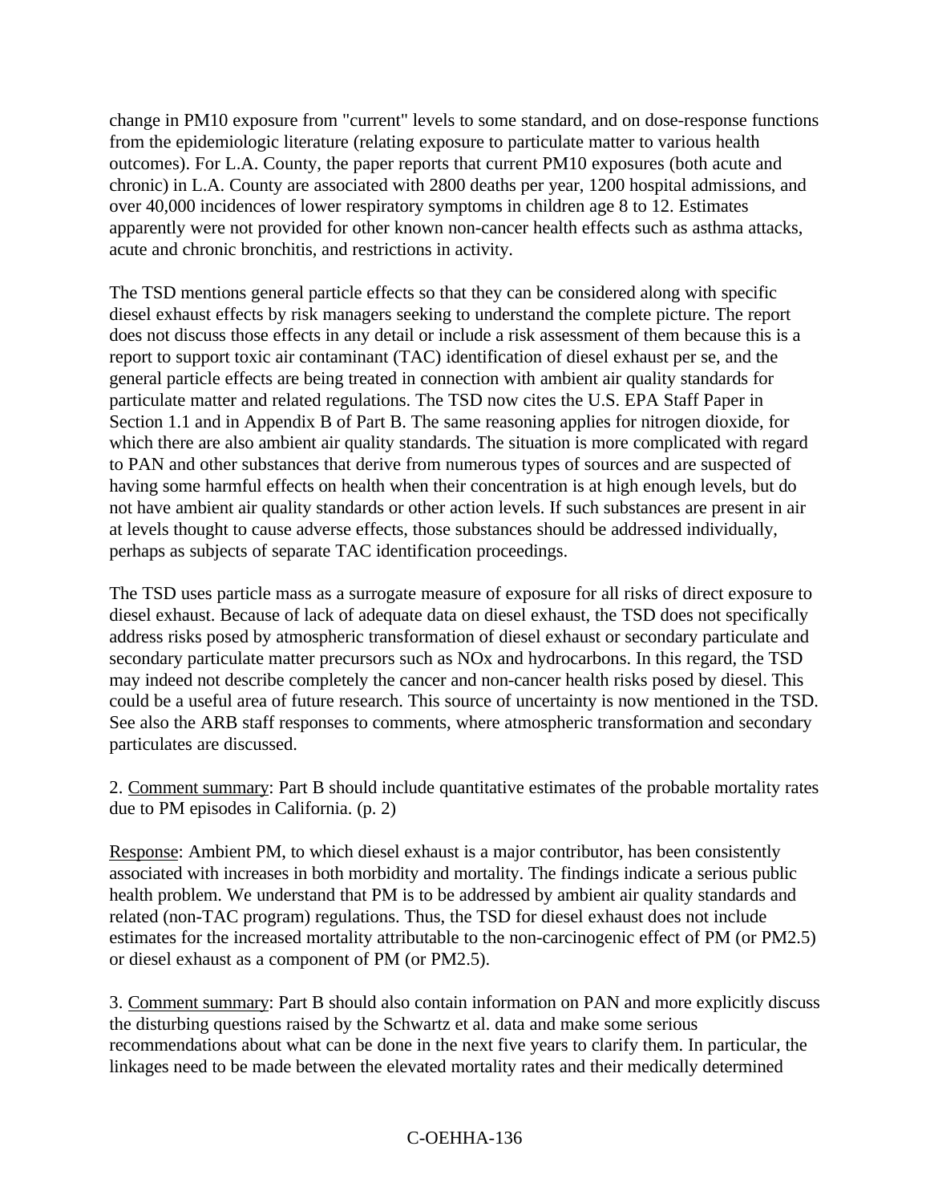change in PM10 exposure from "current" levels to some standard, and on dose-response functions from the epidemiologic literature (relating exposure to particulate matter to various health outcomes). For L.A. County, the paper reports that current PM10 exposures (both acute and chronic) in L.A. County are associated with 2800 deaths per year, 1200 hospital admissions, and over 40,000 incidences of lower respiratory symptoms in children age 8 to 12. Estimates apparently were not provided for other known non-cancer health effects such as asthma attacks, acute and chronic bronchitis, and restrictions in activity.

The TSD mentions general particle effects so that they can be considered along with specific diesel exhaust effects by risk managers seeking to understand the complete picture. The report does not discuss those effects in any detail or include a risk assessment of them because this is a report to support toxic air contaminant (TAC) identification of diesel exhaust per se, and the general particle effects are being treated in connection with ambient air quality standards for particulate matter and related regulations. The TSD now cites the U.S. EPA Staff Paper in Section 1.1 and in Appendix B of Part B. The same reasoning applies for nitrogen dioxide, for which there are also ambient air quality standards. The situation is more complicated with regard to PAN and other substances that derive from numerous types of sources and are suspected of having some harmful effects on health when their concentration is at high enough levels, but do not have ambient air quality standards or other action levels. If such substances are present in air at levels thought to cause adverse effects, those substances should be addressed individually, perhaps as subjects of separate TAC identification proceedings.

The TSD uses particle mass as a surrogate measure of exposure for all risks of direct exposure to diesel exhaust. Because of lack of adequate data on diesel exhaust, the TSD does not specifically address risks posed by atmospheric transformation of diesel exhaust or secondary particulate and secondary particulate matter precursors such as NOx and hydrocarbons. In this regard, the TSD may indeed not describe completely the cancer and non-cancer health risks posed by diesel. This could be a useful area of future research. This source of uncertainty is now mentioned in the TSD. See also the ARB staff responses to comments, where atmospheric transformation and secondary particulates are discussed.

2. Comment summary: Part B should include quantitative estimates of the probable mortality rates due to PM episodes in California. (p. 2)

Response: Ambient PM, to which diesel exhaust is a major contributor, has been consistently associated with increases in both morbidity and mortality. The findings indicate a serious public health problem. We understand that PM is to be addressed by ambient air quality standards and related (non-TAC program) regulations. Thus, the TSD for diesel exhaust does not include estimates for the increased mortality attributable to the non-carcinogenic effect of PM (or PM2.5) or diesel exhaust as a component of PM (or PM2.5).

3. Comment summary: Part B should also contain information on PAN and more explicitly discuss the disturbing questions raised by the Schwartz et al. data and make some serious recommendations about what can be done in the next five years to clarify them. In particular, the linkages need to be made between the elevated mortality rates and their medically determined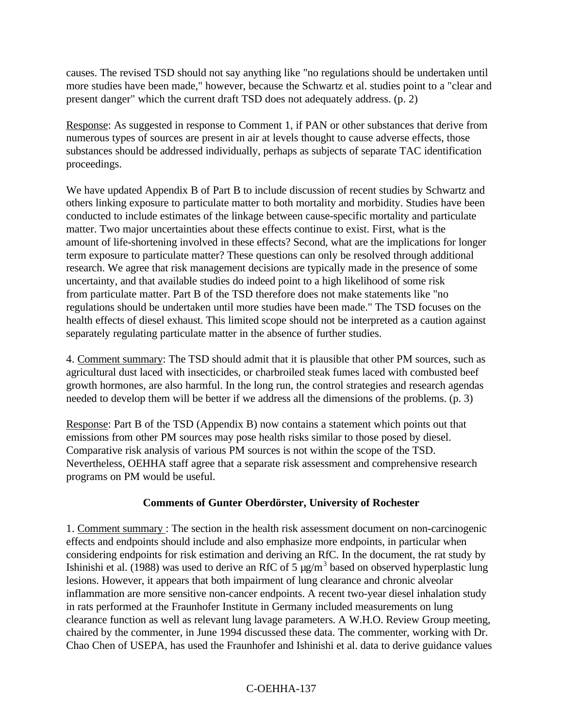causes. The revised TSD should not say anything like "no regulations should be undertaken until more studies have been made," however, because the Schwartz et al. studies point to a "clear and present danger" which the current draft TSD does not adequately address. (p. 2)

Response: As suggested in response to Comment 1, if PAN or other substances that derive from numerous types of sources are present in air at levels thought to cause adverse effects, those substances should be addressed individually, perhaps as subjects of separate TAC identification proceedings.

We have updated Appendix B of Part B to include discussion of recent studies by Schwartz and others linking exposure to particulate matter to both mortality and morbidity. Studies have been conducted to include estimates of the linkage between cause-specific mortality and particulate matter. Two major uncertainties about these effects continue to exist. First, what is the amount of life-shortening involved in these effects? Second, what are the implications for longer term exposure to particulate matter? These questions can only be resolved through additional research. We agree that risk management decisions are typically made in the presence of some uncertainty, and that available studies do indeed point to a high likelihood of some risk from particulate matter. Part B of the TSD therefore does not make statements like "no regulations should be undertaken until more studies have been made." The TSD focuses on the health effects of diesel exhaust. This limited scope should not be interpreted as a caution against separately regulating particulate matter in the absence of further studies.

4. Comment summary: The TSD should admit that it is plausible that other PM sources, such as agricultural dust laced with insecticides, or charbroiled steak fumes laced with combusted beef growth hormones, are also harmful. In the long run, the control strategies and research agendas needed to develop them will be better if we address all the dimensions of the problems. (p. 3)

Response: Part B of the TSD (Appendix B) now contains a statement which points out that emissions from other PM sources may pose health risks similar to those posed by diesel. Comparative risk analysis of various PM sources is not within the scope of the TSD. Nevertheless, OEHHA staff agree that a separate risk assessment and comprehensive research programs on PM would be useful.

**Comments of Gunter Oberdörster, University of Rochester**

1. Comment summary : The section in the health risk assessment document on non-carcinogenic effects and endpoints should include and also emphasize more endpoints, in particular when considering endpoints for risk estimation and deriving an RfC. In the document, the rat study by Ishinishi et al. (1988) was used to derive an RfC of 5 $\mu g/m^3$ based on observed hyperplastic lung lesions. However, it appears that both impairment of lung clearance and chronic alveolar inflammation are more sensitive non-cancer endpoints. A recent two-year diesel inhalation study in rats performed at the Fraunhofer Institute in Germany included measurements on lung clearance function as well as relevant lung lavage parameters. A W.H.O. Review Group meeting, chaired by the commenter, in June 1994 discussed these data. The commenter, working with Dr. Chao Chen of USEPA, has used the Fraunhofer and Ishinishi et al. data to derive guidance values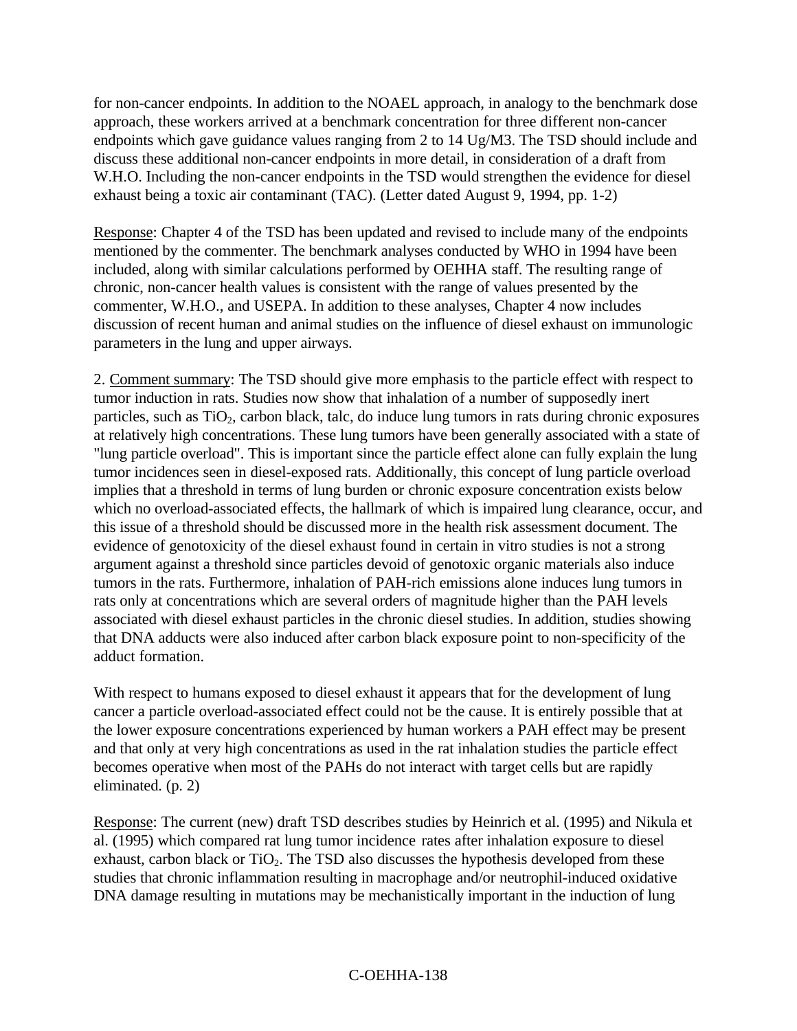for non-cancer endpoints. In addition to the NOAEL approach, in analogy to the benchmark dose approach, these workers arrived at a benchmark concentration for three different non-cancer endpoints which gave guidance values ranging from 2 to 14 Ug/M3. The TSD should include and discuss these additional non-cancer endpoints in more detail, in consideration of a draft from W.H.O. Including the non-cancer endpoints in the TSD would strengthen the evidence for diesel exhaust being a toxic air contaminant (TAC). (Letter dated August 9, 1994, pp. 1-2)

Response: Chapter 4 of the TSD has been updated and revised to include many of the endpoints mentioned by the commenter. The benchmark analyses conducted by WHO in 1994 have been included, along with similar calculations performed by OEHHA staff. The resulting range of chronic, non-cancer health values is consistent with the range of values presented by the commenter, W.H.O., and USEPA. In addition to these analyses, Chapter 4 now includes discussion of recent human and animal studies on the influence of diesel exhaust on immunologic parameters in the lung and upper airways.

2. Comment summary: The TSD should give more emphasis to the particle effect with respect to tumor induction in rats. Studies now show that inhalation of a number of supposedly inert particles, such as $TiO_2$, carbon black, talc, do induce lung tumors in rats during chronic exposures at relatively high concentrations. These lung tumors have been generally associated with a state of "lung particle overload". This is important since the particle effect alone can fully explain the lung tumor incidences seen in diesel-exposed rats. Additionally, this concept of lung particle overload implies that a threshold in terms of lung burden or chronic exposure concentration exists below which no overload-associated effects, the hallmark of which is impaired lung clearance, occur, and this issue of a threshold should be discussed more in the health risk assessment document. The evidence of genotoxicity of the diesel exhaust found in certain in vitro studies is not a strong argument against a threshold since particles devoid of genotoxic organic materials also induce tumors in the rats. Furthermore, inhalation of PAH-rich emissions alone induces lung tumors in rats only at concentrations which are several orders of magnitude higher than the PAH levels associated with diesel exhaust particles in the chronic diesel studies. In addition, studies showing that DNA adducts were also induced after carbon black exposure point to non-specificity of the adduct formation.

With respect to humans exposed to diesel exhaust it appears that for the development of lung cancer a particle overload-associated effect could not be the cause. It is entirely possible that at the lower exposure concentrations experienced by human workers a PAH effect may be present and that only at very high concentrations as used in the rat inhalation studies the particle effect becomes operative when most of the PAHs do not interact with target cells but are rapidly eliminated. (p. 2)

Response: The current (new) draft TSD describes studies by Heinrich et al. (1995) and Nikula et al. (1995) which compared rat lung tumor incidence rates after inhalation exposure to diesel exhaust, carbon black or $TiO_2$. The TSD also discusses the hypothesis developed from these studies that chronic inflammation resulting in macrophage and/or neutrophil-induced oxidative DNA damage resulting in mutations may be mechanistically important in the induction of lung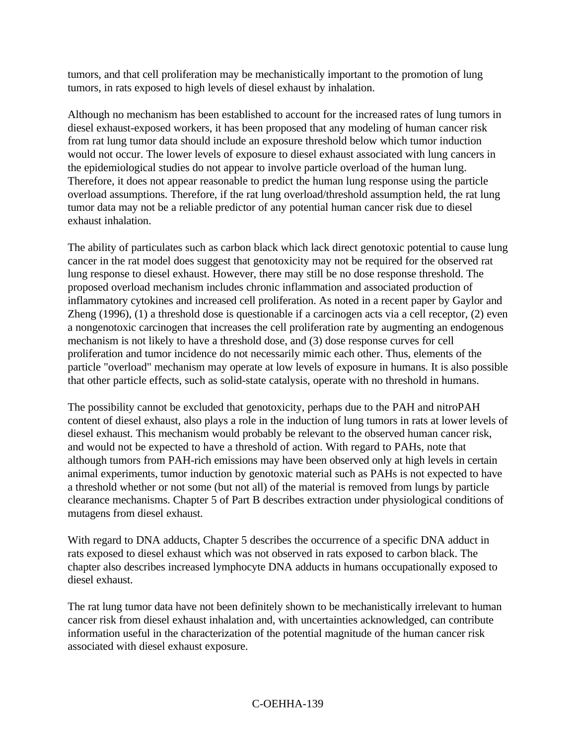tumors, and that cell proliferation may be mechanistically important to the promotion of lung tumors, in rats exposed to high levels of diesel exhaust by inhalation.

Although no mechanism has been established to account for the increased rates of lung tumors in diesel exhaust-exposed workers, it has been proposed that any modeling of human cancer risk from rat lung tumor data should include an exposure threshold below which tumor induction would not occur. The lower levels of exposure to diesel exhaust associated with lung cancers in the epidemiological studies do not appear to involve particle overload of the human lung. Therefore, it does not appear reasonable to predict the human lung response using the particle overload assumptions. Therefore, if the rat lung overload/threshold assumption held, the rat lung tumor data may not be a reliable predictor of any potential human cancer risk due to diesel exhaust inhalation.

The ability of particulates such as carbon black which lack direct genotoxic potential to cause lung cancer in the rat model does suggest that genotoxicity may not be required for the observed rat lung response to diesel exhaust. However, there may still be no dose response threshold. The proposed overload mechanism includes chronic inflammation and associated production of inflammatory cytokines and increased cell proliferation. As noted in a recent paper by Gaylor and Zheng (1996), (1) a threshold dose is questionable if a carcinogen acts via a cell receptor, (2) even a nongenotoxic carcinogen that increases the cell proliferation rate by augmenting an endogenous mechanism is not likely to have a threshold dose, and (3) dose response curves for cell proliferation and tumor incidence do not necessarily mimic each other. Thus, elements of the particle "overload" mechanism may operate at low levels of exposure in humans. It is also possible that other particle effects, such as solid-state catalysis, operate with no threshold in humans.

The possibility cannot be excluded that genotoxicity, perhaps due to the PAH and nitroPAH content of diesel exhaust, also plays a role in the induction of lung tumors in rats at lower levels of diesel exhaust. This mechanism would probably be relevant to the observed human cancer risk, and would not be expected to have a threshold of action. With regard to PAHs, note that although tumors from PAH-rich emissions may have been observed only at high levels in certain animal experiments, tumor induction by genotoxic material such as PAHs is not expected to have a threshold whether or not some (but not all) of the material is removed from lungs by particle clearance mechanisms. Chapter 5 of Part B describes extraction under physiological conditions of mutagens from diesel exhaust.

With regard to DNA adducts, Chapter 5 describes the occurrence of a specific DNA adduct in rats exposed to diesel exhaust which was not observed in rats exposed to carbon black. The chapter also describes increased lymphocyte DNA adducts in humans occupationally exposed to diesel exhaust.

The rat lung tumor data have not been definitely shown to be mechanistically irrelevant to human cancer risk from diesel exhaust inhalation and, with uncertainties acknowledged, can contribute information useful in the characterization of the potential magnitude of the human cancer risk associated with diesel exhaust exposure.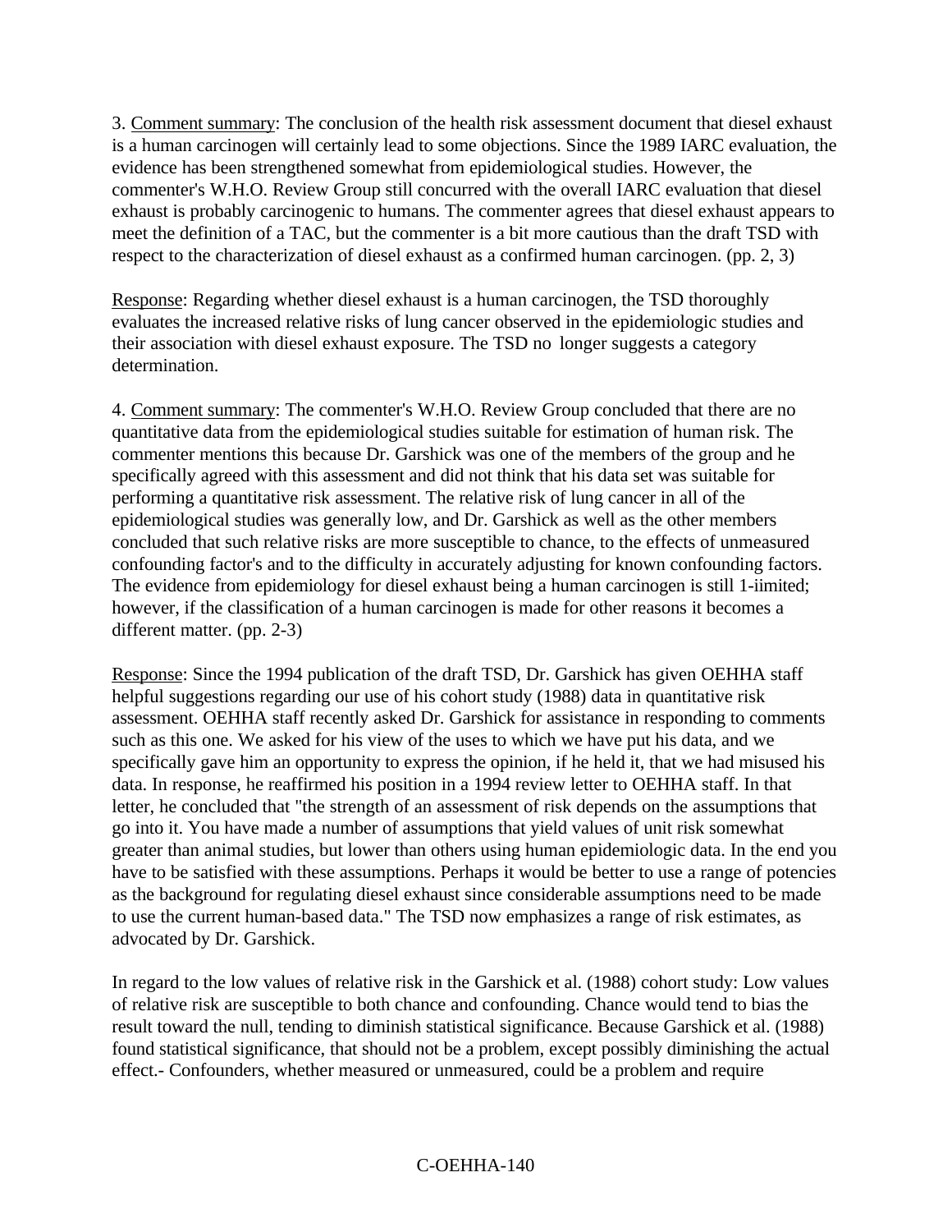3. Comment summary: The conclusion of the health risk assessment document that diesel exhaust is a human carcinogen will certainly lead to some objections. Since the 1989 IARC evaluation, the evidence has been strengthened somewhat from epidemiological studies. However, the commenter's W.H.O. Review Group still concurred with the overall IARC evaluation that diesel exhaust is probably carcinogenic to humans. The commenter agrees that diesel exhaust appears to meet the definition of a TAC, but the commenter is a bit more cautious than the draft TSD with respect to the characterization of diesel exhaust as a confirmed human carcinogen. (pp. 2, 3)

Response: Regarding whether diesel exhaust is a human carcinogen, the TSD thoroughly evaluates the increased relative risks of lung cancer observed in the epidemiologic studies and their association with diesel exhaust exposure. The TSD no longer suggests a category determination.

4. Comment summary: The commenter's W.H.O. Review Group concluded that there are no quantitative data from the epidemiological studies suitable for estimation of human risk. The commenter mentions this because Dr. Garshick was one of the members of the group and he specifically agreed with this assessment and did not think that his data set was suitable for performing a quantitative risk assessment. The relative risk of lung cancer in all of the epidemiological studies was generally low, and Dr. Garshick as well as the other members concluded that such relative risks are more susceptible to chance, to the effects of unmeasured confounding factor's and to the difficulty in accurately adjusting for known confounding factors. The evidence from epidemiology for diesel exhaust being a human carcinogen is still 1-iimited; however, if the classification of a human carcinogen is made for other reasons it becomes a different matter. (pp. 2-3)

Response: Since the 1994 publication of the draft TSD, Dr. Garshick has given OEHHA staff helpful suggestions regarding our use of his cohort study (1988) data in quantitative risk assessment. OEHHA staff recently asked Dr. Garshick for assistance in responding to comments such as this one. We asked for his view of the uses to which we have put his data, and we specifically gave him an opportunity to express the opinion, if he held it, that we had misused his data. In response, he reaffirmed his position in a 1994 review letter to OEHHA staff. In that letter, he concluded that "the strength of an assessment of risk depends on the assumptions that go into it. You have made a number of assumptions that yield values of unit risk somewhat greater than animal studies, but lower than others using human epidemiologic data. In the end you have to be satisfied with these assumptions. Perhaps it would be better to use a range of potencies as the background for regulating diesel exhaust since considerable assumptions need to be made to use the current human-based data." The TSD now emphasizes a range of risk estimates, as advocated by Dr. Garshick.

In regard to the low values of relative risk in the Garshick et al. (1988) cohort study: Low values of relative risk are susceptible to both chance and confounding. Chance would tend to bias the result toward the null, tending to diminish statistical significance. Because Garshick et al. (1988) found statistical significance, that should not be a problem, except possibly diminishing the actual effect.- Confounders, whether measured or unmeasured, could be a problem and require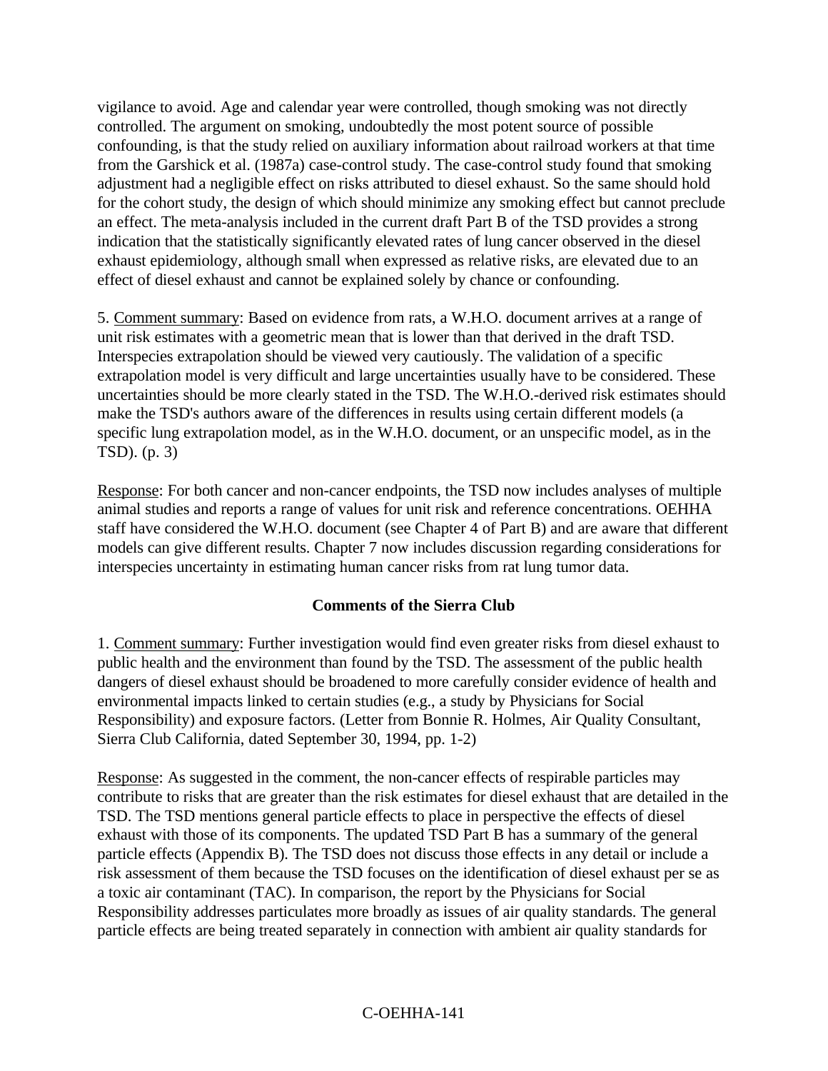vigilance to avoid. Age and calendar year were controlled, though smoking was not directly controlled. The argument on smoking, undoubtedly the most potent source of possible confounding, is that the study relied on auxiliary information about railroad workers at that time from the Garshick et al. (1987a) case-control study. The case-control study found that smoking adjustment had a negligible effect on risks attributed to diesel exhaust. So the same should hold for the cohort study, the design of which should minimize any smoking effect but cannot preclude an effect. The meta-analysis included in the current draft Part B of the TSD provides a strong indication that the statistically significantly elevated rates of lung cancer observed in the diesel exhaust epidemiology, although small when expressed as relative risks, are elevated due to an effect of diesel exhaust and cannot be explained solely by chance or confounding.

5. Comment summary: Based on evidence from rats, a W.H.O. document arrives at a range of unit risk estimates with a geometric mean that is lower than that derived in the draft TSD. Interspecies extrapolation should be viewed very cautiously. The validation of a specific extrapolation model is very difficult and large uncertainties usually have to be considered. These uncertainties should be more clearly stated in the TSD. The W.H.O.-derived risk estimates should make the TSD's authors aware of the differences in results using certain different models (a specific lung extrapolation model, as in the W.H.O. document, or an unspecific model, as in the TSD). (p. 3)

Response: For both cancer and non-cancer endpoints, the TSD now includes analyses of multiple animal studies and reports a range of values for unit risk and reference concentrations. OEHHA staff have considered the W.H.O. document (see Chapter 4 of Part B) and are aware that different models can give different results. Chapter 7 now includes discussion regarding considerations for interspecies uncertainty in estimating human cancer risks from rat lung tumor data.

**Comments of the Sierra Club**

1. Comment summary: Further investigation would find even greater risks from diesel exhaust to public health and the environment than found by the TSD. The assessment of the public health dangers of diesel exhaust should be broadened to more carefully consider evidence of health and environmental impacts linked to certain studies (e.g., a study by Physicians for Social Responsibility) and exposure factors. (Letter from Bonnie R. Holmes, Air Quality Consultant, Sierra Club California, dated September 30, 1994, pp. 1-2)

Response: As suggested in the comment, the non-cancer effects of respirable particles may contribute to risks that are greater than the risk estimates for diesel exhaust that are detailed in the TSD. The TSD mentions general particle effects to place in perspective the effects of diesel exhaust with those of its components. The updated TSD Part B has a summary of the general particle effects (Appendix B). The TSD does not discuss those effects in any detail or include a risk assessment of them because the TSD focuses on the identification of diesel exhaust per se as a toxic air contaminant (TAC). In comparison, the report by the Physicians for Social Responsibility addresses particulates more broadly as issues of air quality standards. The general particle effects are being treated separately in connection with ambient air quality standards for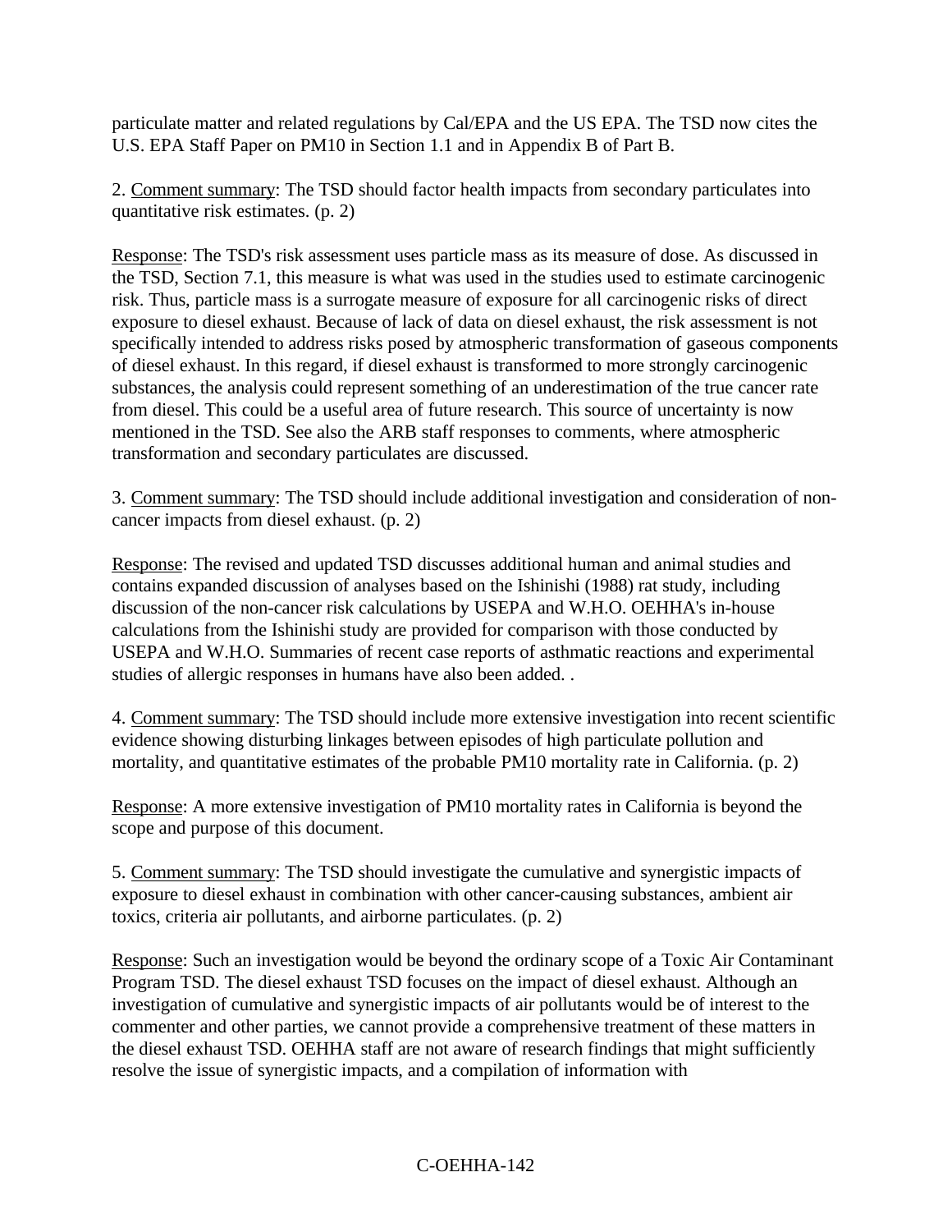particulate matter and related regulations by Cal/EPA and the US EPA. The TSD now cites the U.S. EPA Staff Paper on PM10 in Section 1.1 and in Appendix B of Part B.

2. Comment summary: The TSD should factor health impacts from secondary particulates into quantitative risk estimates. (p. 2)

Response: The TSD's risk assessment uses particle mass as its measure of dose. As discussed in the TSD, Section 7.1, this measure is what was used in the studies used to estimate carcinogenic risk. Thus, particle mass is a surrogate measure of exposure for all carcinogenic risks of direct exposure to diesel exhaust. Because of lack of data on diesel exhaust, the risk assessment is not specifically intended to address risks posed by atmospheric transformation of gaseous components of diesel exhaust. In this regard, if diesel exhaust is transformed to more strongly carcinogenic substances, the analysis could represent something of an underestimation of the true cancer rate from diesel. This could be a useful area of future research. This source of uncertainty is now mentioned in the TSD. See also the ARB staff responses to comments, where atmospheric transformation and secondary particulates are discussed.

3. Comment summary: The TSD should include additional investigation and consideration of non-cancer impacts from diesel exhaust. (p. 2)

Response: The revised and updated TSD discusses additional human and animal studies and contains expanded discussion of analyses based on the Ishinishi (1988) rat study, including discussion of the non-cancer risk calculations by USEPA and W.H.O. OEHHA's in-house calculations from the Ishinishi study are provided for comparison with those conducted by USEPA and W.H.O. Summaries of recent case reports of asthmatic reactions and experimental studies of allergic responses in humans have also been added. .

4. Comment summary: The TSD should include more extensive investigation into recent scientific evidence showing disturbing linkages between episodes of high particulate pollution and mortality, and quantitative estimates of the probable PM10 mortality rate in California. (p. 2)

Response: A more extensive investigation of PM10 mortality rates in California is beyond the scope and purpose of this document.

5. Comment summary: The TSD should investigate the cumulative and synergistic impacts of exposure to diesel exhaust in combination with other cancer-causing substances, ambient air toxics, criteria air pollutants, and airborne particulates. (p. 2)

Response: Such an investigation would be beyond the ordinary scope of a Toxic Air Contaminant Program TSD. The diesel exhaust TSD focuses on the impact of diesel exhaust. Although an investigation of cumulative and synergistic impacts of air pollutants would be of interest to the commenter and other parties, we cannot provide a comprehensive treatment of these matters in the diesel exhaust TSD. OEHHA staff are not aware of research findings that might sufficiently resolve the issue of synergistic impacts, and a compilation of information with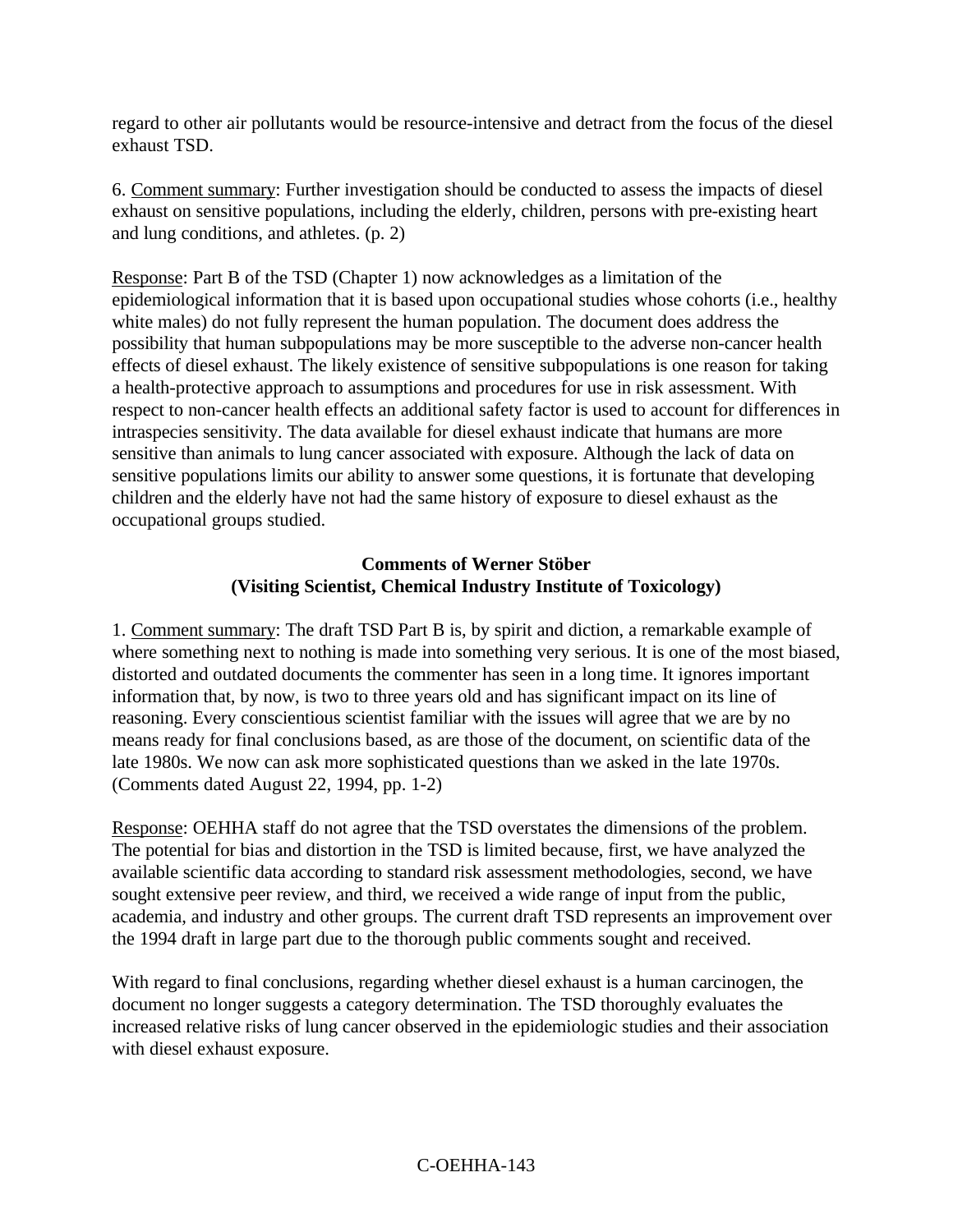regard to other air pollutants would be resource-intensive and detract from the focus of the diesel exhaust TSD.

6. Comment summary: Further investigation should be conducted to assess the impacts of diesel exhaust on sensitive populations, including the elderly, children, persons with pre-existing heart and lung conditions, and athletes. (p. 2)

Response: Part B of the TSD (Chapter 1) now acknowledges as a limitation of the epidemiological information that it is based upon occupational studies whose cohorts (i.e., healthy white males) do not fully represent the human population. The document does address the possibility that human subpopulations may be more susceptible to the adverse non-cancer health effects of diesel exhaust. The likely existence of sensitive subpopulations is one reason for taking a health-protective approach to assumptions and procedures for use in risk assessment. With respect to non-cancer health effects an additional safety factor is used to account for differences in intraspecies sensitivity. The data available for diesel exhaust indicate that humans are more sensitive than animals to lung cancer associated with exposure. Although the lack of data on sensitive populations limits our ability to answer some questions, it is fortunate that developing children and the elderly have not had the same history of exposure to diesel exhaust as the occupational groups studied.

**Comments of Werner Stöber**
**(Visiting Scientist, Chemical Industry Institute of Toxicology)**

1. Comment summary: The draft TSD Part B is, by spirit and diction, a remarkable example of where something next to nothing is made into something very serious. It is one of the most biased, distorted and outdated documents the commenter has seen in a long time. It ignores important information that, by now, is two to three years old and has significant impact on its line of reasoning. Every conscientious scientist familiar with the issues will agree that we are by no means ready for final conclusions based, as are those of the document, on scientific data of the late 1980s. We now can ask more sophisticated questions than we asked in the late 1970s. (Comments dated August 22, 1994, pp. 1-2)

Response: OEHHA staff do not agree that the TSD overstates the dimensions of the problem. The potential for bias and distortion in the TSD is limited because, first, we have analyzed the available scientific data according to standard risk assessment methodologies, second, we have sought extensive peer review, and third, we received a wide range of input from the public, academia, and industry and other groups. The current draft TSD represents an improvement over the 1994 draft in large part due to the thorough public comments sought and received.

With regard to final conclusions, regarding whether diesel exhaust is a human carcinogen, the document no longer suggests a category determination. The TSD thoroughly evaluates the increased relative risks of lung cancer observed in the epidemiologic studies and their association with diesel exhaust exposure.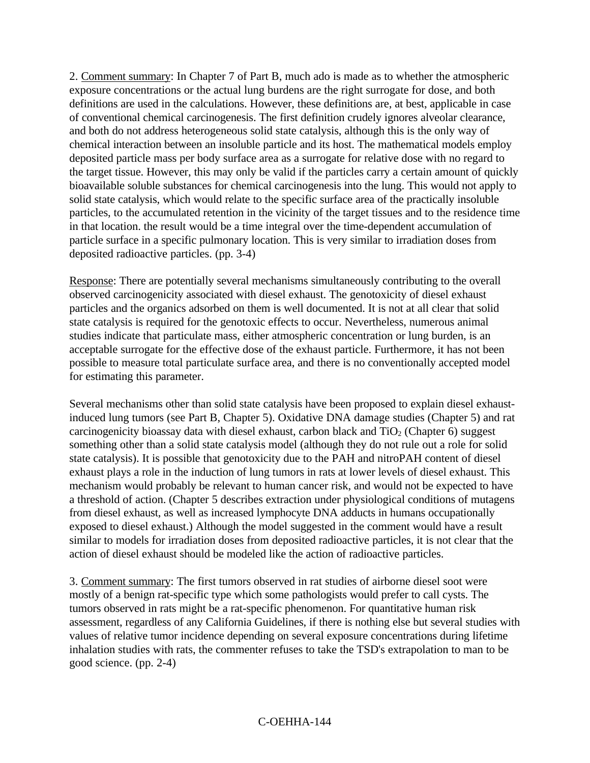2. Comment summary: In Chapter 7 of Part B, much ado is made as to whether the atmospheric exposure concentrations or the actual lung burdens are the right surrogate for dose, and both definitions are used in the calculations. However, these definitions are, at best, applicable in case of conventional chemical carcinogenesis. The first definition crudely ignores alveolar clearance, and both do not address heterogeneous solid state catalysis, although this is the only way of chemical interaction between an insoluble particle and its host. The mathematical models employ deposited particle mass per body surface area as a surrogate for relative dose with no regard to the target tissue. However, this may only be valid if the particles carry a certain amount of quickly bioavailable soluble substances for chemical carcinogenesis into the lung. This would not apply to solid state catalysis, which would relate to the specific surface area of the practically insoluble particles, to the accumulated retention in the vicinity of the target tissues and to the residence time in that location. the result would be a time integral over the time-dependent accumulation of particle surface in a specific pulmonary location. This is very similar to irradiation doses from deposited radioactive particles. (pp. 3-4)

Response: There are potentially several mechanisms simultaneously contributing to the overall observed carcinogenicity associated with diesel exhaust. The genotoxicity of diesel exhaust particles and the organics adsorbed on them is well documented. It is not at all clear that solid state catalysis is required for the genotoxic effects to occur. Nevertheless, numerous animal studies indicate that particulate mass, either atmospheric concentration or lung burden, is an acceptable surrogate for the effective dose of the exhaust particle. Furthermore, it has not been possible to measure total particulate surface area, and there is no conventionally accepted model for estimating this parameter.

Several mechanisms other than solid state catalysis have been proposed to explain diesel exhaust-induced lung tumors (see Part B, Chapter 5). Oxidative DNA damage studies (Chapter 5) and rat carcinogenicity bioassay data with diesel exhaust, carbon black and $TiO_2$ (Chapter 6) suggest something other than a solid state catalysis model (although they do not rule out a role for solid state catalysis). It is possible that genotoxicity due to the PAH and nitroPAH content of diesel exhaust plays a role in the induction of lung tumors in rats at lower levels of diesel exhaust. This mechanism would probably be relevant to human cancer risk, and would not be expected to have a threshold of action. (Chapter 5 describes extraction under physiological conditions of mutagens from diesel exhaust, as well as increased lymphocyte DNA adducts in humans occupationally exposed to diesel exhaust.) Although the model suggested in the comment would have a result similar to models for irradiation doses from deposited radioactive particles, it is not clear that the action of diesel exhaust should be modeled like the action of radioactive particles.

3. Comment summary: The first tumors observed in rat studies of airborne diesel soot were mostly of a benign rat-specific type which some pathologists would prefer to call cysts. The tumors observed in rats might be a rat-specific phenomenon. For quantitative human risk assessment, regardless of any California Guidelines, if there is nothing else but several studies with values of relative tumor incidence depending on several exposure concentrations during lifetime inhalation studies with rats, the commenter refuses to take the TSD's extrapolation to man to be good science. (pp. 2-4)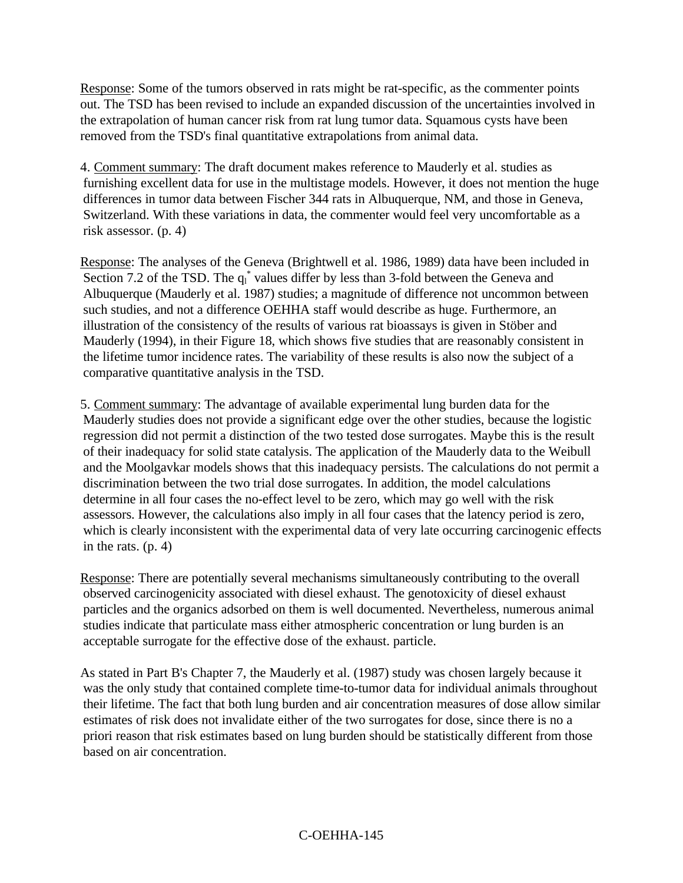Response: Some of the tumors observed in rats might be rat-specific, as the commenter points out. The TSD has been revised to include an expanded discussion of the uncertainties involved in the extrapolation of human cancer risk from rat lung tumor data. Squamous cysts have been removed from the TSD's final quantitative extrapolations from animal data.

4. Comment summary: The draft document makes reference to Mauderly et al. studies as furnishing excellent data for use in the multistage models. However, it does not mention the huge differences in tumor data between Fischer 344 rats in Albuquerque, NM, and those in Geneva, Switzerland. With these variations in data, the commenter would feel very uncomfortable as a risk assessor. (p. 4)

Response: The analyses of the Geneva (Brightwell et al. 1986, 1989) data have been included in Section 7.2 of the TSD. The $q_l^*$ values differ by less than 3-fold between the Geneva and Albuquerque (Mauderly et al. 1987) studies; a magnitude of difference not uncommon between such studies, and not a difference OEHHA staff would describe as huge. Furthermore, an illustration of the consistency of the results of various rat bioassays is given in Stöber and Mauderly (1994), in their Figure 18, which shows five studies that are reasonably consistent in the lifetime tumor incidence rates. The variability of these results is also now the subject of a comparative quantitative analysis in the TSD.

5. Comment summary: The advantage of available experimental lung burden data for the Mauderly studies does not provide a significant edge over the other studies, because the logistic regression did not permit a distinction of the two tested dose surrogates. Maybe this is the result of their inadequacy for solid state catalysis. The application of the Mauderly data to the Weibull and the Moolgavkar models shows that this inadequacy persists. The calculations do not permit a discrimination between the two trial dose surrogates. In addition, the model calculations determine in all four cases the no-effect level to be zero, which may go well with the risk assessors. However, the calculations also imply in all four cases that the latency period is zero, which is clearly inconsistent with the experimental data of very late occurring carcinogenic effects in the rats. (p. 4)

Response: There are potentially several mechanisms simultaneously contributing to the overall observed carcinogenicity associated with diesel exhaust. The genotoxicity of diesel exhaust particles and the organics adsorbed on them is well documented. Nevertheless, numerous animal studies indicate that particulate mass either atmospheric concentration or lung burden is an acceptable surrogate for the effective dose of the exhaust. particle.

As stated in Part B's Chapter 7, the Mauderly et al. (1987) study was chosen largely because it was the only study that contained complete time-to-tumor data for individual animals throughout their lifetime. The fact that both lung burden and air concentration measures of dose allow similar estimates of risk does not invalidate either of the two surrogates for dose, since there is no a priori reason that risk estimates based on lung burden should be statistically different from those based on air concentration.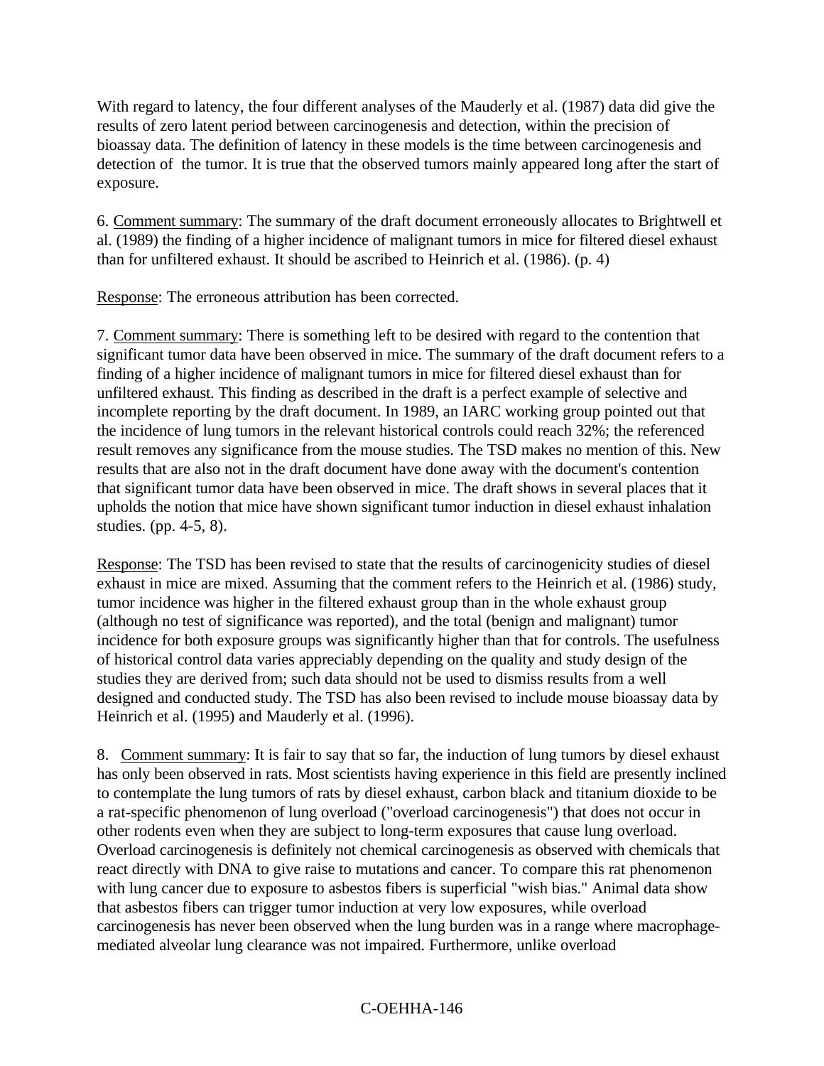With regard to latency, the four different analyses of the Mauderly et al. (1987) data did give the results of zero latent period between carcinogenesis and detection, within the precision of bioassay data. The definition of latency in these models is the time between carcinogenesis and detection of the tumor. It is true that the observed tumors mainly appeared long after the start of exposure.

6. Comment summary: The summary of the draft document erroneously allocates to Brightwell et al. (1989) the finding of a higher incidence of malignant tumors in mice for filtered diesel exhaust than for unfiltered exhaust. It should be ascribed to Heinrich et al. (1986). (p. 4)

Response: The erroneous attribution has been corrected.

7. Comment summary: There is something left to be desired with regard to the contention that significant tumor data have been observed in mice. The summary of the draft document refers to a finding of a higher incidence of malignant tumors in mice for filtered diesel exhaust than for unfiltered exhaust. This finding as described in the draft is a perfect example of selective and incomplete reporting by the draft document. In 1989, an IARC working group pointed out that the incidence of lung tumors in the relevant historical controls could reach 32%; the referenced result removes any significance from the mouse studies. The TSD makes no mention of this. New results that are also not in the draft document have done away with the document's contention that significant tumor data have been observed in mice. The draft shows in several places that it upholds the notion that mice have shown significant tumor induction in diesel exhaust inhalation studies. (pp. 4-5, 8).

Response: The TSD has been revised to state that the results of carcinogenicity studies of diesel exhaust in mice are mixed. Assuming that the comment refers to the Heinrich et al. (1986) study, tumor incidence was higher in the filtered exhaust group than in the whole exhaust group (although no test of significance was reported), and the total (benign and malignant) tumor incidence for both exposure groups was significantly higher than that for controls. The usefulness of historical control data varies appreciably depending on the quality and study design of the studies they are derived from; such data should not be used to dismiss results from a well designed and conducted study. The TSD has also been revised to include mouse bioassay data by Heinrich et al. (1995) and Mauderly et al. (1996).

8. Comment summary: It is fair to say that so far, the induction of lung tumors by diesel exhaust has only been observed in rats. Most scientists having experience in this field are presently inclined to contemplate the lung tumors of rats by diesel exhaust, carbon black and titanium dioxide to be a rat-specific phenomenon of lung overload ("overload carcinogenesis") that does not occur in other rodents even when they are subject to long-term exposures that cause lung overload. Overload carcinogenesis is definitely not chemical carcinogenesis as observed with chemicals that react directly with DNA to give raise to mutations and cancer. To compare this rat phenomenon with lung cancer due to exposure to asbestos fibers is superficial "wish bias." Animal data show that asbestos fibers can trigger tumor induction at very low exposures, while overload carcinogenesis has never been observed when the lung burden was in a range where macrophage-mediated alveolar lung clearance was not impaired. Furthermore, unlike overload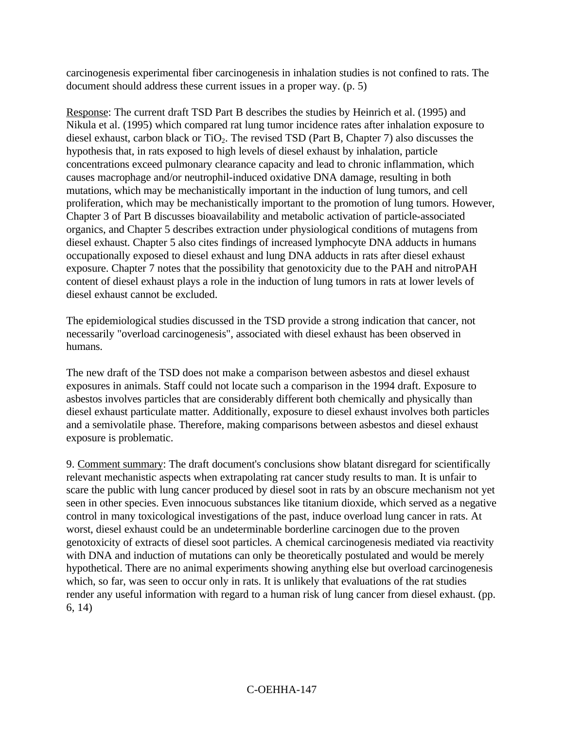carcinogenesis experimental fiber carcinogenesis in inhalation studies is not confined to rats. The document should address these current issues in a proper way. (p. 5)

Response: The current draft TSD Part B describes the studies by Heinrich et al. (1995) and Nikula et al. (1995) which compared rat lung tumor incidence rates after inhalation exposure to diesel exhaust, carbon black or $TiO_2$. The revised TSD (Part B, Chapter 7) also discusses the hypothesis that, in rats exposed to high levels of diesel exhaust by inhalation, particle concentrations exceed pulmonary clearance capacity and lead to chronic inflammation, which causes macrophage and/or neutrophil-induced oxidative DNA damage, resulting in both mutations, which may be mechanistically important in the induction of lung tumors, and cell proliferation, which may be mechanistically important to the promotion of lung tumors. However, Chapter 3 of Part B discusses bioavailability and metabolic activation of particle-associated organics, and Chapter 5 describes extraction under physiological conditions of mutagens from diesel exhaust. Chapter 5 also cites findings of increased lymphocyte DNA adducts in humans occupationally exposed to diesel exhaust and lung DNA adducts in rats after diesel exhaust exposure. Chapter 7 notes that the possibility that genotoxicity due to the PAH and nitroPAH content of diesel exhaust plays a role in the induction of lung tumors in rats at lower levels of diesel exhaust cannot be excluded.

The epidemiological studies discussed in the TSD provide a strong indication that cancer, not necessarily "overload carcinogenesis", associated with diesel exhaust has been observed in humans.

The new draft of the TSD does not make a comparison between asbestos and diesel exhaust exposures in animals. Staff could not locate such a comparison in the 1994 draft. Exposure to asbestos involves particles that are considerably different both chemically and physically than diesel exhaust particulate matter. Additionally, exposure to diesel exhaust involves both particles and a semivolatile phase. Therefore, making comparisons between asbestos and diesel exhaust exposure is problematic.

9. Comment summary: The draft document's conclusions show blatant disregard for scientifically relevant mechanistic aspects when extrapolating rat cancer study results to man. It is unfair to scare the public with lung cancer produced by diesel soot in rats by an obscure mechanism not yet seen in other species. Even innocuous substances like titanium dioxide, which served as a negative control in many toxicological investigations of the past, induce overload lung cancer in rats. At worst, diesel exhaust could be an undeterminable borderline carcinogen due to the proven genotoxicity of extracts of diesel soot particles. A chemical carcinogenesis mediated via reactivity with DNA and induction of mutations can only be theoretically postulated and would be merely hypothetical. There are no animal experiments showing anything else but overload carcinogenesis which, so far, was seen to occur only in rats. It is unlikely that evaluations of the rat studies render any useful information with regard to a human risk of lung cancer from diesel exhaust. (pp. 6, 14)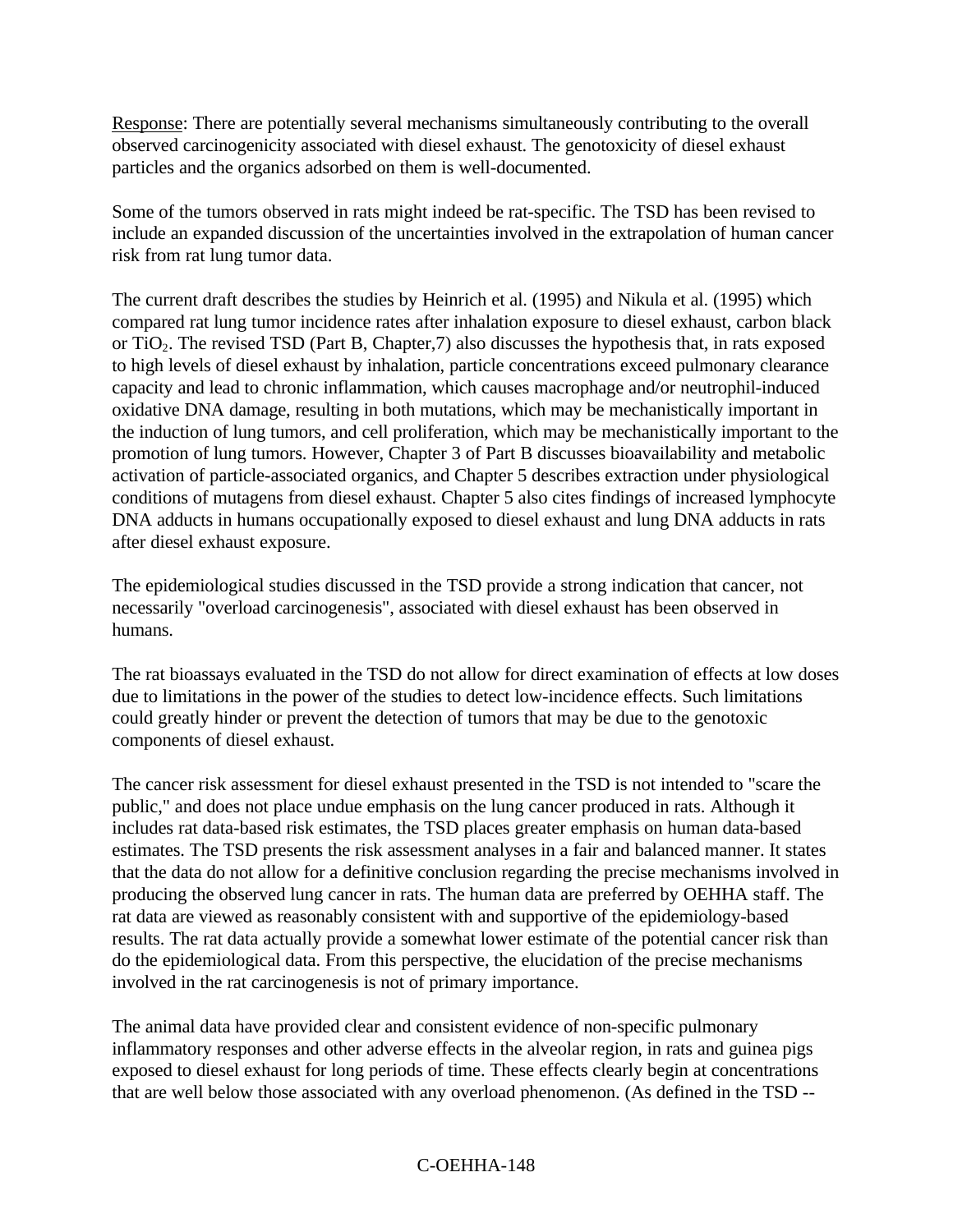Response: There are potentially several mechanisms simultaneously contributing to the overall observed carcinogenicity associated with diesel exhaust. The genotoxicity of diesel exhaust particles and the organics adsorbed on them is well-documented.

Some of the tumors observed in rats might indeed be rat-specific. The TSD has been revised to include an expanded discussion of the uncertainties involved in the extrapolation of human cancer risk from rat lung tumor data.

The current draft describes the studies by Heinrich et al. (1995) and Nikula et al. (1995) which compared rat lung tumor incidence rates after inhalation exposure to diesel exhaust, carbon black or $TiO_2$. The revised TSD (Part B, Chapter,7) also discusses the hypothesis that, in rats exposed to high levels of diesel exhaust by inhalation, particle concentrations exceed pulmonary clearance capacity and lead to chronic inflammation, which causes macrophage and/or neutrophil-induced oxidative DNA damage, resulting in both mutations, which may be mechanistically important in the induction of lung tumors, and cell proliferation, which may be mechanistically important to the promotion of lung tumors. However, Chapter 3 of Part B discusses bioavailability and metabolic activation of particle-associated organics, and Chapter 5 describes extraction under physiological conditions of mutagens from diesel exhaust. Chapter 5 also cites findings of increased lymphocyte DNA adducts in humans occupationally exposed to diesel exhaust and lung DNA adducts in rats after diesel exhaust exposure.

The epidemiological studies discussed in the TSD provide a strong indication that cancer, not necessarily "overload carcinogenesis", associated with diesel exhaust has been observed in humans.

The rat bioassays evaluated in the TSD do not allow for direct examination of effects at low doses due to limitations in the power of the studies to detect low-incidence effects. Such limitations could greatly hinder or prevent the detection of tumors that may be due to the genotoxic components of diesel exhaust.

The cancer risk assessment for diesel exhaust presented in the TSD is not intended to "scare the public," and does not place undue emphasis on the lung cancer produced in rats. Although it includes rat data-based risk estimates, the TSD places greater emphasis on human data-based estimates. The TSD presents the risk assessment analyses in a fair and balanced manner. It states that the data do not allow for a definitive conclusion regarding the precise mechanisms involved in producing the observed lung cancer in rats. The human data are preferred by OEHHA staff. The rat data are viewed as reasonably consistent with and supportive of the epidemiology-based results. The rat data actually provide a somewhat lower estimate of the potential cancer risk than do the epidemiological data. From this perspective, the elucidation of the precise mechanisms involved in the rat carcinogenesis is not of primary importance.

The animal data have provided clear and consistent evidence of non-specific pulmonary inflammatory responses and other adverse effects in the alveolar region, in rats and guinea pigs exposed to diesel exhaust for long periods of time. These effects clearly begin at concentrations that are well below those associated with any overload phenomenon. (As defined in the TSD --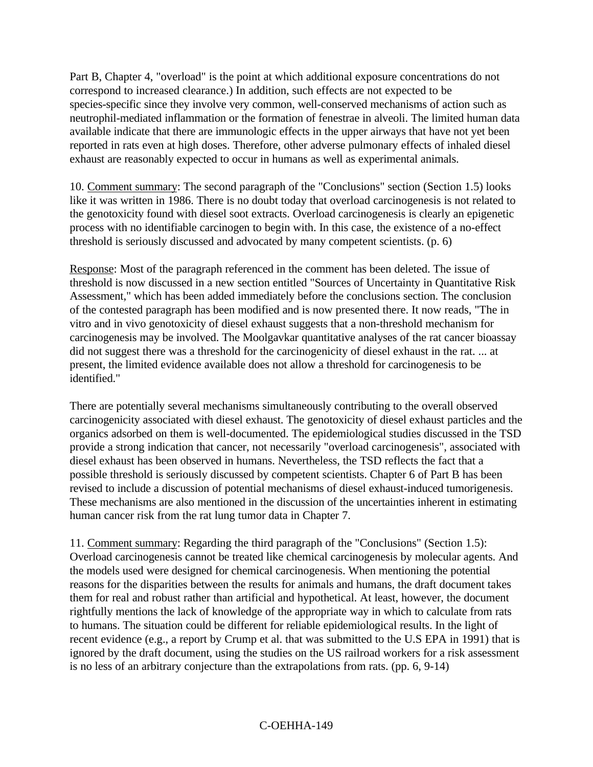Part B, Chapter 4, "overload" is the point at which additional exposure concentrations do not correspond to increased clearance.) In addition, such effects are not expected to be species-specific since they involve very common, well-conserved mechanisms of action such as neutrophil-mediated inflammation or the formation of fenestrae in alveoli. The limited human data available indicate that there are immunologic effects in the upper airways that have not yet been reported in rats even at high doses. Therefore, other adverse pulmonary effects of inhaled diesel exhaust are reasonably expected to occur in humans as well as experimental animals.

10. Comment summary: The second paragraph of the "Conclusions" section (Section 1.5) looks like it was written in 1986. There is no doubt today that overload carcinogenesis is not related to the genotoxicity found with diesel soot extracts. Overload carcinogenesis is clearly an epigenetic process with no identifiable carcinogen to begin with. In this case, the existence of a no-effect threshold is seriously discussed and advocated by many competent scientists. (p. 6)

Response: Most of the paragraph referenced in the comment has been deleted. The issue of threshold is now discussed in a new section entitled "Sources of Uncertainty in Quantitative Risk Assessment," which has been added immediately before the conclusions section. The conclusion of the contested paragraph has been modified and is now presented there. It now reads, "The in vitro and in vivo genotoxicity of diesel exhaust suggests that a non-threshold mechanism for carcinogenesis may be involved. The Moolgavkar quantitative analyses of the rat cancer bioassay did not suggest there was a threshold for the carcinogenicity of diesel exhaust in the rat. ... at present, the limited evidence available does not allow a threshold for carcinogenesis to be identified."

There are potentially several mechanisms simultaneously contributing to the overall observed carcinogenicity associated with diesel exhaust. The genotoxicity of diesel exhaust particles and the organics adsorbed on them is well-documented. The epidemiological studies discussed in the TSD provide a strong indication that cancer, not necessarily "overload carcinogenesis", associated with diesel exhaust has been observed in humans. Nevertheless, the TSD reflects the fact that a possible threshold is seriously discussed by competent scientists. Chapter 6 of Part B has been revised to include a discussion of potential mechanisms of diesel exhaust-induced tumorigenesis. These mechanisms are also mentioned in the discussion of the uncertainties inherent in estimating human cancer risk from the rat lung tumor data in Chapter 7.

11. Comment summary: Regarding the third paragraph of the "Conclusions" (Section 1.5): Overload carcinogenesis cannot be treated like chemical carcinogenesis by molecular agents. And the models used were designed for chemical carcinogenesis. When mentioning the potential reasons for the disparities between the results for animals and humans, the draft document takes them for real and robust rather than artificial and hypothetical. At least, however, the document rightfully mentions the lack of knowledge of the appropriate way in which to calculate from rats to humans. The situation could be different for reliable epidemiological results. In the light of recent evidence (e.g., a report by Crump et al. that was submitted to the U.S EPA in 1991) that is ignored by the draft document, using the studies on the US railroad workers for a risk assessment is no less of an arbitrary conjecture than the extrapolations from rats. (pp. 6, 9-14)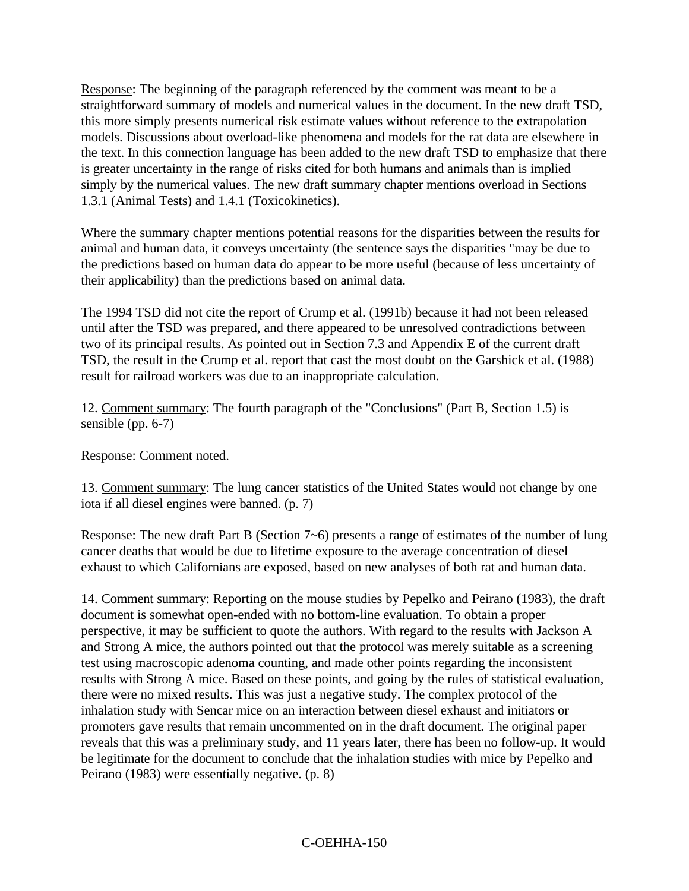Response: The beginning of the paragraph referenced by the comment was meant to be a straightforward summary of models and numerical values in the document. In the new draft TSD, this more simply presents numerical risk estimate values without reference to the extrapolation models. Discussions about overload-like phenomena and models for the rat data are elsewhere in the text. In this connection language has been added to the new draft TSD to emphasize that there is greater uncertainty in the range of risks cited for both humans and animals than is implied simply by the numerical values. The new draft summary chapter mentions overload in Sections 1.3.1 (Animal Tests) and 1.4.1 (Toxicokinetics).

Where the summary chapter mentions potential reasons for the disparities between the results for animal and human data, it conveys uncertainty (the sentence says the disparities "may be due to the predictions based on human data do appear to be more useful (because of less uncertainty of their applicability) than the predictions based on animal data.

The 1994 TSD did not cite the report of Crump et al. (1991b) because it had not been released until after the TSD was prepared, and there appeared to be unresolved contradictions between two of its principal results. As pointed out in Section 7.3 and Appendix E of the current draft TSD, the result in the Crump et al. report that cast the most doubt on the Garshick et al. (1988) result for railroad workers was due to an inappropriate calculation.

12. Comment summary: The fourth paragraph of the "Conclusions" (Part B, Section 1.5) is sensible (pp. 6-7)

Response: Comment noted.

13. Comment summary: The lung cancer statistics of the United States would not change by one iota if all diesel engines were banned. (p. 7)

Response: The new draft Part B (Section 7~6) presents a range of estimates of the number of lung cancer deaths that would be due to lifetime exposure to the average concentration of diesel exhaust to which Californians are exposed, based on new analyses of both rat and human data.

14. Comment summary: Reporting on the mouse studies by Pepelko and Peirano (1983), the draft document is somewhat open-ended with no bottom-line evaluation. To obtain a proper perspective, it may be sufficient to quote the authors. With regard to the results with Jackson A and Strong A mice, the authors pointed out that the protocol was merely suitable as a screening test using macroscopic adenoma counting, and made other points regarding the inconsistent results with Strong A mice. Based on these points, and going by the rules of statistical evaluation, there were no mixed results. This was just a negative study. The complex protocol of the inhalation study with Sencar mice on an interaction between diesel exhaust and initiators or promoters gave results that remain uncommented on in the draft document. The original paper reveals that this was a preliminary study, and 11 years later, there has been no follow-up. It would be legitimate for the document to conclude that the inhalation studies with mice by Pepelko and Peirano (1983) were essentially negative. (p. 8)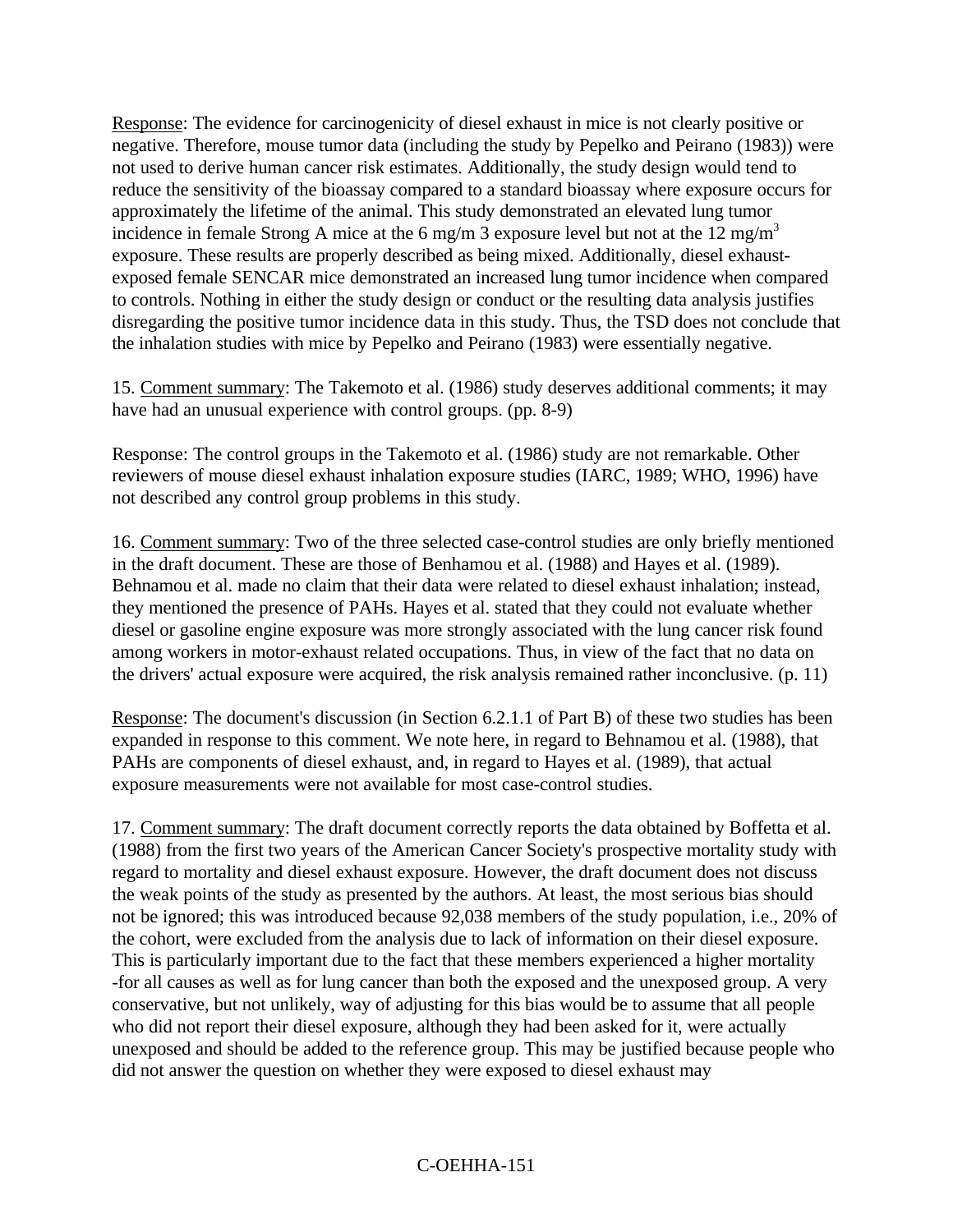Response: The evidence for carcinogenicity of diesel exhaust in mice is not clearly positive or negative. Therefore, mouse tumor data (including the study by Pepelko and Peirano (1983)) were not used to derive human cancer risk estimates. Additionally, the study design would tend to reduce the sensitivity of the bioassay compared to a standard bioassay where exposure occurs for approximately the lifetime of the animal. This study demonstrated an elevated lung tumor incidence in female Strong A mice at the 6 mg/m 3 exposure level but not at the 12 $mg/m^3$ exposure. These results are properly described as being mixed. Additionally, diesel exhaust-exposed female SENCAR mice demonstrated an increased lung tumor incidence when compared to controls. Nothing in either the study design or conduct or the resulting data analysis justifies disregarding the positive tumor incidence data in this study. Thus, the TSD does not conclude that the inhalation studies with mice by Pepelko and Peirano (1983) were essentially negative.

15. Comment summary: The Takemoto et al. (1986) study deserves additional comments; it may have had an unusual experience with control groups. (pp. 8-9)

Response: The control groups in the Takemoto et al. (1986) study are not remarkable. Other reviewers of mouse diesel exhaust inhalation exposure studies (IARC, 1989; WHO, 1996) have not described any control group problems in this study.

16. Comment summary: Two of the three selected case-control studies are only briefly mentioned in the draft document. These are those of Benhamou et al. (1988) and Hayes et al. (1989). Behnamou et al. made no claim that their data were related to diesel exhaust inhalation; instead, they mentioned the presence of PAHs. Hayes et al. stated that they could not evaluate whether diesel or gasoline engine exposure was more strongly associated with the lung cancer risk found among workers in motor-exhaust related occupations. Thus, in view of the fact that no data on the drivers' actual exposure were acquired, the risk analysis remained rather inconclusive. (p. 11)

Response: The document's discussion (in Section 6.2.1.1 of Part B) of these two studies has been expanded in response to this comment. We note here, in regard to Behnamou et al. (1988), that PAHs are components of diesel exhaust, and, in regard to Hayes et al. (1989), that actual exposure measurements were not available for most case-control studies.

17. Comment summary: The draft document correctly reports the data obtained by Boffetta et al. (1988) from the first two years of the American Cancer Society's prospective mortality study with regard to mortality and diesel exhaust exposure. However, the draft document does not discuss the weak points of the study as presented by the authors. At least, the most serious bias should not be ignored; this was introduced because 92,038 members of the study population, i.e., 20% of the cohort, were excluded from the analysis due to lack of information on their diesel exposure. This is particularly important due to the fact that these members experienced a higher mortality -for all causes as well as for lung cancer than both the exposed and the unexposed group. A very conservative, but not unlikely, way of adjusting for this bias would be to assume that all people who did not report their diesel exposure, although they had been asked for it, were actually unexposed and should be added to the reference group. This may be justified because people who did not answer the question on whether they were exposed to diesel exhaust may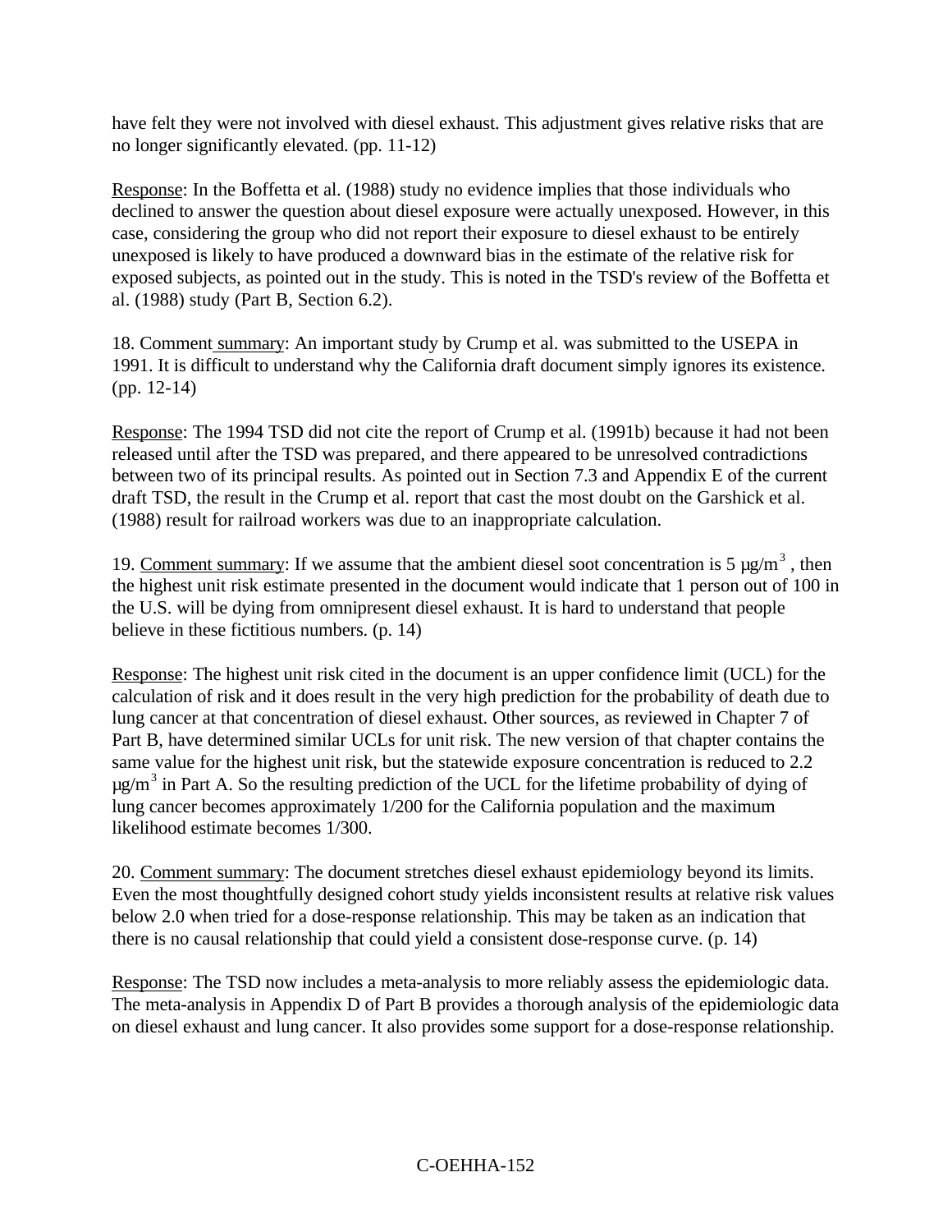have felt they were not involved with diesel exhaust. This adjustment gives relative risks that are no longer significantly elevated. (pp. 11-12)

Response: In the Boffetta et al. (1988) study no evidence implies that those individuals who declined to answer the question about diesel exposure were actually unexposed. However, in this case, considering the group who did not report their exposure to diesel exhaust to be entirely unexposed is likely to have produced a downward bias in the estimate of the relative risk for exposed subjects, as pointed out in the study. This is noted in the TSD's review of the Boffetta et al. (1988) study (Part B, Section 6.2).

18. Comment summary: An important study by Crump et al. was submitted to the USEPA in 1991. It is difficult to understand why the California draft document simply ignores its existence. (pp. 12-14)

Response: The 1994 TSD did not cite the report of Crump et al. (1991b) because it had not been released until after the TSD was prepared, and there appeared to be unresolved contradictions between two of its principal results. As pointed out in Section 7.3 and Appendix E of the current draft TSD, the result in the Crump et al. report that cast the most doubt on the Garshick et al. (1988) result for railroad workers was due to an inappropriate calculation.

19. Comment summary: If we assume that the ambient diesel soot concentration is 5 $\mu g/m^3$ , then the highest unit risk estimate presented in the document would indicate that 1 person out of 100 in the U.S. will be dying from omnipresent diesel exhaust. It is hard to understand that people believe in these fictitious numbers. (p. 14)

Response: The highest unit risk cited in the document is an upper confidence limit (UCL) for the calculation of risk and it does result in the very high prediction for the probability of death due to lung cancer at that concentration of diesel exhaust. Other sources, as reviewed in Chapter 7 of Part B, have determined similar UCLs for unit risk. The new version of that chapter contains the same value for the highest unit risk, but the statewide exposure concentration is reduced to 2.2 $\mu g/m^3$ in Part A. So the resulting prediction of the UCL for the lifetime probability of dying of lung cancer becomes approximately 1/200 for the California population and the maximum likelihood estimate becomes 1/300.

20. Comment summary: The document stretches diesel exhaust epidemiology beyond its limits. Even the most thoughtfully designed cohort study yields inconsistent results at relative risk values below 2.0 when tried for a dose-response relationship. This may be taken as an indication that there is no causal relationship that could yield a consistent dose-response curve. (p. 14)

Response: The TSD now includes a meta-analysis to more reliably assess the epidemiologic data. The meta-analysis in Appendix D of Part B provides a thorough analysis of the epidemiologic data on diesel exhaust and lung cancer. It also provides some support for a dose-response relationship.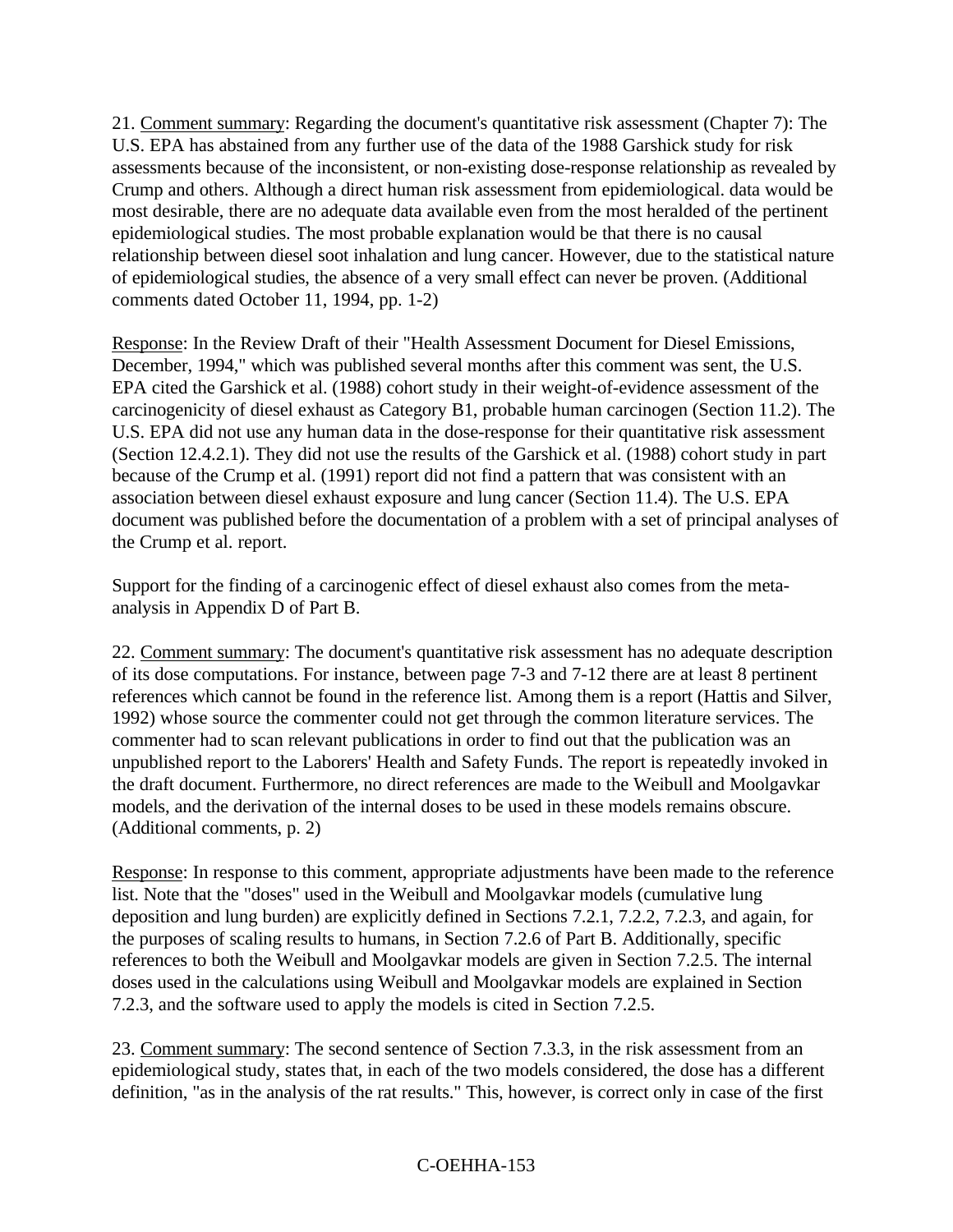21. Comment summary: Regarding the document's quantitative risk assessment (Chapter 7): The U.S. EPA has abstained from any further use of the data of the 1988 Garshick study for risk assessments because of the inconsistent, or non-existing dose-response relationship as revealed by Crump and others. Although a direct human risk assessment from epidemiological. data would be most desirable, there are no adequate data available even from the most heralded of the pertinent epidemiological studies. The most probable explanation would be that there is no causal relationship between diesel soot inhalation and lung cancer. However, due to the statistical nature of epidemiological studies, the absence of a very small effect can never be proven. (Additional comments dated October 11, 1994, pp. 1-2)

Response: In the Review Draft of their "Health Assessment Document for Diesel Emissions, December, 1994," which was published several months after this comment was sent, the U.S. EPA cited the Garshick et al. (1988) cohort study in their weight-of-evidence assessment of the carcinogenicity of diesel exhaust as Category B1, probable human carcinogen (Section 11.2). The U.S. EPA did not use any human data in the dose-response for their quantitative risk assessment (Section 12.4.2.1). They did not use the results of the Garshick et al. (1988) cohort study in part because of the Crump et al. (1991) report did not find a pattern that was consistent with an association between diesel exhaust exposure and lung cancer (Section 11.4). The U.S. EPA document was published before the documentation of a problem with a set of principal analyses of the Crump et al. report.

Support for the finding of a carcinogenic effect of diesel exhaust also comes from the meta-analysis in Appendix D of Part B.

22. Comment summary: The document's quantitative risk assessment has no adequate description of its dose computations. For instance, between page 7-3 and 7-12 there are at least 8 pertinent references which cannot be found in the reference list. Among them is a report (Hattis and Silver, 1992) whose source the commenter could not get through the common literature services. The commenter had to scan relevant publications in order to find out that the publication was an unpublished report to the Laborers' Health and Safety Funds. The report is repeatedly invoked in the draft document. Furthermore, no direct references are made to the Weibull and Moolgavkar models, and the derivation of the internal doses to be used in these models remains obscure. (Additional comments, p. 2)

Response: In response to this comment, appropriate adjustments have been made to the reference list. Note that the "doses" used in the Weibull and Moolgavkar models (cumulative lung deposition and lung burden) are explicitly defined in Sections 7.2.1, 7.2.2, 7.2.3, and again, for the purposes of scaling results to humans, in Section 7.2.6 of Part B. Additionally, specific references to both the Weibull and Moolgavkar models are given in Section 7.2.5. The internal doses used in the calculations using Weibull and Moolgavkar models are explained in Section 7.2.3, and the software used to apply the models is cited in Section 7.2.5.

23. Comment summary: The second sentence of Section 7.3.3, in the risk assessment from an epidemiological study, states that, in each of the two models considered, the dose has a different definition, "as in the analysis of the rat results." This, however, is correct only in case of the first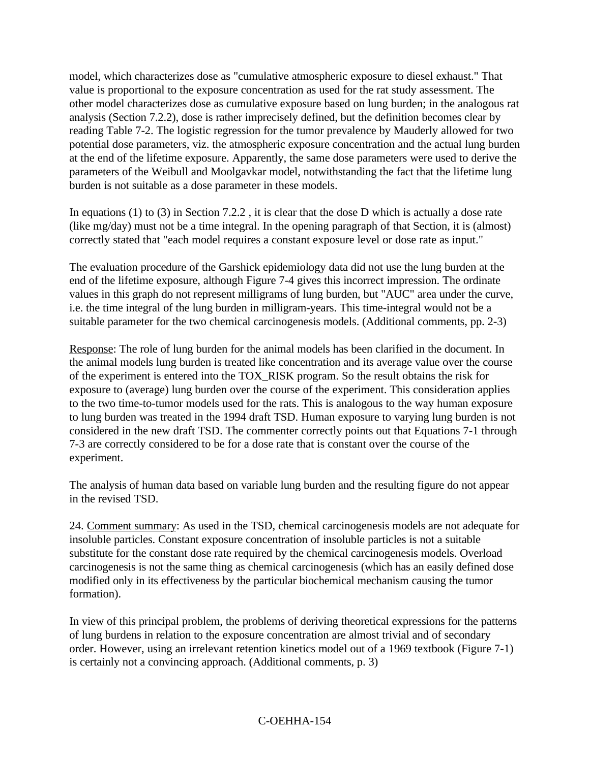model, which characterizes dose as "cumulative atmospheric exposure to diesel exhaust." That value is proportional to the exposure concentration as used for the rat study assessment. The other model characterizes dose as cumulative exposure based on lung burden; in the analogous rat analysis (Section 7.2.2), dose is rather imprecisely defined, but the definition becomes clear by reading Table 7-2. The logistic regression for the tumor prevalence by Mauderly allowed for two potential dose parameters, viz. the atmospheric exposure concentration and the actual lung burden at the end of the lifetime exposure. Apparently, the same dose parameters were used to derive the parameters of the Weibull and Moolgavkar model, notwithstanding the fact that the lifetime lung burden is not suitable as a dose parameter in these models.

In equations (1) to (3) in Section 7.2.2 , it is clear that the dose D which is actually a dose rate (like mg/day) must not be a time integral. In the opening paragraph of that Section, it is (almost) correctly stated that "each model requires a constant exposure level or dose rate as input."

The evaluation procedure of the Garshick epidemiology data did not use the lung burden at the end of the lifetime exposure, although Figure 7-4 gives this incorrect impression. The ordinate values in this graph do not represent milligrams of lung burden, but "AUC" area under the curve, i.e. the time integral of the lung burden in milligram-years. This time-integral would not be a suitable parameter for the two chemical carcinogenesis models. (Additional comments, pp. 2-3)

Response: The role of lung burden for the animal models has been clarified in the document. In the animal models lung burden is treated like concentration and its average value over the course of the experiment is entered into the TOX_RISK program. So the result obtains the risk for exposure to (average) lung burden over the course of the experiment. This consideration applies to the two time-to-tumor models used for the rats. This is analogous to the way human exposure to lung burden was treated in the 1994 draft TSD. Human exposure to varying lung burden is not considered in the new draft TSD. The commenter correctly points out that Equations 7-1 through 7-3 are correctly considered to be for a dose rate that is constant over the course of the experiment.

The analysis of human data based on variable lung burden and the resulting figure do not appear in the revised TSD.

24. Comment summary: As used in the TSD, chemical carcinogenesis models are not adequate for insoluble particles. Constant exposure concentration of insoluble particles is not a suitable substitute for the constant dose rate required by the chemical carcinogenesis models. Overload carcinogenesis is not the same thing as chemical carcinogenesis (which has an easily defined dose modified only in its effectiveness by the particular biochemical mechanism causing the tumor formation).

In view of this principal problem, the problems of deriving theoretical expressions for the patterns of lung burdens in relation to the exposure concentration are almost trivial and of secondary order. However, using an irrelevant retention kinetics model out of a 1969 textbook (Figure 7-1) is certainly not a convincing approach. (Additional comments, p. 3)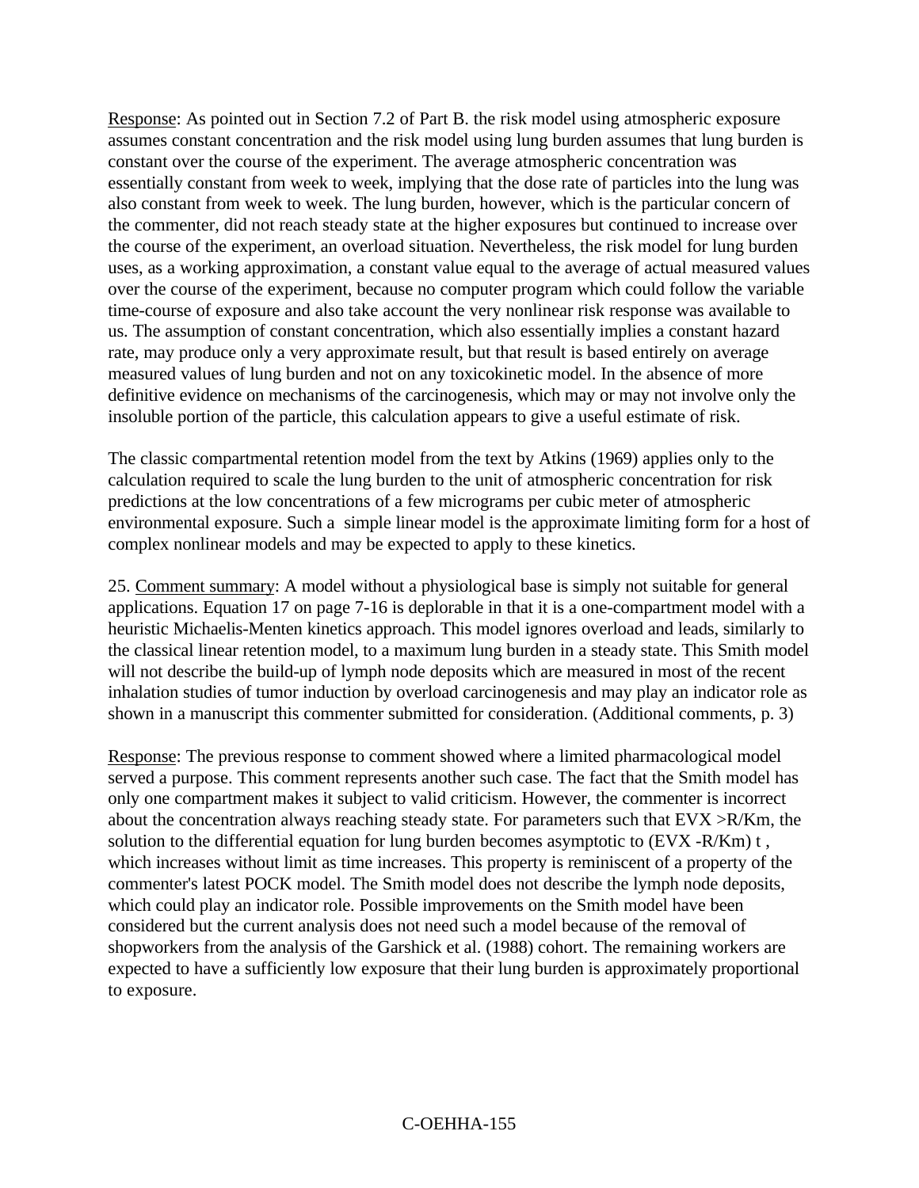Response: As pointed out in Section 7.2 of Part B. the risk model using atmospheric exposure assumes constant concentration and the risk model using lung burden assumes that lung burden is constant over the course of the experiment. The average atmospheric concentration was essentially constant from week to week, implying that the dose rate of particles into the lung was also constant from week to week. The lung burden, however, which is the particular concern of the commenter, did not reach steady state at the higher exposures but continued to increase over the course of the experiment, an overload situation. Nevertheless, the risk model for lung burden uses, as a working approximation, a constant value equal to the average of actual measured values over the course of the experiment, because no computer program which could follow the variable time-course of exposure and also take account the very nonlinear risk response was available to us. The assumption of constant concentration, which also essentially implies a constant hazard rate, may produce only a very approximate result, but that result is based entirely on average measured values of lung burden and not on any toxicokinetic model. In the absence of more definitive evidence on mechanisms of the carcinogenesis, which may or may not involve only the insoluble portion of the particle, this calculation appears to give a useful estimate of risk.

The classic compartmental retention model from the text by Atkins (1969) applies only to the calculation required to scale the lung burden to the unit of atmospheric concentration for risk predictions at the low concentrations of a few micrograms per cubic meter of atmospheric environmental exposure. Such a simple linear model is the approximate limiting form for a host of complex nonlinear models and may be expected to apply to these kinetics.

25. Comment summary: A model without a physiological base is simply not suitable for general applications. Equation 17 on page 7-16 is deplorable in that it is a one-compartment model with a heuristic Michaelis-Menten kinetics approach. This model ignores overload and leads, similarly to the classical linear retention model, to a maximum lung burden in a steady state. This Smith model will not describe the build-up of lymph node deposits which are measured in most of the recent inhalation studies of tumor induction by overload carcinogenesis and may play an indicator role as shown in a manuscript this commenter submitted for consideration. (Additional comments, p. 3)

Response: The previous response to comment showed where a limited pharmacological model served a purpose. This comment represents another such case. The fact that the Smith model has only one compartment makes it subject to valid criticism. However, the commenter is incorrect about the concentration always reaching steady state. For parameters such that $EVX > R/Km$, the solution to the differential equation for lung burden becomes asymptotic to $(EVX - R/Km)\,t$, which increases without limit as time increases. This property is reminiscent of a property of the commenter's latest POCK model. The Smith model does not describe the lymph node deposits, which could play an indicator role. Possible improvements on the Smith model have been considered but the current analysis does not need such a model because of the removal of shopworkers from the analysis of the Garshick et al. (1988) cohort. The remaining workers are expected to have a sufficiently low exposure that their lung burden is approximately proportional to exposure.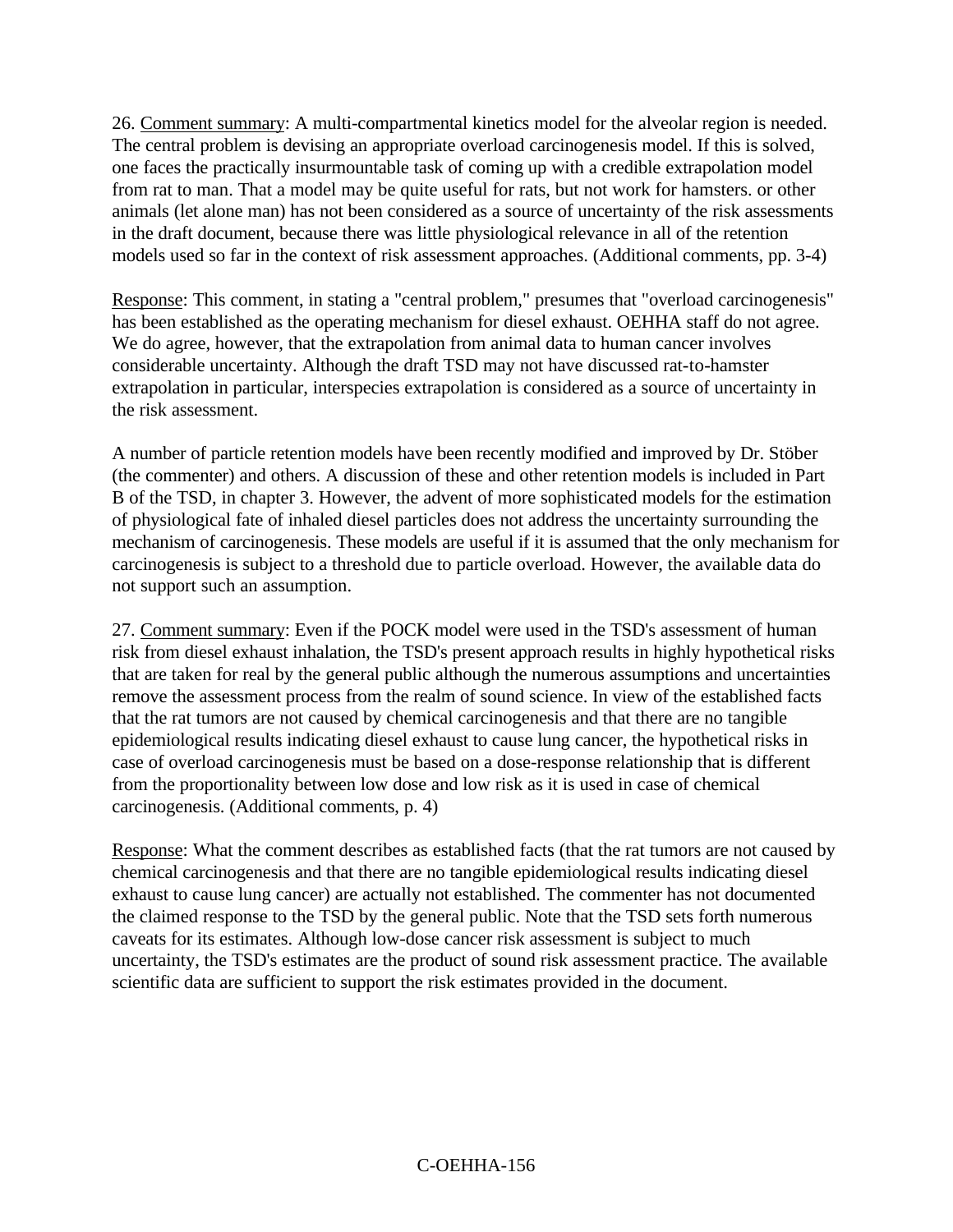26. <u>Comment summary</u>: A multi-compartmental kinetics model for the alveolar region is needed. The central problem is devising an appropriate overload carcinogenesis model. If this is solved, one faces the practically insurmountable task of coming up with a credible extrapolation model from rat to man. That a model may be quite useful for rats, but not work for hamsters. or other animals (let alone man) has not been considered as a source of uncertainty of the risk assessments in the draft document, because there was little physiological relevance in all of the retention models used so far in the context of risk assessment approaches. (Additional comments, pp. 3-4)

<u>Response</u>: This comment, in stating a "central problem," presumes that "overload carcinogenesis" has been established as the operating mechanism for diesel exhaust. OEHHA staff do not agree. We do agree, however, that the extrapolation from animal data to human cancer involves considerable uncertainty. Although the draft TSD may not have discussed rat-to-hamster extrapolation in particular, interspecies extrapolation is considered as a source of uncertainty in the risk assessment.

A number of particle retention models have been recently modified and improved by Dr. Stöber (the commenter) and others. A discussion of these and other retention models is included in Part B of the TSD, in chapter 3. However, the advent of more sophisticated models for the estimation of physiological fate of inhaled diesel particles does not address the uncertainty surrounding the mechanism of carcinogenesis. These models are useful if it is assumed that the only mechanism for carcinogenesis is subject to a threshold due to particle overload. However, the available data do not support such an assumption.

27. <u>Comment summary</u>: Even if the POCK model were used in the TSD's assessment of human risk from diesel exhaust inhalation, the TSD's present approach results in highly hypothetical risks that are taken for real by the general public although the numerous assumptions and uncertainties remove the assessment process from the realm of sound science. In view of the established facts that the rat tumors are not caused by chemical carcinogenesis and that there are no tangible epidemiological results indicating diesel exhaust to cause lung cancer, the hypothetical risks in case of overload carcinogenesis must be based on a dose-response relationship that is different from the proportionality between low dose and low risk as it is used in case of chemical carcinogenesis. (Additional comments, p. 4)

<u>Response</u>: What the comment describes as established facts (that the rat tumors are not caused by chemical carcinogenesis and that there are no tangible epidemiological results indicating diesel exhaust to cause lung cancer) are actually not established. The commenter has not documented the claimed response to the TSD by the general public. Note that the TSD sets forth numerous caveats for its estimates. Although low-dose cancer risk assessment is subject to much uncertainty, the TSD's estimates are the product of sound risk assessment practice. The available scientific data are sufficient to support the risk estimates provided in the document.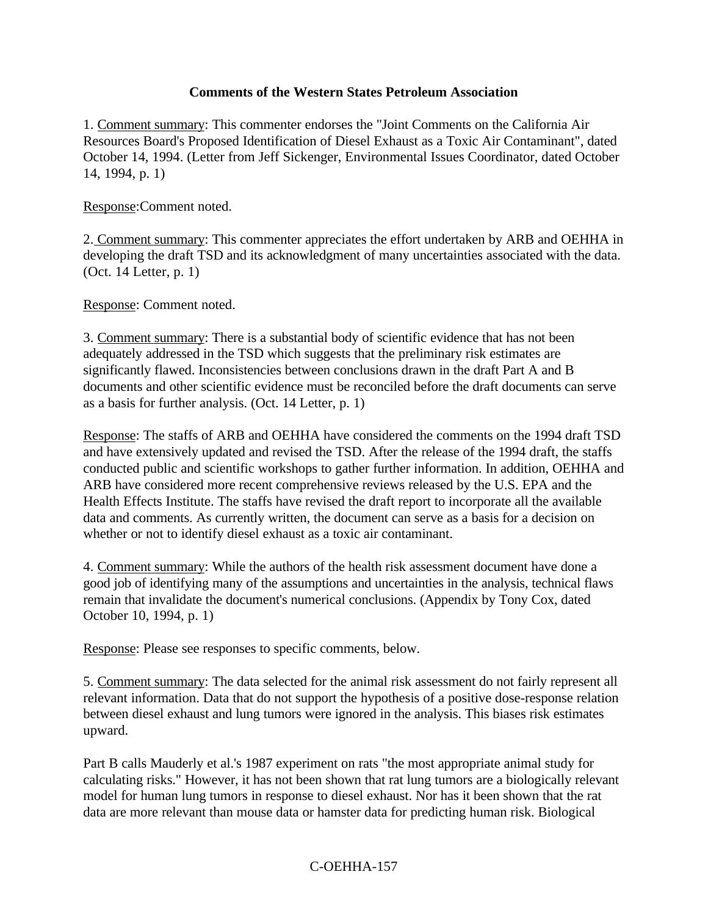**Comments of the Western States Petroleum Association**

1. Comment summary: This commenter endorses the "Joint Comments on the California Air Resources Board's Proposed Identification of Diesel Exhaust as a Toxic Air Contaminant", dated October 14, 1994. (Letter from Jeff Sickenger, Environmental Issues Coordinator, dated October 14, 1994, p. 1)

Response:Comment noted.

2. Comment summary: This commenter appreciates the effort undertaken by ARB and OEHHA in developing the draft TSD and its acknowledgment of many uncertainties associated with the data. (Oct. 14 Letter, p. 1)

Response: Comment noted.

3. Comment summary: There is a substantial body of scientific evidence that has not been adequately addressed in the TSD which suggests that the preliminary risk estimates are significantly flawed. Inconsistencies between conclusions drawn in the draft Part A and B documents and other scientific evidence must be reconciled before the draft documents can serve as a basis for further analysis. (Oct. 14 Letter, p. 1)

Response: The staffs of ARB and OEHHA have considered the comments on the 1994 draft TSD and have extensively updated and revised the TSD. After the release of the 1994 draft, the staffs conducted public and scientific workshops to gather further information. In addition, OEHHA and ARB have considered more recent comprehensive reviews released by the U.S. EPA and the Health Effects Institute. The staffs have revised the draft report to incorporate all the available data and comments. As currently written, the document can serve as a basis for a decision on whether or not to identify diesel exhaust as a toxic air contaminant.

4. Comment summary: While the authors of the health risk assessment document have done a good job of identifying many of the assumptions and uncertainties in the analysis, technical flaws remain that invalidate the document's numerical conclusions. (Appendix by Tony Cox, dated October 10, 1994, p. 1)

Response: Please see responses to specific comments, below.

5. Comment summary: The data selected for the animal risk assessment do not fairly represent all relevant information. Data that do not support the hypothesis of a positive dose-response relation between diesel exhaust and lung tumors were ignored in the analysis. This biases risk estimates upward.

Part B calls Mauderly et al.'s 1987 experiment on rats "the most appropriate animal study for calculating risks." However, it has not been shown that rat lung tumors are a biologically relevant model for human lung tumors in response to diesel exhaust. Nor has it been shown that the rat data are more relevant than mouse data or hamster data for predicting human risk. Biological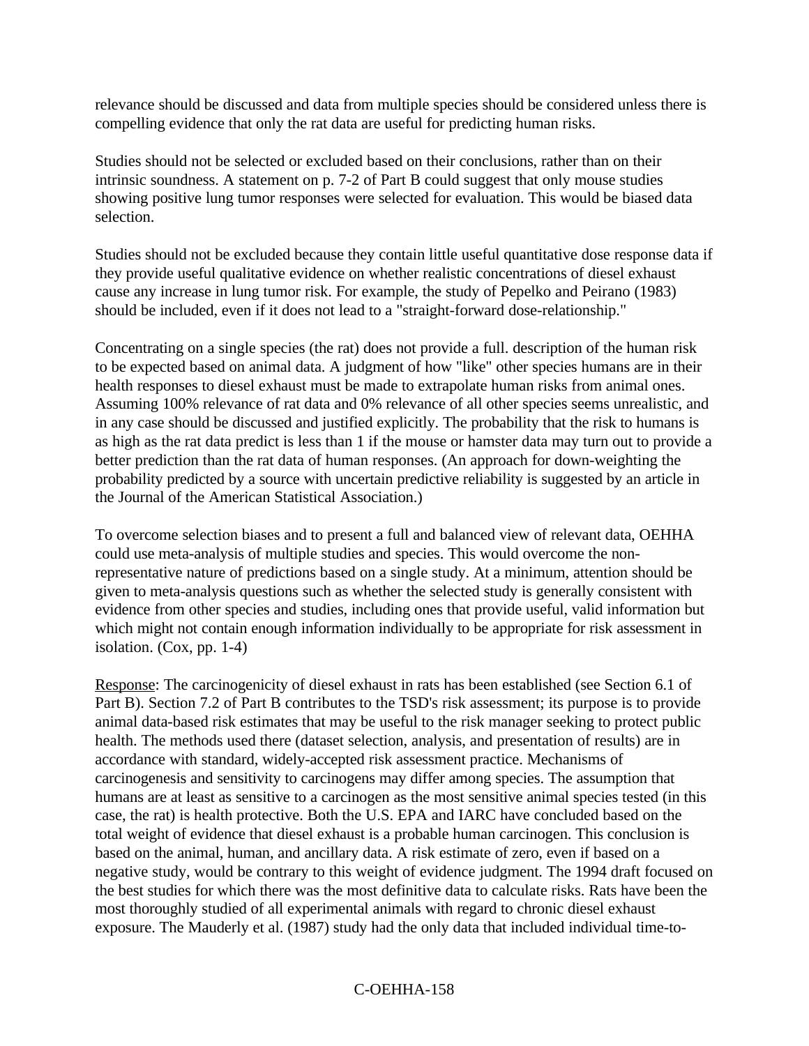relevance should be discussed and data from multiple species should be considered unless there is compelling evidence that only the rat data are useful for predicting human risks.

Studies should not be selected or excluded based on their conclusions, rather than on their intrinsic soundness. A statement on p. 7-2 of Part B could suggest that only mouse studies showing positive lung tumor responses were selected for evaluation. This would be biased data selection.

Studies should not be excluded because they contain little useful quantitative dose response data if they provide useful qualitative evidence on whether realistic concentrations of diesel exhaust cause any increase in lung tumor risk. For example, the study of Pepelko and Peirano (1983) should be included, even if it does not lead to a "straight-forward dose-relationship."

Concentrating on a single species (the rat) does not provide a full. description of the human risk to be expected based on animal data. A judgment of how "like" other species humans are in their health responses to diesel exhaust must be made to extrapolate human risks from animal ones. Assuming 100% relevance of rat data and 0% relevance of all other species seems unrealistic, and in any case should be discussed and justified explicitly. The probability that the risk to humans is as high as the rat data predict is less than 1 if the mouse or hamster data may turn out to provide a better prediction than the rat data of human responses. (An approach for down-weighting the probability predicted by a source with uncertain predictive reliability is suggested by an article in the Journal of the American Statistical Association.)

To overcome selection biases and to present a full and balanced view of relevant data, OEHHA could use meta-analysis of multiple studies and species. This would overcome the non-representative nature of predictions based on a single study. At a minimum, attention should be given to meta-analysis questions such as whether the selected study is generally consistent with evidence from other species and studies, including ones that provide useful, valid information but which might not contain enough information individually to be appropriate for risk assessment in isolation. (Cox, pp. 1-4)

Response: The carcinogenicity of diesel exhaust in rats has been established (see Section 6.1 of Part B). Section 7.2 of Part B contributes to the TSD's risk assessment; its purpose is to provide animal data-based risk estimates that may be useful to the risk manager seeking to protect public health. The methods used there (dataset selection, analysis, and presentation of results) are in accordance with standard, widely-accepted risk assessment practice. Mechanisms of carcinogenesis and sensitivity to carcinogens may differ among species. The assumption that humans are at least as sensitive to a carcinogen as the most sensitive animal species tested (in this case, the rat) is health protective. Both the U.S. EPA and IARC have concluded based on the total weight of evidence that diesel exhaust is a probable human carcinogen. This conclusion is based on the animal, human, and ancillary data. A risk estimate of zero, even if based on a negative study, would be contrary to this weight of evidence judgment. The 1994 draft focused on the best studies for which there was the most definitive data to calculate risks. Rats have been the most thoroughly studied of all experimental animals with regard to chronic diesel exhaust exposure. The Mauderly et al. (1987) study had the only data that included individual time-to-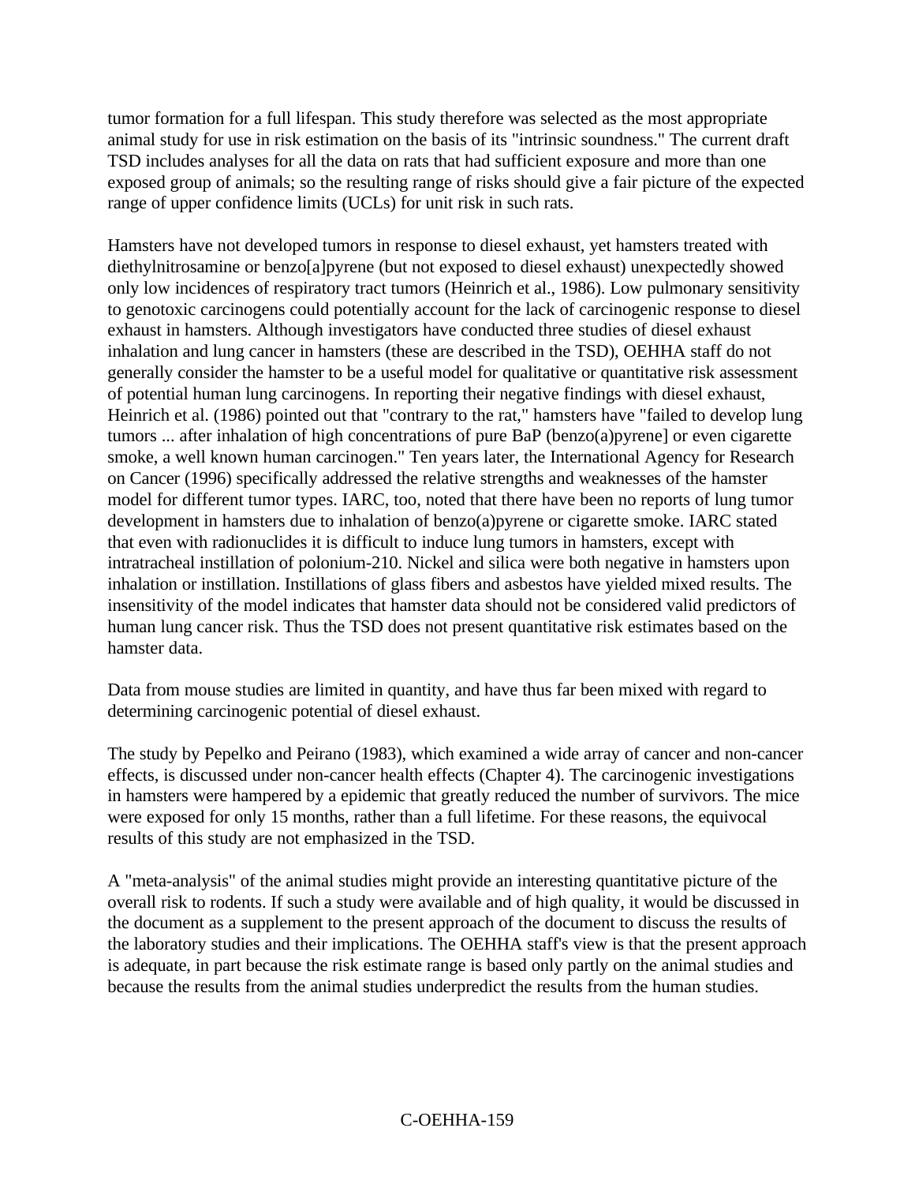tumor formation for a full lifespan. This study therefore was selected as the most appropriate animal study for use in risk estimation on the basis of its "intrinsic soundness." The current draft TSD includes analyses for all the data on rats that had sufficient exposure and more than one exposed group of animals; so the resulting range of risks should give a fair picture of the expected range of upper confidence limits (UCLs) for unit risk in such rats.

Hamsters have not developed tumors in response to diesel exhaust, yet hamsters treated with diethylnitrosamine or benzo[a]pyrene (but not exposed to diesel exhaust) unexpectedly showed only low incidences of respiratory tract tumors (Heinrich et al., 1986). Low pulmonary sensitivity to genotoxic carcinogens could potentially account for the lack of carcinogenic response to diesel exhaust in hamsters. Although investigators have conducted three studies of diesel exhaust inhalation and lung cancer in hamsters (these are described in the TSD), OEHHA staff do not generally consider the hamster to be a useful model for qualitative or quantitative risk assessment of potential human lung carcinogens. In reporting their negative findings with diesel exhaust, Heinrich et al. (1986) pointed out that "contrary to the rat," hamsters have "failed to develop lung tumors ... after inhalation of high concentrations of pure BaP (benzo(a)pyrene] or even cigarette smoke, a well known human carcinogen." Ten years later, the International Agency for Research on Cancer (1996) specifically addressed the relative strengths and weaknesses of the hamster model for different tumor types. IARC, too, noted that there have been no reports of lung tumor development in hamsters due to inhalation of benzo(a)pyrene or cigarette smoke. IARC stated that even with radionuclides it is difficult to induce lung tumors in hamsters, except with intratracheal instillation of polonium-210. Nickel and silica were both negative in hamsters upon inhalation or instillation. Instillations of glass fibers and asbestos have yielded mixed results. The insensitivity of the model indicates that hamster data should not be considered valid predictors of human lung cancer risk. Thus the TSD does not present quantitative risk estimates based on the hamster data.

Data from mouse studies are limited in quantity, and have thus far been mixed with regard to determining carcinogenic potential of diesel exhaust.

The study by Pepelko and Peirano (1983), which examined a wide array of cancer and non-cancer effects, is discussed under non-cancer health effects (Chapter 4). The carcinogenic investigations in hamsters were hampered by a epidemic that greatly reduced the number of survivors. The mice were exposed for only 15 months, rather than a full lifetime. For these reasons, the equivocal results of this study are not emphasized in the TSD.

A "meta-analysis" of the animal studies might provide an interesting quantitative picture of the overall risk to rodents. If such a study were available and of high quality, it would be discussed in the document as a supplement to the present approach of the document to discuss the results of the laboratory studies and their implications. The OEHHA staff's view is that the present approach is adequate, in part because the risk estimate range is based only partly on the animal studies and because the results from the animal studies underpredict the results from the human studies.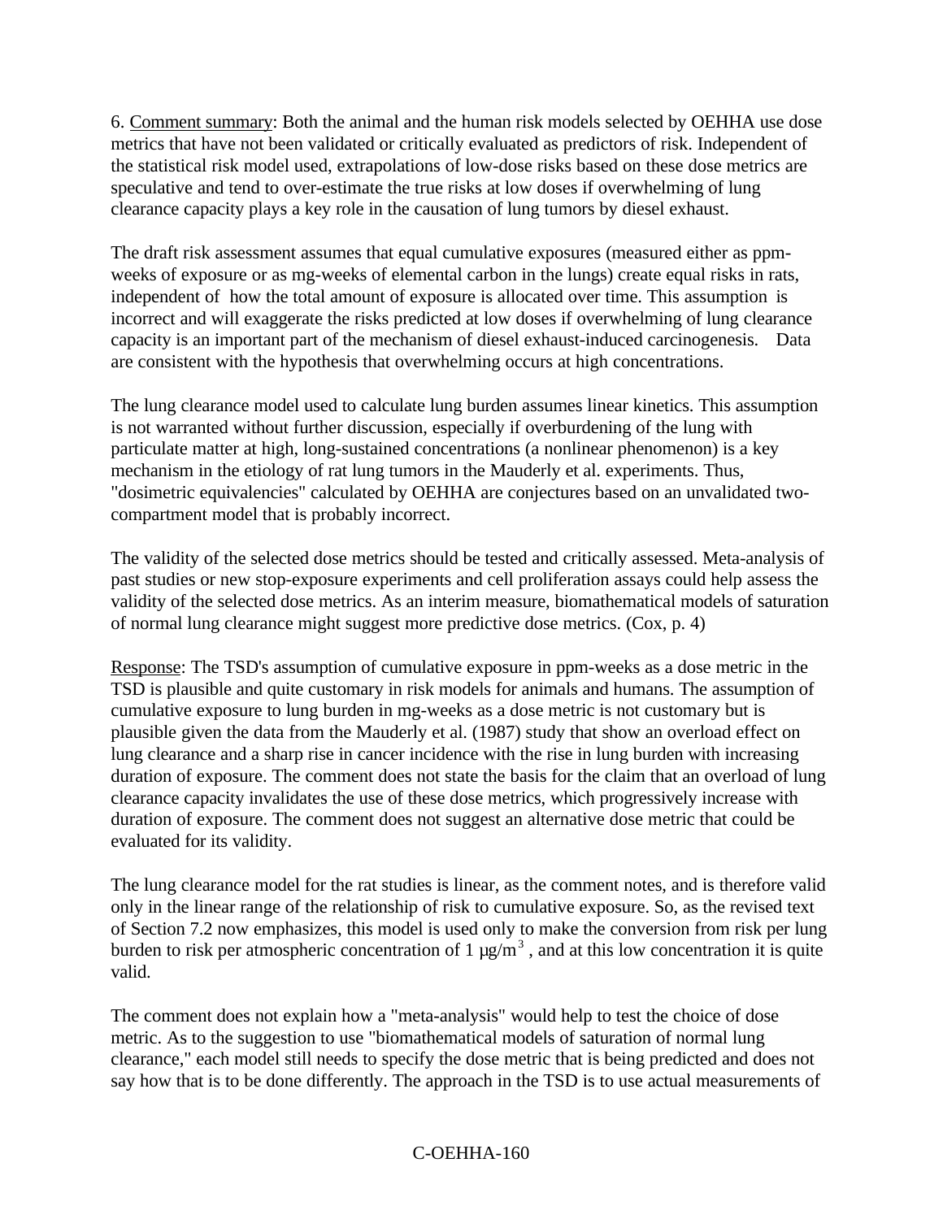6. Comment summary: Both the animal and the human risk models selected by OEHHA use dose metrics that have not been validated or critically evaluated as predictors of risk. Independent of the statistical risk model used, extrapolations of low-dose risks based on these dose metrics are speculative and tend to over-estimate the true risks at low doses if overwhelming of lung clearance capacity plays a key role in the causation of lung tumors by diesel exhaust.

The draft risk assessment assumes that equal cumulative exposures (measured either as ppm-weeks of exposure or as mg-weeks of elemental carbon in the lungs) create equal risks in rats, independent of how the total amount of exposure is allocated over time. This assumption is incorrect and will exaggerate the risks predicted at low doses if overwhelming of lung clearance capacity is an important part of the mechanism of diesel exhaust-induced carcinogenesis. Data are consistent with the hypothesis that overwhelming occurs at high concentrations.

The lung clearance model used to calculate lung burden assumes linear kinetics. This assumption is not warranted without further discussion, especially if overburdening of the lung with particulate matter at high, long-sustained concentrations (a nonlinear phenomenon) is a key mechanism in the etiology of rat lung tumors in the Mauderly et al. experiments. Thus, "dosimetric equivalencies" calculated by OEHHA are conjectures based on an unvalidated two-compartment model that is probably incorrect.

The validity of the selected dose metrics should be tested and critically assessed. Meta-analysis of past studies or new stop-exposure experiments and cell proliferation assays could help assess the validity of the selected dose metrics. As an interim measure, biomathematical models of saturation of normal lung clearance might suggest more predictive dose metrics. (Cox, p. 4)

Response: The TSD's assumption of cumulative exposure in ppm-weeks as a dose metric in the TSD is plausible and quite customary in risk models for animals and humans. The assumption of cumulative exposure to lung burden in mg-weeks as a dose metric is not customary but is plausible given the data from the Mauderly et al. (1987) study that show an overload effect on lung clearance and a sharp rise in cancer incidence with the rise in lung burden with increasing duration of exposure. The comment does not state the basis for the claim that an overload of lung clearance capacity invalidates the use of these dose metrics, which progressively increase with duration of exposure. The comment does not suggest an alternative dose metric that could be evaluated for its validity.

The lung clearance model for the rat studies is linear, as the comment notes, and is therefore valid only in the linear range of the relationship of risk to cumulative exposure. So, as the revised text of Section 7.2 now emphasizes, this model is used only to make the conversion from risk per lung burden to risk per atmospheric concentration of 1 $\mu g/m^3$, and at this low concentration it is quite valid.

The comment does not explain how a "meta-analysis" would help to test the choice of dose metric. As to the suggestion to use "biomathematical models of saturation of normal lung clearance," each model still needs to specify the dose metric that is being predicted and does not say how that is to be done differently. The approach in the TSD is to use actual measurements of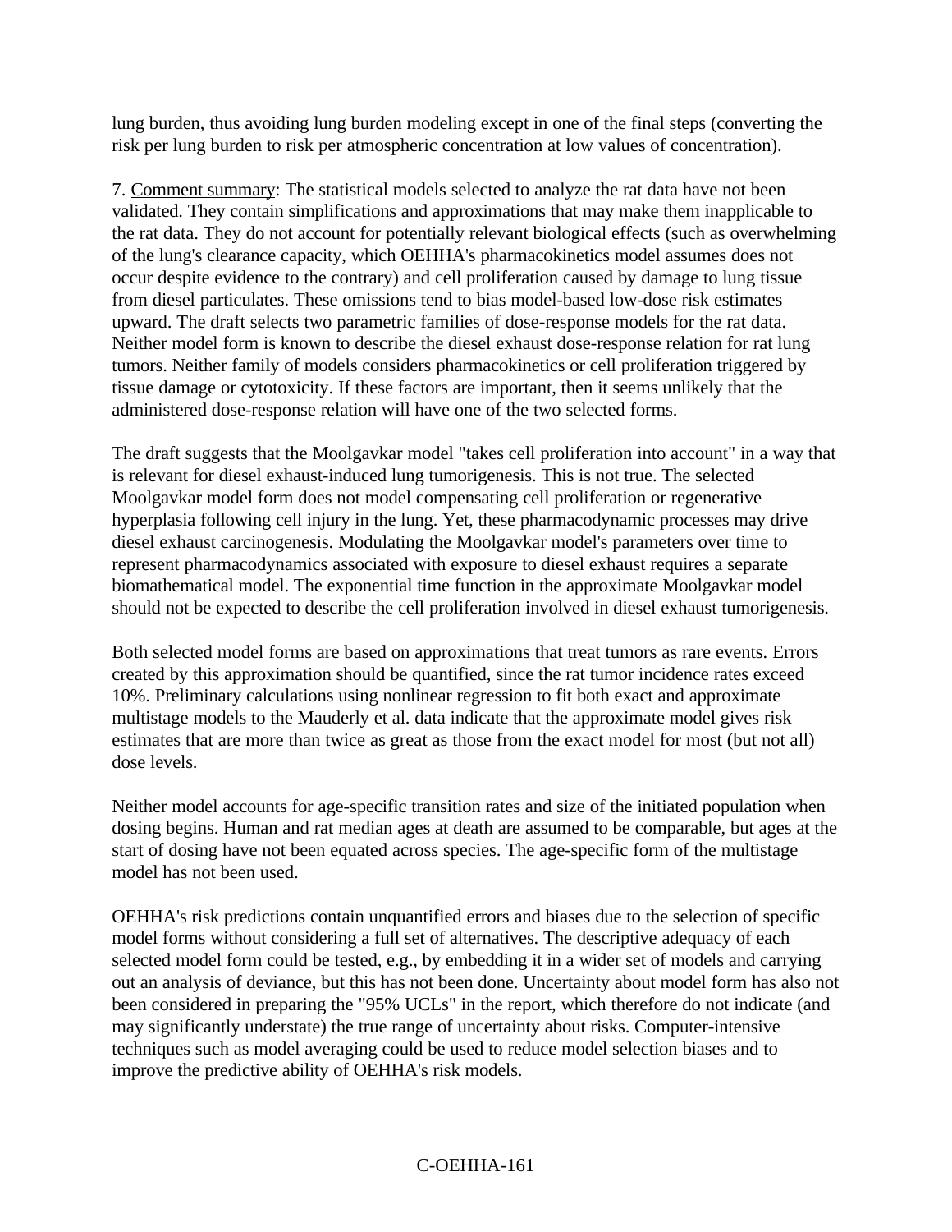lung burden, thus avoiding lung burden modeling except in one of the final steps (converting the risk per lung burden to risk per atmospheric concentration at low values of concentration).

7. Comment summary: The statistical models selected to analyze the rat data have not been validated. They contain simplifications and approximations that may make them inapplicable to the rat data. They do not account for potentially relevant biological effects (such as overwhelming of the lung's clearance capacity, which OEHHA's pharmacokinetics model assumes does not occur despite evidence to the contrary) and cell proliferation caused by damage to lung tissue from diesel particulates. These omissions tend to bias model-based low-dose risk estimates upward. The draft selects two parametric families of dose-response models for the rat data. Neither model form is known to describe the diesel exhaust dose-response relation for rat lung tumors. Neither family of models considers pharmacokinetics or cell proliferation triggered by tissue damage or cytotoxicity. If these factors are important, then it seems unlikely that the administered dose-response relation will have one of the two selected forms.

The draft suggests that the Moolgavkar model "takes cell proliferation into account" in a way that is relevant for diesel exhaust-induced lung tumorigenesis. This is not true. The selected Moolgavkar model form does not model compensating cell proliferation or regenerative hyperplasia following cell injury in the lung. Yet, these pharmacodynamic processes may drive diesel exhaust carcinogenesis. Modulating the Moolgavkar model's parameters over time to represent pharmacodynamics associated with exposure to diesel exhaust requires a separate biomathematical model. The exponential time function in the approximate Moolgavkar model should not be expected to describe the cell proliferation involved in diesel exhaust tumorigenesis.

Both selected model forms are based on approximations that treat tumors as rare events. Errors created by this approximation should be quantified, since the rat tumor incidence rates exceed 10%. Preliminary calculations using nonlinear regression to fit both exact and approximate multistage models to the Mauderly et al. data indicate that the approximate model gives risk estimates that are more than twice as great as those from the exact model for most (but not all) dose levels.

Neither model accounts for age-specific transition rates and size of the initiated population when dosing begins. Human and rat median ages at death are assumed to be comparable, but ages at the start of dosing have not been equated across species. The age-specific form of the multistage model has not been used.

OEHHA's risk predictions contain unquantified errors and biases due to the selection of specific model forms without considering a full set of alternatives. The descriptive adequacy of each selected model form could be tested, e.g., by embedding it in a wider set of models and carrying out an analysis of deviance, but this has not been done. Uncertainty about model form has also not been considered in preparing the "95% UCLs" in the report, which therefore do not indicate (and may significantly understate) the true range of uncertainty about risks. Computer-intensive techniques such as model averaging could be used to reduce model selection biases and to improve the predictive ability of OEHHA's risk models.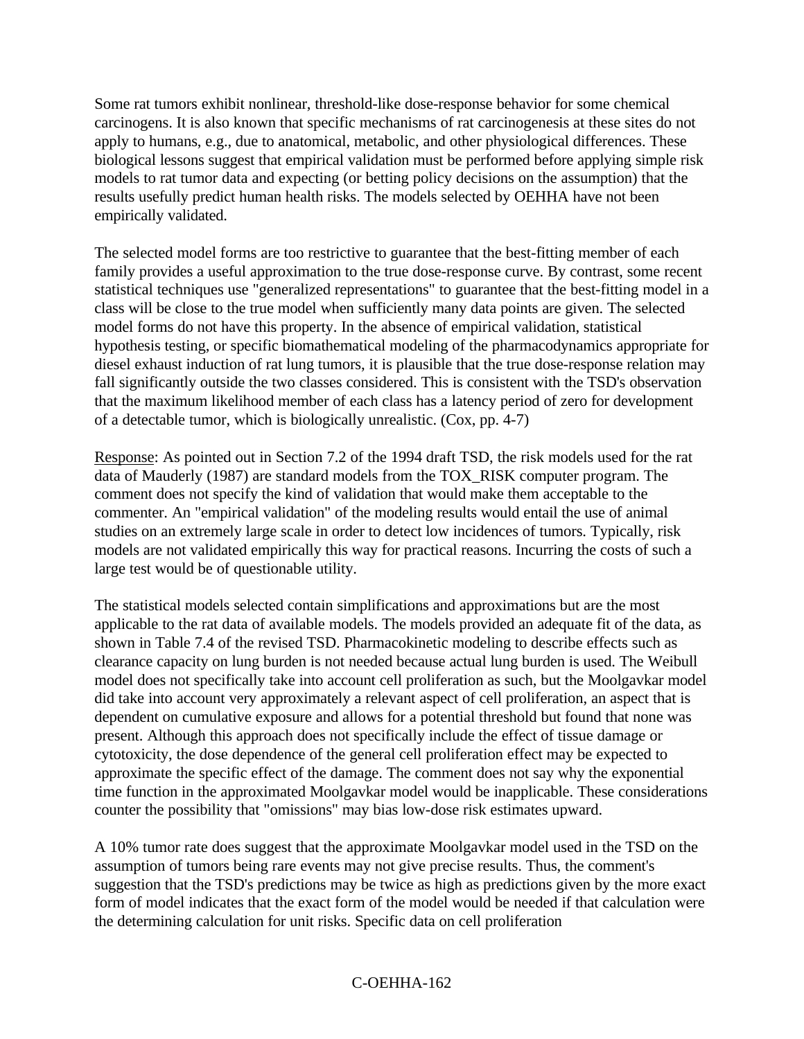Some rat tumors exhibit nonlinear, threshold-like dose-response behavior for some chemical carcinogens. It is also known that specific mechanisms of rat carcinogenesis at these sites do not apply to humans, e.g., due to anatomical, metabolic, and other physiological differences. These biological lessons suggest that empirical validation must be performed before applying simple risk models to rat tumor data and expecting (or betting policy decisions on the assumption) that the results usefully predict human health risks. The models selected by OEHHA have not been empirically validated.

The selected model forms are too restrictive to guarantee that the best-fitting member of each family provides a useful approximation to the true dose-response curve. By contrast, some recent statistical techniques use "generalized representations" to guarantee that the best-fitting model in a class will be close to the true model when sufficiently many data points are given. The selected model forms do not have this property. In the absence of empirical validation, statistical hypothesis testing, or specific biomathematical modeling of the pharmacodynamics appropriate for diesel exhaust induction of rat lung tumors, it is plausible that the true dose-response relation may fall significantly outside the two classes considered. This is consistent with the TSD's observation that the maximum likelihood member of each class has a latency period of zero for development of a detectable tumor, which is biologically unrealistic. (Cox, pp. 4-7)

Response: As pointed out in Section 7.2 of the 1994 draft TSD, the risk models used for the rat data of Mauderly (1987) are standard models from the TOX_RISK computer program. The comment does not specify the kind of validation that would make them acceptable to the commenter. An "empirical validation" of the modeling results would entail the use of animal studies on an extremely large scale in order to detect low incidences of tumors. Typically, risk models are not validated empirically this way for practical reasons. Incurring the costs of such a large test would be of questionable utility.

The statistical models selected contain simplifications and approximations but are the most applicable to the rat data of available models. The models provided an adequate fit of the data, as shown in Table 7.4 of the revised TSD. Pharmacokinetic modeling to describe effects such as clearance capacity on lung burden is not needed because actual lung burden is used. The Weibull model does not specifically take into account cell proliferation as such, but the Moolgavkar model did take into account very approximately a relevant aspect of cell proliferation, an aspect that is dependent on cumulative exposure and allows for a potential threshold but found that none was present. Although this approach does not specifically include the effect of tissue damage or cytotoxicity, the dose dependence of the general cell proliferation effect may be expected to approximate the specific effect of the damage. The comment does not say why the exponential time function in the approximated Moolgavkar model would be inapplicable. These considerations counter the possibility that "omissions" may bias low-dose risk estimates upward.

A 10% tumor rate does suggest that the approximate Moolgavkar model used in the TSD on the assumption of tumors being rare events may not give precise results. Thus, the comment's suggestion that the TSD's predictions may be twice as high as predictions given by the more exact form of model indicates that the exact form of the model would be needed if that calculation were the determining calculation for unit risks. Specific data on cell proliferation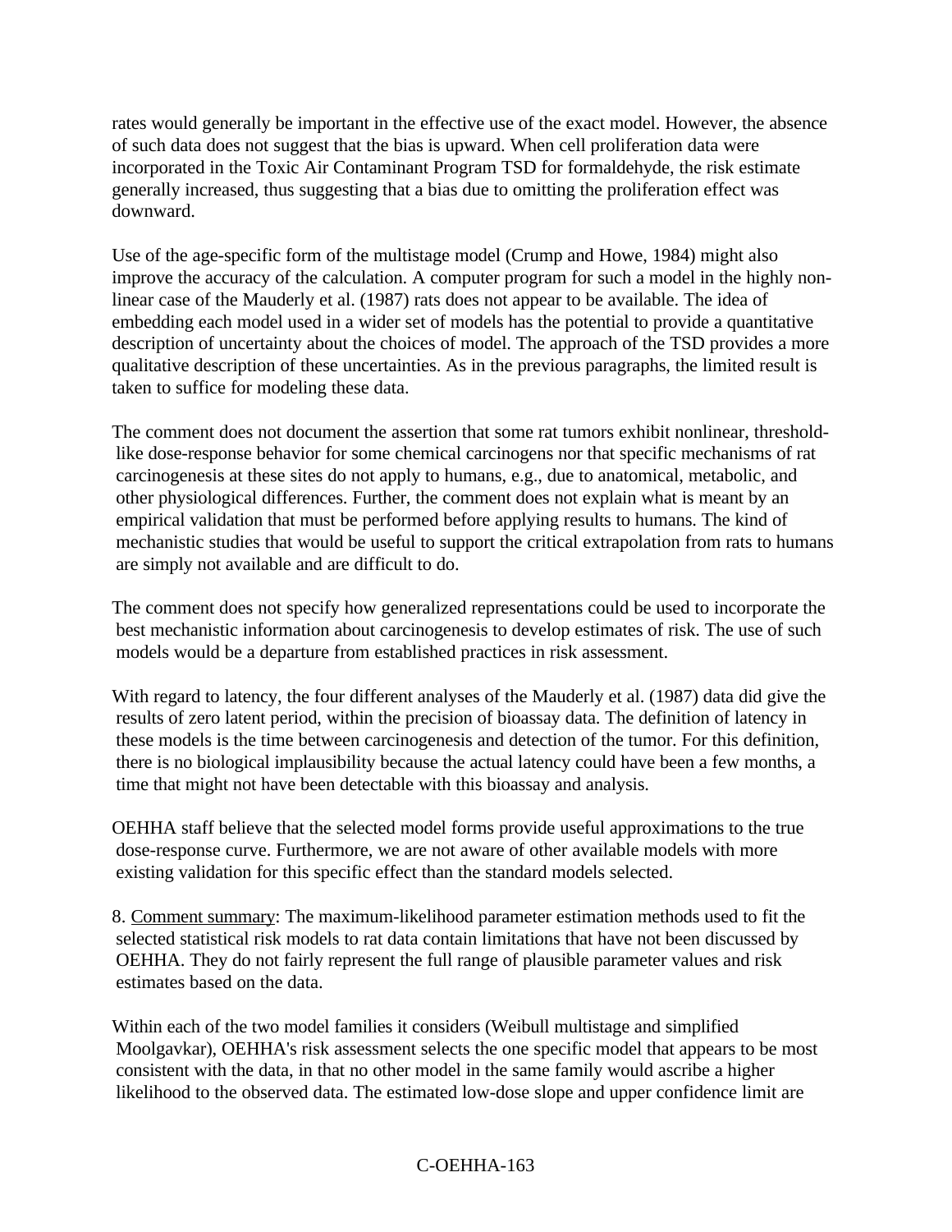rates would generally be important in the effective use of the exact model. However, the absence of such data does not suggest that the bias is upward. When cell proliferation data were incorporated in the Toxic Air Contaminant Program TSD for formaldehyde, the risk estimate generally increased, thus suggesting that a bias due to omitting the proliferation effect was downward.

Use of the age-specific form of the multistage model (Crump and Howe, 1984) might also improve the accuracy of the calculation. A computer program for such a model in the highly non-linear case of the Mauderly et al. (1987) rats does not appear to be available. The idea of embedding each model used in a wider set of models has the potential to provide a quantitative description of uncertainty about the choices of model. The approach of the TSD provides a more qualitative description of these uncertainties. As in the previous paragraphs, the limited result is taken to suffice for modeling these data.

The comment does not document the assertion that some rat tumors exhibit nonlinear, threshold-like dose-response behavior for some chemical carcinogens nor that specific mechanisms of rat carcinogenesis at these sites do not apply to humans, e.g., due to anatomical, metabolic, and other physiological differences. Further, the comment does not explain what is meant by an empirical validation that must be performed before applying results to humans. The kind of mechanistic studies that would be useful to support the critical extrapolation from rats to humans are simply not available and are difficult to do.

The comment does not specify how generalized representations could be used to incorporate the best mechanistic information about carcinogenesis to develop estimates of risk. The use of such models would be a departure from established practices in risk assessment.

With regard to latency, the four different analyses of the Mauderly et al. (1987) data did give the results of zero latent period, within the precision of bioassay data. The definition of latency in these models is the time between carcinogenesis and detection of the tumor. For this definition, there is no biological implausibility because the actual latency could have been a few months, a time that might not have been detectable with this bioassay and analysis.

OEHHA staff believe that the selected model forms provide useful approximations to the true dose-response curve. Furthermore, we are not aware of other available models with more existing validation for this specific effect than the standard models selected.

8. Comment summary: The maximum-likelihood parameter estimation methods used to fit the selected statistical risk models to rat data contain limitations that have not been discussed by OEHHA. They do not fairly represent the full range of plausible parameter values and risk estimates based on the data.

Within each of the two model families it considers (Weibull multistage and simplified Moolgavkar), OEHHA's risk assessment selects the one specific model that appears to be most consistent with the data, in that no other model in the same family would ascribe a higher likelihood to the observed data. The estimated low-dose slope and upper confidence limit are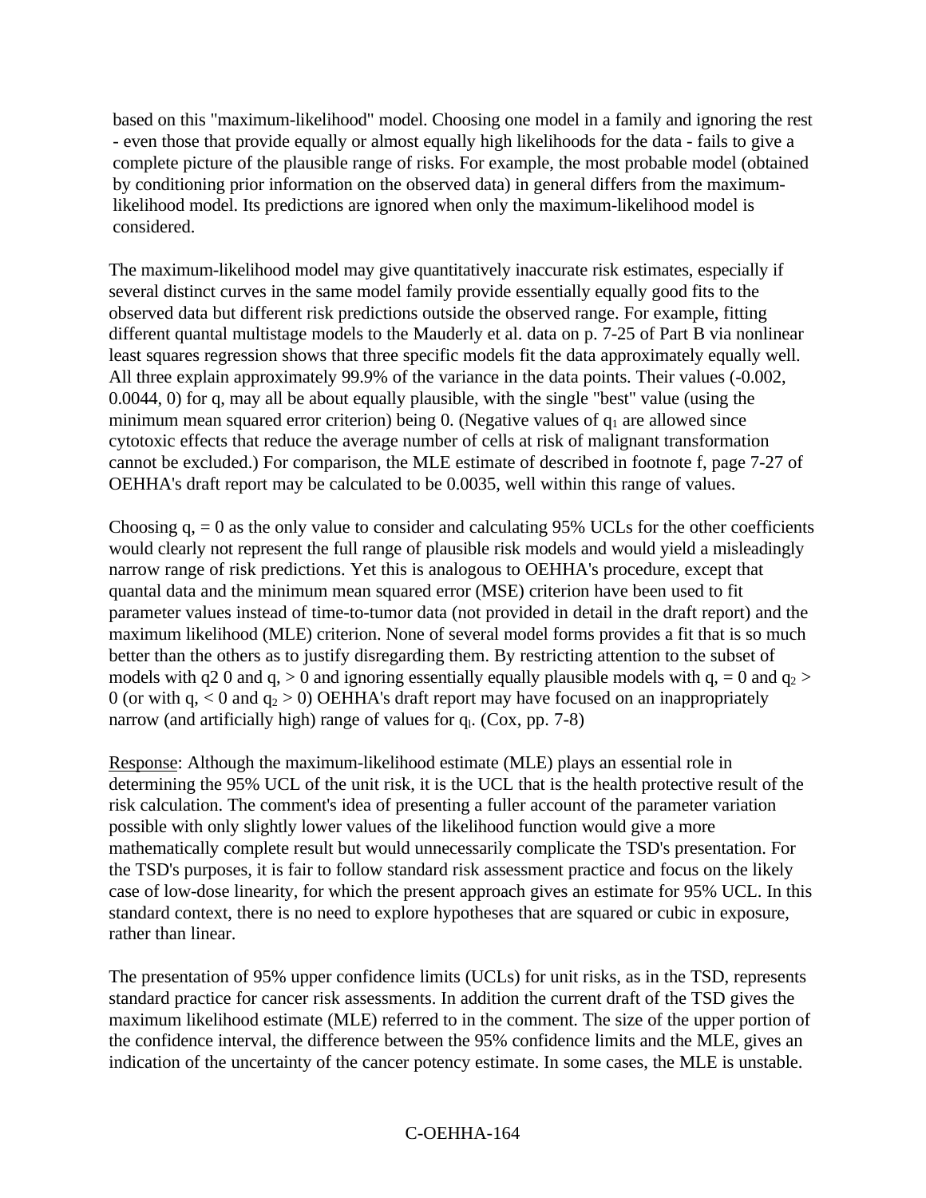based on this "maximum-likelihood" model. Choosing one model in a family and ignoring the rest - even those that provide equally or almost equally high likelihoods for the data - fails to give a complete picture of the plausible range of risks. For example, the most probable model (obtained by conditioning prior information on the observed data) in general differs from the maximum-likelihood model. Its predictions are ignored when only the maximum-likelihood model is considered.

The maximum-likelihood model may give quantitatively inaccurate risk estimates, especially if several distinct curves in the same model family provide essentially equally good fits to the observed data but different risk predictions outside the observed range. For example, fitting different quantal multistage models to the Mauderly et al. data on p. 7-25 of Part B via nonlinear least squares regression shows that three specific models fit the data approximately equally well. All three explain approximately 99.9% of the variance in the data points. Their values (-0.002, 0.0044, 0) for q, may all be about equally plausible, with the single "best" value (using the minimum mean squared error criterion) being 0. (Negative values of $q_1$ are allowed since cytotoxic effects that reduce the average number of cells at risk of malignant transformation cannot be excluded.) For comparison, the MLE estimate of described in footnote f, page 7-27 of OEHHA's draft report may be calculated to be 0.0035, well within this range of values.

Choosing q, = 0 as the only value to consider and calculating 95% UCLs for the other coefficients would clearly not represent the full range of plausible risk models and would yield a misleadingly narrow range of risk predictions. Yet this is analogous to OEHHA's procedure, except that quantal data and the minimum mean squared error (MSE) criterion have been used to fit parameter values instead of time-to-tumor data (not provided in detail in the draft report) and the maximum likelihood (MLE) criterion. None of several model forms provides a fit that is so much better than the others as to justify disregarding them. By restricting attention to the subset of models with q2 0 and q, > 0 and ignoring essentially equally plausible models with q, = 0 and $q_2 >$ 0 (or with q, < 0 and $q_2 > 0$) OEHHA's draft report may have focused on an inappropriately narrow (and artificially high) range of values for $q_l$. (Cox, pp. 7-8)

Response: Although the maximum-likelihood estimate (MLE) plays an essential role in determining the 95% UCL of the unit risk, it is the UCL that is the health protective result of the risk calculation. The comment's idea of presenting a fuller account of the parameter variation possible with only slightly lower values of the likelihood function would give a more mathematically complete result but would unnecessarily complicate the TSD's presentation. For the TSD's purposes, it is fair to follow standard risk assessment practice and focus on the likely case of low-dose linearity, for which the present approach gives an estimate for 95% UCL. In this standard context, there is no need to explore hypotheses that are squared or cubic in exposure, rather than linear.

The presentation of 95% upper confidence limits (UCLs) for unit risks, as in the TSD, represents standard practice for cancer risk assessments. In addition the current draft of the TSD gives the maximum likelihood estimate (MLE) referred to in the comment. The size of the upper portion of the confidence interval, the difference between the 95% confidence limits and the MLE, gives an indication of the uncertainty of the cancer potency estimate. In some cases, the MLE is unstable.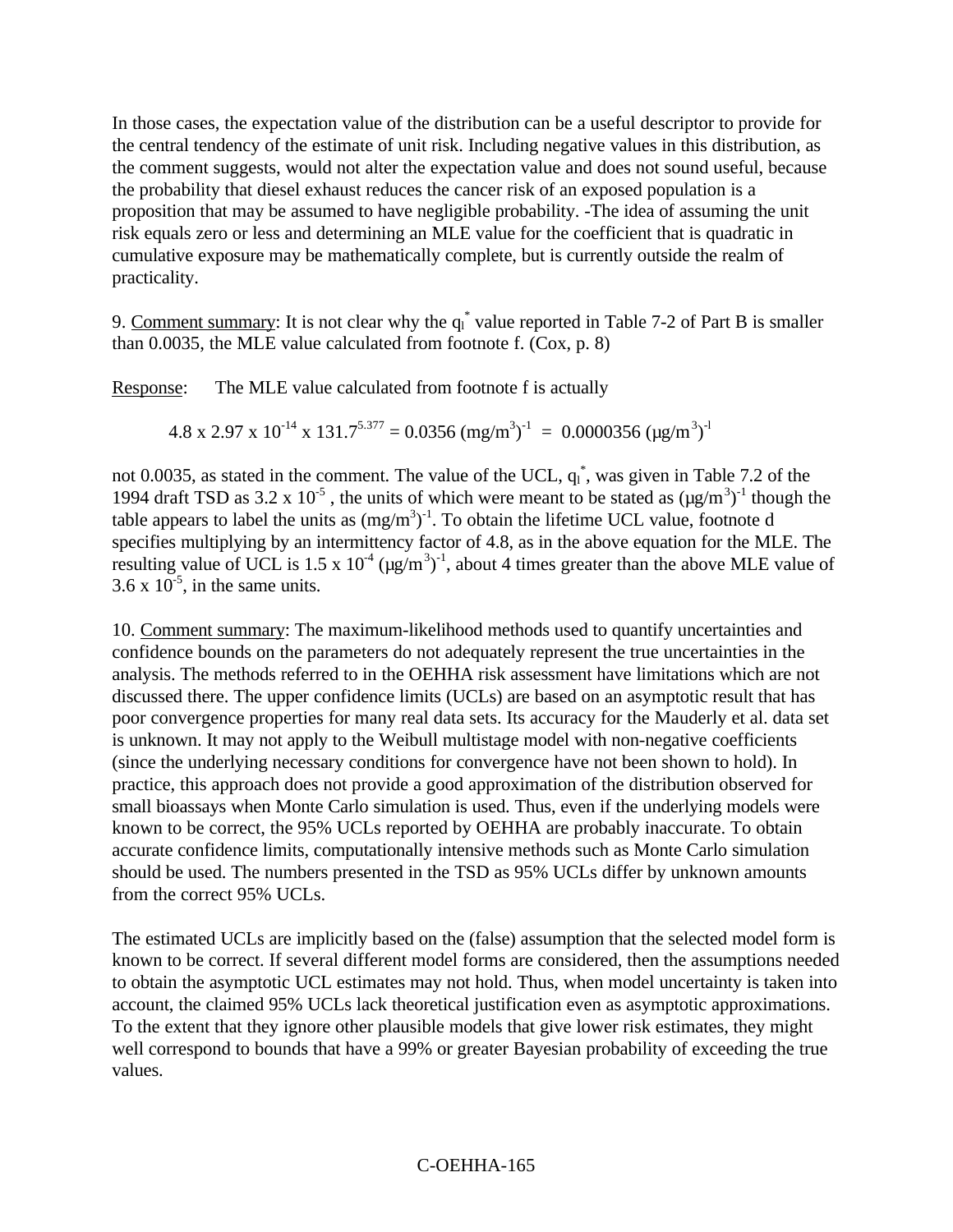In those cases, the expectation value of the distribution can be a useful descriptor to provide for the central tendency of the estimate of unit risk. Including negative values in this distribution, as the comment suggests, would not alter the expectation value and does not sound useful, because the probability that diesel exhaust reduces the cancer risk of an exposed population is a proposition that may be assumed to have negligible probability. -The idea of assuming the unit risk equals zero or less and determining an MLE value for the coefficient that is quadratic in cumulative exposure may be mathematically complete, but is currently outside the realm of practicality.

9. Comment summary: It is not clear why the $q_l^*$ value reported in Table 7-2 of Part B is smaller than 0.0035, the MLE value calculated from footnote f. (Cox, p. 8)

Response: The MLE value calculated from footnote f is actually

$$4.8 \times 2.97 \times 10^{-14} \times 131.7^{5.377} = 0.0356\ (\text{mg/m}^3)^{-1} = 0.0000356\ (\mu\text{g/m}^3)^{-1}$$

not 0.0035, as stated in the comment. The value of the UCL, $q_l^*$, was given in Table 7.2 of the 1994 draft TSD as $3.2 \times 10^{-5}$, the units of which were meant to be stated as $(\mu\text{g/m}^3)^{-1}$ though the table appears to label the units as $(\text{mg/m}^3)^{-1}$. To obtain the lifetime UCL value, footnote d specifies multiplying by an intermittency factor of 4.8, as in the above equation for the MLE. The resulting value of UCL is $1.5 \times 10^{-4}$ $(\mu\text{g/m}^3)^{-1}$, about 4 times greater than the above MLE value of $3.6 \times 10^{-5}$, in the same units.

10. Comment summary: The maximum-likelihood methods used to quantify uncertainties and confidence bounds on the parameters do not adequately represent the true uncertainties in the analysis. The methods referred to in the OEHHA risk assessment have limitations which are not discussed there. The upper confidence limits (UCLs) are based on an asymptotic result that has poor convergence properties for many real data sets. Its accuracy for the Mauderly et al. data set is unknown. It may not apply to the Weibull multistage model with non-negative coefficients (since the underlying necessary conditions for convergence have not been shown to hold). In practice, this approach does not provide a good approximation of the distribution observed for small bioassays when Monte Carlo simulation is used. Thus, even if the underlying models were known to be correct, the 95% UCLs reported by OEHHA are probably inaccurate. To obtain accurate confidence limits, computationally intensive methods such as Monte Carlo simulation should be used. The numbers presented in the TSD as 95% UCLs differ by unknown amounts from the correct 95% UCLs.

The estimated UCLs are implicitly based on the (false) assumption that the selected model form is known to be correct. If several different model forms are considered, then the assumptions needed to obtain the asymptotic UCL estimates may not hold. Thus, when model uncertainty is taken into account, the claimed 95% UCLs lack theoretical justification even as asymptotic approximations. To the extent that they ignore other plausible models that give lower risk estimates, they might well correspond to bounds that have a 99% or greater Bayesian probability of exceeding the true values.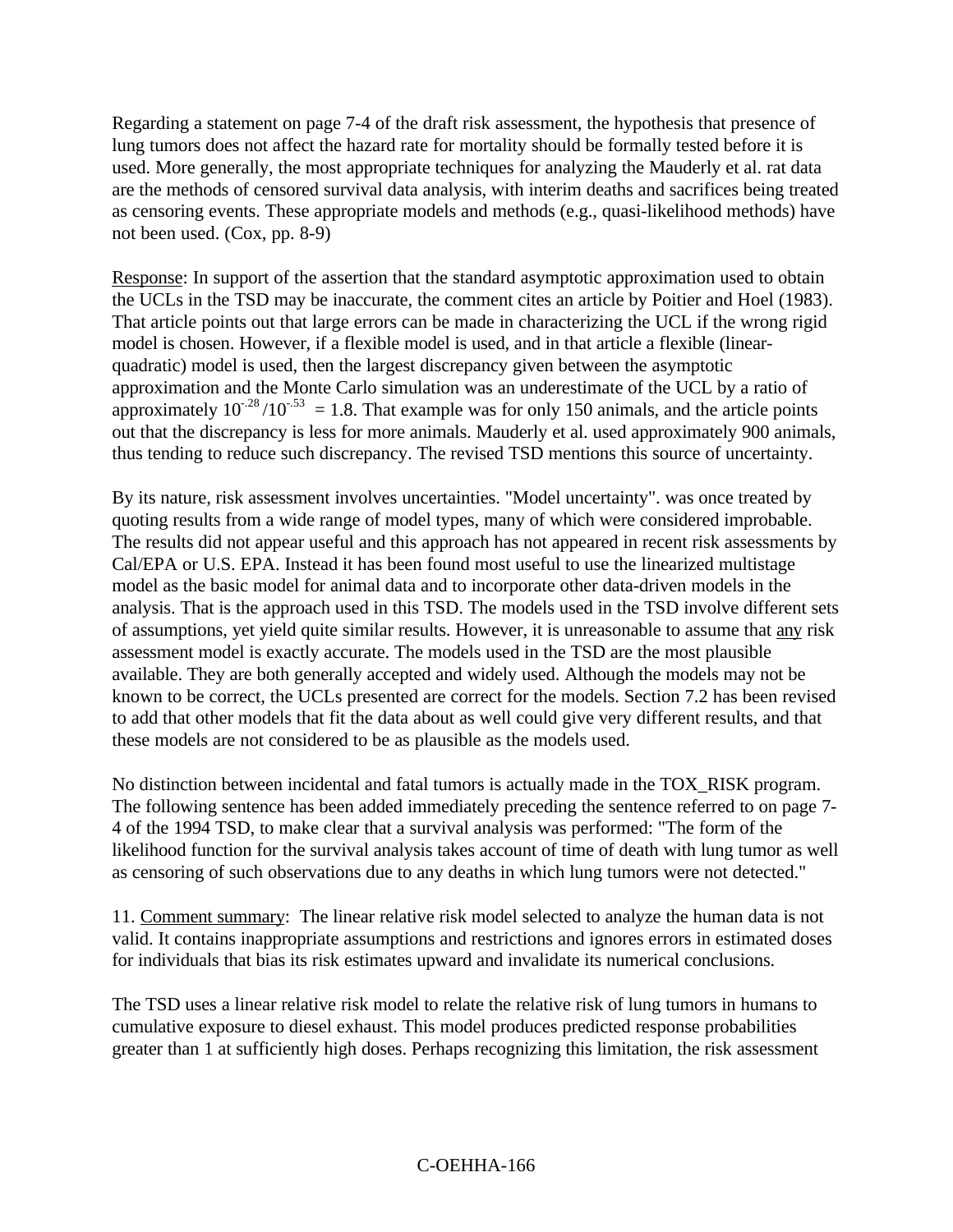Regarding a statement on page 7-4 of the draft risk assessment, the hypothesis that presence of lung tumors does not affect the hazard rate for mortality should be formally tested before it is used. More generally, the most appropriate techniques for analyzing the Mauderly et al. rat data are the methods of censored survival data analysis, with interim deaths and sacrifices being treated as censoring events. These appropriate models and methods (e.g., quasi-likelihood methods) have not been used. (Cox, pp. 8-9)

Response: In support of the assertion that the standard asymptotic approximation used to obtain the UCLs in the TSD may be inaccurate, the comment cites an article by Poitier and Hoel (1983). That article points out that large errors can be made in characterizing the UCL if the wrong rigid model is chosen. However, if a flexible model is used, and in that article a flexible (linear-quadratic) model is used, then the largest discrepancy given between the asymptotic approximation and the Monte Carlo simulation was an underestimate of the UCL by a ratio of approximately $10^{-.28}/10^{-.53} = 1.8$. That example was for only 150 animals, and the article points out that the discrepancy is less for more animals. Mauderly et al. used approximately 900 animals, thus tending to reduce such discrepancy. The revised TSD mentions this source of uncertainty.

By its nature, risk assessment involves uncertainties. "Model uncertainty". was once treated by quoting results from a wide range of model types, many of which were considered improbable. The results did not appear useful and this approach has not appeared in recent risk assessments by Cal/EPA or U.S. EPA. Instead it has been found most useful to use the linearized multistage model as the basic model for animal data and to incorporate other data-driven models in the analysis. That is the approach used in this TSD. The models used in the TSD involve different sets of assumptions, yet yield quite similar results. However, it is unreasonable to assume that any risk assessment model is exactly accurate. The models used in the TSD are the most plausible available. They are both generally accepted and widely used. Although the models may not be known to be correct, the UCLs presented are correct for the models. Section 7.2 has been revised to add that other models that fit the data about as well could give very different results, and that these models are not considered to be as plausible as the models used.

No distinction between incidental and fatal tumors is actually made in the TOX_RISK program. The following sentence has been added immediately preceding the sentence referred to on page 7-4 of the 1994 TSD, to make clear that a survival analysis was performed: "The form of the likelihood function for the survival analysis takes account of time of death with lung tumor as well as censoring of such observations due to any deaths in which lung tumors were not detected."

11. Comment summary: The linear relative risk model selected to analyze the human data is not valid. It contains inappropriate assumptions and restrictions and ignores errors in estimated doses for individuals that bias its risk estimates upward and invalidate its numerical conclusions.

The TSD uses a linear relative risk model to relate the relative risk of lung tumors in humans to cumulative exposure to diesel exhaust. This model produces predicted response probabilities greater than 1 at sufficiently high doses. Perhaps recognizing this limitation, the risk assessment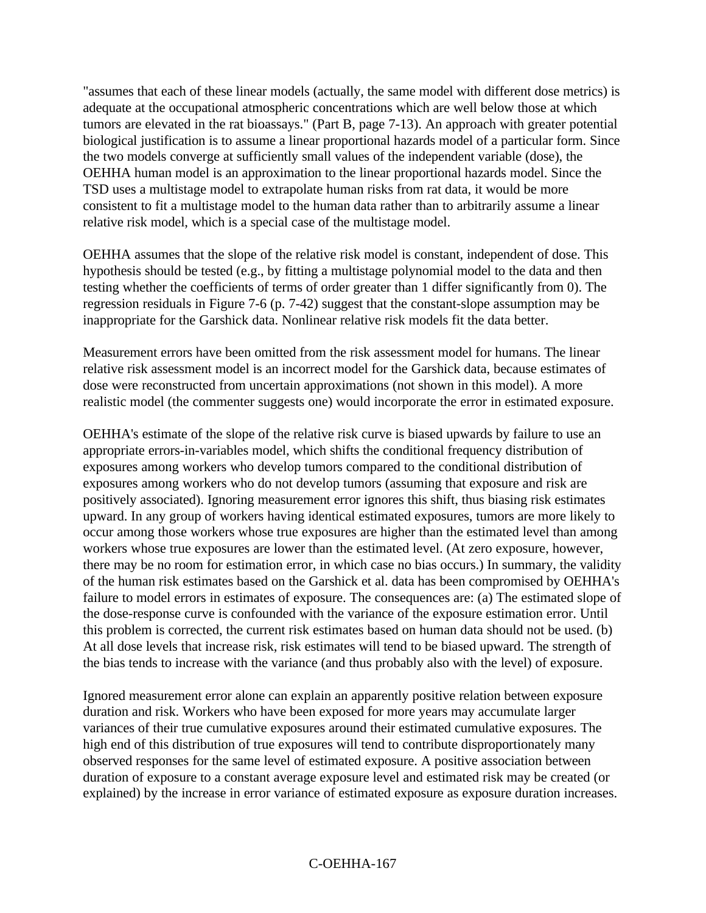"assumes that each of these linear models (actually, the same model with different dose metrics) is adequate at the occupational atmospheric concentrations which are well below those at which tumors are elevated in the rat bioassays." (Part B, page 7-13). An approach with greater potential biological justification is to assume a linear proportional hazards model of a particular form. Since the two models converge at sufficiently small values of the independent variable (dose), the OEHHA human model is an approximation to the linear proportional hazards model. Since the TSD uses a multistage model to extrapolate human risks from rat data, it would be more consistent to fit a multistage model to the human data rather than to arbitrarily assume a linear relative risk model, which is a special case of the multistage model.

OEHHA assumes that the slope of the relative risk model is constant, independent of dose. This hypothesis should be tested (e.g., by fitting a multistage polynomial model to the data and then testing whether the coefficients of terms of order greater than 1 differ significantly from 0). The regression residuals in Figure 7-6 (p. 7-42) suggest that the constant-slope assumption may be inappropriate for the Garshick data. Nonlinear relative risk models fit the data better.

Measurement errors have been omitted from the risk assessment model for humans. The linear relative risk assessment model is an incorrect model for the Garshick data, because estimates of dose were reconstructed from uncertain approximations (not shown in this model). A more realistic model (the commenter suggests one) would incorporate the error in estimated exposure.

OEHHA's estimate of the slope of the relative risk curve is biased upwards by failure to use an appropriate errors-in-variables model, which shifts the conditional frequency distribution of exposures among workers who develop tumors compared to the conditional distribution of exposures among workers who do not develop tumors (assuming that exposure and risk are positively associated). Ignoring measurement error ignores this shift, thus biasing risk estimates upward. In any group of workers having identical estimated exposures, tumors are more likely to occur among those workers whose true exposures are higher than the estimated level than among workers whose true exposures are lower than the estimated level. (At zero exposure, however, there may be no room for estimation error, in which case no bias occurs.) In summary, the validity of the human risk estimates based on the Garshick et al. data has been compromised by OEHHA's failure to model errors in estimates of exposure. The consequences are: (a) The estimated slope of the dose-response curve is confounded with the variance of the exposure estimation error. Until this problem is corrected, the current risk estimates based on human data should not be used. (b) At all dose levels that increase risk, risk estimates will tend to be biased upward. The strength of the bias tends to increase with the variance (and thus probably also with the level) of exposure.

Ignored measurement error alone can explain an apparently positive relation between exposure duration and risk. Workers who have been exposed for more years may accumulate larger variances of their true cumulative exposures around their estimated cumulative exposures. The high end of this distribution of true exposures will tend to contribute disproportionately many observed responses for the same level of estimated exposure. A positive association between duration of exposure to a constant average exposure level and estimated risk may be created (or explained) by the increase in error variance of estimated exposure as exposure duration increases.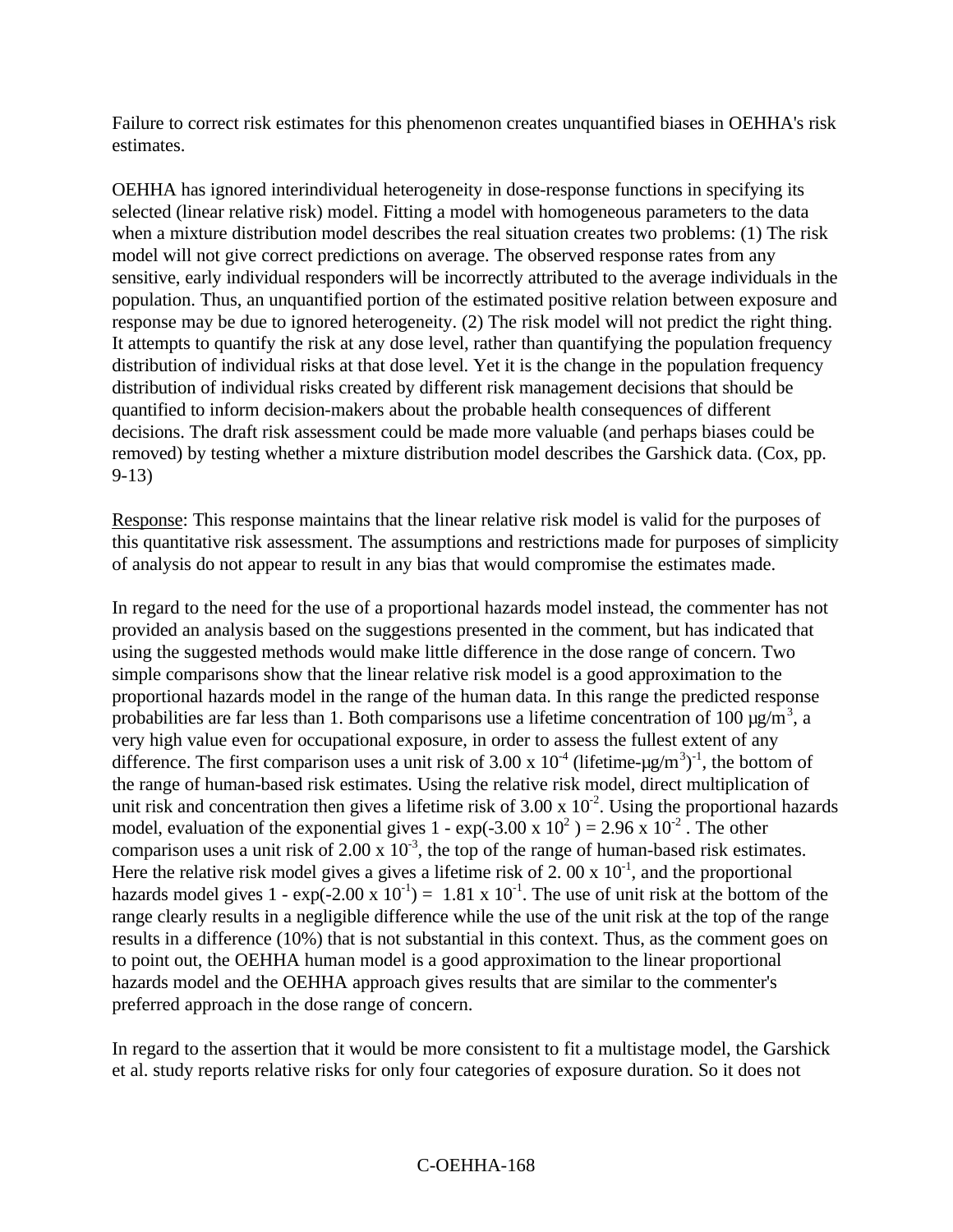Failure to correct risk estimates for this phenomenon creates unquantified biases in OEHHA's risk estimates.

OEHHA has ignored interindividual heterogeneity in dose-response functions in specifying its selected (linear relative risk) model. Fitting a model with homogeneous parameters to the data when a mixture distribution model describes the real situation creates two problems: (1) The risk model will not give correct predictions on average. The observed response rates from any sensitive, early individual responders will be incorrectly attributed to the average individuals in the population. Thus, an unquantified portion of the estimated positive relation between exposure and response may be due to ignored heterogeneity. (2) The risk model will not predict the right thing. It attempts to quantify the risk at any dose level, rather than quantifying the population frequency distribution of individual risks at that dose level. Yet it is the change in the population frequency distribution of individual risks created by different risk management decisions that should be quantified to inform decision-makers about the probable health consequences of different decisions. The draft risk assessment could be made more valuable (and perhaps biases could be removed) by testing whether a mixture distribution model describes the Garshick data. (Cox, pp. 9-13)

Response: This response maintains that the linear relative risk model is valid for the purposes of this quantitative risk assessment. The assumptions and restrictions made for purposes of simplicity of analysis do not appear to result in any bias that would compromise the estimates made.

In regard to the need for the use of a proportional hazards model instead, the commenter has not provided an analysis based on the suggestions presented in the comment, but has indicated that using the suggested methods would make little difference in the dose range of concern. Two simple comparisons show that the linear relative risk model is a good approximation to the proportional hazards model in the range of the human data. In this range the predicted response probabilities are far less than 1. Both comparisons use a lifetime concentration of 100 µg/m$^3$, a very high value even for occupational exposure, in order to assess the fullest extent of any difference. The first comparison uses a unit risk of $3.00 \times 10^{-4}$ (lifetime-µg/m$^3$)$^{-1}$, the bottom of the range of human-based risk estimates. Using the relative risk model, direct multiplication of unit risk and concentration then gives a lifetime risk of $3.00 \times 10^{-2}$. Using the proportional hazards model, evaluation of the exponential gives $1 - \exp(-3.00 \times 10^{2}) = 2.96 \times 10^{-2}$ . The other comparison uses a unit risk of $2.00 \times 10^{-3}$, the top of the range of human-based risk estimates. Here the relative risk model gives a gives a lifetime risk of $2.00 \times 10^{-1}$, and the proportional hazards model gives $1 - \exp(-2.00 \times 10^{-1}) = 1.81 \times 10^{-1}$. The use of unit risk at the bottom of the range clearly results in a negligible difference while the use of the unit risk at the top of the range results in a difference (10%) that is not substantial in this context. Thus, as the comment goes on to point out, the OEHHA human model is a good approximation to the linear proportional hazards model and the OEHHA approach gives results that are similar to the commenter's preferred approach in the dose range of concern.

In regard to the assertion that it would be more consistent to fit a multistage model, the Garshick et al. study reports relative risks for only four categories of exposure duration. So it does not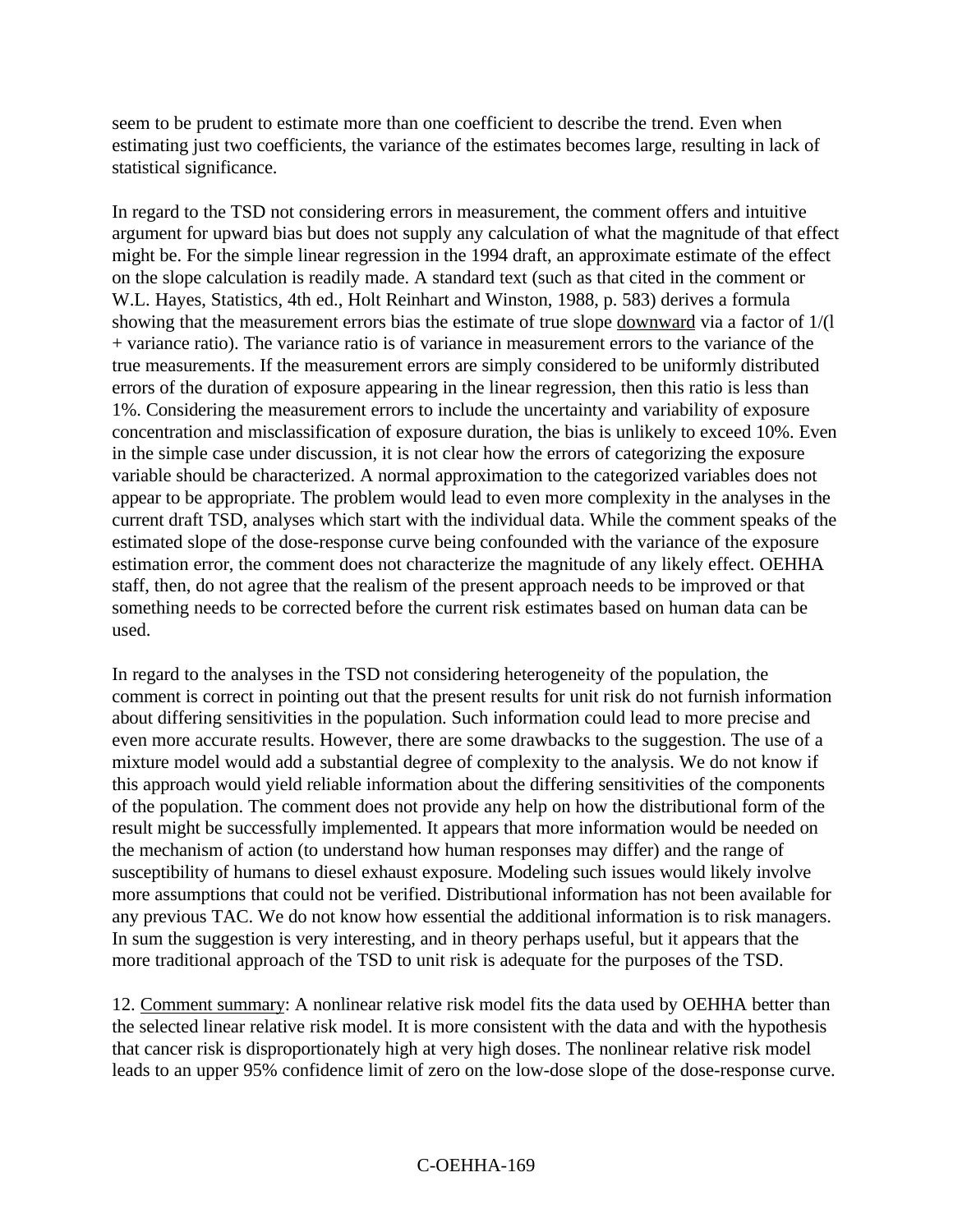seem to be prudent to estimate more than one coefficient to describe the trend. Even when estimating just two coefficients, the variance of the estimates becomes large, resulting in lack of statistical significance.

In regard to the TSD not considering errors in measurement, the comment offers and intuitive argument for upward bias but does not supply any calculation of what the magnitude of that effect might be. For the simple linear regression in the 1994 draft, an approximate estimate of the effect on the slope calculation is readily made. A standard text (such as that cited in the comment or W.L. Hayes, Statistics, 4th ed., Holt Reinhart and Winston, 1988, p. 583) derives a formula showing that the measurement errors bias the estimate of true slope <u>downward</u> via a factor of 1/(l + variance ratio). The variance ratio is of variance in measurement errors to the variance of the true measurements. If the measurement errors are simply considered to be uniformly distributed errors of the duration of exposure appearing in the linear regression, then this ratio is less than 1%. Considering the measurement errors to include the uncertainty and variability of exposure concentration and misclassification of exposure duration, the bias is unlikely to exceed 10%. Even in the simple case under discussion, it is not clear how the errors of categorizing the exposure variable should be characterized. A normal approximation to the categorized variables does not appear to be appropriate. The problem would lead to even more complexity in the analyses in the current draft TSD, analyses which start with the individual data. While the comment speaks of the estimated slope of the dose-response curve being confounded with the variance of the exposure estimation error, the comment does not characterize the magnitude of any likely effect. OEHHA staff, then, do not agree that the realism of the present approach needs to be improved or that something needs to be corrected before the current risk estimates based on human data can be used.

In regard to the analyses in the TSD not considering heterogeneity of the population, the comment is correct in pointing out that the present results for unit risk do not furnish information about differing sensitivities in the population. Such information could lead to more precise and even more accurate results. However, there are some drawbacks to the suggestion. The use of a mixture model would add a substantial degree of complexity to the analysis. We do not know if this approach would yield reliable information about the differing sensitivities of the components of the population. The comment does not provide any help on how the distributional form of the result might be successfully implemented. It appears that more information would be needed on the mechanism of action (to understand how human responses may differ) and the range of susceptibility of humans to diesel exhaust exposure. Modeling such issues would likely involve more assumptions that could not be verified. Distributional information has not been available for any previous TAC. We do not know how essential the additional information is to risk managers. In sum the suggestion is very interesting, and in theory perhaps useful, but it appears that the more traditional approach of the TSD to unit risk is adequate for the purposes of the TSD.

12. <u>Comment summary</u>: A nonlinear relative risk model fits the data used by OEHHA better than the selected linear relative risk model. It is more consistent with the data and with the hypothesis that cancer risk is disproportionately high at very high doses. The nonlinear relative risk model leads to an upper 95% confidence limit of zero on the low-dose slope of the dose-response curve.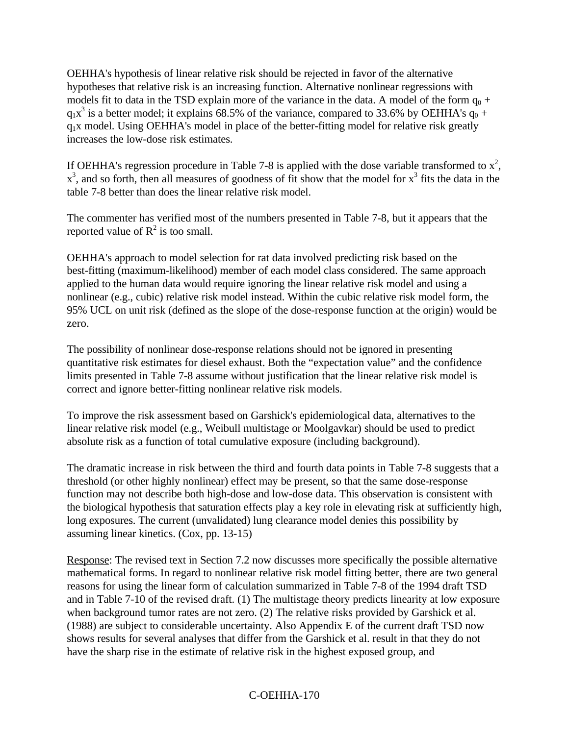OEHHA's hypothesis of linear relative risk should be rejected in favor of the alternative hypotheses that relative risk is an increasing function. Alternative nonlinear regressions with models fit to data in the TSD explain more of the variance in the data. A model of the form $q_0 + q_1x^3$ is a better model; it explains 68.5% of the variance, compared to 33.6% by OEHHA's $q_0 + q_1x$ model. Using OEHHA's model in place of the better-fitting model for relative risk greatly increases the low-dose risk estimates.

If OEHHA's regression procedure in Table 7-8 is applied with the dose variable transformed to $x^2$, $x^3$, and so forth, then all measures of goodness of fit show that the model for $x^3$ fits the data in the table 7-8 better than does the linear relative risk model.

The commenter has verified most of the numbers presented in Table 7-8, but it appears that the reported value of $R^2$ is too small.

OEHHA's approach to model selection for rat data involved predicting risk based on the best-fitting (maximum-likelihood) member of each model class considered. The same approach applied to the human data would require ignoring the linear relative risk model and using a nonlinear (e.g., cubic) relative risk model instead. Within the cubic relative risk model form, the 95% UCL on unit risk (defined as the slope of the dose-response function at the origin) would be zero.

The possibility of nonlinear dose-response relations should not be ignored in presenting quantitative risk estimates for diesel exhaust. Both the “expectation value” and the confidence limits presented in Table 7-8 assume without justification that the linear relative risk model is correct and ignore better-fitting nonlinear relative risk models.

To improve the risk assessment based on Garshick's epidemiological data, alternatives to the linear relative risk model (e.g., Weibull multistage or Moolgavkar) should be used to predict absolute risk as a function of total cumulative exposure (including background).

The dramatic increase in risk between the third and fourth data points in Table 7-8 suggests that a threshold (or other highly nonlinear) effect may be present, so that the same dose-response function may not describe both high-dose and low-dose data. This observation is consistent with the biological hypothesis that saturation effects play a key role in elevating risk at sufficiently high, long exposures. The current (unvalidated) lung clearance model denies this possibility by assuming linear kinetics. (Cox, pp. 13-15)

Response: The revised text in Section 7.2 now discusses more specifically the possible alternative mathematical forms. In regard to nonlinear relative risk model fitting better, there are two general reasons for using the linear form of calculation summarized in Table 7-8 of the 1994 draft TSD and in Table 7-10 of the revised draft. (1) The multistage theory predicts linearity at low exposure when background tumor rates are not zero. (2) The relative risks provided by Garshick et al. (1988) are subject to considerable uncertainty. Also Appendix E of the current draft TSD now shows results for several analyses that differ from the Garshick et al. result in that they do not have the sharp rise in the estimate of relative risk in the highest exposed group, and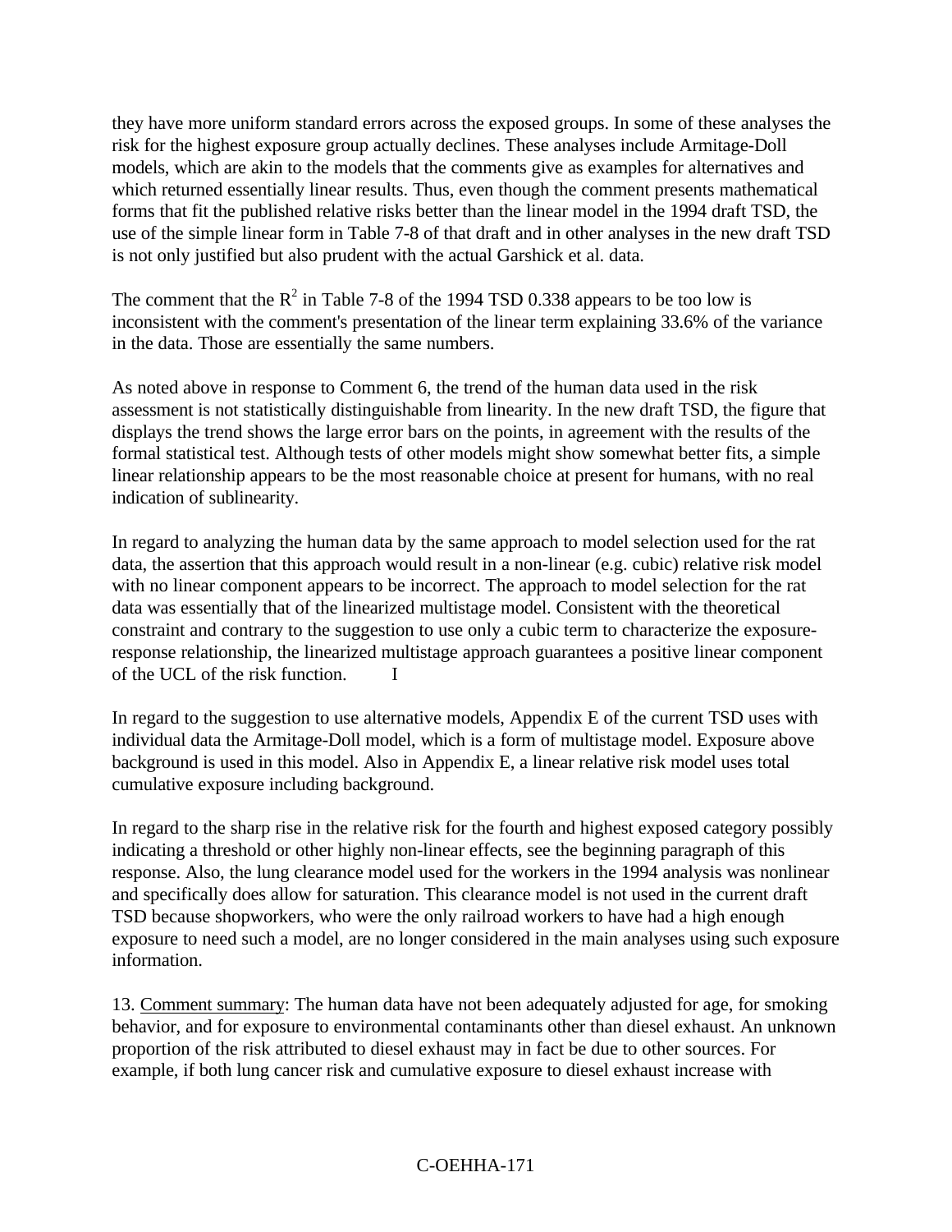they have more uniform standard errors across the exposed groups. In some of these analyses the risk for the highest exposure group actually declines. These analyses include Armitage-Doll models, which are akin to the models that the comments give as examples for alternatives and which returned essentially linear results. Thus, even though the comment presents mathematical forms that fit the published relative risks better than the linear model in the 1994 draft TSD, the use of the simple linear form in Table 7-8 of that draft and in other analyses in the new draft TSD is not only justified but also prudent with the actual Garshick et al. data.

The comment that the $R^2$ in Table 7-8 of the 1994 TSD 0.338 appears to be too low is inconsistent with the comment's presentation of the linear term explaining 33.6% of the variance in the data. Those are essentially the same numbers.

As noted above in response to Comment 6, the trend of the human data used in the risk assessment is not statistically distinguishable from linearity. In the new draft TSD, the figure that displays the trend shows the large error bars on the points, in agreement with the results of the formal statistical test. Although tests of other models might show somewhat better fits, a simple linear relationship appears to be the most reasonable choice at present for humans, with no real indication of sublinearity.

In regard to analyzing the human data by the same approach to model selection used for the rat data, the assertion that this approach would result in a non-linear (e.g. cubic) relative risk model with no linear component appears to be incorrect. The approach to model selection for the rat data was essentially that of the linearized multistage model. Consistent with the theoretical constraint and contrary to the suggestion to use only a cubic term to characterize the exposure-response relationship, the linearized multistage approach guarantees a positive linear component of the UCL of the risk function. I

In regard to the suggestion to use alternative models, Appendix E of the current TSD uses with individual data the Armitage-Doll model, which is a form of multistage model. Exposure above background is used in this model. Also in Appendix E, a linear relative risk model uses total cumulative exposure including background.

In regard to the sharp rise in the relative risk for the fourth and highest exposed category possibly indicating a threshold or other highly non-linear effects, see the beginning paragraph of this response. Also, the lung clearance model used for the workers in the 1994 analysis was nonlinear and specifically does allow for saturation. This clearance model is not used in the current draft TSD because shopworkers, who were the only railroad workers to have had a high enough exposure to need such a model, are no longer considered in the main analyses using such exposure information.

13. Comment summary: The human data have not been adequately adjusted for age, for smoking behavior, and for exposure to environmental contaminants other than diesel exhaust. An unknown proportion of the risk attributed to diesel exhaust may in fact be due to other sources. For example, if both lung cancer risk and cumulative exposure to diesel exhaust increase with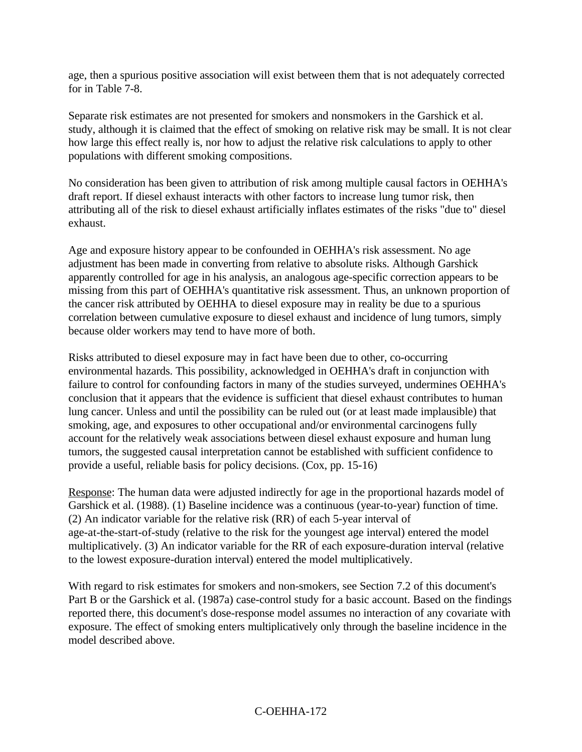age, then a spurious positive association will exist between them that is not adequately corrected for in Table 7-8.

Separate risk estimates are not presented for smokers and nonsmokers in the Garshick et al. study, although it is claimed that the effect of smoking on relative risk may be small. It is not clear how large this effect really is, nor how to adjust the relative risk calculations to apply to other populations with different smoking compositions.

No consideration has been given to attribution of risk among multiple causal factors in OEHHA's draft report. If diesel exhaust interacts with other factors to increase lung tumor risk, then attributing all of the risk to diesel exhaust artificially inflates estimates of the risks "due to" diesel exhaust.

Age and exposure history appear to be confounded in OEHHA's risk assessment. No age adjustment has been made in converting from relative to absolute risks. Although Garshick apparently controlled for age in his analysis, an analogous age-specific correction appears to be missing from this part of OEHHA's quantitative risk assessment. Thus, an unknown proportion of the cancer risk attributed by OEHHA to diesel exposure may in reality be due to a spurious correlation between cumulative exposure to diesel exhaust and incidence of lung tumors, simply because older workers may tend to have more of both.

Risks attributed to diesel exposure may in fact have been due to other, co-occurring environmental hazards. This possibility, acknowledged in OEHHA's draft in conjunction with failure to control for confounding factors in many of the studies surveyed, undermines OEHHA's conclusion that it appears that the evidence is sufficient that diesel exhaust contributes to human lung cancer. Unless and until the possibility can be ruled out (or at least made implausible) that smoking, age, and exposures to other occupational and/or environmental carcinogens fully account for the relatively weak associations between diesel exhaust exposure and human lung tumors, the suggested causal interpretation cannot be established with sufficient confidence to provide a useful, reliable basis for policy decisions. (Cox, pp. 15-16)

Response: The human data were adjusted indirectly for age in the proportional hazards model of Garshick et al. (1988). (1) Baseline incidence was a continuous (year-to-year) function of time. (2) An indicator variable for the relative risk (RR) of each 5-year interval of age-at-the-start-of-study (relative to the risk for the youngest age interval) entered the model multiplicatively. (3) An indicator variable for the RR of each exposure-duration interval (relative to the lowest exposure-duration interval) entered the model multiplicatively.

With regard to risk estimates for smokers and non-smokers, see Section 7.2 of this document's Part B or the Garshick et al. (1987a) case-control study for a basic account. Based on the findings reported there, this document's dose-response model assumes no interaction of any covariate with exposure. The effect of smoking enters multiplicatively only through the baseline incidence in the model described above.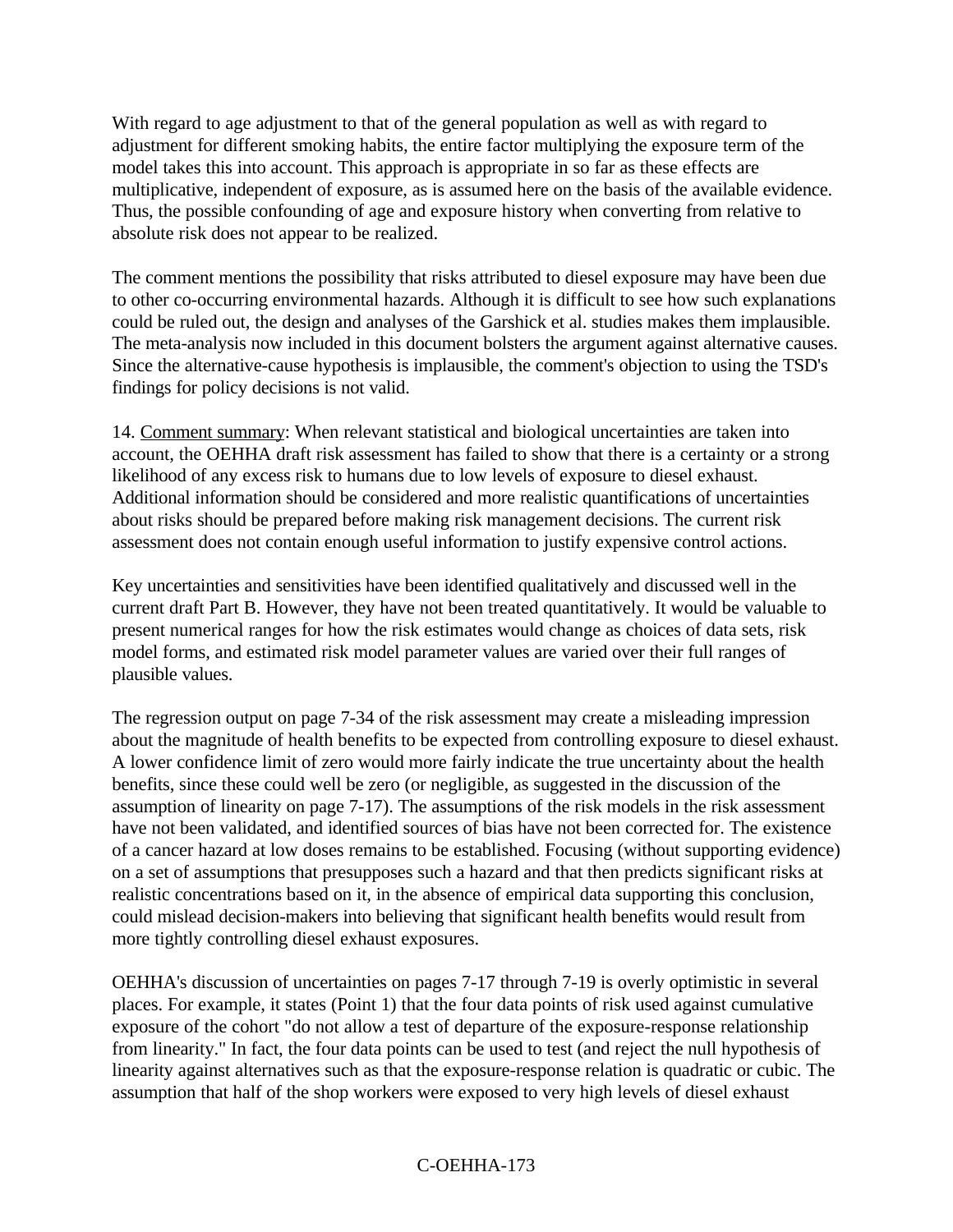With regard to age adjustment to that of the general population as well as with regard to adjustment for different smoking habits, the entire factor multiplying the exposure term of the model takes this into account. This approach is appropriate in so far as these effects are multiplicative, independent of exposure, as is assumed here on the basis of the available evidence. Thus, the possible confounding of age and exposure history when converting from relative to absolute risk does not appear to be realized.

The comment mentions the possibility that risks attributed to diesel exposure may have been due to other co-occurring environmental hazards. Although it is difficult to see how such explanations could be ruled out, the design and analyses of the Garshick et al. studies makes them implausible. The meta-analysis now included in this document bolsters the argument against alternative causes. Since the alternative-cause hypothesis is implausible, the comment's objection to using the TSD's findings for policy decisions is not valid.

14. Comment summary: When relevant statistical and biological uncertainties are taken into account, the OEHHA draft risk assessment has failed to show that there is a certainty or a strong likelihood of any excess risk to humans due to low levels of exposure to diesel exhaust. Additional information should be considered and more realistic quantifications of uncertainties about risks should be prepared before making risk management decisions. The current risk assessment does not contain enough useful information to justify expensive control actions.

Key uncertainties and sensitivities have been identified qualitatively and discussed well in the current draft Part B. However, they have not been treated quantitatively. It would be valuable to present numerical ranges for how the risk estimates would change as choices of data sets, risk model forms, and estimated risk model parameter values are varied over their full ranges of plausible values.

The regression output on page 7-34 of the risk assessment may create a misleading impression about the magnitude of health benefits to be expected from controlling exposure to diesel exhaust. A lower confidence limit of zero would more fairly indicate the true uncertainty about the health benefits, since these could well be zero (or negligible, as suggested in the discussion of the assumption of linearity on page 7-17). The assumptions of the risk models in the risk assessment have not been validated, and identified sources of bias have not been corrected for. The existence of a cancer hazard at low doses remains to be established. Focusing (without supporting evidence) on a set of assumptions that presupposes such a hazard and that then predicts significant risks at realistic concentrations based on it, in the absence of empirical data supporting this conclusion, could mislead decision-makers into believing that significant health benefits would result from more tightly controlling diesel exhaust exposures.

OEHHA's discussion of uncertainties on pages 7-17 through 7-19 is overly optimistic in several places. For example, it states (Point 1) that the four data points of risk used against cumulative exposure of the cohort "do not allow a test of departure of the exposure-response relationship from linearity." In fact, the four data points can be used to test (and reject the null hypothesis of linearity against alternatives such as that the exposure-response relation is quadratic or cubic. The assumption that half of the shop workers were exposed to very high levels of diesel exhaust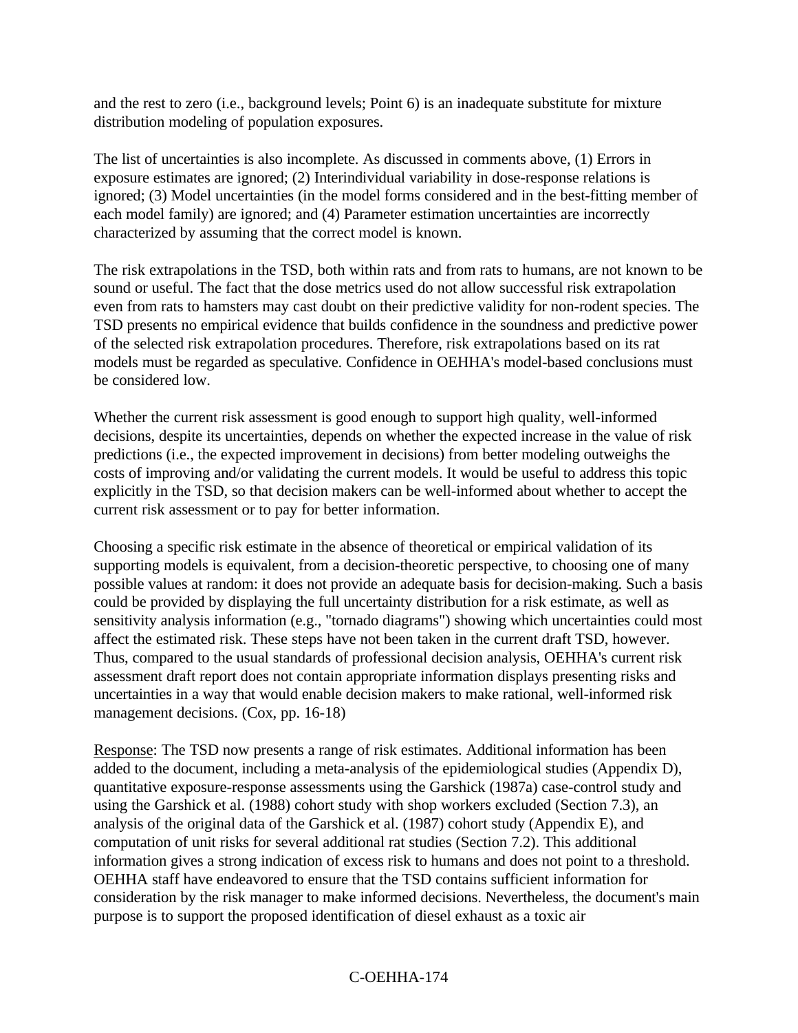and the rest to zero (i.e., background levels; Point 6) is an inadequate substitute for mixture distribution modeling of population exposures.

The list of uncertainties is also incomplete. As discussed in comments above, (1) Errors in exposure estimates are ignored; (2) Interindividual variability in dose-response relations is ignored; (3) Model uncertainties (in the model forms considered and in the best-fitting member of each model family) are ignored; and (4) Parameter estimation uncertainties are incorrectly characterized by assuming that the correct model is known.

The risk extrapolations in the TSD, both within rats and from rats to humans, are not known to be sound or useful. The fact that the dose metrics used do not allow successful risk extrapolation even from rats to hamsters may cast doubt on their predictive validity for non-rodent species. The TSD presents no empirical evidence that builds confidence in the soundness and predictive power of the selected risk extrapolation procedures. Therefore, risk extrapolations based on its rat models must be regarded as speculative. Confidence in OEHHA's model-based conclusions must be considered low.

Whether the current risk assessment is good enough to support high quality, well-informed decisions, despite its uncertainties, depends on whether the expected increase in the value of risk predictions (i.e., the expected improvement in decisions) from better modeling outweighs the costs of improving and/or validating the current models. It would be useful to address this topic explicitly in the TSD, so that decision makers can be well-informed about whether to accept the current risk assessment or to pay for better information.

Choosing a specific risk estimate in the absence of theoretical or empirical validation of its supporting models is equivalent, from a decision-theoretic perspective, to choosing one of many possible values at random: it does not provide an adequate basis for decision-making. Such a basis could be provided by displaying the full uncertainty distribution for a risk estimate, as well as sensitivity analysis information (e.g., "tornado diagrams") showing which uncertainties could most affect the estimated risk. These steps have not been taken in the current draft TSD, however. Thus, compared to the usual standards of professional decision analysis, OEHHA's current risk assessment draft report does not contain appropriate information displays presenting risks and uncertainties in a way that would enable decision makers to make rational, well-informed risk management decisions. (Cox, pp. 16-18)

Response: The TSD now presents a range of risk estimates. Additional information has been added to the document, including a meta-analysis of the epidemiological studies (Appendix D), quantitative exposure-response assessments using the Garshick (1987a) case-control study and using the Garshick et al. (1988) cohort study with shop workers excluded (Section 7.3), an analysis of the original data of the Garshick et al. (1987) cohort study (Appendix E), and computation of unit risks for several additional rat studies (Section 7.2). This additional information gives a strong indication of excess risk to humans and does not point to a threshold. OEHHA staff have endeavored to ensure that the TSD contains sufficient information for consideration by the risk manager to make informed decisions. Nevertheless, the document's main purpose is to support the proposed identification of diesel exhaust as a toxic air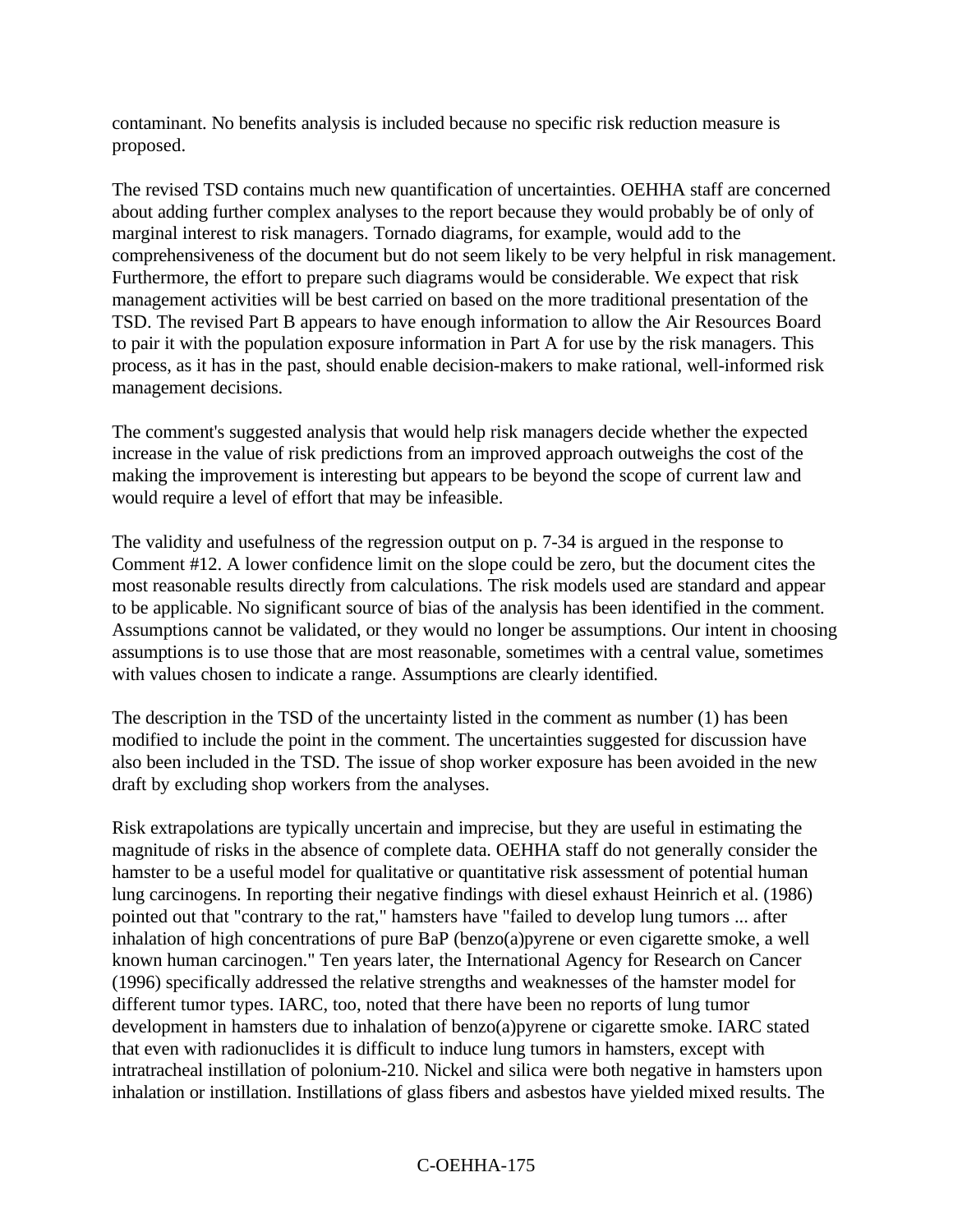contaminant. No benefits analysis is included because no specific risk reduction measure is proposed.

The revised TSD contains much new quantification of uncertainties. OEHHA staff are concerned about adding further complex analyses to the report because they would probably be of only of marginal interest to risk managers. Tornado diagrams, for example, would add to the comprehensiveness of the document but do not seem likely to be very helpful in risk management. Furthermore, the effort to prepare such diagrams would be considerable. We expect that risk management activities will be best carried on based on the more traditional presentation of the TSD. The revised Part B appears to have enough information to allow the Air Resources Board to pair it with the population exposure information in Part A for use by the risk managers. This process, as it has in the past, should enable decision-makers to make rational, well-informed risk management decisions.

The comment's suggested analysis that would help risk managers decide whether the expected increase in the value of risk predictions from an improved approach outweighs the cost of the making the improvement is interesting but appears to be beyond the scope of current law and would require a level of effort that may be infeasible.

The validity and usefulness of the regression output on p. 7-34 is argued in the response to Comment #12. A lower confidence limit on the slope could be zero, but the document cites the most reasonable results directly from calculations. The risk models used are standard and appear to be applicable. No significant source of bias of the analysis has been identified in the comment. Assumptions cannot be validated, or they would no longer be assumptions. Our intent in choosing assumptions is to use those that are most reasonable, sometimes with a central value, sometimes with values chosen to indicate a range. Assumptions are clearly identified.

The description in the TSD of the uncertainty listed in the comment as number (1) has been modified to include the point in the comment. The uncertainties suggested for discussion have also been included in the TSD. The issue of shop worker exposure has been avoided in the new draft by excluding shop workers from the analyses.

Risk extrapolations are typically uncertain and imprecise, but they are useful in estimating the magnitude of risks in the absence of complete data. OEHHA staff do not generally consider the hamster to be a useful model for qualitative or quantitative risk assessment of potential human lung carcinogens. In reporting their negative findings with diesel exhaust Heinrich et al. (1986) pointed out that "contrary to the rat," hamsters have "failed to develop lung tumors ... after inhalation of high concentrations of pure BaP (benzo(a)pyrene or even cigarette smoke, a well known human carcinogen." Ten years later, the International Agency for Research on Cancer (1996) specifically addressed the relative strengths and weaknesses of the hamster model for different tumor types. IARC, too, noted that there have been no reports of lung tumor development in hamsters due to inhalation of benzo(a)pyrene or cigarette smoke. IARC stated that even with radionuclides it is difficult to induce lung tumors in hamsters, except with intratracheal instillation of polonium-210. Nickel and silica were both negative in hamsters upon inhalation or instillation. Instillations of glass fibers and asbestos have yielded mixed results. The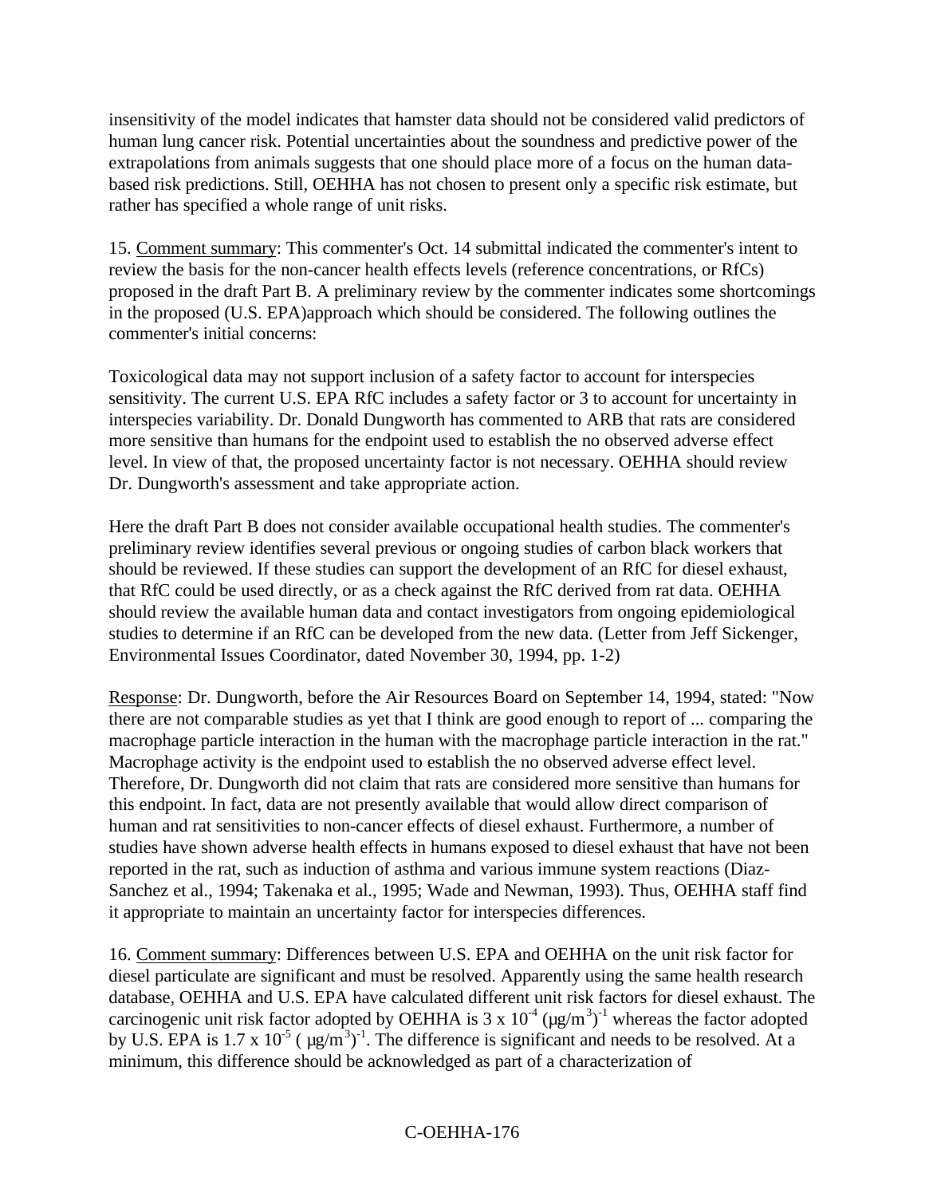insensitivity of the model indicates that hamster data should not be considered valid predictors of human lung cancer risk. Potential uncertainties about the soundness and predictive power of the extrapolations from animals suggests that one should place more of a focus on the human data-based risk predictions. Still, OEHHA has not chosen to present only a specific risk estimate, but rather has specified a whole range of unit risks.

15. Comment summary: This commenter's Oct. 14 submittal indicated the commenter's intent to review the basis for the non-cancer health effects levels (reference concentrations, or RfCs) proposed in the draft Part B. A preliminary review by the commenter indicates some shortcomings in the proposed (U.S. EPA)approach which should be considered. The following outlines the commenter's initial concerns:

Toxicological data may not support inclusion of a safety factor to account for interspecies sensitivity. The current U.S. EPA RfC includes a safety factor or 3 to account for uncertainty in interspecies variability. Dr. Donald Dungworth has commented to ARB that rats are considered more sensitive than humans for the endpoint used to establish the no observed adverse effect level. In view of that, the proposed uncertainty factor is not necessary. OEHHA should review Dr. Dungworth's assessment and take appropriate action.

Here the draft Part B does not consider available occupational health studies. The commenter's preliminary review identifies several previous or ongoing studies of carbon black workers that should be reviewed. If these studies can support the development of an RfC for diesel exhaust, that RfC could be used directly, or as a check against the RfC derived from rat data. OEHHA should review the available human data and contact investigators from ongoing epidemiological studies to determine if an RfC can be developed from the new data. (Letter from Jeff Sickenger, Environmental Issues Coordinator, dated November 30, 1994, pp. 1-2)

Response: Dr. Dungworth, before the Air Resources Board on September 14, 1994, stated: "Now there are not comparable studies as yet that I think are good enough to report of ... comparing the macrophage particle interaction in the human with the macrophage particle interaction in the rat." Macrophage activity is the endpoint used to establish the no observed adverse effect level. Therefore, Dr. Dungworth did not claim that rats are considered more sensitive than humans for this endpoint. In fact, data are not presently available that would allow direct comparison of human and rat sensitivities to non-cancer effects of diesel exhaust. Furthermore, a number of studies have shown adverse health effects in humans exposed to diesel exhaust that have not been reported in the rat, such as induction of asthma and various immune system reactions (Diaz-Sanchez et al., 1994; Takenaka et al., 1995; Wade and Newman, 1993). Thus, OEHHA staff find it appropriate to maintain an uncertainty factor for interspecies differences.

16. Comment summary: Differences between U.S. EPA and OEHHA on the unit risk factor for diesel particulate are significant and must be resolved. Apparently using the same health research database, OEHHA and U.S. EPA have calculated different unit risk factors for diesel exhaust. The carcinogenic unit risk factor adopted by OEHHA is $3 \times 10^{-4}$ $(\mu g/m^3)^{-1}$ whereas the factor adopted by U.S. EPA is $1.7 \times 10^{-5}$ $(\mu g/m^3)^{-1}$. The difference is significant and needs to be resolved. At a minimum, this difference should be acknowledged as part of a characterization of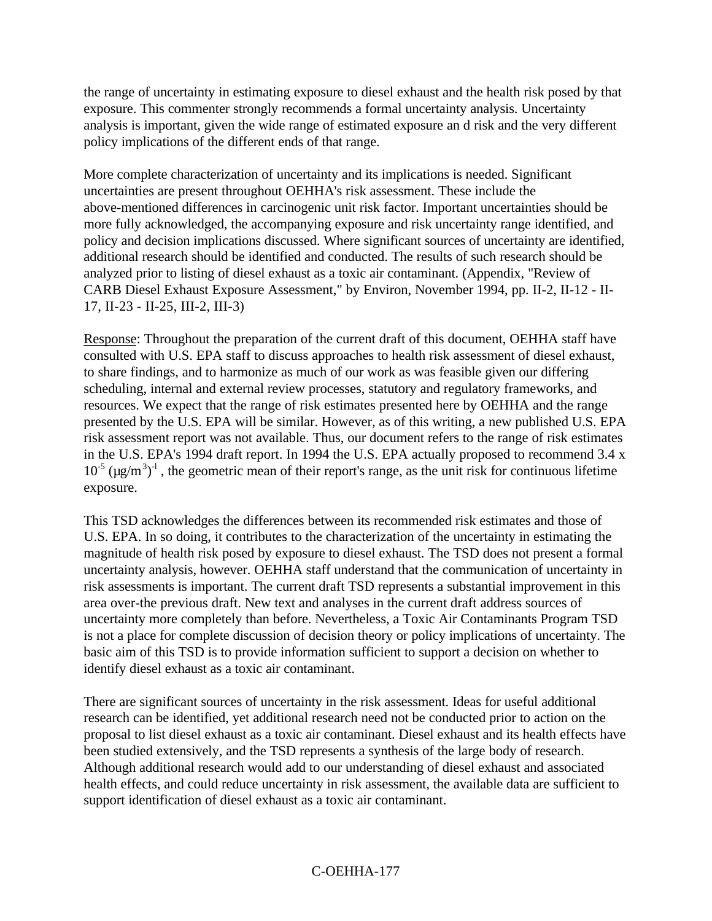the range of uncertainty in estimating exposure to diesel exhaust and the health risk posed by that exposure. This commenter strongly recommends a formal uncertainty analysis. Uncertainty analysis is important, given the wide range of estimated exposure an d risk and the very different policy implications of the different ends of that range.

More complete characterization of uncertainty and its implications is needed. Significant uncertainties are present throughout OEHHA's risk assessment. These include the above-mentioned differences in carcinogenic unit risk factor. Important uncertainties should be more fully acknowledged, the accompanying exposure and risk uncertainty range identified, and policy and decision implications discussed. Where significant sources of uncertainty are identified, additional research should be identified and conducted. The results of such research should be analyzed prior to listing of diesel exhaust as a toxic air contaminant. (Appendix, "Review of CARB Diesel Exhaust Exposure Assessment," by Environ, November 1994, pp. II-2, II-12 - II-17, II-23 - II-25, III-2, III-3)

Response: Throughout the preparation of the current draft of this document, OEHHA staff have consulted with U.S. EPA staff to discuss approaches to health risk assessment of diesel exhaust, to share findings, and to harmonize as much of our work as was feasible given our differing scheduling, internal and external review processes, statutory and regulatory frameworks, and resources. We expect that the range of risk estimates presented here by OEHHA and the range presented by the U.S. EPA will be similar. However, as of this writing, a new published U.S. EPA risk assessment report was not available. Thus, our document refers to the range of risk estimates in the U.S. EPA's 1994 draft report. In 1994 the U.S. EPA actually proposed to recommend $3.4 \times 10^{-5}$ $(\mu g/m^3)^{-1}$, the geometric mean of their report's range, as the unit risk for continuous lifetime exposure.

This TSD acknowledges the differences between its recommended risk estimates and those of U.S. EPA. In so doing, it contributes to the characterization of the uncertainty in estimating the magnitude of health risk posed by exposure to diesel exhaust. The TSD does not present a formal uncertainty analysis, however. OEHHA staff understand that the communication of uncertainty in risk assessments is important. The current draft TSD represents a substantial improvement in this area over-the previous draft. New text and analyses in the current draft address sources of uncertainty more completely than before. Nevertheless, a Toxic Air Contaminants Program TSD is not a place for complete discussion of decision theory or policy implications of uncertainty. The basic aim of this TSD is to provide information sufficient to support a decision on whether to identify diesel exhaust as a toxic air contaminant.

There are significant sources of uncertainty in the risk assessment. Ideas for useful additional research can be identified, yet additional research need not be conducted prior to action on the proposal to list diesel exhaust as a toxic air contaminant. Diesel exhaust and its health effects have been studied extensively, and the TSD represents a synthesis of the large body of research. Although additional research would add to our understanding of diesel exhaust and associated health effects, and could reduce uncertainty in risk assessment, the available data are sufficient to support identification of diesel exhaust as a toxic air contaminant.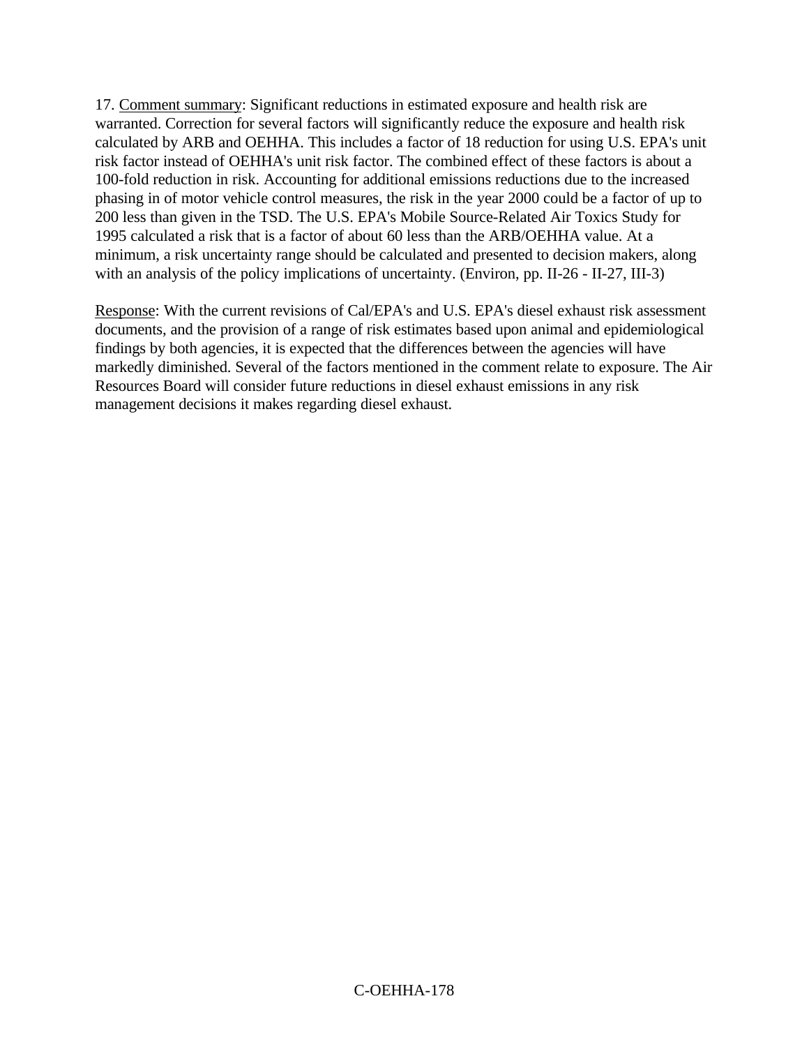17. <u>Comment summary</u>: Significant reductions in estimated exposure and health risk are warranted. Correction for several factors will significantly reduce the exposure and health risk calculated by ARB and OEHHA. This includes a factor of 18 reduction for using U.S. EPA's unit risk factor instead of OEHHA's unit risk factor. The combined effect of these factors is about a 100-fold reduction in risk. Accounting for additional emissions reductions due to the increased phasing in of motor vehicle control measures, the risk in the year 2000 could be a factor of up to 200 less than given in the TSD. The U.S. EPA's Mobile Source-Related Air Toxics Study for 1995 calculated a risk that is a factor of about 60 less than the ARB/OEHHA value. At a minimum, a risk uncertainty range should be calculated and presented to decision makers, along with an analysis of the policy implications of uncertainty. (Environ, pp. II-26 - II-27, III-3)

<u>Response</u>: With the current revisions of Cal/EPA's and U.S. EPA's diesel exhaust risk assessment documents, and the provision of a range of risk estimates based upon animal and epidemiological findings by both agencies, it is expected that the differences between the agencies will have markedly diminished. Several of the factors mentioned in the comment relate to exposure. The Air Resources Board will consider future reductions in diesel exhaust emissions in any risk management decisions it makes regarding diesel exhaust.